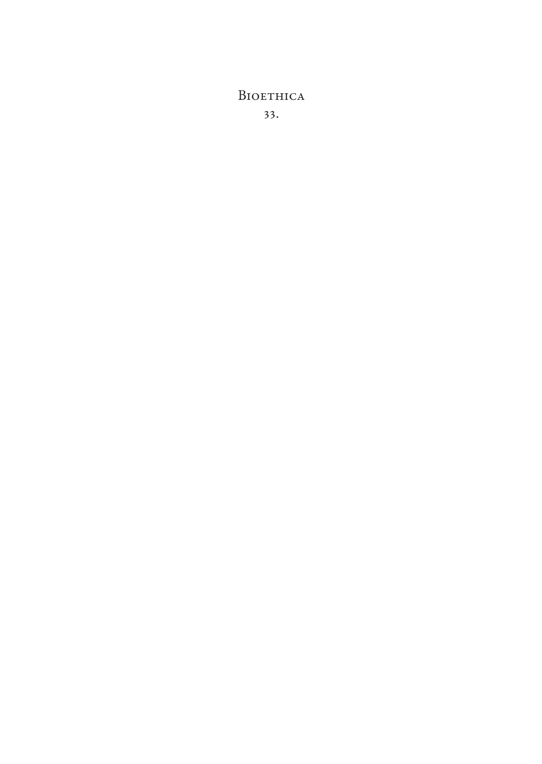Bioethica

33.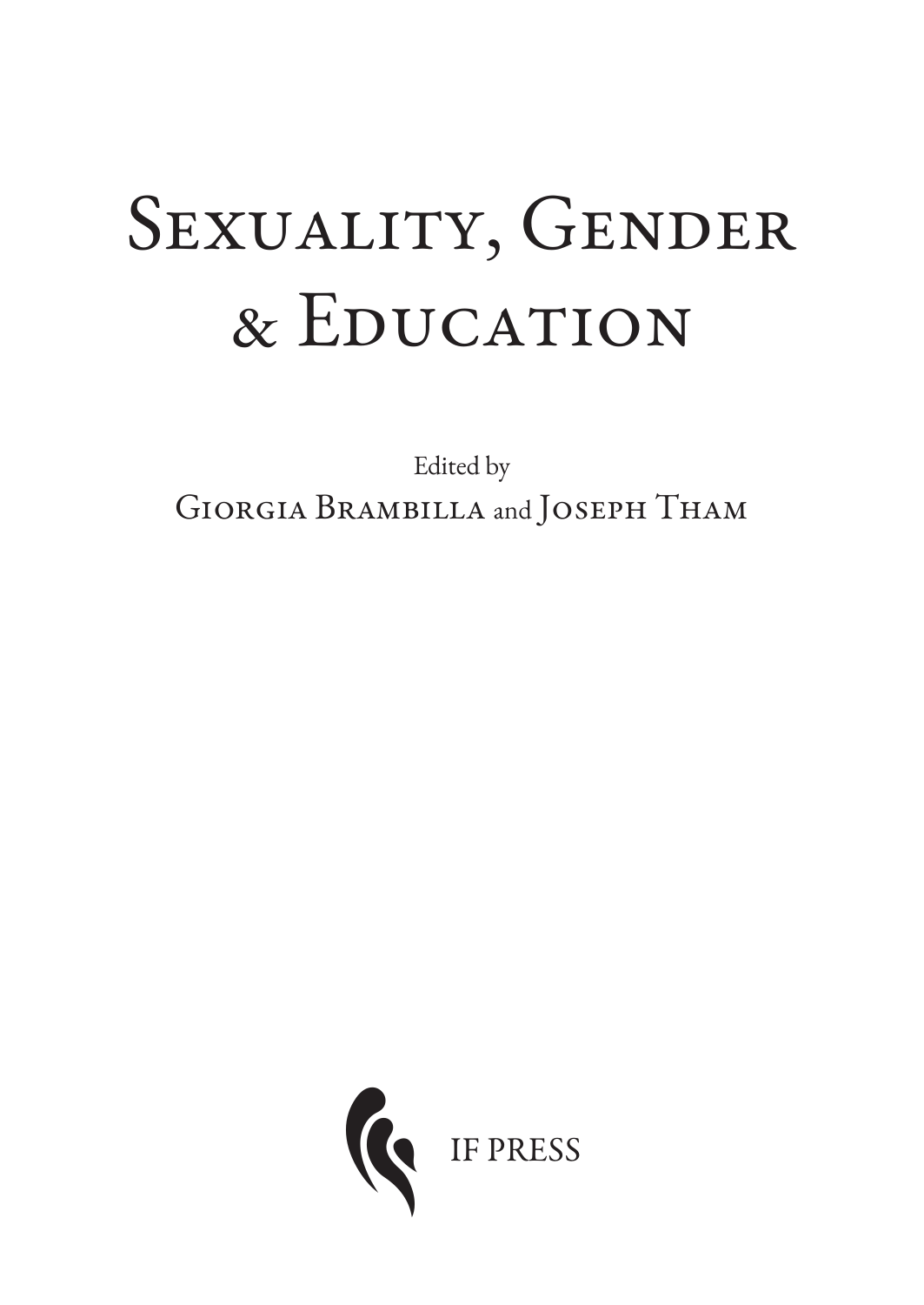# Sexuality, Gender & Education

Edited by

Giorgia Brambilla and Joseph Tham

IF PRESS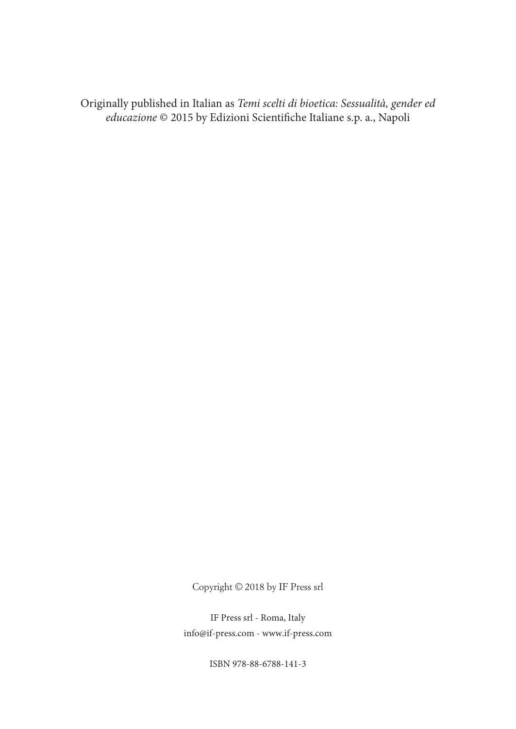Originally published in Italian as *Temi scelti di bioetica: Sessualità, gender ed educazione* © 2015 by Edizioni Scientifiche Italiane s.p. a., Napoli

Copyright © 2018 by IF Press srl

IF Press srl - Roma, Italy
info@if-press.com - www.if-press.com

ISBN 978-88-6788-141-3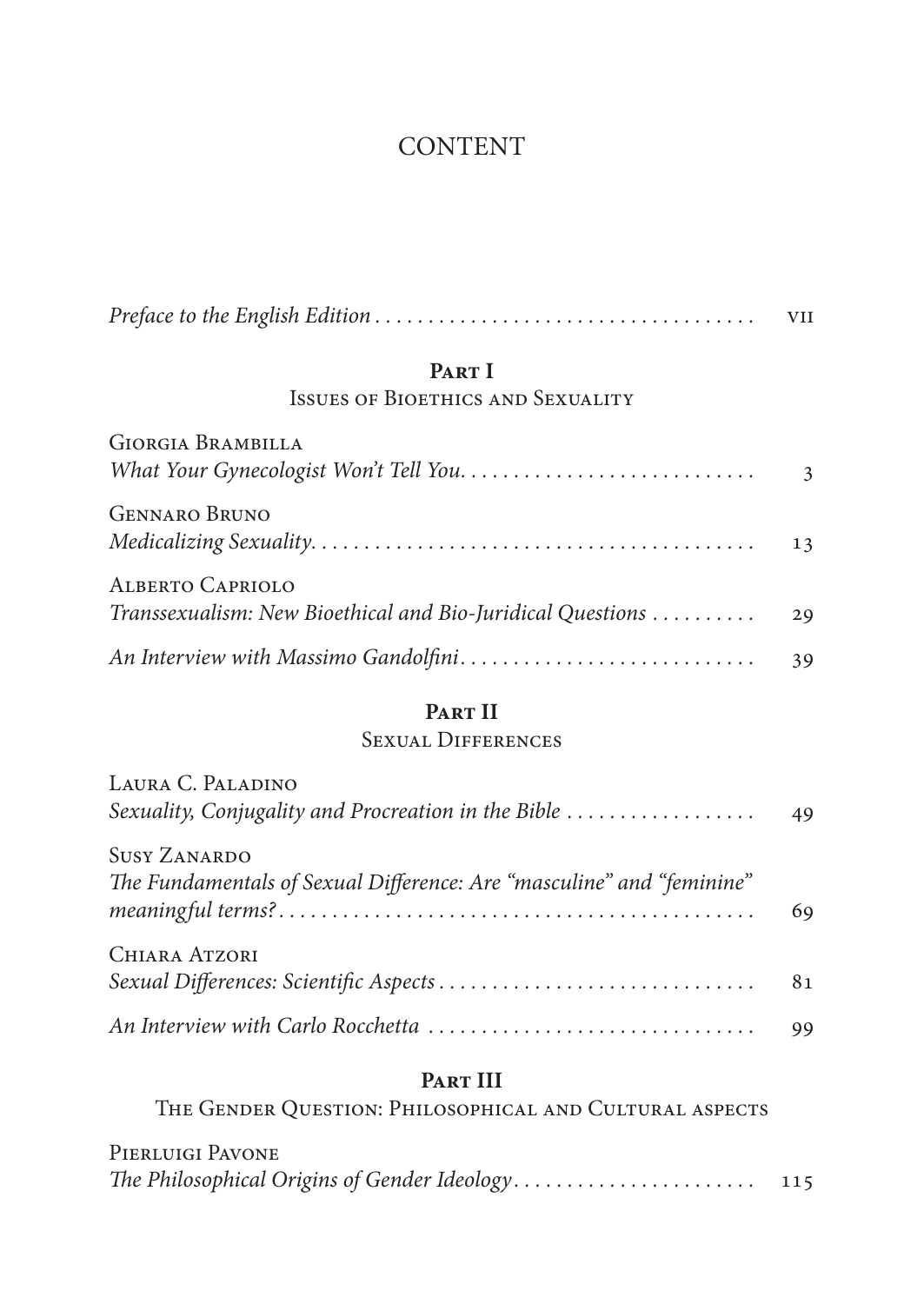# CONTENT

*Preface to the English Edition* ..................................... VII

## PART I
### ISSUES OF BIOETHICS AND SEXUALITY

GIORGIA BRAMBILLA
*What Your Gynecologist Won't Tell You* ..................................... 3

GENNARO BRUNO
*Medicalizing Sexuality* ..................................... 13

ALBERTO CAPRIOLO
*Transsexualism: New Bioethical and Bio-Juridical Questions* ..................................... 29

*An Interview with Massimo Gandolfini* ..................................... 39

## PART II
### SEXUAL DIFFERENCES

LAURA C. PALADINO
*Sexuality, Conjugality and Procreation in the Bible* ..................................... 49

SUSY ZANARDO
*The Fundamentals of Sexual Difference: Are "masculine" and "feminine" meaningful terms?* ..................................... 69

CHIARA ATZORI
*Sexual Differences: Scientific Aspects* ..................................... 81

*An Interview with Carlo Rocchetta* ..................................... 99

## PART III
### THE GENDER QUESTION: PHILOSOPHICAL AND CULTURAL ASPECTS

PIERLUIGI PAVONE
*The Philosophical Origins of Gender Ideology* ..................................... 115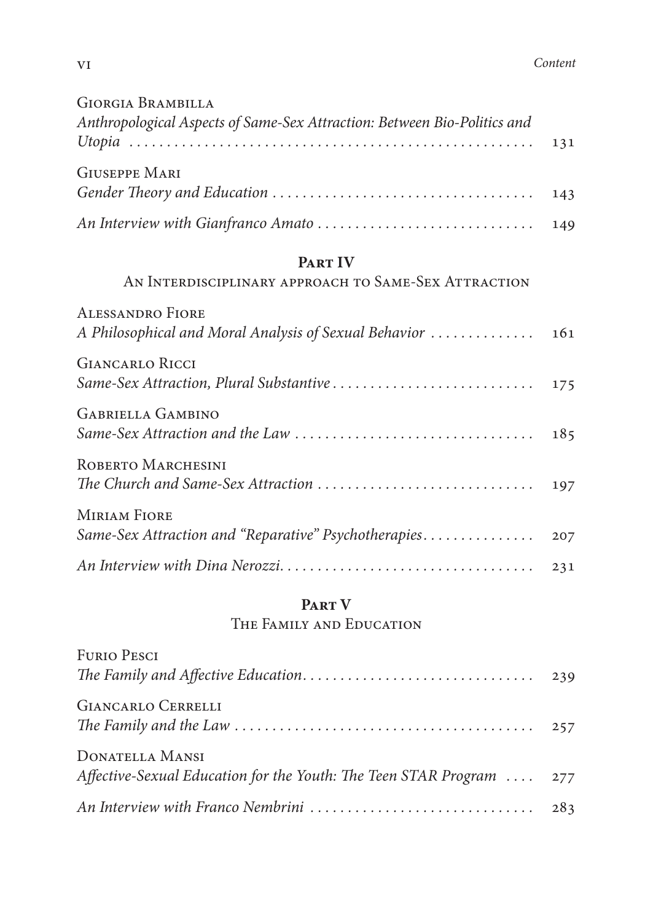Giorgia Brambilla
*Anthropological Aspects of Same-Sex Attraction: Between Bio-Politics and Utopia* . . . . . . . . . . 131

Giuseppe Mari
*Gender Theory and Education* . . . . . . . . . . 143

*An Interview with Gianfranco Amato* . . . . . . . . . . 149

## Part IV
### An Interdisciplinary approach to Same-Sex Attraction

Alessandro Fiore
*A Philosophical and Moral Analysis of Sexual Behavior* . . . . . . . . . . 161

Giancarlo Ricci
*Same-Sex Attraction, Plural Substantive* . . . . . . . . . . 175

Gabriella Gambino
*Same-Sex Attraction and the Law* . . . . . . . . . . 185

Roberto Marchesini
*The Church and Same-Sex Attraction* . . . . . . . . . . 197

Miriam Fiore
*Same-Sex Attraction and "Reparative" Psychotherapies* . . . . . . . . . . 207

*An Interview with Dina Nerozzi* . . . . . . . . . . 231

## Part V
### The Family and Education

Furio Pesci
*The Family and Affective Education* . . . . . . . . . . 239

Giancarlo Cerrelli
*The Family and the Law* . . . . . . . . . . 257

Donatella Mansi
*Affective-Sexual Education for the Youth: The Teen STAR Program* . . . . 277

*An Interview with Franco Nembrini* . . . . . . . . . . 283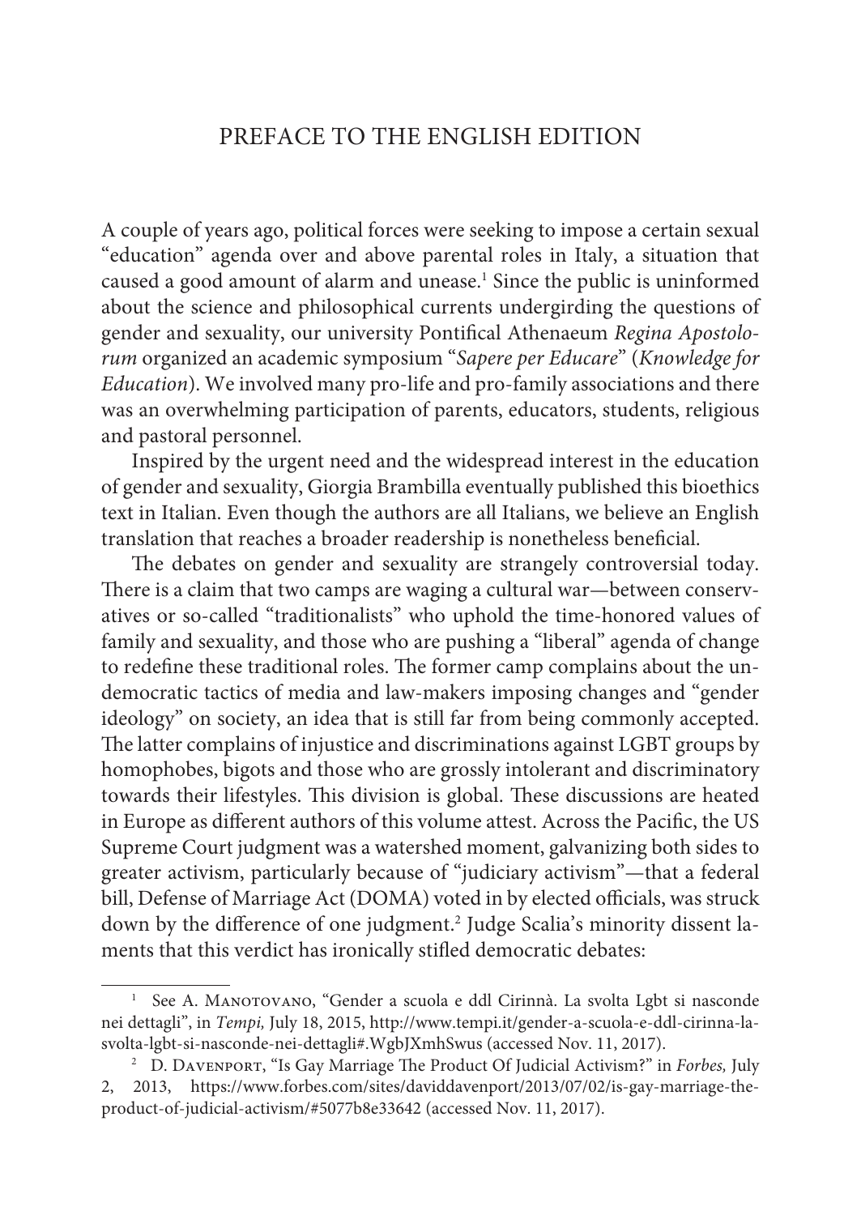# PREFACE TO THE ENGLISH EDITION

A couple of years ago, political forces were seeking to impose a certain sexual "education" agenda over and above parental roles in Italy, a situation that caused a good amount of alarm and unease.[1] Since the public is uninformed about the science and philosophical currents undergirding the questions of gender and sexuality, our university Pontifical Athenaeum *Regina Apostolorum* organized an academic symposium "*Sapere per Educare*" (*Knowledge for Education*). We involved many pro-life and pro-family associations and there was an overwhelming participation of parents, educators, students, religious and pastoral personnel.

Inspired by the urgent need and the widespread interest in the education of gender and sexuality, Giorgia Brambilla eventually published this bioethics text in Italian. Even though the authors are all Italians, we believe an English translation that reaches a broader readership is nonetheless beneficial.

The debates on gender and sexuality are strangely controversial today. There is a claim that two camps are waging a cultural war—between conservatives or so-called "traditionalists" who uphold the time-honored values of family and sexuality, and those who are pushing a "liberal" agenda of change to redefine these traditional roles. The former camp complains about the undemocratic tactics of media and law-makers imposing changes and "gender ideology" on society, an idea that is still far from being commonly accepted. The latter complains of injustice and discriminations against LGBT groups by homophobes, bigots and those who are grossly intolerant and discriminatory towards their lifestyles. This division is global. These discussions are heated in Europe as different authors of this volume attest. Across the Pacific, the US Supreme Court judgment was a watershed moment, galvanizing both sides to greater activism, particularly because of "judiciary activism"—that a federal bill, Defense of Marriage Act (DOMA) voted in by elected officials, was struck down by the difference of one judgment.[2] Judge Scalia's minority dissent laments that this verdict has ironically stifled democratic debates:

---

[1] See A. Manotovano, "Gender a scuola e ddl Cirinnà. La svolta Lgbt si nasconde nei dettagli", in *Tempi,* July 18, 2015, http://www.tempi.it/gender-a-scuola-e-ddl-cirinna-la-svolta-lgbt-si-nasconde-nei-dettagli#.WgbJXmhSwus (accessed Nov. 11, 2017).

[2] D. Davenport, "Is Gay Marriage The Product Of Judicial Activism?" in *Forbes,* July 2, 2013, https://www.forbes.com/sites/daviddavenport/2013/07/02/is-gay-marriage-the-product-of-judicial-activism/#5077b8e33642 (accessed Nov. 11, 2017).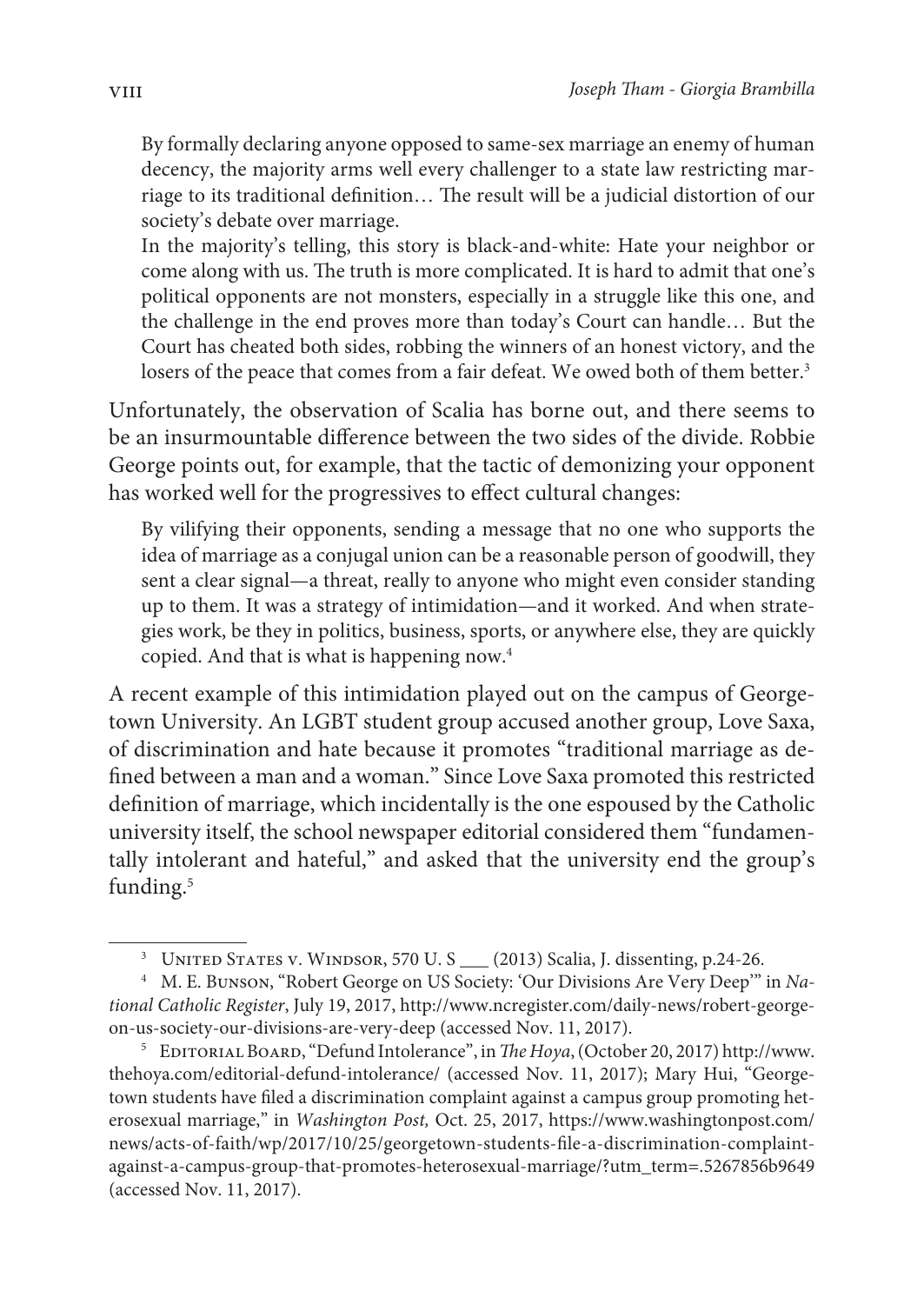> By formally declaring anyone opposed to same-sex marriage an enemy of human decency, the majority arms well every challenger to a state law restricting marriage to its traditional definition… The result will be a judicial distortion of our society's debate over marriage.
>
> In the majority's telling, this story is black-and-white: Hate your neighbor or come along with us. The truth is more complicated. It is hard to admit that one's political opponents are not monsters, especially in a struggle like this one, and the challenge in the end proves more than today's Court can handle… But the Court has cheated both sides, robbing the winners of an honest victory, and the losers of the peace that comes from a fair defeat. We owed both of them better.[3]

Unfortunately, the observation of Scalia has borne out, and there seems to be an insurmountable difference between the two sides of the divide. Robbie George points out, for example, that the tactic of demonizing your opponent has worked well for the progressives to effect cultural changes:

> By vilifying their opponents, sending a message that no one who supports the idea of marriage as a conjugal union can be a reasonable person of goodwill, they sent a clear signal—a threat, really to anyone who might even consider standing up to them. It was a strategy of intimidation—and it worked. And when strategies work, be they in politics, business, sports, or anywhere else, they are quickly copied. And that is what is happening now.[4]

A recent example of this intimidation played out on the campus of Georgetown University. An LGBT student group accused another group, Love Saxa, of discrimination and hate because it promotes "traditional marriage as defined between a man and a woman." Since Love Saxa promoted this restricted definition of marriage, which incidentally is the one espoused by the Catholic university itself, the school newspaper editorial considered them "fundamentally intolerant and hateful," and asked that the university end the group's funding.[5]

---

[3] United States v. Windsor, 570 U. S ___ (2013) Scalia, J. dissenting, p.24-26.

[4] M. E. Bunson, "Robert George on US Society: 'Our Divisions Are Very Deep'" in *National Catholic Register*, July 19, 2017, http://www.ncregister.com/daily-news/robert-george-on-us-society-our-divisions-are-very-deep (accessed Nov. 11, 2017).

[5] Editorial Board, "Defund Intolerance", in *The Hoya*, (October 20, 2017) http://www.thehoya.com/editorial-defund-intolerance/ (accessed Nov. 11, 2017); Mary Hui, "Georgetown students have filed a discrimination complaint against a campus group promoting heterosexual marriage," in *Washington Post,* Oct. 25, 2017, https://www.washingtonpost.com/news/acts-of-faith/wp/2017/10/25/georgetown-students-file-a-discrimination-complaint-against-a-campus-group-that-promotes-heterosexual-marriage/?utm_term=.5267856b9649 (accessed Nov. 11, 2017).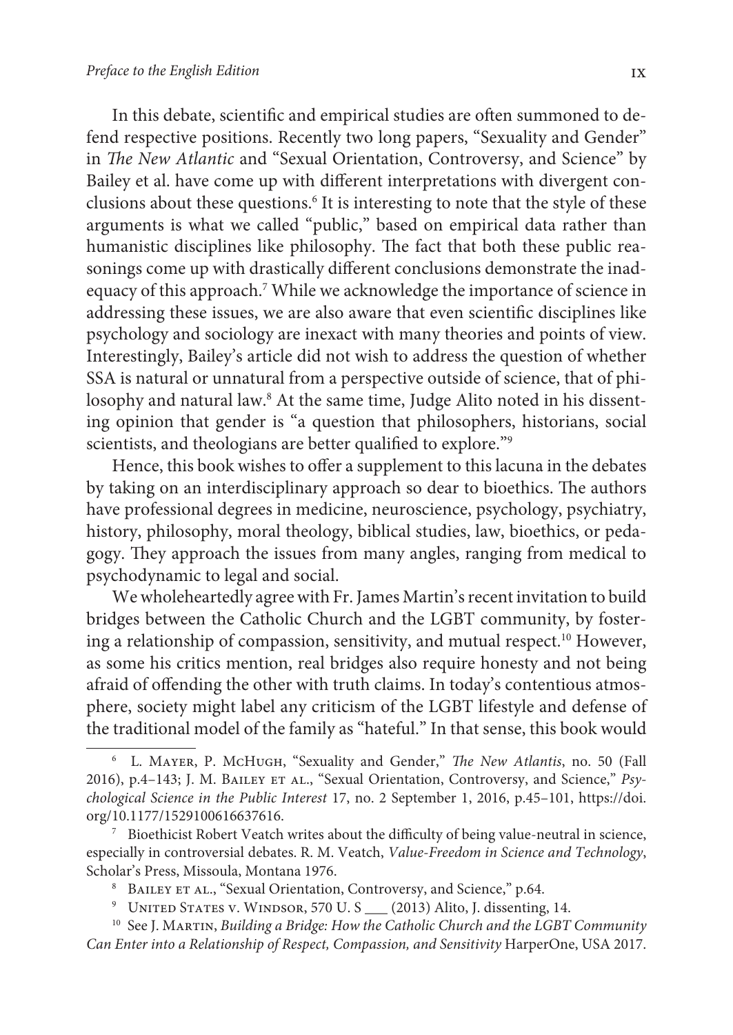In this debate, scientific and empirical studies are often summoned to defend respective positions. Recently two long papers, "Sexuality and Gender" in *The New Atlantic* and "Sexual Orientation, Controversy, and Science" by Bailey et al. have come up with different interpretations with divergent conclusions about these questions.[6] It is interesting to note that the style of these arguments is what we called "public," based on empirical data rather than humanistic disciplines like philosophy. The fact that both these public reasonings come up with drastically different conclusions demonstrate the inadequacy of this approach.[7] While we acknowledge the importance of science in addressing these issues, we are also aware that even scientific disciplines like psychology and sociology are inexact with many theories and points of view. Interestingly, Bailey's article did not wish to address the question of whether SSA is natural or unnatural from a perspective outside of science, that of philosophy and natural law.[8] At the same time, Judge Alito noted in his dissenting opinion that gender is "a question that philosophers, historians, social scientists, and theologians are better qualified to explore."[9]

Hence, this book wishes to offer a supplement to this lacuna in the debates by taking on an interdisciplinary approach so dear to bioethics. The authors have professional degrees in medicine, neuroscience, psychology, psychiatry, history, philosophy, moral theology, biblical studies, law, bioethics, or pedagogy. They approach the issues from many angles, ranging from medical to psychodynamic to legal and social.

We wholeheartedly agree with Fr. James Martin's recent invitation to build bridges between the Catholic Church and the LGBT community, by fostering a relationship of compassion, sensitivity, and mutual respect.[10] However, as some his critics mention, real bridges also require honesty and not being afraid of offending the other with truth claims. In today's contentious atmosphere, society might label any criticism of the LGBT lifestyle and defense of the traditional model of the family as "hateful." In that sense, this book would

---

[6] L. Mayer, P. McHugh, "Sexuality and Gender," *The New Atlantis*, no. 50 (Fall 2016), p.4–143; J. M. Bailey et al., "Sexual Orientation, Controversy, and Science," *Psychological Science in the Public Interest* 17, no. 2 September 1, 2016, p.45–101, https://doi.org/10.1177/1529100616637616.

[7] Bioethicist Robert Veatch writes about the difficulty of being value-neutral in science, especially in controversial debates. R. M. Veatch, *Value-Freedom in Science and Technology*, Scholar's Press, Missoula, Montana 1976.

[8] Bailey et al., "Sexual Orientation, Controversy, and Science," p.64.

[9] United States v. Windsor, 570 U. S ___ (2013) Alito, J. dissenting, 14.

[10] See J. Martin, *Building a Bridge: How the Catholic Church and the LGBT Community Can Enter into a Relationship of Respect, Compassion, and Sensitivity* HarperOne, USA 2017.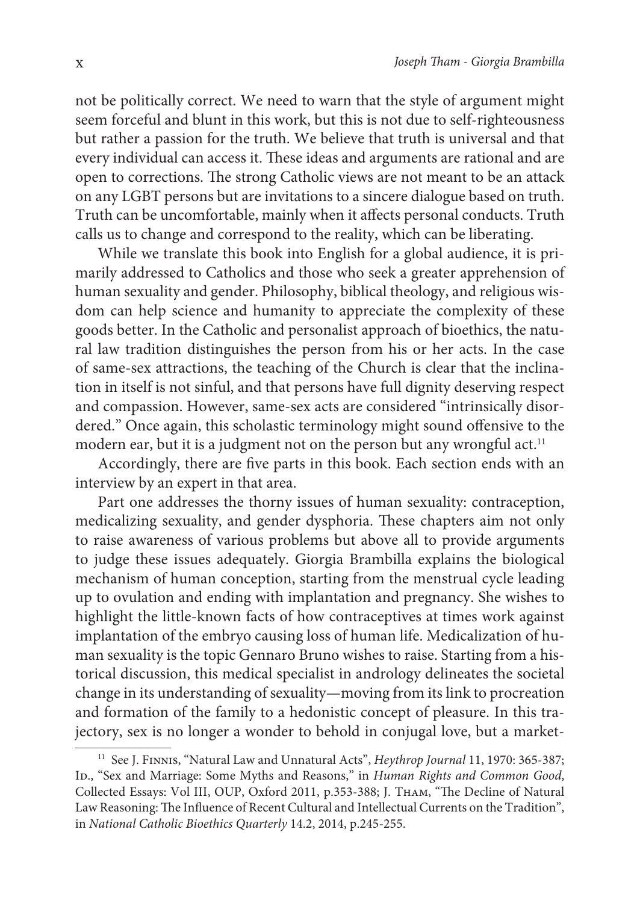not be politically correct. We need to warn that the style of argument might seem forceful and blunt in this work, but this is not due to self-righteousness but rather a passion for the truth. We believe that truth is universal and that every individual can access it. These ideas and arguments are rational and are open to corrections. The strong Catholic views are not meant to be an attack on any LGBT persons but are invitations to a sincere dialogue based on truth. Truth can be uncomfortable, mainly when it affects personal conducts. Truth calls us to change and correspond to the reality, which can be liberating.

While we translate this book into English for a global audience, it is primarily addressed to Catholics and those who seek a greater apprehension of human sexuality and gender. Philosophy, biblical theology, and religious wisdom can help science and humanity to appreciate the complexity of these goods better. In the Catholic and personalist approach of bioethics, the natural law tradition distinguishes the person from his or her acts. In the case of same-sex attractions, the teaching of the Church is clear that the inclination in itself is not sinful, and that persons have full dignity deserving respect and compassion. However, same-sex acts are considered "intrinsically disordered." Once again, this scholastic terminology might sound offensive to the modern ear, but it is a judgment not on the person but any wrongful act.[11]

Accordingly, there are five parts in this book. Each section ends with an interview by an expert in that area.

Part one addresses the thorny issues of human sexuality: contraception, medicalizing sexuality, and gender dysphoria. These chapters aim not only to raise awareness of various problems but above all to provide arguments to judge these issues adequately. Giorgia Brambilla explains the biological mechanism of human conception, starting from the menstrual cycle leading up to ovulation and ending with implantation and pregnancy. She wishes to highlight the little-known facts of how contraceptives at times work against implantation of the embryo causing loss of human life. Medicalization of human sexuality is the topic Gennaro Bruno wishes to raise. Starting from a historical discussion, this medical specialist in andrology delineates the societal change in its understanding of sexuality—moving from its link to procreation and formation of the family to a hedonistic concept of pleasure. In this trajectory, sex is no longer a wonder to behold in conjugal love, but a market-

[11] See J. Finnis, "Natural Law and Unnatural Acts", *Heythrop Journal* 11, 1970: 365-387; Id., "Sex and Marriage: Some Myths and Reasons," in *Human Rights and Common Good*, Collected Essays: Vol III, OUP, Oxford 2011, p.353-388; J. Tham, "The Decline of Natural Law Reasoning: The Influence of Recent Cultural and Intellectual Currents on the Tradition", in *National Catholic Bioethics Quarterly* 14.2, 2014, p.245-255.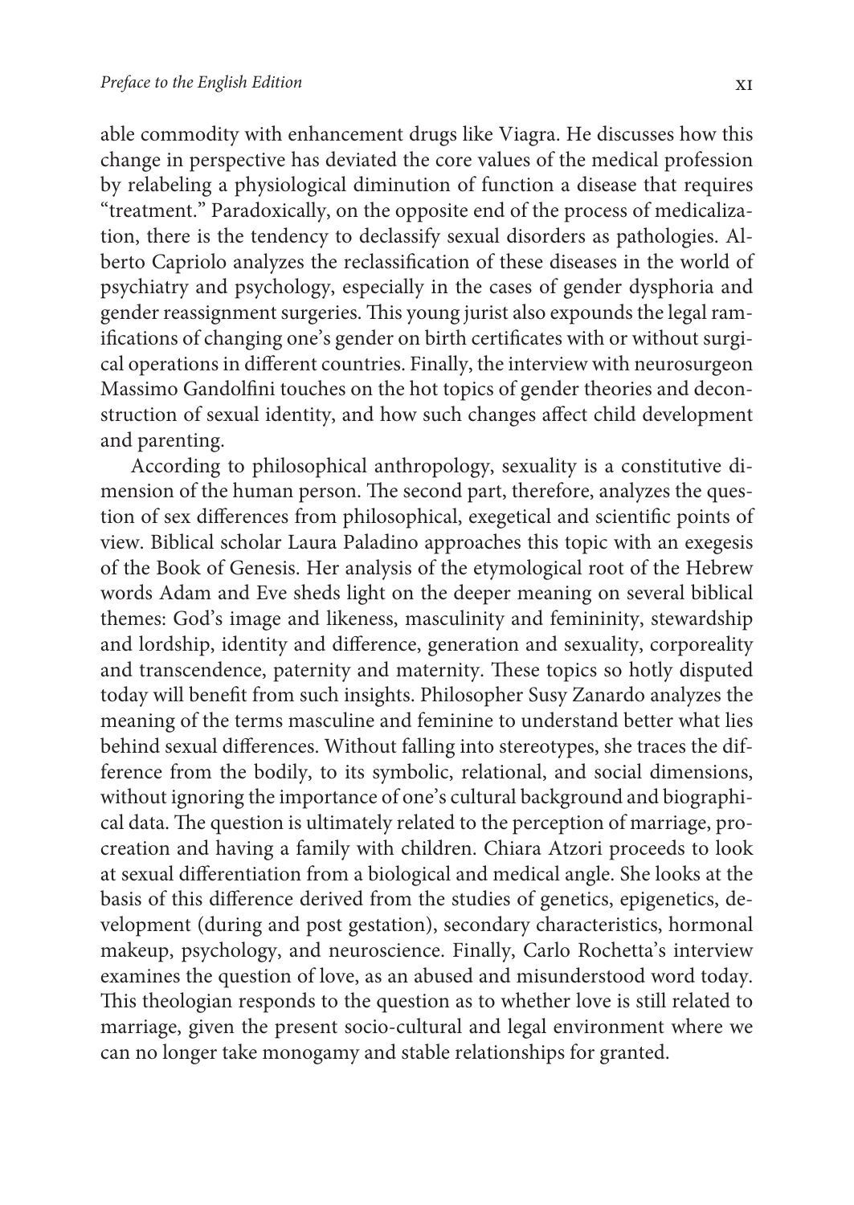able commodity with enhancement drugs like Viagra. He discusses how this change in perspective has deviated the core values of the medical profession by relabeling a physiological diminution of function a disease that requires "treatment." Paradoxically, on the opposite end of the process of medicalization, there is the tendency to declassify sexual disorders as pathologies. Alberto Capriolo analyzes the reclassification of these diseases in the world of psychiatry and psychology, especially in the cases of gender dysphoria and gender reassignment surgeries. This young jurist also expounds the legal ramifications of changing one's gender on birth certificates with or without surgical operations in different countries. Finally, the interview with neurosurgeon Massimo Gandolfini touches on the hot topics of gender theories and deconstruction of sexual identity, and how such changes affect child development and parenting.

According to philosophical anthropology, sexuality is a constitutive dimension of the human person. The second part, therefore, analyzes the question of sex differences from philosophical, exegetical and scientific points of view. Biblical scholar Laura Paladino approaches this topic with an exegesis of the Book of Genesis. Her analysis of the etymological root of the Hebrew words Adam and Eve sheds light on the deeper meaning on several biblical themes: God's image and likeness, masculinity and femininity, stewardship and lordship, identity and difference, generation and sexuality, corporeality and transcendence, paternity and maternity. These topics so hotly disputed today will benefit from such insights. Philosopher Susy Zanardo analyzes the meaning of the terms masculine and feminine to understand better what lies behind sexual differences. Without falling into stereotypes, she traces the difference from the bodily, to its symbolic, relational, and social dimensions, without ignoring the importance of one's cultural background and biographical data. The question is ultimately related to the perception of marriage, procreation and having a family with children. Chiara Atzori proceeds to look at sexual differentiation from a biological and medical angle. She looks at the basis of this difference derived from the studies of genetics, epigenetics, development (during and post gestation), secondary characteristics, hormonal makeup, psychology, and neuroscience. Finally, Carlo Rochetta's interview examines the question of love, as an abused and misunderstood word today. This theologian responds to the question as to whether love is still related to marriage, given the present socio-cultural and legal environment where we can no longer take monogamy and stable relationships for granted.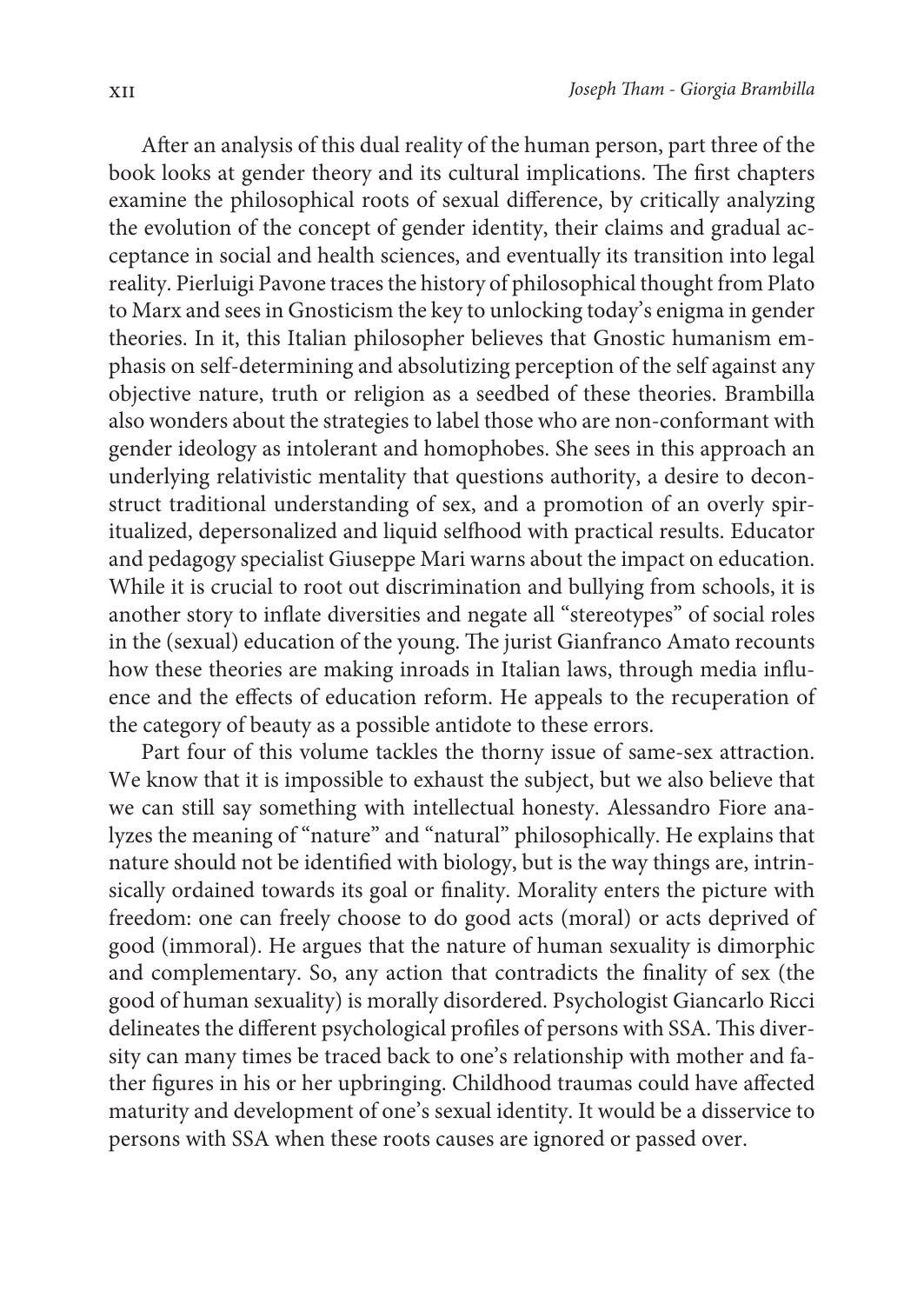After an analysis of this dual reality of the human person, part three of the book looks at gender theory and its cultural implications. The first chapters examine the philosophical roots of sexual difference, by critically analyzing the evolution of the concept of gender identity, their claims and gradual acceptance in social and health sciences, and eventually its transition into legal reality. Pierluigi Pavone traces the history of philosophical thought from Plato to Marx and sees in Gnosticism the key to unlocking today's enigma in gender theories. In it, this Italian philosopher believes that Gnostic humanism emphasis on self-determining and absolutizing perception of the self against any objective nature, truth or religion as a seedbed of these theories. Brambilla also wonders about the strategies to label those who are non-conformant with gender ideology as intolerant and homophobes. She sees in this approach an underlying relativistic mentality that questions authority, a desire to deconstruct traditional understanding of sex, and a promotion of an overly spiritualized, depersonalized and liquid selfhood with practical results. Educator and pedagogy specialist Giuseppe Mari warns about the impact on education. While it is crucial to root out discrimination and bullying from schools, it is another story to inflate diversities and negate all "stereotypes" of social roles in the (sexual) education of the young. The jurist Gianfranco Amato recounts how these theories are making inroads in Italian laws, through media influence and the effects of education reform. He appeals to the recuperation of the category of beauty as a possible antidote to these errors.

Part four of this volume tackles the thorny issue of same-sex attraction. We know that it is impossible to exhaust the subject, but we also believe that we can still say something with intellectual honesty. Alessandro Fiore analyzes the meaning of "nature" and "natural" philosophically. He explains that nature should not be identified with biology, but is the way things are, intrinsically ordained towards its goal or finality. Morality enters the picture with freedom: one can freely choose to do good acts (moral) or acts deprived of good (immoral). He argues that the nature of human sexuality is dimorphic and complementary. So, any action that contradicts the finality of sex (the good of human sexuality) is morally disordered. Psychologist Giancarlo Ricci delineates the different psychological profiles of persons with SSA. This diversity can many times be traced back to one's relationship with mother and father figures in his or her upbringing. Childhood traumas could have affected maturity and development of one's sexual identity. It would be a disservice to persons with SSA when these roots causes are ignored or passed over.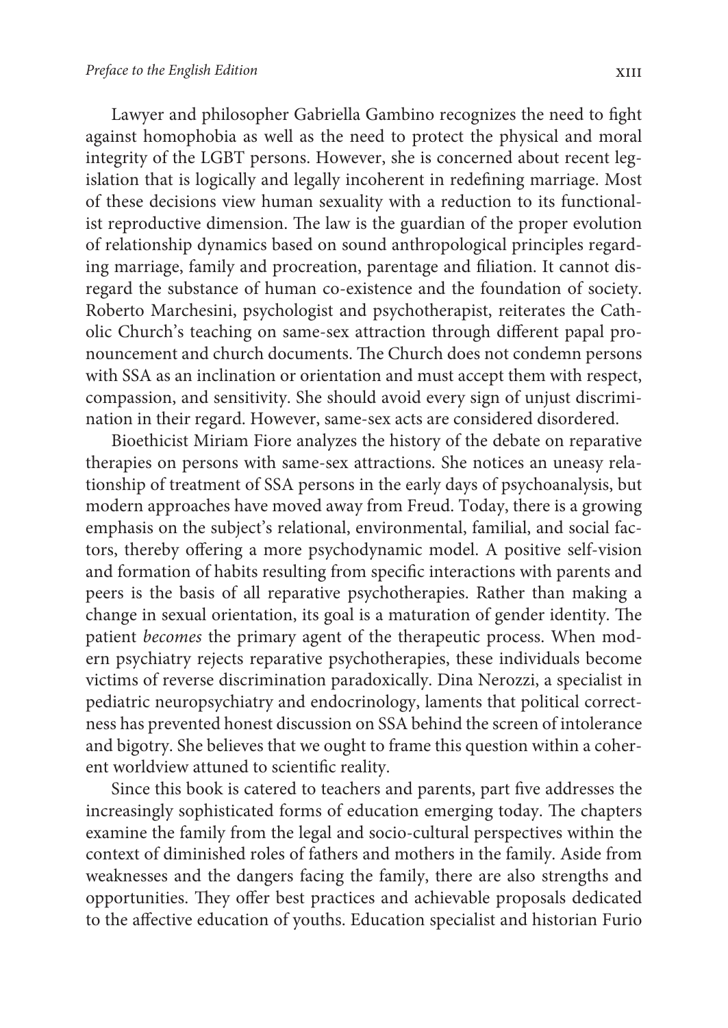Lawyer and philosopher Gabriella Gambino recognizes the need to fight against homophobia as well as the need to protect the physical and moral integrity of the LGBT persons. However, she is concerned about recent legislation that is logically and legally incoherent in redefining marriage. Most of these decisions view human sexuality with a reduction to its functionalist reproductive dimension. The law is the guardian of the proper evolution of relationship dynamics based on sound anthropological principles regarding marriage, family and procreation, parentage and filiation. It cannot disregard the substance of human co-existence and the foundation of society. Roberto Marchesini, psychologist and psychotherapist, reiterates the Catholic Church's teaching on same-sex attraction through different papal pronouncement and church documents. The Church does not condemn persons with SSA as an inclination or orientation and must accept them with respect, compassion, and sensitivity. She should avoid every sign of unjust discrimination in their regard. However, same-sex acts are considered disordered.

Bioethicist Miriam Fiore analyzes the history of the debate on reparative therapies on persons with same-sex attractions. She notices an uneasy relationship of treatment of SSA persons in the early days of psychoanalysis, but modern approaches have moved away from Freud. Today, there is a growing emphasis on the subject's relational, environmental, familial, and social factors, thereby offering a more psychodynamic model. A positive self-vision and formation of habits resulting from specific interactions with parents and peers is the basis of all reparative psychotherapies. Rather than making a change in sexual orientation, its goal is a maturation of gender identity. The patient *becomes* the primary agent of the therapeutic process. When modern psychiatry rejects reparative psychotherapies, these individuals become victims of reverse discrimination paradoxically. Dina Nerozzi, a specialist in pediatric neuropsychiatry and endocrinology, laments that political correctness has prevented honest discussion on SSA behind the screen of intolerance and bigotry. She believes that we ought to frame this question within a coherent worldview attuned to scientific reality.

Since this book is catered to teachers and parents, part five addresses the increasingly sophisticated forms of education emerging today. The chapters examine the family from the legal and socio-cultural perspectives within the context of diminished roles of fathers and mothers in the family. Aside from weaknesses and the dangers facing the family, there are also strengths and opportunities. They offer best practices and achievable proposals dedicated to the affective education of youths. Education specialist and historian Furio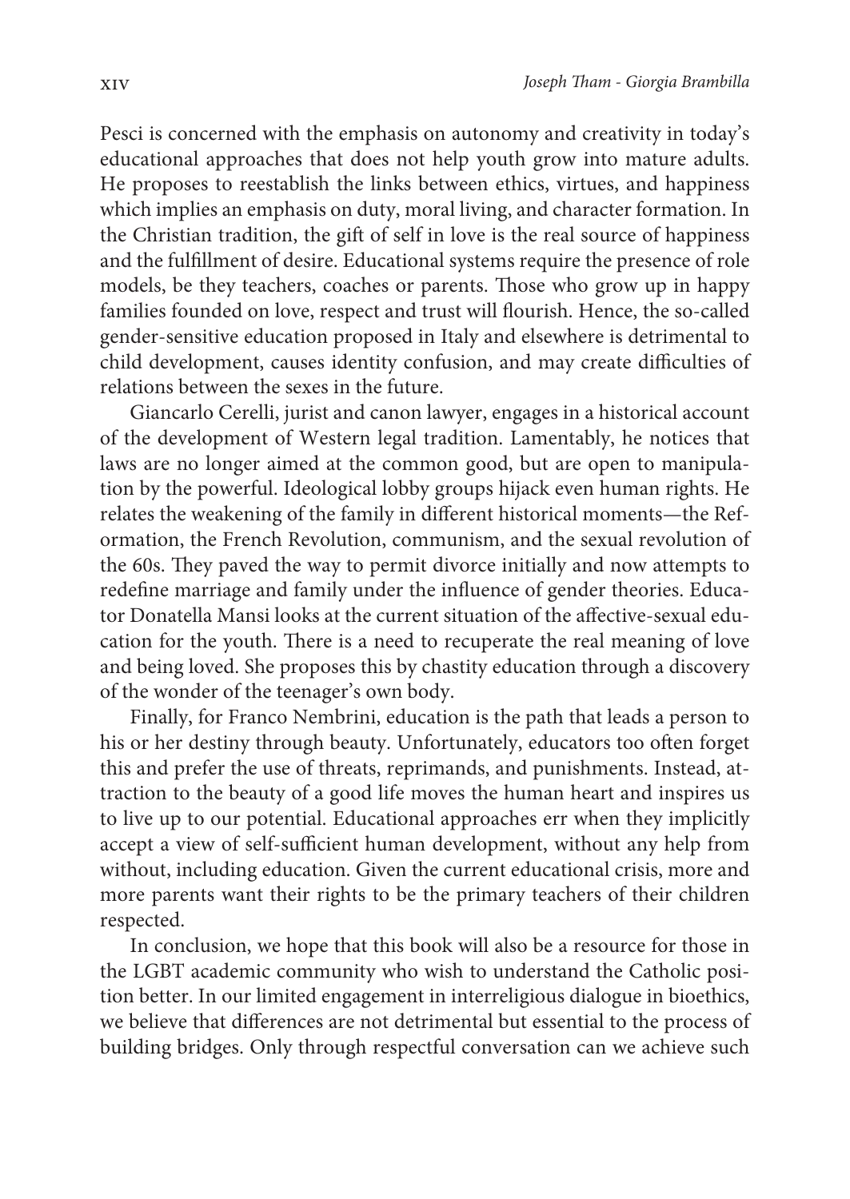Pesci is concerned with the emphasis on autonomy and creativity in today's educational approaches that does not help youth grow into mature adults. He proposes to reestablish the links between ethics, virtues, and happiness which implies an emphasis on duty, moral living, and character formation. In the Christian tradition, the gift of self in love is the real source of happiness and the fulfillment of desire. Educational systems require the presence of role models, be they teachers, coaches or parents. Those who grow up in happy families founded on love, respect and trust will flourish. Hence, the so-called gender-sensitive education proposed in Italy and elsewhere is detrimental to child development, causes identity confusion, and may create difficulties of relations between the sexes in the future.

Giancarlo Cerelli, jurist and canon lawyer, engages in a historical account of the development of Western legal tradition. Lamentably, he notices that laws are no longer aimed at the common good, but are open to manipulation by the powerful. Ideological lobby groups hijack even human rights. He relates the weakening of the family in different historical moments—the Reformation, the French Revolution, communism, and the sexual revolution of the 60s. They paved the way to permit divorce initially and now attempts to redefine marriage and family under the influence of gender theories. Educator Donatella Mansi looks at the current situation of the affective-sexual education for the youth. There is a need to recuperate the real meaning of love and being loved. She proposes this by chastity education through a discovery of the wonder of the teenager's own body.

Finally, for Franco Nembrini, education is the path that leads a person to his or her destiny through beauty. Unfortunately, educators too often forget this and prefer the use of threats, reprimands, and punishments. Instead, attraction to the beauty of a good life moves the human heart and inspires us to live up to our potential. Educational approaches err when they implicitly accept a view of self-sufficient human development, without any help from without, including education. Given the current educational crisis, more and more parents want their rights to be the primary teachers of their children respected.

In conclusion, we hope that this book will also be a resource for those in the LGBT academic community who wish to understand the Catholic position better. In our limited engagement in interreligious dialogue in bioethics, we believe that differences are not detrimental but essential to the process of building bridges. Only through respectful conversation can we achieve such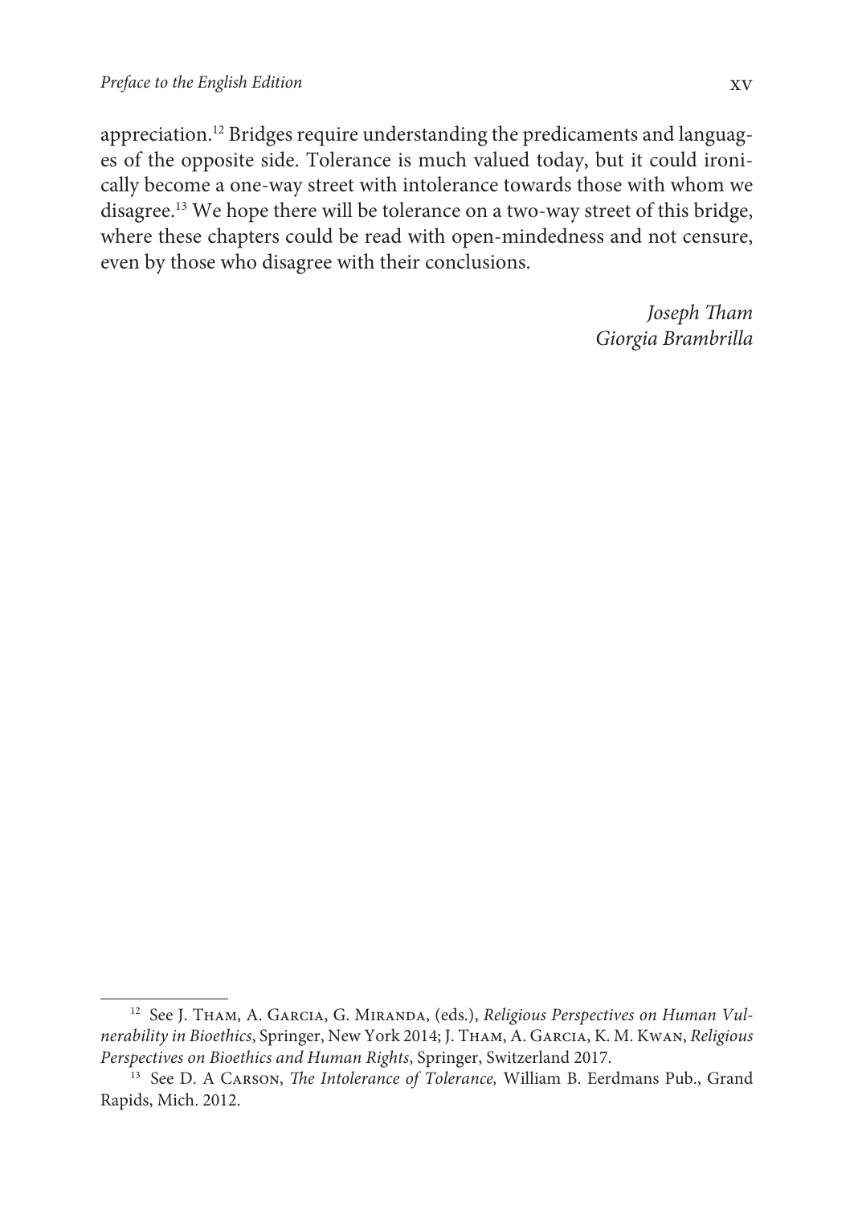appreciation.[12] Bridges require understanding the predicaments and languages of the opposite side. Tolerance is much valued today, but it could ironically become a one-way street with intolerance towards those with whom we disagree.[13] We hope there will be tolerance on a two-way street of this bridge, where these chapters could be read with open-mindedness and not censure, even by those who disagree with their conclusions.

*Joseph Tham*
*Giorgia Brambrilla*

---

[12] See J. Tham, A. Garcia, G. Miranda, (eds.), *Religious Perspectives on Human Vulnerability in Bioethics*, Springer, New York 2014; J. Tham, A. Garcia, K. M. Kwan, *Religious Perspectives on Bioethics and Human Rights*, Springer, Switzerland 2017.

[13] See D. A Carson, *The Intolerance of Tolerance,* William B. Eerdmans Pub., Grand Rapids, Mich. 2012.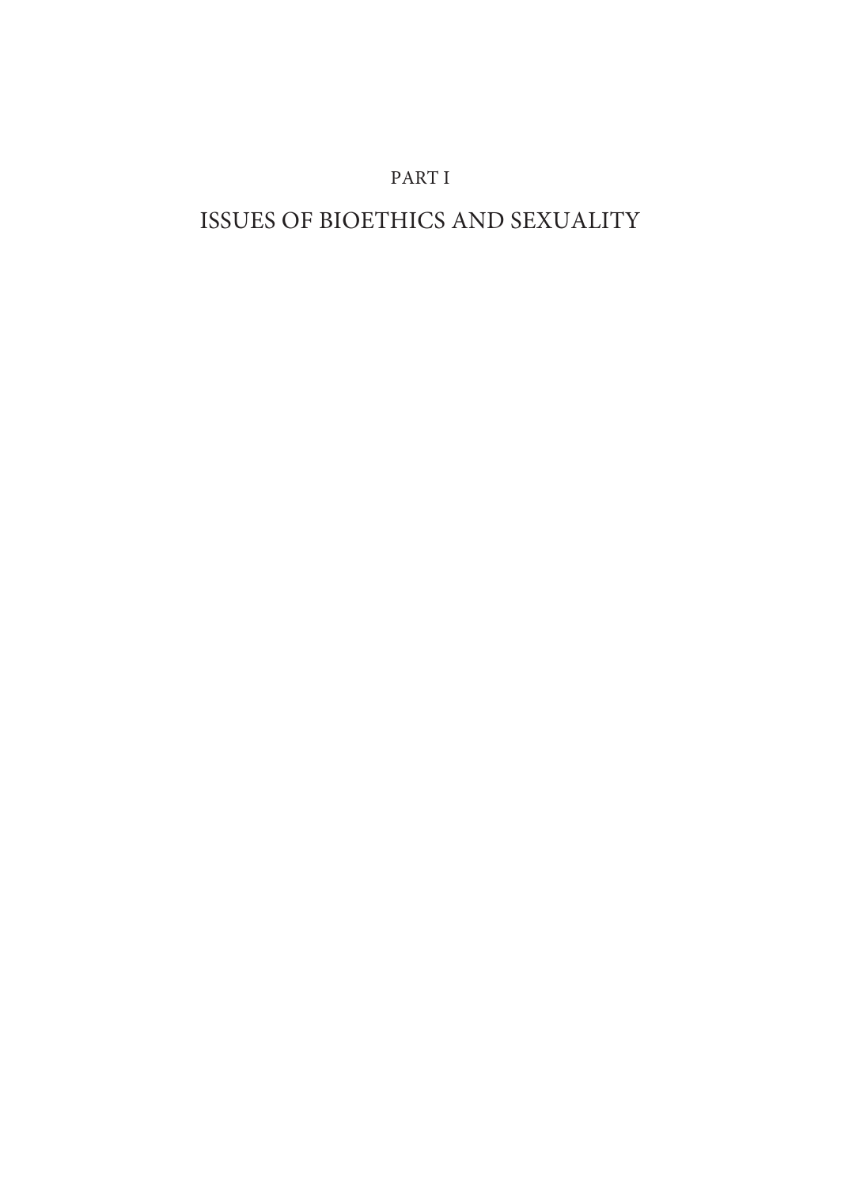# PART I

# ISSUES OF BIOETHICS AND SEXUALITY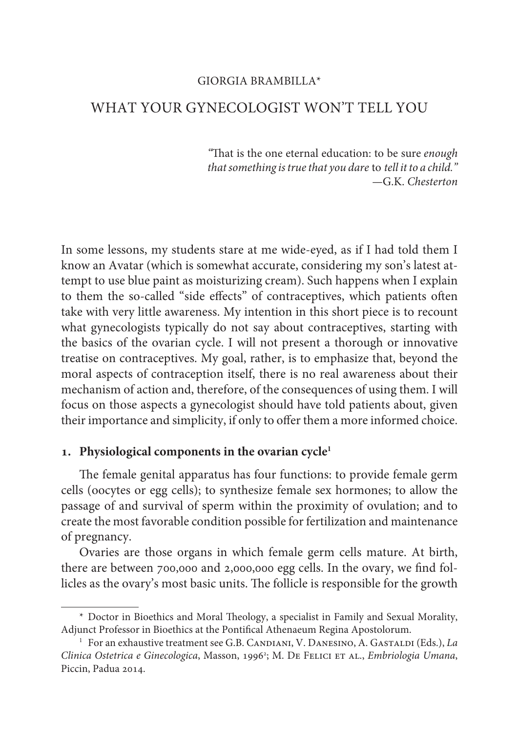GIORGIA BRAMBILLA*

# WHAT YOUR GYNECOLOGIST WON'T TELL YOU

> "That is the one eternal education: to be sure *enough that something is true that you dare* to *tell it to a child.*"
> —G.K. *Chesterton*

In some lessons, my students stare at me wide-eyed, as if I had told them I know an Avatar (which is somewhat accurate, considering my son's latest attempt to use blue paint as moisturizing cream). Such happens when I explain to them the so-called "side effects" of contraceptives, which patients often take with very little awareness. My intention in this short piece is to recount what gynecologists typically do not say about contraceptives, starting with the basics of the ovarian cycle. I will not present a thorough or innovative treatise on contraceptives. My goal, rather, is to emphasize that, beyond the moral aspects of contraception itself, there is no real awareness about their mechanism of action and, therefore, of the consequences of using them. I will focus on those aspects a gynecologist should have told patients about, given their importance and simplicity, if only to offer them a more informed choice.

## 1. Physiological components in the ovarian cycle[1]

The female genital apparatus has four functions: to provide female germ cells (oocytes or egg cells); to synthesize female sex hormones; to allow the passage of and survival of sperm within the proximity of ovulation; and to create the most favorable condition possible for fertilization and maintenance of pregnancy.

Ovaries are those organs in which female germ cells mature. At birth, there are between 700,000 and 2,000,000 egg cells. In the ovary, we find follicles as the ovary's most basic units. The follicle is responsible for the growth

---

\* Doctor in Bioethics and Moral Theology, a specialist in Family and Sexual Morality, Adjunct Professor in Bioethics at the Pontifical Athenaeum Regina Apostolorum.

[1] For an exhaustive treatment see G.B. Candiani, V. Danesino, A. Gastaldi (Eds.), *La Clinica Ostetrica e Ginecologica*, Masson, 1996[2]; M. De Felici et al., *Embriologia Umana*, Piccin, Padua 2014.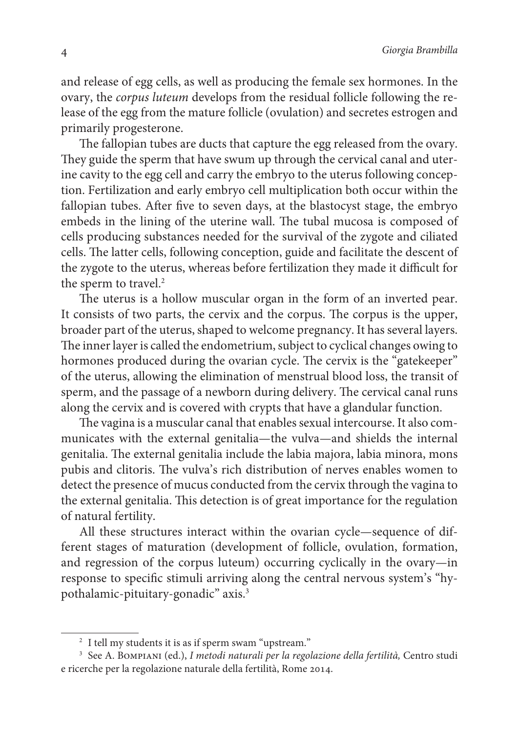and release of egg cells, as well as producing the female sex hormones. In the ovary, the *corpus luteum* develops from the residual follicle following the release of the egg from the mature follicle (ovulation) and secretes estrogen and primarily progesterone.

The fallopian tubes are ducts that capture the egg released from the ovary. They guide the sperm that have swum up through the cervical canal and uterine cavity to the egg cell and carry the embryo to the uterus following conception. Fertilization and early embryo cell multiplication both occur within the fallopian tubes. After five to seven days, at the blastocyst stage, the embryo embeds in the lining of the uterine wall. The tubal mucosa is composed of cells producing substances needed for the survival of the zygote and ciliated cells. The latter cells, following conception, guide and facilitate the descent of the zygote to the uterus, whereas before fertilization they made it difficult for the sperm to travel.[2]

The uterus is a hollow muscular organ in the form of an inverted pear. It consists of two parts, the cervix and the corpus. The corpus is the upper, broader part of the uterus, shaped to welcome pregnancy. It has several layers. The inner layer is called the endometrium, subject to cyclical changes owing to hormones produced during the ovarian cycle. The cervix is the "gatekeeper" of the uterus, allowing the elimination of menstrual blood loss, the transit of sperm, and the passage of a newborn during delivery. The cervical canal runs along the cervix and is covered with crypts that have a glandular function.

The vagina is a muscular canal that enables sexual intercourse. It also communicates with the external genitalia—the vulva—and shields the internal genitalia. The external genitalia include the labia majora, labia minora, mons pubis and clitoris. The vulva's rich distribution of nerves enables women to detect the presence of mucus conducted from the cervix through the vagina to the external genitalia. This detection is of great importance for the regulation of natural fertility.

All these structures interact within the ovarian cycle—sequence of different stages of maturation (development of follicle, ovulation, formation, and regression of the corpus luteum) occurring cyclically in the ovary—in response to specific stimuli arriving along the central nervous system's "hypothalamic-pituitary-gonadic" axis.[3]

---

[2] I tell my students it is as if sperm swam "upstream."

[3] See A. Bompiani (ed.), *I metodi naturali per la regolazione della fertilità,* Centro studi e ricerche per la regolazione naturale della fertilità, Rome 2014.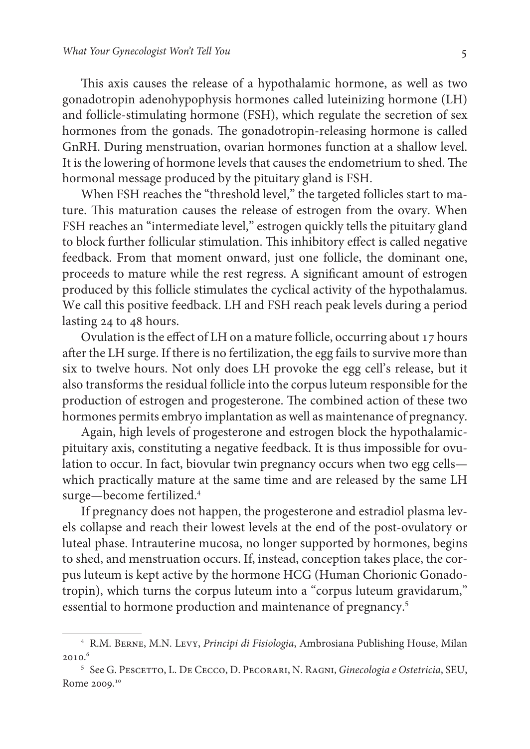This axis causes the release of a hypothalamic hormone, as well as two gonadotropin adenohypophysis hormones called luteinizing hormone (LH) and follicle-stimulating hormone (FSH), which regulate the secretion of sex hormones from the gonads. The gonadotropin-releasing hormone is called GnRH. During menstruation, ovarian hormones function at a shallow level. It is the lowering of hormone levels that causes the endometrium to shed. The hormonal message produced by the pituitary gland is FSH.

When FSH reaches the "threshold level," the targeted follicles start to mature. This maturation causes the release of estrogen from the ovary. When FSH reaches an "intermediate level," estrogen quickly tells the pituitary gland to block further follicular stimulation. This inhibitory effect is called negative feedback. From that moment onward, just one follicle, the dominant one, proceeds to mature while the rest regress. A significant amount of estrogen produced by this follicle stimulates the cyclical activity of the hypothalamus. We call this positive feedback. LH and FSH reach peak levels during a period lasting 24 to 48 hours.

Ovulation is the effect of LH on a mature follicle, occurring about 17 hours after the LH surge. If there is no fertilization, the egg fails to survive more than six to twelve hours. Not only does LH provoke the egg cell's release, but it also transforms the residual follicle into the corpus luteum responsible for the production of estrogen and progesterone. The combined action of these two hormones permits embryo implantation as well as maintenance of pregnancy.

Again, high levels of progesterone and estrogen block the hypothalamic-pituitary axis, constituting a negative feedback. It is thus impossible for ovulation to occur. In fact, biovular twin pregnancy occurs when two egg cells—which practically mature at the same time and are released by the same LH surge—become fertilized.[4]

If pregnancy does not happen, the progesterone and estradiol plasma levels collapse and reach their lowest levels at the end of the post-ovulatory or luteal phase. Intrauterine mucosa, no longer supported by hormones, begins to shed, and menstruation occurs. If, instead, conception takes place, the corpus luteum is kept active by the hormone HCG (Human Chorionic Gonadotropin), which turns the corpus luteum into a "corpus luteum gravidarum," essential to hormone production and maintenance of pregnancy.[5]

---

[4] R.M. Berne, M.N. Levy, *Principi di Fisiologia*, Ambrosiana Publishing House, Milan 2010.[6]

[5] See G. Pescetto, L. De Cecco, D. Pecorari, N. Ragni, *Ginecologia e Ostetricia*, SEU, Rome 2009.[10]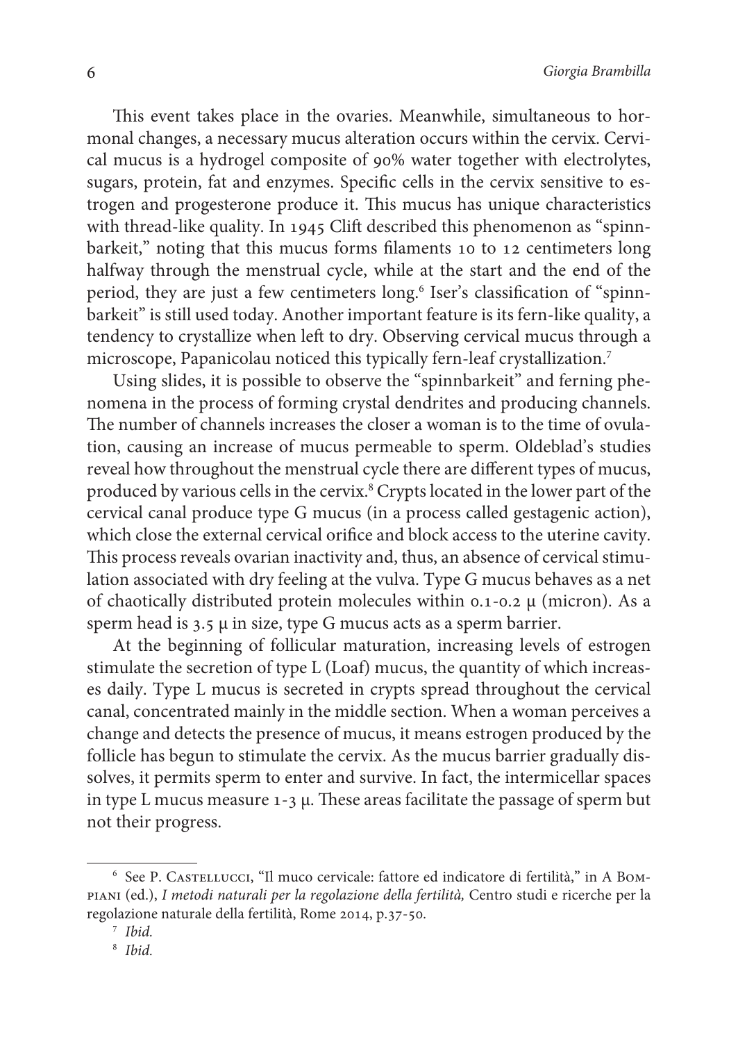This event takes place in the ovaries. Meanwhile, simultaneous to hormonal changes, a necessary mucus alteration occurs within the cervix. Cervical mucus is a hydrogel composite of 90% water together with electrolytes, sugars, protein, fat and enzymes. Specific cells in the cervix sensitive to estrogen and progesterone produce it. This mucus has unique characteristics with thread-like quality. In 1945 Clift described this phenomenon as "spinnbarkeit," noting that this mucus forms filaments 10 to 12 centimeters long halfway through the menstrual cycle, while at the start and the end of the period, they are just a few centimeters long.[6] Iser's classification of "spinnbarkeit" is still used today. Another important feature is its fern-like quality, a tendency to crystallize when left to dry. Observing cervical mucus through a microscope, Papanicolau noticed this typically fern-leaf crystallization.[7]

Using slides, it is possible to observe the "spinnbarkeit" and ferning phenomena in the process of forming crystal dendrites and producing channels. The number of channels increases the closer a woman is to the time of ovulation, causing an increase of mucus permeable to sperm. Oldeblad's studies reveal how throughout the menstrual cycle there are different types of mucus, produced by various cells in the cervix.[8] Crypts located in the lower part of the cervical canal produce type G mucus (in a process called gestagenic action), which close the external cervical orifice and block access to the uterine cavity. This process reveals ovarian inactivity and, thus, an absence of cervical stimulation associated with dry feeling at the vulva. Type G mucus behaves as a net of chaotically distributed protein molecules within 0.1-0.2 μ (micron). As a sperm head is 3.5 μ in size, type G mucus acts as a sperm barrier.

At the beginning of follicular maturation, increasing levels of estrogen stimulate the secretion of type L (Loaf) mucus, the quantity of which increases daily. Type L mucus is secreted in crypts spread throughout the cervical canal, concentrated mainly in the middle section. When a woman perceives a change and detects the presence of mucus, it means estrogen produced by the follicle has begun to stimulate the cervix. As the mucus barrier gradually dissolves, it permits sperm to enter and survive. In fact, the intermicellar spaces in type L mucus measure 1-3 μ. These areas facilitate the passage of sperm but not their progress.

---

[6] See P. Castellucci, "Il muco cervicale: fattore ed indicatore di fertilità," in A Bompiani (ed.), *I metodi naturali per la regolazione della fertilità,* Centro studi e ricerche per la regolazione naturale della fertilità, Rome 2014, p.37-50.

[7] *Ibid.*

[8] *Ibid.*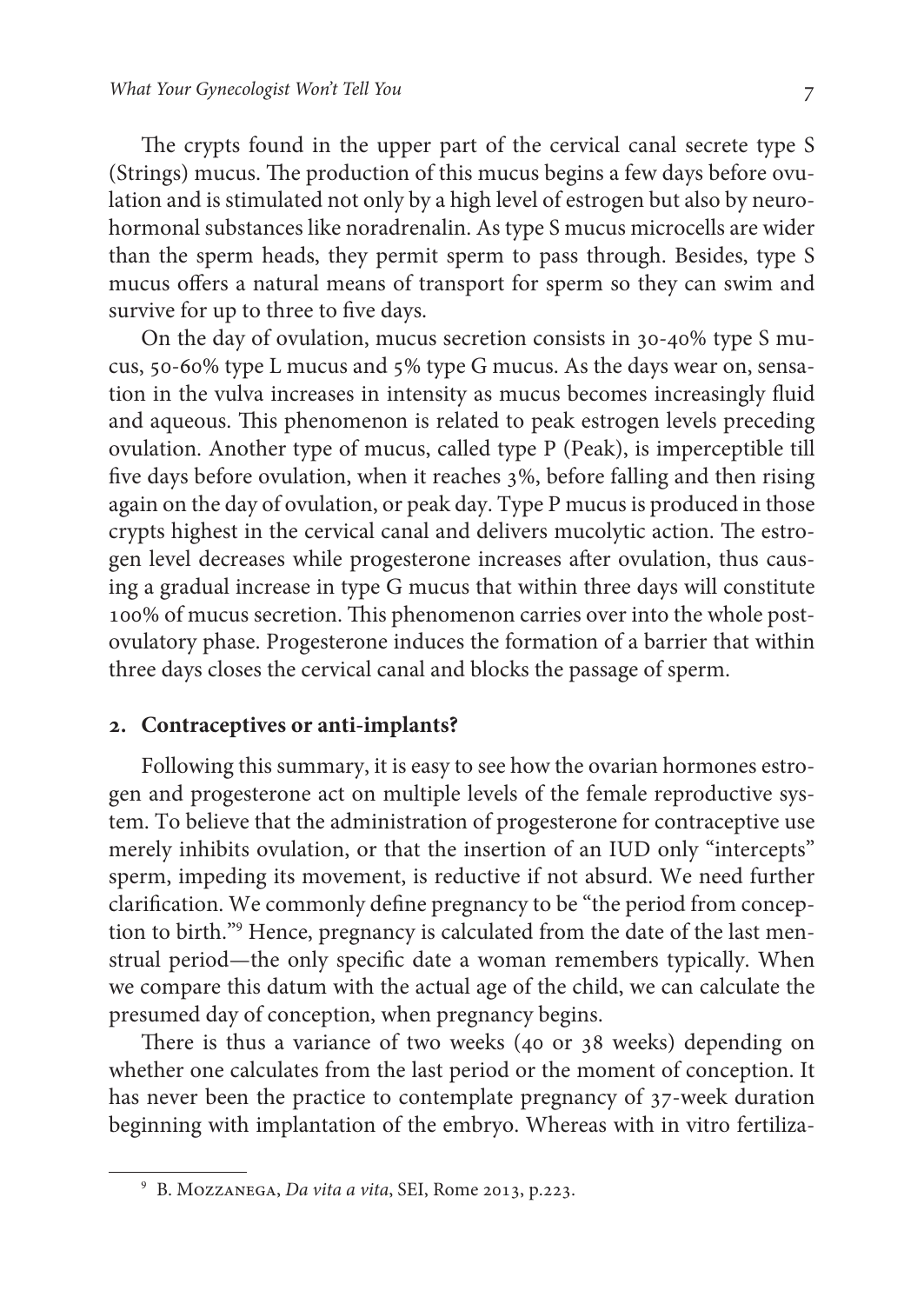The crypts found in the upper part of the cervical canal secrete type S (Strings) mucus. The production of this mucus begins a few days before ovulation and is stimulated not only by a high level of estrogen but also by neurohormonal substances like noradrenalin. As type S mucus microcells are wider than the sperm heads, they permit sperm to pass through. Besides, type S mucus offers a natural means of transport for sperm so they can swim and survive for up to three to five days.

On the day of ovulation, mucus secretion consists in 30-40% type S mucus, 50-60% type L mucus and 5% type G mucus. As the days wear on, sensation in the vulva increases in intensity as mucus becomes increasingly fluid and aqueous. This phenomenon is related to peak estrogen levels preceding ovulation. Another type of mucus, called type P (Peak), is imperceptible till five days before ovulation, when it reaches 3%, before falling and then rising again on the day of ovulation, or peak day. Type P mucus is produced in those crypts highest in the cervical canal and delivers mucolytic action. The estrogen level decreases while progesterone increases after ovulation, thus causing a gradual increase in type G mucus that within three days will constitute 100% of mucus secretion. This phenomenon carries over into the whole post-ovulatory phase. Progesterone induces the formation of a barrier that within three days closes the cervical canal and blocks the passage of sperm.

## 2. Contraceptives or anti-implants?

Following this summary, it is easy to see how the ovarian hormones estrogen and progesterone act on multiple levels of the female reproductive system. To believe that the administration of progesterone for contraceptive use merely inhibits ovulation, or that the insertion of an IUD only "intercepts" sperm, impeding its movement, is reductive if not absurd. We need further clarification. We commonly define pregnancy to be "the period from conception to birth."[9] Hence, pregnancy is calculated from the date of the last menstrual period—the only specific date a woman remembers typically. When we compare this datum with the actual age of the child, we can calculate the presumed day of conception, when pregnancy begins.

There is thus a variance of two weeks (40 or 38 weeks) depending on whether one calculates from the last period or the moment of conception. It has never been the practice to contemplate pregnancy of 37-week duration beginning with implantation of the embryo. Whereas with in vitro fertiliza-

---

[9] B. Mozzanega, *Da vita a vita*, SEI, Rome 2013, p.223.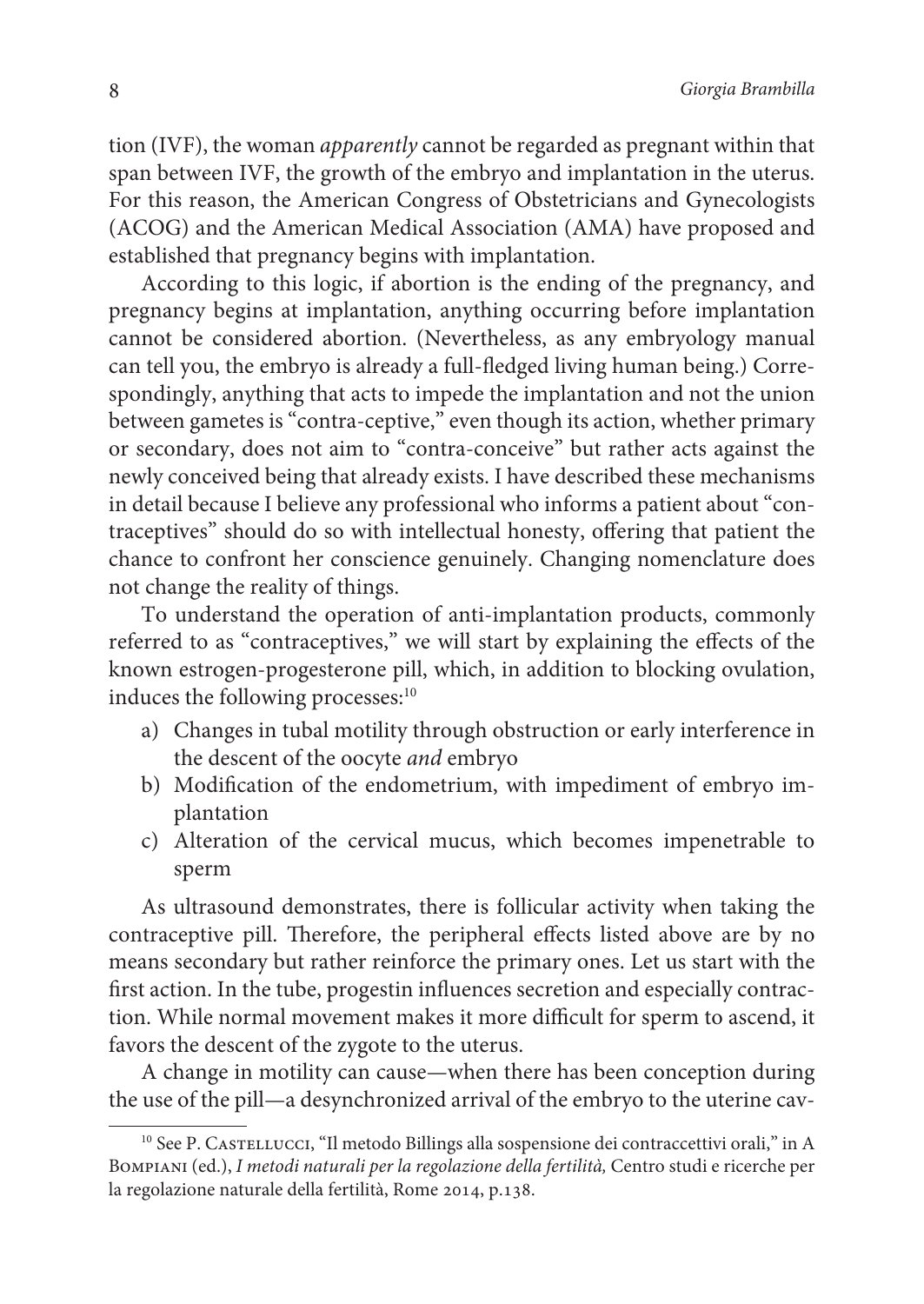tion (IVF), the woman *apparently* cannot be regarded as pregnant within that span between IVF, the growth of the embryo and implantation in the uterus. For this reason, the American Congress of Obstetricians and Gynecologists (ACOG) and the American Medical Association (AMA) have proposed and established that pregnancy begins with implantation.

According to this logic, if abortion is the ending of the pregnancy, and pregnancy begins at implantation, anything occurring before implantation cannot be considered abortion. (Nevertheless, as any embryology manual can tell you, the embryo is already a full-fledged living human being.) Correspondingly, anything that acts to impede the implantation and not the union between gametes is "contra-ceptive," even though its action, whether primary or secondary, does not aim to "contra-conceive" but rather acts against the newly conceived being that already exists. I have described these mechanisms in detail because I believe any professional who informs a patient about "contraceptives" should do so with intellectual honesty, offering that patient the chance to confront her conscience genuinely. Changing nomenclature does not change the reality of things.

To understand the operation of anti-implantation products, commonly referred to as "contraceptives," we will start by explaining the effects of the known estrogen-progesterone pill, which, in addition to blocking ovulation, induces the following processes:[10]

a) Changes in tubal motility through obstruction or early interference in the descent of the oocyte *and* embryo
b) Modification of the endometrium, with impediment of embryo implantation
c) Alteration of the cervical mucus, which becomes impenetrable to sperm

As ultrasound demonstrates, there is follicular activity when taking the contraceptive pill. Therefore, the peripheral effects listed above are by no means secondary but rather reinforce the primary ones. Let us start with the first action. In the tube, progestin influences secretion and especially contraction. While normal movement makes it more difficult for sperm to ascend, it favors the descent of the zygote to the uterus.

A change in motility can cause—when there has been conception during the use of the pill—a desynchronized arrival of the embryo to the uterine cav-

[10] See P. Castellucci, "Il metodo Billings alla sospensione dei contraccettivi orali," in A Bompiani (ed.), *I metodi naturali per la regolazione della fertilità,* Centro studi e ricerche per la regolazione naturale della fertilità, Rome 2014, p.138.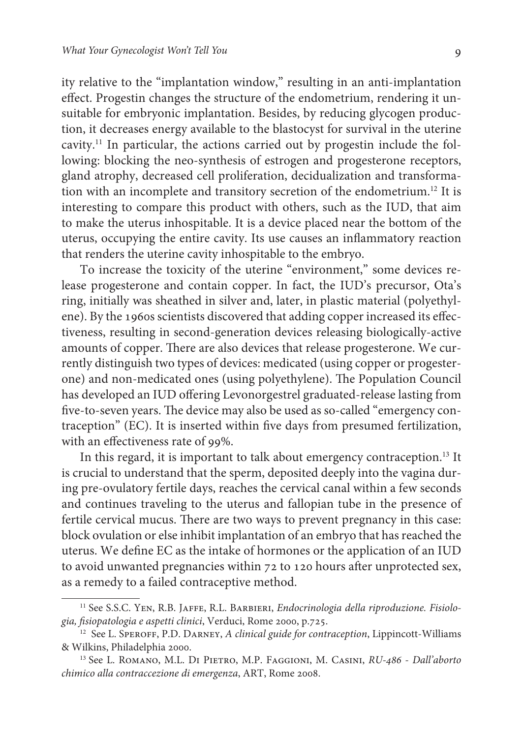ity relative to the "implantation window," resulting in an anti-implantation effect. Progestin changes the structure of the endometrium, rendering it unsuitable for embryonic implantation. Besides, by reducing glycogen production, it decreases energy available to the blastocyst for survival in the uterine cavity.[11] In particular, the actions carried out by progestin include the following: blocking the neo-synthesis of estrogen and progesterone receptors, gland atrophy, decreased cell proliferation, decidualization and transformation with an incomplete and transitory secretion of the endometrium.[12] It is interesting to compare this product with others, such as the IUD, that aim to make the uterus inhospitable. It is a device placed near the bottom of the uterus, occupying the entire cavity. Its use causes an inflammatory reaction that renders the uterine cavity inhospitable to the embryo.

To increase the toxicity of the uterine "environment," some devices release progesterone and contain copper. In fact, the IUD's precursor, Ota's ring, initially was sheathed in silver and, later, in plastic material (polyethylene). By the 1960s scientists discovered that adding copper increased its effectiveness, resulting in second-generation devices releasing biologically-active amounts of copper. There are also devices that release progesterone. We currently distinguish two types of devices: medicated (using copper or progesterone) and non-medicated ones (using polyethylene). The Population Council has developed an IUD offering Levonorgestrel graduated-release lasting from five-to-seven years. The device may also be used as so-called "emergency contraception" (EC). It is inserted within five days from presumed fertilization, with an effectiveness rate of 99%.

In this regard, it is important to talk about emergency contraception.[13] It is crucial to understand that the sperm, deposited deeply into the vagina during pre-ovulatory fertile days, reaches the cervical canal within a few seconds and continues traveling to the uterus and fallopian tube in the presence of fertile cervical mucus. There are two ways to prevent pregnancy in this case: block ovulation or else inhibit implantation of an embryo that has reached the uterus. We define EC as the intake of hormones or the application of an IUD to avoid unwanted pregnancies within 72 to 120 hours after unprotected sex, as a remedy to a failed contraceptive method.

---

[11] See S.S.C. Yen, R.B. Jaffe, R.L. Barbieri, *Endocrinologia della riproduzione. Fisiologia, fisiopatologia e aspetti clinici*, Verduci, Rome 2000, p.725.

[12] See L. Speroff, P.D. Darney, *A clinical guide for contraception*, Lippincott-Williams & Wilkins, Philadelphia 2000.

[13] See L. Romano, M.L. Di Pietro, M.P. Faggioni, M. Casini, *RU-486 - Dall'aborto chimico alla contraccezione di emergenza*, ART, Rome 2008.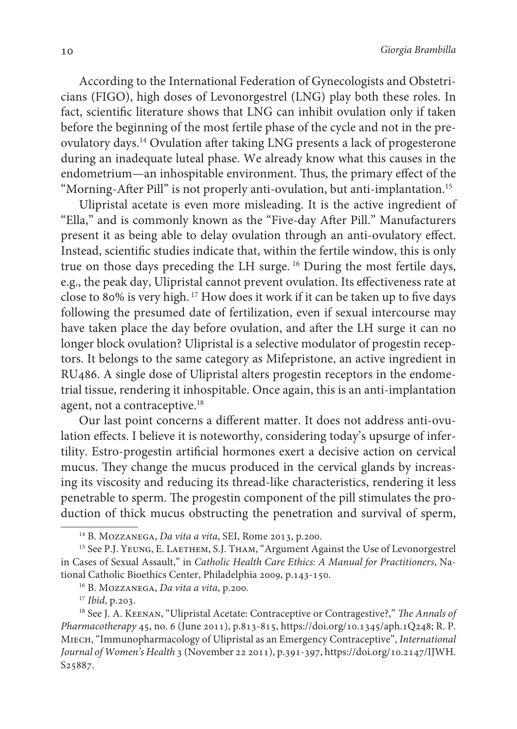According to the International Federation of Gynecologists and Obstetricians (FIGO), high doses of Levonorgestrel (LNG) play both these roles. In fact, scientific literature shows that LNG can inhibit ovulation only if taken before the beginning of the most fertile phase of the cycle and not in the pre-ovulatory days.[14] Ovulation after taking LNG presents a lack of progesterone during an inadequate luteal phase. We already know what this causes in the endometrium—an inhospitable environment. Thus, the primary effect of the "Morning-After Pill" is not properly anti-ovulation, but anti-implantation.[15]

Ulipristal acetate is even more misleading. It is the active ingredient of "Ella," and is commonly known as the "Five-day After Pill." Manufacturers present it as being able to delay ovulation through an anti-ovulatory effect. Instead, scientific studies indicate that, within the fertile window, this is only true on those days preceding the LH surge.[16] During the most fertile days, e.g., the peak day, Ulipristal cannot prevent ovulation. Its effectiveness rate at close to 80% is very high.[17] How does it work if it can be taken up to five days following the presumed date of fertilization, even if sexual intercourse may have taken place the day before ovulation, and after the LH surge it can no longer block ovulation? Ulipristal is a selective modulator of progestin receptors. It belongs to the same category as Mifepristone, an active ingredient in RU486. A single dose of Ulipristal alters progestin receptors in the endometrial tissue, rendering it inhospitable. Once again, this is an anti-implantation agent, not a contraceptive.[18]

Our last point concerns a different matter. It does not address anti-ovulation effects. I believe it is noteworthy, considering today's upsurge of infertility. Estro-progestin artificial hormones exert a decisive action on cervical mucus. They change the mucus produced in the cervical glands by increasing its viscosity and reducing its thread-like characteristics, rendering it less penetrable to sperm. The progestin component of the pill stimulates the production of thick mucus obstructing the penetration and survival of sperm,

---

[14] B. Mozzanega, *Da vita a vita*, SEI, Rome 2013, p.200.

[15] See P.J. Yeung, E. Laethem, S.J. Tham, "Argument Against the Use of Levonorgestrel in Cases of Sexual Assault," in *Catholic Health Care Ethics: A Manual for Practitioners*, National Catholic Bioethics Center, Philadelphia 2009, p.143-150.

[16] B. Mozzanega, *Da vita a vita*, p.200.

[17] *Ibid*, p.203.

[18] See J. A. Keenan, "Ulipristal Acetate: Contraceptive or Contragestive?," *The Annals of Pharmacotherapy* 45, no. 6 (June 2011), p.813-815, https://doi.org/10.1345/aph.1Q248; R. P. Miech, "Immunopharmacology of Ulipristal as an Emergency Contraceptive", *International Journal of Women's Health* 3 (November 22 2011), p.391-397, https://doi.org/10.2147/IJWH.S25887.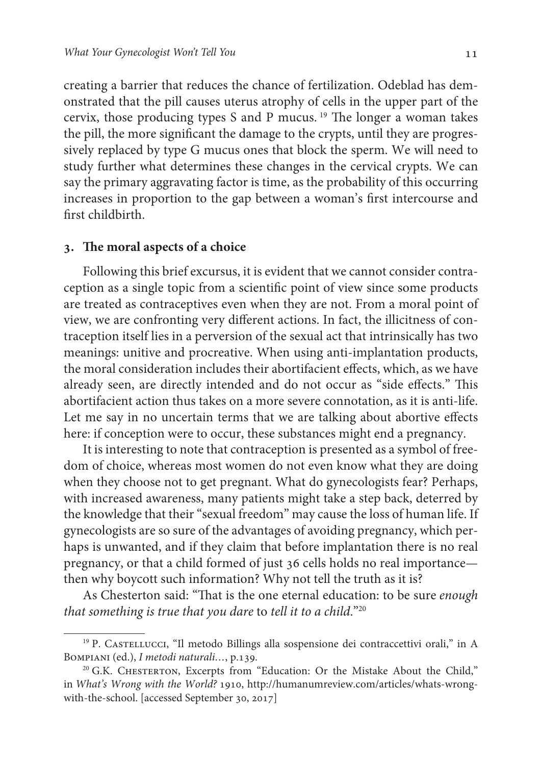creating a barrier that reduces the chance of fertilization. Odeblad has demonstrated that the pill causes uterus atrophy of cells in the upper part of the cervix, those producing types S and P mucus. [19] The longer a woman takes the pill, the more significant the damage to the crypts, until they are progressively replaced by type G mucus ones that block the sperm. We will need to study further what determines these changes in the cervical crypts. We can say the primary aggravating factor is time, as the probability of this occurring increases in proportion to the gap between a woman's first intercourse and first childbirth.

### 3. The moral aspects of a choice

Following this brief excursus, it is evident that we cannot consider contraception as a single topic from a scientific point of view since some products are treated as contraceptives even when they are not. From a moral point of view, we are confronting very different actions. In fact, the illicitness of contraception itself lies in a perversion of the sexual act that intrinsically has two meanings: unitive and procreative. When using anti-implantation products, the moral consideration includes their abortifacient effects, which, as we have already seen, are directly intended and do not occur as "side effects." This abortifacient action thus takes on a more severe connotation, as it is anti-life. Let me say in no uncertain terms that we are talking about abortive effects here: if conception were to occur, these substances might end a pregnancy.

It is interesting to note that contraception is presented as a symbol of freedom of choice, whereas most women do not even know what they are doing when they choose not to get pregnant. What do gynecologists fear? Perhaps, with increased awareness, many patients might take a step back, deterred by the knowledge that their "sexual freedom" may cause the loss of human life. If gynecologists are so sure of the advantages of avoiding pregnancy, which perhaps is unwanted, and if they claim that before implantation there is no real pregnancy, or that a child formed of just 36 cells holds no real importance—then why boycott such information? Why not tell the truth as it is?

As Chesterton said: "That is the one eternal education: to be sure *enough that something is true that you dare* to *tell it to a child*."[20]

---

[19] P. Castellucci, "Il metodo Billings alla sospensione dei contraccettivi orali," in A Bompiani (ed.), *I metodi naturali…*, p.139.

[20] G.K. Chesterton, Excerpts from "Education: Or the Mistake About the Child," in *What's Wrong with the World?* 1910, http://humanumreview.com/articles/whats-wrong-with-the-school. [accessed September 30, 2017]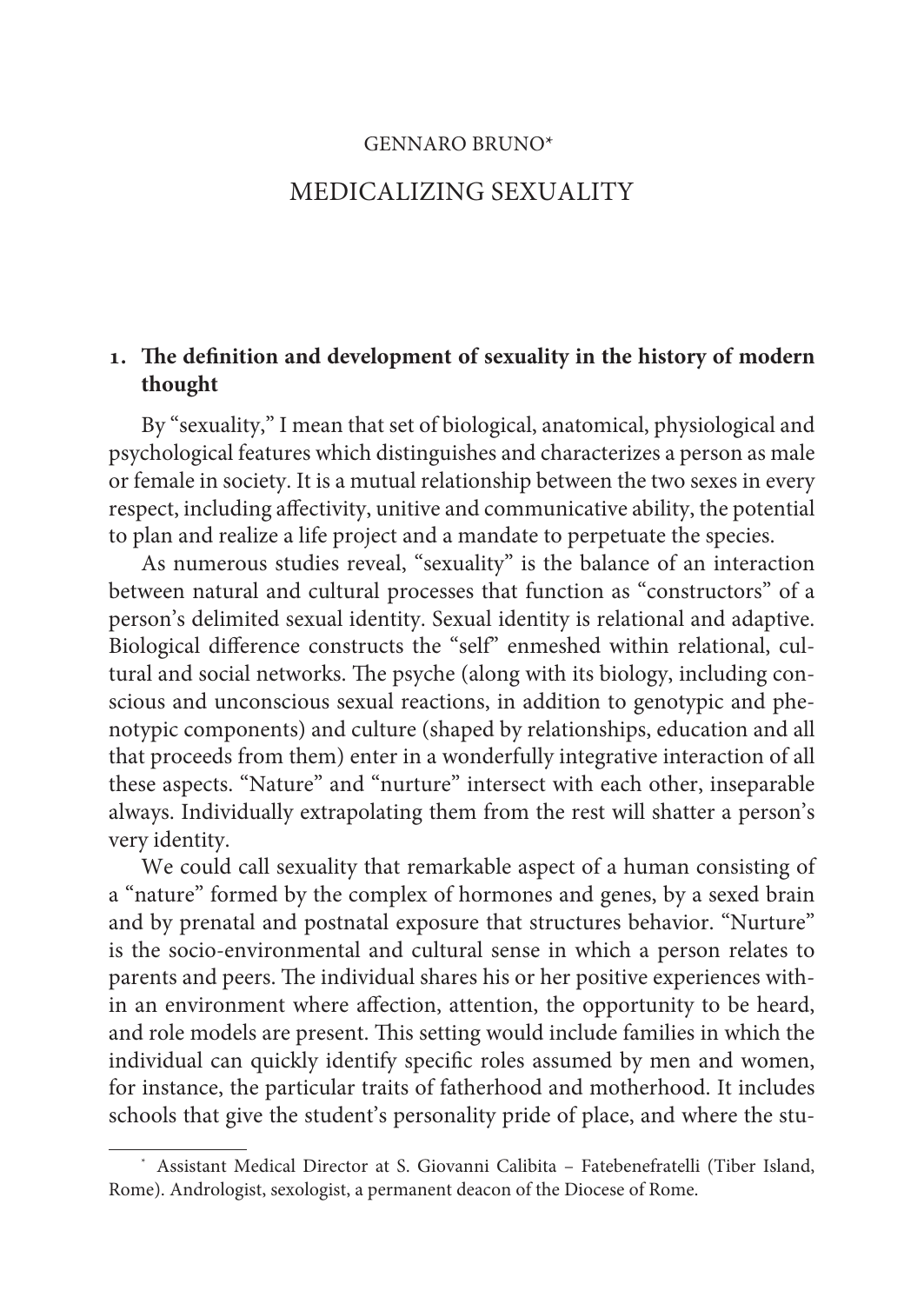GENNARO BRUNO*

# MEDICALIZING SEXUALITY

## 1. The definition and development of sexuality in the history of modern thought

By "sexuality," I mean that set of biological, anatomical, physiological and psychological features which distinguishes and characterizes a person as male or female in society. It is a mutual relationship between the two sexes in every respect, including affectivity, unitive and communicative ability, the potential to plan and realize a life project and a mandate to perpetuate the species.

As numerous studies reveal, "sexuality" is the balance of an interaction between natural and cultural processes that function as "constructors" of a person's delimited sexual identity. Sexual identity is relational and adaptive. Biological difference constructs the "self" enmeshed within relational, cultural and social networks. The psyche (along with its biology, including conscious and unconscious sexual reactions, in addition to genotypic and phenotypic components) and culture (shaped by relationships, education and all that proceeds from them) enter in a wonderfully integrative interaction of all these aspects. "Nature" and "nurture" intersect with each other, inseparable always. Individually extrapolating them from the rest will shatter a person's very identity.

We could call sexuality that remarkable aspect of a human consisting of a "nature" formed by the complex of hormones and genes, by a sexed brain and by prenatal and postnatal exposure that structures behavior. "Nurture" is the socio-environmental and cultural sense in which a person relates to parents and peers. The individual shares his or her positive experiences within an environment where affection, attention, the opportunity to be heard, and role models are present. This setting would include families in which the individual can quickly identify specific roles assumed by men and women, for instance, the particular traits of fatherhood and motherhood. It includes schools that give the student's personality pride of place, and where the stu-

* Assistant Medical Director at S. Giovanni Calibita – Fatebenefratelli (Tiber Island, Rome). Andrologist, sexologist, a permanent deacon of the Diocese of Rome.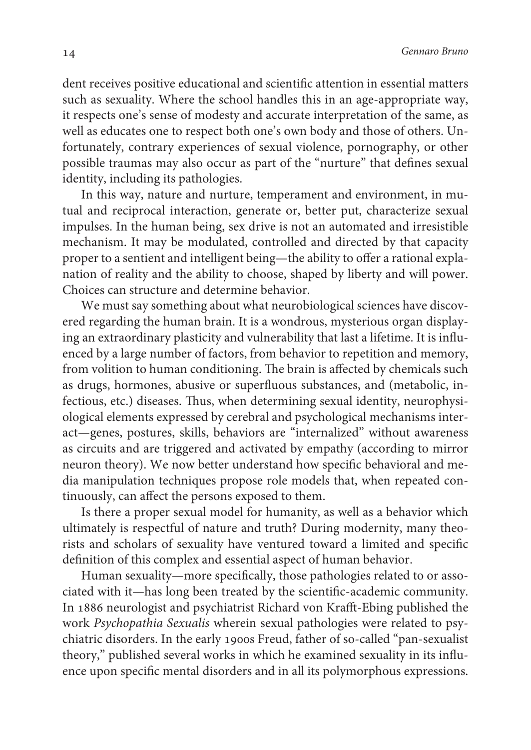dent receives positive educational and scientific attention in essential matters such as sexuality. Where the school handles this in an age-appropriate way, it respects one's sense of modesty and accurate interpretation of the same, as well as educates one to respect both one's own body and those of others. Unfortunately, contrary experiences of sexual violence, pornography, or other possible traumas may also occur as part of the "nurture" that defines sexual identity, including its pathologies.

In this way, nature and nurture, temperament and environment, in mutual and reciprocal interaction, generate or, better put, characterize sexual impulses. In the human being, sex drive is not an automated and irresistible mechanism. It may be modulated, controlled and directed by that capacity proper to a sentient and intelligent being—the ability to offer a rational explanation of reality and the ability to choose, shaped by liberty and will power. Choices can structure and determine behavior.

We must say something about what neurobiological sciences have discovered regarding the human brain. It is a wondrous, mysterious organ displaying an extraordinary plasticity and vulnerability that last a lifetime. It is influenced by a large number of factors, from behavior to repetition and memory, from volition to human conditioning. The brain is affected by chemicals such as drugs, hormones, abusive or superfluous substances, and (metabolic, infectious, etc.) diseases. Thus, when determining sexual identity, neurophysiological elements expressed by cerebral and psychological mechanisms interact—genes, postures, skills, behaviors are "internalized" without awareness as circuits and are triggered and activated by empathy (according to mirror neuron theory). We now better understand how specific behavioral and media manipulation techniques propose role models that, when repeated continuously, can affect the persons exposed to them.

Is there a proper sexual model for humanity, as well as a behavior which ultimately is respectful of nature and truth? During modernity, many theorists and scholars of sexuality have ventured toward a limited and specific definition of this complex and essential aspect of human behavior.

Human sexuality—more specifically, those pathologies related to or associated with it—has long been treated by the scientific-academic community. In 1886 neurologist and psychiatrist Richard von Krafft-Ebing published the work *Psychopathia Sexualis* wherein sexual pathologies were related to psychiatric disorders. In the early 1900s Freud, father of so-called "pan-sexualist theory," published several works in which he examined sexuality in its influence upon specific mental disorders and in all its polymorphous expressions.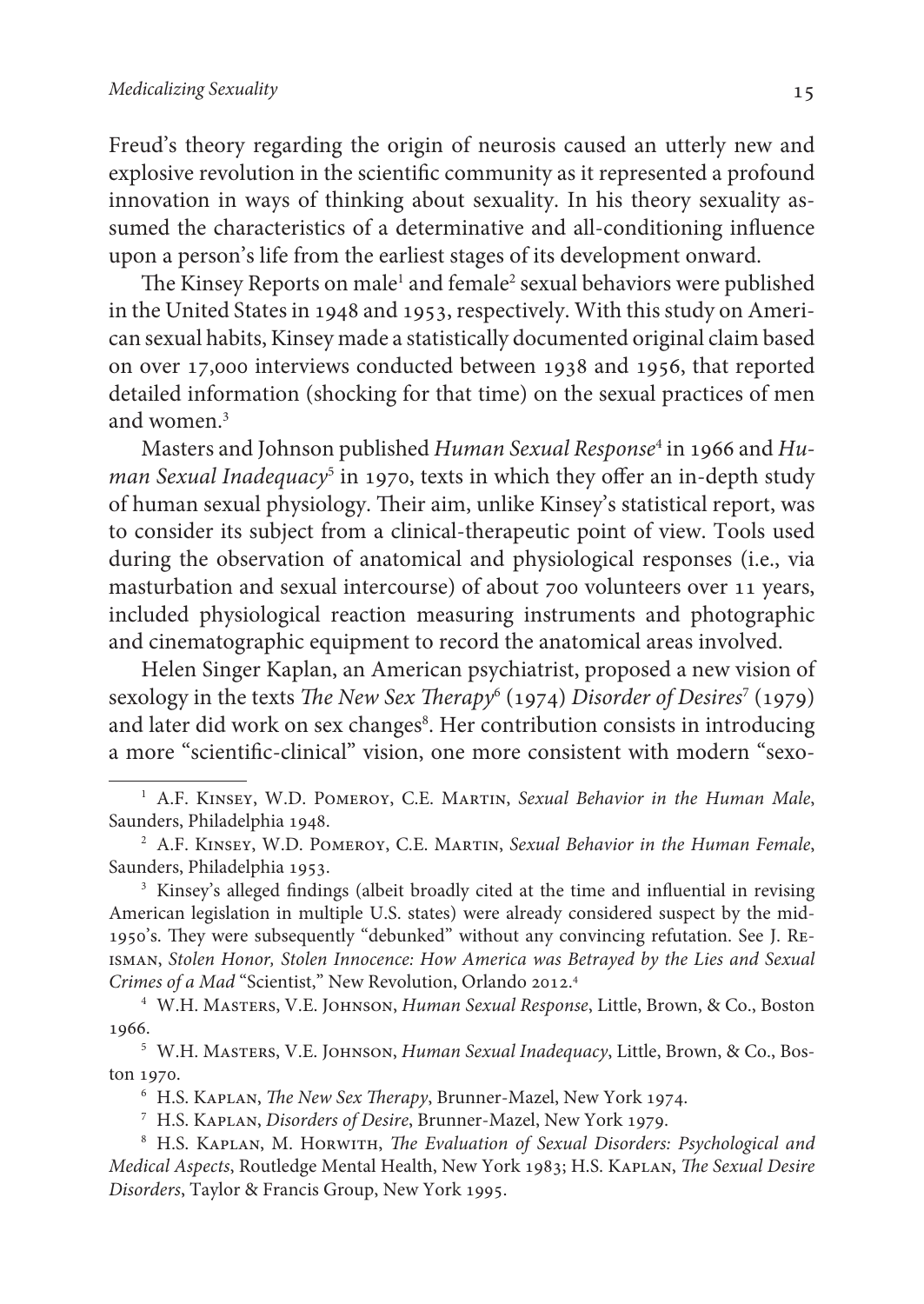Freud's theory regarding the origin of neurosis caused an utterly new and explosive revolution in the scientific community as it represented a profound innovation in ways of thinking about sexuality. In his theory sexuality assumed the characteristics of a determinative and all-conditioning influence upon a person's life from the earliest stages of its development onward.

The Kinsey Reports on male[1] and female[2] sexual behaviors were published in the United States in 1948 and 1953, respectively. With this study on American sexual habits, Kinsey made a statistically documented original claim based on over 17,000 interviews conducted between 1938 and 1956, that reported detailed information (shocking for that time) on the sexual practices of men and women.[3]

Masters and Johnson published *Human Sexual Response*[4] in 1966 and *Human Sexual Inadequacy*[5] in 1970, texts in which they offer an in-depth study of human sexual physiology. Their aim, unlike Kinsey's statistical report, was to consider its subject from a clinical-therapeutic point of view. Tools used during the observation of anatomical and physiological responses (i.e., via masturbation and sexual intercourse) of about 700 volunteers over 11 years, included physiological reaction measuring instruments and photographic and cinematographic equipment to record the anatomical areas involved.

Helen Singer Kaplan, an American psychiatrist, proposed a new vision of sexology in the texts *The New Sex Therapy*[6] (1974) *Disorder of Desires*[7] (1979) and later did work on sex changes[8]. Her contribution consists in introducing a more "scientific-clinical" vision, one more consistent with modern "sexo-

---

[1] A.F. Kinsey, W.D. Pomeroy, C.E. Martin, *Sexual Behavior in the Human Male*, Saunders, Philadelphia 1948.

[2] A.F. Kinsey, W.D. Pomeroy, C.E. Martin, *Sexual Behavior in the Human Female*, Saunders, Philadelphia 1953.

[3] Kinsey's alleged findings (albeit broadly cited at the time and influential in revising American legislation in multiple U.S. states) were already considered suspect by the mid-1950's. They were subsequently "debunked" without any convincing refutation. See J. Reisman, *Stolen Honor, Stolen Innocence: How America was Betrayed by the Lies and Sexual Crimes of a Mad* "Scientist," New Revolution, Orlando 2012.[4]

[4] W.H. Masters, V.E. Johnson, *Human Sexual Response*, Little, Brown, & Co., Boston 1966.

[5] W.H. Masters, V.E. Johnson, *Human Sexual Inadequacy*, Little, Brown, & Co., Boston 1970.

[6] H.S. Kaplan, *The New Sex Therapy*, Brunner-Mazel, New York 1974.

[7] H.S. Kaplan, *Disorders of Desire*, Brunner-Mazel, New York 1979.

[8] H.S. Kaplan, M. Horwith, *The Evaluation of Sexual Disorders: Psychological and Medical Aspects*, Routledge Mental Health, New York 1983; H.S. Kaplan, *The Sexual Desire Disorders*, Taylor & Francis Group, New York 1995.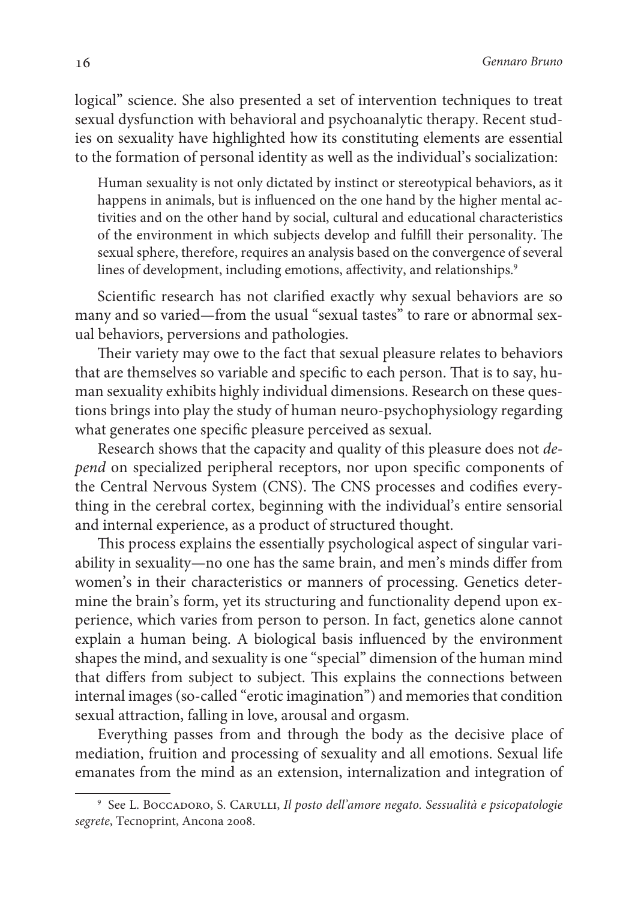logical" science. She also presented a set of intervention techniques to treat sexual dysfunction with behavioral and psychoanalytic therapy. Recent studies on sexuality have highlighted how its constituting elements are essential to the formation of personal identity as well as the individual's socialization:

> Human sexuality is not only dictated by instinct or stereotypical behaviors, as it happens in animals, but is influenced on the one hand by the higher mental activities and on the other hand by social, cultural and educational characteristics of the environment in which subjects develop and fulfill their personality. The sexual sphere, therefore, requires an analysis based on the convergence of several lines of development, including emotions, affectivity, and relationships.[9]

Scientific research has not clarified exactly why sexual behaviors are so many and so varied—from the usual "sexual tastes" to rare or abnormal sexual behaviors, perversions and pathologies.

Their variety may owe to the fact that sexual pleasure relates to behaviors that are themselves so variable and specific to each person. That is to say, human sexuality exhibits highly individual dimensions. Research on these questions brings into play the study of human neuro-psychophysiology regarding what generates one specific pleasure perceived as sexual.

Research shows that the capacity and quality of this pleasure does not *depend* on specialized peripheral receptors, nor upon specific components of the Central Nervous System (CNS). The CNS processes and codifies everything in the cerebral cortex, beginning with the individual's entire sensorial and internal experience, as a product of structured thought.

This process explains the essentially psychological aspect of singular variability in sexuality—no one has the same brain, and men's minds differ from women's in their characteristics or manners of processing. Genetics determine the brain's form, yet its structuring and functionality depend upon experience, which varies from person to person. In fact, genetics alone cannot explain a human being. A biological basis influenced by the environment shapes the mind, and sexuality is one "special" dimension of the human mind that differs from subject to subject. This explains the connections between internal images (so-called "erotic imagination") and memories that condition sexual attraction, falling in love, arousal and orgasm.

Everything passes from and through the body as the decisive place of mediation, fruition and processing of sexuality and all emotions. Sexual life emanates from the mind as an extension, internalization and integration of

---

[9] See L. Boccadoro, S. Carulli, *Il posto dell'amore negato. Sessualità e psicopatologie segrete*, Tecnoprint, Ancona 2008.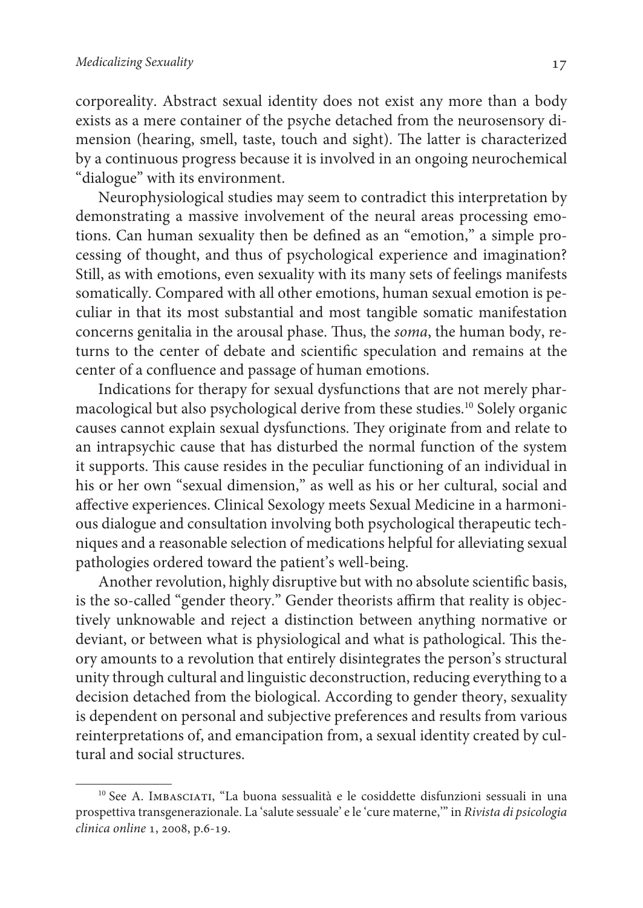corporeality. Abstract sexual identity does not exist any more than a body exists as a mere container of the psyche detached from the neurosensory dimension (hearing, smell, taste, touch and sight). The latter is characterized by a continuous progress because it is involved in an ongoing neurochemical "dialogue" with its environment.

Neurophysiological studies may seem to contradict this interpretation by demonstrating a massive involvement of the neural areas processing emotions. Can human sexuality then be defined as an "emotion," a simple processing of thought, and thus of psychological experience and imagination? Still, as with emotions, even sexuality with its many sets of feelings manifests somatically. Compared with all other emotions, human sexual emotion is peculiar in that its most substantial and most tangible somatic manifestation concerns genitalia in the arousal phase. Thus, the *soma*, the human body, returns to the center of debate and scientific speculation and remains at the center of a confluence and passage of human emotions.

Indications for therapy for sexual dysfunctions that are not merely pharmacological but also psychological derive from these studies.[10] Solely organic causes cannot explain sexual dysfunctions. They originate from and relate to an intrapsychic cause that has disturbed the normal function of the system it supports. This cause resides in the peculiar functioning of an individual in his or her own "sexual dimension," as well as his or her cultural, social and affective experiences. Clinical Sexology meets Sexual Medicine in a harmonious dialogue and consultation involving both psychological therapeutic techniques and a reasonable selection of medications helpful for alleviating sexual pathologies ordered toward the patient's well-being.

Another revolution, highly disruptive but with no absolute scientific basis, is the so-called "gender theory." Gender theorists affirm that reality is objectively unknowable and reject a distinction between anything normative or deviant, or between what is physiological and what is pathological. This theory amounts to a revolution that entirely disintegrates the person's structural unity through cultural and linguistic deconstruction, reducing everything to a decision detached from the biological. According to gender theory, sexuality is dependent on personal and subjective preferences and results from various reinterpretations of, and emancipation from, a sexual identity created by cultural and social structures.

---

[10] See A. Imbasciati, "La buona sessualità e le cosiddette disfunzioni sessuali in una prospettiva transgenerazionale. La 'salute sessuale' e le 'cure materne,'" in *Rivista di psicologia clinica online* 1, 2008, p.6-19.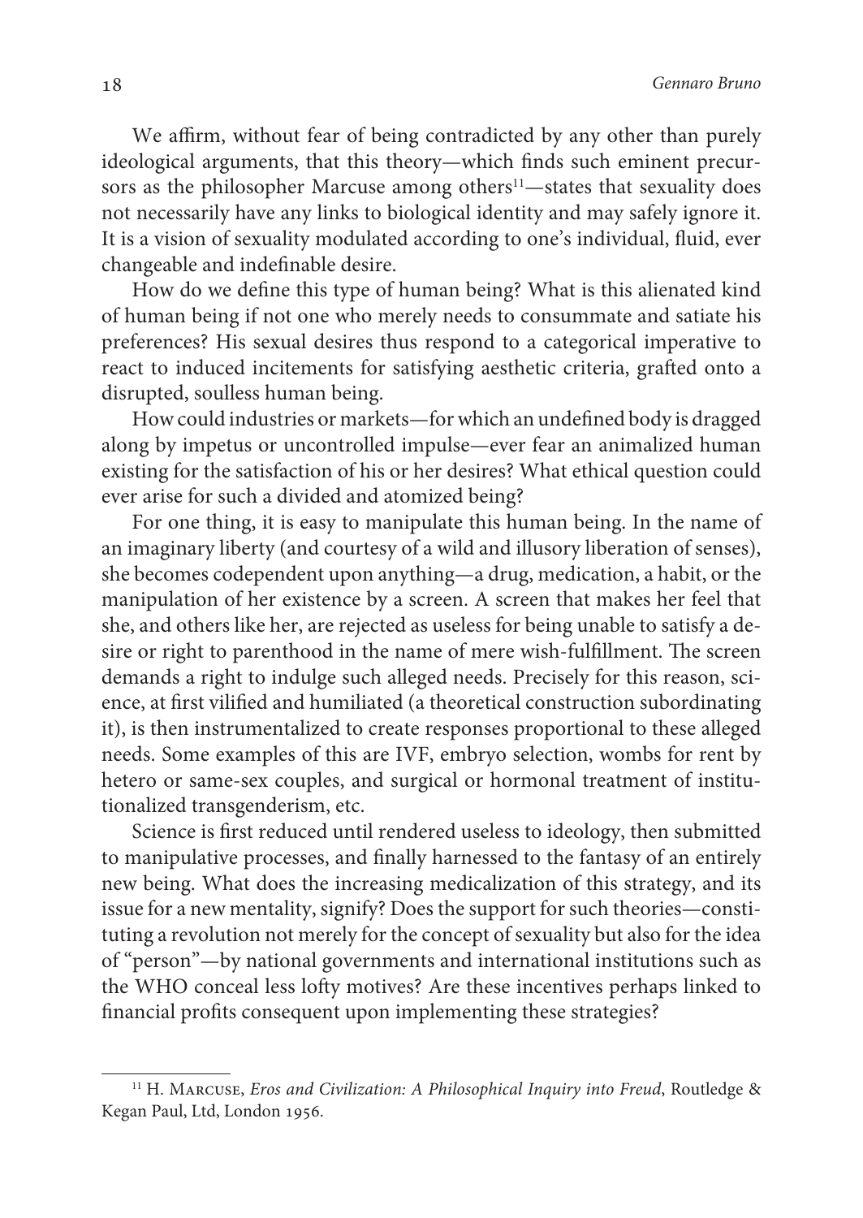We affirm, without fear of being contradicted by any other than purely ideological arguments, that this theory—which finds such eminent precursors as the philosopher Marcuse among others[11]—states that sexuality does not necessarily have any links to biological identity and may safely ignore it. It is a vision of sexuality modulated according to one's individual, fluid, ever changeable and indefinable desire.

How do we define this type of human being? What is this alienated kind of human being if not one who merely needs to consummate and satiate his preferences? His sexual desires thus respond to a categorical imperative to react to induced incitements for satisfying aesthetic criteria, grafted onto a disrupted, soulless human being.

How could industries or markets—for which an undefined body is dragged along by impetus or uncontrolled impulse—ever fear an animalized human existing for the satisfaction of his or her desires? What ethical question could ever arise for such a divided and atomized being?

For one thing, it is easy to manipulate this human being. In the name of an imaginary liberty (and courtesy of a wild and illusory liberation of senses), she becomes codependent upon anything—a drug, medication, a habit, or the manipulation of her existence by a screen. A screen that makes her feel that she, and others like her, are rejected as useless for being unable to satisfy a desire or right to parenthood in the name of mere wish-fulfillment. The screen demands a right to indulge such alleged needs. Precisely for this reason, science, at first vilified and humiliated (a theoretical construction subordinating it), is then instrumentalized to create responses proportional to these alleged needs. Some examples of this are IVF, embryo selection, wombs for rent by hetero or same-sex couples, and surgical or hormonal treatment of institutionalized transgenderism, etc.

Science is first reduced until rendered useless to ideology, then submitted to manipulative processes, and finally harnessed to the fantasy of an entirely new being. What does the increasing medicalization of this strategy, and its issue for a new mentality, signify? Does the support for such theories—constituting a revolution not merely for the concept of sexuality but also for the idea of "person"—by national governments and international institutions such as the WHO conceal less lofty motives? Are these incentives perhaps linked to financial profits consequent upon implementing these strategies?

---

[11] H. Marcuse, *Eros and Civilization: A Philosophical Inquiry into Freud*, Routledge & Kegan Paul, Ltd, London 1956.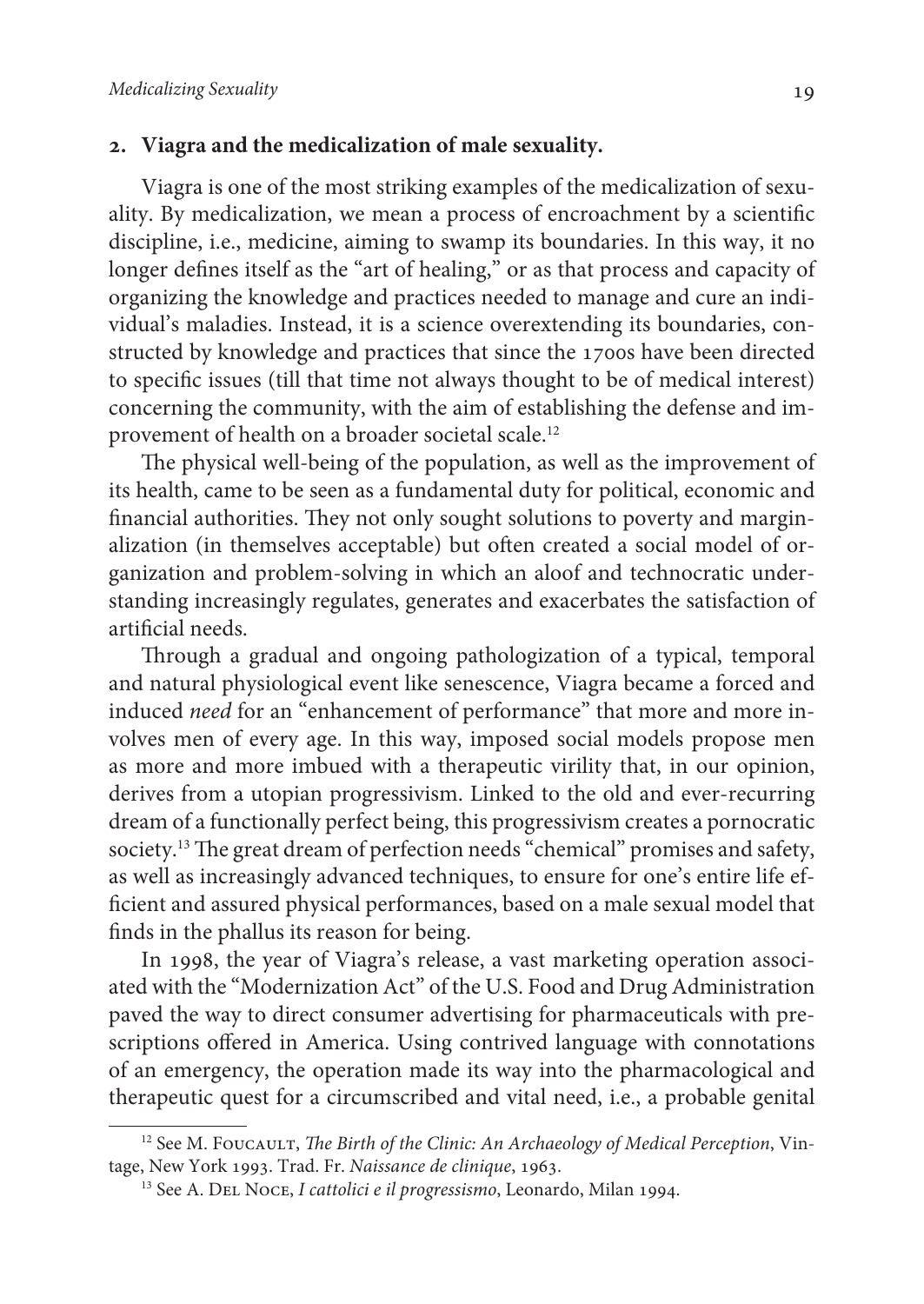## 2. Viagra and the medicalization of male sexuality.

Viagra is one of the most striking examples of the medicalization of sexuality. By medicalization, we mean a process of encroachment by a scientific discipline, i.e., medicine, aiming to swamp its boundaries. In this way, it no longer defines itself as the "art of healing," or as that process and capacity of organizing the knowledge and practices needed to manage and cure an individual's maladies. Instead, it is a science overextending its boundaries, constructed by knowledge and practices that since the 1700s have been directed to specific issues (till that time not always thought to be of medical interest) concerning the community, with the aim of establishing the defense and improvement of health on a broader societal scale.[12]

The physical well-being of the population, as well as the improvement of its health, came to be seen as a fundamental duty for political, economic and financial authorities. They not only sought solutions to poverty and marginalization (in themselves acceptable) but often created a social model of organization and problem-solving in which an aloof and technocratic understanding increasingly regulates, generates and exacerbates the satisfaction of artificial needs.

Through a gradual and ongoing pathologization of a typical, temporal and natural physiological event like senescence, Viagra became a forced and induced *need* for an "enhancement of performance" that more and more involves men of every age. In this way, imposed social models propose men as more and more imbued with a therapeutic virility that, in our opinion, derives from a utopian progressivism. Linked to the old and ever-recurring dream of a functionally perfect being, this progressivism creates a pornocratic society.[13] The great dream of perfection needs "chemical" promises and safety, as well as increasingly advanced techniques, to ensure for one's entire life efficient and assured physical performances, based on a male sexual model that finds in the phallus its reason for being.

In 1998, the year of Viagra's release, a vast marketing operation associated with the "Modernization Act" of the U.S. Food and Drug Administration paved the way to direct consumer advertising for pharmaceuticals with prescriptions offered in America. Using contrived language with connotations of an emergency, the operation made its way into the pharmacological and therapeutic quest for a circumscribed and vital need, i.e., a probable genital

---

[12] See M. Foucault, *The Birth of the Clinic: An Archaeology of Medical Perception*, Vintage, New York 1993. Trad. Fr. *Naissance de clinique*, 1963.

[13] See A. Del Noce, *I cattolici e il progressismo*, Leonardo, Milan 1994.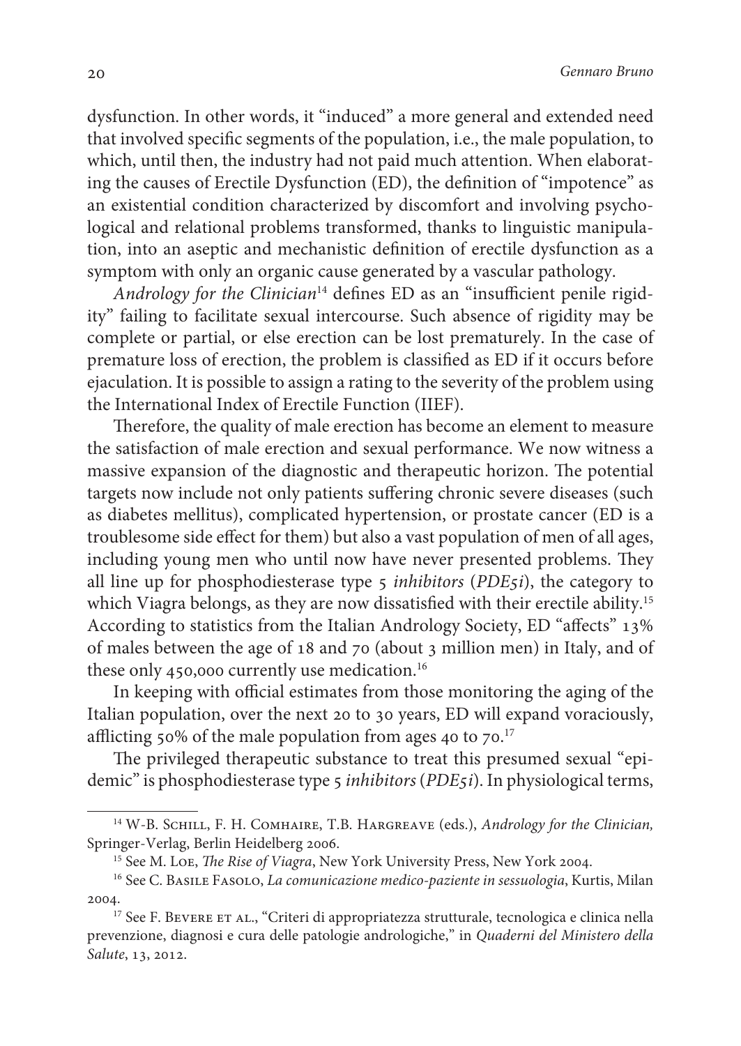dysfunction. In other words, it "induced" a more general and extended need that involved specific segments of the population, i.e., the male population, to which, until then, the industry had not paid much attention. When elaborating the causes of Erectile Dysfunction (ED), the definition of "impotence" as an existential condition characterized by discomfort and involving psychological and relational problems transformed, thanks to linguistic manipulation, into an aseptic and mechanistic definition of erectile dysfunction as a symptom with only an organic cause generated by a vascular pathology.

*Andrology for the Clinician*[14] defines ED as an "insufficient penile rigidity" failing to facilitate sexual intercourse. Such absence of rigidity may be complete or partial, or else erection can be lost prematurely. In the case of premature loss of erection, the problem is classified as ED if it occurs before ejaculation. It is possible to assign a rating to the severity of the problem using the International Index of Erectile Function (IIEF).

Therefore, the quality of male erection has become an element to measure the satisfaction of male erection and sexual performance. We now witness a massive expansion of the diagnostic and therapeutic horizon. The potential targets now include not only patients suffering chronic severe diseases (such as diabetes mellitus), complicated hypertension, or prostate cancer (ED is a troublesome side effect for them) but also a vast population of men of all ages, including young men who until now have never presented problems. They all line up for phosphodiesterase type 5 *inhibitors* (*PDE5i*), the category to which Viagra belongs, as they are now dissatisfied with their erectile ability.[15] According to statistics from the Italian Andrology Society, ED "affects" 13% of males between the age of 18 and 70 (about 3 million men) in Italy, and of these only 450,000 currently use medication.[16]

In keeping with official estimates from those monitoring the aging of the Italian population, over the next 20 to 30 years, ED will expand voraciously, afflicting 50% of the male population from ages 40 to 70.[17]

The privileged therapeutic substance to treat this presumed sexual "epidemic" is phosphodiesterase type 5 *inhibitors* (*PDE5i*). In physiological terms,

---

[14] W-B. Schill, F. H. Comhaire, T.B. Hargreave (eds.), *Andrology for the Clinician*, Springer-Verlag, Berlin Heidelberg 2006.

[15] See M. Loe, *The Rise of Viagra*, New York University Press, New York 2004.

[16] See C. Basile Fasolo, *La comunicazione medico-paziente in sessuologia*, Kurtis, Milan 2004.

[17] See F. Bevere et al., "Criteri di appropriatezza strutturale, tecnologica e clinica nella prevenzione, diagnosi e cura delle patologie andrologiche," in *Quaderni del Ministero della Salute*, 13, 2012.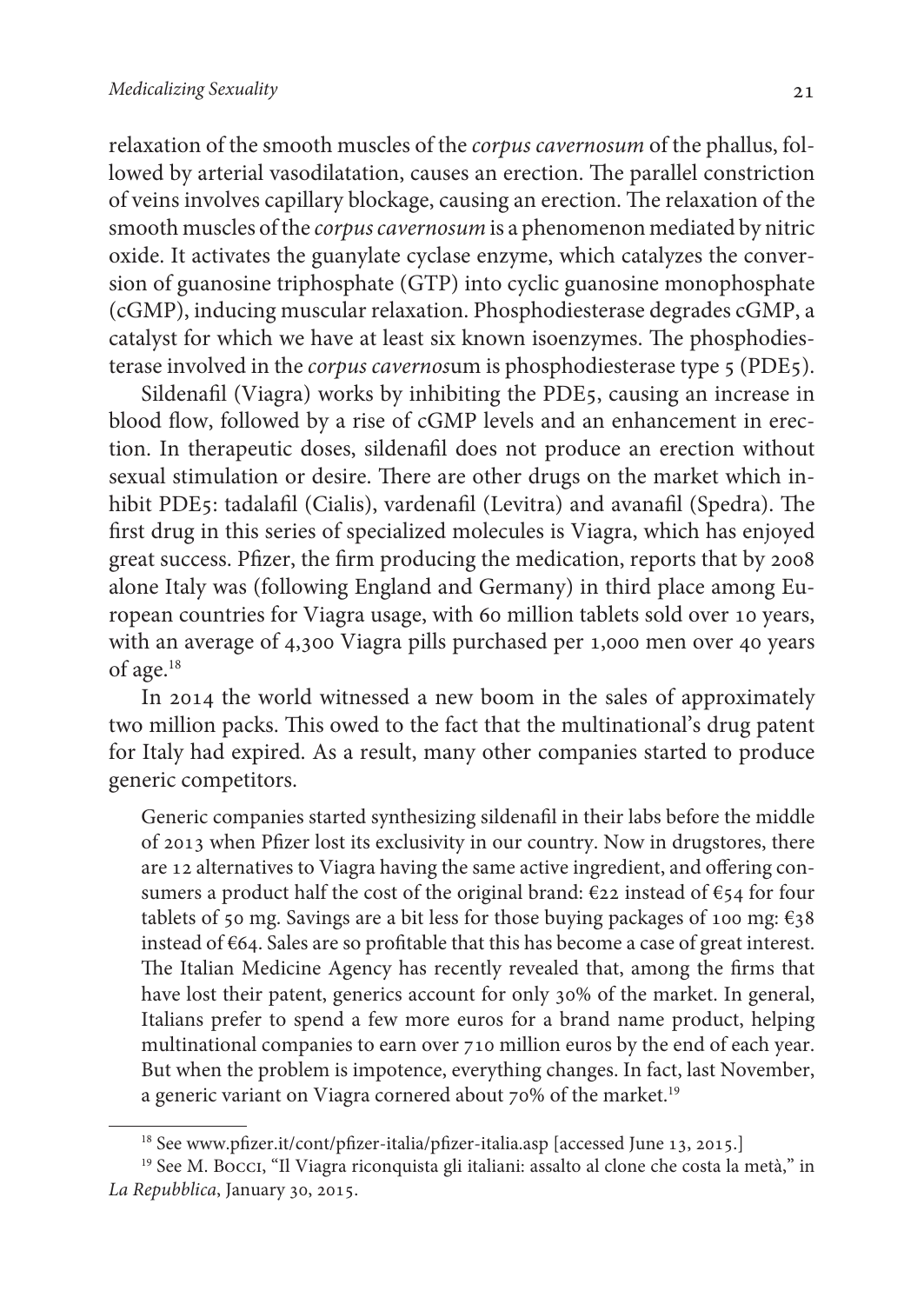relaxation of the smooth muscles of the *corpus cavernosum* of the phallus, followed by arterial vasodilatation, causes an erection. The parallel constriction of veins involves capillary blockage, causing an erection. The relaxation of the smooth muscles of the *corpus cavernosum* is a phenomenon mediated by nitric oxide. It activates the guanylate cyclase enzyme, which catalyzes the conversion of guanosine triphosphate (GTP) into cyclic guanosine monophosphate (cGMP), inducing muscular relaxation. Phosphodiesterase degrades cGMP, a catalyst for which we have at least six known isoenzymes. The phosphodiesterase involved in the *corpus cavernos*um is phosphodiesterase type 5 (PDE5).

Sildenafil (Viagra) works by inhibiting the PDE5, causing an increase in blood flow, followed by a rise of cGMP levels and an enhancement in erection. In therapeutic doses, sildenafil does not produce an erection without sexual stimulation or desire. There are other drugs on the market which inhibit PDE5: tadalafil (Cialis), vardenafil (Levitra) and avanafil (Spedra). The first drug in this series of specialized molecules is Viagra, which has enjoyed great success. Pfizer, the firm producing the medication, reports that by 2008 alone Italy was (following England and Germany) in third place among European countries for Viagra usage, with 60 million tablets sold over 10 years, with an average of 4,300 Viagra pills purchased per 1,000 men over 40 years of age.[18]

In 2014 the world witnessed a new boom in the sales of approximately two million packs. This owed to the fact that the multinational's drug patent for Italy had expired. As a result, many other companies started to produce generic competitors.

> Generic companies started synthesizing sildenafil in their labs before the middle of 2013 when Pfizer lost its exclusivity in our country. Now in drugstores, there are 12 alternatives to Viagra having the same active ingredient, and offering consumers a product half the cost of the original brand: €22 instead of €54 for four tablets of 50 mg. Savings are a bit less for those buying packages of 100 mg: €38 instead of €64. Sales are so profitable that this has become a case of great interest. The Italian Medicine Agency has recently revealed that, among the firms that have lost their patent, generics account for only 30% of the market. In general, Italians prefer to spend a few more euros for a brand name product, helping multinational companies to earn over 710 million euros by the end of each year. But when the problem is impotence, everything changes. In fact, last November, a generic variant on Viagra cornered about 70% of the market.[19]

---

[18] See www.pfizer.it/cont/pfizer-italia/pfizer-italia.asp [accessed June 13, 2015.]

[19] See M. Bocci, "Il Viagra riconquista gli italiani: assalto al clone che costa la metà," in *La Repubblica*, January 30, 2015.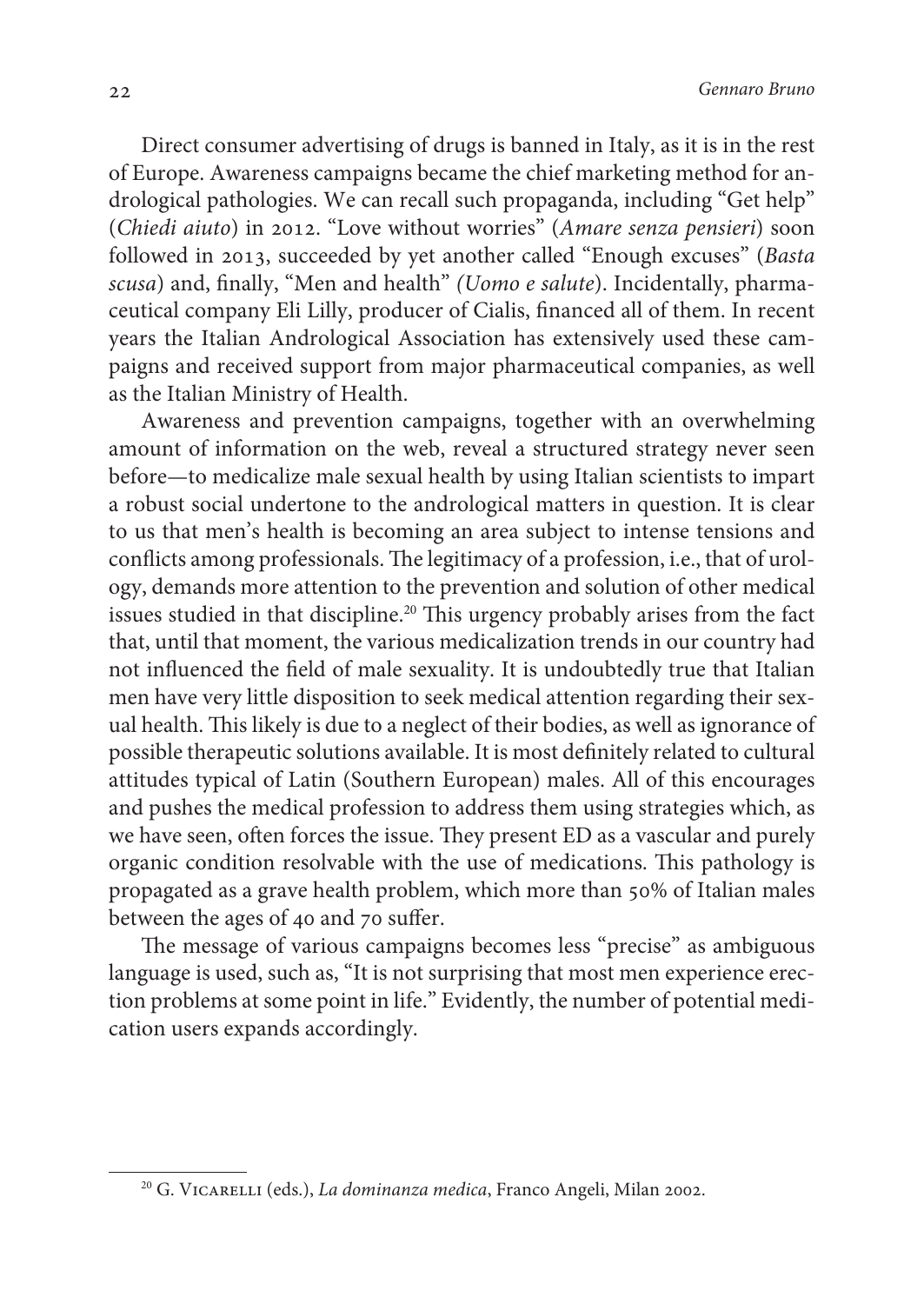Direct consumer advertising of drugs is banned in Italy, as it is in the rest of Europe. Awareness campaigns became the chief marketing method for andrological pathologies. We can recall such propaganda, including "Get help" (*Chiedi aiuto*) in 2012. "Love without worries" (*Amare senza pensieri*) soon followed in 2013, succeeded by yet another called "Enough excuses" (*Basta scusa*) and, finally, "Men and health" *(Uomo e salute*). Incidentally, pharmaceutical company Eli Lilly, producer of Cialis, financed all of them. In recent years the Italian Andrological Association has extensively used these campaigns and received support from major pharmaceutical companies, as well as the Italian Ministry of Health.

Awareness and prevention campaigns, together with an overwhelming amount of information on the web, reveal a structured strategy never seen before—to medicalize male sexual health by using Italian scientists to impart a robust social undertone to the andrological matters in question. It is clear to us that men's health is becoming an area subject to intense tensions and conflicts among professionals. The legitimacy of a profession, i.e., that of urology, demands more attention to the prevention and solution of other medical issues studied in that discipline.[20] This urgency probably arises from the fact that, until that moment, the various medicalization trends in our country had not influenced the field of male sexuality. It is undoubtedly true that Italian men have very little disposition to seek medical attention regarding their sexual health. This likely is due to a neglect of their bodies, as well as ignorance of possible therapeutic solutions available. It is most definitely related to cultural attitudes typical of Latin (Southern European) males. All of this encourages and pushes the medical profession to address them using strategies which, as we have seen, often forces the issue. They present ED as a vascular and purely organic condition resolvable with the use of medications. This pathology is propagated as a grave health problem, which more than 50% of Italian males between the ages of 40 and 70 suffer.

The message of various campaigns becomes less "precise" as ambiguous language is used, such as, "It is not surprising that most men experience erection problems at some point in life." Evidently, the number of potential medication users expands accordingly.

---

[20] G. Vicarelli (eds.), *La dominanza medica*, Franco Angeli, Milan 2002.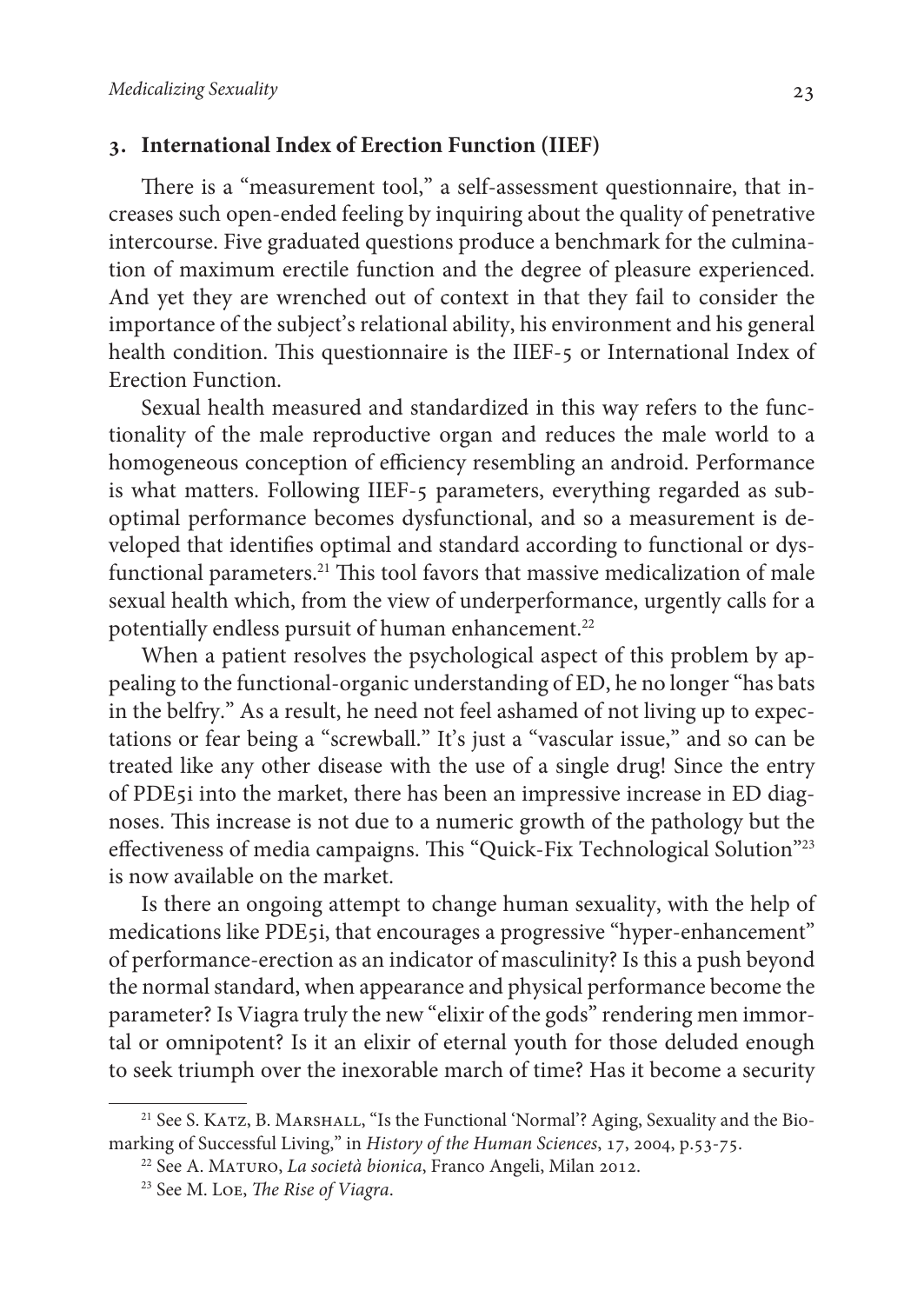## 3. International Index of Erection Function (IIEF)

There is a "measurement tool," a self-assessment questionnaire, that increases such open-ended feeling by inquiring about the quality of penetrative intercourse. Five graduated questions produce a benchmark for the culmination of maximum erectile function and the degree of pleasure experienced. And yet they are wrenched out of context in that they fail to consider the importance of the subject's relational ability, his environment and his general health condition. This questionnaire is the IIEF-5 or International Index of Erection Function.

Sexual health measured and standardized in this way refers to the functionality of the male reproductive organ and reduces the male world to a homogeneous conception of efficiency resembling an android. Performance is what matters. Following IIEF-5 parameters, everything regarded as suboptimal performance becomes dysfunctional, and so a measurement is developed that identifies optimal and standard according to functional or dysfunctional parameters.[21] This tool favors that massive medicalization of male sexual health which, from the view of underperformance, urgently calls for a potentially endless pursuit of human enhancement.[22]

When a patient resolves the psychological aspect of this problem by appealing to the functional-organic understanding of ED, he no longer "has bats in the belfry." As a result, he need not feel ashamed of not living up to expectations or fear being a "screwball." It's just a "vascular issue," and so can be treated like any other disease with the use of a single drug! Since the entry of PDE5i into the market, there has been an impressive increase in ED diagnoses. This increase is not due to a numeric growth of the pathology but the effectiveness of media campaigns. This "Quick-Fix Technological Solution"[23] is now available on the market.

Is there an ongoing attempt to change human sexuality, with the help of medications like PDE5i, that encourages a progressive "hyper-enhancement" of performance-erection as an indicator of masculinity? Is this a push beyond the normal standard, when appearance and physical performance become the parameter? Is Viagra truly the new "elixir of the gods" rendering men immortal or omnipotent? Is it an elixir of eternal youth for those deluded enough to seek triumph over the inexorable march of time? Has it become a security

---

[21] See S. Katz, B. Marshall, "Is the Functional 'Normal'? Aging, Sexuality and the Biomarking of Successful Living," in *History of the Human Sciences*, 17, 2004, p.53-75.

[22] See A. Maturo, *La società bionica*, Franco Angeli, Milan 2012.

[23] See M. Loe, *The Rise of Viagra*.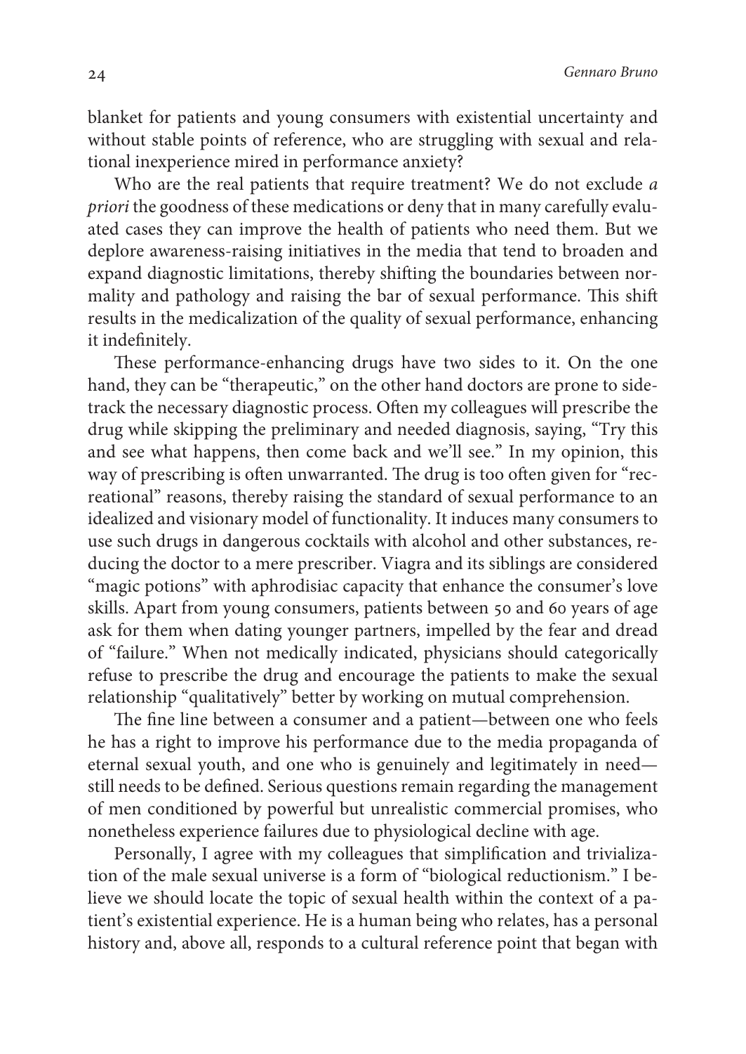blanket for patients and young consumers with existential uncertainty and without stable points of reference, who are struggling with sexual and relational inexperience mired in performance anxiety?

Who are the real patients that require treatment? We do not exclude *a priori* the goodness of these medications or deny that in many carefully evaluated cases they can improve the health of patients who need them. But we deplore awareness-raising initiatives in the media that tend to broaden and expand diagnostic limitations, thereby shifting the boundaries between normality and pathology and raising the bar of sexual performance. This shift results in the medicalization of the quality of sexual performance, enhancing it indefinitely.

These performance-enhancing drugs have two sides to it. On the one hand, they can be "therapeutic," on the other hand doctors are prone to sidetrack the necessary diagnostic process. Often my colleagues will prescribe the drug while skipping the preliminary and needed diagnosis, saying, "Try this and see what happens, then come back and we'll see." In my opinion, this way of prescribing is often unwarranted. The drug is too often given for "recreational" reasons, thereby raising the standard of sexual performance to an idealized and visionary model of functionality. It induces many consumers to use such drugs in dangerous cocktails with alcohol and other substances, reducing the doctor to a mere prescriber. Viagra and its siblings are considered "magic potions" with aphrodisiac capacity that enhance the consumer's love skills. Apart from young consumers, patients between 50 and 60 years of age ask for them when dating younger partners, impelled by the fear and dread of "failure." When not medically indicated, physicians should categorically refuse to prescribe the drug and encourage the patients to make the sexual relationship "qualitatively" better by working on mutual comprehension.

The fine line between a consumer and a patient—between one who feels he has a right to improve his performance due to the media propaganda of eternal sexual youth, and one who is genuinely and legitimately in need—still needs to be defined. Serious questions remain regarding the management of men conditioned by powerful but unrealistic commercial promises, who nonetheless experience failures due to physiological decline with age.

Personally, I agree with my colleagues that simplification and trivialization of the male sexual universe is a form of "biological reductionism." I believe we should locate the topic of sexual health within the context of a patient's existential experience. He is a human being who relates, has a personal history and, above all, responds to a cultural reference point that began with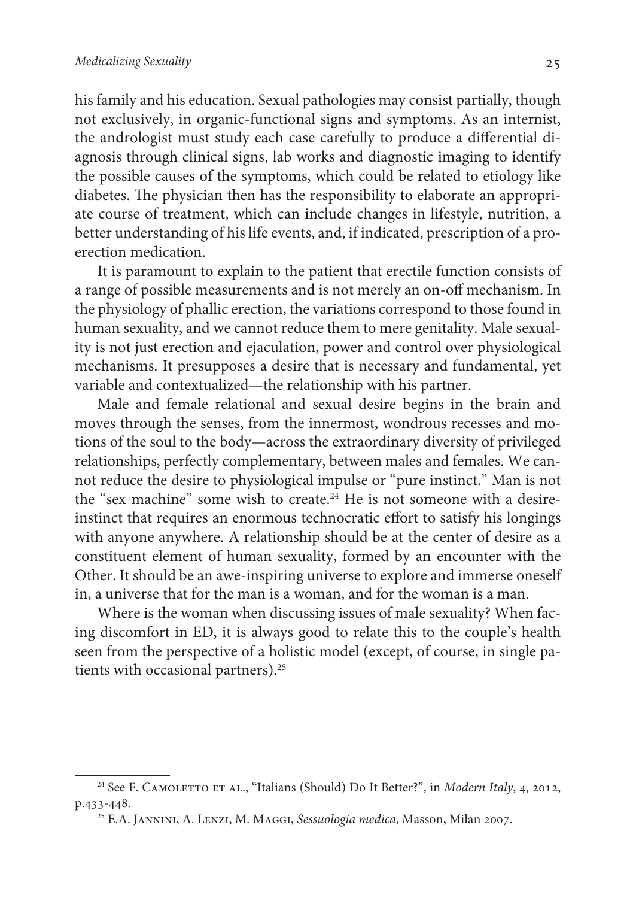his family and his education. Sexual pathologies may consist partially, though not exclusively, in organic-functional signs and symptoms. As an internist, the andrologist must study each case carefully to produce a differential diagnosis through clinical signs, lab works and diagnostic imaging to identify the possible causes of the symptoms, which could be related to etiology like diabetes. The physician then has the responsibility to elaborate an appropriate course of treatment, which can include changes in lifestyle, nutrition, a better understanding of his life events, and, if indicated, prescription of a pro-erection medication.

It is paramount to explain to the patient that erectile function consists of a range of possible measurements and is not merely an on-off mechanism. In the physiology of phallic erection, the variations correspond to those found in human sexuality, and we cannot reduce them to mere genitality. Male sexuality is not just erection and ejaculation, power and control over physiological mechanisms. It presupposes a desire that is necessary and fundamental, yet variable and contextualized—the relationship with his partner.

Male and female relational and sexual desire begins in the brain and moves through the senses, from the innermost, wondrous recesses and motions of the soul to the body—across the extraordinary diversity of privileged relationships, perfectly complementary, between males and females. We cannot reduce the desire to physiological impulse or "pure instinct." Man is not the "sex machine" some wish to create.[24] He is not someone with a desire-instinct that requires an enormous technocratic effort to satisfy his longings with anyone anywhere. A relationship should be at the center of desire as a constituent element of human sexuality, formed by an encounter with the Other. It should be an awe-inspiring universe to explore and immerse oneself in, a universe that for the man is a woman, and for the woman is a man.

Where is the woman when discussing issues of male sexuality? When facing discomfort in ED, it is always good to relate this to the couple's health seen from the perspective of a holistic model (except, of course, in single patients with occasional partners).[25]

---

[24] See F. Camoletto et al., "Italians (Should) Do It Better?", in *Modern Italy*, 4, 2012, p.433-448.

[25] E.A. Jannini, A. Lenzi, M. Maggi, *Sessuologia medica*, Masson, Milan 2007.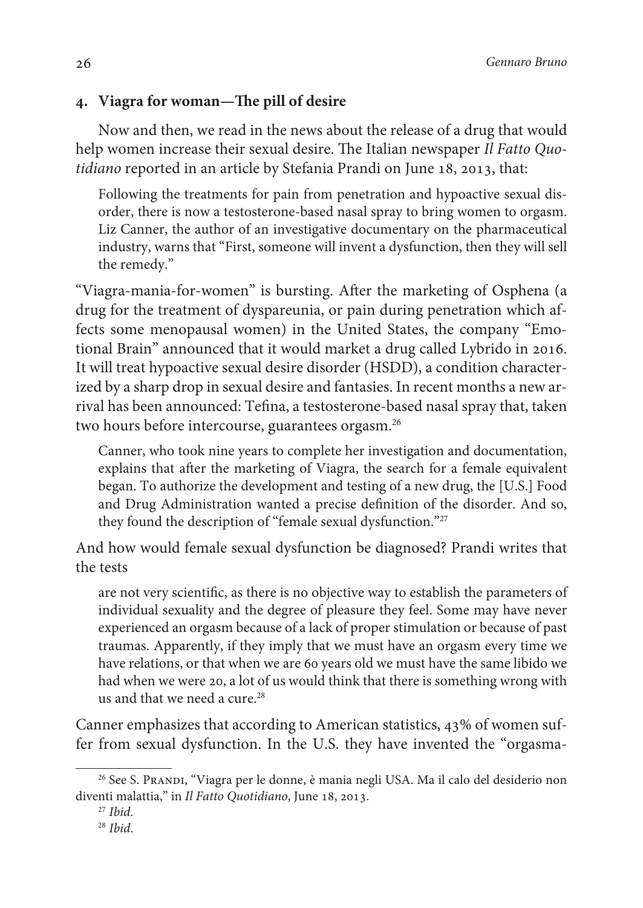## 4. Viagra for woman—The pill of desire

Now and then, we read in the news about the release of a drug that would help women increase their sexual desire. The Italian newspaper *Il Fatto Quotidiano* reported in an article by Stefania Prandi on June 18, 2013, that:

> Following the treatments for pain from penetration and hypoactive sexual disorder, there is now a testosterone-based nasal spray to bring women to orgasm. Liz Canner, the author of an investigative documentary on the pharmaceutical industry, warns that "First, someone will invent a dysfunction, then they will sell the remedy."

"Viagra-mania-for-women" is bursting. After the marketing of Osphena (a drug for the treatment of dyspareunia, or pain during penetration which affects some menopausal women) in the United States, the company "Emotional Brain" announced that it would market a drug called Lybrido in 2016. It will treat hypoactive sexual desire disorder (HSDD), a condition characterized by a sharp drop in sexual desire and fantasies. In recent months a new arrival has been announced: Tefina, a testosterone-based nasal spray that, taken two hours before intercourse, guarantees orgasm.[26]

> Canner, who took nine years to complete her investigation and documentation, explains that after the marketing of Viagra, the search for a female equivalent began. To authorize the development and testing of a new drug, the [U.S.] Food and Drug Administration wanted a precise definition of the disorder. And so, they found the description of "female sexual dysfunction."[27]

And how would female sexual dysfunction be diagnosed? Prandi writes that the tests

> are not very scientific, as there is no objective way to establish the parameters of individual sexuality and the degree of pleasure they feel. Some may have never experienced an orgasm because of a lack of proper stimulation or because of past traumas. Apparently, if they imply that we must have an orgasm every time we have relations, or that when we are 60 years old we must have the same libido we had when we were 20, a lot of us would think that there is something wrong with us and that we need a cure.[28]

Canner emphasizes that according to American statistics, 43% of women suffer from sexual dysfunction. In the U.S. they have invented the "orgasma-

---

[26] See S. Prandi, "Viagra per le donne, è mania negli USA. Ma il calo del desiderio non diventi malattia," in *Il Fatto Quotidiano*, June 18, 2013.

[27] *Ibid*.

[28] *Ibid*.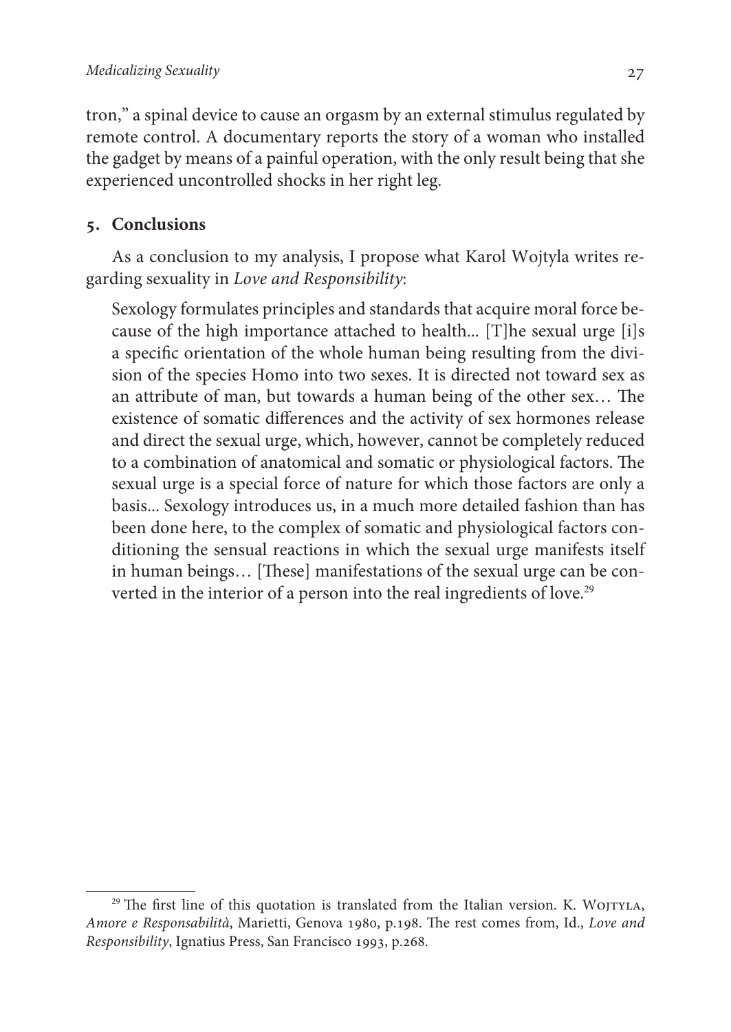tron," a spinal device to cause an orgasm by an external stimulus regulated by remote control. A documentary reports the story of a woman who installed the gadget by means of a painful operation, with the only result being that she experienced uncontrolled shocks in her right leg.

## 5. Conclusions

As a conclusion to my analysis, I propose what Karol Wojtyla writes regarding sexuality in *Love and Responsibility*:

> Sexology formulates principles and standards that acquire moral force because of the high importance attached to health... [T]he sexual urge [i]s a specific orientation of the whole human being resulting from the division of the species Homo into two sexes. It is directed not toward sex as an attribute of man, but towards a human being of the other sex… The existence of somatic differences and the activity of sex hormones release and direct the sexual urge, which, however, cannot be completely reduced to a combination of anatomical and somatic or physiological factors. The sexual urge is a special force of nature for which those factors are only a basis... Sexology introduces us, in a much more detailed fashion than has been done here, to the complex of somatic and physiological factors conditioning the sensual reactions in which the sexual urge manifests itself in human beings… [These] manifestations of the sexual urge can be converted in the interior of a person into the real ingredients of love.[29]

---

[29] The first line of this quotation is translated from the Italian version. K. Wojtyla, *Amore e Responsabilità*, Marietti, Genova 1980, p.198. The rest comes from, Id., *Love and Responsibility*, Ignatius Press, San Francisco 1993, p.268.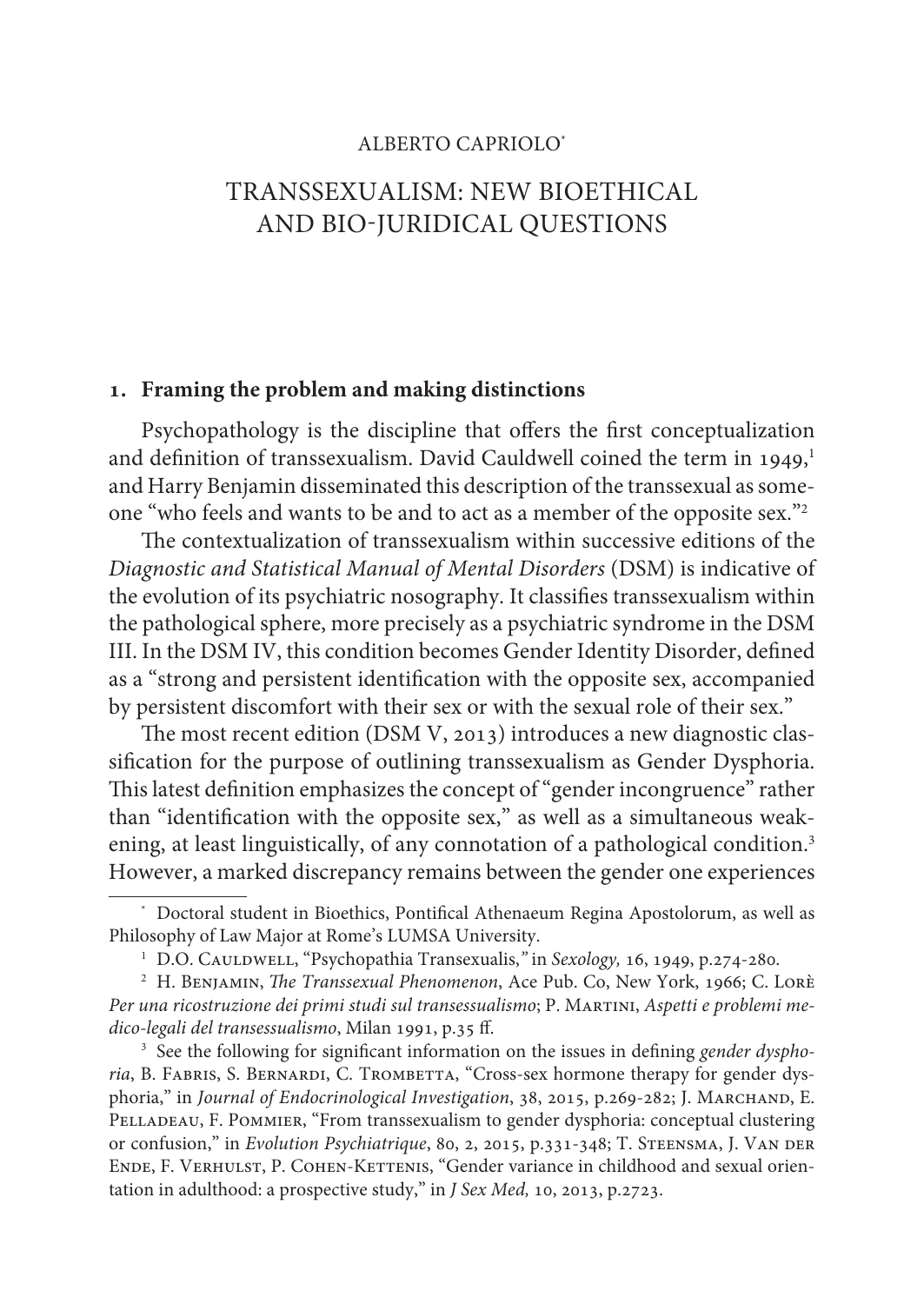ALBERTO CAPRIOLO[*]

# TRANSSEXUALISM: NEW BIOETHICAL AND BIO-JURIDICAL QUESTIONS

## 1. Framing the problem and making distinctions

Psychopathology is the discipline that offers the first conceptualization and definition of transsexualism. David Cauldwell coined the term in 1949,[1] and Harry Benjamin disseminated this description of the transsexual as someone "who feels and wants to be and to act as a member of the opposite sex."[2]

The contextualization of transsexualism within successive editions of the *Diagnostic and Statistical Manual of Mental Disorders* (DSM) is indicative of the evolution of its psychiatric nosography. It classifies transsexualism within the pathological sphere, more precisely as a psychiatric syndrome in the DSM III. In the DSM IV, this condition becomes Gender Identity Disorder, defined as a "strong and persistent identification with the opposite sex, accompanied by persistent discomfort with their sex or with the sexual role of their sex."

The most recent edition (DSM V, 2013) introduces a new diagnostic classification for the purpose of outlining transsexualism as Gender Dysphoria. This latest definition emphasizes the concept of "gender incongruence" rather than "identification with the opposite sex," as well as a simultaneous weakening, at least linguistically, of any connotation of a pathological condition.[3] However, a marked discrepancy remains between the gender one experiences

---

[*] Doctoral student in Bioethics, Pontifical Athenaeum Regina Apostolorum, as well as Philosophy of Law Major at Rome's LUMSA University.

[1] D.O. Cauldwell, "Psychopathia Transexualis," in *Sexology,* 16, 1949, p.274-280.

[2] H. Benjamin, *The Transsexual Phenomenon*, Ace Pub. Co, New York, 1966; C. Lorè *Per una ricostruzione dei primi studi sul transessualismo*; P. Martini, *Aspetti e problemi medico-legali del transessualismo*, Milan 1991, p.35 ff.

[3] See the following for significant information on the issues in defining *gender dysphoria*, B. Fabris, S. Bernardi, C. Trombetta, "Cross-sex hormone therapy for gender dysphoria," in *Journal of Endocrinological Investigation*, 38, 2015, p.269-282; J. Marchand, E. Pelladeau, F. Pommier, "From transsexualism to gender dysphoria: conceptual clustering or confusion," in *Evolution Psychiatrique*, 80, 2, 2015, p.331-348; T. Steensma, J. Van der Ende, F. Verhulst, P. Cohen-Kettenis, "Gender variance in childhood and sexual orientation in adulthood: a prospective study," in *J Sex Med,* 10, 2013, p.2723.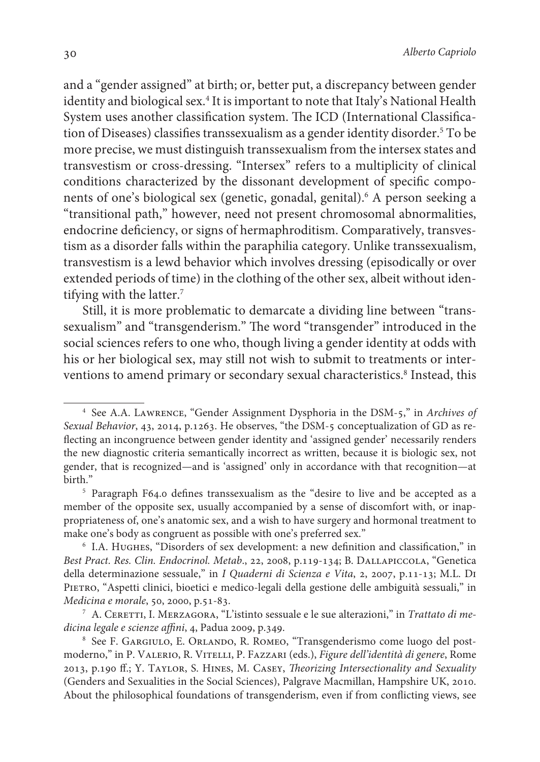and a "gender assigned" at birth; or, better put, a discrepancy between gender identity and biological sex.[4] It is important to note that Italy's National Health System uses another classification system. The ICD (International Classification of Diseases) classifies transsexualism as a gender identity disorder.[5] To be more precise, we must distinguish transsexualism from the intersex states and transvestism or cross-dressing. "Intersex" refers to a multiplicity of clinical conditions characterized by the dissonant development of specific components of one's biological sex (genetic, gonadal, genital).[6] A person seeking a "transitional path," however, need not present chromosomal abnormalities, endocrine deficiency, or signs of hermaphroditism. Comparatively, transvestism as a disorder falls within the paraphilia category. Unlike transsexualism, transvestism is a lewd behavior which involves dressing (episodically or over extended periods of time) in the clothing of the other sex, albeit without identifying with the latter.[7]

Still, it is more problematic to demarcate a dividing line between "transsexualism" and "transgenderism." The word "transgender" introduced in the social sciences refers to one who, though living a gender identity at odds with his or her biological sex, may still not wish to submit to treatments or interventions to amend primary or secondary sexual characteristics.[8] Instead, this

---

[4] See A.A. Lawrence, "Gender Assignment Dysphoria in the DSM-5," in *Archives of Sexual Behavior*, 43, 2014, p.1263. He observes, "the DSM-5 conceptualization of GD as reflecting an incongruence between gender identity and 'assigned gender' necessarily renders the new diagnostic criteria semantically incorrect as written, because it is biologic sex, not gender, that is recognized—and is 'assigned' only in accordance with that recognition—at birth."

[5] Paragraph F64.0 defines transsexualism as the "desire to live and be accepted as a member of the opposite sex, usually accompanied by a sense of discomfort with, or inappropriateness of, one's anatomic sex, and a wish to have surgery and hormonal treatment to make one's body as congruent as possible with one's preferred sex."

[6] I.A. Hughes, "Disorders of sex development: a new definition and classification," in *Best Pract. Res. Clin. Endocrinol. Metab*., 22, 2008, p.119-134; B. Dallapiccola, "Genetica della determinazione sessuale," in *I Quaderni di Scienza e Vita*, 2, 2007, p.11-13; M.L. Di Pietro, "Aspetti clinici, bioetici e medico-legali della gestione delle ambiguità sessuali," in *Medicina e morale*, 50, 2000, p.51-83.

[7] A. Ceretti, I. Merzagora, "L'istinto sessuale e le sue alterazioni," in *Trattato di medicina legale e scienze affini*, 4, Padua 2009, p.349.

[8] See F. Gargiulo, E. Orlando, R. Romeo, "Transgenderismo come luogo del postmoderno," in P. Valerio, R. Vitelli, P. Fazzari (eds.), *Figure dell'identità di genere*, Rome 2013, p.190 ff.; Y. Taylor, S. Hines, M. Casey, *Theorizing Intersectionality and Sexuality* (Genders and Sexualities in the Social Sciences), Palgrave Macmillan, Hampshire UK, 2010. About the philosophical foundations of transgenderism, even if from conflicting views, see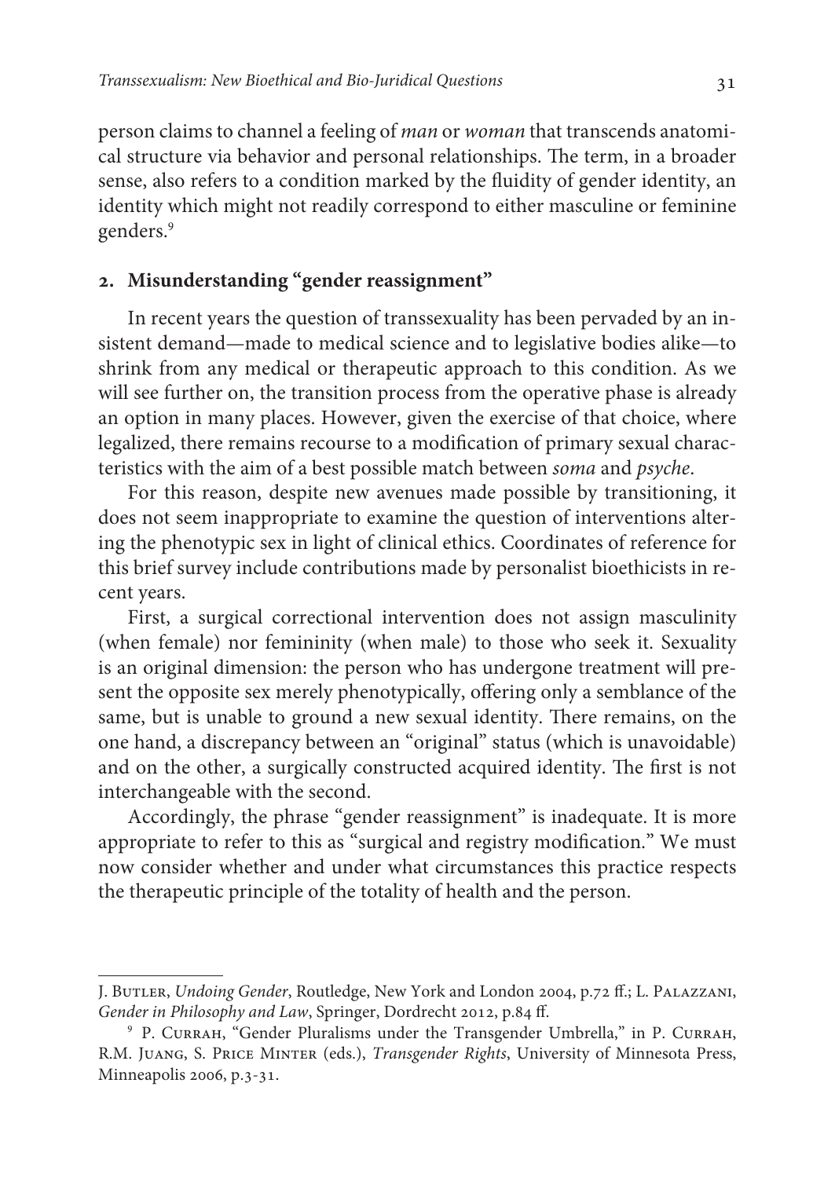person claims to channel a feeling of *man* or *woman* that transcends anatomical structure via behavior and personal relationships. The term, in a broader sense, also refers to a condition marked by the fluidity of gender identity, an identity which might not readily correspond to either masculine or feminine genders.[9]

## 2. Misunderstanding "gender reassignment"

In recent years the question of transsexuality has been pervaded by an insistent demand—made to medical science and to legislative bodies alike—to shrink from any medical or therapeutic approach to this condition. As we will see further on, the transition process from the operative phase is already an option in many places. However, given the exercise of that choice, where legalized, there remains recourse to a modification of primary sexual characteristics with the aim of a best possible match between *soma* and *psyche*.

For this reason, despite new avenues made possible by transitioning, it does not seem inappropriate to examine the question of interventions altering the phenotypic sex in light of clinical ethics. Coordinates of reference for this brief survey include contributions made by personalist bioethicists in recent years.

First, a surgical correctional intervention does not assign masculinity (when female) nor femininity (when male) to those who seek it. Sexuality is an original dimension: the person who has undergone treatment will present the opposite sex merely phenotypically, offering only a semblance of the same, but is unable to ground a new sexual identity. There remains, on the one hand, a discrepancy between an "original" status (which is unavoidable) and on the other, a surgically constructed acquired identity. The first is not interchangeable with the second.

Accordingly, the phrase "gender reassignment" is inadequate. It is more appropriate to refer to this as "surgical and registry modification." We must now consider whether and under what circumstances this practice respects the therapeutic principle of the totality of health and the person.

---

J. Butler, *Undoing Gender*, Routledge, New York and London 2004, p.72 ff.; L. Palazzani, *Gender in Philosophy and Law*, Springer, Dordrecht 2012, p.84 ff.

[9] P. Currah, "Gender Pluralisms under the Transgender Umbrella," in P. Currah, R.M. Juang, S. Price Minter (eds.), *Transgender Rights*, University of Minnesota Press, Minneapolis 2006, p.3-31.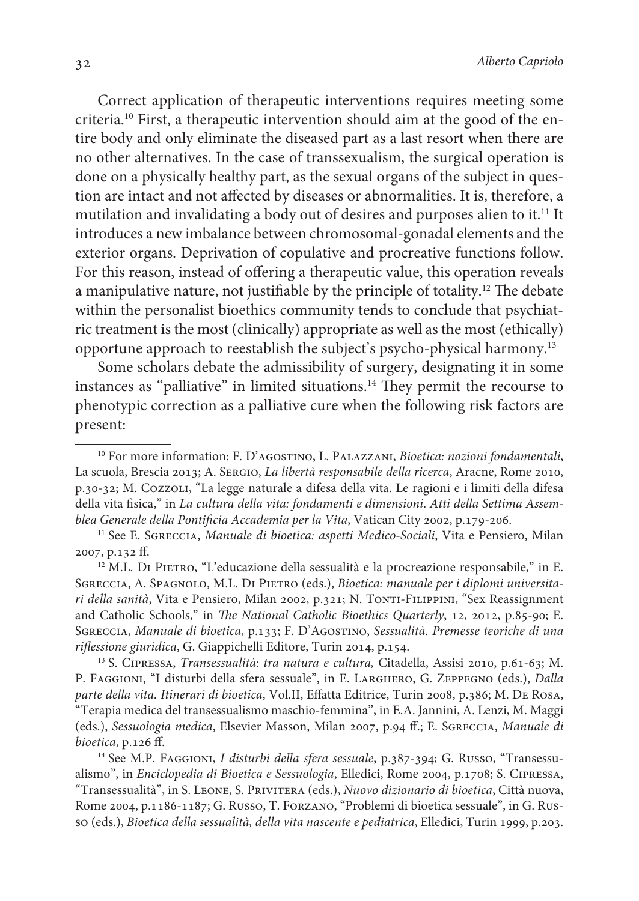Correct application of therapeutic interventions requires meeting some criteria.[10] First, a therapeutic intervention should aim at the good of the entire body and only eliminate the diseased part as a last resort when there are no other alternatives. In the case of transsexualism, the surgical operation is done on a physically healthy part, as the sexual organs of the subject in question are intact and not affected by diseases or abnormalities. It is, therefore, a mutilation and invalidating a body out of desires and purposes alien to it.[11] It introduces a new imbalance between chromosomal-gonadal elements and the exterior organs. Deprivation of copulative and procreative functions follow. For this reason, instead of offering a therapeutic value, this operation reveals a manipulative nature, not justifiable by the principle of totality.[12] The debate within the personalist bioethics community tends to conclude that psychiatric treatment is the most (clinically) appropriate as well as the most (ethically) opportune approach to reestablish the subject's psycho-physical harmony.[13]

Some scholars debate the admissibility of surgery, designating it in some instances as "palliative" in limited situations.[14] They permit the recourse to phenotypic correction as a palliative cure when the following risk factors are present:

---

[10] For more information: F. D'Agostino, L. Palazzani, *Bioetica: nozioni fondamentali*, La scuola, Brescia 2013; A. Sergio, *La libertà responsabile della ricerca*, Aracne, Rome 2010, p.30-32; M. Cozzoli, "La legge naturale a difesa della vita. Le ragioni e i limiti della difesa della vita fisica," in *La cultura della vita: fondamenti e dimensioni. Atti della Settima Assemblea Generale della Pontificia Accademia per la Vita*, Vatican City 2002, p.179-206.

[11] See E. Sgreccia, *Manuale di bioetica: aspetti Medico-Sociali*, Vita e Pensiero, Milan 2007, p.132 ff.

[12] M.L. Di Pietro, "L'educazione della sessualità e la procreazione responsabile," in E. Sgreccia, A. Spagnolo, M.L. Di Pietro (eds.), *Bioetica: manuale per i diplomi universitari della sanità*, Vita e Pensiero, Milan 2002, p.321; N. Tonti-Filippini, "Sex Reassignment and Catholic Schools," in *The National Catholic Bioethics Quarterly*, 12, 2012, p.85-90; E. Sgreccia, *Manuale di bioetica*, p.133; F. D'Agostino, *Sessualità. Premesse teoriche di una riflessione giuridica*, G. Giappichelli Editore, Turin 2014, p.154.

[13] S. Cipressa, *Transessualità: tra natura e cultura,* Citadella, Assisi 2010, p.61-63; M. P. Faggioni, "I disturbi della sfera sessuale", in E. Larghero, G. Zeppegno (eds.), *Dalla parte della vita. Itinerari di bioetica*, Vol.II, Effatta Editrice, Turin 2008, p.386; M. De Rosa, "Terapia medica del transessualismo maschio-femmina", in E.A. Jannini, A. Lenzi, M. Maggi (eds.), *Sessuologia medica*, Elsevier Masson, Milan 2007, p.94 ff.; E. Sgreccia, *Manuale di bioetica*, p.126 ff.

[14] See M.P. Faggioni, *I disturbi della sfera sessuale*, p.387-394; G. Russo, "Transessualismo", in *Enciclopedia di Bioetica e Sessuologia*, Elledici, Rome 2004, p.1708; S. Cipressa, "Transessualità", in S. Leone, S. Privitera (eds.), *Nuovo dizionario di bioetica*, Città nuova, Rome 2004, p.1186-1187; G. Russo, T. Forzano, "Problemi di bioetica sessuale", in G. Russo (eds.), *Bioetica della sessualità, della vita nascente e pediatrica*, Elledici, Turin 1999, p.203.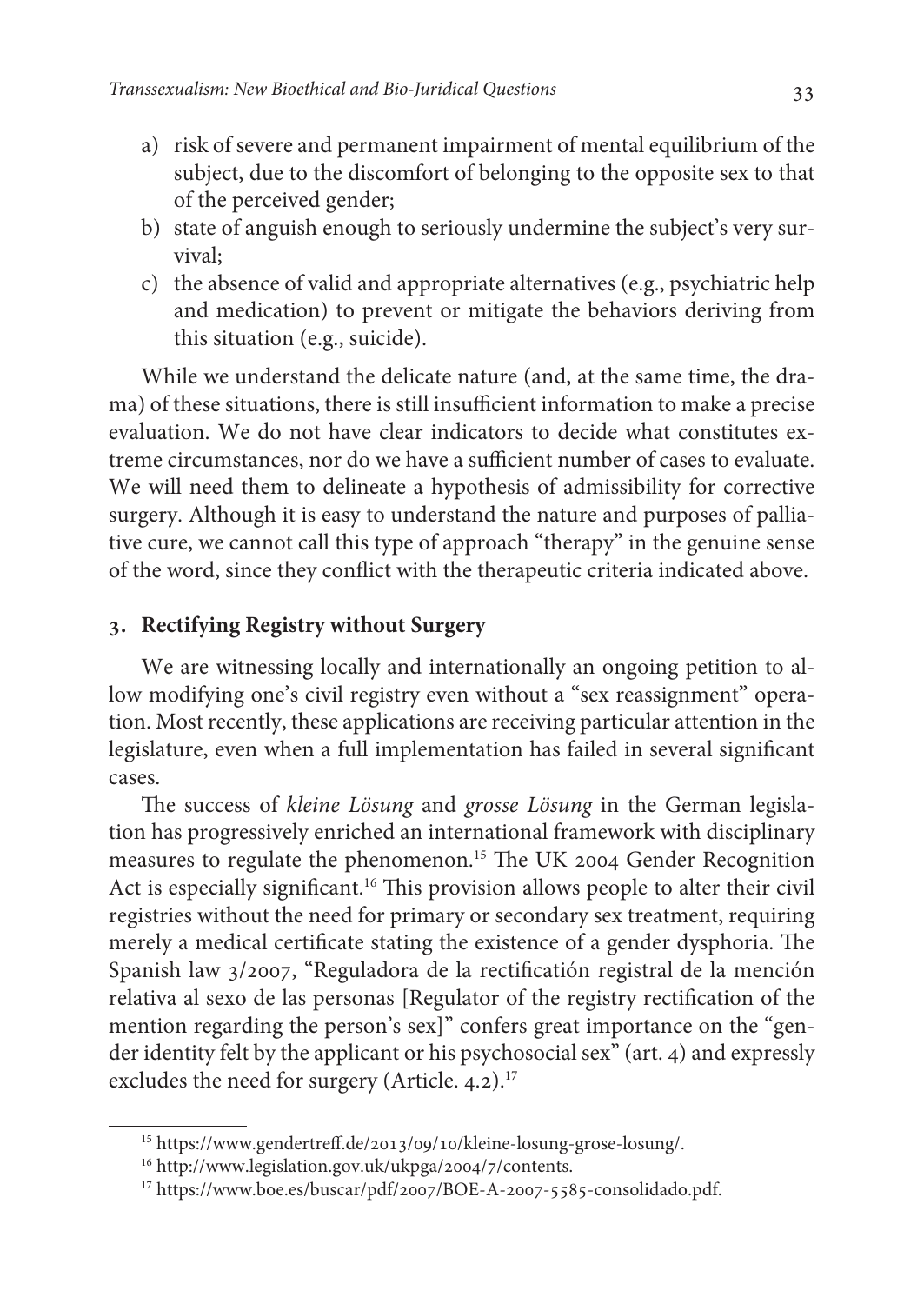a) risk of severe and permanent impairment of mental equilibrium of the subject, due to the discomfort of belonging to the opposite sex to that of the perceived gender;
b) state of anguish enough to seriously undermine the subject's very survival;
c) the absence of valid and appropriate alternatives (e.g., psychiatric help and medication) to prevent or mitigate the behaviors deriving from this situation (e.g., suicide).

While we understand the delicate nature (and, at the same time, the drama) of these situations, there is still insufficient information to make a precise evaluation. We do not have clear indicators to decide what constitutes extreme circumstances, nor do we have a sufficient number of cases to evaluate. We will need them to delineate a hypothesis of admissibility for corrective surgery. Although it is easy to understand the nature and purposes of palliative cure, we cannot call this type of approach "therapy" in the genuine sense of the word, since they conflict with the therapeutic criteria indicated above.

## 3. Rectifying Registry without Surgery

We are witnessing locally and internationally an ongoing petition to allow modifying one's civil registry even without a "sex reassignment" operation. Most recently, these applications are receiving particular attention in the legislature, even when a full implementation has failed in several significant cases.

The success of *kleine Lösung* and *grosse Lösung* in the German legislation has progressively enriched an international framework with disciplinary measures to regulate the phenomenon.[15] The UK 2004 Gender Recognition Act is especially significant.[16] This provision allows people to alter their civil registries without the need for primary or secondary sex treatment, requiring merely a medical certificate stating the existence of a gender dysphoria. The Spanish law 3/2007, "Reguladora de la rectificatión registral de la mención relativa al sexo de las personas [Regulator of the registry rectification of the mention regarding the person's sex]" confers great importance on the "gender identity felt by the applicant or his psychosocial sex" (art. 4) and expressly excludes the need for surgery (Article. 4.2).[17]

---

[15] https://www.gendertreff.de/2013/09/10/kleine-losung-grose-losung/.

[16] http://www.legislation.gov.uk/ukpga/2004/7/contents.

[17] https://www.boe.es/buscar/pdf/2007/BOE-A-2007-5585-consolidado.pdf.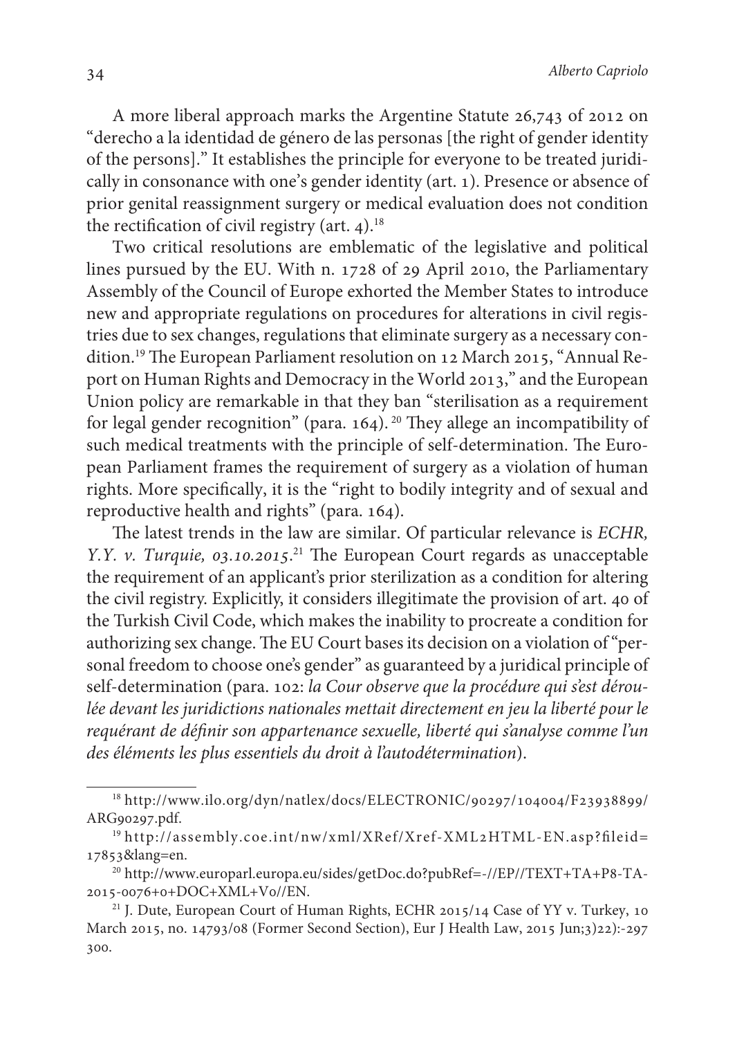A more liberal approach marks the Argentine Statute 26,743 of 2012 on "derecho a la identidad de género de las personas [the right of gender identity of the persons]." It establishes the principle for everyone to be treated juridically in consonance with one's gender identity (art. 1). Presence or absence of prior genital reassignment surgery or medical evaluation does not condition the rectification of civil registry (art. 4).[18]

Two critical resolutions are emblematic of the legislative and political lines pursued by the EU. With n. 1728 of 29 April 2010, the Parliamentary Assembly of the Council of Europe exhorted the Member States to introduce new and appropriate regulations on procedures for alterations in civil registries due to sex changes, regulations that eliminate surgery as a necessary condition.[19] The European Parliament resolution on 12 March 2015, "Annual Report on Human Rights and Democracy in the World 2013," and the European Union policy are remarkable in that they ban "sterilisation as a requirement for legal gender recognition" (para. 164).[20] They allege an incompatibility of such medical treatments with the principle of self-determination. The European Parliament frames the requirement of surgery as a violation of human rights. More specifically, it is the "right to bodily integrity and of sexual and reproductive health and rights" (para. 164).

The latest trends in the law are similar. Of particular relevance is *ECHR, Y.Y. v. Turquie, 03.10.2015*.[21] The European Court regards as unacceptable the requirement of an applicant's prior sterilization as a condition for altering the civil registry. Explicitly, it considers illegitimate the provision of art. 40 of the Turkish Civil Code, which makes the inability to procreate a condition for authorizing sex change. The EU Court bases its decision on a violation of "personal freedom to choose one's gender" as guaranteed by a juridical principle of self-determination (para. 102: *la Cour observe que la procédure qui s'est déroulée devant les juridictions nationales mettait directement en jeu la liberté pour le requérant de définir son appartenance sexuelle, liberté qui s'analyse comme l'un des éléments les plus essentiels du droit à l'autodétermination*).

---

[18] http://www.ilo.org/dyn/natlex/docs/ELECTRONIC/90297/104004/F23938899/ARG90297.pdf.

[19] http://assembly.coe.int/nw/xml/XRef/Xref-XML2HTML-EN.asp?fileid=17853&lang=en.

[20] http://www.europarl.europa.eu/sides/getDoc.do?pubRef=-//EP//TEXT+TA+P8-TA-2015-0076+0+DOC+XML+V0//EN.

[21] J. Dute, European Court of Human Rights, ECHR 2015/14 Case of YY v. Turkey, 10 March 2015, no. 14793/08 (Former Second Section), Eur J Health Law, 2015 Jun;3)22):-297 300.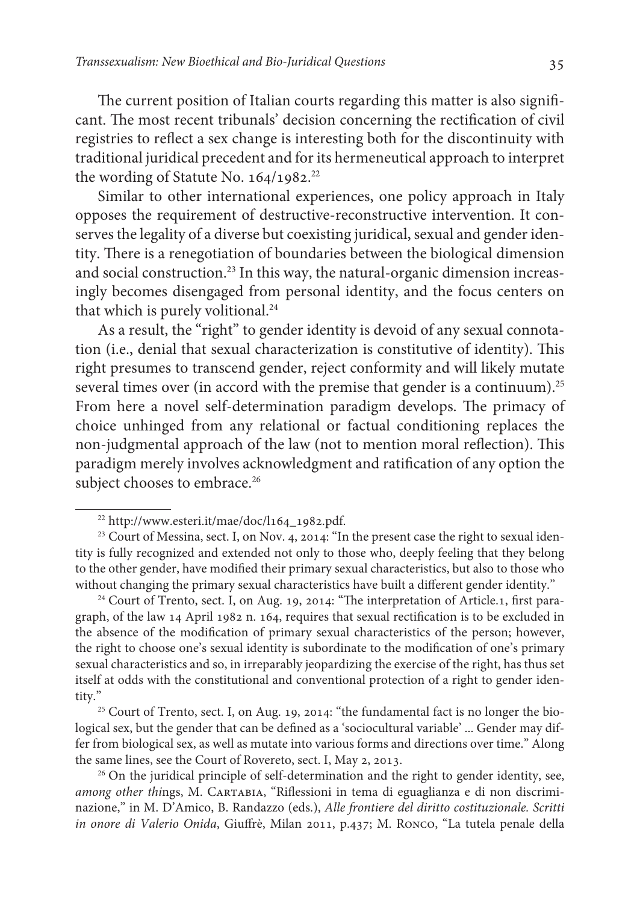The current position of Italian courts regarding this matter is also significant. The most recent tribunals' decision concerning the rectification of civil registries to reflect a sex change is interesting both for the discontinuity with traditional juridical precedent and for its hermeneutical approach to interpret the wording of Statute No. 164/1982.[22]

Similar to other international experiences, one policy approach in Italy opposes the requirement of destructive-reconstructive intervention. It conserves the legality of a diverse but coexisting juridical, sexual and gender identity. There is a renegotiation of boundaries between the biological dimension and social construction.[23] In this way, the natural-organic dimension increasingly becomes disengaged from personal identity, and the focus centers on that which is purely volitional.[24]

As a result, the "right" to gender identity is devoid of any sexual connotation (i.e., denial that sexual characterization is constitutive of identity). This right presumes to transcend gender, reject conformity and will likely mutate several times over (in accord with the premise that gender is a continuum).[25] From here a novel self-determination paradigm develops. The primacy of choice unhinged from any relational or factual conditioning replaces the non-judgmental approach of the law (not to mention moral reflection). This paradigm merely involves acknowledgment and ratification of any option the subject chooses to embrace.[26]

---

[22] http://www.esteri.it/mae/doc/l164_1982.pdf.

[23] Court of Messina, sect. I, on Nov. 4, 2014: "In the present case the right to sexual identity is fully recognized and extended not only to those who, deeply feeling that they belong to the other gender, have modified their primary sexual characteristics, but also to those who without changing the primary sexual characteristics have built a different gender identity."

[24] Court of Trento, sect. I, on Aug. 19, 2014: "The interpretation of Article.1, first paragraph, of the law 14 April 1982 n. 164, requires that sexual rectification is to be excluded in the absence of the modification of primary sexual characteristics of the person; however, the right to choose one's sexual identity is subordinate to the modification of one's primary sexual characteristics and so, in irreparably jeopardizing the exercise of the right, has thus set itself at odds with the constitutional and conventional protection of a right to gender identity."

[25] Court of Trento, sect. I, on Aug. 19, 2014: "the fundamental fact is no longer the biological sex, but the gender that can be defined as a 'sociocultural variable' ... Gender may differ from biological sex, as well as mutate into various forms and directions over time." Along the same lines, see the Court of Rovereto, sect. I, May 2, 2013.

[26] On the juridical principle of self-determination and the right to gender identity, see, *among other things*, M. Cartabia, "Riflessioni in tema di eguaglianza e di non discriminazione," in M. D'Amico, B. Randazzo (eds.), *Alle frontiere del diritto costituzionale. Scritti in onore di Valerio Onida*, Giuffrè, Milan 2011, p.437; M. Ronco, "La tutela penale della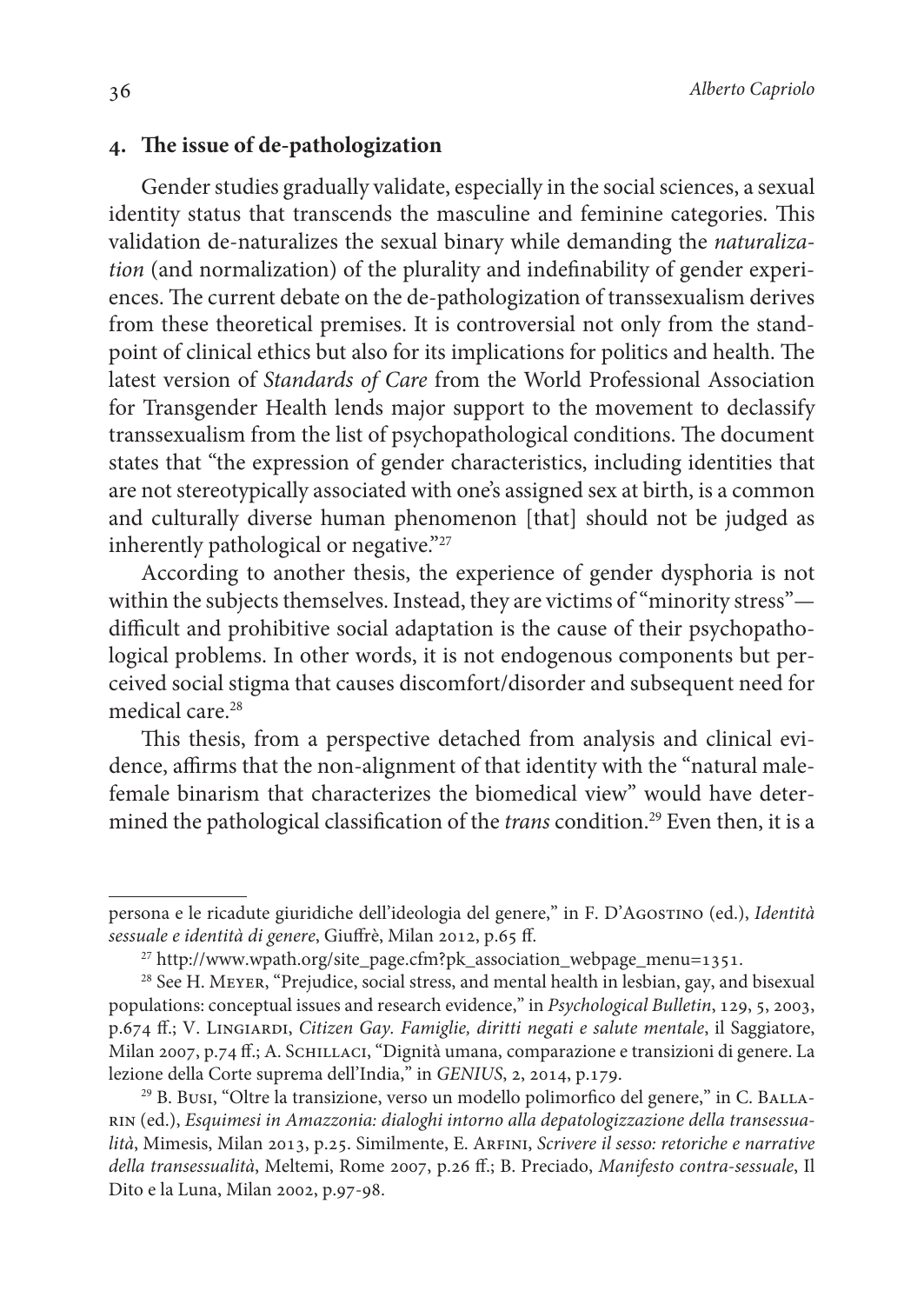## 4. The issue of de-pathologization

Gender studies gradually validate, especially in the social sciences, a sexual identity status that transcends the masculine and feminine categories. This validation de-naturalizes the sexual binary while demanding the *naturalization* (and normalization) of the plurality and indefinability of gender experiences. The current debate on the de-pathologization of transsexualism derives from these theoretical premises. It is controversial not only from the standpoint of clinical ethics but also for its implications for politics and health. The latest version of *Standards of Care* from the World Professional Association for Transgender Health lends major support to the movement to declassify transsexualism from the list of psychopathological conditions. The document states that "the expression of gender characteristics, including identities that are not stereotypically associated with one's assigned sex at birth, is a common and culturally diverse human phenomenon [that] should not be judged as inherently pathological or negative."[27]

According to another thesis, the experience of gender dysphoria is not within the subjects themselves. Instead, they are victims of "minority stress"—difficult and prohibitive social adaptation is the cause of their psychopathological problems. In other words, it is not endogenous components but perceived social stigma that causes discomfort/disorder and subsequent need for medical care.[28]

This thesis, from a perspective detached from analysis and clinical evidence, affirms that the non-alignment of that identity with the "natural male-female binarism that characterizes the biomedical view" would have determined the pathological classification of the *trans* condition.[29] Even then, it is a

---

persona e le ricadute giuridiche dell'ideologia del genere," in F. D'Agostino (ed.), *Identità sessuale e identità di genere*, Giuffrè, Milan 2012, p.65 ff.

[27] http://www.wpath.org/site_page.cfm?pk_association_webpage_menu=1351.

[28] See H. Meyer, "Prejudice, social stress, and mental health in lesbian, gay, and bisexual populations: conceptual issues and research evidence," in *Psychological Bulletin*, 129, 5, 2003, p.674 ff.; V. Lingiardi, *Citizen Gay. Famiglie, diritti negati e salute mentale*, il Saggiatore, Milan 2007, p.74 ff.; A. Schillaci, "Dignità umana, comparazione e transizioni di genere. La lezione della Corte suprema dell'India," in *GENIUS*, 2, 2014, p.179.

[29] B. Busi, "Oltre la transizione, verso un modello polimorfico del genere," in C. Ballarin (ed.), *Esquimesi in Amazzonia: dialoghi intorno alla depatologizzazione della transessualità*, Mimesis, Milan 2013, p.25. Similmente, E. Arfini, *Scrivere il sesso: retoriche e narrative della transessualità*, Meltemi, Rome 2007, p.26 ff.; B. Preciado, *Manifesto contra-sessuale*, Il Dito e la Luna, Milan 2002, p.97-98.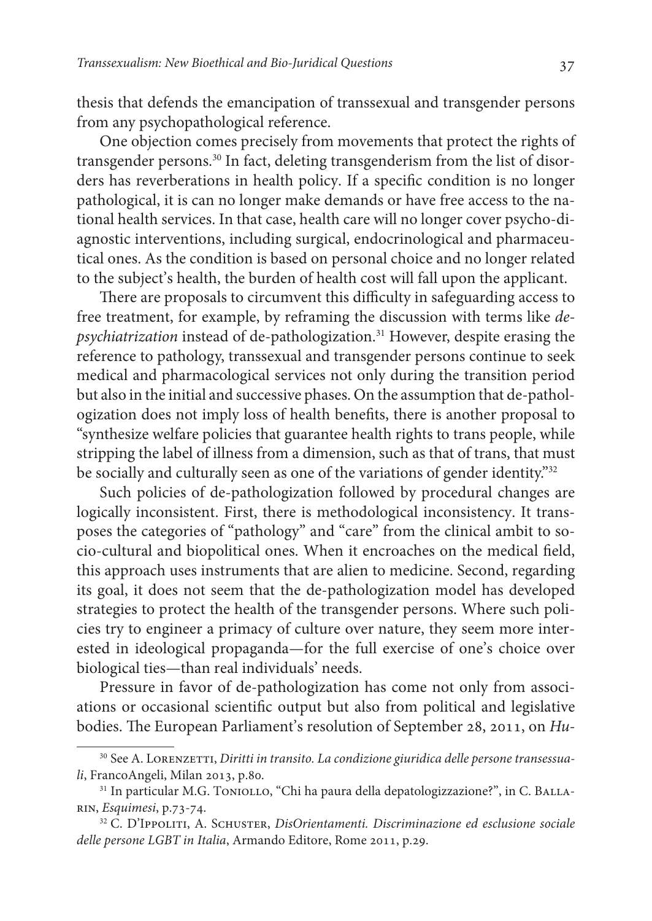thesis that defends the emancipation of transsexual and transgender persons from any psychopathological reference.

One objection comes precisely from movements that protect the rights of transgender persons.[30] In fact, deleting transgenderism from the list of disorders has reverberations in health policy. If a specific condition is no longer pathological, it is can no longer make demands or have free access to the national health services. In that case, health care will no longer cover psycho-diagnostic interventions, including surgical, endocrinological and pharmaceutical ones. As the condition is based on personal choice and no longer related to the subject's health, the burden of health cost will fall upon the applicant.

There are proposals to circumvent this difficulty in safeguarding access to free treatment, for example, by reframing the discussion with terms like *de-psychiatrization* instead of de-pathologization.[31] However, despite erasing the reference to pathology, transsexual and transgender persons continue to seek medical and pharmacological services not only during the transition period but also in the initial and successive phases. On the assumption that de-pathologization does not imply loss of health benefits, there is another proposal to "synthesize welfare policies that guarantee health rights to trans people, while stripping the label of illness from a dimension, such as that of trans, that must be socially and culturally seen as one of the variations of gender identity."[32]

Such policies of de-pathologization followed by procedural changes are logically inconsistent. First, there is methodological inconsistency. It transposes the categories of "pathology" and "care" from the clinical ambit to socio-cultural and biopolitical ones. When it encroaches on the medical field, this approach uses instruments that are alien to medicine. Second, regarding its goal, it does not seem that the de-pathologization model has developed strategies to protect the health of the transgender persons. Where such policies try to engineer a primacy of culture over nature, they seem more interested in ideological propaganda—for the full exercise of one's choice over biological ties—than real individuals' needs.

Pressure in favor of de-pathologization has come not only from associations or occasional scientific output but also from political and legislative bodies. The European Parliament's resolution of September 28, 2011, on *Hu-*

---

[30] See A. Lorenzetti, *Diritti in transito. La condizione giuridica delle persone transessuali*, FrancoAngeli, Milan 2013, p.80.

[31] In particular M.G. Toniollo, "Chi ha paura della depatologizzazione?", in C. Ballarin, *Esquimesi*, p.73-74.

[32] C. D'Ippoliti, A. Schuster, *DisOrientamenti. Discriminazione ed esclusione sociale delle persone LGBT in Italia*, Armando Editore, Rome 2011, p.29.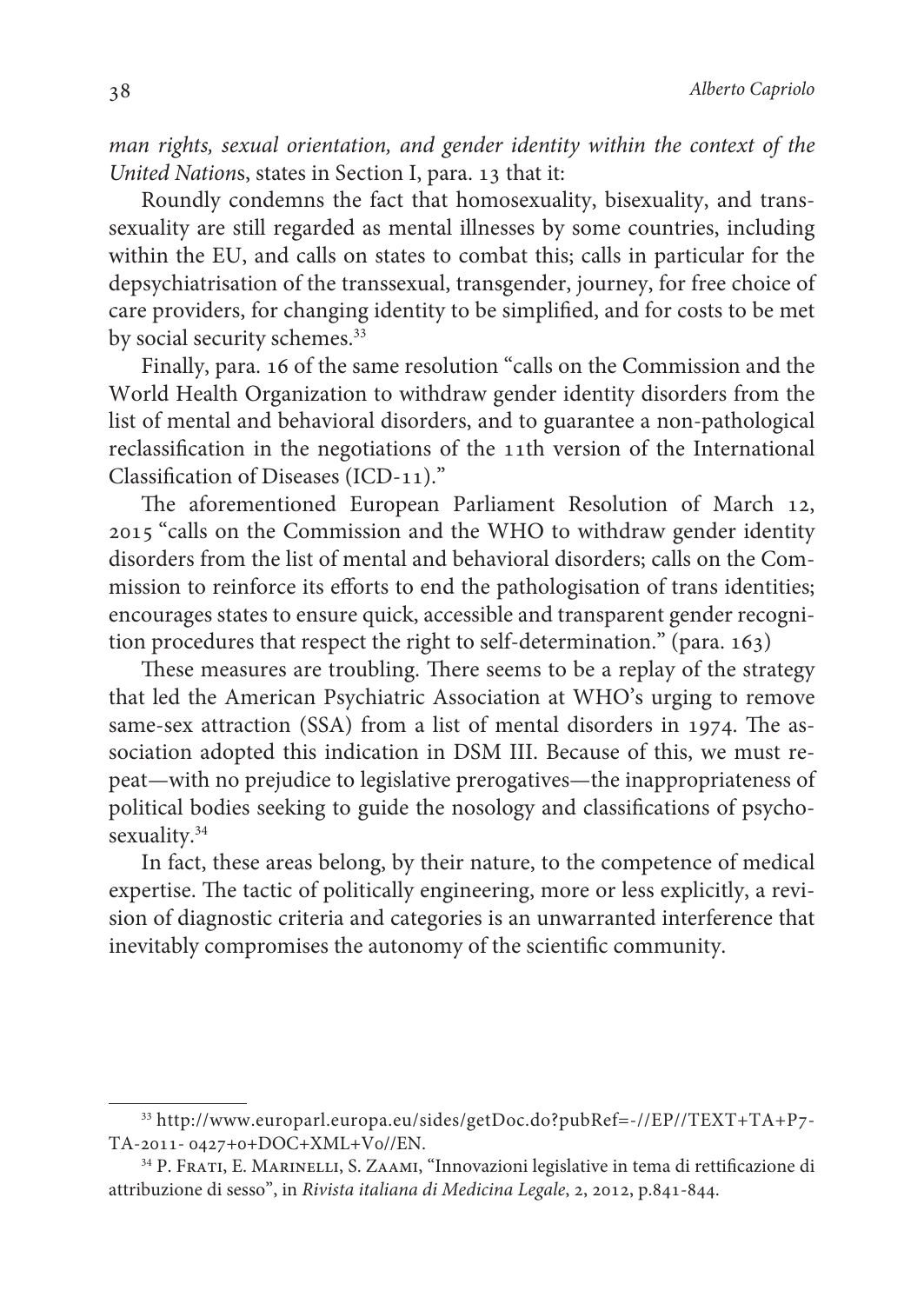*man rights, sexual orientation, and gender identity within the context of the United Nation*s, states in Section I, para. 13 that it:

Roundly condemns the fact that homosexuality, bisexuality, and transsexuality are still regarded as mental illnesses by some countries, including within the EU, and calls on states to combat this; calls in particular for the depsychiatrisation of the transsexual, transgender, journey, for free choice of care providers, for changing identity to be simplified, and for costs to be met by social security schemes.[33]

Finally, para. 16 of the same resolution "calls on the Commission and the World Health Organization to withdraw gender identity disorders from the list of mental and behavioral disorders, and to guarantee a non-pathological reclassification in the negotiations of the 11th version of the International Classification of Diseases (ICD-11)."

The aforementioned European Parliament Resolution of March 12, 2015 "calls on the Commission and the WHO to withdraw gender identity disorders from the list of mental and behavioral disorders; calls on the Commission to reinforce its efforts to end the pathologisation of trans identities; encourages states to ensure quick, accessible and transparent gender recognition procedures that respect the right to self-determination." (para. 163)

These measures are troubling. There seems to be a replay of the strategy that led the American Psychiatric Association at WHO's urging to remove same-sex attraction (SSA) from a list of mental disorders in 1974. The association adopted this indication in DSM III. Because of this, we must repeat—with no prejudice to legislative prerogatives—the inappropriateness of political bodies seeking to guide the nosology and classifications of psychosexuality.[34]

In fact, these areas belong, by their nature, to the competence of medical expertise. The tactic of politically engineering, more or less explicitly, a revision of diagnostic criteria and categories is an unwarranted interference that inevitably compromises the autonomy of the scientific community.

---

[33] http://www.europarl.europa.eu/sides/getDoc.do?pubRef=-//EP//TEXT+TA+P7-TA-2011- 0427+0+DOC+XML+V0//EN.

[34] P. Frati, E. Marinelli, S. Zaami, "Innovazioni legislative in tema di rettificazione di attribuzione di sesso", in *Rivista italiana di Medicina Legale*, 2, 2012, p.841-844.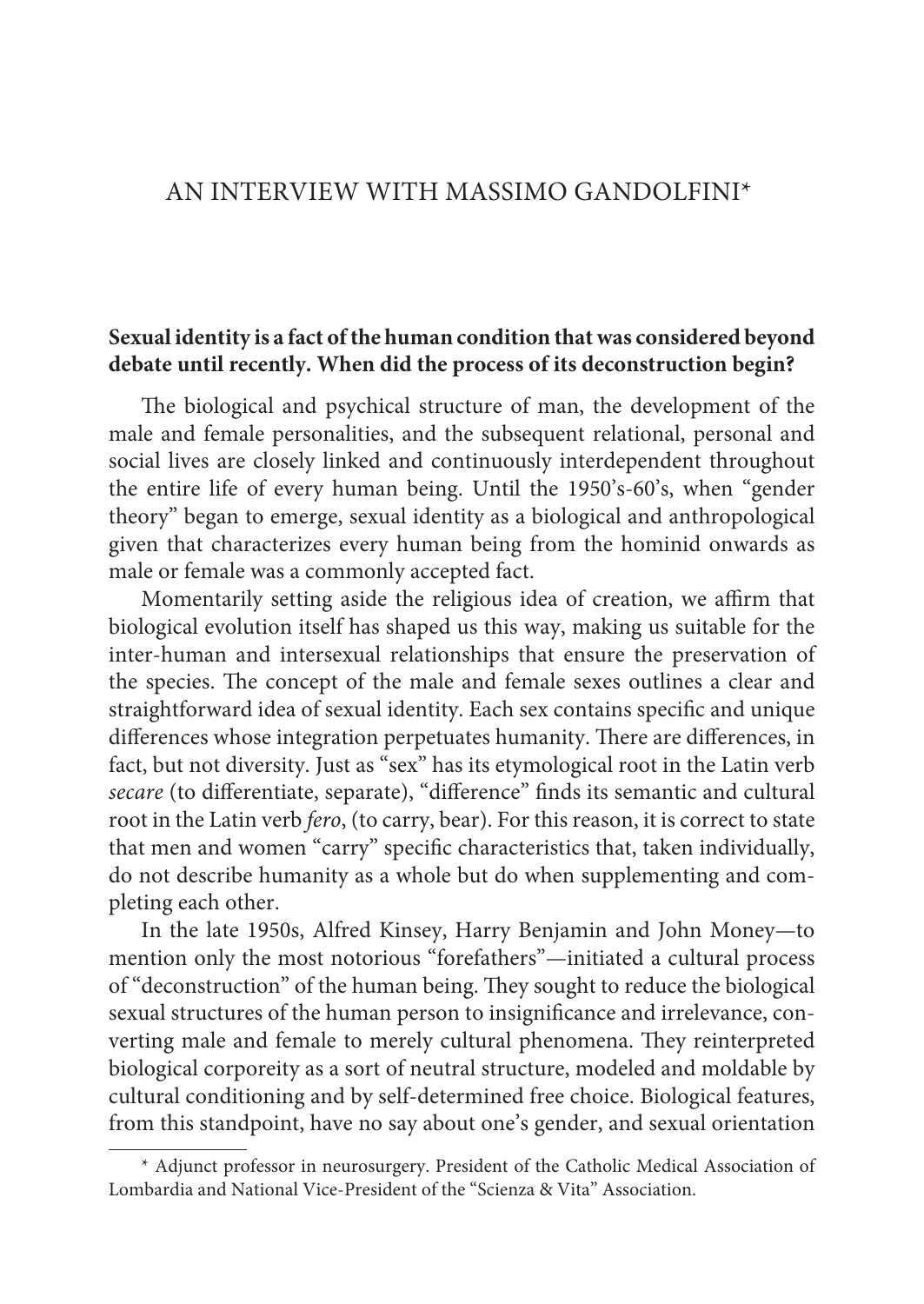# AN INTERVIEW WITH MASSIMO GANDOLFINI*

**Sexual identity is a fact of the human condition that was considered beyond debate until recently. When did the process of its deconstruction begin?**

The biological and psychical structure of man, the development of the male and female personalities, and the subsequent relational, personal and social lives are closely linked and continuously interdependent throughout the entire life of every human being. Until the 1950's-60's, when "gender theory" began to emerge, sexual identity as a biological and anthropological given that characterizes every human being from the hominid onwards as male or female was a commonly accepted fact.

Momentarily setting aside the religious idea of creation, we affirm that biological evolution itself has shaped us this way, making us suitable for the inter-human and intersexual relationships that ensure the preservation of the species. The concept of the male and female sexes outlines a clear and straightforward idea of sexual identity. Each sex contains specific and unique differences whose integration perpetuates humanity. There are differences, in fact, but not diversity. Just as "sex" has its etymological root in the Latin verb *secare* (to differentiate, separate), "difference" finds its semantic and cultural root in the Latin verb *fero*, (to carry, bear). For this reason, it is correct to state that men and women "carry" specific characteristics that, taken individually, do not describe humanity as a whole but do when supplementing and completing each other.

In the late 1950s, Alfred Kinsey, Harry Benjamin and John Money—to mention only the most notorious "forefathers"—initiated a cultural process of "deconstruction" of the human being. They sought to reduce the biological sexual structures of the human person to insignificance and irrelevance, converting male and female to merely cultural phenomena. They reinterpreted biological corporeity as a sort of neutral structure, modeled and moldable by cultural conditioning and by self-determined free choice. Biological features, from this standpoint, have no say about one's gender, and sexual orientation

* Adjunct professor in neurosurgery. President of the Catholic Medical Association of Lombardia and National Vice-President of the "Scienza & Vita" Association.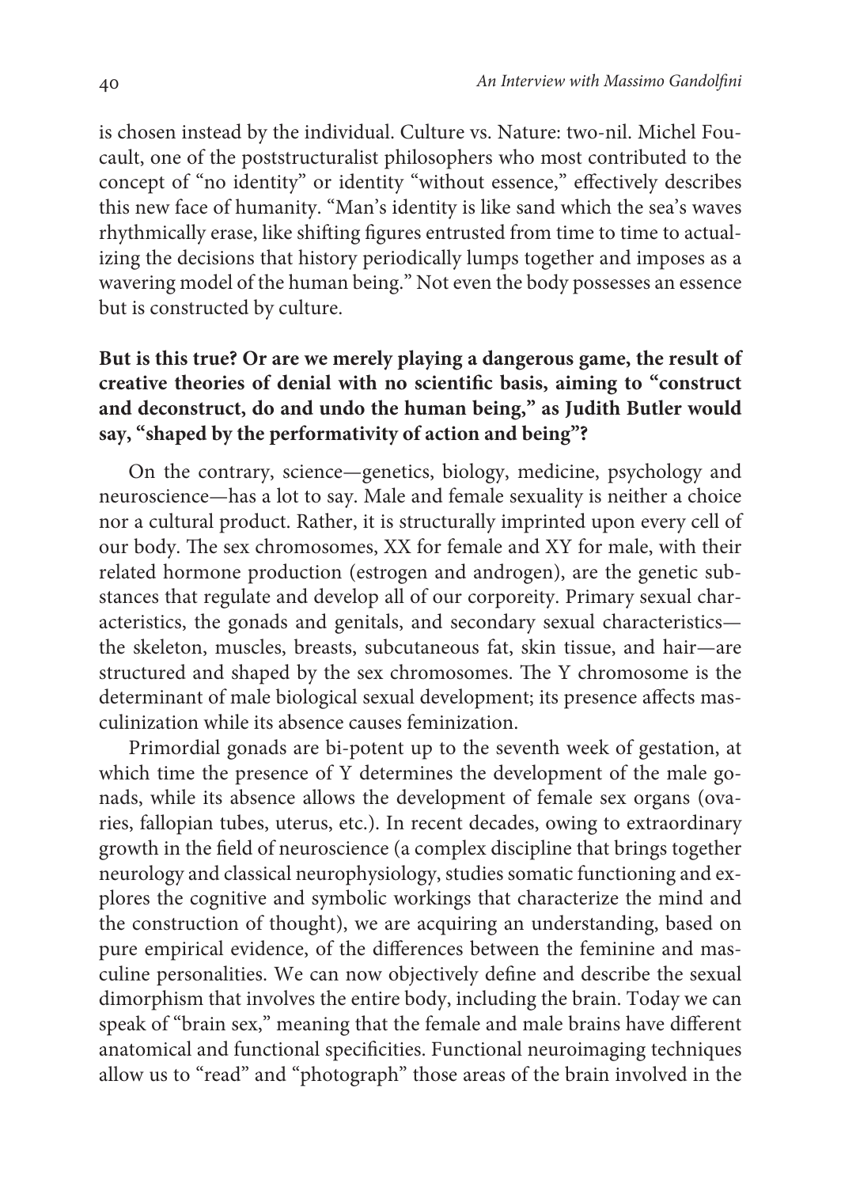is chosen instead by the individual. Culture vs. Nature: two-nil. Michel Foucault, one of the poststructuralist philosophers who most contributed to the concept of "no identity" or identity "without essence," effectively describes this new face of humanity. "Man's identity is like sand which the sea's waves rhythmically erase, like shifting figures entrusted from time to time to actualizing the decisions that history periodically lumps together and imposes as a wavering model of the human being." Not even the body possesses an essence but is constructed by culture.

**But is this true? Or are we merely playing a dangerous game, the result of creative theories of denial with no scientific basis, aiming to "construct and deconstruct, do and undo the human being," as Judith Butler would say, "shaped by the performativity of action and being"?**

On the contrary, science—genetics, biology, medicine, psychology and neuroscience—has a lot to say. Male and female sexuality is neither a choice nor a cultural product. Rather, it is structurally imprinted upon every cell of our body. The sex chromosomes, XX for female and XY for male, with their related hormone production (estrogen and androgen), are the genetic substances that regulate and develop all of our corporeity. Primary sexual characteristics, the gonads and genitals, and secondary sexual characteristics—the skeleton, muscles, breasts, subcutaneous fat, skin tissue, and hair—are structured and shaped by the sex chromosomes. The Y chromosome is the determinant of male biological sexual development; its presence affects masculinization while its absence causes feminization.

Primordial gonads are bi-potent up to the seventh week of gestation, at which time the presence of Y determines the development of the male gonads, while its absence allows the development of female sex organs (ovaries, fallopian tubes, uterus, etc.). In recent decades, owing to extraordinary growth in the field of neuroscience (a complex discipline that brings together neurology and classical neurophysiology, studies somatic functioning and explores the cognitive and symbolic workings that characterize the mind and the construction of thought), we are acquiring an understanding, based on pure empirical evidence, of the differences between the feminine and masculine personalities. We can now objectively define and describe the sexual dimorphism that involves the entire body, including the brain. Today we can speak of "brain sex," meaning that the female and male brains have different anatomical and functional specificities. Functional neuroimaging techniques allow us to "read" and "photograph" those areas of the brain involved in the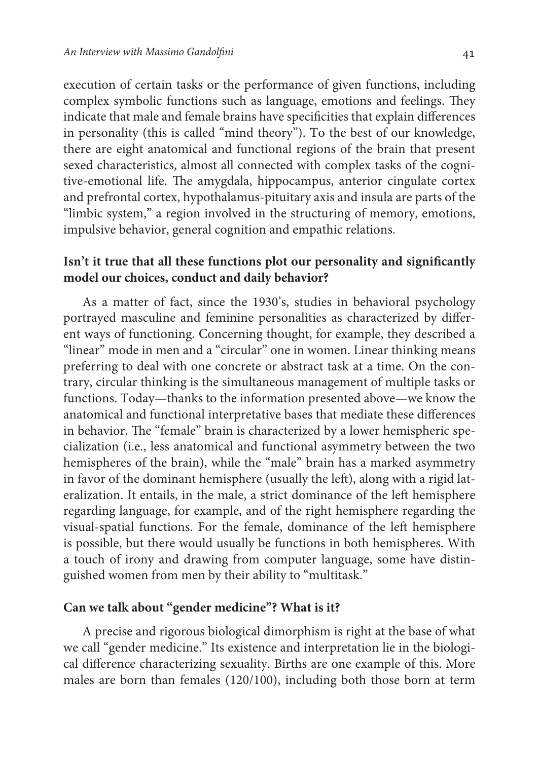execution of certain tasks or the performance of given functions, including complex symbolic functions such as language, emotions and feelings. They indicate that male and female brains have specificities that explain differences in personality (this is called "mind theory"). To the best of our knowledge, there are eight anatomical and functional regions of the brain that present sexed characteristics, almost all connected with complex tasks of the cognitive-emotional life. The amygdala, hippocampus, anterior cingulate cortex and prefrontal cortex, hypothalamus-pituitary axis and insula are parts of the "limbic system," a region involved in the structuring of memory, emotions, impulsive behavior, general cognition and empathic relations.

**Isn't it true that all these functions plot our personality and significantly model our choices, conduct and daily behavior?**

As a matter of fact, since the 1930's, studies in behavioral psychology portrayed masculine and feminine personalities as characterized by different ways of functioning. Concerning thought, for example, they described a "linear" mode in men and a "circular" one in women. Linear thinking means preferring to deal with one concrete or abstract task at a time. On the contrary, circular thinking is the simultaneous management of multiple tasks or functions. Today—thanks to the information presented above—we know the anatomical and functional interpretative bases that mediate these differences in behavior. The "female" brain is characterized by a lower hemispheric specialization (i.e., less anatomical and functional asymmetry between the two hemispheres of the brain), while the "male" brain has a marked asymmetry in favor of the dominant hemisphere (usually the left), along with a rigid lateralization. It entails, in the male, a strict dominance of the left hemisphere regarding language, for example, and of the right hemisphere regarding the visual-spatial functions. For the female, dominance of the left hemisphere is possible, but there would usually be functions in both hemispheres. With a touch of irony and drawing from computer language, some have distinguished women from men by their ability to "multitask."

**Can we talk about "gender medicine"? What is it?**

A precise and rigorous biological dimorphism is right at the base of what we call "gender medicine." Its existence and interpretation lie in the biological difference characterizing sexuality. Births are one example of this. More males are born than females (120/100), including both those born at term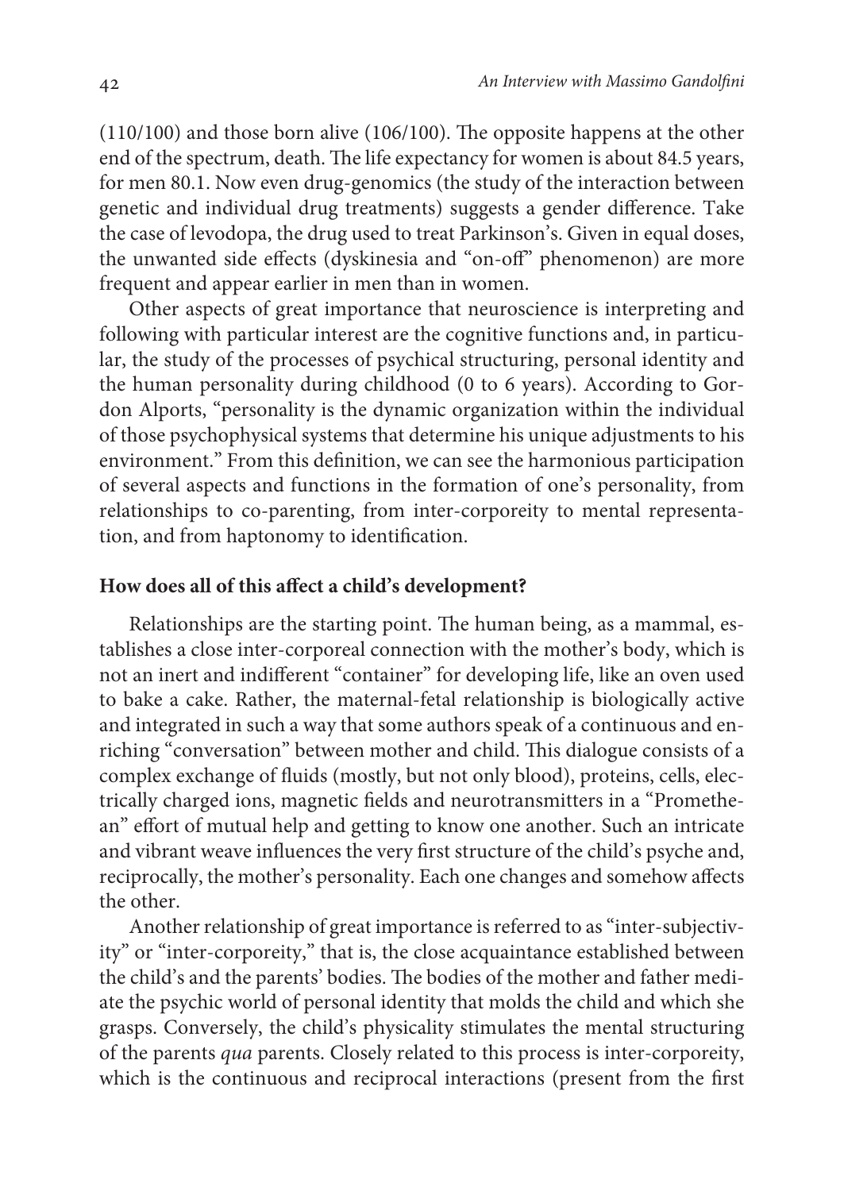(110/100) and those born alive (106/100). The opposite happens at the other end of the spectrum, death. The life expectancy for women is about 84.5 years, for men 80.1. Now even drug-genomics (the study of the interaction between genetic and individual drug treatments) suggests a gender difference. Take the case of levodopa, the drug used to treat Parkinson's. Given in equal doses, the unwanted side effects (dyskinesia and "on-off" phenomenon) are more frequent and appear earlier in men than in women.

Other aspects of great importance that neuroscience is interpreting and following with particular interest are the cognitive functions and, in particular, the study of the processes of psychical structuring, personal identity and the human personality during childhood (0 to 6 years). According to Gordon Alports, "personality is the dynamic organization within the individual of those psychophysical systems that determine his unique adjustments to his environment." From this definition, we can see the harmonious participation of several aspects and functions in the formation of one's personality, from relationships to co-parenting, from inter-corporeity to mental representation, and from haptonomy to identification.

**How does all of this affect a child's development?**

Relationships are the starting point. The human being, as a mammal, establishes a close inter-corporeal connection with the mother's body, which is not an inert and indifferent "container" for developing life, like an oven used to bake a cake. Rather, the maternal-fetal relationship is biologically active and integrated in such a way that some authors speak of a continuous and enriching "conversation" between mother and child. This dialogue consists of a complex exchange of fluids (mostly, but not only blood), proteins, cells, electrically charged ions, magnetic fields and neurotransmitters in a "Promethean" effort of mutual help and getting to know one another. Such an intricate and vibrant weave influences the very first structure of the child's psyche and, reciprocally, the mother's personality. Each one changes and somehow affects the other.

Another relationship of great importance is referred to as "inter-subjectivity" or "inter-corporeity," that is, the close acquaintance established between the child's and the parents' bodies. The bodies of the mother and father mediate the psychic world of personal identity that molds the child and which she grasps. Conversely, the child's physicality stimulates the mental structuring of the parents *qua* parents. Closely related to this process is inter-corporeity, which is the continuous and reciprocal interactions (present from the first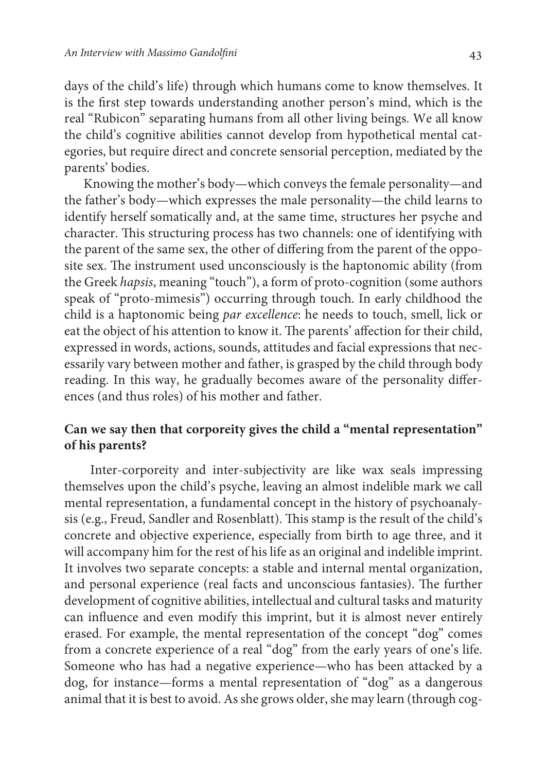days of the child's life) through which humans come to know themselves. It is the first step towards understanding another person's mind, which is the real "Rubicon" separating humans from all other living beings. We all know the child's cognitive abilities cannot develop from hypothetical mental categories, but require direct and concrete sensorial perception, mediated by the parents' bodies.

Knowing the mother's body—which conveys the female personality—and the father's body—which expresses the male personality—the child learns to identify herself somatically and, at the same time, structures her psyche and character. This structuring process has two channels: one of identifying with the parent of the same sex, the other of differing from the parent of the opposite sex. The instrument used unconsciously is the haptonomic ability (from the Greek *hapsis*, meaning "touch"), a form of proto-cognition (some authors speak of "proto-mimesis") occurring through touch. In early childhood the child is a haptonomic being *par excellence*: he needs to touch, smell, lick or eat the object of his attention to know it. The parents' affection for their child, expressed in words, actions, sounds, attitudes and facial expressions that necessarily vary between mother and father, is grasped by the child through body reading. In this way, he gradually becomes aware of the personality differences (and thus roles) of his mother and father.

**Can we say then that corporeity gives the child a "mental representation" of his parents?**

Inter-corporeity and inter-subjectivity are like wax seals impressing themselves upon the child's psyche, leaving an almost indelible mark we call mental representation, a fundamental concept in the history of psychoanalysis (e.g., Freud, Sandler and Rosenblatt). This stamp is the result of the child's concrete and objective experience, especially from birth to age three, and it will accompany him for the rest of his life as an original and indelible imprint. It involves two separate concepts: a stable and internal mental organization, and personal experience (real facts and unconscious fantasies). The further development of cognitive abilities, intellectual and cultural tasks and maturity can influence and even modify this imprint, but it is almost never entirely erased. For example, the mental representation of the concept "dog" comes from a concrete experience of a real "dog" from the early years of one's life. Someone who has had a negative experience—who has been attacked by a dog, for instance—forms a mental representation of "dog" as a dangerous animal that it is best to avoid. As she grows older, she may learn (through cog-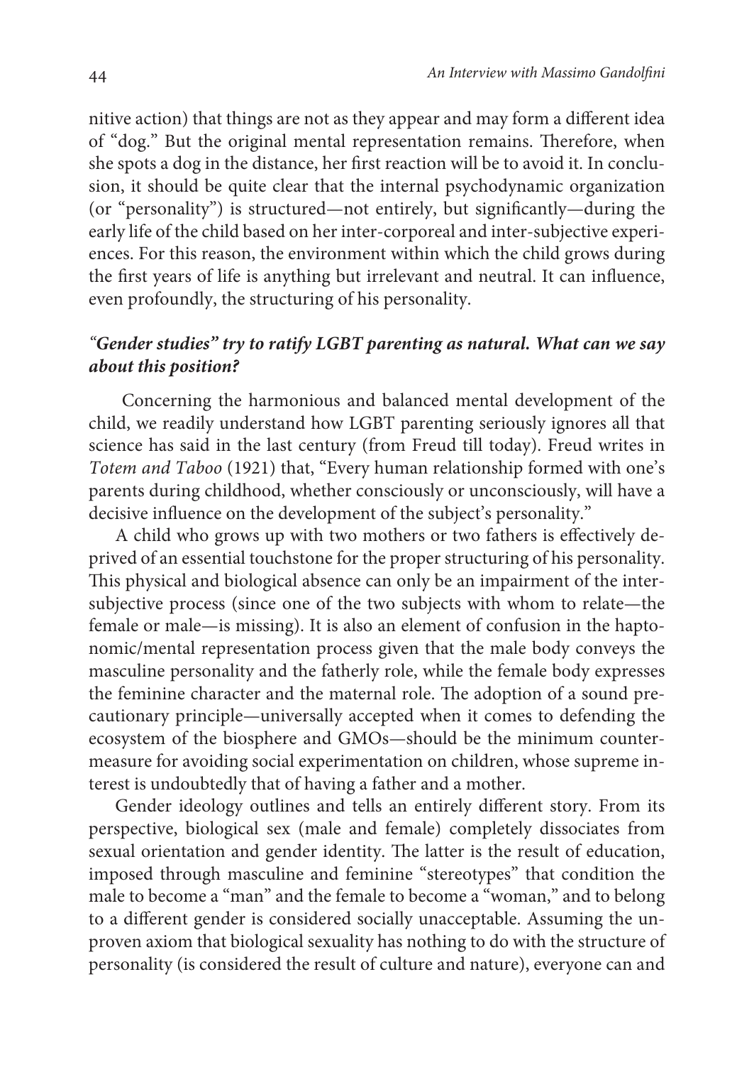nitive action) that things are not as they appear and may form a different idea of "dog." But the original mental representation remains. Therefore, when she spots a dog in the distance, her first reaction will be to avoid it. In conclusion, it should be quite clear that the internal psychodynamic organization (or "personality") is structured—not entirely, but significantly—during the early life of the child based on her inter-corporeal and inter-subjective experiences. For this reason, the environment within which the child grows during the first years of life is anything but irrelevant and neutral. It can influence, even profoundly, the structuring of his personality.

### *"Gender studies" try to ratify LGBT parenting as natural. What can we say about this position?*

Concerning the harmonious and balanced mental development of the child, we readily understand how LGBT parenting seriously ignores all that science has said in the last century (from Freud till today). Freud writes in *Totem and Taboo* (1921) that, "Every human relationship formed with one's parents during childhood, whether consciously or unconsciously, will have a decisive influence on the development of the subject's personality."

A child who grows up with two mothers or two fathers is effectively deprived of an essential touchstone for the proper structuring of his personality. This physical and biological absence can only be an impairment of the inter-subjective process (since one of the two subjects with whom to relate—the female or male—is missing). It is also an element of confusion in the haptonomic/mental representation process given that the male body conveys the masculine personality and the fatherly role, while the female body expresses the feminine character and the maternal role. The adoption of a sound precautionary principle—universally accepted when it comes to defending the ecosystem of the biosphere and GMOs—should be the minimum countermeasure for avoiding social experimentation on children, whose supreme interest is undoubtedly that of having a father and a mother.

Gender ideology outlines and tells an entirely different story. From its perspective, biological sex (male and female) completely dissociates from sexual orientation and gender identity. The latter is the result of education, imposed through masculine and feminine "stereotypes" that condition the male to become a "man" and the female to become a "woman," and to belong to a different gender is considered socially unacceptable. Assuming the unproven axiom that biological sexuality has nothing to do with the structure of personality (is considered the result of culture and nature), everyone can and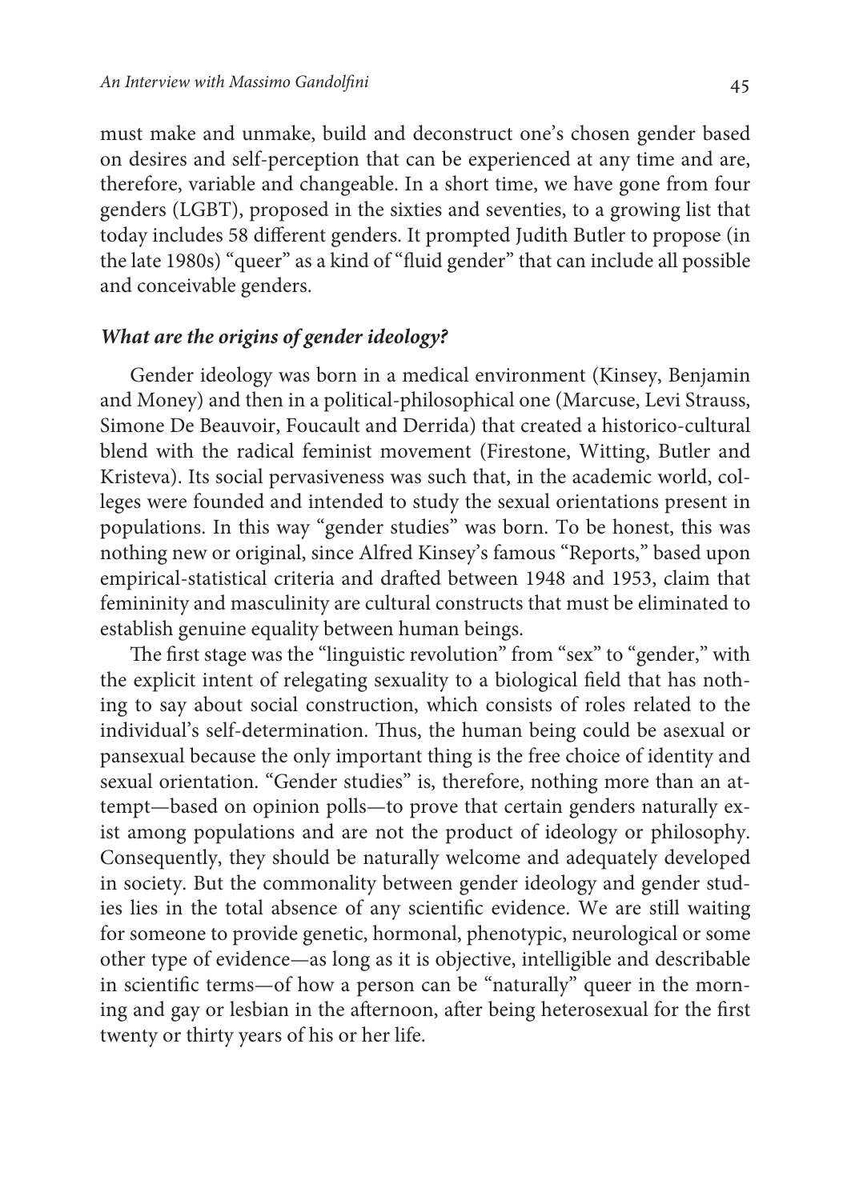must make and unmake, build and deconstruct one's chosen gender based on desires and self-perception that can be experienced at any time and are, therefore, variable and changeable. In a short time, we have gone from four genders (LGBT), proposed in the sixties and seventies, to a growing list that today includes 58 different genders. It prompted Judith Butler to propose (in the late 1980s) "queer" as a kind of "fluid gender" that can include all possible and conceivable genders.

***What are the origins of gender ideology?***

Gender ideology was born in a medical environment (Kinsey, Benjamin and Money) and then in a political-philosophical one (Marcuse, Levi Strauss, Simone De Beauvoir, Foucault and Derrida) that created a historico-cultural blend with the radical feminist movement (Firestone, Witting, Butler and Kristeva). Its social pervasiveness was such that, in the academic world, colleges were founded and intended to study the sexual orientations present in populations. In this way "gender studies" was born. To be honest, this was nothing new or original, since Alfred Kinsey's famous "Reports," based upon empirical-statistical criteria and drafted between 1948 and 1953, claim that femininity and masculinity are cultural constructs that must be eliminated to establish genuine equality between human beings.

The first stage was the "linguistic revolution" from "sex" to "gender," with the explicit intent of relegating sexuality to a biological field that has nothing to say about social construction, which consists of roles related to the individual's self-determination. Thus, the human being could be asexual or pansexual because the only important thing is the free choice of identity and sexual orientation. "Gender studies" is, therefore, nothing more than an attempt—based on opinion polls—to prove that certain genders naturally exist among populations and are not the product of ideology or philosophy. Consequently, they should be naturally welcome and adequately developed in society. But the commonality between gender ideology and gender studies lies in the total absence of any scientific evidence. We are still waiting for someone to provide genetic, hormonal, phenotypic, neurological or some other type of evidence—as long as it is objective, intelligible and describable in scientific terms—of how a person can be "naturally" queer in the morning and gay or lesbian in the afternoon, after being heterosexual for the first twenty or thirty years of his or her life.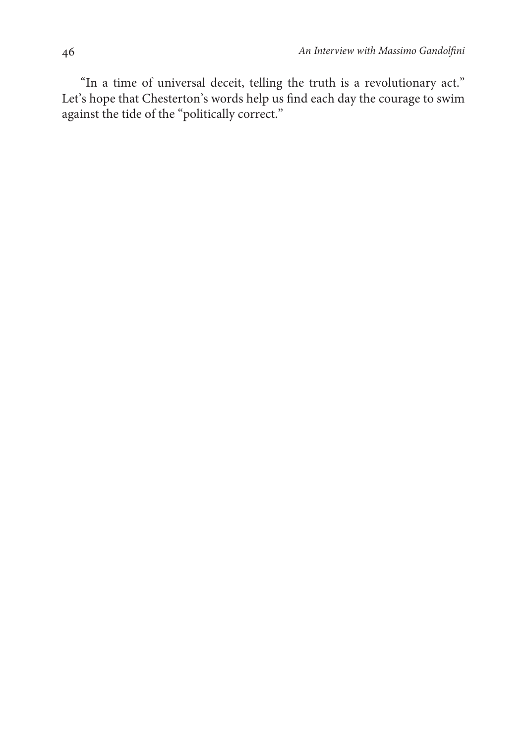"In a time of universal deceit, telling the truth is a revolutionary act." Let's hope that Chesterton's words help us find each day the courage to swim against the tide of the "politically correct."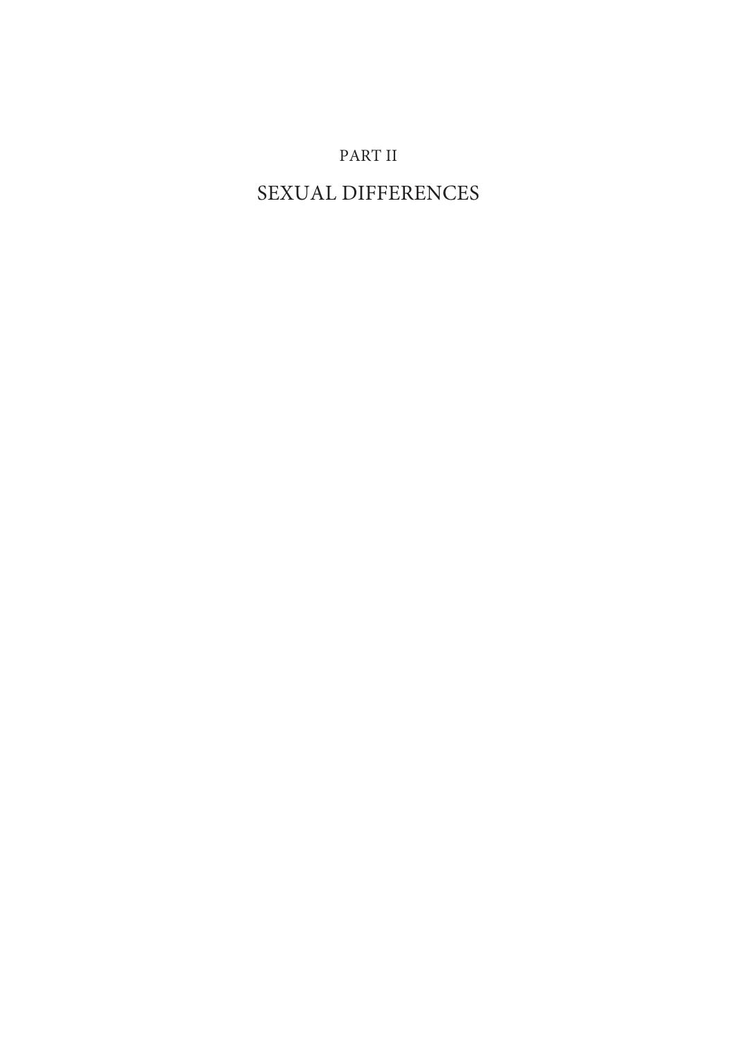# PART II

# SEXUAL DIFFERENCES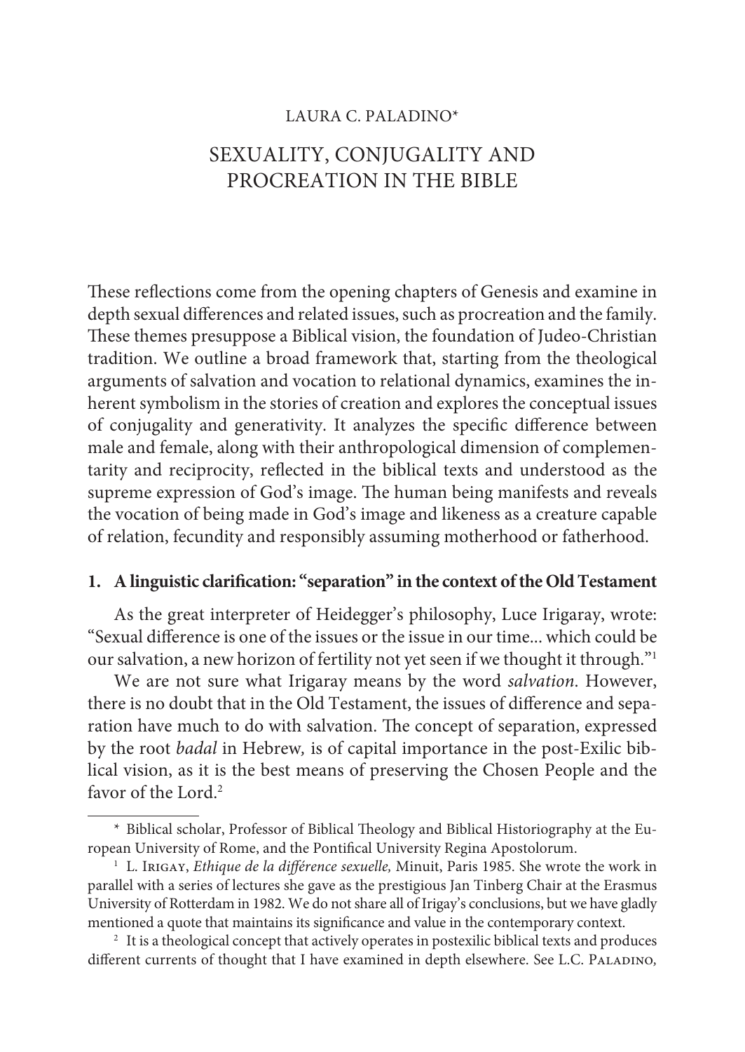LAURA C. PALADINO*

# SEXUALITY, CONJUGALITY AND PROCREATION IN THE BIBLE

These reflections come from the opening chapters of Genesis and examine in depth sexual differences and related issues, such as procreation and the family. These themes presuppose a Biblical vision, the foundation of Judeo-Christian tradition. We outline a broad framework that, starting from the theological arguments of salvation and vocation to relational dynamics, examines the inherent symbolism in the stories of creation and explores the conceptual issues of conjugality and generativity. It analyzes the specific difference between male and female, along with their anthropological dimension of complementarity and reciprocity, reflected in the biblical texts and understood as the supreme expression of God's image. The human being manifests and reveals the vocation of being made in God's image and likeness as a creature capable of relation, fecundity and responsibly assuming motherhood or fatherhood.

## 1. A linguistic clarification: "separation" in the context of the Old Testament

As the great interpreter of Heidegger's philosophy, Luce Irigaray, wrote: "Sexual difference is one of the issues or the issue in our time... which could be our salvation, a new horizon of fertility not yet seen if we thought it through."[1]

We are not sure what Irigaray means by the word *salvation*. However, there is no doubt that in the Old Testament, the issues of difference and separation have much to do with salvation. The concept of separation, expressed by the root *badal* in Hebrew*,* is of capital importance in the post-Exilic biblical vision, as it is the best means of preserving the Chosen People and the favor of the Lord.[2]

---

\* Biblical scholar, Professor of Biblical Theology and Biblical Historiography at the European University of Rome, and the Pontifical University Regina Apostolorum.

[1] L. Irigay, *Ethique de la différence sexuelle,* Minuit, Paris 1985. She wrote the work in parallel with a series of lectures she gave as the prestigious Jan Tinberg Chair at the Erasmus University of Rotterdam in 1982. We do not share all of Irigay's conclusions, but we have gladly mentioned a quote that maintains its significance and value in the contemporary context.

[2] It is a theological concept that actively operates in postexilic biblical texts and produces different currents of thought that I have examined in depth elsewhere. See L.C. Paladino,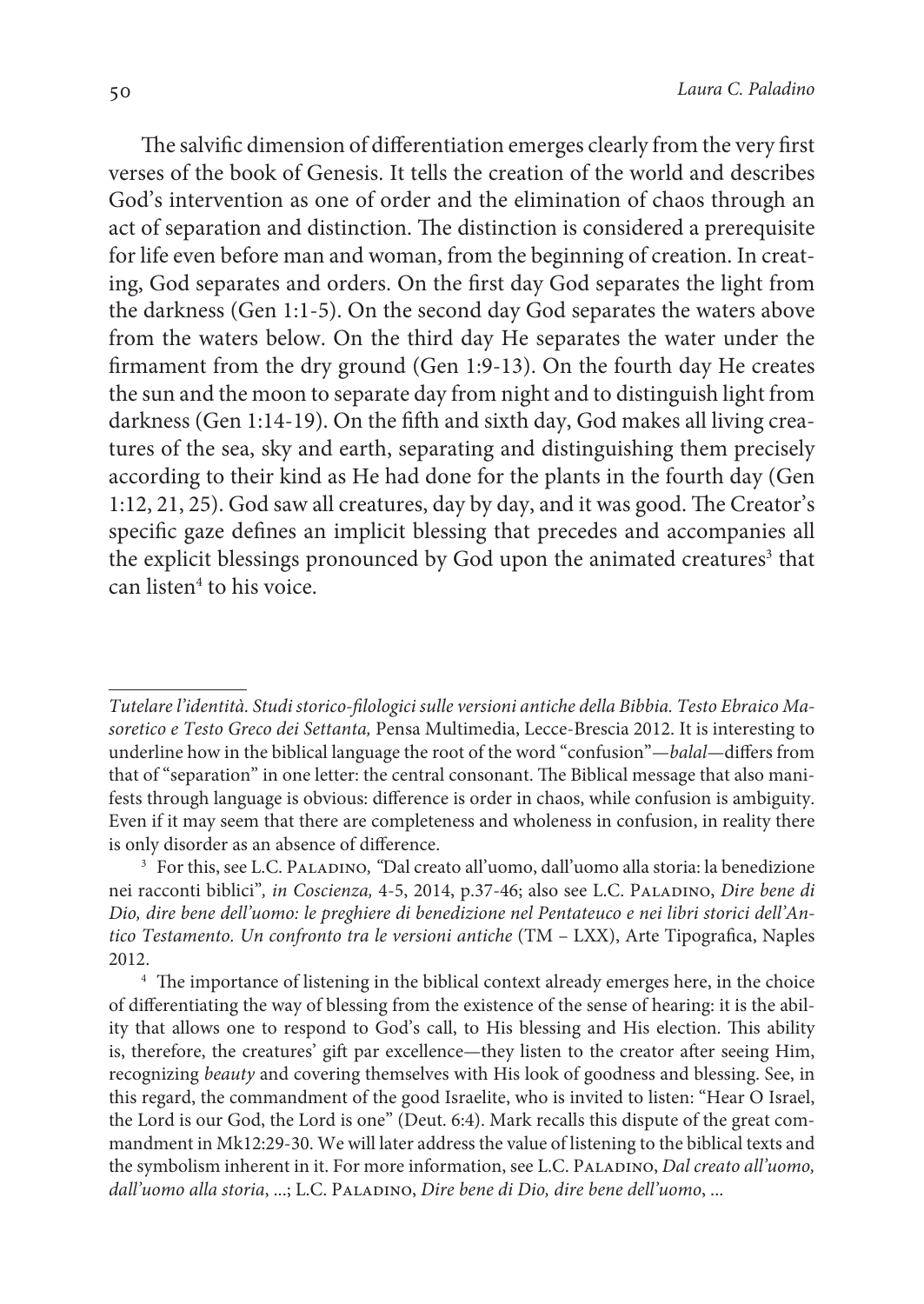The salvific dimension of differentiation emerges clearly from the very first verses of the book of Genesis. It tells the creation of the world and describes God's intervention as one of order and the elimination of chaos through an act of separation and distinction. The distinction is considered a prerequisite for life even before man and woman, from the beginning of creation. In creating, God separates and orders. On the first day God separates the light from the darkness (Gen 1:1-5). On the second day God separates the waters above from the waters below. On the third day He separates the water under the firmament from the dry ground (Gen 1:9-13). On the fourth day He creates the sun and the moon to separate day from night and to distinguish light from darkness (Gen 1:14-19). On the fifth and sixth day, God makes all living creatures of the sea, sky and earth, separating and distinguishing them precisely according to their kind as He had done for the plants in the fourth day (Gen 1:12, 21, 25). God saw all creatures, day by day, and it was good. The Creator's specific gaze defines an implicit blessing that precedes and accompanies all the explicit blessings pronounced by God upon the animated creatures[3] that can listen[4] to his voice.

---

*Tutelare l'identità. Studi storico-filologici sulle versioni antiche della Bibbia. Testo Ebraico Masoretico e Testo Greco dei Settanta,* Pensa Multimedia, Lecce-Brescia 2012. It is interesting to underline how in the biblical language the root of the word "confusion"—*balal*—differs from that of "separation" in one letter: the central consonant. The Biblical message that also manifests through language is obvious: difference is order in chaos, while confusion is ambiguity. Even if it may seem that there are completeness and wholeness in confusion, in reality there is only disorder as an absence of difference.

[3] For this, see L.C. Paladino, "Dal creato all'uomo, dall'uomo alla storia: la benedizione nei racconti biblici", *in Coscienza,* 4-5, 2014, p.37-46; also see L.C. Paladino, *Dire bene di Dio, dire bene dell'uomo: le preghiere di benedizione nel Pentateuco e nei libri storici dell'Antico Testamento. Un confronto tra le versioni antiche* (TM – LXX), Arte Tipografica, Naples 2012.

[4] The importance of listening in the biblical context already emerges here, in the choice of differentiating the way of blessing from the existence of the sense of hearing: it is the ability that allows one to respond to God's call, to His blessing and His election. This ability is, therefore, the creatures' gift par excellence—they listen to the creator after seeing Him, recognizing *beauty* and covering themselves with His look of goodness and blessing. See, in this regard, the commandment of the good Israelite, who is invited to listen: "Hear O Israel, the Lord is our God, the Lord is one" (Deut. 6:4). Mark recalls this dispute of the great commandment in Mk12:29-30. We will later address the value of listening to the biblical texts and the symbolism inherent in it. For more information, see L.C. Paladino, *Dal creato all'uomo, dall'uomo alla storia*, ...; L.C. Paladino, *Dire bene di Dio, dire bene dell'uomo*, ...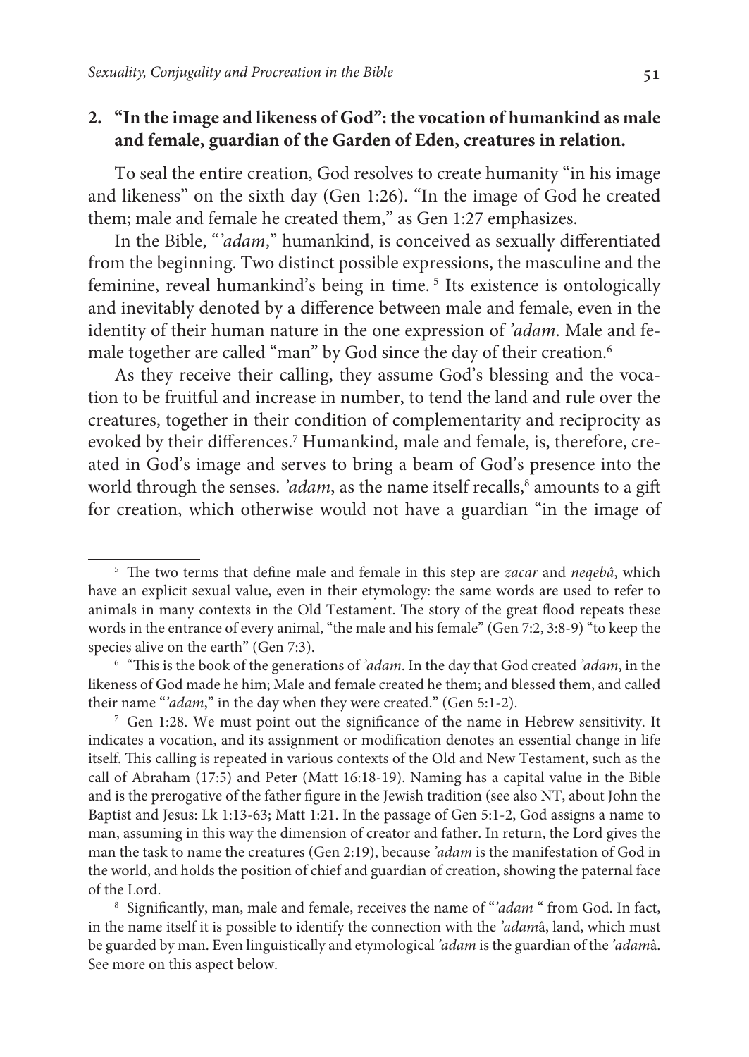## 2. "In the image and likeness of God": the vocation of humankind as male and female, guardian of the Garden of Eden, creatures in relation.

To seal the entire creation, God resolves to create humanity "in his image and likeness" on the sixth day (Gen 1:26). "In the image of God he created them; male and female he created them," as Gen 1:27 emphasizes.

In the Bible, "*'adam*," humankind, is conceived as sexually differentiated from the beginning. Two distinct possible expressions, the masculine and the feminine, reveal humankind's being in time. [5] Its existence is ontologically and inevitably denoted by a difference between male and female, even in the identity of their human nature in the one expression of *'adam*. Male and female together are called "man" by God since the day of their creation.[6]

As they receive their calling, they assume God's blessing and the vocation to be fruitful and increase in number, to tend the land and rule over the creatures, together in their condition of complementarity and reciprocity as evoked by their differences.[7] Humankind, male and female, is, therefore, created in God's image and serves to bring a beam of God's presence into the world through the senses. *'adam*, as the name itself recalls,[8] amounts to a gift for creation, which otherwise would not have a guardian "in the image of

---

[5] The two terms that define male and female in this step are *zacar* and *neqebâ*, which have an explicit sexual value, even in their etymology: the same words are used to refer to animals in many contexts in the Old Testament. The story of the great flood repeats these words in the entrance of every animal, "the male and his female" (Gen 7:2, 3:8-9) "to keep the species alive on the earth" (Gen 7:3).

[6] "This is the book of the generations of *'adam*. In the day that God created *'adam*, in the likeness of God made he him; Male and female created he them; and blessed them, and called their name "*'adam*," in the day when they were created." (Gen 5:1-2).

[7] Gen 1:28. We must point out the significance of the name in Hebrew sensitivity. It indicates a vocation, and its assignment or modification denotes an essential change in life itself. This calling is repeated in various contexts of the Old and New Testament, such as the call of Abraham (17:5) and Peter (Matt 16:18-19). Naming has a capital value in the Bible and is the prerogative of the father figure in the Jewish tradition (see also NT, about John the Baptist and Jesus: Lk 1:13-63; Matt 1:21. In the passage of Gen 5:1-2, God assigns a name to man, assuming in this way the dimension of creator and father. In return, the Lord gives the man the task to name the creatures (Gen 2:19), because *'adam* is the manifestation of God in the world, and holds the position of chief and guardian of creation, showing the paternal face of the Lord.

[8] Significantly, man, male and female, receives the name of "*'adam* " from God. In fact, in the name itself it is possible to identify the connection with the *'adam*â, land, which must be guarded by man. Even linguistically and etymological *'adam* is the guardian of the *'adam*â. See more on this aspect below.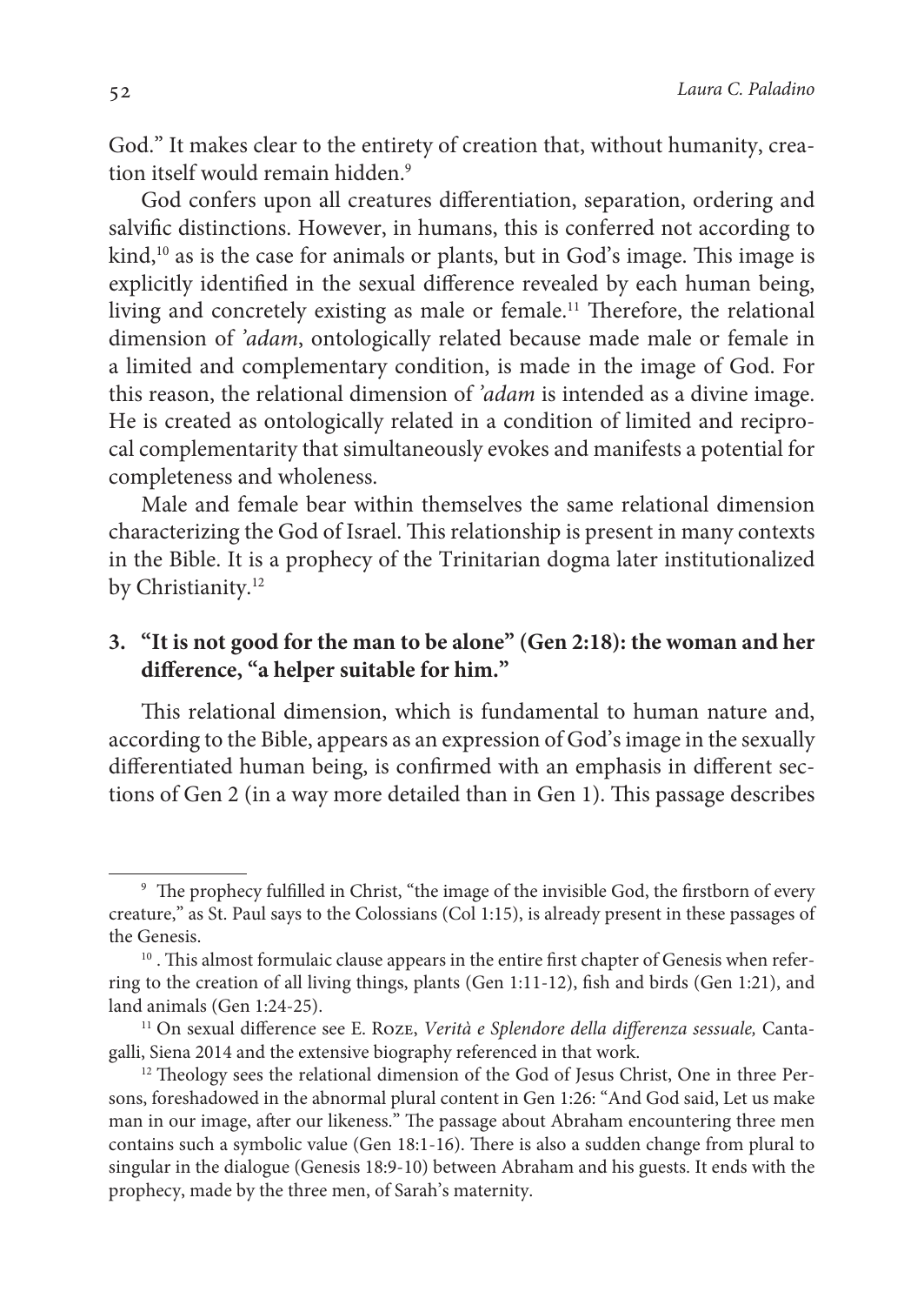God." It makes clear to the entirety of creation that, without humanity, creation itself would remain hidden.[9]

God confers upon all creatures differentiation, separation, ordering and salvific distinctions. However, in humans, this is conferred not according to kind,[10] as is the case for animals or plants, but in God's image. This image is explicitly identified in the sexual difference revealed by each human being, living and concretely existing as male or female.[11] Therefore, the relational dimension of *'adam*, ontologically related because made male or female in a limited and complementary condition, is made in the image of God. For this reason, the relational dimension of *'adam* is intended as a divine image. He is created as ontologically related in a condition of limited and reciprocal complementarity that simultaneously evokes and manifests a potential for completeness and wholeness.

Male and female bear within themselves the same relational dimension characterizing the God of Israel. This relationship is present in many contexts in the Bible. It is a prophecy of the Trinitarian dogma later institutionalized by Christianity.[12]

## 3. "It is not good for the man to be alone" (Gen 2:18): the woman and her difference, "a helper suitable for him."

This relational dimension, which is fundamental to human nature and, according to the Bible, appears as an expression of God's image in the sexually differentiated human being, is confirmed with an emphasis in different sections of Gen 2 (in a way more detailed than in Gen 1). This passage describes

---

[9] The prophecy fulfilled in Christ, "the image of the invisible God, the firstborn of every creature," as St. Paul says to the Colossians (Col 1:15), is already present in these passages of the Genesis.

[10] . This almost formulaic clause appears in the entire first chapter of Genesis when referring to the creation of all living things, plants (Gen 1:11-12), fish and birds (Gen 1:21), and land animals (Gen 1:24-25).

[11] On sexual difference see E. Roze, *Verità e Splendore della differenza sessuale,* Cantagalli, Siena 2014 and the extensive biography referenced in that work.

[12] Theology sees the relational dimension of the God of Jesus Christ, One in three Persons, foreshadowed in the abnormal plural content in Gen 1:26: "And God said, Let us make man in our image, after our likeness." The passage about Abraham encountering three men contains such a symbolic value (Gen 18:1-16). There is also a sudden change from plural to singular in the dialogue (Genesis 18:9-10) between Abraham and his guests. It ends with the prophecy, made by the three men, of Sarah's maternity.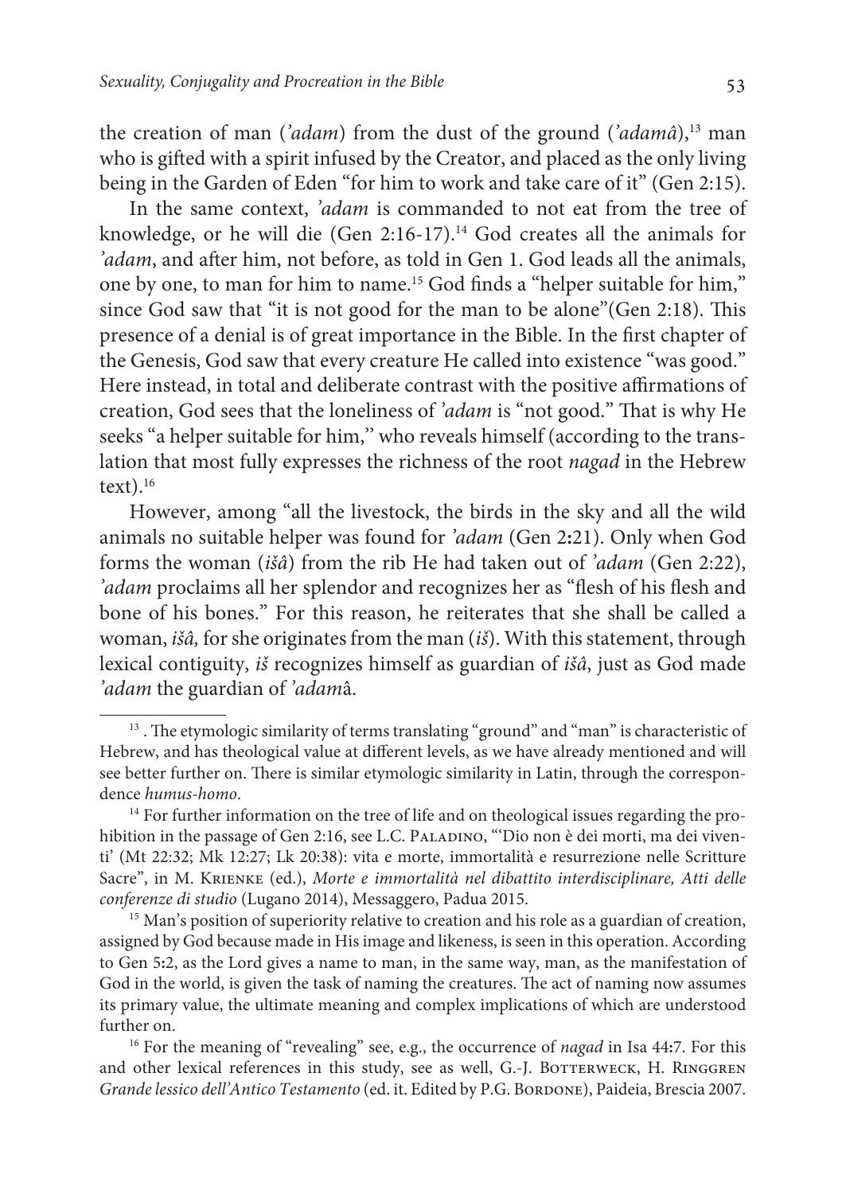the creation of man (*'adam*) from the dust of the ground (*'adamâ*),[13] man who is gifted with a spirit infused by the Creator, and placed as the only living being in the Garden of Eden "for him to work and take care of it" (Gen 2:15).

In the same context, *'adam* is commanded to not eat from the tree of knowledge, or he will die (Gen 2:16-17).[14] God creates all the animals for *'adam*, and after him, not before, as told in Gen 1. God leads all the animals, one by one, to man for him to name.[15] God finds a "helper suitable for him," since God saw that "it is not good for the man to be alone"(Gen 2:18). This presence of a denial is of great importance in the Bible. In the first chapter of the Genesis, God saw that every creature He called into existence "was good." Here instead, in total and deliberate contrast with the positive affirmations of creation, God sees that the loneliness of *'adam* is "not good." That is why He seeks "a helper suitable for him,'' who reveals himself (according to the translation that most fully expresses the richness of the root *nagad* in the Hebrew text).[16]

However, among "all the livestock, the birds in the sky and all the wild animals no suitable helper was found for *'adam* (Gen 2:21). Only when God forms the woman (*išâ*) from the rib He had taken out of *'adam* (Gen 2:22), *'adam* proclaims all her splendor and recognizes her as "flesh of his flesh and bone of his bones." For this reason, he reiterates that she shall be called a woman, *išâ,* for she originates from the man (*iš*). With this statement, through lexical contiguity, *iš* recognizes himself as guardian of *išâ*, just as God made *'adam* the guardian of *'adam*â.

---

[13] . The etymologic similarity of terms translating "ground" and "man" is characteristic of Hebrew, and has theological value at different levels, as we have already mentioned and will see better further on. There is similar etymologic similarity in Latin, through the correspondence *humus-homo*.

[14] For further information on the tree of life and on theological issues regarding the prohibition in the passage of Gen 2:16, see L.C. Paladino, "'Dio non è dei morti, ma dei viventi' (Mt 22:32; Mk 12:27; Lk 20:38): vita e morte, immortalità e resurrezione nelle Scritture Sacre", in M. Krienke (ed.), *Morte e immortalità nel dibattito interdisciplinare, Atti delle conferenze di studio* (Lugano 2014), Messaggero, Padua 2015.

[15] Man's position of superiority relative to creation and his role as a guardian of creation, assigned by God because made in His image and likeness, is seen in this operation. According to Gen 5:2, as the Lord gives a name to man, in the same way, man, as the manifestation of God in the world, is given the task of naming the creatures. The act of naming now assumes its primary value, the ultimate meaning and complex implications of which are understood further on.

[16] For the meaning of "revealing" see, e.g., the occurrence of *nagad* in Isa 44:7. For this and other lexical references in this study, see as well, G.-J. Botterweck, H. Ringgren *Grande lessico dell'Antico Testamento* (ed. it. Edited by P.G. Bordone), Paideia, Brescia 2007.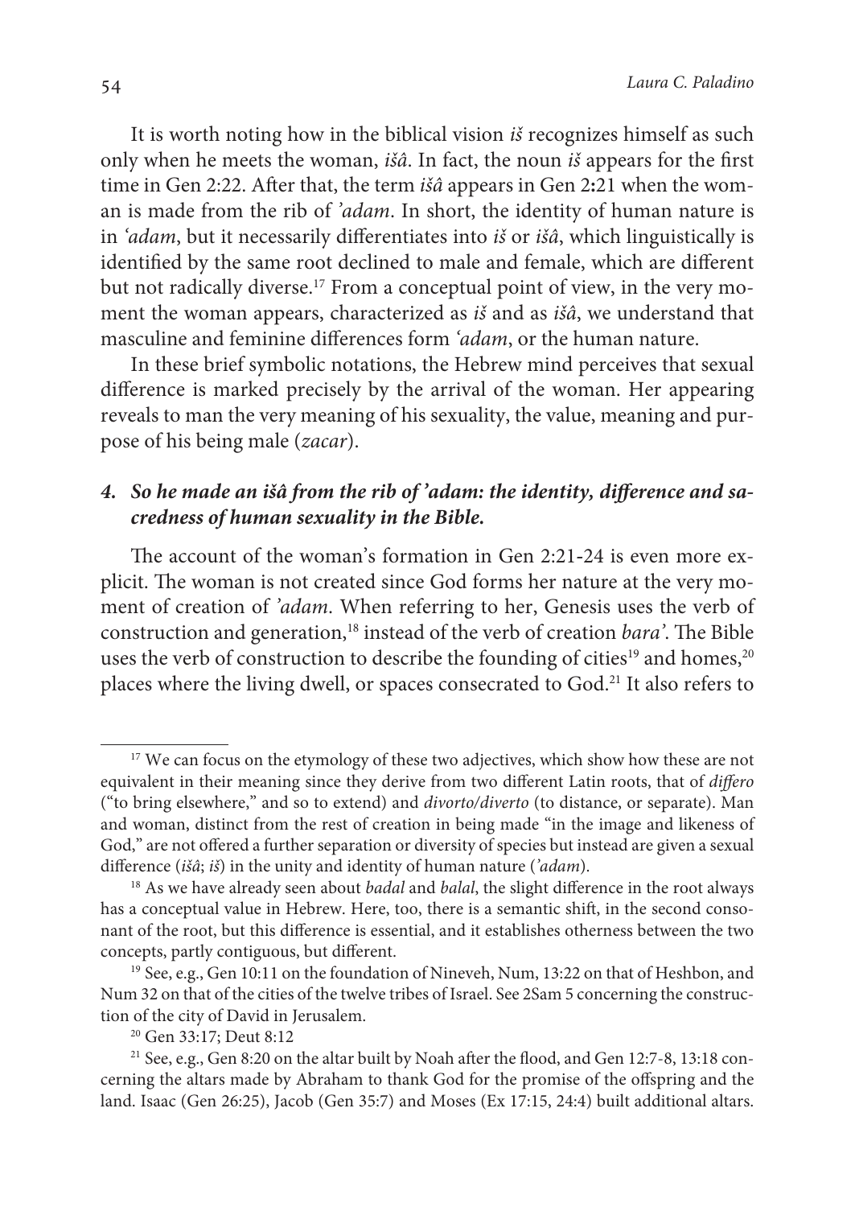It is worth noting how in the biblical vision *iš* recognizes himself as such only when he meets the woman, *išâ*. In fact, the noun *iš* appears for the first time in Gen 2:22. After that, the term *išâ* appears in Gen 2**:**21 when the woman is made from the rib of *'adam*. In short, the identity of human nature is in *'adam*, but it necessarily differentiates into *iš* or *išâ*, which linguistically is identified by the same root declined to male and female, which are different but not radically diverse.[17] From a conceptual point of view, in the very moment the woman appears, characterized as *iš* and as *išâ*, we understand that masculine and feminine differences form *'adam*, or the human nature.

In these brief symbolic notations, the Hebrew mind perceives that sexual difference is marked precisely by the arrival of the woman. Her appearing reveals to man the very meaning of his sexuality, the value, meaning and purpose of his being male (*zacar*).

### 4. *So he made an išâ from the rib of 'adam: the identity, difference and sacredness of human sexuality in the Bible.*

The account of the woman's formation in Gen 2:21-24 is even more explicit. The woman is not created since God forms her nature at the very moment of creation of *'adam*. When referring to her, Genesis uses the verb of construction and generation,[18] instead of the verb of creation *bara'*. The Bible uses the verb of construction to describe the founding of cities[19] and homes,[20] places where the living dwell, or spaces consecrated to God.[21] It also refers to

---

[17] We can focus on the etymology of these two adjectives, which show how these are not equivalent in their meaning since they derive from two different Latin roots, that of *differo* ("to bring elsewhere," and so to extend) and *divorto/diverto* (to distance, or separate). Man and woman, distinct from the rest of creation in being made "in the image and likeness of God," are not offered a further separation or diversity of species but instead are given a sexual difference (*išâ*; *iš*) in the unity and identity of human nature (*'adam*).

[18] As we have already seen about *badal* and *balal*, the slight difference in the root always has a conceptual value in Hebrew. Here, too, there is a semantic shift, in the second consonant of the root, but this difference is essential, and it establishes otherness between the two concepts, partly contiguous, but different.

[19] See, e.g., Gen 10:11 on the foundation of Nineveh, Num, 13:22 on that of Heshbon, and Num 32 on that of the cities of the twelve tribes of Israel. See 2Sam 5 concerning the construction of the city of David in Jerusalem.

[20] Gen 33:17; Deut 8:12

[21] See, e.g., Gen 8:20 on the altar built by Noah after the flood, and Gen 12:7-8, 13:18 concerning the altars made by Abraham to thank God for the promise of the offspring and the land. Isaac (Gen 26:25), Jacob (Gen 35:7) and Moses (Ex 17:15, 24:4) built additional altars.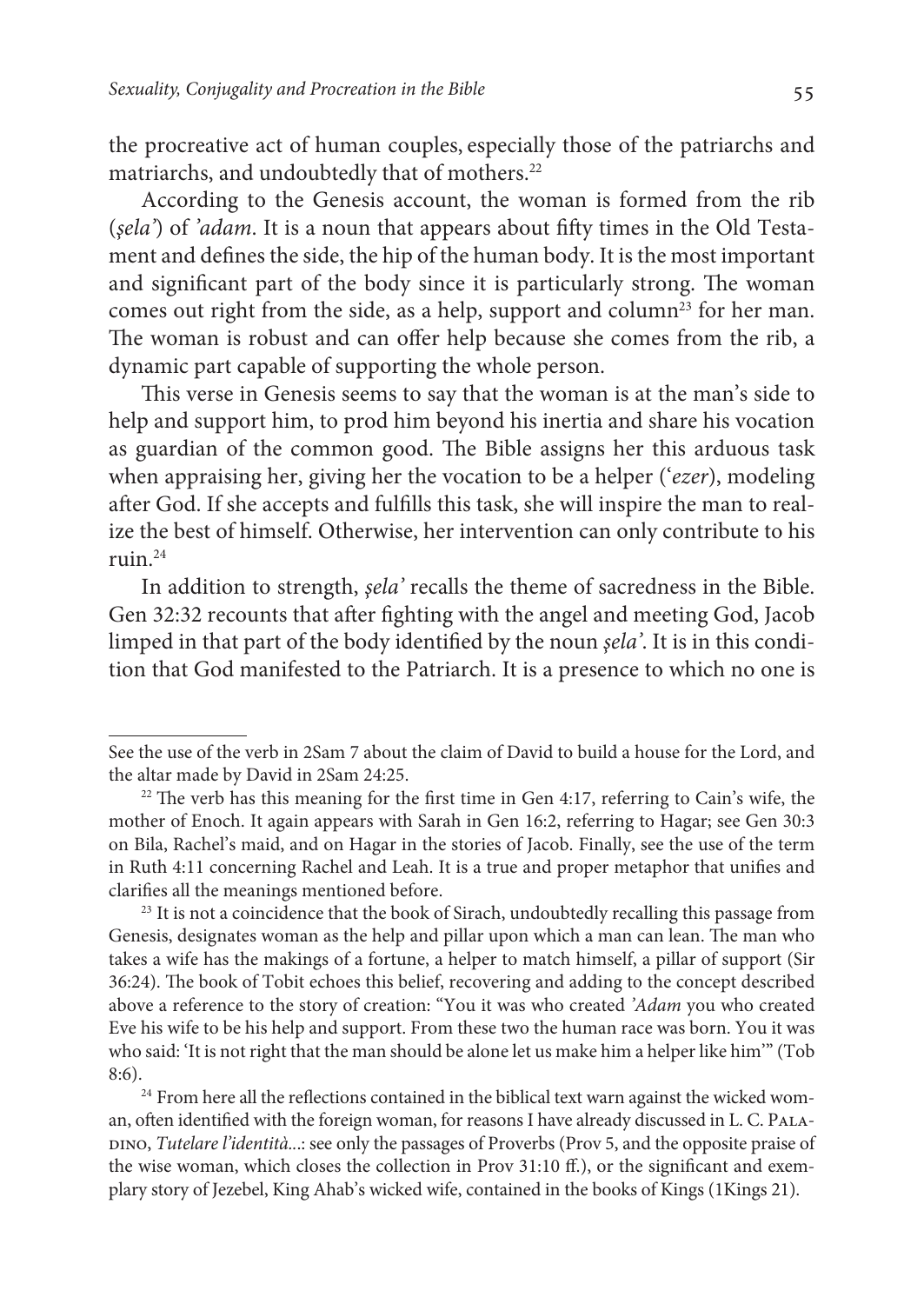the procreative act of human couples, especially those of the patriarchs and matriarchs, and undoubtedly that of mothers.[22]

According to the Genesis account, the woman is formed from the rib (*ṣela'*) of *'adam*. It is a noun that appears about fifty times in the Old Testament and defines the side, the hip of the human body. It is the most important and significant part of the body since it is particularly strong. The woman comes out right from the side, as a help, support and column[23] for her man. The woman is robust and can offer help because she comes from the rib, a dynamic part capable of supporting the whole person.

This verse in Genesis seems to say that the woman is at the man's side to help and support him, to prod him beyond his inertia and share his vocation as guardian of the common good. The Bible assigns her this arduous task when appraising her, giving her the vocation to be a helper (*'ezer*), modeling after God. If she accepts and fulfills this task, she will inspire the man to realize the best of himself. Otherwise, her intervention can only contribute to his ruin.[24]

In addition to strength, *ṣela'* recalls the theme of sacredness in the Bible. Gen 32:32 recounts that after fighting with the angel and meeting God, Jacob limped in that part of the body identified by the noun *ṣela'*. It is in this condition that God manifested to the Patriarch. It is a presence to which no one is

---

See the use of the verb in 2Sam 7 about the claim of David to build a house for the Lord, and the altar made by David in 2Sam 24:25.

[22] The verb has this meaning for the first time in Gen 4:17, referring to Cain's wife, the mother of Enoch. It again appears with Sarah in Gen 16:2, referring to Hagar; see Gen 30:3 on Bila, Rachel's maid, and on Hagar in the stories of Jacob. Finally, see the use of the term in Ruth 4:11 concerning Rachel and Leah. It is a true and proper metaphor that unifies and clarifies all the meanings mentioned before.

[23] It is not a coincidence that the book of Sirach, undoubtedly recalling this passage from Genesis, designates woman as the help and pillar upon which a man can lean. The man who takes a wife has the makings of a fortune, a helper to match himself, a pillar of support (Sir 36:24). The book of Tobit echoes this belief, recovering and adding to the concept described above a reference to the story of creation: "You it was who created *'Adam* you who created Eve his wife to be his help and support. From these two the human race was born. You it was who said: 'It is not right that the man should be alone let us make him a helper like him'" (Tob 8:6).

[24] From here all the reflections contained in the biblical text warn against the wicked woman, often identified with the foreign woman, for reasons I have already discussed in L. C. Paladino, *Tutelare l'identità...*: see only the passages of Proverbs (Prov 5, and the opposite praise of the wise woman, which closes the collection in Prov 31:10 ff.), or the significant and exemplary story of Jezebel, King Ahab's wicked wife, contained in the books of Kings (1Kings 21).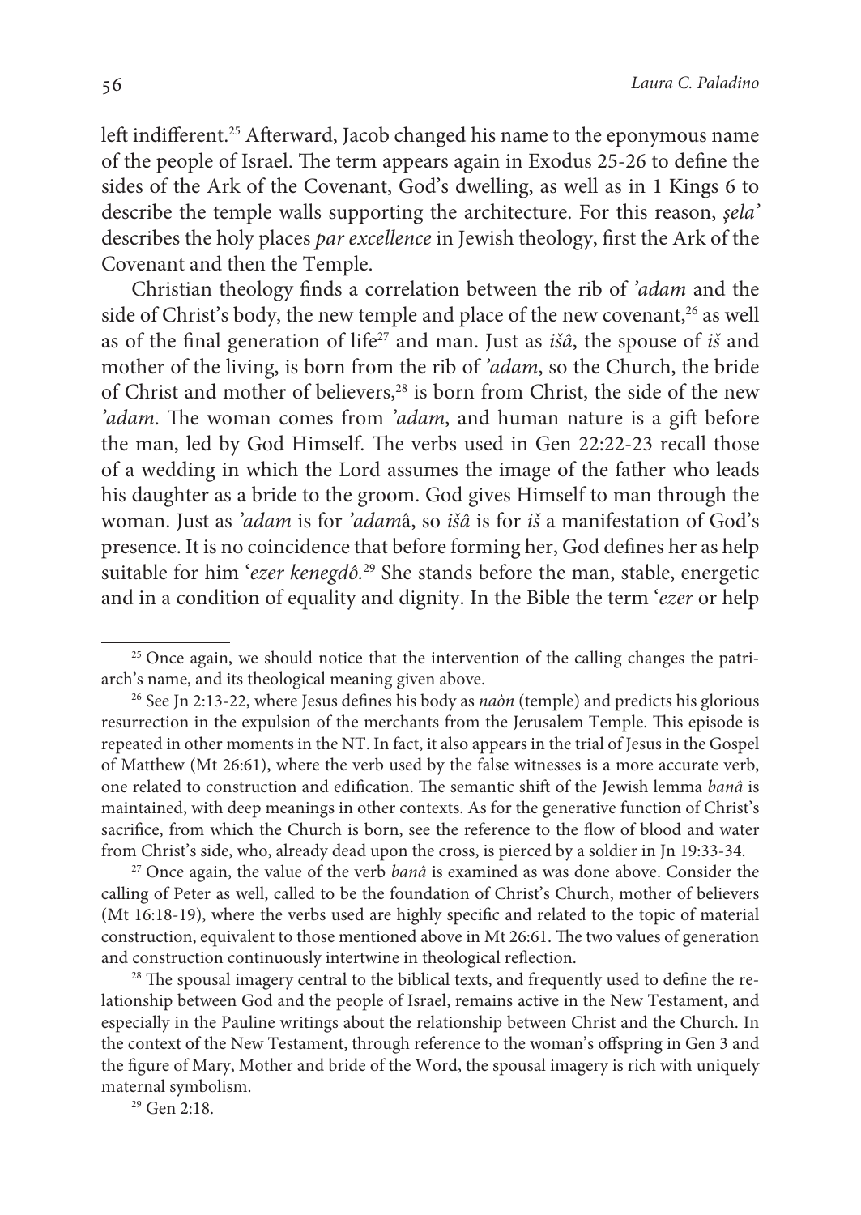left indifferent.[25] Afterward, Jacob changed his name to the eponymous name of the people of Israel. The term appears again in Exodus 25-26 to define the sides of the Ark of the Covenant, God's dwelling, as well as in 1 Kings 6 to describe the temple walls supporting the architecture. For this reason, *ṣela'* describes the holy places *par excellence* in Jewish theology, first the Ark of the Covenant and then the Temple.

Christian theology finds a correlation between the rib of *'adam* and the side of Christ's body, the new temple and place of the new covenant,[26] as well as of the final generation of life[27] and man. Just as *išâ*, the spouse of *iš* and mother of the living, is born from the rib of *'adam*, so the Church, the bride of Christ and mother of believers,[28] is born from Christ, the side of the new *'adam*. The woman comes from *'adam*, and human nature is a gift before the man, led by God Himself. The verbs used in Gen 22:22-23 recall those of a wedding in which the Lord assumes the image of the father who leads his daughter as a bride to the groom. God gives Himself to man through the woman. Just as *'adam* is for *'adam*â, so *išâ* is for *iš* a manifestation of God's presence. It is no coincidence that before forming her, God defines her as help suitable for him *'ezer kenegdô*.[29] She stands before the man, stable, energetic and in a condition of equality and dignity. In the Bible the term *'ezer* or help

---

[25] Once again, we should notice that the intervention of the calling changes the patriarch's name, and its theological meaning given above.

[26] See Jn 2:13-22, where Jesus defines his body as *naòn* (temple) and predicts his glorious resurrection in the expulsion of the merchants from the Jerusalem Temple. This episode is repeated in other moments in the NT. In fact, it also appears in the trial of Jesus in the Gospel of Matthew (Mt 26:61), where the verb used by the false witnesses is a more accurate verb, one related to construction and edification. The semantic shift of the Jewish lemma *banâ* is maintained, with deep meanings in other contexts. As for the generative function of Christ's sacrifice, from which the Church is born, see the reference to the flow of blood and water from Christ's side, who, already dead upon the cross, is pierced by a soldier in Jn 19:33-34.

[27] Once again, the value of the verb *banâ* is examined as was done above. Consider the calling of Peter as well, called to be the foundation of Christ's Church, mother of believers (Mt 16:18-19), where the verbs used are highly specific and related to the topic of material construction, equivalent to those mentioned above in Mt 26:61. The two values of generation and construction continuously intertwine in theological reflection.

[28] The spousal imagery central to the biblical texts, and frequently used to define the relationship between God and the people of Israel, remains active in the New Testament, and especially in the Pauline writings about the relationship between Christ and the Church. In the context of the New Testament, through reference to the woman's offspring in Gen 3 and the figure of Mary, Mother and bride of the Word, the spousal imagery is rich with uniquely maternal symbolism.

[29] Gen 2:18.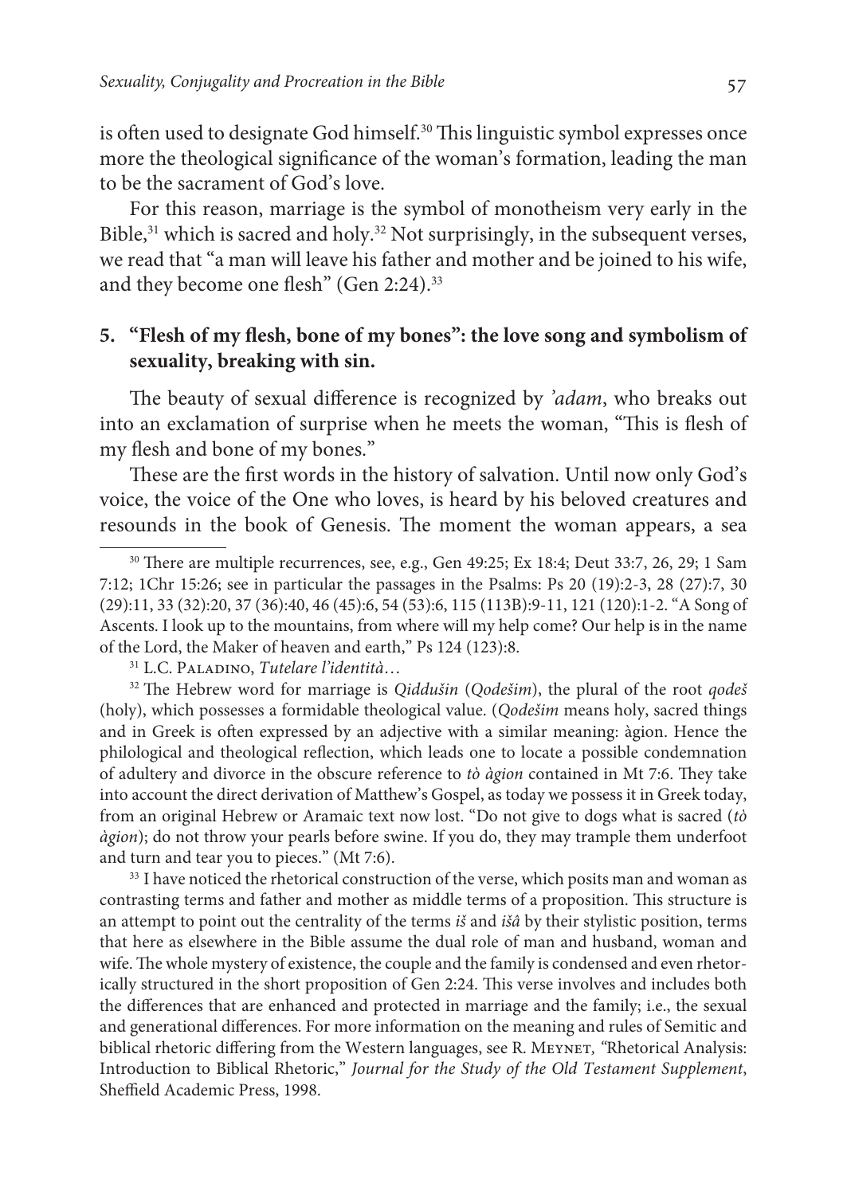is often used to designate God himself.[30] This linguistic symbol expresses once more the theological significance of the woman's formation, leading the man to be the sacrament of God's love.

For this reason, marriage is the symbol of monotheism very early in the Bible,[31] which is sacred and holy.[32] Not surprisingly, in the subsequent verses, we read that "a man will leave his father and mother and be joined to his wife, and they become one flesh" (Gen 2:24).[33]

## 5. "Flesh of my flesh, bone of my bones": the love song and symbolism of sexuality, breaking with sin.

The beauty of sexual difference is recognized by *'adam*, who breaks out into an exclamation of surprise when he meets the woman, "This is flesh of my flesh and bone of my bones."

These are the first words in the history of salvation. Until now only God's voice, the voice of the One who loves, is heard by his beloved creatures and resounds in the book of Genesis. The moment the woman appears, a sea

---

[30] There are multiple recurrences, see, e.g., Gen 49:25; Ex 18:4; Deut 33:7, 26, 29; 1 Sam 7:12; 1Chr 15:26; see in particular the passages in the Psalms: Ps 20 (19):2-3, 28 (27):7, 30 (29):11, 33 (32):20, 37 (36):40, 46 (45):6, 54 (53):6, 115 (113B):9-11, 121 (120):1-2. "A Song of Ascents. I look up to the mountains, from where will my help come? Our help is in the name of the Lord, the Maker of heaven and earth," Ps 124 (123):8.

[31] L.C. Paladino, *Tutelare l'identità*…

[32] The Hebrew word for marriage is *Qiddušin* (*Qodešim*), the plural of the root *qodeš* (holy), which possesses a formidable theological value. (*Qodešim* means holy, sacred things and in Greek is often expressed by an adjective with a similar meaning: àgion. Hence the philological and theological reflection, which leads one to locate a possible condemnation of adultery and divorce in the obscure reference to *tò àgion* contained in Mt 7:6. They take into account the direct derivation of Matthew's Gospel, as today we possess it in Greek today, from an original Hebrew or Aramaic text now lost. "Do not give to dogs what is sacred (*tò àgion*); do not throw your pearls before swine. If you do, they may trample them underfoot and turn and tear you to pieces." (Mt 7:6).

[33] I have noticed the rhetorical construction of the verse, which posits man and woman as contrasting terms and father and mother as middle terms of a proposition. This structure is an attempt to point out the centrality of the terms *iš* and *išâ* by their stylistic position, terms that here as elsewhere in the Bible assume the dual role of man and husband, woman and wife. The whole mystery of existence, the couple and the family is condensed and even rhetorically structured in the short proposition of Gen 2:24. This verse involves and includes both the differences that are enhanced and protected in marriage and the family; i.e., the sexual and generational differences. For more information on the meaning and rules of Semitic and biblical rhetoric differing from the Western languages, see R. Meynet, "Rhetorical Analysis: Introduction to Biblical Rhetoric," *Journal for the Study of the Old Testament Supplement*, Sheffield Academic Press, 1998.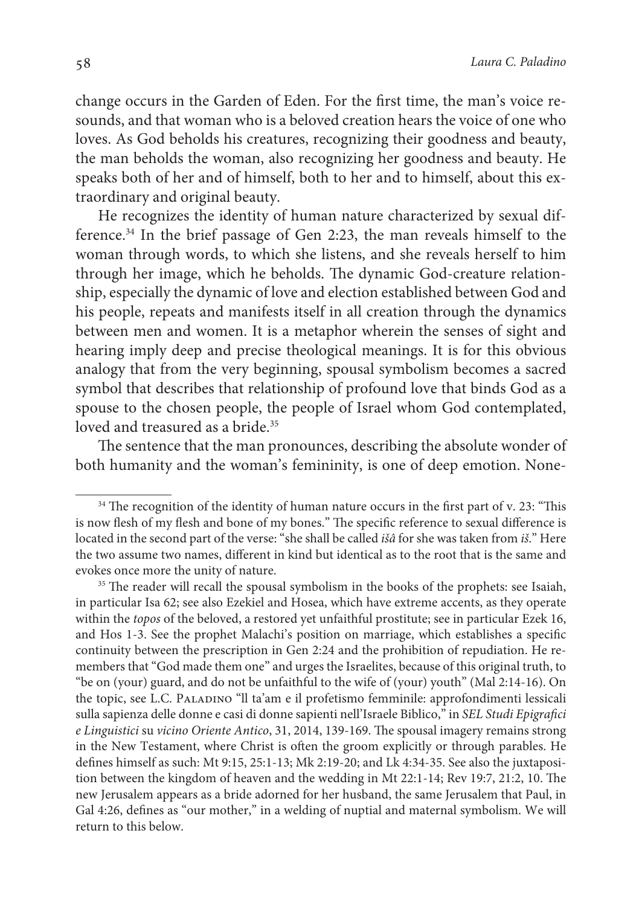change occurs in the Garden of Eden. For the first time, the man's voice resounds, and that woman who is a beloved creation hears the voice of one who loves. As God beholds his creatures, recognizing their goodness and beauty, the man beholds the woman, also recognizing her goodness and beauty. He speaks both of her and of himself, both to her and to himself, about this extraordinary and original beauty.

He recognizes the identity of human nature characterized by sexual difference.[34] In the brief passage of Gen 2:23, the man reveals himself to the woman through words, to which she listens, and she reveals herself to him through her image, which he beholds. The dynamic God-creature relationship, especially the dynamic of love and election established between God and his people, repeats and manifests itself in all creation through the dynamics between men and women. It is a metaphor wherein the senses of sight and hearing imply deep and precise theological meanings. It is for this obvious analogy that from the very beginning, spousal symbolism becomes a sacred symbol that describes that relationship of profound love that binds God as a spouse to the chosen people, the people of Israel whom God contemplated, loved and treasured as a bride.[35]

The sentence that the man pronounces, describing the absolute wonder of both humanity and the woman's femininity, is one of deep emotion. None-

---

[34] The recognition of the identity of human nature occurs in the first part of v. 23: "This is now flesh of my flesh and bone of my bones." The specific reference to sexual difference is located in the second part of the verse: "she shall be called *išâ* for she was taken from *iš*." Here the two assume two names, different in kind but identical as to the root that is the same and evokes once more the unity of nature.

[35] The reader will recall the spousal symbolism in the books of the prophets: see Isaiah, in particular Isa 62; see also Ezekiel and Hosea, which have extreme accents, as they operate within the *topos* of the beloved, a restored yet unfaithful prostitute; see in particular Ezek 16, and Hos 1-3. See the prophet Malachi's position on marriage, which establishes a specific continuity between the prescription in Gen 2:24 and the prohibition of repudiation. He remembers that "God made them one" and urges the Israelites, because of this original truth, to "be on (your) guard, and do not be unfaithful to the wife of (your) youth" (Mal 2:14-16). On the topic, see L.C. Paladino "Il ta'am e il profetismo femminile: approfondimenti lessicali sulla sapienza delle donne e casi di donne sapienti nell'Israele Biblico," in *SEL Studi Epigrafici e Linguistici* su *vicino Oriente Antico*, 31, 2014, 139-169. The spousal imagery remains strong in the New Testament, where Christ is often the groom explicitly or through parables. He defines himself as such: Mt 9:15, 25:1-13; Mk 2:19-20; and Lk 4:34-35. See also the juxtaposition between the kingdom of heaven and the wedding in Mt 22:1-14; Rev 19:7, 21:2, 10. The new Jerusalem appears as a bride adorned for her husband, the same Jerusalem that Paul, in Gal 4:26, defines as "our mother," in a welding of nuptial and maternal symbolism. We will return to this below.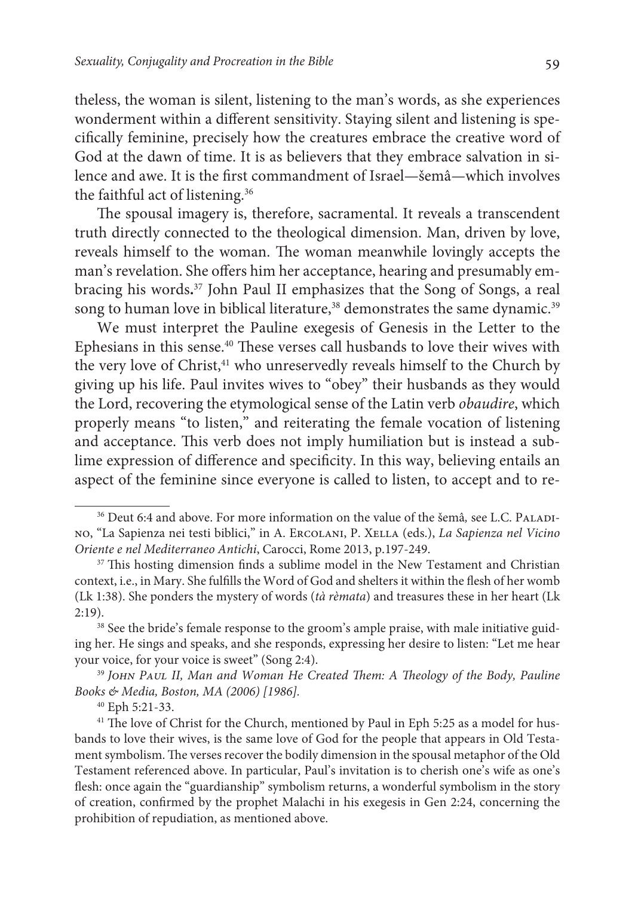theless, the woman is silent, listening to the man's words, as she experiences wonderment within a different sensitivity. Staying silent and listening is specifically feminine, precisely how the creatures embrace the creative word of God at the dawn of time. It is as believers that they embrace salvation in silence and awe. It is the first commandment of Israel—šemâ—which involves the faithful act of listening.[36]

The spousal imagery is, therefore, sacramental. It reveals a transcendent truth directly connected to the theological dimension. Man, driven by love, reveals himself to the woman. The woman meanwhile lovingly accepts the man's revelation. She offers him her acceptance, hearing and presumably embracing his words.[37] John Paul II emphasizes that the Song of Songs, a real song to human love in biblical literature,[38] demonstrates the same dynamic.[39]

We must interpret the Pauline exegesis of Genesis in the Letter to the Ephesians in this sense.[40] These verses call husbands to love their wives with the very love of Christ,[41] who unreservedly reveals himself to the Church by giving up his life. Paul invites wives to "obey" their husbands as they would the Lord, recovering the etymological sense of the Latin verb *obaudire*, which properly means "to listen," and reiterating the female vocation of listening and acceptance. This verb does not imply humiliation but is instead a sublime expression of difference and specificity. In this way, believing entails an aspect of the feminine since everyone is called to listen, to accept and to re-

---

[36] Deut 6:4 and above. For more information on the value of the šemâ, see L.C. Paladino, "La Sapienza nei testi biblici," in A. Ercolani, P. Xella (eds.), *La Sapienza nel Vicino Oriente e nel Mediterraneo Antichi*, Carocci, Rome 2013, p.197-249.

[37] This hosting dimension finds a sublime model in the New Testament and Christian context, i.e., in Mary. She fulfills the Word of God and shelters it within the flesh of her womb (Lk 1:38). She ponders the mystery of words (*tà rèmata*) and treasures these in her heart (Lk 2:19).

[38] See the bride's female response to the groom's ample praise, with male initiative guiding her. He sings and speaks, and she responds, expressing her desire to listen: "Let me hear your voice, for your voice is sweet" (Song 2:4).

[39] *John Paul II, Man and Woman He Created Them: A Theology of the Body, Pauline Books & Media, Boston, MA (2006) [1986].*

[40] Eph 5:21-33.

[41] The love of Christ for the Church, mentioned by Paul in Eph 5:25 as a model for husbands to love their wives, is the same love of God for the people that appears in Old Testament symbolism. The verses recover the bodily dimension in the spousal metaphor of the Old Testament referenced above. In particular, Paul's invitation is to cherish one's wife as one's flesh: once again the "guardianship" symbolism returns, a wonderful symbolism in the story of creation, confirmed by the prophet Malachi in his exegesis in Gen 2:24, concerning the prohibition of repudiation, as mentioned above.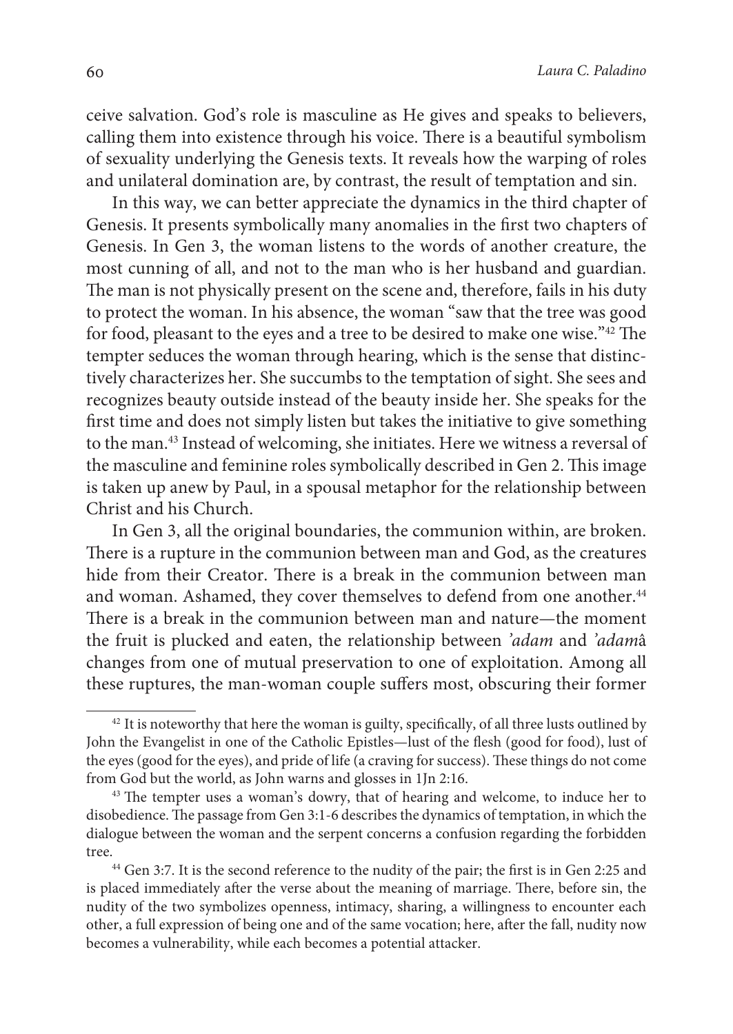ceive salvation. God's role is masculine as He gives and speaks to believers, calling them into existence through his voice. There is a beautiful symbolism of sexuality underlying the Genesis texts. It reveals how the warping of roles and unilateral domination are, by contrast, the result of temptation and sin.

In this way, we can better appreciate the dynamics in the third chapter of Genesis. It presents symbolically many anomalies in the first two chapters of Genesis. In Gen 3, the woman listens to the words of another creature, the most cunning of all, and not to the man who is her husband and guardian. The man is not physically present on the scene and, therefore, fails in his duty to protect the woman. In his absence, the woman "saw that the tree was good for food, pleasant to the eyes and a tree to be desired to make one wise."[42] The tempter seduces the woman through hearing, which is the sense that distinctively characterizes her. She succumbs to the temptation of sight. She sees and recognizes beauty outside instead of the beauty inside her. She speaks for the first time and does not simply listen but takes the initiative to give something to the man.[43] Instead of welcoming, she initiates. Here we witness a reversal of the masculine and feminine roles symbolically described in Gen 2. This image is taken up anew by Paul, in a spousal metaphor for the relationship between Christ and his Church.

In Gen 3, all the original boundaries, the communion within, are broken. There is a rupture in the communion between man and God, as the creatures hide from their Creator. There is a break in the communion between man and woman. Ashamed, they cover themselves to defend from one another.[44] There is a break in the communion between man and nature—the moment the fruit is plucked and eaten, the relationship between *'adam* and *'adam*â changes from one of mutual preservation to one of exploitation. Among all these ruptures, the man-woman couple suffers most, obscuring their former

---

[42] It is noteworthy that here the woman is guilty, specifically, of all three lusts outlined by John the Evangelist in one of the Catholic Epistles—lust of the flesh (good for food), lust of the eyes (good for the eyes), and pride of life (a craving for success). These things do not come from God but the world, as John warns and glosses in 1Jn 2:16.

[43] The tempter uses a woman's dowry, that of hearing and welcome, to induce her to disobedience. The passage from Gen 3:1-6 describes the dynamics of temptation, in which the dialogue between the woman and the serpent concerns a confusion regarding the forbidden tree.

[44] Gen 3:7. It is the second reference to the nudity of the pair; the first is in Gen 2:25 and is placed immediately after the verse about the meaning of marriage. There, before sin, the nudity of the two symbolizes openness, intimacy, sharing, a willingness to encounter each other, a full expression of being one and of the same vocation; here, after the fall, nudity now becomes a vulnerability, while each becomes a potential attacker.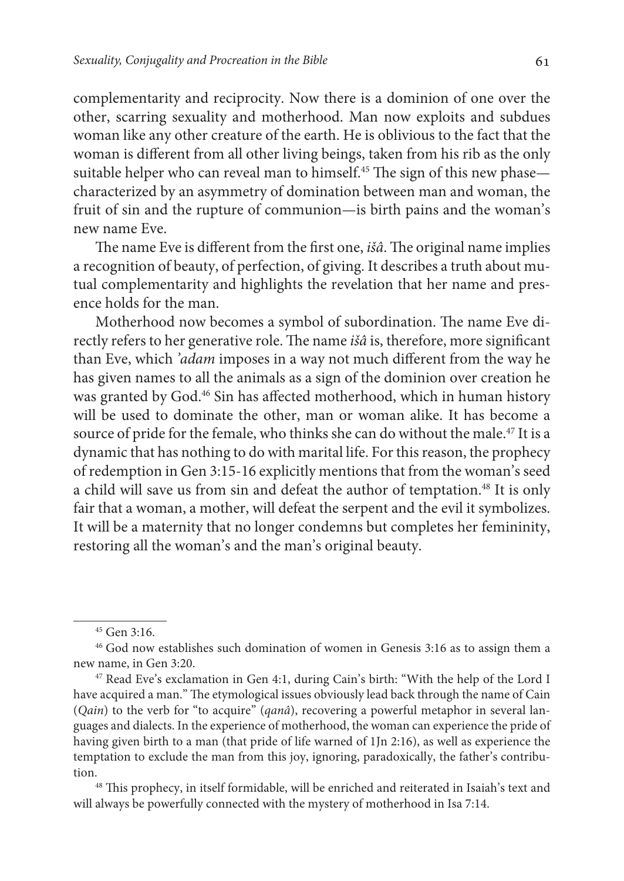complementarity and reciprocity. Now there is a dominion of one over the other, scarring sexuality and motherhood. Man now exploits and subdues woman like any other creature of the earth. He is oblivious to the fact that the woman is different from all other living beings, taken from his rib as the only suitable helper who can reveal man to himself.[45] The sign of this new phase—characterized by an asymmetry of domination between man and woman, the fruit of sin and the rupture of communion—is birth pains and the woman's new name Eve.

The name Eve is different from the first one, *išâ*. The original name implies a recognition of beauty, of perfection, of giving. It describes a truth about mutual complementarity and highlights the revelation that her name and presence holds for the man.

Motherhood now becomes a symbol of subordination. The name Eve directly refers to her generative role. The name *išâ* is, therefore, more significant than Eve, which *'adam* imposes in a way not much different from the way he has given names to all the animals as a sign of the dominion over creation he was granted by God.[46] Sin has affected motherhood, which in human history will be used to dominate the other, man or woman alike. It has become a source of pride for the female, who thinks she can do without the male.[47] It is a dynamic that has nothing to do with marital life. For this reason, the prophecy of redemption in Gen 3:15-16 explicitly mentions that from the woman's seed a child will save us from sin and defeat the author of temptation.[48] It is only fair that a woman, a mother, will defeat the serpent and the evil it symbolizes. It will be a maternity that no longer condemns but completes her femininity, restoring all the woman's and the man's original beauty.

---

[45] Gen 3:16.

[46] God now establishes such domination of women in Genesis 3:16 as to assign them a new name, in Gen 3:20.

[47] Read Eve's exclamation in Gen 4:1, during Cain's birth: "With the help of the Lord I have acquired a man." The etymological issues obviously lead back through the name of Cain (*Qain*) to the verb for "to acquire" (*qanâ*), recovering a powerful metaphor in several languages and dialects. In the experience of motherhood, the woman can experience the pride of having given birth to a man (that pride of life warned of 1Jn 2:16), as well as experience the temptation to exclude the man from this joy, ignoring, paradoxically, the father's contribution.

[48] This prophecy, in itself formidable, will be enriched and reiterated in Isaiah's text and will always be powerfully connected with the mystery of motherhood in Isa 7:14.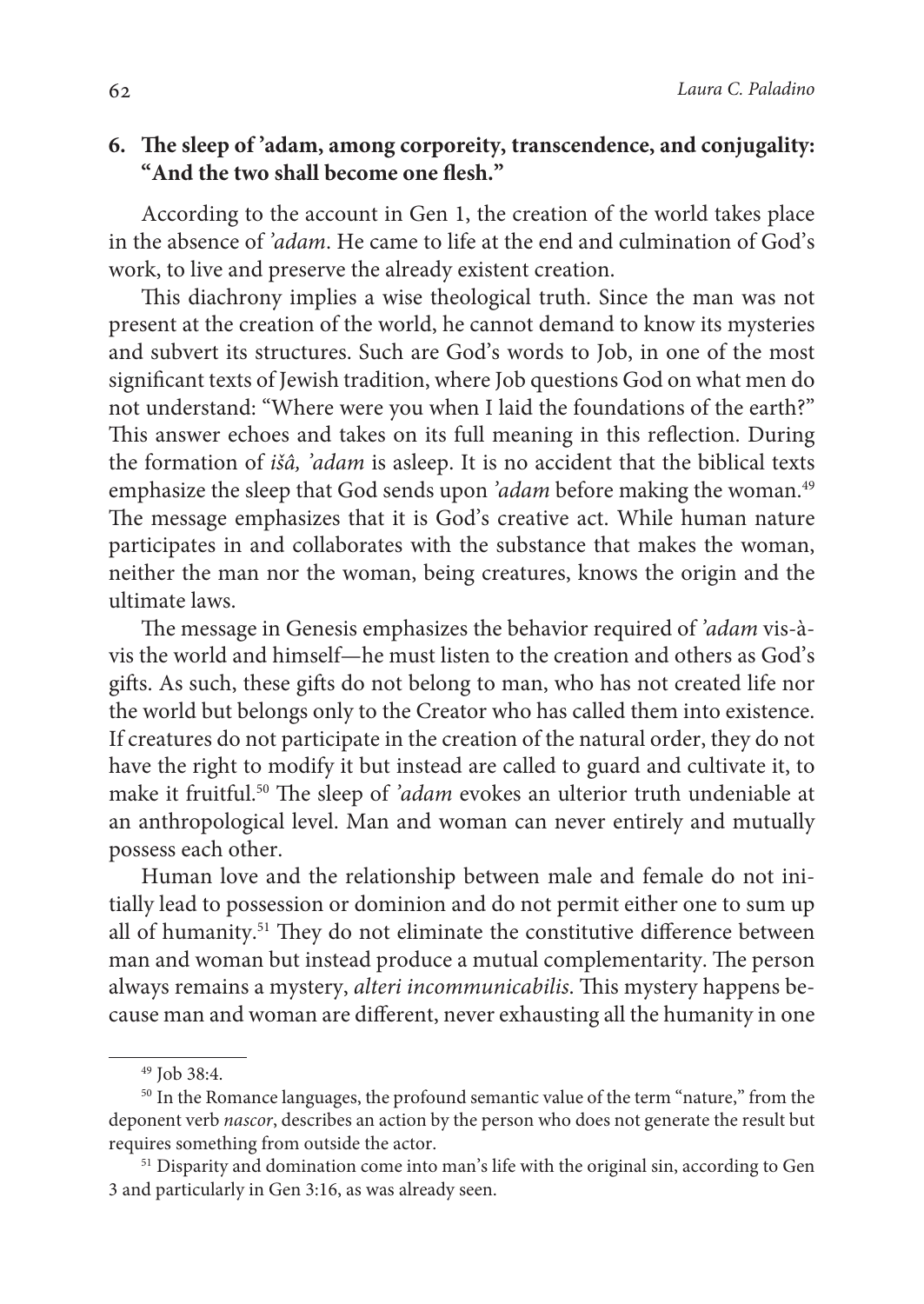## 6. The sleep of *'adam*, among corporeity, transcendence, and conjugality: "And the two shall become one flesh."

According to the account in Gen 1, the creation of the world takes place in the absence of *'adam*. He came to life at the end and culmination of God's work, to live and preserve the already existent creation.

This diachrony implies a wise theological truth. Since the man was not present at the creation of the world, he cannot demand to know its mysteries and subvert its structures. Such are God's words to Job, in one of the most significant texts of Jewish tradition, where Job questions God on what men do not understand: "Where were you when I laid the foundations of the earth?" This answer echoes and takes on its full meaning in this reflection. During the formation of *išâ, 'adam* is asleep. It is no accident that the biblical texts emphasize the sleep that God sends upon *'adam* before making the woman.[49] The message emphasizes that it is God's creative act. While human nature participates in and collaborates with the substance that makes the woman, neither the man nor the woman, being creatures, knows the origin and the ultimate laws.

The message in Genesis emphasizes the behavior required of *'adam* vis-à-vis the world and himself—he must listen to the creation and others as God's gifts. As such, these gifts do not belong to man, who has not created life nor the world but belongs only to the Creator who has called them into existence. If creatures do not participate in the creation of the natural order, they do not have the right to modify it but instead are called to guard and cultivate it, to make it fruitful.[50] The sleep of *'adam* evokes an ulterior truth undeniable at an anthropological level. Man and woman can never entirely and mutually possess each other.

Human love and the relationship between male and female do not initially lead to possession or dominion and do not permit either one to sum up all of humanity.[51] They do not eliminate the constitutive difference between man and woman but instead produce a mutual complementarity. The person always remains a mystery, *alteri incommunicabilis*. This mystery happens because man and woman are different, never exhausting all the humanity in one

---

[49] Job 38:4.

[50] In the Romance languages, the profound semantic value of the term "nature," from the deponent verb *nascor*, describes an action by the person who does not generate the result but requires something from outside the actor.

[51] Disparity and domination come into man's life with the original sin, according to Gen 3 and particularly in Gen 3:16, as was already seen.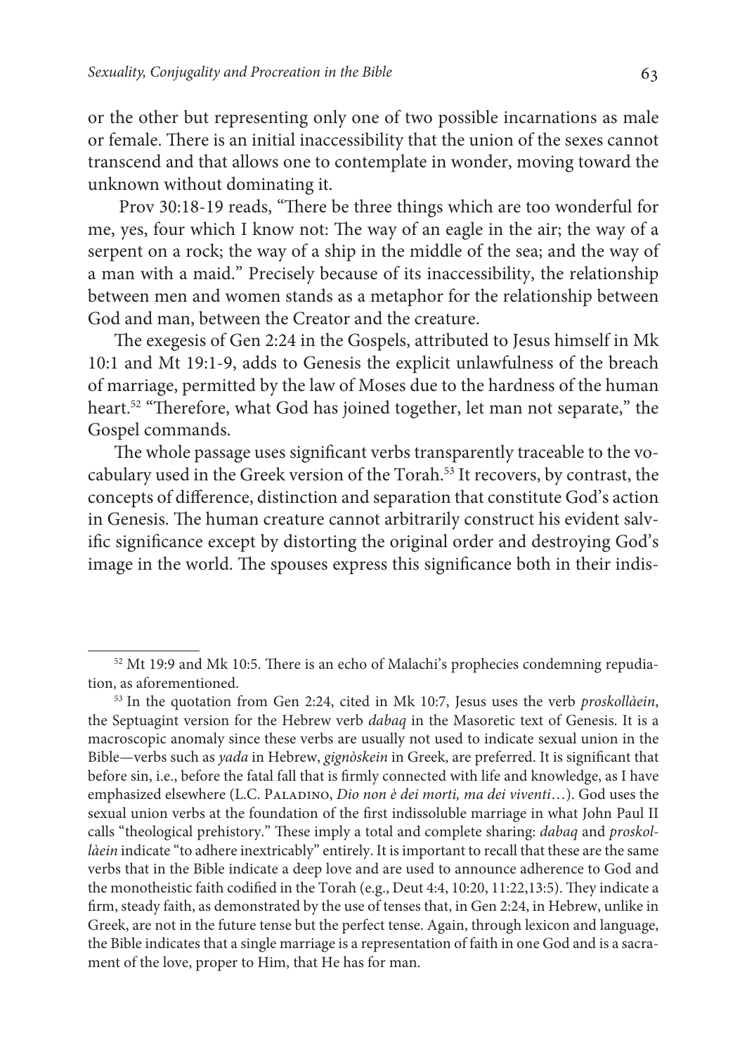or the other but representing only one of two possible incarnations as male or female. There is an initial inaccessibility that the union of the sexes cannot transcend and that allows one to contemplate in wonder, moving toward the unknown without dominating it.

Prov 30:18-19 reads, "There be three things which are too wonderful for me, yes, four which I know not: The way of an eagle in the air; the way of a serpent on a rock; the way of a ship in the middle of the sea; and the way of a man with a maid." Precisely because of its inaccessibility, the relationship between men and women stands as a metaphor for the relationship between God and man, between the Creator and the creature.

The exegesis of Gen 2:24 in the Gospels, attributed to Jesus himself in Mk 10:1 and Mt 19:1-9, adds to Genesis the explicit unlawfulness of the breach of marriage, permitted by the law of Moses due to the hardness of the human heart.[52] "Therefore, what God has joined together, let man not separate," the Gospel commands.

The whole passage uses significant verbs transparently traceable to the vocabulary used in the Greek version of the Torah.[53] It recovers, by contrast, the concepts of difference, distinction and separation that constitute God's action in Genesis. The human creature cannot arbitrarily construct his evident salvific significance except by distorting the original order and destroying God's image in the world. The spouses express this significance both in their indis-

[52] Mt 19:9 and Mk 10:5. There is an echo of Malachi's prophecies condemning repudiation, as aforementioned.

[53] In the quotation from Gen 2:24, cited in Mk 10:7, Jesus uses the verb *proskollàein*, the Septuagint version for the Hebrew verb *dabaq* in the Masoretic text of Genesis. It is a macroscopic anomaly since these verbs are usually not used to indicate sexual union in the Bible—verbs such as *yada* in Hebrew, *gignòskein* in Greek, are preferred. It is significant that before sin, i.e., before the fatal fall that is firmly connected with life and knowledge, as I have emphasized elsewhere (L.C. Paladino, *Dio non è dei morti, ma dei viventi*…). God uses the sexual union verbs at the foundation of the first indissoluble marriage in what John Paul II calls "theological prehistory." These imply a total and complete sharing: *dabaq* and *proskollàein* indicate "to adhere inextricably" entirely. It is important to recall that these are the same verbs that in the Bible indicate a deep love and are used to announce adherence to God and the monotheistic faith codified in the Torah (e.g., Deut 4:4, 10:20, 11:22,13:5). They indicate a firm, steady faith, as demonstrated by the use of tenses that, in Gen 2:24, in Hebrew, unlike in Greek, are not in the future tense but the perfect tense. Again, through lexicon and language, the Bible indicates that a single marriage is a representation of faith in one God and is a sacrament of the love, proper to Him, that He has for man.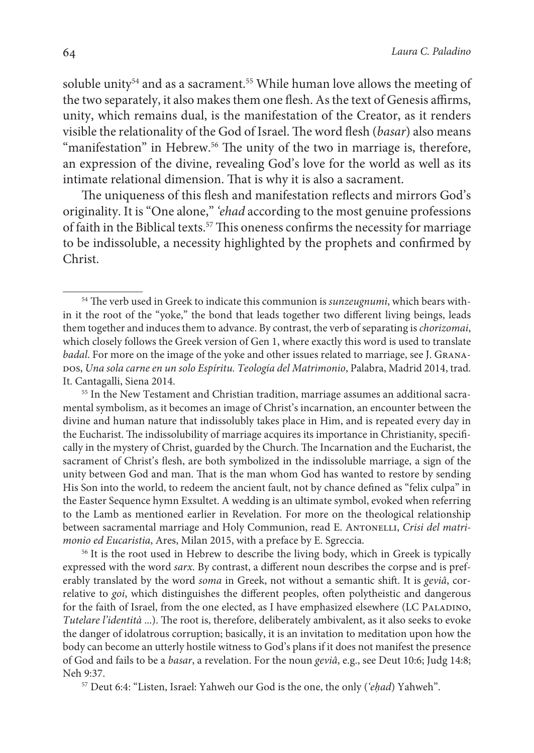soluble unity[54] and as a sacrament.[55] While human love allows the meeting of the two separately, it also makes them one flesh. As the text of Genesis affirms, unity, which remains dual, is the manifestation of the Creator, as it renders visible the relationality of the God of Israel. The word flesh (*basar*) also means "manifestation" in Hebrew.[56] The unity of the two in marriage is, therefore, an expression of the divine, revealing God's love for the world as well as its intimate relational dimension. That is why it is also a sacrament.

The uniqueness of this flesh and manifestation reflects and mirrors God's originality. It is "One alone," *'ehad* according to the most genuine professions of faith in the Biblical texts.[57] This oneness confirms the necessity for marriage to be indissoluble, a necessity highlighted by the prophets and confirmed by Christ.

---

[54] The verb used in Greek to indicate this communion is *sunzeugnumi*, which bears within it the root of the "yoke," the bond that leads together two different living beings, leads them together and induces them to advance. By contrast, the verb of separating is *chorizomai*, which closely follows the Greek version of Gen 1, where exactly this word is used to translate *badal*. For more on the image of the yoke and other issues related to marriage, see J. Granados, *Una sola carne en un solo Espíritu. Teología del Matrimonio*, Palabra, Madrid 2014, trad. It. Cantagalli, Siena 2014.

[55] In the New Testament and Christian tradition, marriage assumes an additional sacramental symbolism, as it becomes an image of Christ's incarnation, an encounter between the divine and human nature that indissolubly takes place in Him, and is repeated every day in the Eucharist. The indissolubility of marriage acquires its importance in Christianity, specifically in the mystery of Christ, guarded by the Church. The Incarnation and the Eucharist, the sacrament of Christ's flesh, are both symbolized in the indissoluble marriage, a sign of the unity between God and man. That is the man whom God has wanted to restore by sending His Son into the world, to redeem the ancient fault, not by chance defined as "felix culpa" in the Easter Sequence hymn Exsultet. A wedding is an ultimate symbol, evoked when referring to the Lamb as mentioned earlier in Revelation. For more on the theological relationship between sacramental marriage and Holy Communion, read E. Antonelli, *Crisi del matrimonio ed Eucaristia*, Ares, Milan 2015, with a preface by E. Sgreccia.

[56] It is the root used in Hebrew to describe the living body, which in Greek is typically expressed with the word *sarx*. By contrast, a different noun describes the corpse and is preferably translated by the word *soma* in Greek, not without a semantic shift. It is *geviâ*, correlative to *goi*, which distinguishes the different peoples, often polytheistic and dangerous for the faith of Israel, from the one elected, as I have emphasized elsewhere (LC Paladino, *Tutelare l'identità* ...). The root is, therefore, deliberately ambivalent, as it also seeks to evoke the danger of idolatrous corruption; basically, it is an invitation to meditation upon how the body can become an utterly hostile witness to God's plans if it does not manifest the presence of God and fails to be a *basar*, a revelation. For the noun *geviâ*, e.g., see Deut 10:6; Judg 14:8; Neh 9:37.

[57] Deut 6:4: "Listen, Israel: Yahweh our God is the one, the only (*'eḥad*) Yahweh".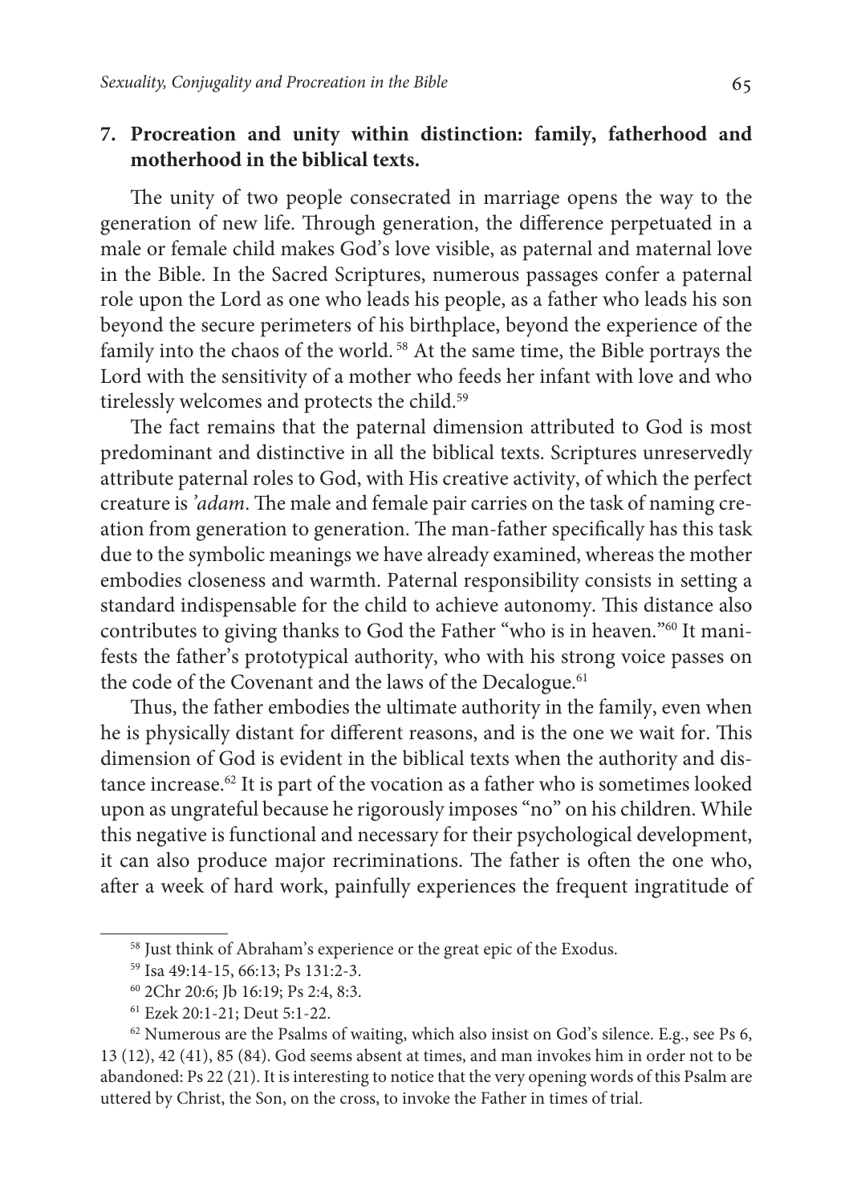## 7. Procreation and unity within distinction: family, fatherhood and motherhood in the biblical texts.

The unity of two people consecrated in marriage opens the way to the generation of new life. Through generation, the difference perpetuated in a male or female child makes God's love visible, as paternal and maternal love in the Bible. In the Sacred Scriptures, numerous passages confer a paternal role upon the Lord as one who leads his people, as a father who leads his son beyond the secure perimeters of his birthplace, beyond the experience of the family into the chaos of the world.[58] At the same time, the Bible portrays the Lord with the sensitivity of a mother who feeds her infant with love and who tirelessly welcomes and protects the child.[59]

The fact remains that the paternal dimension attributed to God is most predominant and distinctive in all the biblical texts. Scriptures unreservedly attribute paternal roles to God, with His creative activity, of which the perfect creature is *'adam*. The male and female pair carries on the task of naming creation from generation to generation. The man-father specifically has this task due to the symbolic meanings we have already examined, whereas the mother embodies closeness and warmth. Paternal responsibility consists in setting a standard indispensable for the child to achieve autonomy. This distance also contributes to giving thanks to God the Father "who is in heaven."[60] It manifests the father's prototypical authority, who with his strong voice passes on the code of the Covenant and the laws of the Decalogue.[61]

Thus, the father embodies the ultimate authority in the family, even when he is physically distant for different reasons, and is the one we wait for. This dimension of God is evident in the biblical texts when the authority and distance increase.[62] It is part of the vocation as a father who is sometimes looked upon as ungrateful because he rigorously imposes "no" on his children. While this negative is functional and necessary for their psychological development, it can also produce major recriminations. The father is often the one who, after a week of hard work, painfully experiences the frequent ingratitude of

---

[58] Just think of Abraham's experience or the great epic of the Exodus.

[59] Isa 49:14-15, 66:13; Ps 131:2-3.

[60] 2Chr 20:6; Jb 16:19; Ps 2:4, 8:3.

[61] Ezek 20:1-21; Deut 5:1-22.

[62] Numerous are the Psalms of waiting, which also insist on God's silence. E.g., see Ps 6, 13 (12), 42 (41), 85 (84). God seems absent at times, and man invokes him in order not to be abandoned: Ps 22 (21). It is interesting to notice that the very opening words of this Psalm are uttered by Christ, the Son, on the cross, to invoke the Father in times of trial.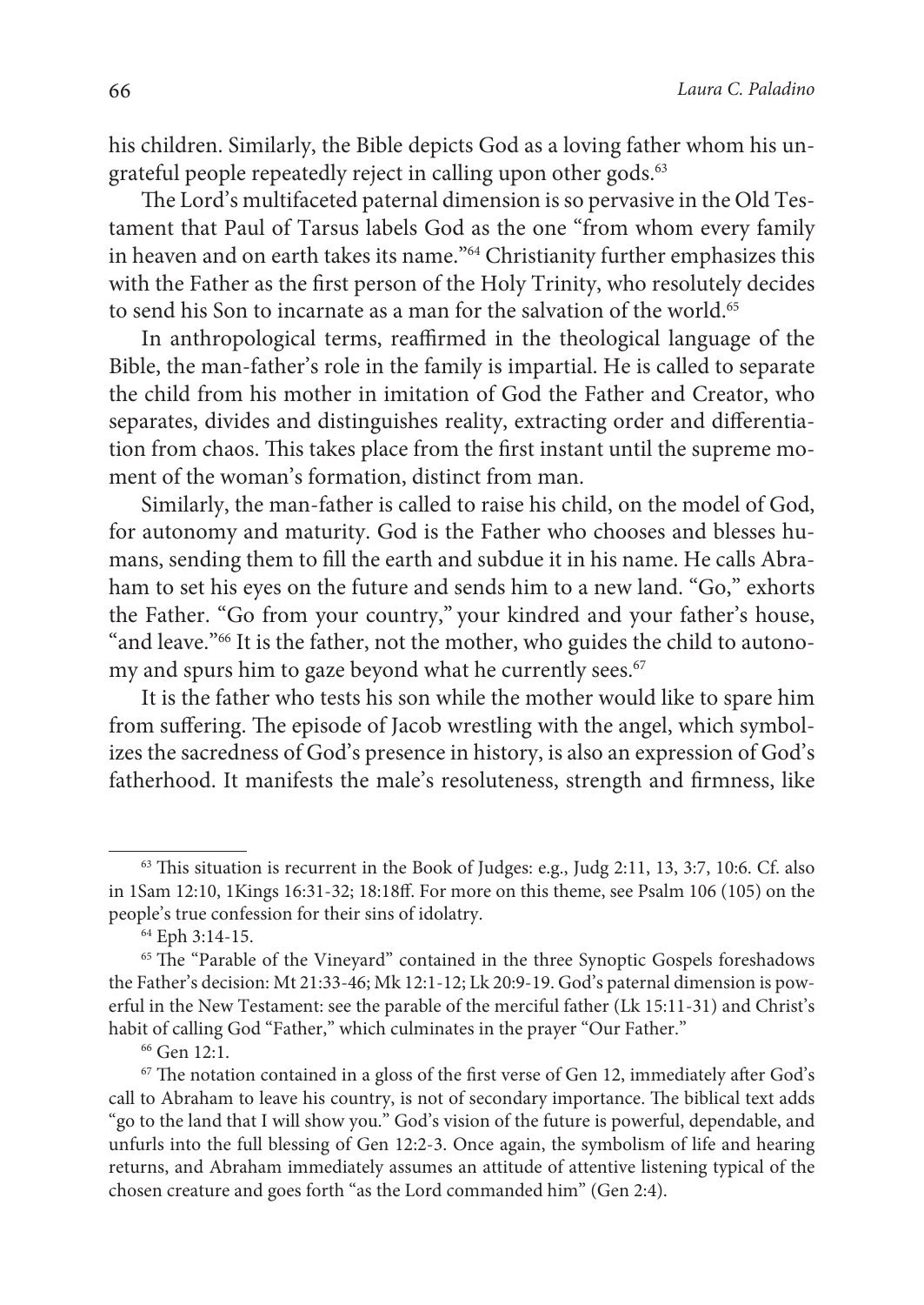his children. Similarly, the Bible depicts God as a loving father whom his ungrateful people repeatedly reject in calling upon other gods.[63]

The Lord's multifaceted paternal dimension is so pervasive in the Old Testament that Paul of Tarsus labels God as the one "from whom every family in heaven and on earth takes its name."[64] Christianity further emphasizes this with the Father as the first person of the Holy Trinity, who resolutely decides to send his Son to incarnate as a man for the salvation of the world.[65]

In anthropological terms, reaffirmed in the theological language of the Bible, the man-father's role in the family is impartial. He is called to separate the child from his mother in imitation of God the Father and Creator, who separates, divides and distinguishes reality, extracting order and differentiation from chaos. This takes place from the first instant until the supreme moment of the woman's formation, distinct from man.

Similarly, the man-father is called to raise his child, on the model of God, for autonomy and maturity. God is the Father who chooses and blesses humans, sending them to fill the earth and subdue it in his name. He calls Abraham to set his eyes on the future and sends him to a new land. "Go," exhorts the Father. "Go from your country," your kindred and your father's house, "and leave."[66] It is the father, not the mother, who guides the child to autonomy and spurs him to gaze beyond what he currently sees.[67]

It is the father who tests his son while the mother would like to spare him from suffering. The episode of Jacob wrestling with the angel, which symbolizes the sacredness of God's presence in history, is also an expression of God's fatherhood. It manifests the male's resoluteness, strength and firmness, like

---

[63] This situation is recurrent in the Book of Judges: e.g., Judg 2:11, 13, 3:7, 10:6. Cf. also in 1Sam 12:10, 1Kings 16:31-32; 18:18ff. For more on this theme, see Psalm 106 (105) on the people's true confession for their sins of idolatry.

[64] Eph 3:14-15.

[65] The "Parable of the Vineyard" contained in the three Synoptic Gospels foreshadows the Father's decision: Mt 21:33-46; Mk 12:1-12; Lk 20:9-19. God's paternal dimension is powerful in the New Testament: see the parable of the merciful father (Lk 15:11-31) and Christ's habit of calling God "Father," which culminates in the prayer "Our Father."

[66] Gen 12:1.

[67] The notation contained in a gloss of the first verse of Gen 12, immediately after God's call to Abraham to leave his country, is not of secondary importance. The biblical text adds "go to the land that I will show you." God's vision of the future is powerful, dependable, and unfurls into the full blessing of Gen 12:2-3. Once again, the symbolism of life and hearing returns, and Abraham immediately assumes an attitude of attentive listening typical of the chosen creature and goes forth "as the Lord commanded him" (Gen 2:4).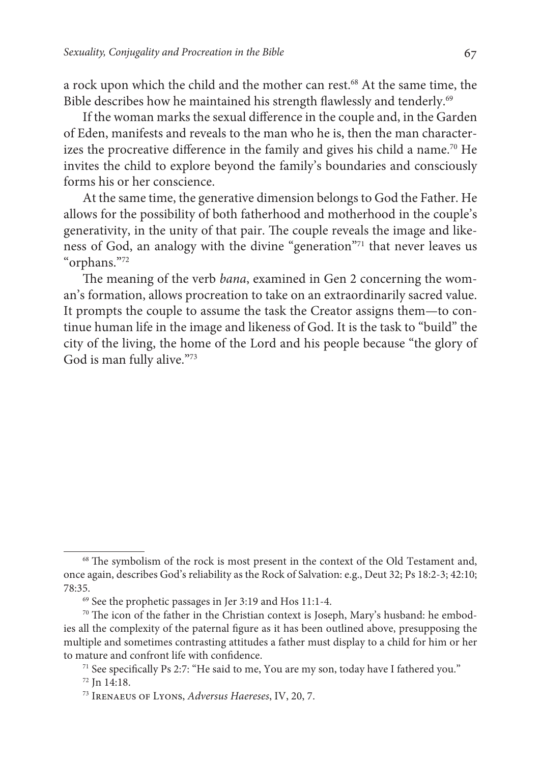a rock upon which the child and the mother can rest.[68] At the same time, the Bible describes how he maintained his strength flawlessly and tenderly.[69]

If the woman marks the sexual difference in the couple and, in the Garden of Eden, manifests and reveals to the man who he is, then the man characterizes the procreative difference in the family and gives his child a name.[70] He invites the child to explore beyond the family's boundaries and consciously forms his or her conscience.

At the same time, the generative dimension belongs to God the Father. He allows for the possibility of both fatherhood and motherhood in the couple's generativity, in the unity of that pair. The couple reveals the image and likeness of God, an analogy with the divine "generation"[71] that never leaves us "orphans."[72]

The meaning of the verb *bana*, examined in Gen 2 concerning the woman's formation, allows procreation to take on an extraordinarily sacred value. It prompts the couple to assume the task the Creator assigns them—to continue human life in the image and likeness of God. It is the task to "build" the city of the living, the home of the Lord and his people because "the glory of God is man fully alive."[73]

---

[68] The symbolism of the rock is most present in the context of the Old Testament and, once again, describes God's reliability as the Rock of Salvation: e.g., Deut 32; Ps 18:2-3; 42:10; 78:35.

[69] See the prophetic passages in Jer 3:19 and Hos 11:1-4.

[70] The icon of the father in the Christian context is Joseph, Mary's husband: he embodies all the complexity of the paternal figure as it has been outlined above, presupposing the multiple and sometimes contrasting attitudes a father must display to a child for him or her to mature and confront life with confidence.

[71] See specifically Ps 2:7: "He said to me, You are my son, today have I fathered you."

[72] Jn 14:18.

[73] Irenaeus of Lyons, *Adversus Haereses*, IV, 20, 7.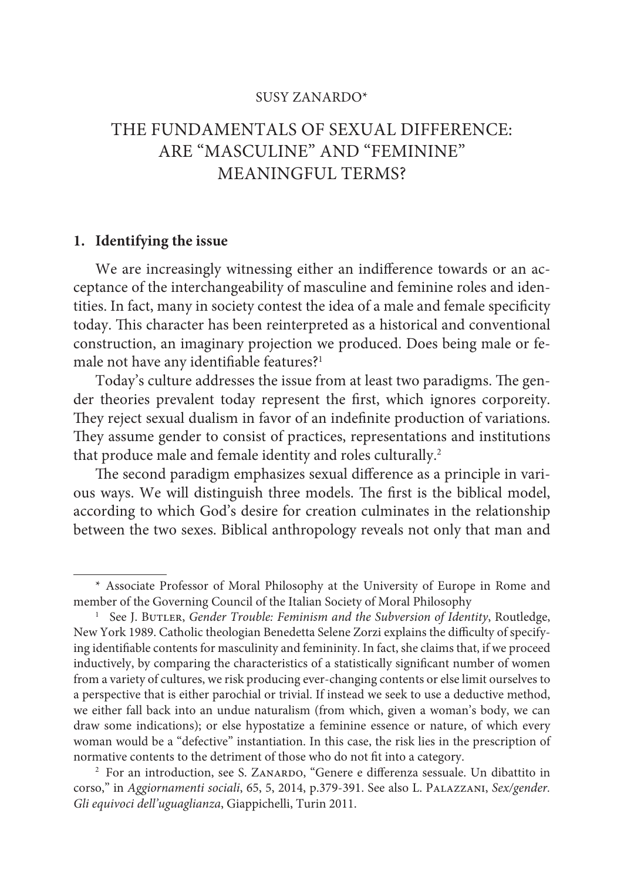SUSY ZANARDO*

# THE FUNDAMENTALS OF SEXUAL DIFFERENCE: ARE "MASCULINE" AND "FEMININE" MEANINGFUL TERMS?

## 1. Identifying the issue

We are increasingly witnessing either an indifference towards or an acceptance of the interchangeability of masculine and feminine roles and identities. In fact, many in society contest the idea of a male and female specificity today. This character has been reinterpreted as a historical and conventional construction, an imaginary projection we produced. Does being male or female not have any identifiable features?[1]

Today's culture addresses the issue from at least two paradigms. The gender theories prevalent today represent the first, which ignores corporeity. They reject sexual dualism in favor of an indefinite production of variations. They assume gender to consist of practices, representations and institutions that produce male and female identity and roles culturally.[2]

The second paradigm emphasizes sexual difference as a principle in various ways. We will distinguish three models. The first is the biblical model, according to which God's desire for creation culminates in the relationship between the two sexes. Biblical anthropology reveals not only that man and

---

\* Associate Professor of Moral Philosophy at the University of Europe in Rome and member of the Governing Council of the Italian Society of Moral Philosophy

[1] See J. Butler, *Gender Trouble: Feminism and the Subversion of Identity*, Routledge, New York 1989. Catholic theologian Benedetta Selene Zorzi explains the difficulty of specifying identifiable contents for masculinity and femininity. In fact, she claims that, if we proceed inductively, by comparing the characteristics of a statistically significant number of women from a variety of cultures, we risk producing ever-changing contents or else limit ourselves to a perspective that is either parochial or trivial. If instead we seek to use a deductive method, we either fall back into an undue naturalism (from which, given a woman's body, we can draw some indications); or else hypostatize a feminine essence or nature, of which every woman would be a "defective" instantiation. In this case, the risk lies in the prescription of normative contents to the detriment of those who do not fit into a category.

[2] For an introduction, see S. Zanardo, "Genere e differenza sessuale. Un dibattito in corso," in *Aggiornamenti sociali*, 65, 5, 2014, p.379-391. See also L. Palazzani, *Sex/gender. Gli equivoci dell'uguaglianza*, Giappichelli, Turin 2011.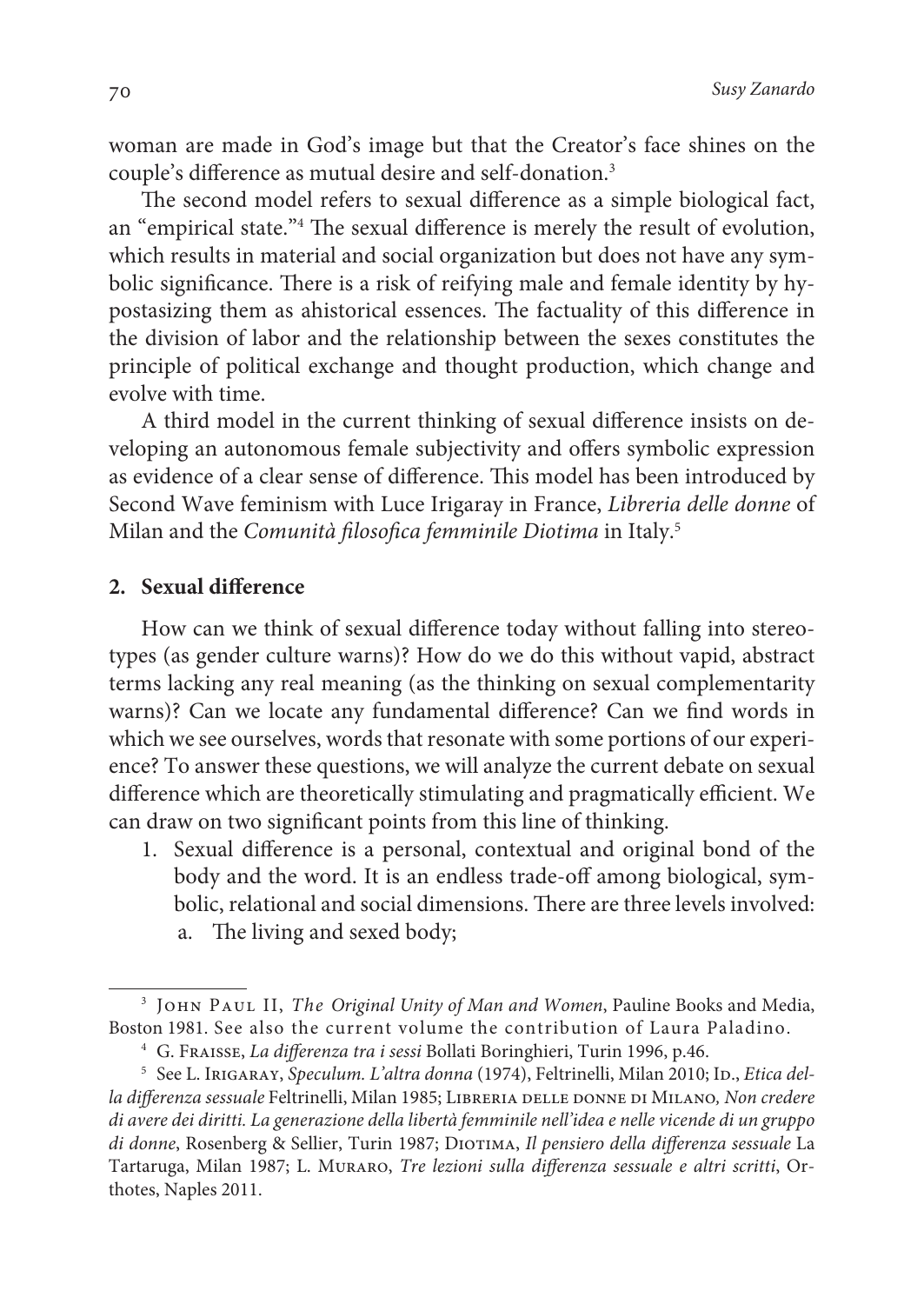woman are made in God's image but that the Creator's face shines on the couple's difference as mutual desire and self-donation.[3]

The second model refers to sexual difference as a simple biological fact, an "empirical state."[4] The sexual difference is merely the result of evolution, which results in material and social organization but does not have any symbolic significance. There is a risk of reifying male and female identity by hypostasizing them as ahistorical essences. The factuality of this difference in the division of labor and the relationship between the sexes constitutes the principle of political exchange and thought production, which change and evolve with time.

A third model in the current thinking of sexual difference insists on developing an autonomous female subjectivity and offers symbolic expression as evidence of a clear sense of difference. This model has been introduced by Second Wave feminism with Luce Irigaray in France, *Libreria delle donne* of Milan and the *Comunità filosofica femminile Diotima* in Italy.[5]

## 2. Sexual difference

How can we think of sexual difference today without falling into stereotypes (as gender culture warns)? How do we do this without vapid, abstract terms lacking any real meaning (as the thinking on sexual complementarity warns)? Can we locate any fundamental difference? Can we find words in which we see ourselves, words that resonate with some portions of our experience? To answer these questions, we will analyze the current debate on sexual difference which are theoretically stimulating and pragmatically efficient. We can draw on two significant points from this line of thinking.

1. Sexual difference is a personal, contextual and original bond of the body and the word. It is an endless trade-off among biological, symbolic, relational and social dimensions. There are three levels involved:
   a. The living and sexed body;

---

[3] John Paul II, *The Original Unity of Man and Women*, Pauline Books and Media, Boston 1981. See also the current volume the contribution of Laura Paladino.

[4] G. Fraisse, *La differenza tra i sessi* Bollati Boringhieri, Turin 1996, p.46.

[5] See L. Irigaray, *Speculum. L'altra donna* (1974), Feltrinelli, Milan 2010; Id., *Etica della differenza sessuale* Feltrinelli, Milan 1985; Libreria delle donne di Milano, *Non credere di avere dei diritti. La generazione della libertà femminile nell'idea e nelle vicende di un gruppo di donne*, Rosenberg & Sellier, Turin 1987; Diotima, *Il pensiero della differenza sessuale* La Tartaruga, Milan 1987; L. Muraro, *Tre lezioni sulla differenza sessuale e altri scritti*, Orthotes, Naples 2011.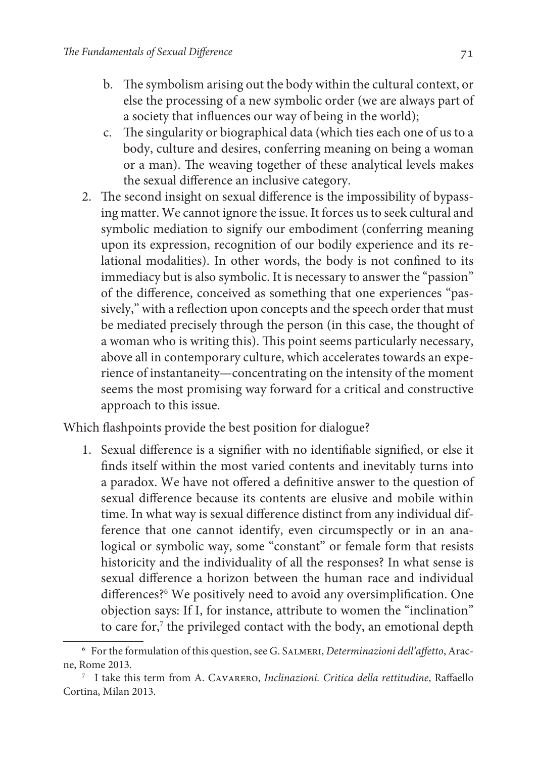b. The symbolism arising out the body within the cultural context, or else the processing of a new symbolic order (we are always part of a society that influences our way of being in the world);
   c. The singularity or biographical data (which ties each one of us to a body, culture and desires, conferring meaning on being a woman or a man). The weaving together of these analytical levels makes the sexual difference an inclusive category.
2. The second insight on sexual difference is the impossibility of bypassing matter. We cannot ignore the issue. It forces us to seek cultural and symbolic mediation to signify our embodiment (conferring meaning upon its expression, recognition of our bodily experience and its relational modalities). In other words, the body is not confined to its immediacy but is also symbolic. It is necessary to answer the "passion" of the difference, conceived as something that one experiences "passively," with a reflection upon concepts and the speech order that must be mediated precisely through the person (in this case, the thought of a woman who is writing this). This point seems particularly necessary, above all in contemporary culture, which accelerates towards an experience of instantaneity—concentrating on the intensity of the moment seems the most promising way forward for a critical and constructive approach to this issue.

Which flashpoints provide the best position for dialogue?

1. Sexual difference is a signifier with no identifiable signified, or else it finds itself within the most varied contents and inevitably turns into a paradox. We have not offered a definitive answer to the question of sexual difference because its contents are elusive and mobile within time. In what way is sexual difference distinct from any individual difference that one cannot identify, even circumspectly or in an analogical or symbolic way, some "constant" or female form that resists historicity and the individuality of all the responses? In what sense is sexual difference a horizon between the human race and individual differences?[6] We positively need to avoid any oversimplification. One objection says: If I, for instance, attribute to women the "inclination" to care for,[7] the privileged contact with the body, an emotional depth

---

[6] For the formulation of this question, see G. Salmeri, *Determinazioni dell'affetto*, Aracne, Rome 2013.

[7] I take this term from A. Cavarero, *Inclinazioni. Critica della rettitudine*, Raffaello Cortina, Milan 2013.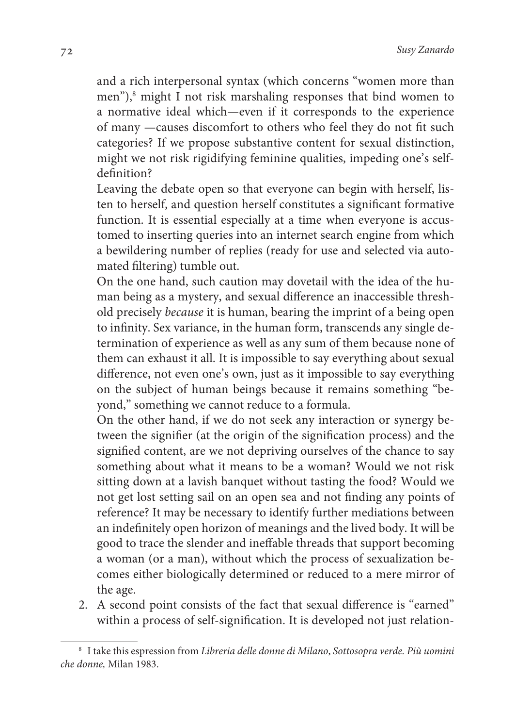and a rich interpersonal syntax (which concerns "women more than men"),[8] might I not risk marshaling responses that bind women to a normative ideal which—even if it corresponds to the experience of many —causes discomfort to others who feel they do not fit such categories? If we propose substantive content for sexual distinction, might we not risk rigidifying feminine qualities, impeding one's self-definition?

Leaving the debate open so that everyone can begin with herself, listen to herself, and question herself constitutes a significant formative function. It is essential especially at a time when everyone is accustomed to inserting queries into an internet search engine from which a bewildering number of replies (ready for use and selected via automated filtering) tumble out.

On the one hand, such caution may dovetail with the idea of the human being as a mystery, and sexual difference an inaccessible threshold precisely *because* it is human, bearing the imprint of a being open to infinity. Sex variance, in the human form, transcends any single determination of experience as well as any sum of them because none of them can exhaust it all. It is impossible to say everything about sexual difference, not even one's own, just as it impossible to say everything on the subject of human beings because it remains something "beyond," something we cannot reduce to a formula.

On the other hand, if we do not seek any interaction or synergy between the signifier (at the origin of the signification process) and the signified content, are we not depriving ourselves of the chance to say something about what it means to be a woman? Would we not risk sitting down at a lavish banquet without tasting the food? Would we not get lost setting sail on an open sea and not finding any points of reference? It may be necessary to identify further mediations between an indefinitely open horizon of meanings and the lived body. It will be good to trace the slender and ineffable threads that support becoming a woman (or a man), without which the process of sexualization becomes either biologically determined or reduced to a mere mirror of the age.

2. A second point consists of the fact that sexual difference is "earned" within a process of self-signification. It is developed not just relation-

[8] I take this espression from *Libreria delle donne di Milano*, *Sottosopra verde. Più uomini che donne,* Milan 1983.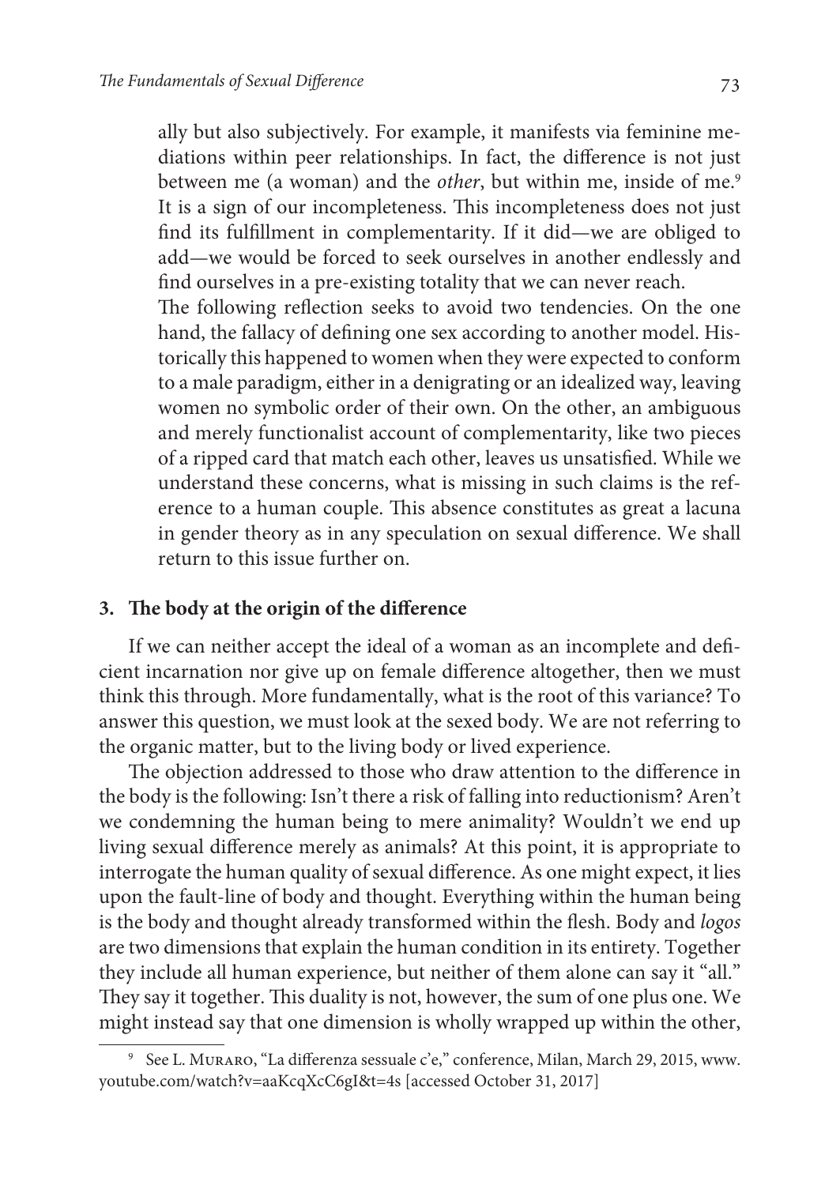ally but also subjectively. For example, it manifests via feminine mediations within peer relationships. In fact, the difference is not just between me (a woman) and the *other*, but within me, inside of me.[9] It is a sign of our incompleteness. This incompleteness does not just find its fulfillment in complementarity. If it did—we are obliged to add—we would be forced to seek ourselves in another endlessly and find ourselves in a pre-existing totality that we can never reach.

The following reflection seeks to avoid two tendencies. On the one hand, the fallacy of defining one sex according to another model. Historically this happened to women when they were expected to conform to a male paradigm, either in a denigrating or an idealized way, leaving women no symbolic order of their own. On the other, an ambiguous and merely functionalist account of complementarity, like two pieces of a ripped card that match each other, leaves us unsatisfied. While we understand these concerns, what is missing in such claims is the reference to a human couple. This absence constitutes as great a lacuna in gender theory as in any speculation on sexual difference. We shall return to this issue further on.

## 3. The body at the origin of the difference

If we can neither accept the ideal of a woman as an incomplete and deficient incarnation nor give up on female difference altogether, then we must think this through. More fundamentally, what is the root of this variance? To answer this question, we must look at the sexed body. We are not referring to the organic matter, but to the living body or lived experience.

The objection addressed to those who draw attention to the difference in the body is the following: Isn't there a risk of falling into reductionism? Aren't we condemning the human being to mere animality? Wouldn't we end up living sexual difference merely as animals? At this point, it is appropriate to interrogate the human quality of sexual difference. As one might expect, it lies upon the fault-line of body and thought. Everything within the human being is the body and thought already transformed within the flesh. Body and *logos* are two dimensions that explain the human condition in its entirety. Together they include all human experience, but neither of them alone can say it "all." They say it together. This duality is not, however, the sum of one plus one. We might instead say that one dimension is wholly wrapped up within the other,

[9] See L. Muraro, "La differenza sessuale c'e," conference, Milan, March 29, 2015, www.youtube.com/watch?v=aaKcqXcC6gI&t=4s [accessed October 31, 2017]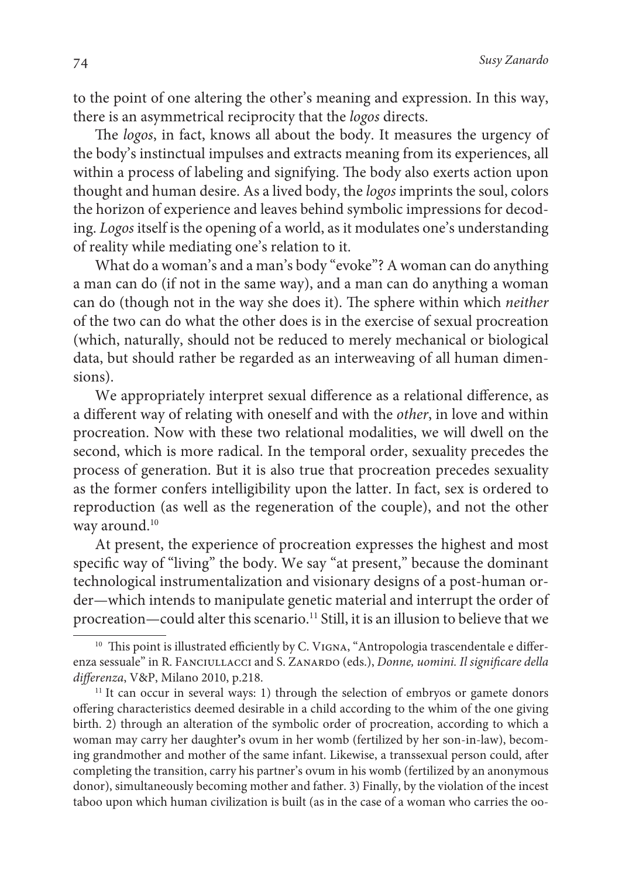to the point of one altering the other's meaning and expression. In this way, there is an asymmetrical reciprocity that the *logos* directs.

The *logos*, in fact, knows all about the body. It measures the urgency of the body's instinctual impulses and extracts meaning from its experiences, all within a process of labeling and signifying. The body also exerts action upon thought and human desire. As a lived body, the *logos* imprints the soul, colors the horizon of experience and leaves behind symbolic impressions for decoding. *Logos* itself is the opening of a world, as it modulates one's understanding of reality while mediating one's relation to it.

What do a woman's and a man's body "evoke"? A woman can do anything a man can do (if not in the same way), and a man can do anything a woman can do (though not in the way she does it). The sphere within which *neither* of the two can do what the other does is in the exercise of sexual procreation (which, naturally, should not be reduced to merely mechanical or biological data, but should rather be regarded as an interweaving of all human dimensions).

We appropriately interpret sexual difference as a relational difference, as a different way of relating with oneself and with the *other*, in love and within procreation. Now with these two relational modalities, we will dwell on the second, which is more radical. In the temporal order, sexuality precedes the process of generation. But it is also true that procreation precedes sexuality as the former confers intelligibility upon the latter. In fact, sex is ordered to reproduction (as well as the regeneration of the couple), and not the other way around.[10]

At present, the experience of procreation expresses the highest and most specific way of "living" the body. We say "at present," because the dominant technological instrumentalization and visionary designs of a post-human order—which intends to manipulate genetic material and interrupt the order of procreation—could alter this scenario.[11] Still, it is an illusion to believe that we

---

[10] This point is illustrated efficiently by C. Vigna, "Antropologia trascendentale e differenza sessuale" in R. Fanciullacci and S. Zanardo (eds.), *Donne, uomini. Il significare della differenza*, V&P, Milano 2010, p.218.

[11] It can occur in several ways: 1) through the selection of embryos or gamete donors offering characteristics deemed desirable in a child according to the whim of the one giving birth. 2) through an alteration of the symbolic order of procreation, according to which a woman may carry her daughter's ovum in her womb (fertilized by her son-in-law), becoming grandmother and mother of the same infant. Likewise, a transsexual person could, after completing the transition, carry his partner's ovum in his womb (fertilized by an anonymous donor), simultaneously becoming mother and father. 3) Finally, by the violation of the incest taboo upon which human civilization is built (as in the case of a woman who carries the oo-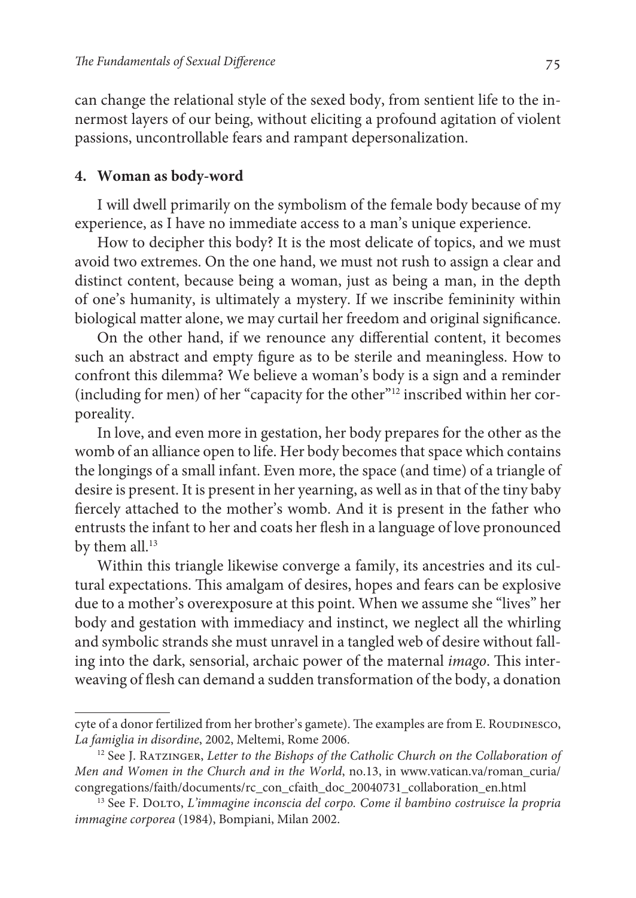can change the relational style of the sexed body, from sentient life to the innermost layers of our being, without eliciting a profound agitation of violent passions, uncontrollable fears and rampant depersonalization.

## 4. Woman as body-word

I will dwell primarily on the symbolism of the female body because of my experience, as I have no immediate access to a man's unique experience.

How to decipher this body? It is the most delicate of topics, and we must avoid two extremes. On the one hand, we must not rush to assign a clear and distinct content, because being a woman, just as being a man, in the depth of one's humanity, is ultimately a mystery. If we inscribe femininity within biological matter alone, we may curtail her freedom and original significance.

On the other hand, if we renounce any differential content, it becomes such an abstract and empty figure as to be sterile and meaningless. How to confront this dilemma? We believe a woman's body is a sign and a reminder (including for men) of her "capacity for the other"[12] inscribed within her corporeality.

In love, and even more in gestation, her body prepares for the other as the womb of an alliance open to life. Her body becomes that space which contains the longings of a small infant. Even more, the space (and time) of a triangle of desire is present. It is present in her yearning, as well as in that of the tiny baby fiercely attached to the mother's womb. And it is present in the father who entrusts the infant to her and coats her flesh in a language of love pronounced by them all.[13]

Within this triangle likewise converge a family, its ancestries and its cultural expectations. This amalgam of desires, hopes and fears can be explosive due to a mother's overexposure at this point. When we assume she "lives" her body and gestation with immediacy and instinct, we neglect all the whirling and symbolic strands she must unravel in a tangled web of desire without falling into the dark, sensorial, archaic power of the maternal *imago*. This interweaving of flesh can demand a sudden transformation of the body, a donation

---

cyte of a donor fertilized from her brother's gamete). The examples are from E. Roudinesco, *La famiglia in disordine*, 2002, Meltemi, Rome 2006.

[12] See J. Ratzinger, *Letter to the Bishops of the Catholic Church on the Collaboration of Men and Women in the Church and in the World*, no.13, in www.vatican.va/roman_curia/congregations/faith/documents/rc_con_cfaith_doc_20040731_collaboration_en.html

[13] See F. Dolto, *L'immagine inconscia del corpo. Come il bambino costruisce la propria immagine corporea* (1984), Bompiani, Milan 2002.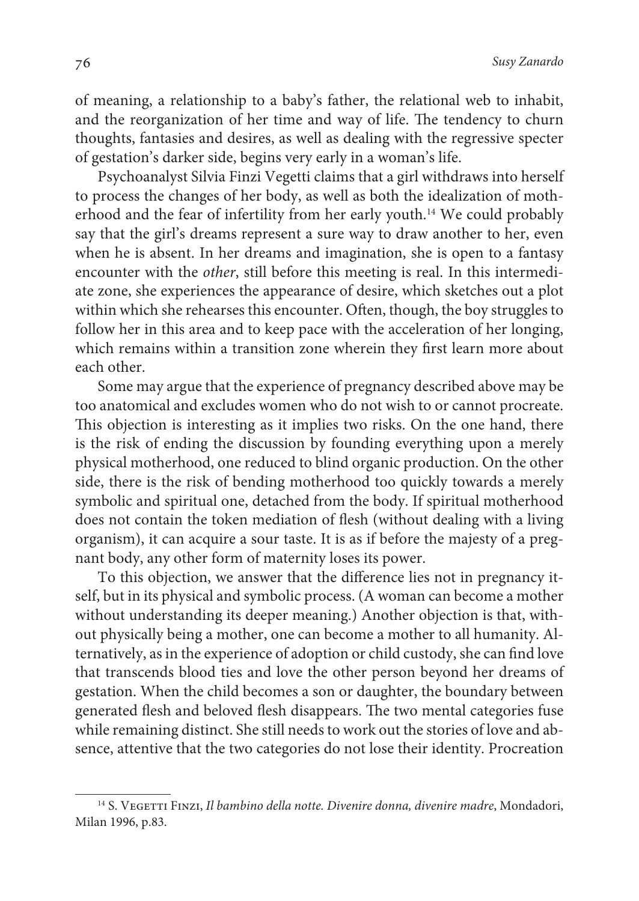of meaning, a relationship to a baby's father, the relational web to inhabit, and the reorganization of her time and way of life. The tendency to churn thoughts, fantasies and desires, as well as dealing with the regressive specter of gestation's darker side, begins very early in a woman's life.

Psychoanalyst Silvia Finzi Vegetti claims that a girl withdraws into herself to process the changes of her body, as well as both the idealization of motherhood and the fear of infertility from her early youth.[14] We could probably say that the girl's dreams represent a sure way to draw another to her, even when he is absent. In her dreams and imagination, she is open to a fantasy encounter with the *other*, still before this meeting is real. In this intermediate zone, she experiences the appearance of desire, which sketches out a plot within which she rehearses this encounter. Often, though, the boy struggles to follow her in this area and to keep pace with the acceleration of her longing, which remains within a transition zone wherein they first learn more about each other.

Some may argue that the experience of pregnancy described above may be too anatomical and excludes women who do not wish to or cannot procreate. This objection is interesting as it implies two risks. On the one hand, there is the risk of ending the discussion by founding everything upon a merely physical motherhood, one reduced to blind organic production. On the other side, there is the risk of bending motherhood too quickly towards a merely symbolic and spiritual one, detached from the body. If spiritual motherhood does not contain the token mediation of flesh (without dealing with a living organism), it can acquire a sour taste. It is as if before the majesty of a pregnant body, any other form of maternity loses its power.

To this objection, we answer that the difference lies not in pregnancy itself, but in its physical and symbolic process. (A woman can become a mother without understanding its deeper meaning.) Another objection is that, without physically being a mother, one can become a mother to all humanity. Alternatively, as in the experience of adoption or child custody, she can find love that transcends blood ties and love the other person beyond her dreams of gestation. When the child becomes a son or daughter, the boundary between generated flesh and beloved flesh disappears. The two mental categories fuse while remaining distinct. She still needs to work out the stories of love and absence, attentive that the two categories do not lose their identity. Procreation

---

[14] S. Vegetti Finzi, *Il bambino della notte. Divenire donna, divenire madre*, Mondadori, Milan 1996, p.83.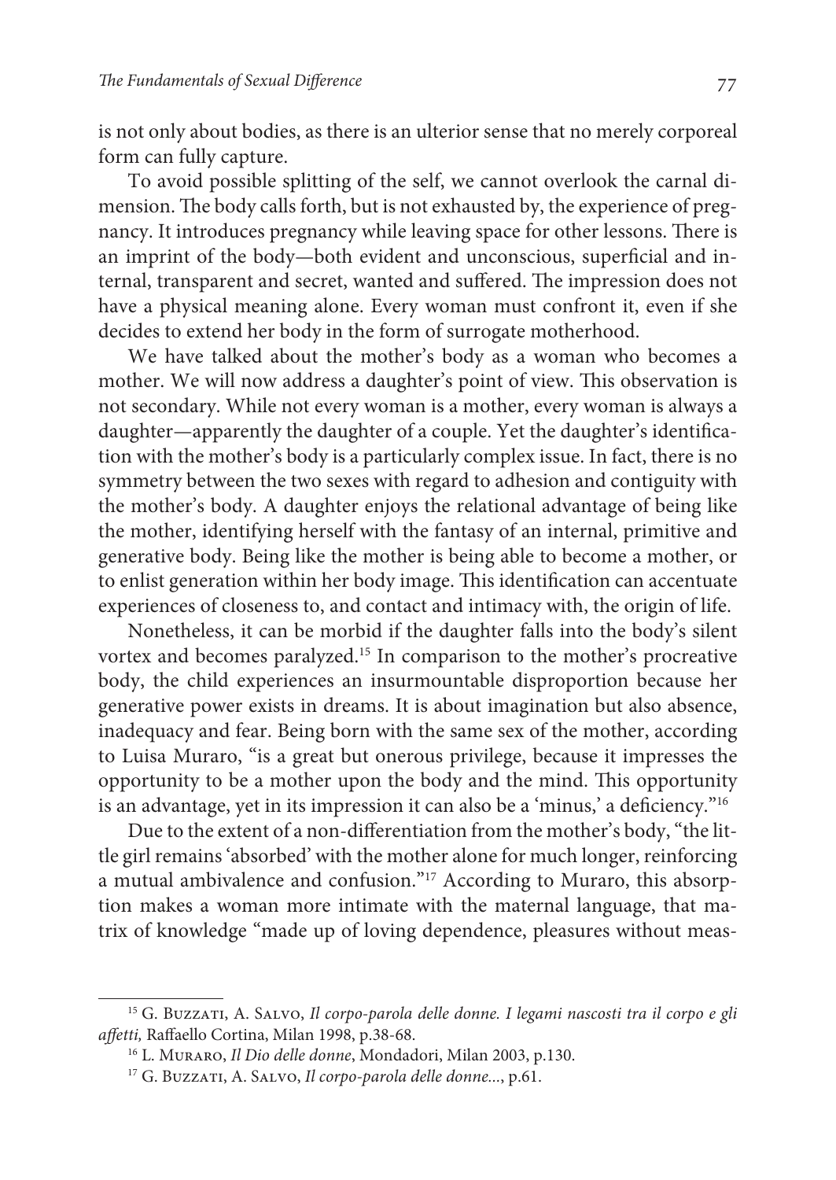is not only about bodies, as there is an ulterior sense that no merely corporeal form can fully capture.

To avoid possible splitting of the self, we cannot overlook the carnal dimension. The body calls forth, but is not exhausted by, the experience of pregnancy. It introduces pregnancy while leaving space for other lessons. There is an imprint of the body—both evident and unconscious, superficial and internal, transparent and secret, wanted and suffered. The impression does not have a physical meaning alone. Every woman must confront it, even if she decides to extend her body in the form of surrogate motherhood.

We have talked about the mother's body as a woman who becomes a mother. We will now address a daughter's point of view. This observation is not secondary. While not every woman is a mother, every woman is always a daughter—apparently the daughter of a couple. Yet the daughter's identification with the mother's body is a particularly complex issue. In fact, there is no symmetry between the two sexes with regard to adhesion and contiguity with the mother's body. A daughter enjoys the relational advantage of being like the mother, identifying herself with the fantasy of an internal, primitive and generative body. Being like the mother is being able to become a mother, or to enlist generation within her body image. This identification can accentuate experiences of closeness to, and contact and intimacy with, the origin of life.

Nonetheless, it can be morbid if the daughter falls into the body's silent vortex and becomes paralyzed.[15] In comparison to the mother's procreative body, the child experiences an insurmountable disproportion because her generative power exists in dreams. It is about imagination but also absence, inadequacy and fear. Being born with the same sex of the mother, according to Luisa Muraro, "is a great but onerous privilege, because it impresses the opportunity to be a mother upon the body and the mind. This opportunity is an advantage, yet in its impression it can also be a 'minus,' a deficiency."[16]

Due to the extent of a non-differentiation from the mother's body, "the little girl remains 'absorbed' with the mother alone for much longer, reinforcing a mutual ambivalence and confusion."[17] According to Muraro, this absorption makes a woman more intimate with the maternal language, that matrix of knowledge "made up of loving dependence, pleasures without meas-

---

[15] G. Buzzati, A. Salvo, *Il corpo-parola delle donne. I legami nascosti tra il corpo e gli affetti,* Raffaello Cortina, Milan 1998, p.38-68.

[16] L. Muraro, *Il Dio delle donne*, Mondadori, Milan 2003, p.130.

[17] G. Buzzati, A. Salvo, *Il corpo-parola delle donne...*, p.61.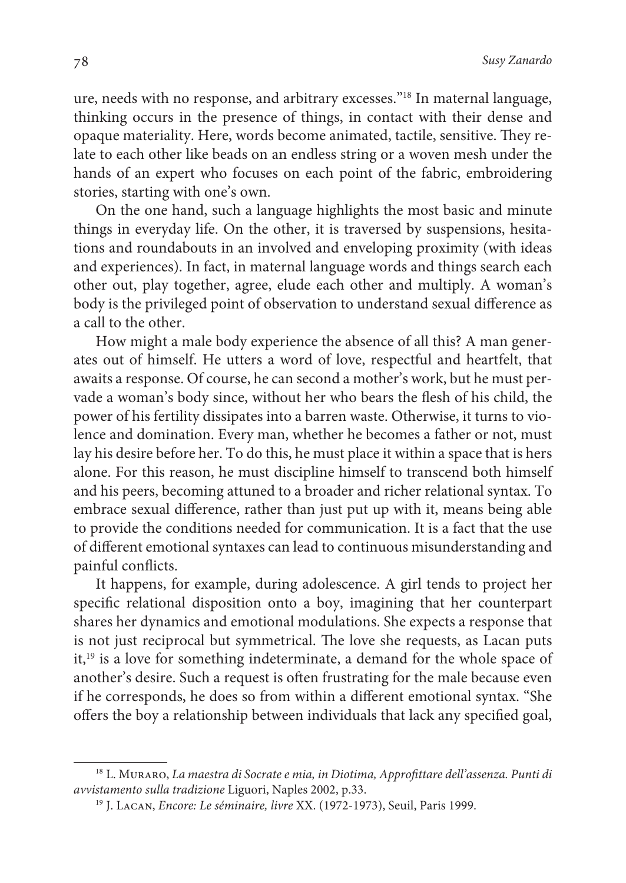ure, needs with no response, and arbitrary excesses."[18] In maternal language, thinking occurs in the presence of things, in contact with their dense and opaque materiality. Here, words become animated, tactile, sensitive. They relate to each other like beads on an endless string or a woven mesh under the hands of an expert who focuses on each point of the fabric, embroidering stories, starting with one's own.

On the one hand, such a language highlights the most basic and minute things in everyday life. On the other, it is traversed by suspensions, hesitations and roundabouts in an involved and enveloping proximity (with ideas and experiences). In fact, in maternal language words and things search each other out, play together, agree, elude each other and multiply. A woman's body is the privileged point of observation to understand sexual difference as a call to the other.

How might a male body experience the absence of all this? A man generates out of himself. He utters a word of love, respectful and heartfelt, that awaits a response. Of course, he can second a mother's work, but he must pervade a woman's body since, without her who bears the flesh of his child, the power of his fertility dissipates into a barren waste. Otherwise, it turns to violence and domination. Every man, whether he becomes a father or not, must lay his desire before her. To do this, he must place it within a space that is hers alone. For this reason, he must discipline himself to transcend both himself and his peers, becoming attuned to a broader and richer relational syntax. To embrace sexual difference, rather than just put up with it, means being able to provide the conditions needed for communication. It is a fact that the use of different emotional syntaxes can lead to continuous misunderstanding and painful conflicts.

It happens, for example, during adolescence. A girl tends to project her specific relational disposition onto a boy, imagining that her counterpart shares her dynamics and emotional modulations. She expects a response that is not just reciprocal but symmetrical. The love she requests, as Lacan puts it,[19] is a love for something indeterminate, a demand for the whole space of another's desire. Such a request is often frustrating for the male because even if he corresponds, he does so from within a different emotional syntax. "She offers the boy a relationship between individuals that lack any specified goal,

---

[18] L. Muraro, *La maestra di Socrate e mia, in Diotima, Approfittare dell'assenza. Punti di avvistamento sulla tradizione* Liguori, Naples 2002, p.33.

[19] J. Lacan, *Encore: Le séminaire, livre* XX. (1972-1973), Seuil, Paris 1999.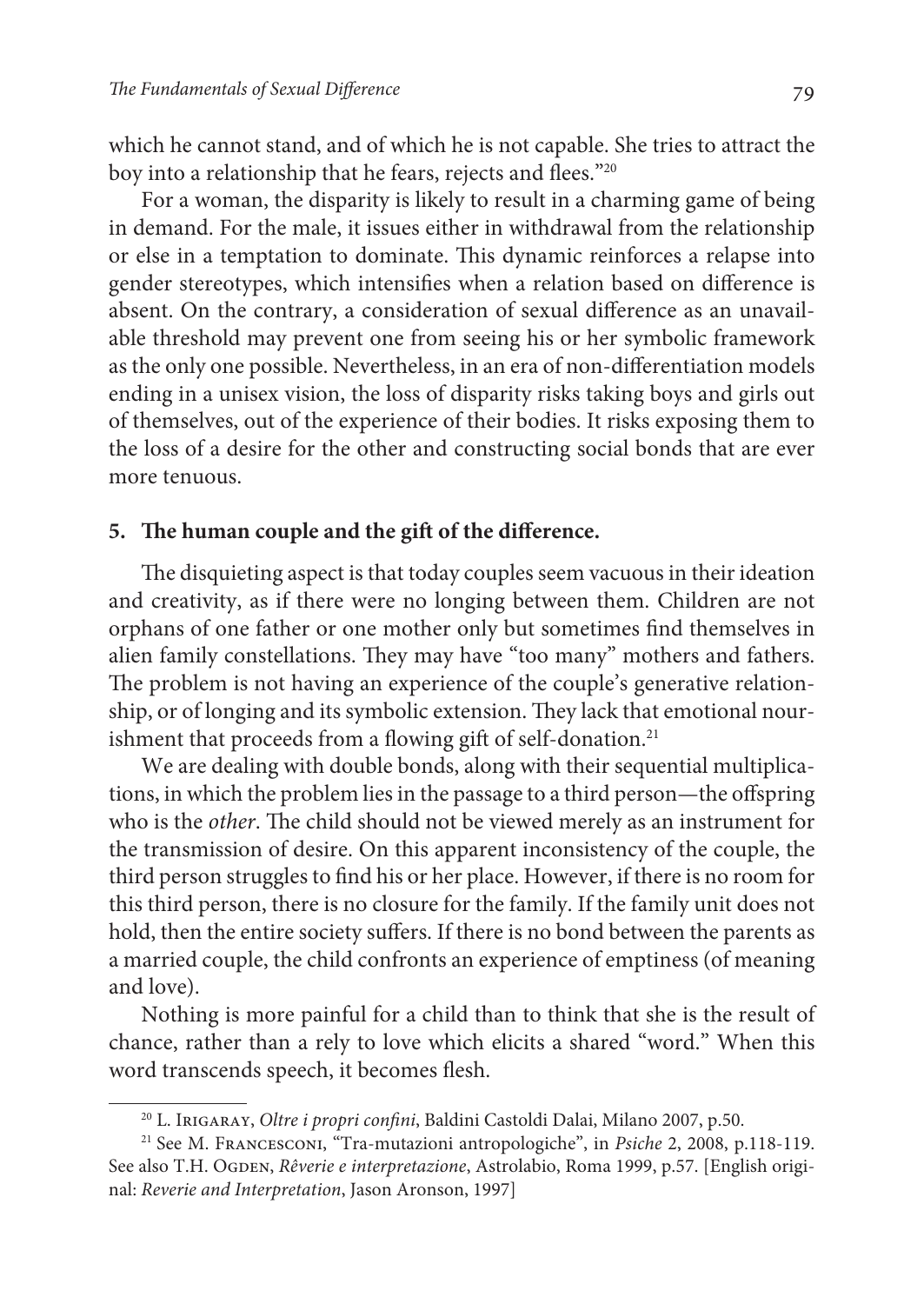which he cannot stand, and of which he is not capable. She tries to attract the boy into a relationship that he fears, rejects and flees."[20]

For a woman, the disparity is likely to result in a charming game of being in demand. For the male, it issues either in withdrawal from the relationship or else in a temptation to dominate. This dynamic reinforces a relapse into gender stereotypes, which intensifies when a relation based on difference is absent. On the contrary, a consideration of sexual difference as an unavailable threshold may prevent one from seeing his or her symbolic framework as the only one possible. Nevertheless, in an era of non-differentiation models ending in a unisex vision, the loss of disparity risks taking boys and girls out of themselves, out of the experience of their bodies. It risks exposing them to the loss of a desire for the other and constructing social bonds that are ever more tenuous.

## 5. The human couple and the gift of the difference.

The disquieting aspect is that today couples seem vacuous in their ideation and creativity, as if there were no longing between them. Children are not orphans of one father or one mother only but sometimes find themselves in alien family constellations. They may have "too many" mothers and fathers. The problem is not having an experience of the couple's generative relationship, or of longing and its symbolic extension. They lack that emotional nourishment that proceeds from a flowing gift of self-donation.[21]

We are dealing with double bonds, along with their sequential multiplications, in which the problem lies in the passage to a third person—the offspring who is the *other*. The child should not be viewed merely as an instrument for the transmission of desire. On this apparent inconsistency of the couple, the third person struggles to find his or her place. However, if there is no room for this third person, there is no closure for the family. If the family unit does not hold, then the entire society suffers. If there is no bond between the parents as a married couple, the child confronts an experience of emptiness (of meaning and love).

Nothing is more painful for a child than to think that she is the result of chance, rather than a rely to love which elicits a shared "word." When this word transcends speech, it becomes flesh.

---

[20] L. Irigaray, *Oltre i propri confini*, Baldini Castoldi Dalai, Milano 2007, p.50.

[21] See M. Francesconi, "Tra-mutazioni antropologiche", in *Psiche* 2, 2008, p.118-119. See also T.H. Ogden, *Rêverie e interpretazione*, Astrolabio, Roma 1999, p.57. [English original: *Reverie and Interpretation*, Jason Aronson, 1997]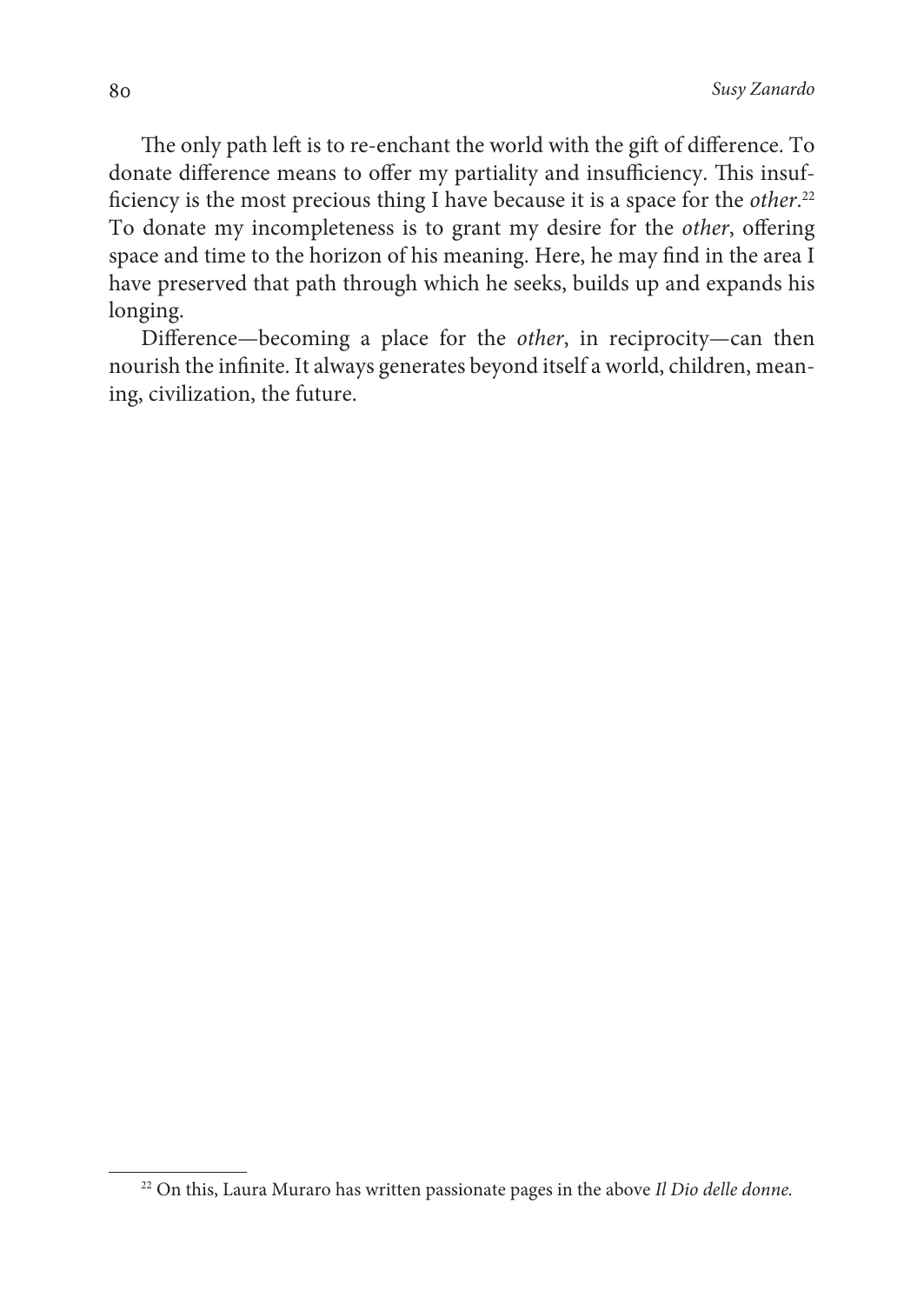The only path left is to re-enchant the world with the gift of difference. To donate difference means to offer my partiality and insufficiency. This insufficiency is the most precious thing I have because it is a space for the *other*.[22] To donate my incompleteness is to grant my desire for the *other*, offering space and time to the horizon of his meaning. Here, he may find in the area I have preserved that path through which he seeks, builds up and expands his longing.

Difference—becoming a place for the *other*, in reciprocity—can then nourish the infinite. It always generates beyond itself a world, children, meaning, civilization, the future.

[22] On this, Laura Muraro has written passionate pages in the above *Il Dio delle donne.*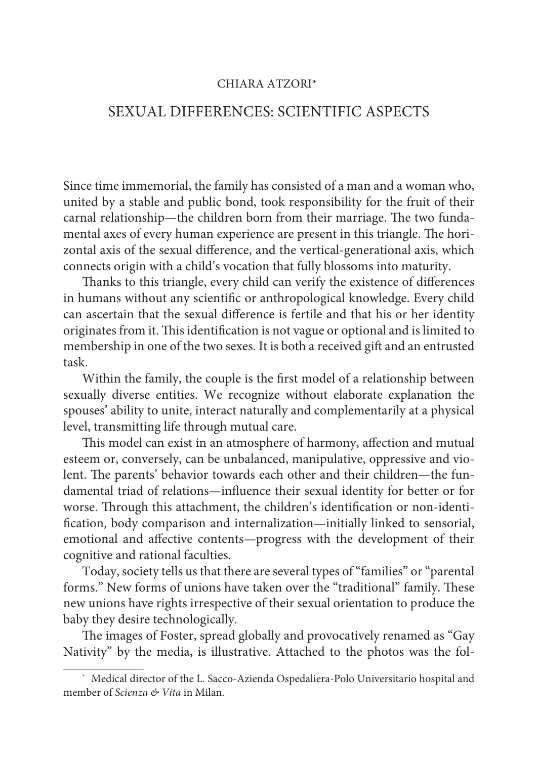CHIARA ATZORI*

# SEXUAL DIFFERENCES: SCIENTIFIC ASPECTS

Since time immemorial, the family has consisted of a man and a woman who, united by a stable and public bond, took responsibility for the fruit of their carnal relationship—the children born from their marriage. The two fundamental axes of every human experience are present in this triangle. The horizontal axis of the sexual difference, and the vertical-generational axis, which connects origin with a child's vocation that fully blossoms into maturity.

Thanks to this triangle, every child can verify the existence of differences in humans without any scientific or anthropological knowledge. Every child can ascertain that the sexual difference is fertile and that his or her identity originates from it. This identification is not vague or optional and is limited to membership in one of the two sexes. It is both a received gift and an entrusted task.

Within the family, the couple is the first model of a relationship between sexually diverse entities. We recognize without elaborate explanation the spouses' ability to unite, interact naturally and complementarily at a physical level, transmitting life through mutual care.

This model can exist in an atmosphere of harmony, affection and mutual esteem or, conversely, can be unbalanced, manipulative, oppressive and violent. The parents' behavior towards each other and their children—the fundamental triad of relations—influence their sexual identity for better or for worse. Through this attachment, the children's identification or non-identification, body comparison and internalization—initially linked to sensorial, emotional and affective contents—progress with the development of their cognitive and rational faculties.

Today, society tells us that there are several types of "families" or "parental forms." New forms of unions have taken over the "traditional" family. These new unions have rights irrespective of their sexual orientation to produce the baby they desire technologically.

The images of Foster, spread globally and provocatively renamed as "Gay Nativity" by the media, is illustrative. Attached to the photos was the fol-

---

* Medical director of the L. Sacco-Azienda Ospedaliera-Polo Universitario hospital and member of *Scienza & Vita* in Milan.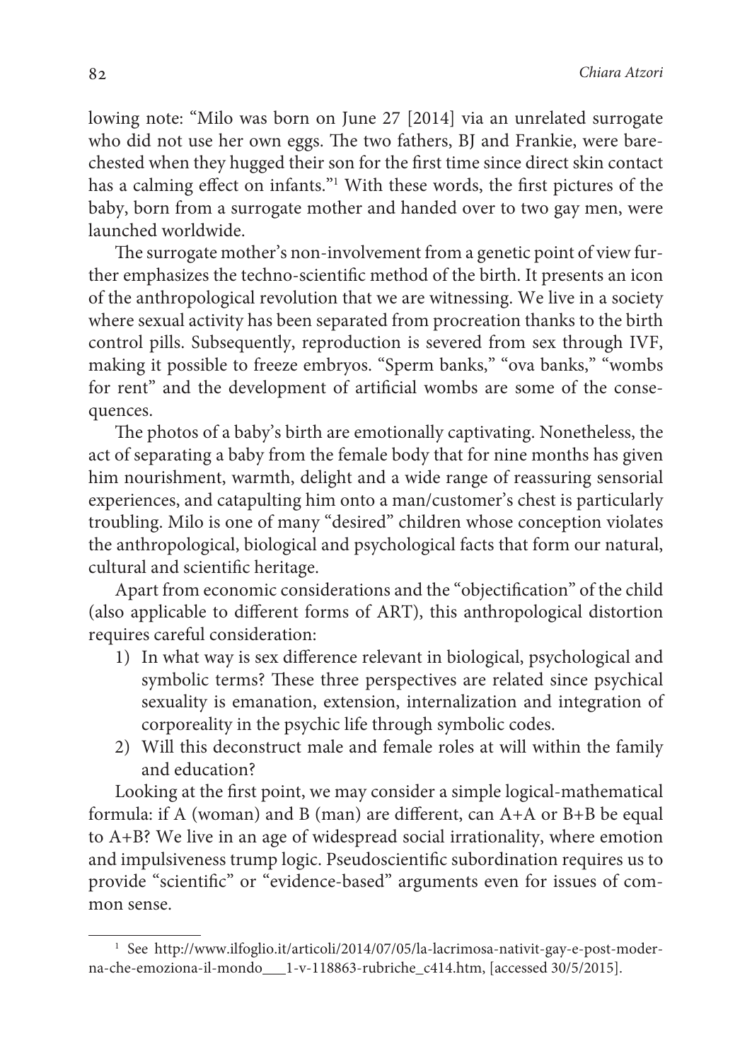lowing note: "Milo was born on June 27 [2014] via an unrelated surrogate who did not use her own eggs. The two fathers, BJ and Frankie, were bare-chested when they hugged their son for the first time since direct skin contact has a calming effect on infants."[1] With these words, the first pictures of the baby, born from a surrogate mother and handed over to two gay men, were launched worldwide.

The surrogate mother's non-involvement from a genetic point of view further emphasizes the techno-scientific method of the birth. It presents an icon of the anthropological revolution that we are witnessing. We live in a society where sexual activity has been separated from procreation thanks to the birth control pills. Subsequently, reproduction is severed from sex through IVF, making it possible to freeze embryos. "Sperm banks," "ova banks," "wombs for rent" and the development of artificial wombs are some of the consequences.

The photos of a baby's birth are emotionally captivating. Nonetheless, the act of separating a baby from the female body that for nine months has given him nourishment, warmth, delight and a wide range of reassuring sensorial experiences, and catapulting him onto a man/customer's chest is particularly troubling. Milo is one of many "desired" children whose conception violates the anthropological, biological and psychological facts that form our natural, cultural and scientific heritage.

Apart from economic considerations and the "objectification" of the child (also applicable to different forms of ART), this anthropological distortion requires careful consideration:

1) In what way is sex difference relevant in biological, psychological and symbolic terms? These three perspectives are related since psychical sexuality is emanation, extension, internalization and integration of corporeality in the psychic life through symbolic codes.
2) Will this deconstruct male and female roles at will within the family and education?

Looking at the first point, we may consider a simple logical-mathematical formula: if A (woman) and B (man) are different, can A+A or B+B be equal to A+B? We live in an age of widespread social irrationality, where emotion and impulsiveness trump logic. Pseudoscientific subordination requires us to provide "scientific" or "evidence-based" arguments even for issues of common sense.

---

[1] See http://www.ilfoglio.it/articoli/2014/07/05/la-lacrimosa-nativit-gay-e-post-moderna-che-emoziona-il-mondo___1-v-118863-rubriche_c414.htm, [accessed 30/5/2015].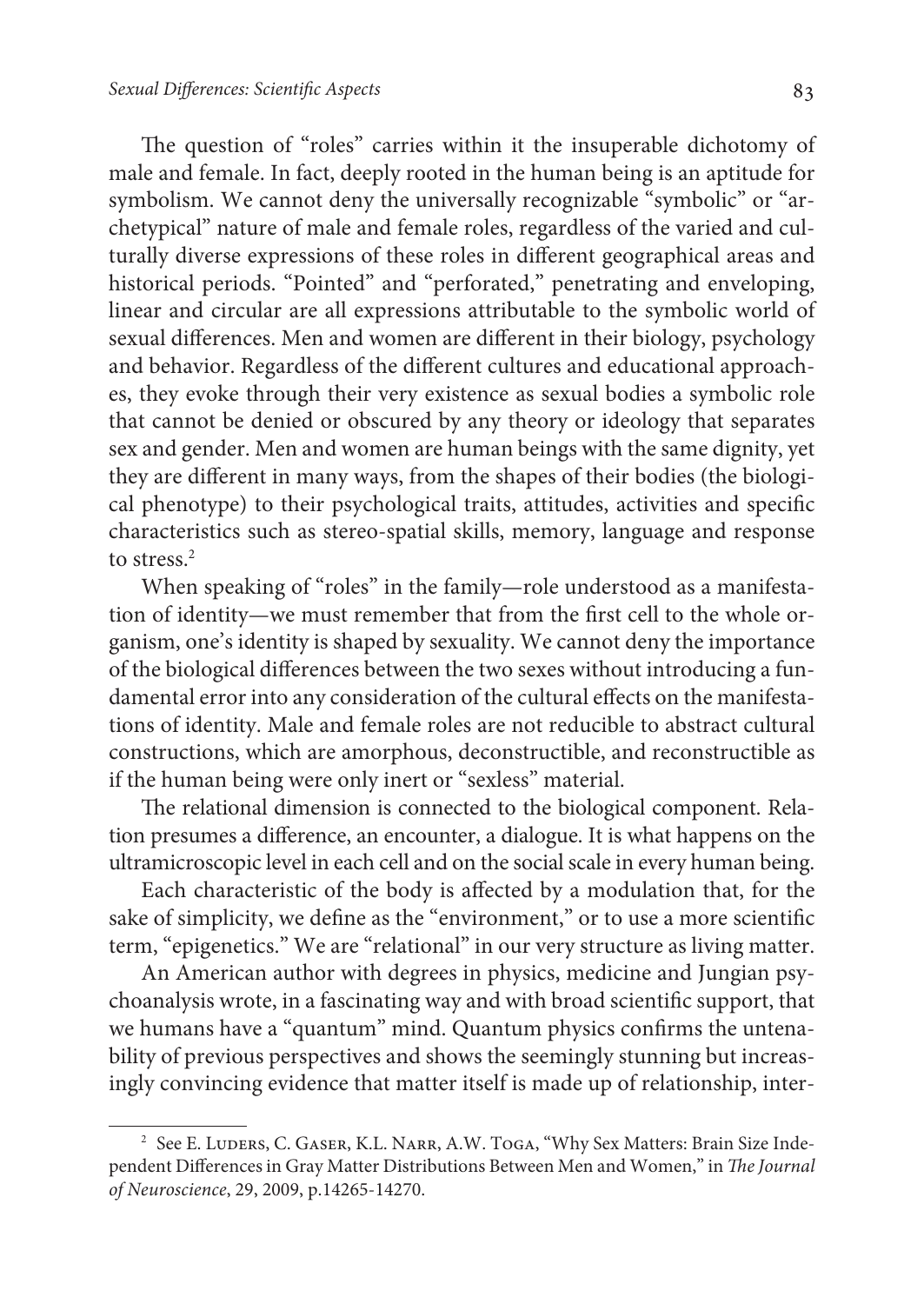The question of "roles" carries within it the insuperable dichotomy of male and female. In fact, deeply rooted in the human being is an aptitude for symbolism. We cannot deny the universally recognizable "symbolic" or "archetypical" nature of male and female roles, regardless of the varied and culturally diverse expressions of these roles in different geographical areas and historical periods. "Pointed" and "perforated," penetrating and enveloping, linear and circular are all expressions attributable to the symbolic world of sexual differences. Men and women are different in their biology, psychology and behavior. Regardless of the different cultures and educational approaches, they evoke through their very existence as sexual bodies a symbolic role that cannot be denied or obscured by any theory or ideology that separates sex and gender. Men and women are human beings with the same dignity, yet they are different in many ways, from the shapes of their bodies (the biological phenotype) to their psychological traits, attitudes, activities and specific characteristics such as stereo-spatial skills, memory, language and response to stress.[2]

When speaking of "roles" in the family—role understood as a manifestation of identity—we must remember that from the first cell to the whole organism, one's identity is shaped by sexuality. We cannot deny the importance of the biological differences between the two sexes without introducing a fundamental error into any consideration of the cultural effects on the manifestations of identity. Male and female roles are not reducible to abstract cultural constructions, which are amorphous, deconstructible, and reconstructible as if the human being were only inert or "sexless" material.

The relational dimension is connected to the biological component. Relation presumes a difference, an encounter, a dialogue. It is what happens on the ultramicroscopic level in each cell and on the social scale in every human being.

Each characteristic of the body is affected by a modulation that, for the sake of simplicity, we define as the "environment," or to use a more scientific term, "epigenetics." We are "relational" in our very structure as living matter.

An American author with degrees in physics, medicine and Jungian psychoanalysis wrote, in a fascinating way and with broad scientific support, that we humans have a "quantum" mind. Quantum physics confirms the untenability of previous perspectives and shows the seemingly stunning but increasingly convincing evidence that matter itself is made up of relationship, inter-

---

[2] See E. Luders, C. Gaser, K.L. Narr, A.W. Toga, "Why Sex Matters: Brain Size Independent Differences in Gray Matter Distributions Between Men and Women," in *The Journal of Neuroscience*, 29, 2009, p.14265-14270.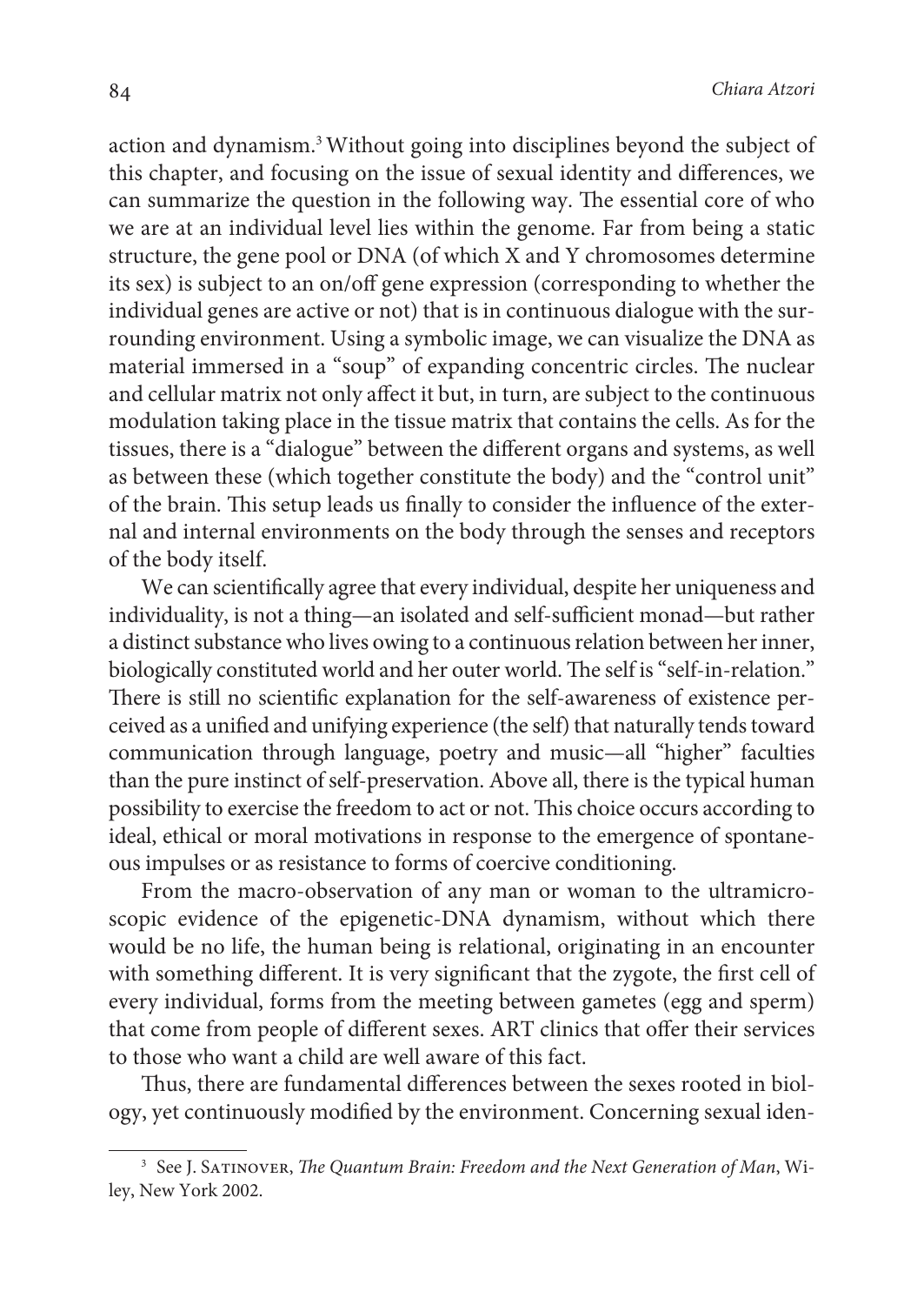action and dynamism.[3] Without going into disciplines beyond the subject of this chapter, and focusing on the issue of sexual identity and differences, we can summarize the question in the following way. The essential core of who we are at an individual level lies within the genome. Far from being a static structure, the gene pool or DNA (of which X and Y chromosomes determine its sex) is subject to an on/off gene expression (corresponding to whether the individual genes are active or not) that is in continuous dialogue with the surrounding environment. Using a symbolic image, we can visualize the DNA as material immersed in a "soup" of expanding concentric circles. The nuclear and cellular matrix not only affect it but, in turn, are subject to the continuous modulation taking place in the tissue matrix that contains the cells. As for the tissues, there is a "dialogue" between the different organs and systems, as well as between these (which together constitute the body) and the "control unit" of the brain. This setup leads us finally to consider the influence of the external and internal environments on the body through the senses and receptors of the body itself.

We can scientifically agree that every individual, despite her uniqueness and individuality, is not a thing—an isolated and self-sufficient monad—but rather a distinct substance who lives owing to a continuous relation between her inner, biologically constituted world and her outer world. The self is "self-in-relation." There is still no scientific explanation for the self-awareness of existence perceived as a unified and unifying experience (the self) that naturally tends toward communication through language, poetry and music—all "higher" faculties than the pure instinct of self-preservation. Above all, there is the typical human possibility to exercise the freedom to act or not. This choice occurs according to ideal, ethical or moral motivations in response to the emergence of spontaneous impulses or as resistance to forms of coercive conditioning.

From the macro-observation of any man or woman to the ultramicroscopic evidence of the epigenetic-DNA dynamism, without which there would be no life, the human being is relational, originating in an encounter with something different. It is very significant that the zygote, the first cell of every individual, forms from the meeting between gametes (egg and sperm) that come from people of different sexes. ART clinics that offer their services to those who want a child are well aware of this fact.

Thus, there are fundamental differences between the sexes rooted in biology, yet continuously modified by the environment. Concerning sexual iden-

---

[3] See J. Satinover, *The Quantum Brain: Freedom and the Next Generation of Man*, Wiley, New York 2002.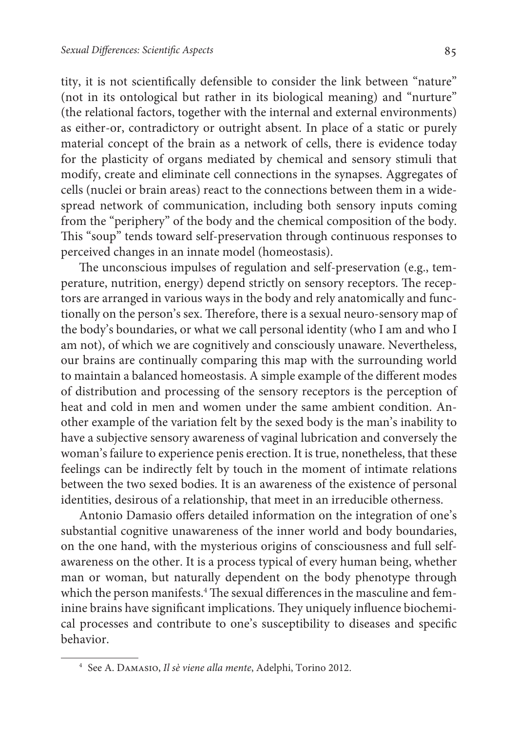tity, it is not scientifically defensible to consider the link between "nature" (not in its ontological but rather in its biological meaning) and "nurture" (the relational factors, together with the internal and external environments) as either-or, contradictory or outright absent. In place of a static or purely material concept of the brain as a network of cells, there is evidence today for the plasticity of organs mediated by chemical and sensory stimuli that modify, create and eliminate cell connections in the synapses. Aggregates of cells (nuclei or brain areas) react to the connections between them in a widespread network of communication, including both sensory inputs coming from the "periphery" of the body and the chemical composition of the body. This "soup" tends toward self-preservation through continuous responses to perceived changes in an innate model (homeostasis).

The unconscious impulses of regulation and self-preservation (e.g., temperature, nutrition, energy) depend strictly on sensory receptors. The receptors are arranged in various ways in the body and rely anatomically and functionally on the person's sex. Therefore, there is a sexual neuro-sensory map of the body's boundaries, or what we call personal identity (who I am and who I am not), of which we are cognitively and consciously unaware. Nevertheless, our brains are continually comparing this map with the surrounding world to maintain a balanced homeostasis. A simple example of the different modes of distribution and processing of the sensory receptors is the perception of heat and cold in men and women under the same ambient condition. Another example of the variation felt by the sexed body is the man's inability to have a subjective sensory awareness of vaginal lubrication and conversely the woman's failure to experience penis erection. It is true, nonetheless, that these feelings can be indirectly felt by touch in the moment of intimate relations between the two sexed bodies. It is an awareness of the existence of personal identities, desirous of a relationship, that meet in an irreducible otherness.

Antonio Damasio offers detailed information on the integration of one's substantial cognitive unawareness of the inner world and body boundaries, on the one hand, with the mysterious origins of consciousness and full self-awareness on the other. It is a process typical of every human being, whether man or woman, but naturally dependent on the body phenotype through which the person manifests.[4] The sexual differences in the masculine and feminine brains have significant implications. They uniquely influence biochemical processes and contribute to one's susceptibility to diseases and specific behavior.

---

[4] See A. Damasio, *Il sè viene alla mente*, Adelphi, Torino 2012.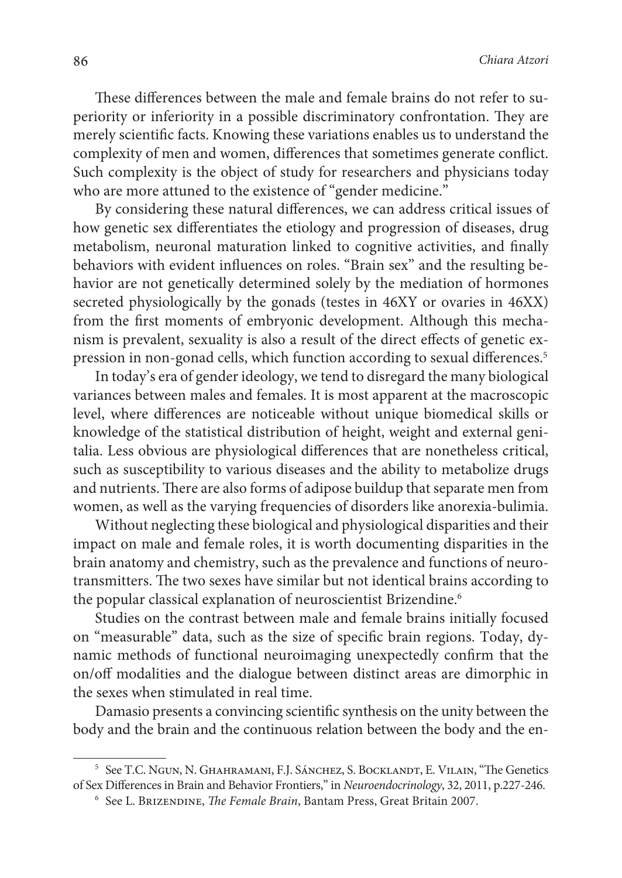These differences between the male and female brains do not refer to superiority or inferiority in a possible discriminatory confrontation. They are merely scientific facts. Knowing these variations enables us to understand the complexity of men and women, differences that sometimes generate conflict. Such complexity is the object of study for researchers and physicians today who are more attuned to the existence of "gender medicine."

By considering these natural differences, we can address critical issues of how genetic sex differentiates the etiology and progression of diseases, drug metabolism, neuronal maturation linked to cognitive activities, and finally behaviors with evident influences on roles. "Brain sex" and the resulting behavior are not genetically determined solely by the mediation of hormones secreted physiologically by the gonads (testes in 46XY or ovaries in 46XX) from the first moments of embryonic development. Although this mechanism is prevalent, sexuality is also a result of the direct effects of genetic expression in non-gonad cells, which function according to sexual differences.[5]

In today's era of gender ideology, we tend to disregard the many biological variances between males and females. It is most apparent at the macroscopic level, where differences are noticeable without unique biomedical skills or knowledge of the statistical distribution of height, weight and external genitalia. Less obvious are physiological differences that are nonetheless critical, such as susceptibility to various diseases and the ability to metabolize drugs and nutrients. There are also forms of adipose buildup that separate men from women, as well as the varying frequencies of disorders like anorexia-bulimia.

Without neglecting these biological and physiological disparities and their impact on male and female roles, it is worth documenting disparities in the brain anatomy and chemistry, such as the prevalence and functions of neurotransmitters. The two sexes have similar but not identical brains according to the popular classical explanation of neuroscientist Brizendine.[6]

Studies on the contrast between male and female brains initially focused on "measurable" data, such as the size of specific brain regions. Today, dynamic methods of functional neuroimaging unexpectedly confirm that the on/off modalities and the dialogue between distinct areas are dimorphic in the sexes when stimulated in real time.

Damasio presents a convincing scientific synthesis on the unity between the body and the brain and the continuous relation between the body and the en-

---

[5] See T.C. Ngun, N. Ghahramani, F.J. Sánchez, S. Bocklandt, E. Vilain, "The Genetics of Sex Differences in Brain and Behavior Frontiers," in *Neuroendocrinology*, 32, 2011, p.227-246.

[6] See L. Brizendine, *The Female Brain*, Bantam Press, Great Britain 2007.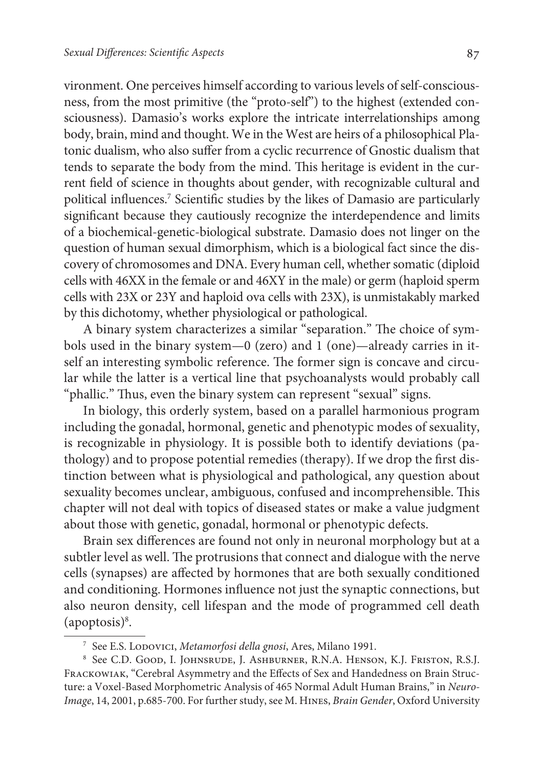vironment. One perceives himself according to various levels of self-consciousness, from the most primitive (the "proto-self") to the highest (extended consciousness). Damasio's works explore the intricate interrelationships among body, brain, mind and thought. We in the West are heirs of a philosophical Platonic dualism, who also suffer from a cyclic recurrence of Gnostic dualism that tends to separate the body from the mind. This heritage is evident in the current field of science in thoughts about gender, with recognizable cultural and political influences.[7] Scientific studies by the likes of Damasio are particularly significant because they cautiously recognize the interdependence and limits of a biochemical-genetic-biological substrate. Damasio does not linger on the question of human sexual dimorphism, which is a biological fact since the discovery of chromosomes and DNA. Every human cell, whether somatic (diploid cells with 46XX in the female or and 46XY in the male) or germ (haploid sperm cells with 23X or 23Y and haploid ova cells with 23X), is unmistakably marked by this dichotomy, whether physiological or pathological.

A binary system characterizes a similar "separation." The choice of symbols used in the binary system—0 (zero) and 1 (one)—already carries in itself an interesting symbolic reference. The former sign is concave and circular while the latter is a vertical line that psychoanalysts would probably call "phallic." Thus, even the binary system can represent "sexual" signs.

In biology, this orderly system, based on a parallel harmonious program including the gonadal, hormonal, genetic and phenotypic modes of sexuality, is recognizable in physiology. It is possible both to identify deviations (pathology) and to propose potential remedies (therapy). If we drop the first distinction between what is physiological and pathological, any question about sexuality becomes unclear, ambiguous, confused and incomprehensible. This chapter will not deal with topics of diseased states or make a value judgment about those with genetic, gonadal, hormonal or phenotypic defects.

Brain sex differences are found not only in neuronal morphology but at a subtler level as well. The protrusions that connect and dialogue with the nerve cells (synapses) are affected by hormones that are both sexually conditioned and conditioning. Hormones influence not just the synaptic connections, but also neuron density, cell lifespan and the mode of programmed cell death (apoptosis)[8].

---

[7] See E.S. Lodovici, *Metamorfosi della gnosi*, Ares, Milano 1991.

[8] See C.D. Good, I. Johnsrude, J. Ashburner, R.N.A. Henson, K.J. Friston, R.S.J. Frackowiak, "Cerebral Asymmetry and the Effects of Sex and Handedness on Brain Structure: a Voxel-Based Morphometric Analysis of 465 Normal Adult Human Brains," in *NeuroImage*, 14, 2001, p.685-700. For further study, see M. Hines, *Brain Gender*, Oxford University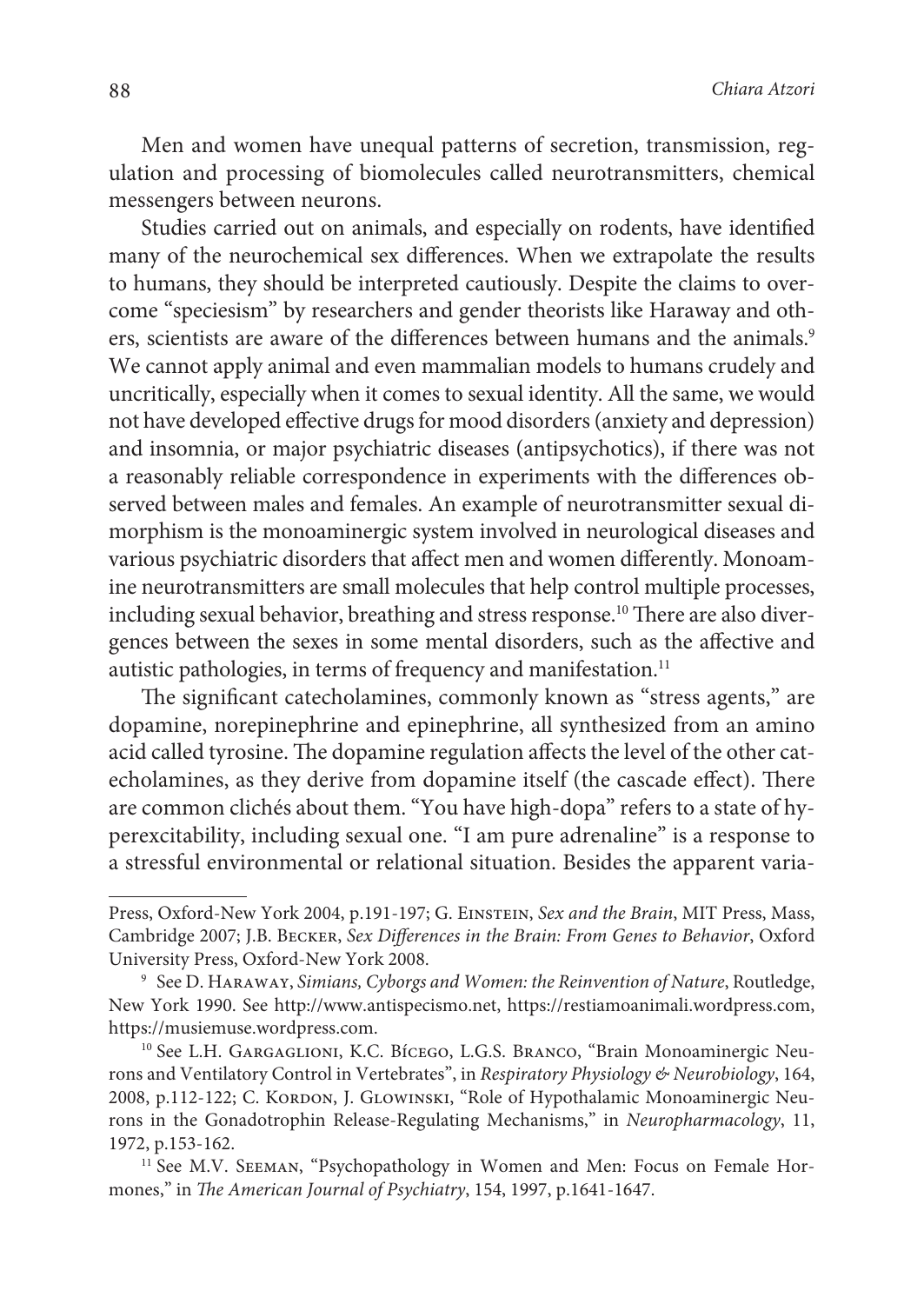Men and women have unequal patterns of secretion, transmission, regulation and processing of biomolecules called neurotransmitters, chemical messengers between neurons.

Studies carried out on animals, and especially on rodents, have identified many of the neurochemical sex differences. When we extrapolate the results to humans, they should be interpreted cautiously. Despite the claims to overcome "speciesism" by researchers and gender theorists like Haraway and others, scientists are aware of the differences between humans and the animals.[9] We cannot apply animal and even mammalian models to humans crudely and uncritically, especially when it comes to sexual identity. All the same, we would not have developed effective drugs for mood disorders (anxiety and depression) and insomnia, or major psychiatric diseases (antipsychotics), if there was not a reasonably reliable correspondence in experiments with the differences observed between males and females. An example of neurotransmitter sexual dimorphism is the monoaminergic system involved in neurological diseases and various psychiatric disorders that affect men and women differently. Monoamine neurotransmitters are small molecules that help control multiple processes, including sexual behavior, breathing and stress response.[10] There are also divergences between the sexes in some mental disorders, such as the affective and autistic pathologies, in terms of frequency and manifestation.[11]

The significant catecholamines, commonly known as "stress agents," are dopamine, norepinephrine and epinephrine, all synthesized from an amino acid called tyrosine. The dopamine regulation affects the level of the other catecholamines, as they derive from dopamine itself (the cascade effect). There are common clichés about them. "You have high-dopa" refers to a state of hyperexcitability, including sexual one. "I am pure adrenaline" is a response to a stressful environmental or relational situation. Besides the apparent varia-

---

Press, Oxford-New York 2004, p.191-197; G. Einstein, *Sex and the Brain*, MIT Press, Mass, Cambridge 2007; J.B. Becker, *Sex Differences in the Brain: From Genes to Behavior*, Oxford University Press, Oxford-New York 2008.

[9] See D. Haraway, *Simians, Cyborgs and Women: the Reinvention of Nature*, Routledge, New York 1990. See http://www.antispecismo.net, https://restiamoanimali.wordpress.com, https://musiemuse.wordpress.com.

[10] See L.H. Gargaglioni, K.C. Bícego, L.G.S. Branco, "Brain Monoaminergic Neurons and Ventilatory Control in Vertebrates", in *Respiratory Physiology & Neurobiology*, 164, 2008, p.112-122; C. Kordon, J. Glowinski, "Role of Hypothalamic Monoaminergic Neurons in the Gonadotrophin Release-Regulating Mechanisms," in *Neuropharmacology*, 11, 1972, p.153-162.

[11] See M.V. Seeman, "Psychopathology in Women and Men: Focus on Female Hormones," in *The American Journal of Psychiatry*, 154, 1997, p.1641-1647.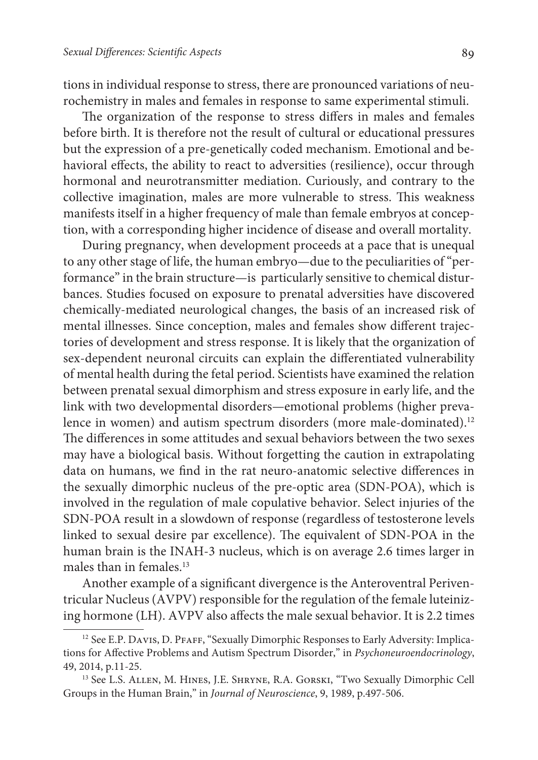tions in individual response to stress, there are pronounced variations of neurochemistry in males and females in response to same experimental stimuli.

The organization of the response to stress differs in males and females before birth. It is therefore not the result of cultural or educational pressures but the expression of a pre-genetically coded mechanism. Emotional and behavioral effects, the ability to react to adversities (resilience), occur through hormonal and neurotransmitter mediation. Curiously, and contrary to the collective imagination, males are more vulnerable to stress. This weakness manifests itself in a higher frequency of male than female embryos at conception, with a corresponding higher incidence of disease and overall mortality.

During pregnancy, when development proceeds at a pace that is unequal to any other stage of life, the human embryo—due to the peculiarities of "performance" in the brain structure—is particularly sensitive to chemical disturbances. Studies focused on exposure to prenatal adversities have discovered chemically-mediated neurological changes, the basis of an increased risk of mental illnesses. Since conception, males and females show different trajectories of development and stress response. It is likely that the organization of sex-dependent neuronal circuits can explain the differentiated vulnerability of mental health during the fetal period. Scientists have examined the relation between prenatal sexual dimorphism and stress exposure in early life, and the link with two developmental disorders—emotional problems (higher prevalence in women) and autism spectrum disorders (more male-dominated).[12] The differences in some attitudes and sexual behaviors between the two sexes may have a biological basis. Without forgetting the caution in extrapolating data on humans, we find in the rat neuro-anatomic selective differences in the sexually dimorphic nucleus of the pre-optic area (SDN-POA), which is involved in the regulation of male copulative behavior. Select injuries of the SDN-POA result in a slowdown of response (regardless of testosterone levels linked to sexual desire par excellence). The equivalent of SDN-POA in the human brain is the INAH-3 nucleus, which is on average 2.6 times larger in males than in females.[13]

Another example of a significant divergence is the Anteroventral Periventricular Nucleus (AVPV) responsible for the regulation of the female luteinizing hormone (LH). AVPV also affects the male sexual behavior. It is 2.2 times

---

[12] See E.P. Davis, D. Pfaff, "Sexually Dimorphic Responses to Early Adversity: Implications for Affective Problems and Autism Spectrum Disorder," in *Psychoneuroendocrinology*, 49, 2014, p.11-25.

[13] See L.S. Allen, M. Hines, J.E. Shryne, R.A. Gorski, "Two Sexually Dimorphic Cell Groups in the Human Brain," in *Journal of Neuroscience*, 9, 1989, p.497-506.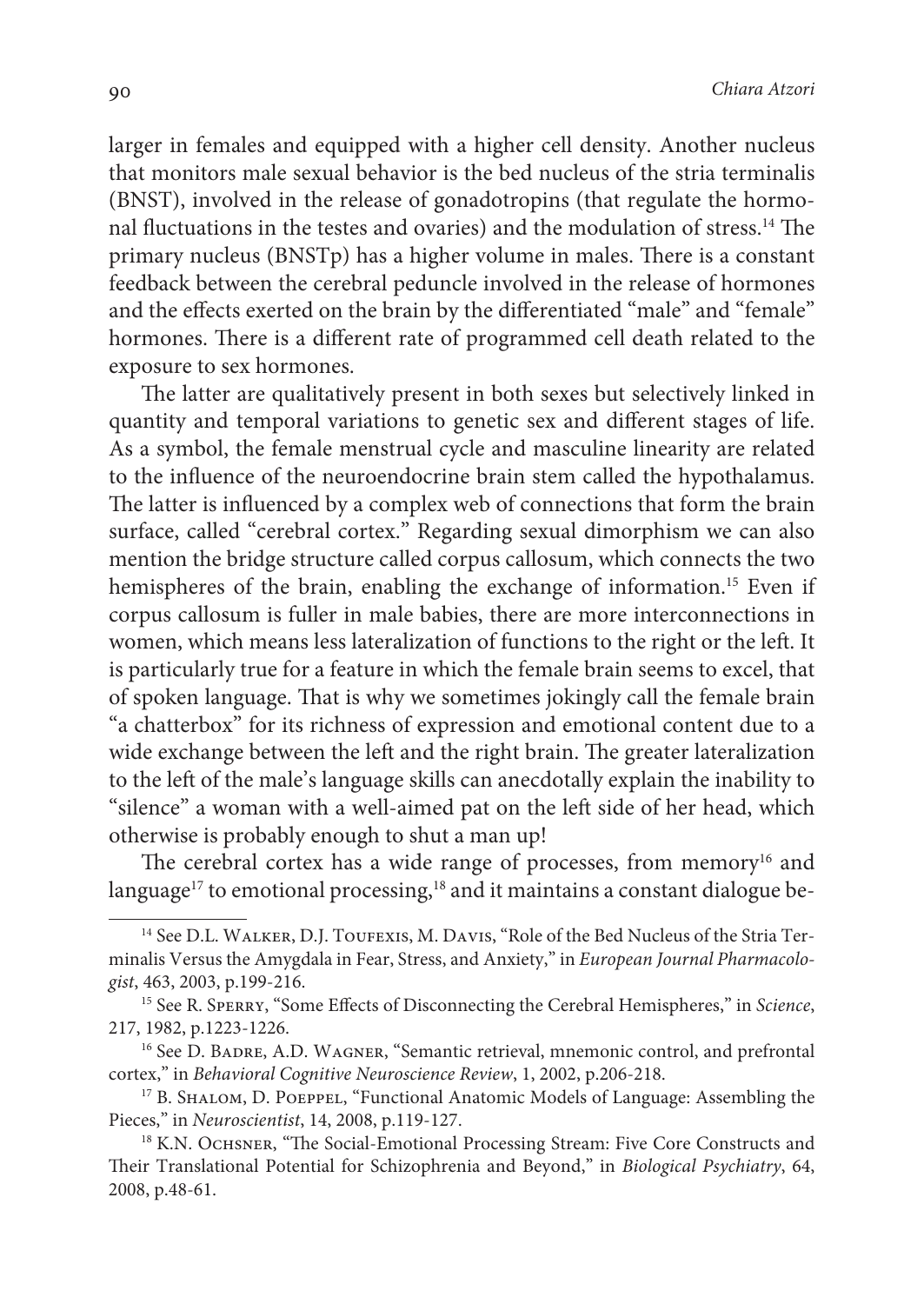larger in females and equipped with a higher cell density. Another nucleus that monitors male sexual behavior is the bed nucleus of the stria terminalis (BNST), involved in the release of gonadotropins (that regulate the hormonal fluctuations in the testes and ovaries) and the modulation of stress.[14] The primary nucleus (BNSTp) has a higher volume in males. There is a constant feedback between the cerebral peduncle involved in the release of hormones and the effects exerted on the brain by the differentiated "male" and "female" hormones. There is a different rate of programmed cell death related to the exposure to sex hormones.

The latter are qualitatively present in both sexes but selectively linked in quantity and temporal variations to genetic sex and different stages of life. As a symbol, the female menstrual cycle and masculine linearity are related to the influence of the neuroendocrine brain stem called the hypothalamus. The latter is influenced by a complex web of connections that form the brain surface, called "cerebral cortex." Regarding sexual dimorphism we can also mention the bridge structure called corpus callosum, which connects the two hemispheres of the brain, enabling the exchange of information.[15] Even if corpus callosum is fuller in male babies, there are more interconnections in women, which means less lateralization of functions to the right or the left. It is particularly true for a feature in which the female brain seems to excel, that of spoken language. That is why we sometimes jokingly call the female brain "a chatterbox" for its richness of expression and emotional content due to a wide exchange between the left and the right brain. The greater lateralization to the left of the male's language skills can anecdotally explain the inability to "silence" a woman with a well-aimed pat on the left side of her head, which otherwise is probably enough to shut a man up!

The cerebral cortex has a wide range of processes, from memory[16] and language[17] to emotional processing,[18] and it maintains a constant dialogue be-

---

[14] See D.L. Walker, D.J. Toufexis, M. Davis, "Role of the Bed Nucleus of the Stria Terminalis Versus the Amygdala in Fear, Stress, and Anxiety," in *European Journal Pharmacologist*, 463, 2003, p.199-216.

[15] See R. Sperry, "Some Effects of Disconnecting the Cerebral Hemispheres," in *Science*, 217, 1982, p.1223-1226.

[16] See D. Badre, A.D. Wagner, "Semantic retrieval, mnemonic control, and prefrontal cortex," in *Behavioral Cognitive Neuroscience Review*, 1, 2002, p.206-218.

[17] B. Shalom, D. Poeppel, "Functional Anatomic Models of Language: Assembling the Pieces," in *Neuroscientist*, 14, 2008, p.119-127.

[18] K.N. Ochsner, "The Social-Emotional Processing Stream: Five Core Constructs and Their Translational Potential for Schizophrenia and Beyond," in *Biological Psychiatry*, 64, 2008, p.48-61.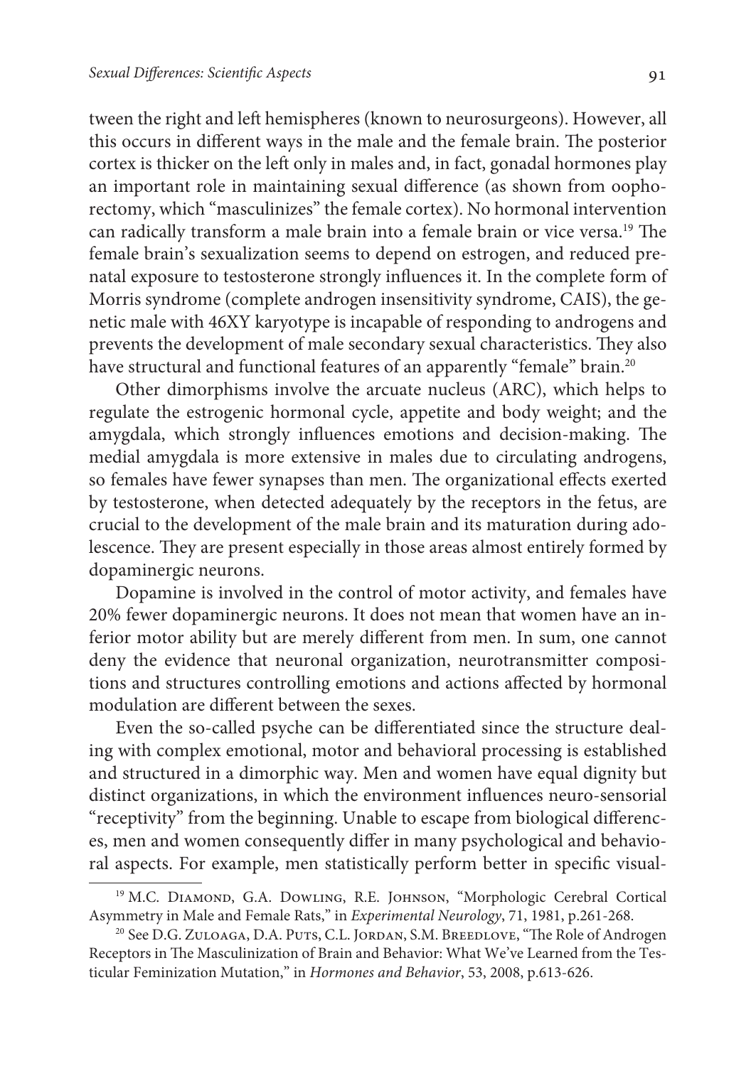tween the right and left hemispheres (known to neurosurgeons). However, all this occurs in different ways in the male and the female brain. The posterior cortex is thicker on the left only in males and, in fact, gonadal hormones play an important role in maintaining sexual difference (as shown from oophorectomy, which "masculinizes" the female cortex). No hormonal intervention can radically transform a male brain into a female brain or vice versa.[19] The female brain's sexualization seems to depend on estrogen, and reduced prenatal exposure to testosterone strongly influences it. In the complete form of Morris syndrome (complete androgen insensitivity syndrome, CAIS), the genetic male with 46XY karyotype is incapable of responding to androgens and prevents the development of male secondary sexual characteristics. They also have structural and functional features of an apparently "female" brain.[20]

Other dimorphisms involve the arcuate nucleus (ARC), which helps to regulate the estrogenic hormonal cycle, appetite and body weight; and the amygdala, which strongly influences emotions and decision-making. The medial amygdala is more extensive in males due to circulating androgens, so females have fewer synapses than men. The organizational effects exerted by testosterone, when detected adequately by the receptors in the fetus, are crucial to the development of the male brain and its maturation during adolescence. They are present especially in those areas almost entirely formed by dopaminergic neurons.

Dopamine is involved in the control of motor activity, and females have 20% fewer dopaminergic neurons. It does not mean that women have an inferior motor ability but are merely different from men. In sum, one cannot deny the evidence that neuronal organization, neurotransmitter compositions and structures controlling emotions and actions affected by hormonal modulation are different between the sexes.

Even the so-called psyche can be differentiated since the structure dealing with complex emotional, motor and behavioral processing is established and structured in a dimorphic way. Men and women have equal dignity but distinct organizations, in which the environment influences neuro-sensorial "receptivity" from the beginning. Unable to escape from biological differences, men and women consequently differ in many psychological and behavioral aspects. For example, men statistically perform better in specific visual-

[19] M.C. Diamond, G.A. Dowling, R.E. Johnson, "Morphologic Cerebral Cortical Asymmetry in Male and Female Rats," in *Experimental Neurology*, 71, 1981, p.261-268.

[20] See D.G. Zuloaga, D.A. Puts, C.L. Jordan, S.M. Breedlove, "The Role of Androgen Receptors in The Masculinization of Brain and Behavior: What We've Learned from the Testicular Feminization Mutation," in *Hormones and Behavior*, 53, 2008, p.613-626.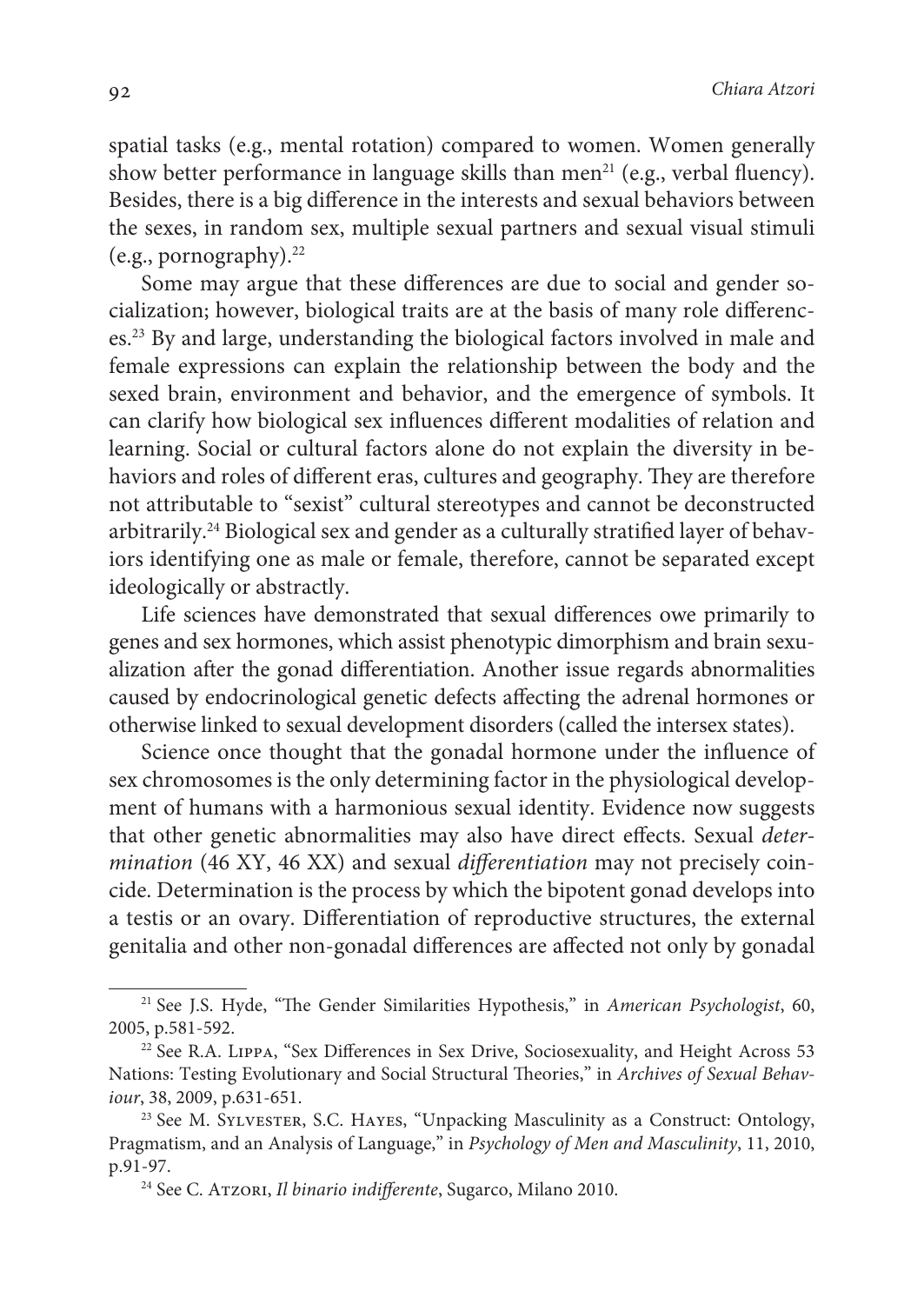spatial tasks (e.g., mental rotation) compared to women. Women generally show better performance in language skills than men[21] (e.g., verbal fluency). Besides, there is a big difference in the interests and sexual behaviors between the sexes, in random sex, multiple sexual partners and sexual visual stimuli (e.g., pornography).[22]

Some may argue that these differences are due to social and gender socialization; however, biological traits are at the basis of many role differences.[23] By and large, understanding the biological factors involved in male and female expressions can explain the relationship between the body and the sexed brain, environment and behavior, and the emergence of symbols. It can clarify how biological sex influences different modalities of relation and learning. Social or cultural factors alone do not explain the diversity in behaviors and roles of different eras, cultures and geography. They are therefore not attributable to "sexist" cultural stereotypes and cannot be deconstructed arbitrarily.[24] Biological sex and gender as a culturally stratified layer of behaviors identifying one as male or female, therefore, cannot be separated except ideologically or abstractly.

Life sciences have demonstrated that sexual differences owe primarily to genes and sex hormones, which assist phenotypic dimorphism and brain sexualization after the gonad differentiation. Another issue regards abnormalities caused by endocrinological genetic defects affecting the adrenal hormones or otherwise linked to sexual development disorders (called the intersex states).

Science once thought that the gonadal hormone under the influence of sex chromosomes is the only determining factor in the physiological development of humans with a harmonious sexual identity. Evidence now suggests that other genetic abnormalities may also have direct effects. Sexual *determination* (46 XY, 46 XX) and sexual *differentiation* may not precisely coincide. Determination is the process by which the bipotent gonad develops into a testis or an ovary. Differentiation of reproductive structures, the external genitalia and other non-gonadal differences are affected not only by gonadal

---

[21] See J.S. Hyde, "The Gender Similarities Hypothesis," in *American Psychologist*, 60, 2005, p.581-592.

[22] See R.A. Lippa, "Sex Differences in Sex Drive, Sociosexuality, and Height Across 53 Nations: Testing Evolutionary and Social Structural Theories," in *Archives of Sexual Behaviour*, 38, 2009, p.631-651.

[23] See M. Sylvester, S.C. Hayes, "Unpacking Masculinity as a Construct: Ontology, Pragmatism, and an Analysis of Language," in *Psychology of Men and Masculinity*, 11, 2010, p.91-97.

[24] See C. Atzori, *Il binario indifferente*, Sugarco, Milano 2010.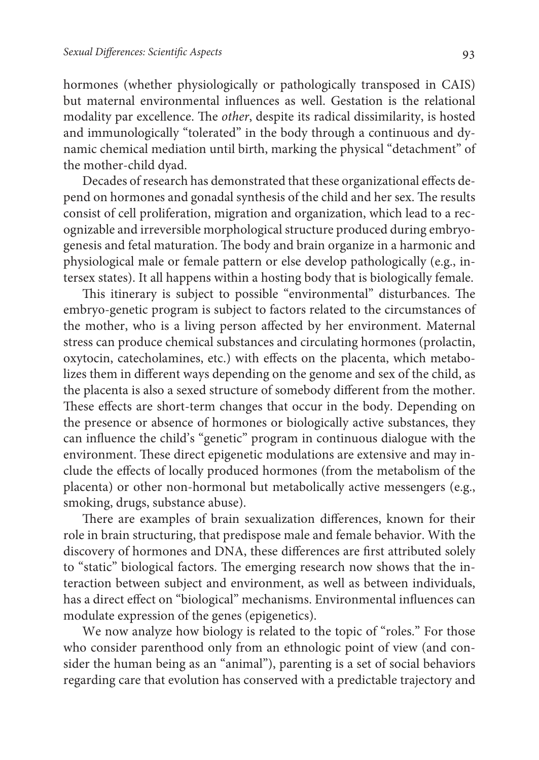hormones (whether physiologically or pathologically transposed in CAIS) but maternal environmental influences as well. Gestation is the relational modality par excellence. The *other*, despite its radical dissimilarity, is hosted and immunologically "tolerated" in the body through a continuous and dynamic chemical mediation until birth, marking the physical "detachment" of the mother-child dyad.

Decades of research has demonstrated that these organizational effects depend on hormones and gonadal synthesis of the child and her sex. The results consist of cell proliferation, migration and organization, which lead to a recognizable and irreversible morphological structure produced during embryogenesis and fetal maturation. The body and brain organize in a harmonic and physiological male or female pattern or else develop pathologically (e.g., intersex states). It all happens within a hosting body that is biologically female.

This itinerary is subject to possible "environmental" disturbances. The embryo-genetic program is subject to factors related to the circumstances of the mother, who is a living person affected by her environment. Maternal stress can produce chemical substances and circulating hormones (prolactin, oxytocin, catecholamines, etc.) with effects on the placenta, which metabolizes them in different ways depending on the genome and sex of the child, as the placenta is also a sexed structure of somebody different from the mother. These effects are short-term changes that occur in the body. Depending on the presence or absence of hormones or biologically active substances, they can influence the child's "genetic" program in continuous dialogue with the environment. These direct epigenetic modulations are extensive and may include the effects of locally produced hormones (from the metabolism of the placenta) or other non-hormonal but metabolically active messengers (e.g., smoking, drugs, substance abuse).

There are examples of brain sexualization differences, known for their role in brain structuring, that predispose male and female behavior. With the discovery of hormones and DNA, these differences are first attributed solely to "static" biological factors. The emerging research now shows that the interaction between subject and environment, as well as between individuals, has a direct effect on "biological" mechanisms. Environmental influences can modulate expression of the genes (epigenetics).

We now analyze how biology is related to the topic of "roles." For those who consider parenthood only from an ethnologic point of view (and consider the human being as an "animal"), parenting is a set of social behaviors regarding care that evolution has conserved with a predictable trajectory and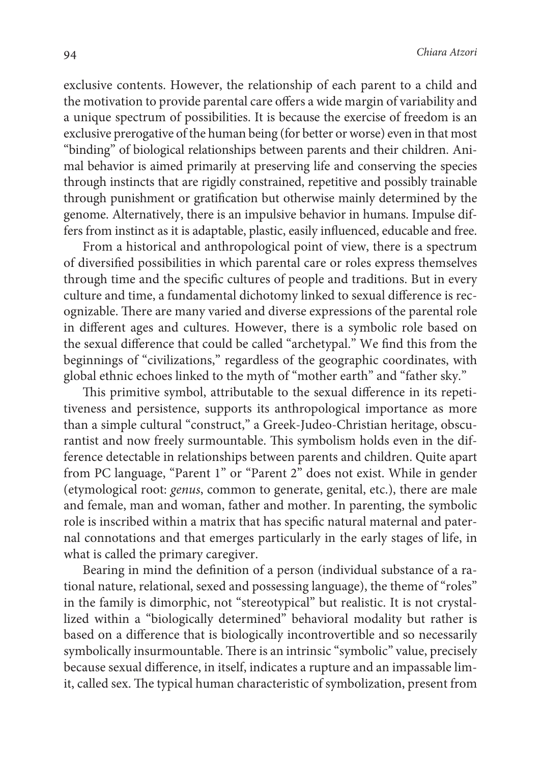exclusive contents. However, the relationship of each parent to a child and the motivation to provide parental care offers a wide margin of variability and a unique spectrum of possibilities. It is because the exercise of freedom is an exclusive prerogative of the human being (for better or worse) even in that most "binding" of biological relationships between parents and their children. Animal behavior is aimed primarily at preserving life and conserving the species through instincts that are rigidly constrained, repetitive and possibly trainable through punishment or gratification but otherwise mainly determined by the genome. Alternatively, there is an impulsive behavior in humans. Impulse differs from instinct as it is adaptable, plastic, easily influenced, educable and free.

From a historical and anthropological point of view, there is a spectrum of diversified possibilities in which parental care or roles express themselves through time and the specific cultures of people and traditions. But in every culture and time, a fundamental dichotomy linked to sexual difference is recognizable. There are many varied and diverse expressions of the parental role in different ages and cultures. However, there is a symbolic role based on the sexual difference that could be called "archetypal." We find this from the beginnings of "civilizations," regardless of the geographic coordinates, with global ethnic echoes linked to the myth of "mother earth" and "father sky."

This primitive symbol, attributable to the sexual difference in its repetitiveness and persistence, supports its anthropological importance as more than a simple cultural "construct," a Greek-Judeo-Christian heritage, obscurantist and now freely surmountable. This symbolism holds even in the difference detectable in relationships between parents and children. Quite apart from PC language, "Parent 1" or "Parent 2" does not exist. While in gender (etymological root: *genus*, common to generate, genital, etc.), there are male and female, man and woman, father and mother. In parenting, the symbolic role is inscribed within a matrix that has specific natural maternal and paternal connotations and that emerges particularly in the early stages of life, in what is called the primary caregiver.

Bearing in mind the definition of a person (individual substance of a rational nature, relational, sexed and possessing language), the theme of "roles" in the family is dimorphic, not "stereotypical" but realistic. It is not crystallized within a "biologically determined" behavioral modality but rather is based on a difference that is biologically incontrovertible and so necessarily symbolically insurmountable. There is an intrinsic "symbolic" value, precisely because sexual difference, in itself, indicates a rupture and an impassable limit, called sex. The typical human characteristic of symbolization, present from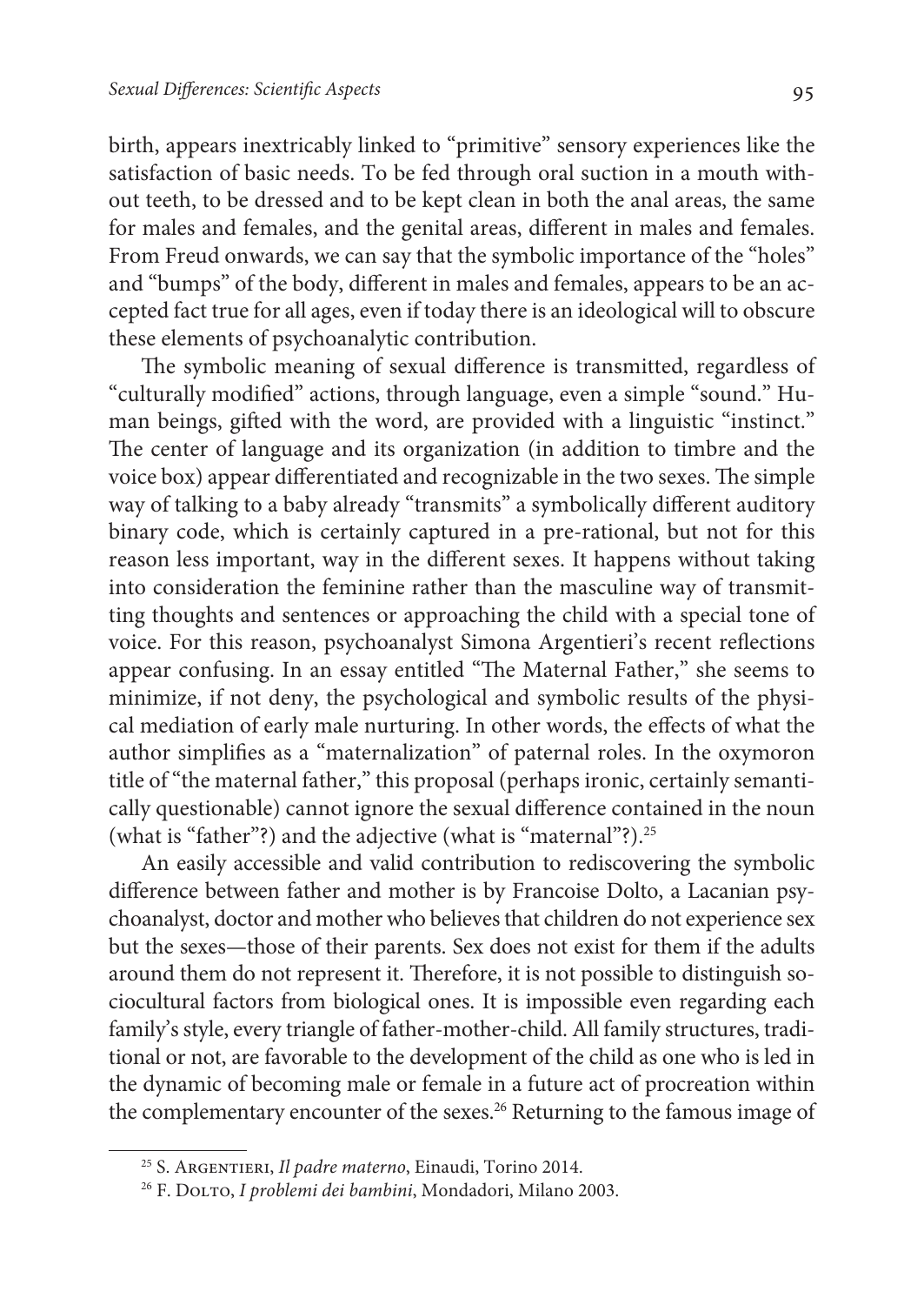birth, appears inextricably linked to "primitive" sensory experiences like the satisfaction of basic needs. To be fed through oral suction in a mouth without teeth, to be dressed and to be kept clean in both the anal areas, the same for males and females, and the genital areas, different in males and females. From Freud onwards, we can say that the symbolic importance of the "holes" and "bumps" of the body, different in males and females, appears to be an accepted fact true for all ages, even if today there is an ideological will to obscure these elements of psychoanalytic contribution.

The symbolic meaning of sexual difference is transmitted, regardless of "culturally modified" actions, through language, even a simple "sound." Human beings, gifted with the word, are provided with a linguistic "instinct." The center of language and its organization (in addition to timbre and the voice box) appear differentiated and recognizable in the two sexes. The simple way of talking to a baby already "transmits" a symbolically different auditory binary code, which is certainly captured in a pre-rational, but not for this reason less important, way in the different sexes. It happens without taking into consideration the feminine rather than the masculine way of transmitting thoughts and sentences or approaching the child with a special tone of voice. For this reason, psychoanalyst Simona Argentieri's recent reflections appear confusing. In an essay entitled "The Maternal Father," she seems to minimize, if not deny, the psychological and symbolic results of the physical mediation of early male nurturing. In other words, the effects of what the author simplifies as a "maternalization" of paternal roles. In the oxymoron title of "the maternal father," this proposal (perhaps ironic, certainly semantically questionable) cannot ignore the sexual difference contained in the noun (what is "father"?) and the adjective (what is "maternal"?).[25]

An easily accessible and valid contribution to rediscovering the symbolic difference between father and mother is by Francoise Dolto, a Lacanian psychoanalyst, doctor and mother who believes that children do not experience sex but the sexes—those of their parents. Sex does not exist for them if the adults around them do not represent it. Therefore, it is not possible to distinguish sociocultural factors from biological ones. It is impossible even regarding each family's style, every triangle of father-mother-child. All family structures, traditional or not, are favorable to the development of the child as one who is led in the dynamic of becoming male or female in a future act of procreation within the complementary encounter of the sexes.[26] Returning to the famous image of

---

[25] S. Argentieri, *Il padre materno*, Einaudi, Torino 2014.

[26] F. Dolto, *I problemi dei bambini*, Mondadori, Milano 2003.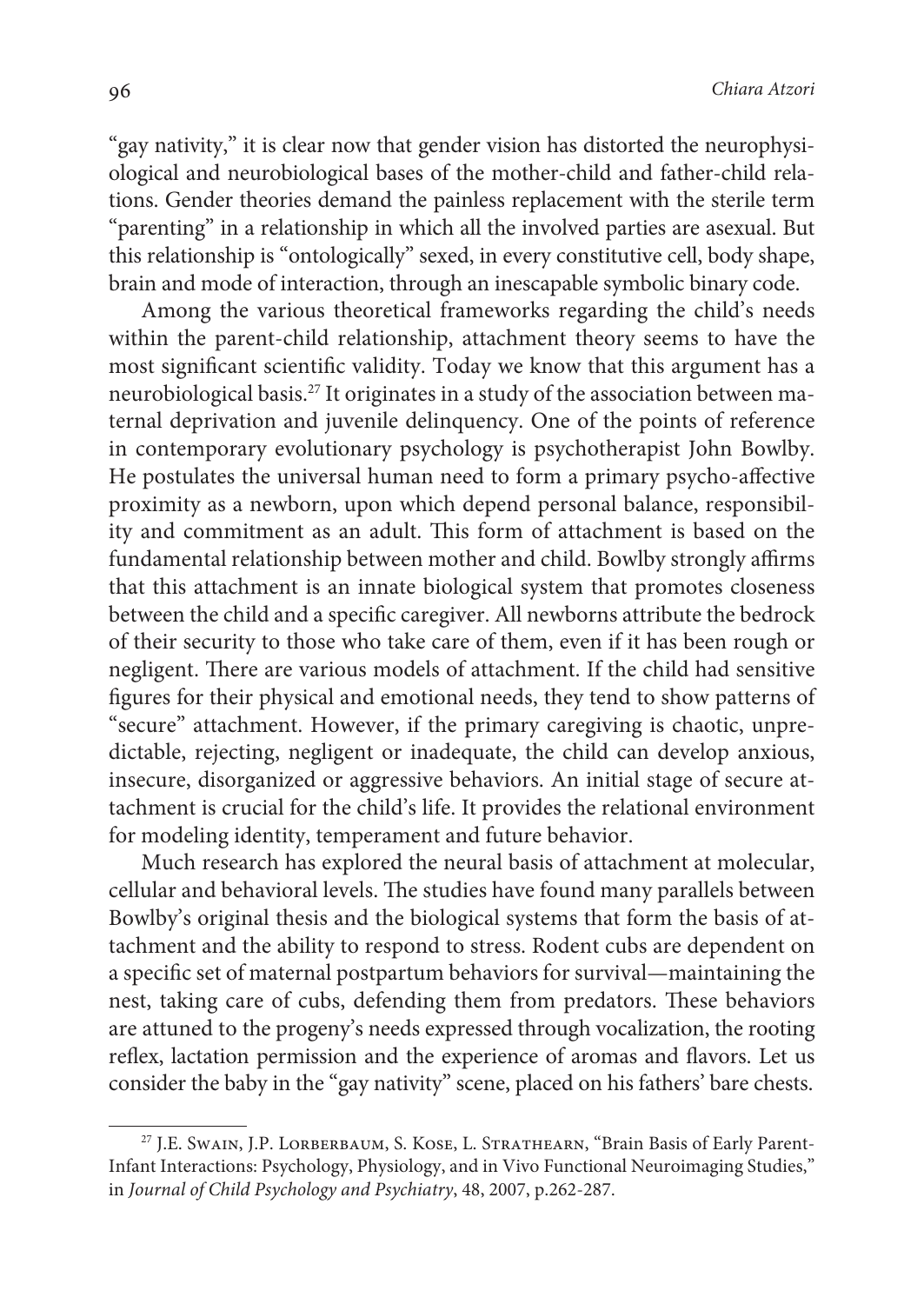"gay nativity," it is clear now that gender vision has distorted the neurophysiological and neurobiological bases of the mother-child and father-child relations. Gender theories demand the painless replacement with the sterile term "parenting" in a relationship in which all the involved parties are asexual. But this relationship is "ontologically" sexed, in every constitutive cell, body shape, brain and mode of interaction, through an inescapable symbolic binary code.

Among the various theoretical frameworks regarding the child's needs within the parent-child relationship, attachment theory seems to have the most significant scientific validity. Today we know that this argument has a neurobiological basis.[27] It originates in a study of the association between maternal deprivation and juvenile delinquency. One of the points of reference in contemporary evolutionary psychology is psychotherapist John Bowlby. He postulates the universal human need to form a primary psycho-affective proximity as a newborn, upon which depend personal balance, responsibility and commitment as an adult. This form of attachment is based on the fundamental relationship between mother and child. Bowlby strongly affirms that this attachment is an innate biological system that promotes closeness between the child and a specific caregiver. All newborns attribute the bedrock of their security to those who take care of them, even if it has been rough or negligent. There are various models of attachment. If the child had sensitive figures for their physical and emotional needs, they tend to show patterns of "secure" attachment. However, if the primary caregiving is chaotic, unpredictable, rejecting, negligent or inadequate, the child can develop anxious, insecure, disorganized or aggressive behaviors. An initial stage of secure attachment is crucial for the child's life. It provides the relational environment for modeling identity, temperament and future behavior.

Much research has explored the neural basis of attachment at molecular, cellular and behavioral levels. The studies have found many parallels between Bowlby's original thesis and the biological systems that form the basis of attachment and the ability to respond to stress. Rodent cubs are dependent on a specific set of maternal postpartum behaviors for survival—maintaining the nest, taking care of cubs, defending them from predators. These behaviors are attuned to the progeny's needs expressed through vocalization, the rooting reflex, lactation permission and the experience of aromas and flavors. Let us consider the baby in the "gay nativity" scene, placed on his fathers' bare chests.

---

[27] J.E. Swain, J.P. Lorberbaum, S. Kose, L. Strathearn, "Brain Basis of Early Parent-Infant Interactions: Psychology, Physiology, and in Vivo Functional Neuroimaging Studies," in *Journal of Child Psychology and Psychiatry*, 48, 2007, p.262-287.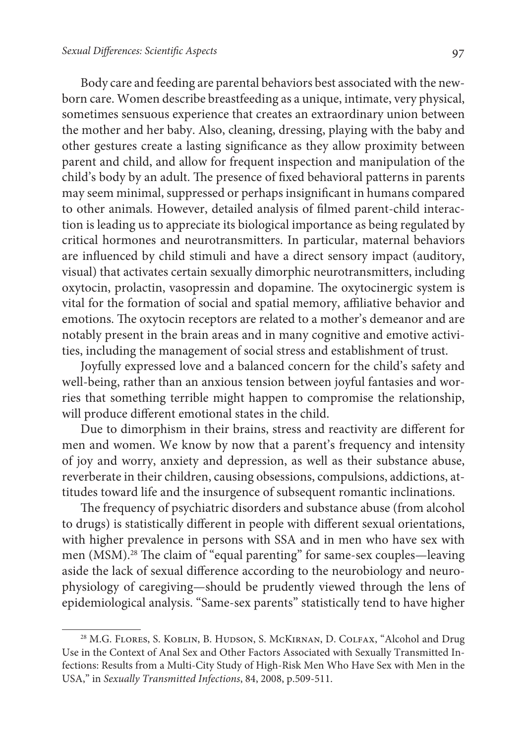Body care and feeding are parental behaviors best associated with the newborn care. Women describe breastfeeding as a unique, intimate, very physical, sometimes sensuous experience that creates an extraordinary union between the mother and her baby. Also, cleaning, dressing, playing with the baby and other gestures create a lasting significance as they allow proximity between parent and child, and allow for frequent inspection and manipulation of the child's body by an adult. The presence of fixed behavioral patterns in parents may seem minimal, suppressed or perhaps insignificant in humans compared to other animals. However, detailed analysis of filmed parent-child interaction is leading us to appreciate its biological importance as being regulated by critical hormones and neurotransmitters. In particular, maternal behaviors are influenced by child stimuli and have a direct sensory impact (auditory, visual) that activates certain sexually dimorphic neurotransmitters, including oxytocin, prolactin, vasopressin and dopamine. The oxytocinergic system is vital for the formation of social and spatial memory, affiliative behavior and emotions. The oxytocin receptors are related to a mother's demeanor and are notably present in the brain areas and in many cognitive and emotive activities, including the management of social stress and establishment of trust.

Joyfully expressed love and a balanced concern for the child's safety and well-being, rather than an anxious tension between joyful fantasies and worries that something terrible might happen to compromise the relationship, will produce different emotional states in the child.

Due to dimorphism in their brains, stress and reactivity are different for men and women. We know by now that a parent's frequency and intensity of joy and worry, anxiety and depression, as well as their substance abuse, reverberate in their children, causing obsessions, compulsions, addictions, attitudes toward life and the insurgence of subsequent romantic inclinations.

The frequency of psychiatric disorders and substance abuse (from alcohol to drugs) is statistically different in people with different sexual orientations, with higher prevalence in persons with SSA and in men who have sex with men (MSM).[28] The claim of "equal parenting" for same-sex couples—leaving aside the lack of sexual difference according to the neurobiology and neurophysiology of caregiving—should be prudently viewed through the lens of epidemiological analysis. "Same-sex parents" statistically tend to have higher

---

[28] M.G. Flores, S. Koblin, B. Hudson, S. McKirnan, D. Colfax, "Alcohol and Drug Use in the Context of Anal Sex and Other Factors Associated with Sexually Transmitted Infections: Results from a Multi-City Study of High-Risk Men Who Have Sex with Men in the USA," in *Sexually Transmitted Infections*, 84, 2008, p.509-511.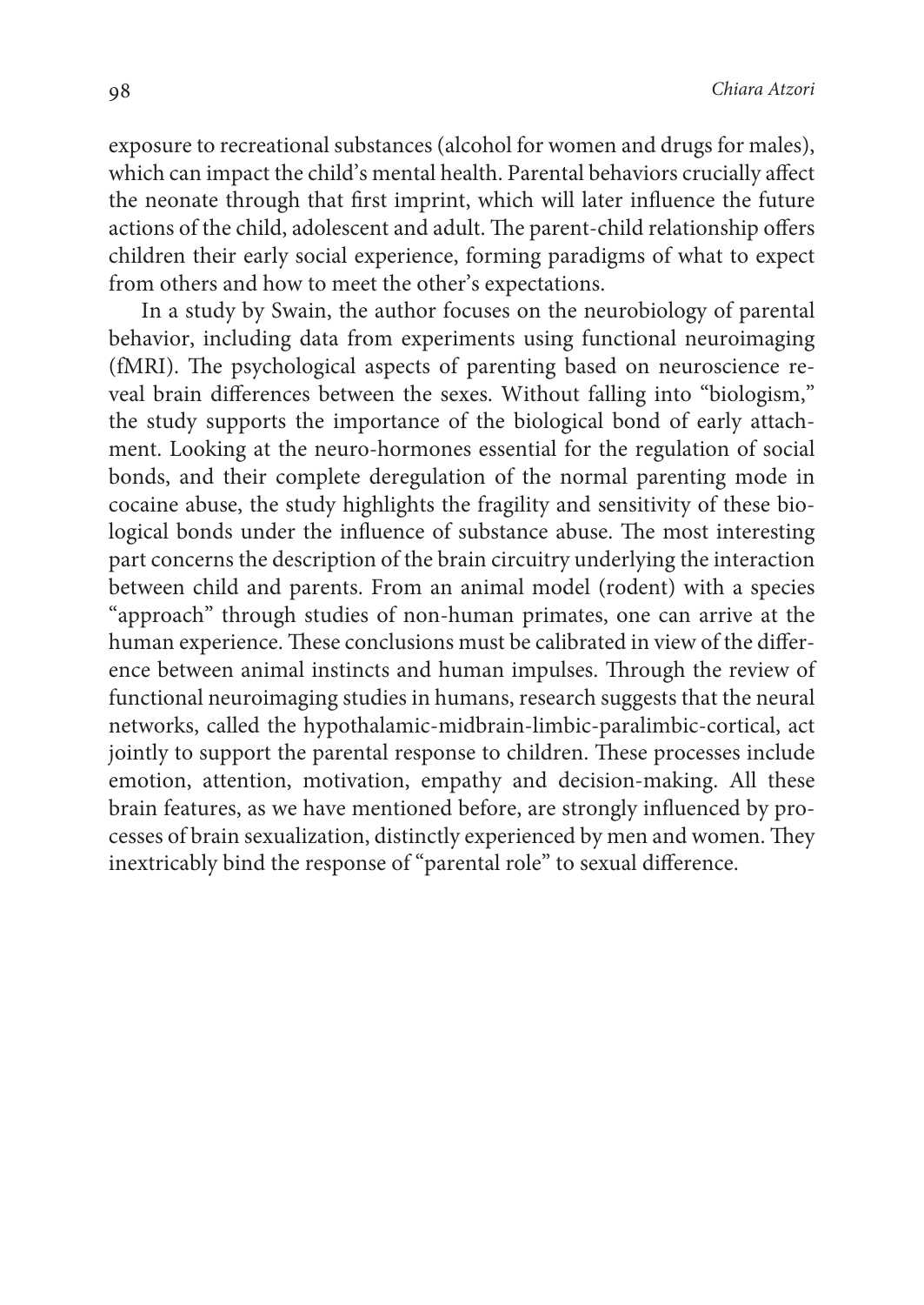exposure to recreational substances (alcohol for women and drugs for males), which can impact the child's mental health. Parental behaviors crucially affect the neonate through that first imprint, which will later influence the future actions of the child, adolescent and adult. The parent-child relationship offers children their early social experience, forming paradigms of what to expect from others and how to meet the other's expectations.

In a study by Swain, the author focuses on the neurobiology of parental behavior, including data from experiments using functional neuroimaging (fMRI). The psychological aspects of parenting based on neuroscience reveal brain differences between the sexes. Without falling into "biologism," the study supports the importance of the biological bond of early attachment. Looking at the neuro-hormones essential for the regulation of social bonds, and their complete deregulation of the normal parenting mode in cocaine abuse, the study highlights the fragility and sensitivity of these biological bonds under the influence of substance abuse. The most interesting part concerns the description of the brain circuitry underlying the interaction between child and parents. From an animal model (rodent) with a species "approach" through studies of non-human primates, one can arrive at the human experience. These conclusions must be calibrated in view of the difference between animal instincts and human impulses. Through the review of functional neuroimaging studies in humans, research suggests that the neural networks, called the hypothalamic-midbrain-limbic-paralimbic-cortical, act jointly to support the parental response to children. These processes include emotion, attention, motivation, empathy and decision-making. All these brain features, as we have mentioned before, are strongly influenced by processes of brain sexualization, distinctly experienced by men and women. They inextricably bind the response of "parental role" to sexual difference.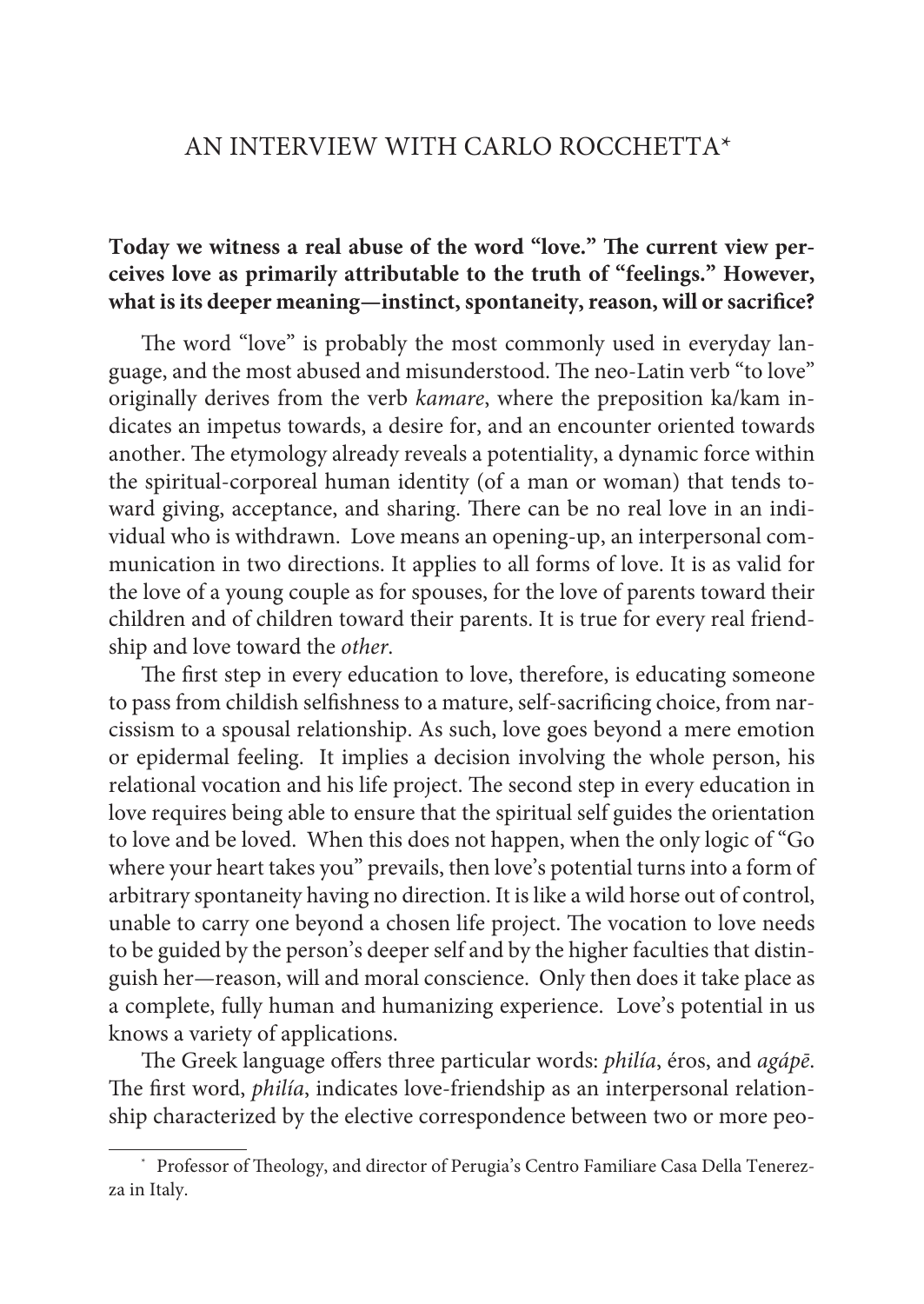# AN INTERVIEW WITH CARLO ROCCHETTA*

**Today we witness a real abuse of the word "love." The current view perceives love as primarily attributable to the truth of "feelings." However, what is its deeper meaning—instinct, spontaneity, reason, will or sacrifice?**

The word "love" is probably the most commonly used in everyday language, and the most abused and misunderstood. The neo-Latin verb "to love" originally derives from the verb *kamare*, where the preposition ka/kam indicates an impetus towards, a desire for, and an encounter oriented towards another. The etymology already reveals a potentiality, a dynamic force within the spiritual-corporeal human identity (of a man or woman) that tends toward giving, acceptance, and sharing. There can be no real love in an individual who is withdrawn. Love means an opening-up, an interpersonal communication in two directions. It applies to all forms of love. It is as valid for the love of a young couple as for spouses, for the love of parents toward their children and of children toward their parents. It is true for every real friendship and love toward the *other*.

The first step in every education to love, therefore, is educating someone to pass from childish selfishness to a mature, self-sacrificing choice, from narcissism to a spousal relationship. As such, love goes beyond a mere emotion or epidermal feeling. It implies a decision involving the whole person, his relational vocation and his life project. The second step in every education in love requires being able to ensure that the spiritual self guides the orientation to love and be loved. When this does not happen, when the only logic of "Go where your heart takes you" prevails, then love's potential turns into a form of arbitrary spontaneity having no direction. It is like a wild horse out of control, unable to carry one beyond a chosen life project. The vocation to love needs to be guided by the person's deeper self and by the higher faculties that distinguish her—reason, will and moral conscience. Only then does it take place as a complete, fully human and humanizing experience. Love's potential in us knows a variety of applications.

The Greek language offers three particular words: *philía*, éros, and *agápē*. The first word, *philía*, indicates love-friendship as an interpersonal relationship characterized by the elective correspondence between two or more peo-

---

\* Professor of Theology, and director of Perugia's Centro Familiare Casa Della Tenerezza in Italy.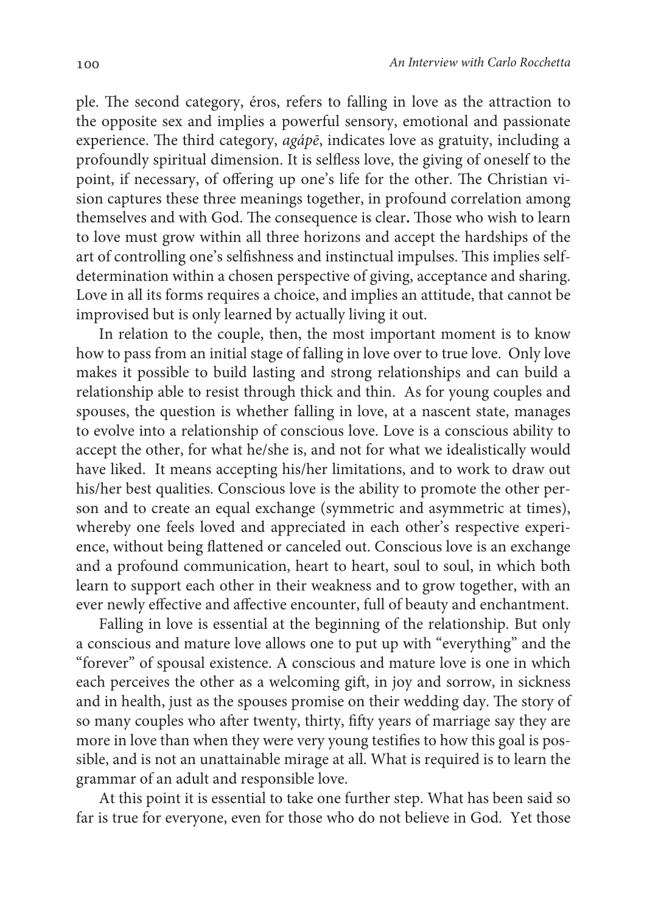ple. The second category, éros, refers to falling in love as the attraction to the opposite sex and implies a powerful sensory, emotional and passionate experience. The third category, *agápē*, indicates love as gratuity, including a profoundly spiritual dimension. It is selfless love, the giving of oneself to the point, if necessary, of offering up one's life for the other. The Christian vision captures these three meanings together, in profound correlation among themselves and with God. The consequence is clear**.** Those who wish to learn to love must grow within all three horizons and accept the hardships of the art of controlling one's selfishness and instinctual impulses. This implies self-determination within a chosen perspective of giving, acceptance and sharing. Love in all its forms requires a choice, and implies an attitude, that cannot be improvised but is only learned by actually living it out.

In relation to the couple, then, the most important moment is to know how to pass from an initial stage of falling in love over to true love. Only love makes it possible to build lasting and strong relationships and can build a relationship able to resist through thick and thin. As for young couples and spouses, the question is whether falling in love, at a nascent state, manages to evolve into a relationship of conscious love. Love is a conscious ability to accept the other, for what he/she is, and not for what we idealistically would have liked. It means accepting his/her limitations, and to work to draw out his/her best qualities. Conscious love is the ability to promote the other person and to create an equal exchange (symmetric and asymmetric at times), whereby one feels loved and appreciated in each other's respective experience, without being flattened or canceled out. Conscious love is an exchange and a profound communication, heart to heart, soul to soul, in which both learn to support each other in their weakness and to grow together, with an ever newly effective and affective encounter, full of beauty and enchantment.

Falling in love is essential at the beginning of the relationship. But only a conscious and mature love allows one to put up with "everything" and the "forever" of spousal existence. A conscious and mature love is one in which each perceives the other as a welcoming gift, in joy and sorrow, in sickness and in health, just as the spouses promise on their wedding day. The story of so many couples who after twenty, thirty, fifty years of marriage say they are more in love than when they were very young testifies to how this goal is possible, and is not an unattainable mirage at all. What is required is to learn the grammar of an adult and responsible love.

At this point it is essential to take one further step. What has been said so far is true for everyone, even for those who do not believe in God. Yet those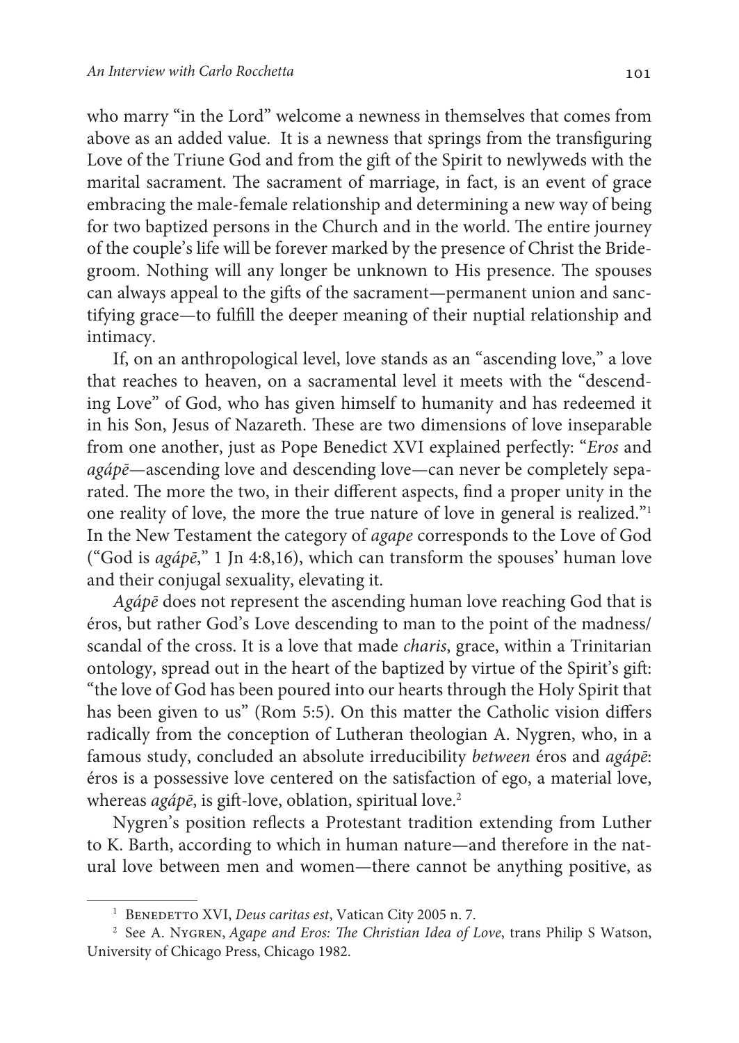who marry "in the Lord" welcome a newness in themselves that comes from above as an added value. It is a newness that springs from the transfiguring Love of the Triune God and from the gift of the Spirit to newlyweds with the marital sacrament. The sacrament of marriage, in fact, is an event of grace embracing the male-female relationship and determining a new way of being for two baptized persons in the Church and in the world. The entire journey of the couple's life will be forever marked by the presence of Christ the Bridegroom. Nothing will any longer be unknown to His presence. The spouses can always appeal to the gifts of the sacrament—permanent union and sanctifying grace—to fulfill the deeper meaning of their nuptial relationship and intimacy.

If, on an anthropological level, love stands as an "ascending love," a love that reaches to heaven, on a sacramental level it meets with the "descending Love" of God, who has given himself to humanity and has redeemed it in his Son, Jesus of Nazareth. These are two dimensions of love inseparable from one another, just as Pope Benedict XVI explained perfectly: "*Eros* and *agápē*—ascending love and descending love—can never be completely separated. The more the two, in their different aspects, find a proper unity in the one reality of love, the more the true nature of love in general is realized."[1] In the New Testament the category of *agape* corresponds to the Love of God ("God is *agápē*," 1 Jn 4:8,16), which can transform the spouses' human love and their conjugal sexuality, elevating it.

*Agápē* does not represent the ascending human love reaching God that is éros, but rather God's Love descending to man to the point of the madness/scandal of the cross. It is a love that made *charis*, grace, within a Trinitarian ontology, spread out in the heart of the baptized by virtue of the Spirit's gift: "the love of God has been poured into our hearts through the Holy Spirit that has been given to us" (Rom 5:5). On this matter the Catholic vision differs radically from the conception of Lutheran theologian A. Nygren, who, in a famous study, concluded an absolute irreducibility *between* éros and *agápē*: éros is a possessive love centered on the satisfaction of ego, a material love, whereas *agápē*, is gift-love, oblation, spiritual love.[2]

Nygren's position reflects a Protestant tradition extending from Luther to K. Barth, according to which in human nature—and therefore in the natural love between men and women—there cannot be anything positive, as

---

[1] Benedetto XVI, *Deus caritas est*, Vatican City 2005 n. 7.

[2] See A. Nygren, *Agape and Eros: The Christian Idea of Love*, trans Philip S Watson, University of Chicago Press, Chicago 1982.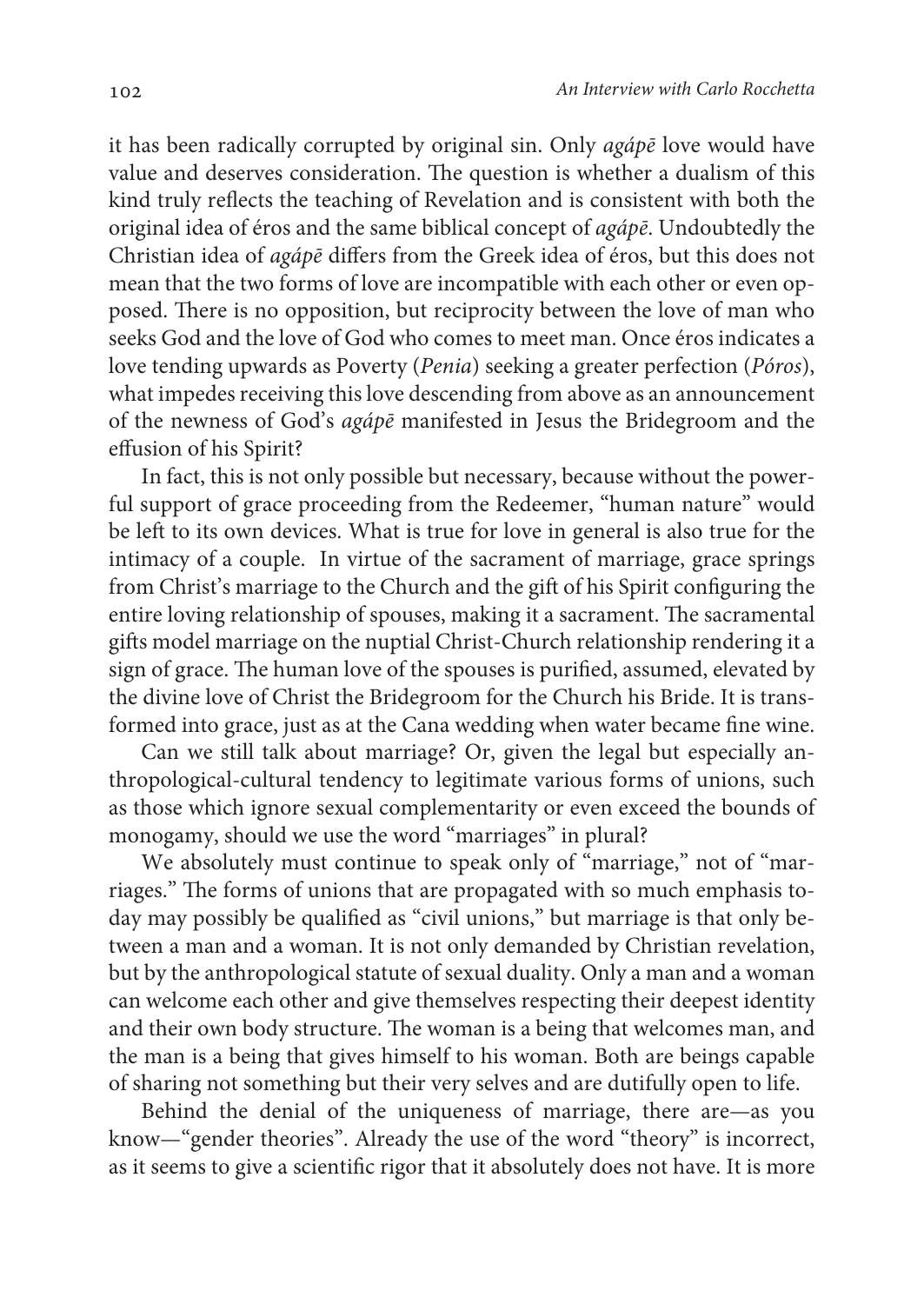it has been radically corrupted by original sin. Only *agápē* love would have value and deserves consideration. The question is whether a dualism of this kind truly reflects the teaching of Revelation and is consistent with both the original idea of éros and the same biblical concept of *agápē*. Undoubtedly the Christian idea of *agápē* differs from the Greek idea of éros, but this does not mean that the two forms of love are incompatible with each other or even opposed. There is no opposition, but reciprocity between the love of man who seeks God and the love of God who comes to meet man. Once éros indicates a love tending upwards as Poverty (*Penia*) seeking a greater perfection (*Póros*), what impedes receiving this love descending from above as an announcement of the newness of God's *agápē* manifested in Jesus the Bridegroom and the effusion of his Spirit?

In fact, this is not only possible but necessary, because without the powerful support of grace proceeding from the Redeemer, "human nature" would be left to its own devices. What is true for love in general is also true for the intimacy of a couple. In virtue of the sacrament of marriage, grace springs from Christ's marriage to the Church and the gift of his Spirit configuring the entire loving relationship of spouses, making it a sacrament. The sacramental gifts model marriage on the nuptial Christ-Church relationship rendering it a sign of grace. The human love of the spouses is purified, assumed, elevated by the divine love of Christ the Bridegroom for the Church his Bride. It is transformed into grace, just as at the Cana wedding when water became fine wine.

Can we still talk about marriage? Or, given the legal but especially anthropological-cultural tendency to legitimate various forms of unions, such as those which ignore sexual complementarity or even exceed the bounds of monogamy, should we use the word "marriages" in plural?

We absolutely must continue to speak only of "marriage," not of "marriages." The forms of unions that are propagated with so much emphasis today may possibly be qualified as "civil unions," but marriage is that only between a man and a woman. It is not only demanded by Christian revelation, but by the anthropological statute of sexual duality. Only a man and a woman can welcome each other and give themselves respecting their deepest identity and their own body structure. The woman is a being that welcomes man, and the man is a being that gives himself to his woman. Both are beings capable of sharing not something but their very selves and are dutifully open to life.

Behind the denial of the uniqueness of marriage, there are—as you know—"gender theories". Already the use of the word "theory" is incorrect, as it seems to give a scientific rigor that it absolutely does not have. It is more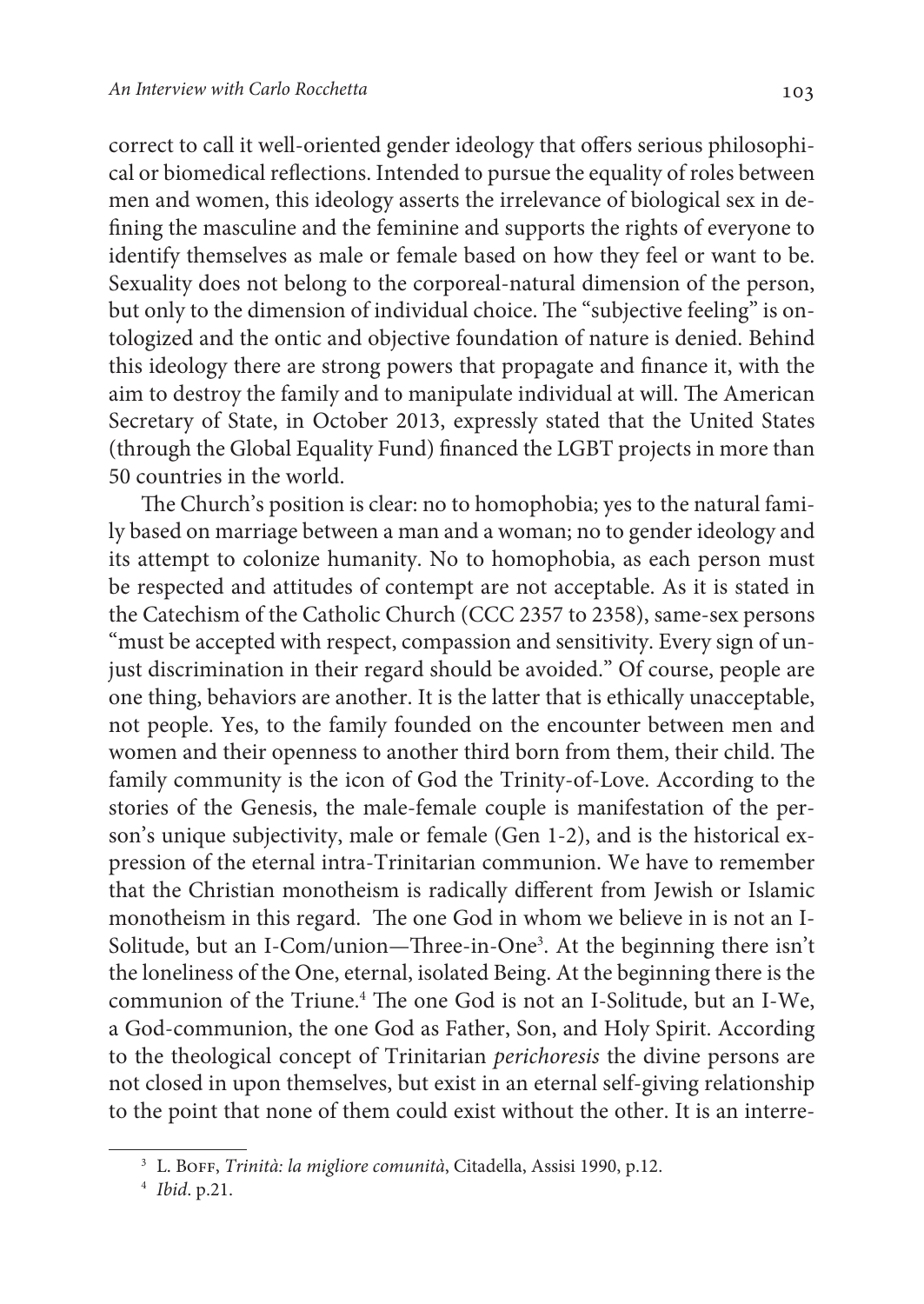correct to call it well-oriented gender ideology that offers serious philosophical or biomedical reflections. Intended to pursue the equality of roles between men and women, this ideology asserts the irrelevance of biological sex in defining the masculine and the feminine and supports the rights of everyone to identify themselves as male or female based on how they feel or want to be. Sexuality does not belong to the corporeal-natural dimension of the person, but only to the dimension of individual choice. The "subjective feeling" is ontologized and the ontic and objective foundation of nature is denied. Behind this ideology there are strong powers that propagate and finance it, with the aim to destroy the family and to manipulate individual at will. The American Secretary of State, in October 2013, expressly stated that the United States (through the Global Equality Fund) financed the LGBT projects in more than 50 countries in the world.

The Church's position is clear: no to homophobia; yes to the natural family based on marriage between a man and a woman; no to gender ideology and its attempt to colonize humanity. No to homophobia, as each person must be respected and attitudes of contempt are not acceptable. As it is stated in the Catechism of the Catholic Church (CCC 2357 to 2358), same-sex persons "must be accepted with respect, compassion and sensitivity. Every sign of unjust discrimination in their regard should be avoided." Of course, people are one thing, behaviors are another. It is the latter that is ethically unacceptable, not people. Yes, to the family founded on the encounter between men and women and their openness to another third born from them, their child. The family community is the icon of God the Trinity-of-Love. According to the stories of the Genesis, the male-female couple is manifestation of the person's unique subjectivity, male or female (Gen 1-2), and is the historical expression of the eternal intra-Trinitarian communion. We have to remember that the Christian monotheism is radically different from Jewish or Islamic monotheism in this regard. The one God in whom we believe in is not an I-Solitude, but an I-Com/union—Three-in-One[3]. At the beginning there isn't the loneliness of the One, eternal, isolated Being. At the beginning there is the communion of the Triune.[4] The one God is not an I-Solitude, but an I-We, a God-communion, the one God as Father, Son, and Holy Spirit. According to the theological concept of Trinitarian *perichoresis* the divine persons are not closed in upon themselves, but exist in an eternal self-giving relationship to the point that none of them could exist without the other. It is an interre-

---

[3] L. Boff, *Trinità: la migliore comunità*, Citadella, Assisi 1990, p.12.

[4] *Ibid*. p.21.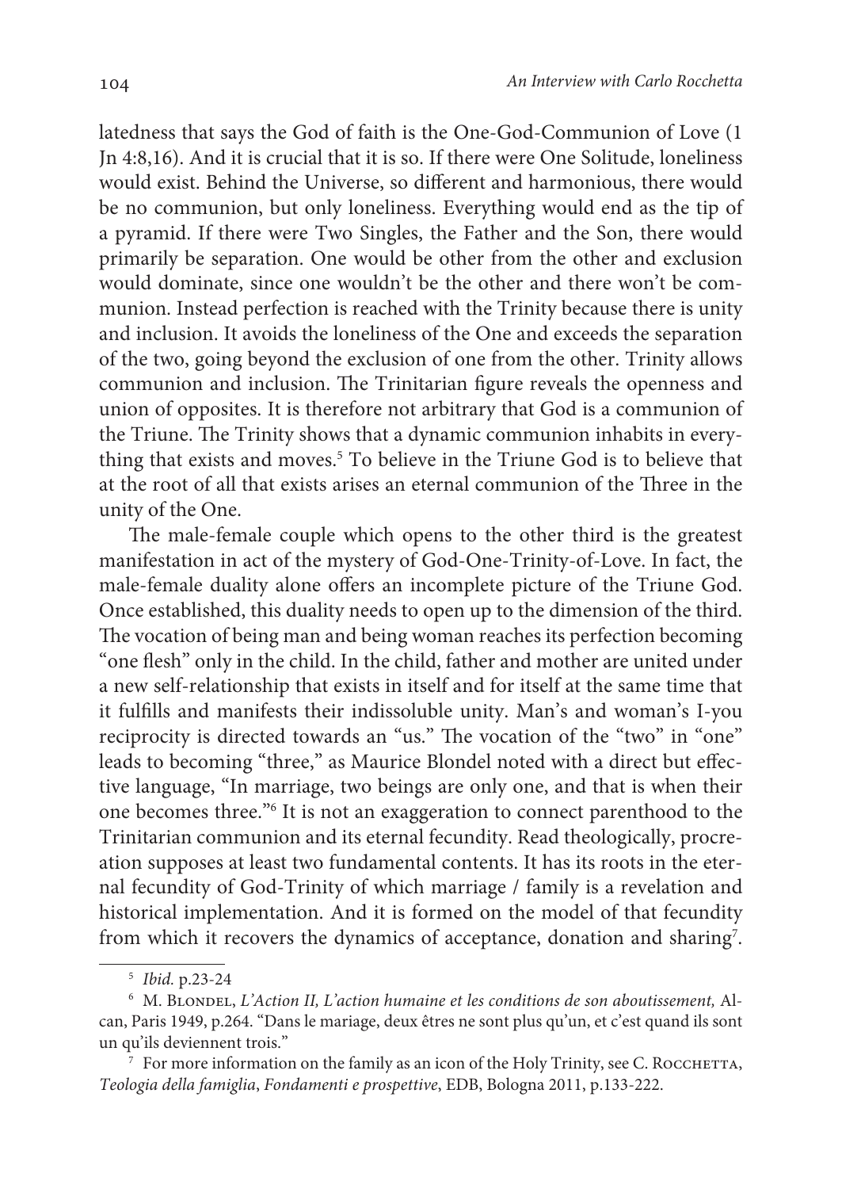latedness that says the God of faith is the One-God-Communion of Love (1 Jn 4:8,16). And it is crucial that it is so. If there were One Solitude, loneliness would exist. Behind the Universe, so different and harmonious, there would be no communion, but only loneliness. Everything would end as the tip of a pyramid. If there were Two Singles, the Father and the Son, there would primarily be separation. One would be other from the other and exclusion would dominate, since one wouldn't be the other and there won't be communion. Instead perfection is reached with the Trinity because there is unity and inclusion. It avoids the loneliness of the One and exceeds the separation of the two, going beyond the exclusion of one from the other. Trinity allows communion and inclusion. The Trinitarian figure reveals the openness and union of opposites. It is therefore not arbitrary that God is a communion of the Triune. The Trinity shows that a dynamic communion inhabits in everything that exists and moves.[5] To believe in the Triune God is to believe that at the root of all that exists arises an eternal communion of the Three in the unity of the One.

The male-female couple which opens to the other third is the greatest manifestation in act of the mystery of God-One-Trinity-of-Love. In fact, the male-female duality alone offers an incomplete picture of the Triune God. Once established, this duality needs to open up to the dimension of the third. The vocation of being man and being woman reaches its perfection becoming "one flesh" only in the child. In the child, father and mother are united under a new self-relationship that exists in itself and for itself at the same time that it fulfills and manifests their indissoluble unity. Man's and woman's I-you reciprocity is directed towards an "us." The vocation of the "two" in "one" leads to becoming "three," as Maurice Blondel noted with a direct but effective language, "In marriage, two beings are only one, and that is when their one becomes three."[6] It is not an exaggeration to connect parenthood to the Trinitarian communion and its eternal fecundity. Read theologically, procreation supposes at least two fundamental contents. It has its roots in the eternal fecundity of God-Trinity of which marriage / family is a revelation and historical implementation. And it is formed on the model of that fecundity from which it recovers the dynamics of acceptance, donation and sharing[7].

---

[5] *Ibid.* p.23-24

[6] M. Blondel, *L'Action II, L'action humaine et les conditions de son aboutissement,* Alcan, Paris 1949, p.264. "Dans le mariage, deux êtres ne sont plus qu'un, et c'est quand ils sont un qu'ils deviennent trois."

[7] For more information on the family as an icon of the Holy Trinity, see C. Rocchetta, *Teologia della famiglia*, *Fondamenti e prospettive*, EDB, Bologna 2011, p.133-222.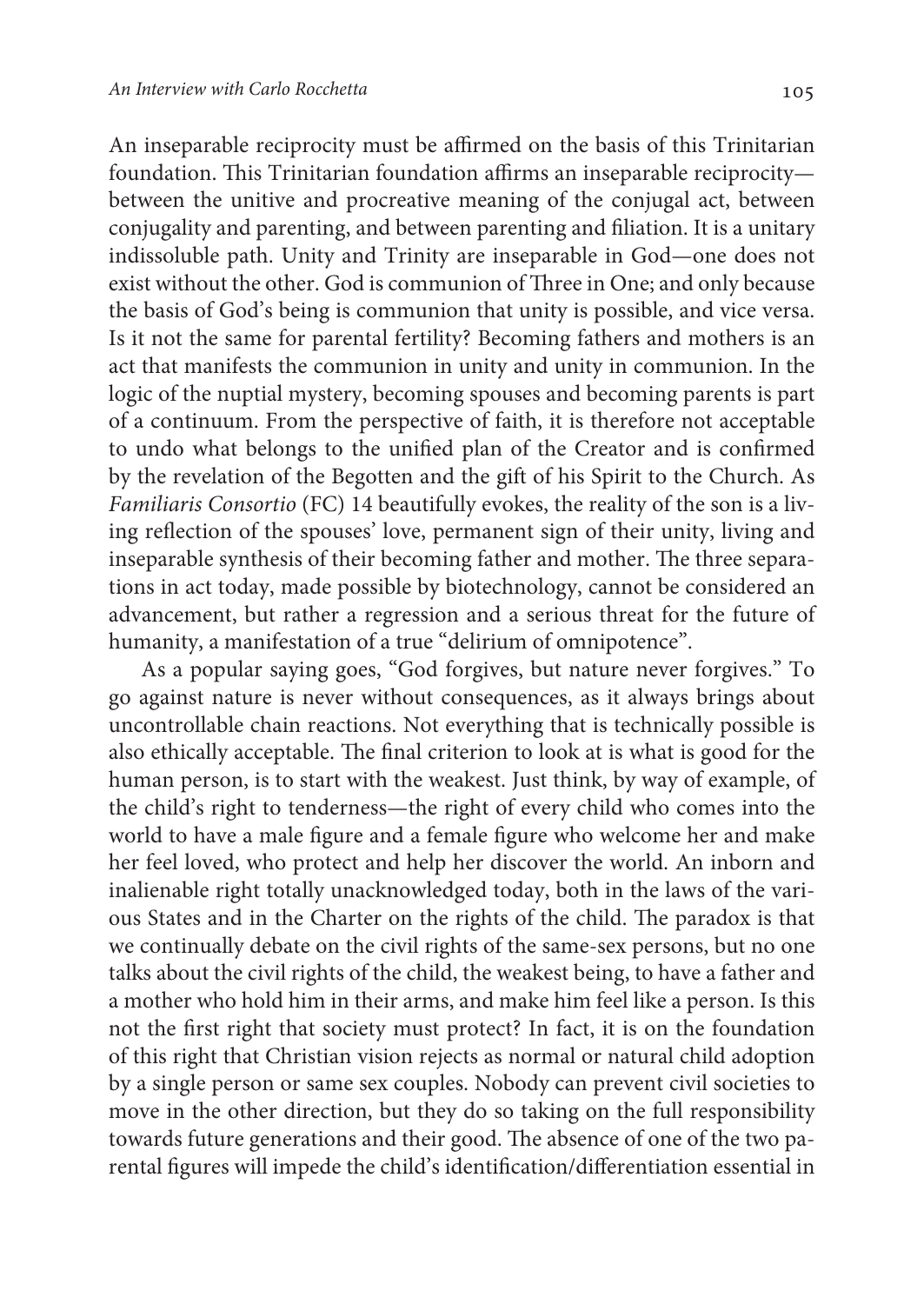An inseparable reciprocity must be affirmed on the basis of this Trinitarian foundation. This Trinitarian foundation affirms an inseparable reciprocity—between the unitive and procreative meaning of the conjugal act, between conjugality and parenting, and between parenting and filiation. It is a unitary indissoluble path. Unity and Trinity are inseparable in God—one does not exist without the other. God is communion of Three in One; and only because the basis of God's being is communion that unity is possible, and vice versa. Is it not the same for parental fertility? Becoming fathers and mothers is an act that manifests the communion in unity and unity in communion. In the logic of the nuptial mystery, becoming spouses and becoming parents is part of a continuum. From the perspective of faith, it is therefore not acceptable to undo what belongs to the unified plan of the Creator and is confirmed by the revelation of the Begotten and the gift of his Spirit to the Church. As *Familiaris Consortio* (FC) 14 beautifully evokes, the reality of the son is a living reflection of the spouses' love, permanent sign of their unity, living and inseparable synthesis of their becoming father and mother. The three separations in act today, made possible by biotechnology, cannot be considered an advancement, but rather a regression and a serious threat for the future of humanity, a manifestation of a true "delirium of omnipotence".

As a popular saying goes, "God forgives, but nature never forgives." To go against nature is never without consequences, as it always brings about uncontrollable chain reactions. Not everything that is technically possible is also ethically acceptable. The final criterion to look at is what is good for the human person, is to start with the weakest. Just think, by way of example, of the child's right to tenderness—the right of every child who comes into the world to have a male figure and a female figure who welcome her and make her feel loved, who protect and help her discover the world. An inborn and inalienable right totally unacknowledged today, both in the laws of the various States and in the Charter on the rights of the child. The paradox is that we continually debate on the civil rights of the same-sex persons, but no one talks about the civil rights of the child, the weakest being, to have a father and a mother who hold him in their arms, and make him feel like a person. Is this not the first right that society must protect? In fact, it is on the foundation of this right that Christian vision rejects as normal or natural child adoption by a single person or same sex couples. Nobody can prevent civil societies to move in the other direction, but they do so taking on the full responsibility towards future generations and their good. The absence of one of the two parental figures will impede the child's identification/differentiation essential in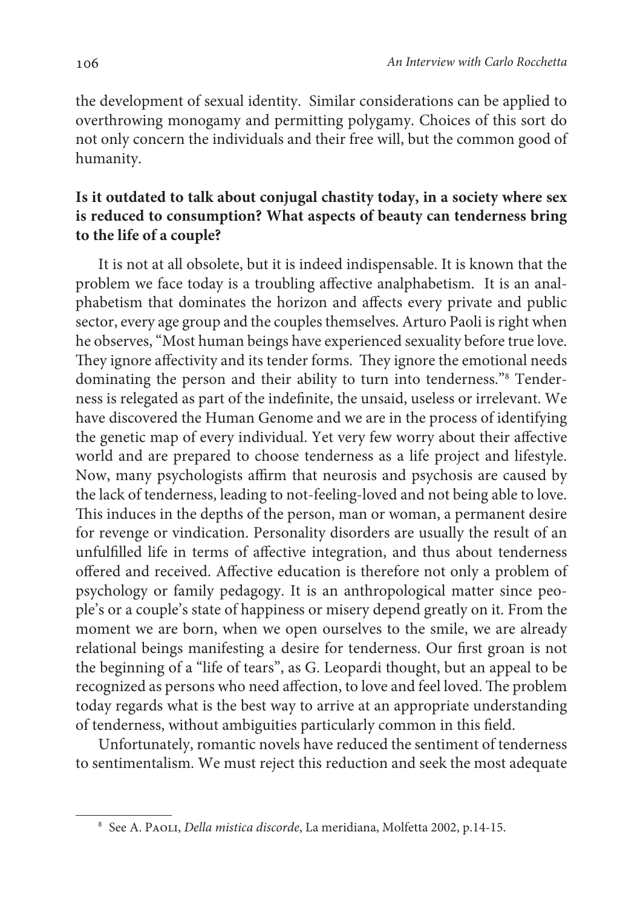the development of sexual identity. Similar considerations can be applied to overthrowing monogamy and permitting polygamy. Choices of this sort do not only concern the individuals and their free will, but the common good of humanity.

**Is it outdated to talk about conjugal chastity today, in a society where sex is reduced to consumption? What aspects of beauty can tenderness bring to the life of a couple?**

It is not at all obsolete, but it is indeed indispensable. It is known that the problem we face today is a troubling affective analphabetism. It is an analphabetism that dominates the horizon and affects every private and public sector, every age group and the couples themselves. Arturo Paoli is right when he observes, "Most human beings have experienced sexuality before true love. They ignore affectivity and its tender forms. They ignore the emotional needs dominating the person and their ability to turn into tenderness."[8] Tenderness is relegated as part of the indefinite, the unsaid, useless or irrelevant. We have discovered the Human Genome and we are in the process of identifying the genetic map of every individual. Yet very few worry about their affective world and are prepared to choose tenderness as a life project and lifestyle. Now, many psychologists affirm that neurosis and psychosis are caused by the lack of tenderness, leading to not-feeling-loved and not being able to love. This induces in the depths of the person, man or woman, a permanent desire for revenge or vindication. Personality disorders are usually the result of an unfulfilled life in terms of affective integration, and thus about tenderness offered and received. Affective education is therefore not only a problem of psychology or family pedagogy. It is an anthropological matter since people's or a couple's state of happiness or misery depend greatly on it. From the moment we are born, when we open ourselves to the smile, we are already relational beings manifesting a desire for tenderness. Our first groan is not the beginning of a "life of tears", as G. Leopardi thought, but an appeal to be recognized as persons who need affection, to love and feel loved. The problem today regards what is the best way to arrive at an appropriate understanding of tenderness, without ambiguities particularly common in this field.

Unfortunately, romantic novels have reduced the sentiment of tenderness to sentimentalism. We must reject this reduction and seek the most adequate

[8] See A. Paoli, *Della mistica discorde*, La meridiana, Molfetta 2002, p.14-15.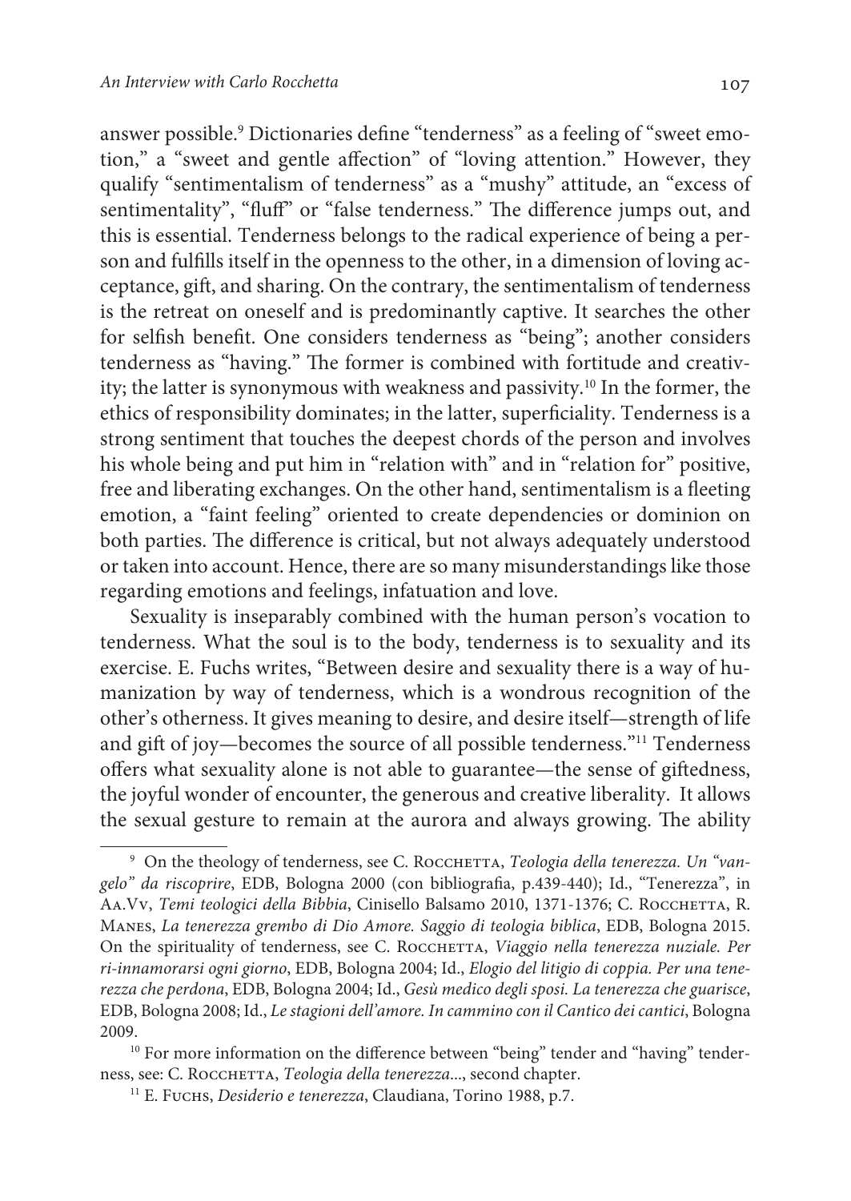answer possible.[9] Dictionaries define "tenderness" as a feeling of "sweet emotion," a "sweet and gentle affection" of "loving attention." However, they qualify "sentimentalism of tenderness" as a "mushy" attitude, an "excess of sentimentality", "fluff" or "false tenderness." The difference jumps out, and this is essential. Tenderness belongs to the radical experience of being a person and fulfills itself in the openness to the other, in a dimension of loving acceptance, gift, and sharing. On the contrary, the sentimentalism of tenderness is the retreat on oneself and is predominantly captive. It searches the other for selfish benefit. One considers tenderness as "being"; another considers tenderness as "having." The former is combined with fortitude and creativity; the latter is synonymous with weakness and passivity.[10] In the former, the ethics of responsibility dominates; in the latter, superficiality. Tenderness is a strong sentiment that touches the deepest chords of the person and involves his whole being and put him in "relation with" and in "relation for" positive, free and liberating exchanges. On the other hand, sentimentalism is a fleeting emotion, a "faint feeling" oriented to create dependencies or dominion on both parties. The difference is critical, but not always adequately understood or taken into account. Hence, there are so many misunderstandings like those regarding emotions and feelings, infatuation and love.

Sexuality is inseparably combined with the human person's vocation to tenderness. What the soul is to the body, tenderness is to sexuality and its exercise. E. Fuchs writes, "Between desire and sexuality there is a way of humanization by way of tenderness, which is a wondrous recognition of the other's otherness. It gives meaning to desire, and desire itself—strength of life and gift of joy—becomes the source of all possible tenderness."[11] Tenderness offers what sexuality alone is not able to guarantee—the sense of giftedness, the joyful wonder of encounter, the generous and creative liberality. It allows the sexual gesture to remain at the aurora and always growing. The ability

---

[9] On the theology of tenderness, see C. Rocchetta, *Teologia della tenerezza. Un "vangelo" da riscoprire*, EDB, Bologna 2000 (con bibliografia, p.439-440); Id., "Tenerezza", in Aa.Vv, *Temi teologici della Bibbia*, Cinisello Balsamo 2010, 1371-1376; C. Rocchetta, R. Manes, *La tenerezza grembo di Dio Amore. Saggio di teologia biblica*, EDB, Bologna 2015. On the spirituality of tenderness, see C. Rocchetta, *Viaggio nella tenerezza nuziale. Per ri-innamorarsi ogni giorno*, EDB, Bologna 2004; Id., *Elogio del litigio di coppia. Per una tenerezza che perdona*, EDB, Bologna 2004; Id., *Gesù medico degli sposi. La tenerezza che guarisce*, EDB, Bologna 2008; Id., *Le stagioni dell'amore. In cammino con il Cantico dei cantici*, Bologna 2009.

[10] For more information on the difference between "being" tender and "having" tenderness, see: C. Rocchetta, *Teologia della tenerezza...*, second chapter.

[11] E. Fuchs, *Desiderio e tenerezza*, Claudiana, Torino 1988, p.7.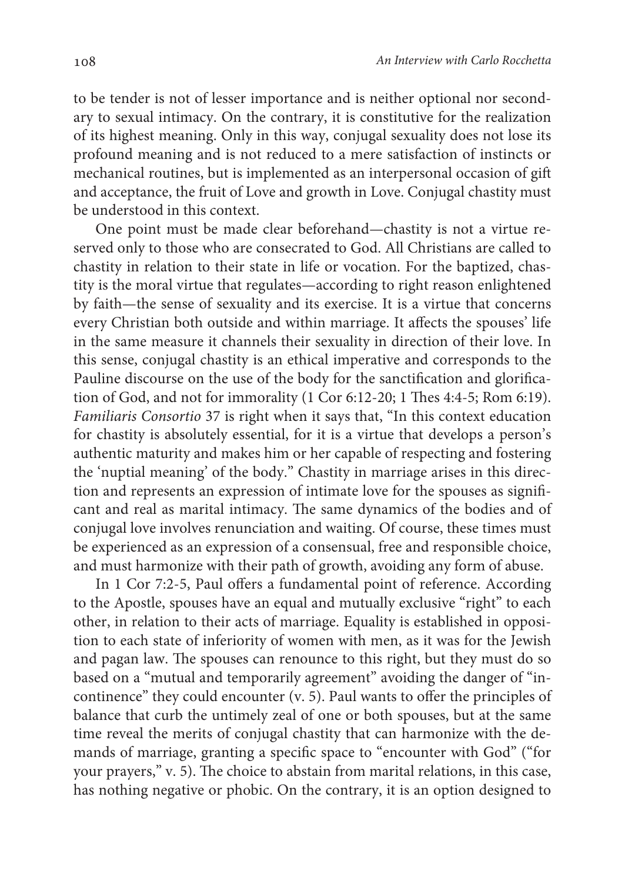to be tender is not of lesser importance and is neither optional nor secondary to sexual intimacy. On the contrary, it is constitutive for the realization of its highest meaning. Only in this way, conjugal sexuality does not lose its profound meaning and is not reduced to a mere satisfaction of instincts or mechanical routines, but is implemented as an interpersonal occasion of gift and acceptance, the fruit of Love and growth in Love. Conjugal chastity must be understood in this context.

One point must be made clear beforehand—chastity is not a virtue reserved only to those who are consecrated to God. All Christians are called to chastity in relation to their state in life or vocation. For the baptized, chastity is the moral virtue that regulates—according to right reason enlightened by faith—the sense of sexuality and its exercise. It is a virtue that concerns every Christian both outside and within marriage. It affects the spouses' life in the same measure it channels their sexuality in direction of their love. In this sense, conjugal chastity is an ethical imperative and corresponds to the Pauline discourse on the use of the body for the sanctification and glorification of God, and not for immorality (1 Cor 6:12-20; 1 Thes 4:4-5; Rom 6:19). *Familiaris Consortio* 37 is right when it says that, "In this context education for chastity is absolutely essential, for it is a virtue that develops a person's authentic maturity and makes him or her capable of respecting and fostering the 'nuptial meaning' of the body." Chastity in marriage arises in this direction and represents an expression of intimate love for the spouses as significant and real as marital intimacy. The same dynamics of the bodies and of conjugal love involves renunciation and waiting. Of course, these times must be experienced as an expression of a consensual, free and responsible choice, and must harmonize with their path of growth, avoiding any form of abuse.

In 1 Cor 7:2-5, Paul offers a fundamental point of reference. According to the Apostle, spouses have an equal and mutually exclusive "right" to each other, in relation to their acts of marriage. Equality is established in opposition to each state of inferiority of women with men, as it was for the Jewish and pagan law. The spouses can renounce to this right, but they must do so based on a "mutual and temporarily agreement" avoiding the danger of "incontinence" they could encounter (v. 5). Paul wants to offer the principles of balance that curb the untimely zeal of one or both spouses, but at the same time reveal the merits of conjugal chastity that can harmonize with the demands of marriage, granting a specific space to "encounter with God" ("for your prayers," v. 5). The choice to abstain from marital relations, in this case, has nothing negative or phobic. On the contrary, it is an option designed to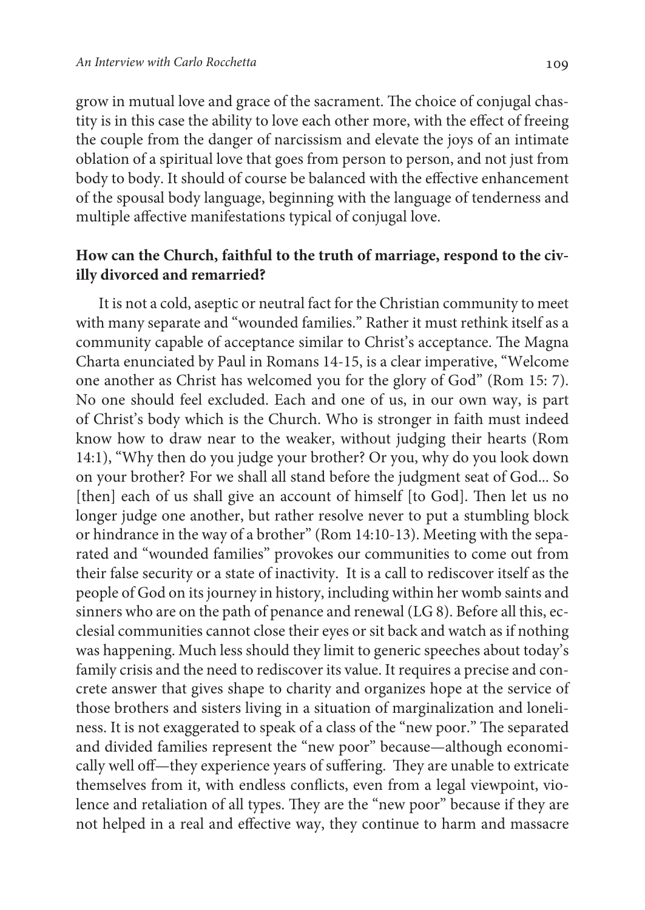grow in mutual love and grace of the sacrament. The choice of conjugal chastity is in this case the ability to love each other more, with the effect of freeing the couple from the danger of narcissism and elevate the joys of an intimate oblation of a spiritual love that goes from person to person, and not just from body to body. It should of course be balanced with the effective enhancement of the spousal body language, beginning with the language of tenderness and multiple affective manifestations typical of conjugal love.

**How can the Church, faithful to the truth of marriage, respond to the civilly divorced and remarried?**

It is not a cold, aseptic or neutral fact for the Christian community to meet with many separate and "wounded families." Rather it must rethink itself as a community capable of acceptance similar to Christ's acceptance. The Magna Charta enunciated by Paul in Romans 14-15, is a clear imperative, "Welcome one another as Christ has welcomed you for the glory of God" (Rom 15: 7). No one should feel excluded. Each and one of us, in our own way, is part of Christ's body which is the Church. Who is stronger in faith must indeed know how to draw near to the weaker, without judging their hearts (Rom 14:1), "Why then do you judge your brother? Or you, why do you look down on your brother? For we shall all stand before the judgment seat of God... So [then] each of us shall give an account of himself [to God]. Then let us no longer judge one another, but rather resolve never to put a stumbling block or hindrance in the way of a brother" (Rom 14:10-13). Meeting with the separated and "wounded families" provokes our communities to come out from their false security or a state of inactivity. It is a call to rediscover itself as the people of God on its journey in history, including within her womb saints and sinners who are on the path of penance and renewal (LG 8). Before all this, ecclesial communities cannot close their eyes or sit back and watch as if nothing was happening. Much less should they limit to generic speeches about today's family crisis and the need to rediscover its value. It requires a precise and concrete answer that gives shape to charity and organizes hope at the service of those brothers and sisters living in a situation of marginalization and loneliness. It is not exaggerated to speak of a class of the "new poor." The separated and divided families represent the "new poor" because—although economically well off—they experience years of suffering. They are unable to extricate themselves from it, with endless conflicts, even from a legal viewpoint, violence and retaliation of all types. They are the "new poor" because if they are not helped in a real and effective way, they continue to harm and massacre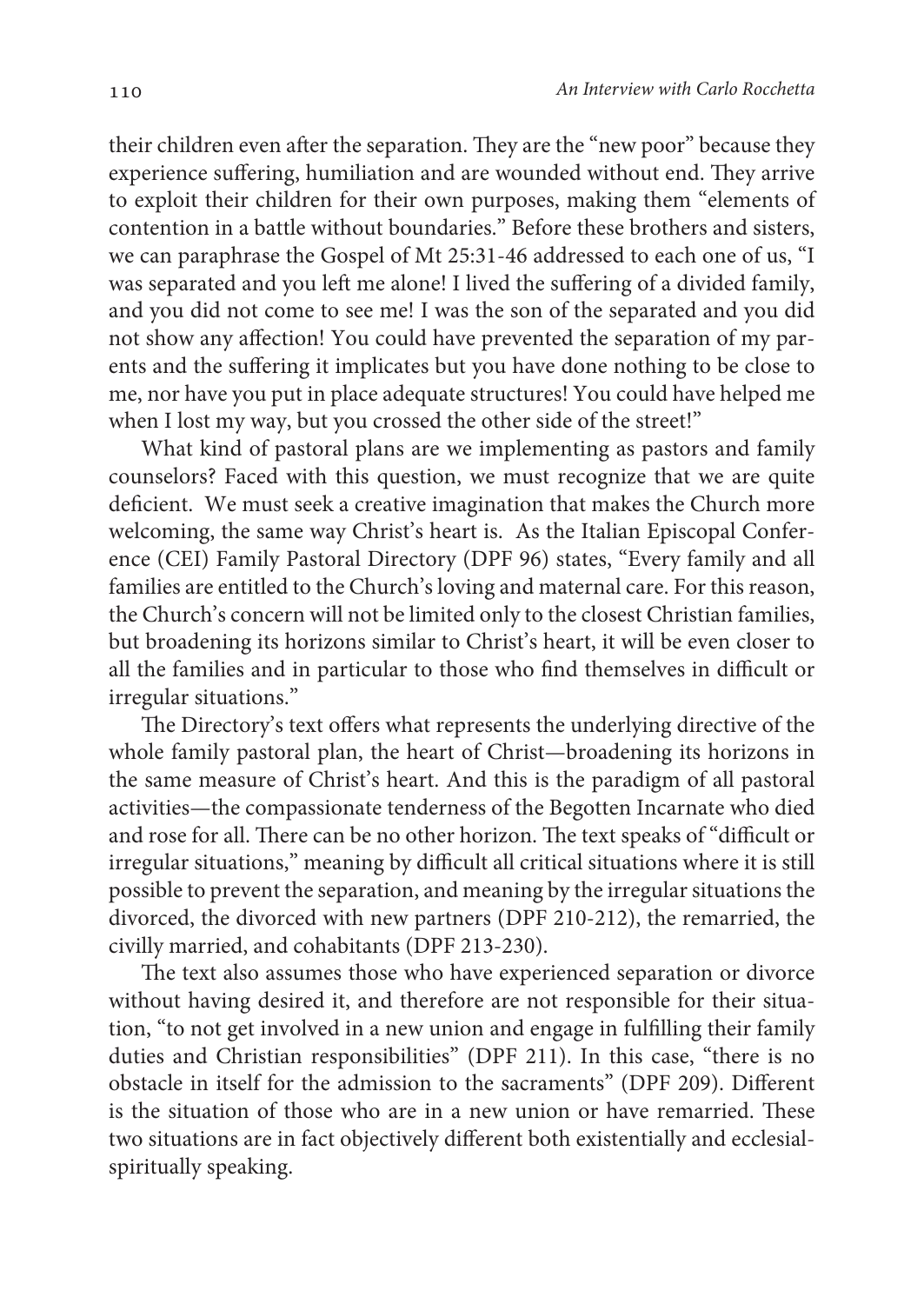their children even after the separation. They are the "new poor" because they experience suffering, humiliation and are wounded without end. They arrive to exploit their children for their own purposes, making them "elements of contention in a battle without boundaries." Before these brothers and sisters, we can paraphrase the Gospel of Mt 25:31-46 addressed to each one of us, "I was separated and you left me alone! I lived the suffering of a divided family, and you did not come to see me! I was the son of the separated and you did not show any affection! You could have prevented the separation of my parents and the suffering it implicates but you have done nothing to be close to me, nor have you put in place adequate structures! You could have helped me when I lost my way, but you crossed the other side of the street!"

What kind of pastoral plans are we implementing as pastors and family counselors? Faced with this question, we must recognize that we are quite deficient. We must seek a creative imagination that makes the Church more welcoming, the same way Christ's heart is. As the Italian Episcopal Conference (CEI) Family Pastoral Directory (DPF 96) states, "Every family and all families are entitled to the Church's loving and maternal care. For this reason, the Church's concern will not be limited only to the closest Christian families, but broadening its horizons similar to Christ's heart, it will be even closer to all the families and in particular to those who find themselves in difficult or irregular situations."

The Directory's text offers what represents the underlying directive of the whole family pastoral plan, the heart of Christ—broadening its horizons in the same measure of Christ's heart. And this is the paradigm of all pastoral activities—the compassionate tenderness of the Begotten Incarnate who died and rose for all. There can be no other horizon. The text speaks of "difficult or irregular situations," meaning by difficult all critical situations where it is still possible to prevent the separation, and meaning by the irregular situations the divorced, the divorced with new partners (DPF 210-212), the remarried, the civilly married, and cohabitants (DPF 213-230).

The text also assumes those who have experienced separation or divorce without having desired it, and therefore are not responsible for their situation, "to not get involved in a new union and engage in fulfilling their family duties and Christian responsibilities" (DPF 211). In this case, "there is no obstacle in itself for the admission to the sacraments" (DPF 209). Different is the situation of those who are in a new union or have remarried. These two situations are in fact objectively different both existentially and ecclesial-spiritually speaking.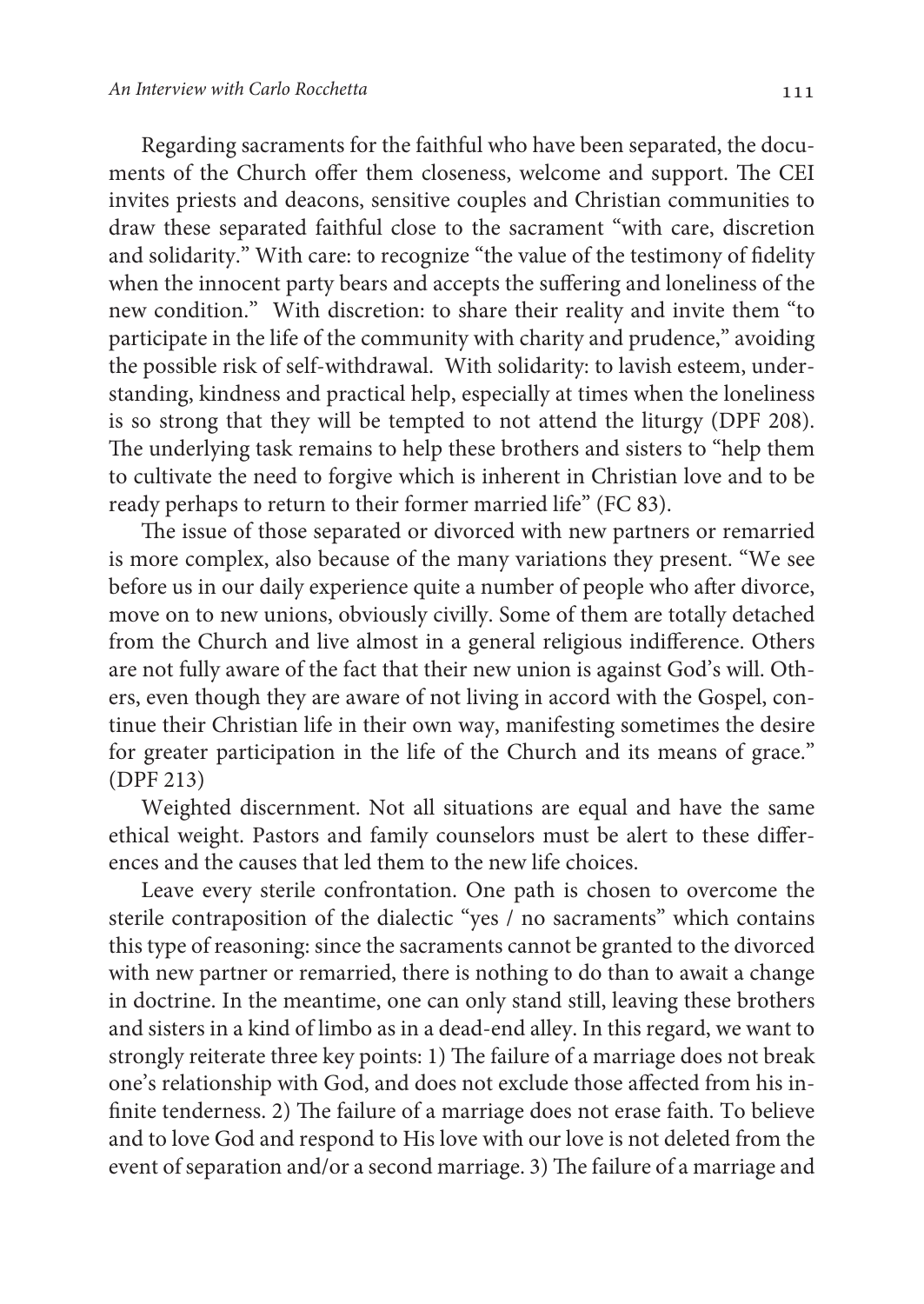Regarding sacraments for the faithful who have been separated, the documents of the Church offer them closeness, welcome and support. The CEI invites priests and deacons, sensitive couples and Christian communities to draw these separated faithful close to the sacrament "with care, discretion and solidarity." With care: to recognize "the value of the testimony of fidelity when the innocent party bears and accepts the suffering and loneliness of the new condition." With discretion: to share their reality and invite them "to participate in the life of the community with charity and prudence," avoiding the possible risk of self-withdrawal. With solidarity: to lavish esteem, understanding, kindness and practical help, especially at times when the loneliness is so strong that they will be tempted to not attend the liturgy (DPF 208). The underlying task remains to help these brothers and sisters to "help them to cultivate the need to forgive which is inherent in Christian love and to be ready perhaps to return to their former married life" (FC 83).

The issue of those separated or divorced with new partners or remarried is more complex, also because of the many variations they present. "We see before us in our daily experience quite a number of people who after divorce, move on to new unions, obviously civilly. Some of them are totally detached from the Church and live almost in a general religious indifference. Others are not fully aware of the fact that their new union is against God's will. Others, even though they are aware of not living in accord with the Gospel, continue their Christian life in their own way, manifesting sometimes the desire for greater participation in the life of the Church and its means of grace." (DPF 213)

Weighted discernment. Not all situations are equal and have the same ethical weight. Pastors and family counselors must be alert to these differences and the causes that led them to the new life choices.

Leave every sterile confrontation. One path is chosen to overcome the sterile contraposition of the dialectic "yes / no sacraments" which contains this type of reasoning: since the sacraments cannot be granted to the divorced with new partner or remarried, there is nothing to do than to await a change in doctrine. In the meantime, one can only stand still, leaving these brothers and sisters in a kind of limbo as in a dead-end alley. In this regard, we want to strongly reiterate three key points: 1) The failure of a marriage does not break one's relationship with God, and does not exclude those affected from his infinite tenderness. 2) The failure of a marriage does not erase faith. To believe and to love God and respond to His love with our love is not deleted from the event of separation and/or a second marriage. 3) The failure of a marriage and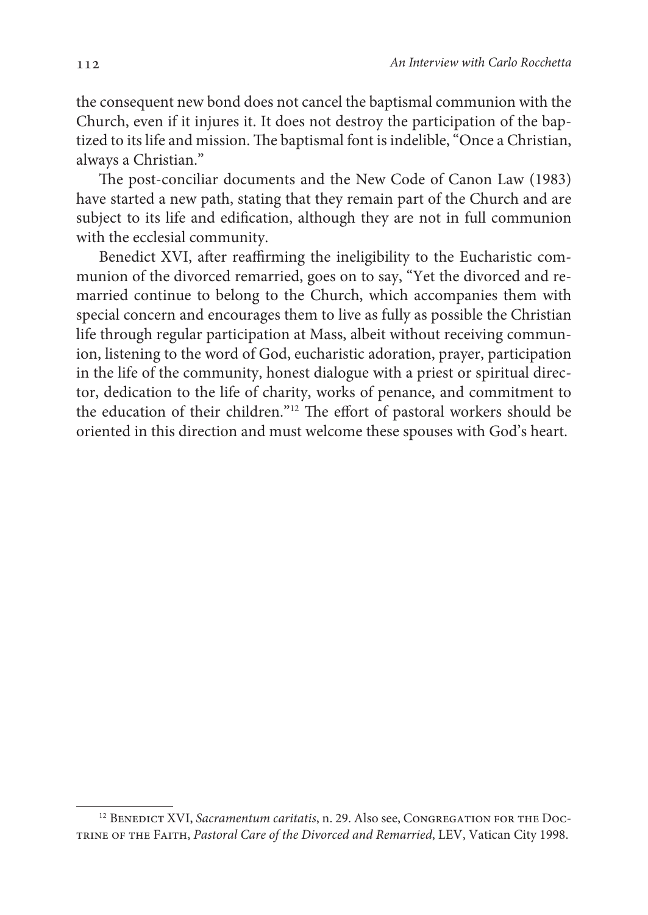the consequent new bond does not cancel the baptismal communion with the Church, even if it injures it. It does not destroy the participation of the baptized to its life and mission. The baptismal font is indelible, "Once a Christian, always a Christian."

The post-conciliar documents and the New Code of Canon Law (1983) have started a new path, stating that they remain part of the Church and are subject to its life and edification, although they are not in full communion with the ecclesial community.

Benedict XVI, after reaffirming the ineligibility to the Eucharistic communion of the divorced remarried, goes on to say, "Yet the divorced and remarried continue to belong to the Church, which accompanies them with special concern and encourages them to live as fully as possible the Christian life through regular participation at Mass, albeit without receiving communion, listening to the word of God, eucharistic adoration, prayer, participation in the life of the community, honest dialogue with a priest or spiritual director, dedication to the life of charity, works of penance, and commitment to the education of their children."[12] The effort of pastoral workers should be oriented in this direction and must welcome these spouses with God's heart.

---

[12] Benedict XVI, *Sacramentum caritatis*, n. 29. Also see, Congregation for the Doctrine of the Faith, *Pastoral Care of the Divorced and Remarried*, LEV, Vatican City 1998.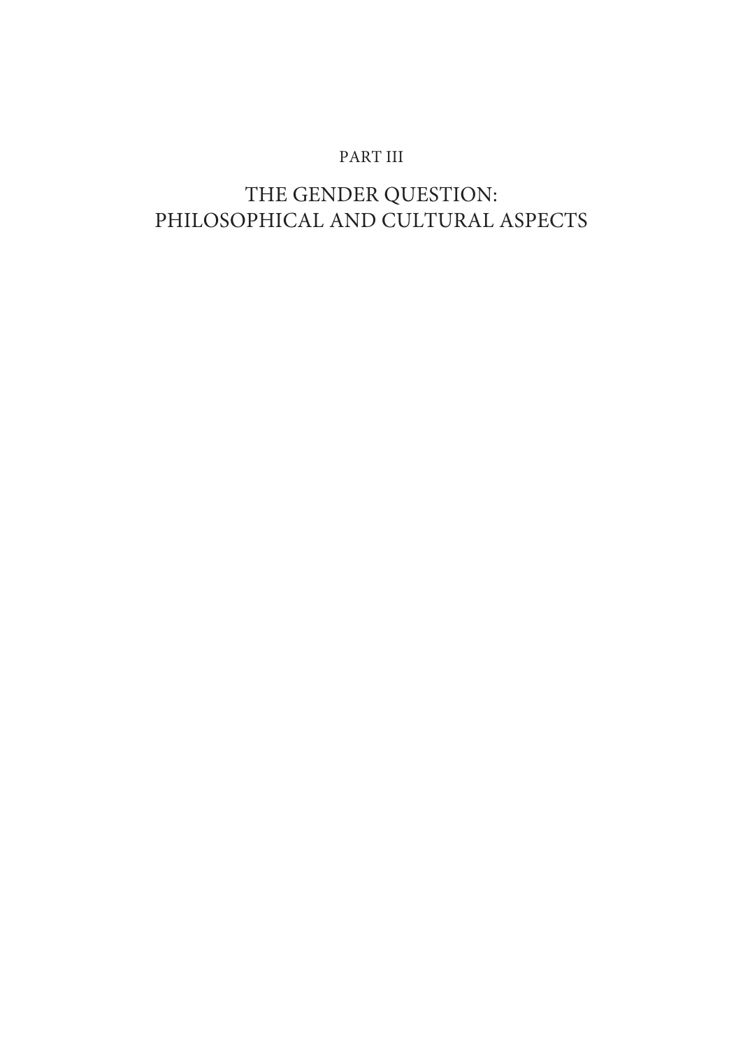# PART III

# THE GENDER QUESTION: PHILOSOPHICAL AND CULTURAL ASPECTS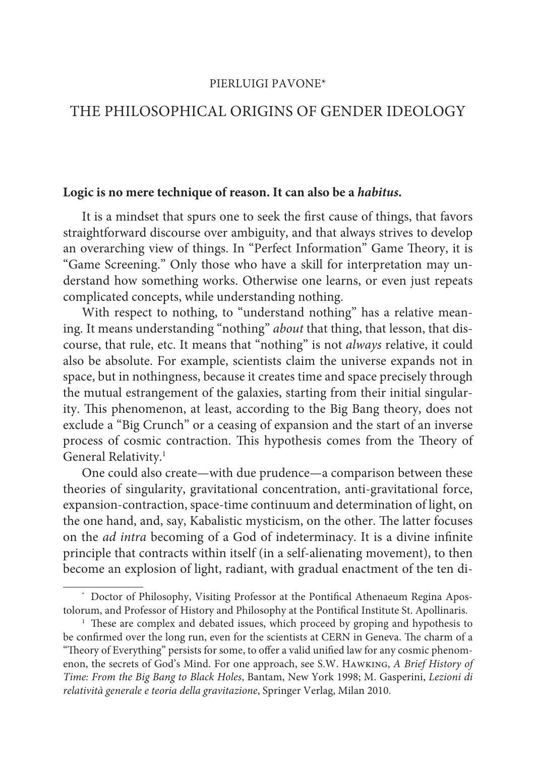PIERLUIGI PAVONE*

# THE PHILOSOPHICAL ORIGINS OF GENDER IDEOLOGY

**Logic is no mere technique of reason. It can also be a *habitus*.**

It is a mindset that spurs one to seek the first cause of things, that favors straightforward discourse over ambiguity, and that always strives to develop an overarching view of things. In "Perfect Information" Game Theory, it is "Game Screening." Only those who have a skill for interpretation may understand how something works. Otherwise one learns, or even just repeats complicated concepts, while understanding nothing.

With respect to nothing, to "understand nothing" has a relative meaning. It means understanding "nothing" *about* that thing, that lesson, that discourse, that rule, etc. It means that "nothing" is not *always* relative, it could also be absolute. For example, scientists claim the universe expands not in space, but in nothingness, because it creates time and space precisely through the mutual estrangement of the galaxies, starting from their initial singularity. This phenomenon, at least, according to the Big Bang theory, does not exclude a "Big Crunch" or a ceasing of expansion and the start of an inverse process of cosmic contraction. This hypothesis comes from the Theory of General Relativity.[1]

One could also create—with due prudence—a comparison between these theories of singularity, gravitational concentration, anti-gravitational force, expansion-contraction, space-time continuum and determination of light, on the one hand, and, say, Kabalistic mysticism, on the other. The latter focuses on the *ad intra* becoming of a God of indeterminacy. It is a divine infinite principle that contracts within itself (in a self-alienating movement), to then become an explosion of light, radiant, with gradual enactment of the ten di-

---

* Doctor of Philosophy, Visiting Professor at the Pontifical Athenaeum Regina Apostolorum, and Professor of History and Philosophy at the Pontifical Institute St. Apollinaris.

[1] These are complex and debated issues, which proceed by groping and hypothesis to be confirmed over the long run, even for the scientists at CERN in Geneva. The charm of a "Theory of Everything" persists for some, to offer a valid unified law for any cosmic phenomenon, the secrets of God's Mind. For one approach, see S.W. Hawking, *A Brief History of Time: From the Big Bang to Black Holes*, Bantam, New York 1998; M. Gasperini, *Lezioni di relatività generale e teoria della gravitazione*, Springer Verlag, Milan 2010.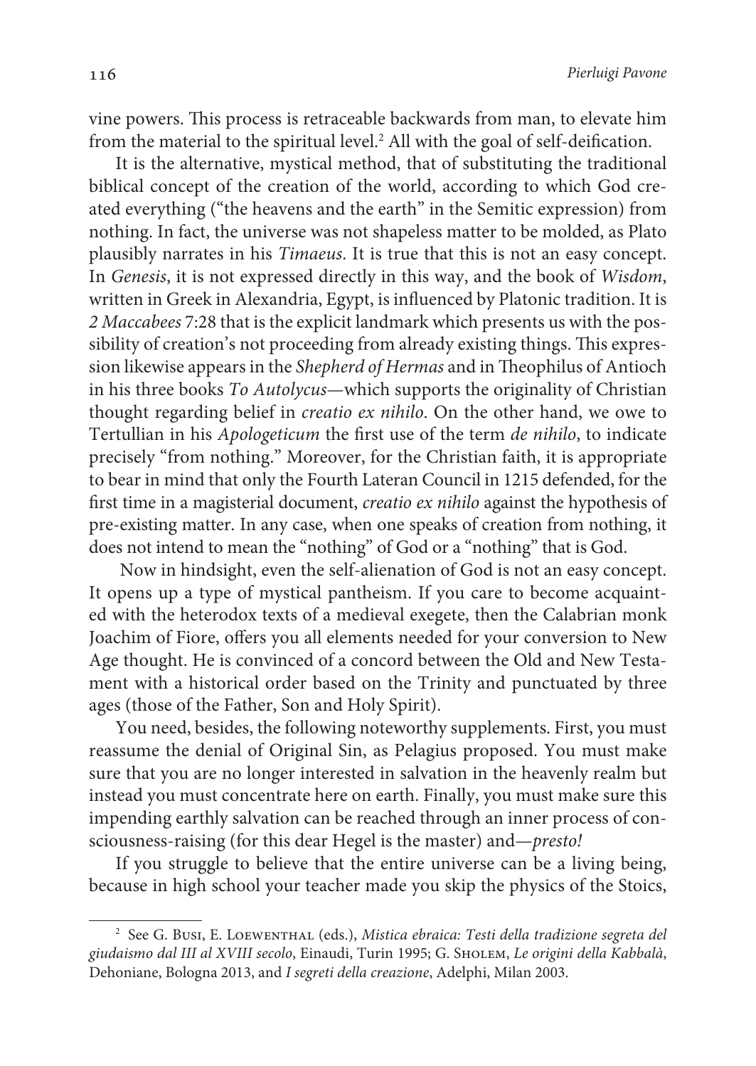vine powers. This process is retraceable backwards from man, to elevate him from the material to the spiritual level.[2] All with the goal of self-deification.

It is the alternative, mystical method, that of substituting the traditional biblical concept of the creation of the world, according to which God created everything ("the heavens and the earth" in the Semitic expression) from nothing. In fact, the universe was not shapeless matter to be molded, as Plato plausibly narrates in his *Timaeus*. It is true that this is not an easy concept. In *Genesis*, it is not expressed directly in this way, and the book of *Wisdom*, written in Greek in Alexandria, Egypt, is influenced by Platonic tradition. It is *2 Maccabees* 7:28 that is the explicit landmark which presents us with the possibility of creation's not proceeding from already existing things. This expression likewise appears in the *Shepherd of Hermas* and in Theophilus of Antioch in his three books *To Autolycus*—which supports the originality of Christian thought regarding belief in *creatio ex nihilo*. On the other hand, we owe to Tertullian in his *Apologeticum* the first use of the term *de nihilo*, to indicate precisely "from nothing." Moreover, for the Christian faith, it is appropriate to bear in mind that only the Fourth Lateran Council in 1215 defended, for the first time in a magisterial document, *creatio ex nihilo* against the hypothesis of pre-existing matter. In any case, when one speaks of creation from nothing, it does not intend to mean the "nothing" of God or a "nothing" that is God.

Now in hindsight, even the self-alienation of God is not an easy concept. It opens up a type of mystical pantheism. If you care to become acquainted with the heterodox texts of a medieval exegete, then the Calabrian monk Joachim of Fiore, offers you all elements needed for your conversion to New Age thought. He is convinced of a concord between the Old and New Testament with a historical order based on the Trinity and punctuated by three ages (those of the Father, Son and Holy Spirit).

You need, besides, the following noteworthy supplements. First, you must reassume the denial of Original Sin, as Pelagius proposed. You must make sure that you are no longer interested in salvation in the heavenly realm but instead you must concentrate here on earth. Finally, you must make sure this impending earthly salvation can be reached through an inner process of consciousness-raising (for this dear Hegel is the master) and—*presto!*

If you struggle to believe that the entire universe can be a living being, because in high school your teacher made you skip the physics of the Stoics,

---

[2] See G. Busi, E. Loewenthal (eds.), *Mistica ebraica: Testi della tradizione segreta del giudaismo dal III al XVIII secolo*, Einaudi, Turin 1995; G. Sholem, *Le origini della Kabbalà*, Dehoniane, Bologna 2013, and *I segreti della creazione*, Adelphi, Milan 2003.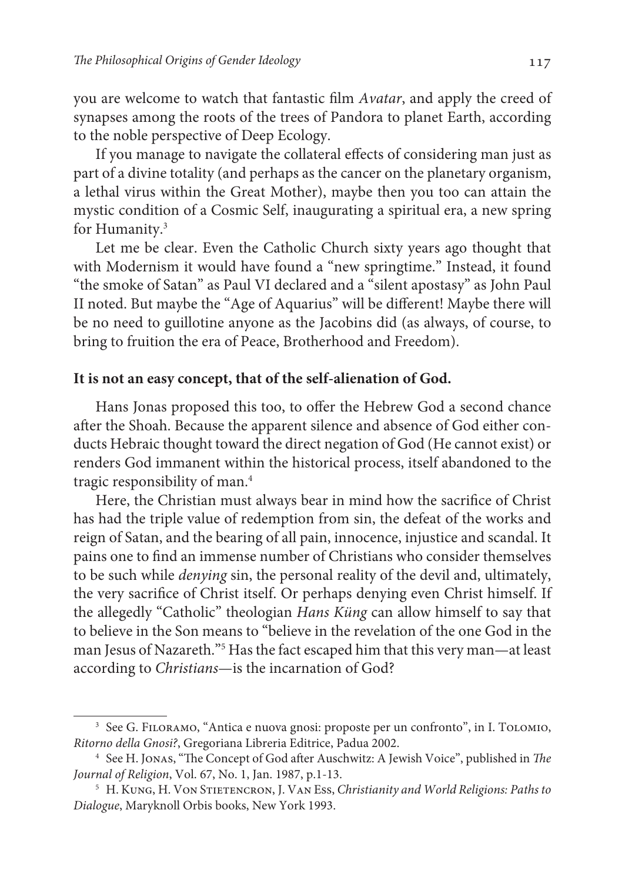you are welcome to watch that fantastic film *Avatar*, and apply the creed of synapses among the roots of the trees of Pandora to planet Earth, according to the noble perspective of Deep Ecology.

If you manage to navigate the collateral effects of considering man just as part of a divine totality (and perhaps as the cancer on the planetary organism, a lethal virus within the Great Mother), maybe then you too can attain the mystic condition of a Cosmic Self, inaugurating a spiritual era, a new spring for Humanity.[3]

Let me be clear. Even the Catholic Church sixty years ago thought that with Modernism it would have found a "new springtime." Instead, it found "the smoke of Satan" as Paul VI declared and a "silent apostasy" as John Paul II noted. But maybe the "Age of Aquarius" will be different! Maybe there will be no need to guillotine anyone as the Jacobins did (as always, of course, to bring to fruition the era of Peace, Brotherhood and Freedom).

**It is not an easy concept, that of the self-alienation of God.**

Hans Jonas proposed this too, to offer the Hebrew God a second chance after the Shoah. Because the apparent silence and absence of God either conducts Hebraic thought toward the direct negation of God (He cannot exist) or renders God immanent within the historical process, itself abandoned to the tragic responsibility of man.[4]

Here, the Christian must always bear in mind how the sacrifice of Christ has had the triple value of redemption from sin, the defeat of the works and reign of Satan, and the bearing of all pain, innocence, injustice and scandal. It pains one to find an immense number of Christians who consider themselves to be such while *denying* sin, the personal reality of the devil and, ultimately, the very sacrifice of Christ itself. Or perhaps denying even Christ himself. If the allegedly "Catholic" theologian *Hans Küng* can allow himself to say that to believe in the Son means to "believe in the revelation of the one God in the man Jesus of Nazareth."[5] Has the fact escaped him that this very man—at least according to *Christians*—is the incarnation of God?

---

[3] See G. Filoramo, "Antica e nuova gnosi: proposte per un confronto", in I. Tolomio, *Ritorno della Gnosi?*, Gregoriana Libreria Editrice, Padua 2002.

[4] See H. Jonas, "The Concept of God after Auschwitz: A Jewish Voice", published in *The Journal of Religion*, Vol. 67, No. 1, Jan. 1987, p.1-13.

[5] H. Kung, H. Von Stietencron, J. Van Ess, *Christianity and World Religions: Paths to Dialogue*, Maryknoll Orbis books, New York 1993.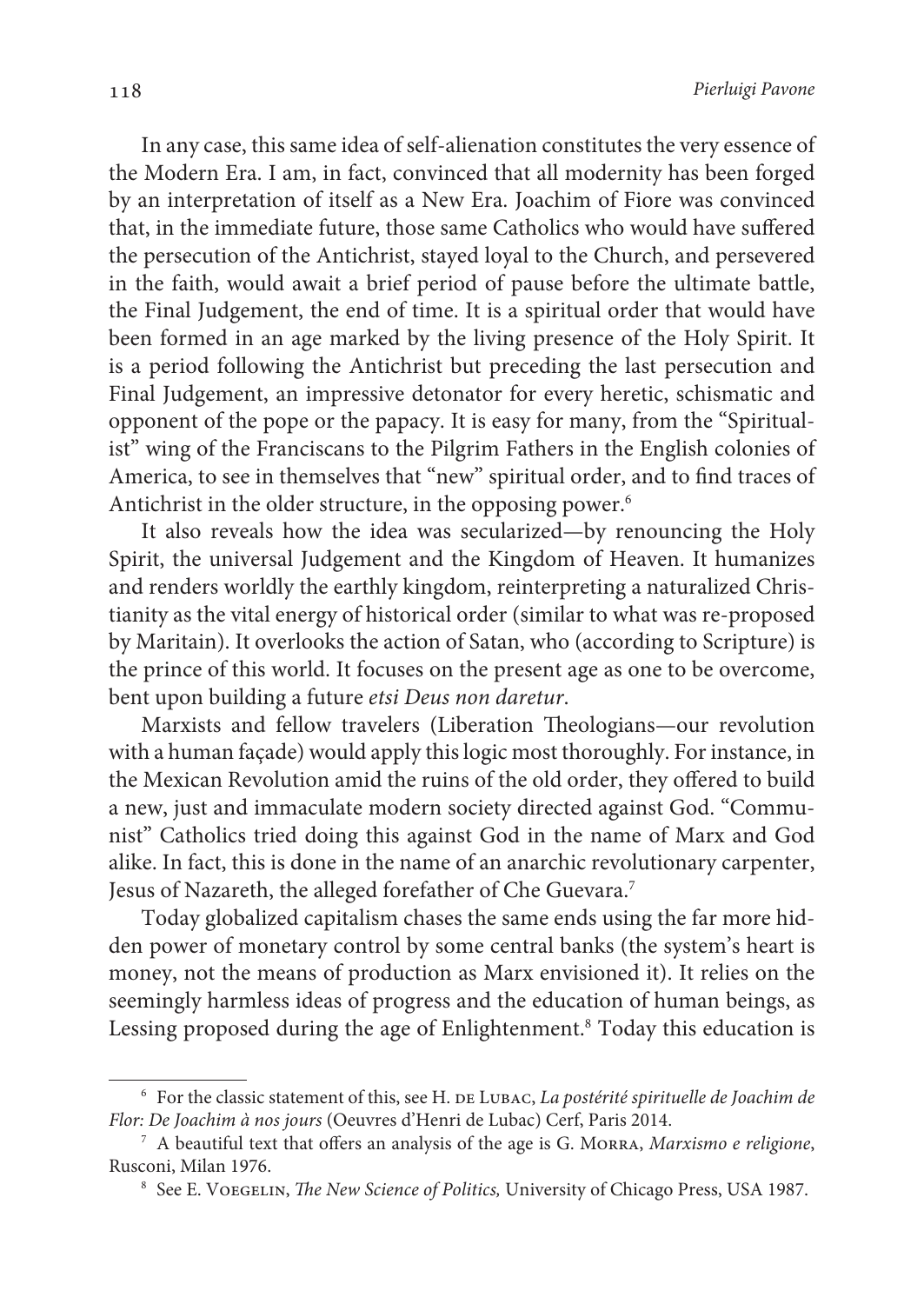In any case, this same idea of self-alienation constitutes the very essence of the Modern Era. I am, in fact, convinced that all modernity has been forged by an interpretation of itself as a New Era. Joachim of Fiore was convinced that, in the immediate future, those same Catholics who would have suffered the persecution of the Antichrist, stayed loyal to the Church, and persevered in the faith, would await a brief period of pause before the ultimate battle, the Final Judgement, the end of time. It is a spiritual order that would have been formed in an age marked by the living presence of the Holy Spirit. It is a period following the Antichrist but preceding the last persecution and Final Judgement, an impressive detonator for every heretic, schismatic and opponent of the pope or the papacy. It is easy for many, from the "Spiritualist" wing of the Franciscans to the Pilgrim Fathers in the English colonies of America, to see in themselves that "new" spiritual order, and to find traces of Antichrist in the older structure, in the opposing power.[6]

It also reveals how the idea was secularized—by renouncing the Holy Spirit, the universal Judgement and the Kingdom of Heaven. It humanizes and renders worldly the earthly kingdom, reinterpreting a naturalized Christianity as the vital energy of historical order (similar to what was re-proposed by Maritain). It overlooks the action of Satan, who (according to Scripture) is the prince of this world. It focuses on the present age as one to be overcome, bent upon building a future *etsi Deus non daretur*.

Marxists and fellow travelers (Liberation Theologians—our revolution with a human façade) would apply this logic most thoroughly. For instance, in the Mexican Revolution amid the ruins of the old order, they offered to build a new, just and immaculate modern society directed against God. "Communist" Catholics tried doing this against God in the name of Marx and God alike. In fact, this is done in the name of an anarchic revolutionary carpenter, Jesus of Nazareth, the alleged forefather of Che Guevara.[7]

Today globalized capitalism chases the same ends using the far more hidden power of monetary control by some central banks (the system's heart is money, not the means of production as Marx envisioned it). It relies on the seemingly harmless ideas of progress and the education of human beings, as Lessing proposed during the age of Enlightenment.[8] Today this education is

---

[6] For the classic statement of this, see H. de Lubac, *La postérité spirituelle de Joachim de Flor: De Joachim à nos jours* (Oeuvres d'Henri de Lubac) Cerf, Paris 2014.

[7] A beautiful text that offers an analysis of the age is G. Morra, *Marxismo e religione*, Rusconi, Milan 1976.

[8] See E. Voegelin, *The New Science of Politics,* University of Chicago Press, USA 1987.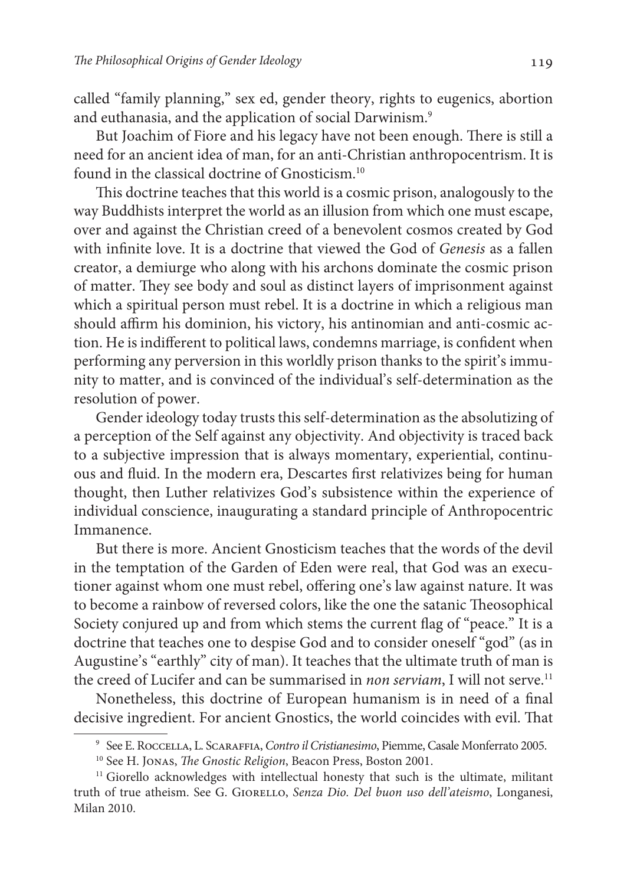called "family planning," sex ed, gender theory, rights to eugenics, abortion and euthanasia, and the application of social Darwinism.[9]

But Joachim of Fiore and his legacy have not been enough. There is still a need for an ancient idea of man, for an anti-Christian anthropocentrism. It is found in the classical doctrine of Gnosticism.[10]

This doctrine teaches that this world is a cosmic prison, analogously to the way Buddhists interpret the world as an illusion from which one must escape, over and against the Christian creed of a benevolent cosmos created by God with infinite love. It is a doctrine that viewed the God of *Genesis* as a fallen creator, a demiurge who along with his archons dominate the cosmic prison of matter. They see body and soul as distinct layers of imprisonment against which a spiritual person must rebel. It is a doctrine in which a religious man should affirm his dominion, his victory, his antinomian and anti-cosmic action. He is indifferent to political laws, condemns marriage, is confident when performing any perversion in this worldly prison thanks to the spirit's immunity to matter, and is convinced of the individual's self-determination as the resolution of power.

Gender ideology today trusts this self-determination as the absolutizing of a perception of the Self against any objectivity. And objectivity is traced back to a subjective impression that is always momentary, experiential, continuous and fluid. In the modern era, Descartes first relativizes being for human thought, then Luther relativizes God's subsistence within the experience of individual conscience, inaugurating a standard principle of Anthropocentric Immanence.

But there is more. Ancient Gnosticism teaches that the words of the devil in the temptation of the Garden of Eden were real, that God was an executioner against whom one must rebel, offering one's law against nature. It was to become a rainbow of reversed colors, like the one the satanic Theosophical Society conjured up and from which stems the current flag of "peace." It is a doctrine that teaches one to despise God and to consider oneself "god" (as in Augustine's "earthly" city of man). It teaches that the ultimate truth of man is the creed of Lucifer and can be summarised in *non serviam*, I will not serve.[11]

Nonetheless, this doctrine of European humanism is in need of a final decisive ingredient. For ancient Gnostics, the world coincides with evil. That

---

[9] See E. Roccella, L. Scaraffia, *Contro il Cristianesimo*, Piemme, Casale Monferrato 2005.

[10] See H. Jonas, *The Gnostic Religion*, Beacon Press, Boston 2001.

[11] Giorello acknowledges with intellectual honesty that such is the ultimate, militant truth of true atheism. See G. Giorello, *Senza Dio. Del buon uso dell'ateismo*, Longanesi, Milan 2010.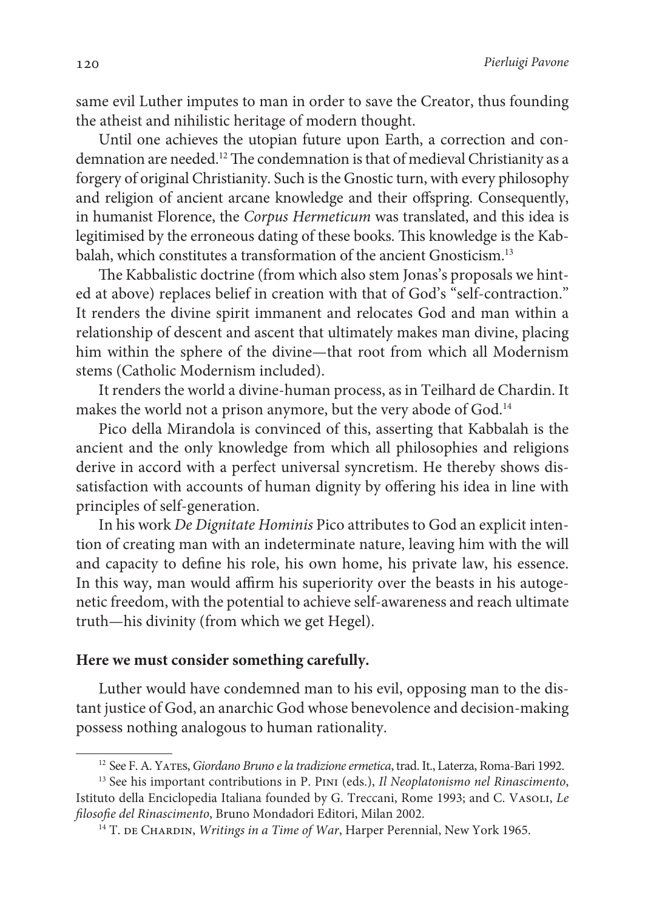same evil Luther imputes to man in order to save the Creator, thus founding the atheist and nihilistic heritage of modern thought.

Until one achieves the utopian future upon Earth, a correction and condemnation are needed.[12] The condemnation is that of medieval Christianity as a forgery of original Christianity. Such is the Gnostic turn, with every philosophy and religion of ancient arcane knowledge and their offspring. Consequently, in humanist Florence, the *Corpus Hermeticum* was translated, and this idea is legitimised by the erroneous dating of these books. This knowledge is the Kabbalah, which constitutes a transformation of the ancient Gnosticism.[13]

The Kabbalistic doctrine (from which also stem Jonas's proposals we hinted at above) replaces belief in creation with that of God's "self-contraction." It renders the divine spirit immanent and relocates God and man within a relationship of descent and ascent that ultimately makes man divine, placing him within the sphere of the divine—that root from which all Modernism stems (Catholic Modernism included).

It renders the world a divine-human process, as in Teilhard de Chardin. It makes the world not a prison anymore, but the very abode of God.[14]

Pico della Mirandola is convinced of this, asserting that Kabbalah is the ancient and the only knowledge from which all philosophies and religions derive in accord with a perfect universal syncretism. He thereby shows dissatisfaction with accounts of human dignity by offering his idea in line with principles of self-generation.

In his work *De Dignitate Hominis* Pico attributes to God an explicit intention of creating man with an indeterminate nature, leaving him with the will and capacity to define his role, his own home, his private law, his essence. In this way, man would affirm his superiority over the beasts in his autogenetic freedom, with the potential to achieve self-awareness and reach ultimate truth—his divinity (from which we get Hegel).

**Here we must consider something carefully.**

Luther would have condemned man to his evil, opposing man to the distant justice of God, an anarchic God whose benevolence and decision-making possess nothing analogous to human rationality.

---

[12] See F. A. Yates, *Giordano Bruno e la tradizione ermetica*, trad. It., Laterza, Roma-Bari 1992.

[13] See his important contributions in P. Pini (eds.), *Il Neoplatonismo nel Rinascimento*, Istituto della Enciclopedia Italiana founded by G. Treccani, Rome 1993; and C. Vasoli, *Le filosofie del Rinascimento*, Bruno Mondadori Editori, Milan 2002.

[14] T. de Chardin, *Writings in a Time of War*, Harper Perennial, New York 1965.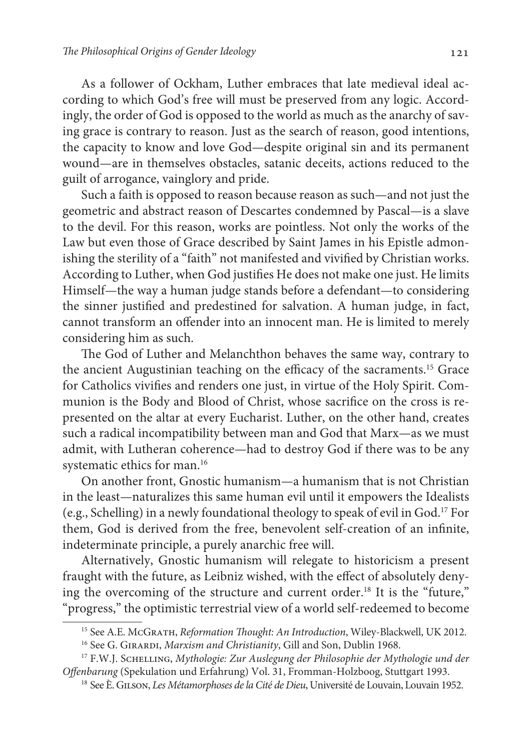As a follower of Ockham, Luther embraces that late medieval ideal according to which God's free will must be preserved from any logic. Accordingly, the order of God is opposed to the world as much as the anarchy of saving grace is contrary to reason. Just as the search of reason, good intentions, the capacity to know and love God—despite original sin and its permanent wound—are in themselves obstacles, satanic deceits, actions reduced to the guilt of arrogance, vainglory and pride.

Such a faith is opposed to reason because reason as such—and not just the geometric and abstract reason of Descartes condemned by Pascal—is a slave to the devil. For this reason, works are pointless. Not only the works of the Law but even those of Grace described by Saint James in his Epistle admonishing the sterility of a "faith" not manifested and vivified by Christian works. According to Luther, when God justifies He does not make one just. He limits Himself—the way a human judge stands before a defendant—to considering the sinner justified and predestined for salvation. A human judge, in fact, cannot transform an offender into an innocent man. He is limited to merely considering him as such.

The God of Luther and Melanchthon behaves the same way, contrary to the ancient Augustinian teaching on the efficacy of the sacraments.[15] Grace for Catholics vivifies and renders one just, in virtue of the Holy Spirit. Communion is the Body and Blood of Christ, whose sacrifice on the cross is represented on the altar at every Eucharist. Luther, on the other hand, creates such a radical incompatibility between man and God that Marx—as we must admit, with Lutheran coherence—had to destroy God if there was to be any systematic ethics for man.[16]

On another front, Gnostic humanism—a humanism that is not Christian in the least—naturalizes this same human evil until it empowers the Idealists (e.g., Schelling) in a newly foundational theology to speak of evil in God.[17] For them, God is derived from the free, benevolent self-creation of an infinite, indeterminate principle, a purely anarchic free will.

Alternatively, Gnostic humanism will relegate to historicism a present fraught with the future, as Leibniz wished, with the effect of absolutely denying the overcoming of the structure and current order.[18] It is the "future," "progress," the optimistic terrestrial view of a world self-redeemed to become

---

[15] See A.E. McGrath, *Reformation Thought: An Introduction*, Wiley-Blackwell, UK 2012.

[16] See G. Girardi, *Marxism and Christianity*, Gill and Son, Dublin 1968.

[17] F.W.J. Schelling, *Mythologie: Zur Auslegung der Philosophie der Mythologie und der Offenbarung* (Spekulation und Erfahrung) Vol. 31, Fromman-Holzboog, Stuttgart 1993.

[18] See È. Gilson, *Les Métamorphoses de la Cité de Dieu*, Université de Louvain, Louvain 1952.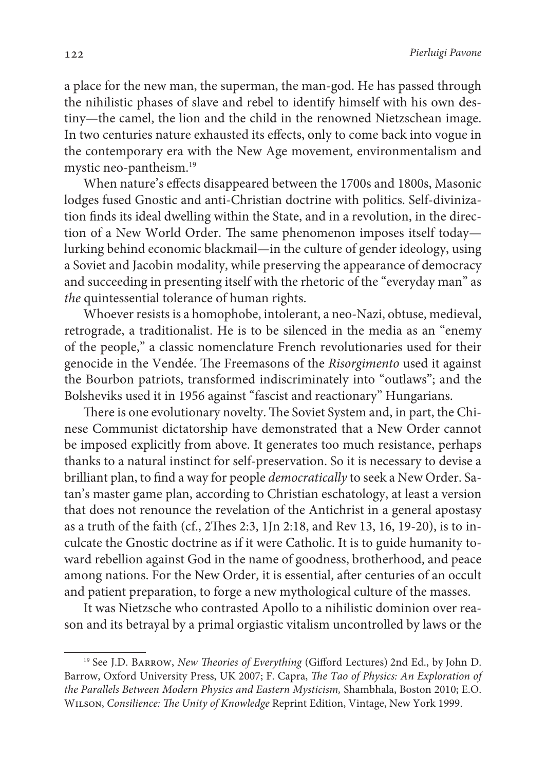a place for the new man, the superman, the man-god. He has passed through the nihilistic phases of slave and rebel to identify himself with his own destiny—the camel, the lion and the child in the renowned Nietzschean image. In two centuries nature exhausted its effects, only to come back into vogue in the contemporary era with the New Age movement, environmentalism and mystic neo-pantheism.[19]

When nature's effects disappeared between the 1700s and 1800s, Masonic lodges fused Gnostic and anti-Christian doctrine with politics. Self-divinization finds its ideal dwelling within the State, and in a revolution, in the direction of a New World Order. The same phenomenon imposes itself today—lurking behind economic blackmail—in the culture of gender ideology, using a Soviet and Jacobin modality, while preserving the appearance of democracy and succeeding in presenting itself with the rhetoric of the "everyday man" as *the* quintessential tolerance of human rights.

Whoever resists is a homophobe, intolerant, a neo-Nazi, obtuse, medieval, retrograde, a traditionalist. He is to be silenced in the media as an "enemy of the people," a classic nomenclature French revolutionaries used for their genocide in the Vendée. The Freemasons of the *Risorgimento* used it against the Bourbon patriots, transformed indiscriminately into "outlaws"; and the Bolsheviks used it in 1956 against "fascist and reactionary" Hungarians.

There is one evolutionary novelty. The Soviet System and, in part, the Chinese Communist dictatorship have demonstrated that a New Order cannot be imposed explicitly from above. It generates too much resistance, perhaps thanks to a natural instinct for self-preservation. So it is necessary to devise a brilliant plan, to find a way for people *democratically* to seek a New Order. Satan's master game plan, according to Christian eschatology, at least a version that does not renounce the revelation of the Antichrist in a general apostasy as a truth of the faith (cf., 2Thes 2:3, 1Jn 2:18, and Rev 13, 16, 19-20), is to inculcate the Gnostic doctrine as if it were Catholic. It is to guide humanity toward rebellion against God in the name of goodness, brotherhood, and peace among nations. For the New Order, it is essential, after centuries of an occult and patient preparation, to forge a new mythological culture of the masses.

It was Nietzsche who contrasted Apollo to a nihilistic dominion over reason and its betrayal by a primal orgiastic vitalism uncontrolled by laws or the

---

[19] See J.D. Barrow, *New Theories of Everything* (Gifford Lectures) 2nd Ed., by John D. Barrow, Oxford University Press, UK 2007; F. Capra, *The Tao of Physics: An Exploration of the Parallels Between Modern Physics and Eastern Mysticism,* Shambhala, Boston 2010; E.O. Wilson, *Consilience: The Unity of Knowledge* Reprint Edition, Vintage, New York 1999.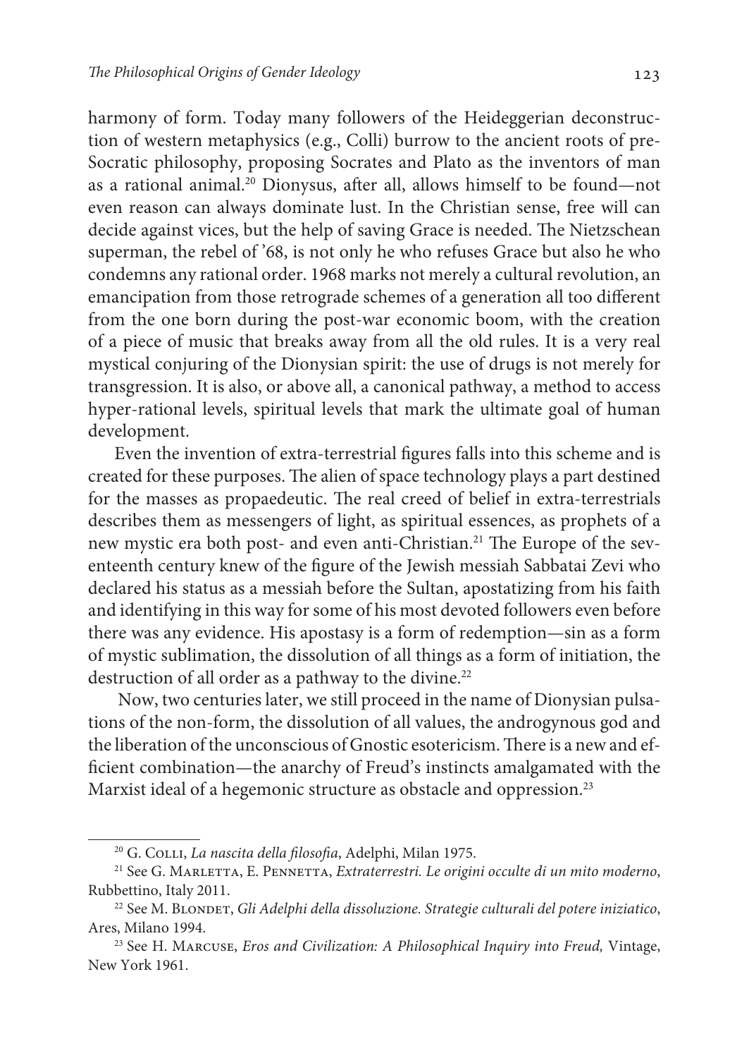harmony of form. Today many followers of the Heideggerian deconstruction of western metaphysics (e.g., Colli) burrow to the ancient roots of pre-Socratic philosophy, proposing Socrates and Plato as the inventors of man as a rational animal.[20] Dionysus, after all, allows himself to be found—not even reason can always dominate lust. In the Christian sense, free will can decide against vices, but the help of saving Grace is needed. The Nietzschean superman, the rebel of '68, is not only he who refuses Grace but also he who condemns any rational order. 1968 marks not merely a cultural revolution, an emancipation from those retrograde schemes of a generation all too different from the one born during the post-war economic boom, with the creation of a piece of music that breaks away from all the old rules. It is a very real mystical conjuring of the Dionysian spirit: the use of drugs is not merely for transgression. It is also, or above all, a canonical pathway, a method to access hyper-rational levels, spiritual levels that mark the ultimate goal of human development.

Even the invention of extra-terrestrial figures falls into this scheme and is created for these purposes. The alien of space technology plays a part destined for the masses as propaedeutic. The real creed of belief in extra-terrestrials describes them as messengers of light, as spiritual essences, as prophets of a new mystic era both post- and even anti-Christian.[21] The Europe of the seventeenth century knew of the figure of the Jewish messiah Sabbatai Zevi who declared his status as a messiah before the Sultan, apostatizing from his faith and identifying in this way for some of his most devoted followers even before there was any evidence. His apostasy is a form of redemption—sin as a form of mystic sublimation, the dissolution of all things as a form of initiation, the destruction of all order as a pathway to the divine.[22]

Now, two centuries later, we still proceed in the name of Dionysian pulsations of the non-form, the dissolution of all values, the androgynous god and the liberation of the unconscious of Gnostic esotericism. There is a new and efficient combination—the anarchy of Freud's instincts amalgamated with the Marxist ideal of a hegemonic structure as obstacle and oppression.[23]

---

[20] G. Colli, *La nascita della filosofia*, Adelphi, Milan 1975.

[21] See G. Marletta, E. Pennetta, *Extraterrestri. Le origini occulte di un mito moderno*, Rubbettino, Italy 2011.

[22] See M. Blondet, *Gli Adelphi della dissoluzione. Strategie culturali del potere iniziatico*, Ares, Milano 1994.

[23] See H. Marcuse, *Eros and Civilization: A Philosophical Inquiry into Freud,* Vintage, New York 1961.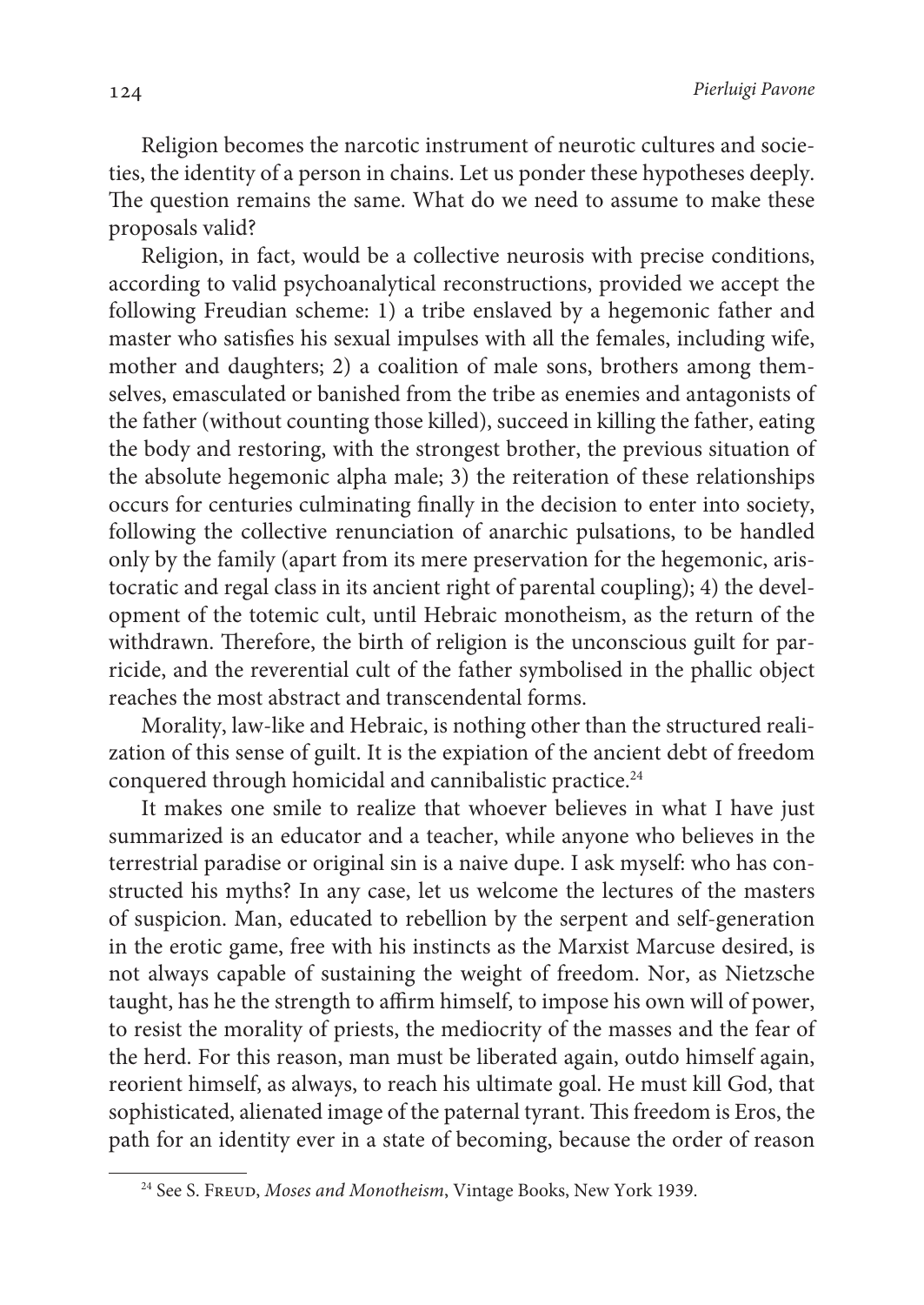Religion becomes the narcotic instrument of neurotic cultures and societies, the identity of a person in chains. Let us ponder these hypotheses deeply. The question remains the same. What do we need to assume to make these proposals valid?

Religion, in fact, would be a collective neurosis with precise conditions, according to valid psychoanalytical reconstructions, provided we accept the following Freudian scheme: 1) a tribe enslaved by a hegemonic father and master who satisfies his sexual impulses with all the females, including wife, mother and daughters; 2) a coalition of male sons, brothers among themselves, emasculated or banished from the tribe as enemies and antagonists of the father (without counting those killed), succeed in killing the father, eating the body and restoring, with the strongest brother, the previous situation of the absolute hegemonic alpha male; 3) the reiteration of these relationships occurs for centuries culminating finally in the decision to enter into society, following the collective renunciation of anarchic pulsations, to be handled only by the family (apart from its mere preservation for the hegemonic, aristocratic and regal class in its ancient right of parental coupling); 4) the development of the totemic cult, until Hebraic monotheism, as the return of the withdrawn. Therefore, the birth of religion is the unconscious guilt for parricide, and the reverential cult of the father symbolised in the phallic object reaches the most abstract and transcendental forms.

Morality, law-like and Hebraic, is nothing other than the structured realization of this sense of guilt. It is the expiation of the ancient debt of freedom conquered through homicidal and cannibalistic practice.[24]

It makes one smile to realize that whoever believes in what I have just summarized is an educator and a teacher, while anyone who believes in the terrestrial paradise or original sin is a naive dupe. I ask myself: who has constructed his myths? In any case, let us welcome the lectures of the masters of suspicion. Man, educated to rebellion by the serpent and self-generation in the erotic game, free with his instincts as the Marxist Marcuse desired, is not always capable of sustaining the weight of freedom. Nor, as Nietzsche taught, has he the strength to affirm himself, to impose his own will of power, to resist the morality of priests, the mediocrity of the masses and the fear of the herd. For this reason, man must be liberated again, outdo himself again, reorient himself, as always, to reach his ultimate goal. He must kill God, that sophisticated, alienated image of the paternal tyrant. This freedom is Eros, the path for an identity ever in a state of becoming, because the order of reason

---

[24] See S. Freud, *Moses and Monotheism*, Vintage Books, New York 1939.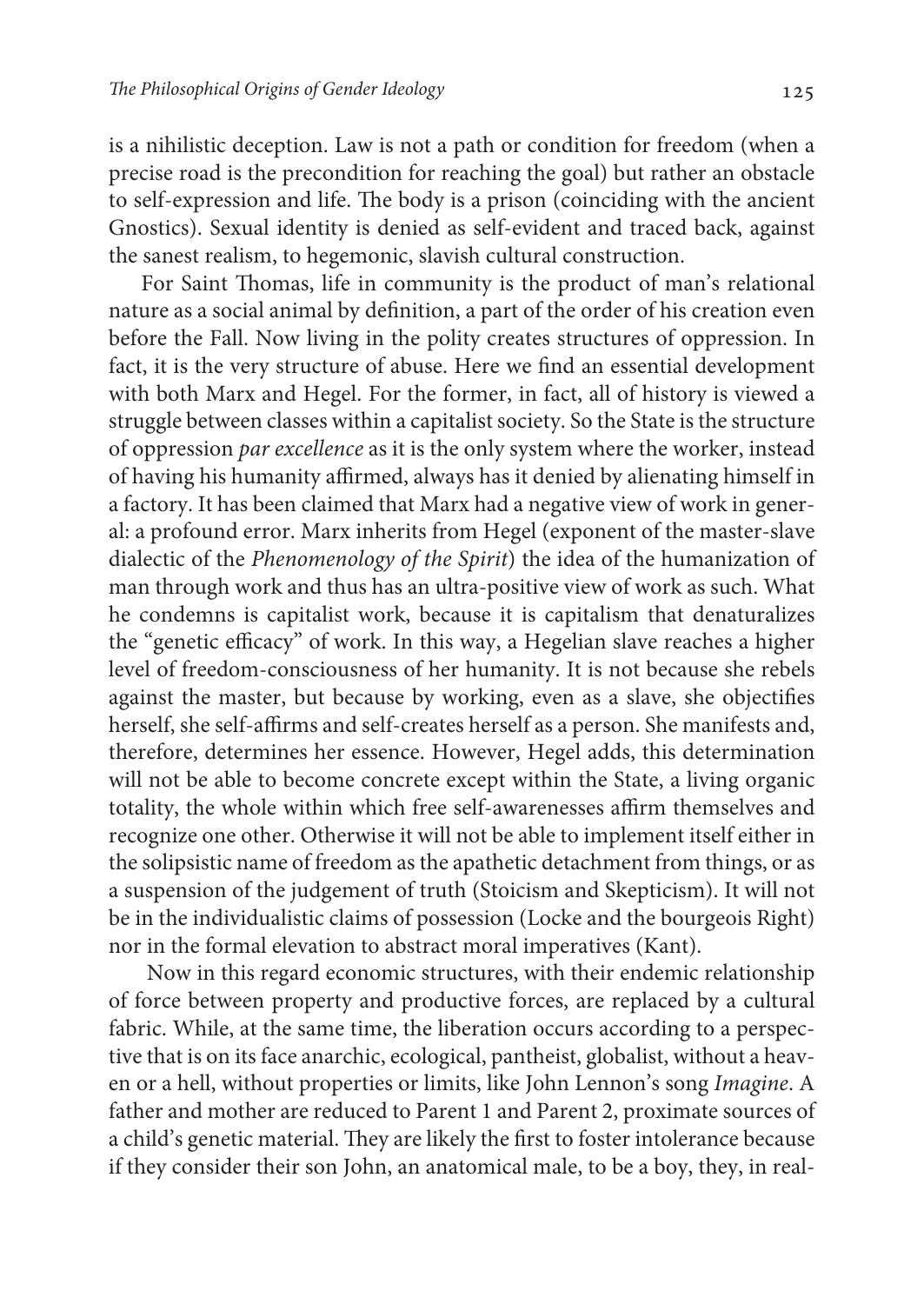is a nihilistic deception. Law is not a path or condition for freedom (when a precise road is the precondition for reaching the goal) but rather an obstacle to self-expression and life. The body is a prison (coinciding with the ancient Gnostics). Sexual identity is denied as self-evident and traced back, against the sanest realism, to hegemonic, slavish cultural construction.

For Saint Thomas, life in community is the product of man's relational nature as a social animal by definition, a part of the order of his creation even before the Fall. Now living in the polity creates structures of oppression. In fact, it is the very structure of abuse. Here we find an essential development with both Marx and Hegel. For the former, in fact, all of history is viewed a struggle between classes within a capitalist society. So the State is the structure of oppression *par excellence* as it is the only system where the worker, instead of having his humanity affirmed, always has it denied by alienating himself in a factory. It has been claimed that Marx had a negative view of work in general: a profound error. Marx inherits from Hegel (exponent of the master-slave dialectic of the *Phenomenology of the Spirit*) the idea of the humanization of man through work and thus has an ultra-positive view of work as such. What he condemns is capitalist work, because it is capitalism that denaturalizes the "genetic efficacy" of work. In this way, a Hegelian slave reaches a higher level of freedom-consciousness of her humanity. It is not because she rebels against the master, but because by working, even as a slave, she objectifies herself, she self-affirms and self-creates herself as a person. She manifests and, therefore, determines her essence. However, Hegel adds, this determination will not be able to become concrete except within the State, a living organic totality, the whole within which free self-awarenesses affirm themselves and recognize one other. Otherwise it will not be able to implement itself either in the solipsistic name of freedom as the apathetic detachment from things, or as a suspension of the judgement of truth (Stoicism and Skepticism). It will not be in the individualistic claims of possession (Locke and the bourgeois Right) nor in the formal elevation to abstract moral imperatives (Kant).

Now in this regard economic structures, with their endemic relationship of force between property and productive forces, are replaced by a cultural fabric. While, at the same time, the liberation occurs according to a perspective that is on its face anarchic, ecological, pantheist, globalist, without a heaven or a hell, without properties or limits, like John Lennon's song *Imagine*. A father and mother are reduced to Parent 1 and Parent 2, proximate sources of a child's genetic material. They are likely the first to foster intolerance because if they consider their son John, an anatomical male, to be a boy, they, in real-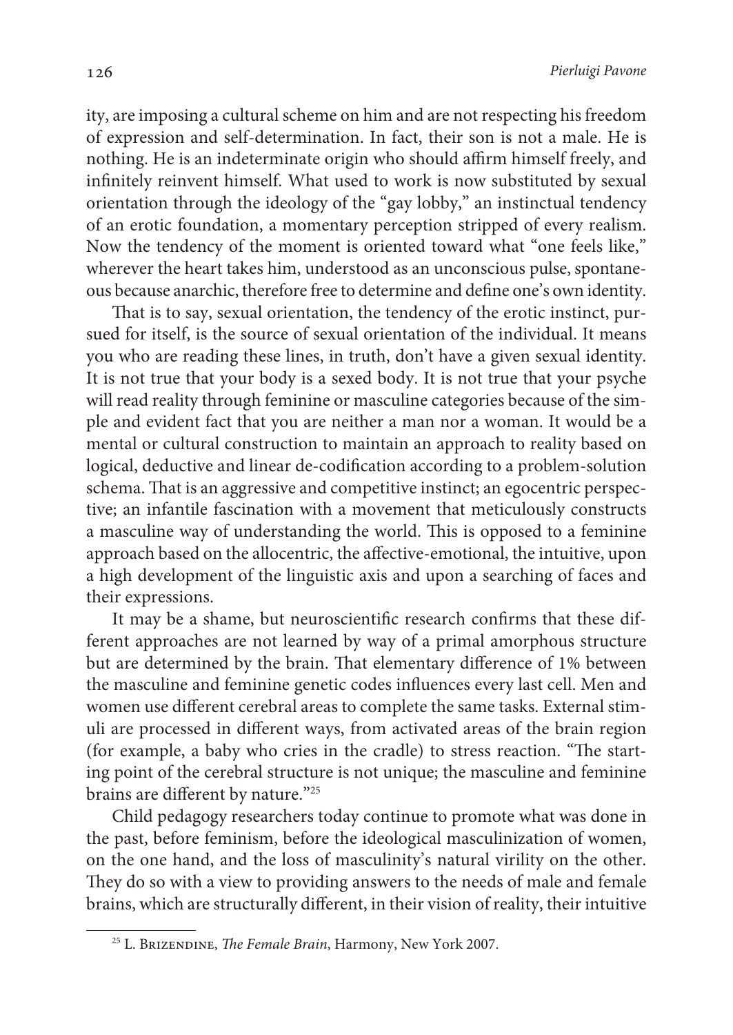ity, are imposing a cultural scheme on him and are not respecting his freedom of expression and self-determination. In fact, their son is not a male. He is nothing. He is an indeterminate origin who should affirm himself freely, and infinitely reinvent himself. What used to work is now substituted by sexual orientation through the ideology of the "gay lobby," an instinctual tendency of an erotic foundation, a momentary perception stripped of every realism. Now the tendency of the moment is oriented toward what "one feels like," wherever the heart takes him, understood as an unconscious pulse, spontaneous because anarchic, therefore free to determine and define one's own identity.

That is to say, sexual orientation, the tendency of the erotic instinct, pursued for itself, is the source of sexual orientation of the individual. It means you who are reading these lines, in truth, don't have a given sexual identity. It is not true that your body is a sexed body. It is not true that your psyche will read reality through feminine or masculine categories because of the simple and evident fact that you are neither a man nor a woman. It would be a mental or cultural construction to maintain an approach to reality based on logical, deductive and linear de-codification according to a problem-solution schema. That is an aggressive and competitive instinct; an egocentric perspective; an infantile fascination with a movement that meticulously constructs a masculine way of understanding the world. This is opposed to a feminine approach based on the allocentric, the affective-emotional, the intuitive, upon a high development of the linguistic axis and upon a searching of faces and their expressions.

It may be a shame, but neuroscientific research confirms that these different approaches are not learned by way of a primal amorphous structure but are determined by the brain. That elementary difference of 1% between the masculine and feminine genetic codes influences every last cell. Men and women use different cerebral areas to complete the same tasks. External stimuli are processed in different ways, from activated areas of the brain region (for example, a baby who cries in the cradle) to stress reaction. "The starting point of the cerebral structure is not unique; the masculine and feminine brains are different by nature."[25]

Child pedagogy researchers today continue to promote what was done in the past, before feminism, before the ideological masculinization of women, on the one hand, and the loss of masculinity's natural virility on the other. They do so with a view to providing answers to the needs of male and female brains, which are structurally different, in their vision of reality, their intuitive

---

[25] L. Brizendine, *The Female Brain*, Harmony, New York 2007.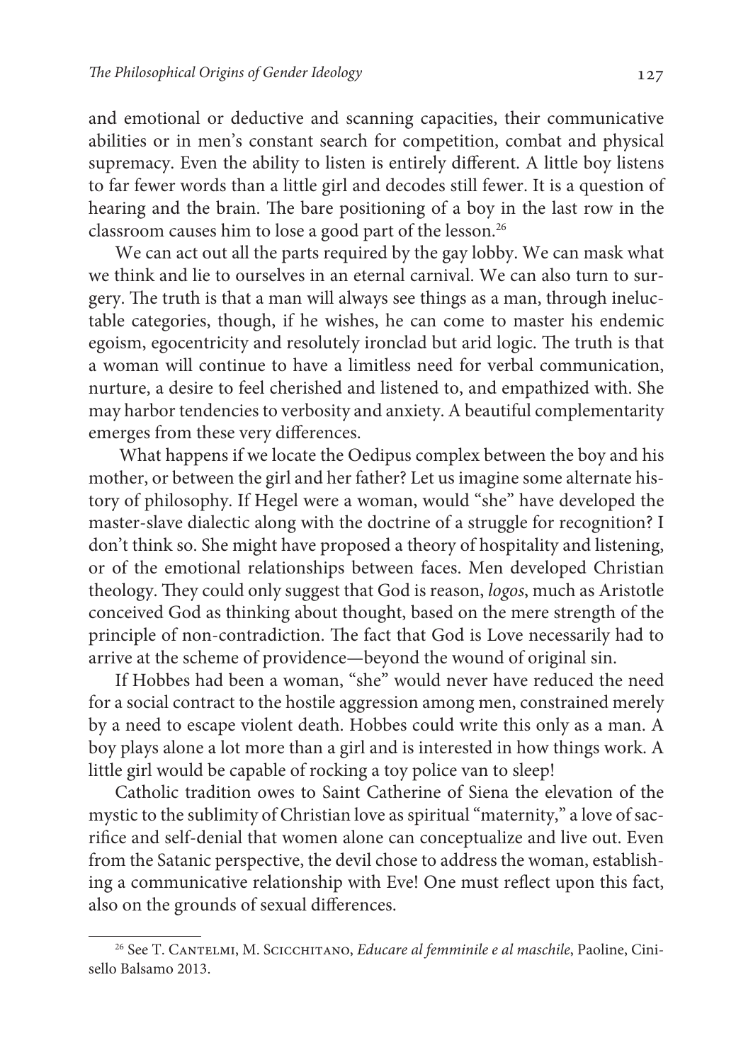and emotional or deductive and scanning capacities, their communicative abilities or in men's constant search for competition, combat and physical supremacy. Even the ability to listen is entirely different. A little boy listens to far fewer words than a little girl and decodes still fewer. It is a question of hearing and the brain. The bare positioning of a boy in the last row in the classroom causes him to lose a good part of the lesson.[26]

We can act out all the parts required by the gay lobby. We can mask what we think and lie to ourselves in an eternal carnival. We can also turn to surgery. The truth is that a man will always see things as a man, through ineluctable categories, though, if he wishes, he can come to master his endemic egoism, egocentricity and resolutely ironclad but arid logic. The truth is that a woman will continue to have a limitless need for verbal communication, nurture, a desire to feel cherished and listened to, and empathized with. She may harbor tendencies to verbosity and anxiety. A beautiful complementarity emerges from these very differences.

What happens if we locate the Oedipus complex between the boy and his mother, or between the girl and her father? Let us imagine some alternate history of philosophy. If Hegel were a woman, would "she" have developed the master-slave dialectic along with the doctrine of a struggle for recognition? I don't think so. She might have proposed a theory of hospitality and listening, or of the emotional relationships between faces. Men developed Christian theology. They could only suggest that God is reason, *logos*, much as Aristotle conceived God as thinking about thought, based on the mere strength of the principle of non-contradiction. The fact that God is Love necessarily had to arrive at the scheme of providence—beyond the wound of original sin.

If Hobbes had been a woman, "she" would never have reduced the need for a social contract to the hostile aggression among men, constrained merely by a need to escape violent death. Hobbes could write this only as a man. A boy plays alone a lot more than a girl and is interested in how things work. A little girl would be capable of rocking a toy police van to sleep!

Catholic tradition owes to Saint Catherine of Siena the elevation of the mystic to the sublimity of Christian love as spiritual "maternity," a love of sacrifice and self-denial that women alone can conceptualize and live out. Even from the Satanic perspective, the devil chose to address the woman, establishing a communicative relationship with Eve! One must reflect upon this fact, also on the grounds of sexual differences.

---

[26] See T. Cantelmi, M. Scicchitano, *Educare al femminile e al maschile*, Paoline, Cinisello Balsamo 2013.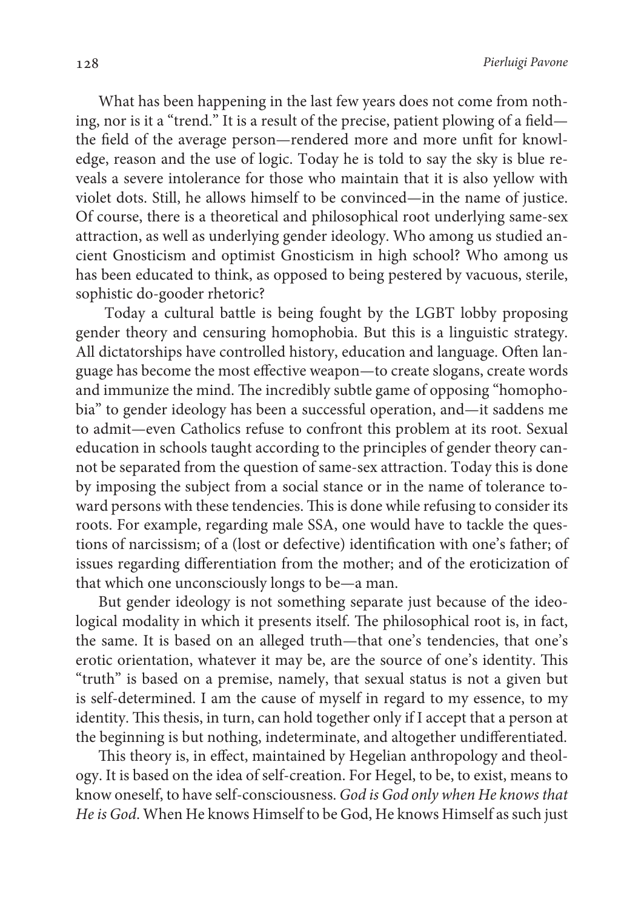What has been happening in the last few years does not come from nothing, nor is it a "trend." It is a result of the precise, patient plowing of a field—the field of the average person—rendered more and more unfit for knowledge, reason and the use of logic. Today he is told to say the sky is blue reveals a severe intolerance for those who maintain that it is also yellow with violet dots. Still, he allows himself to be convinced—in the name of justice. Of course, there is a theoretical and philosophical root underlying same-sex attraction, as well as underlying gender ideology. Who among us studied ancient Gnosticism and optimist Gnosticism in high school? Who among us has been educated to think, as opposed to being pestered by vacuous, sterile, sophistic do-gooder rhetoric?

Today a cultural battle is being fought by the LGBT lobby proposing gender theory and censuring homophobia. But this is a linguistic strategy. All dictatorships have controlled history, education and language. Often language has become the most effective weapon—to create slogans, create words and immunize the mind. The incredibly subtle game of opposing "homophobia" to gender ideology has been a successful operation, and—it saddens me to admit—even Catholics refuse to confront this problem at its root. Sexual education in schools taught according to the principles of gender theory cannot be separated from the question of same-sex attraction. Today this is done by imposing the subject from a social stance or in the name of tolerance toward persons with these tendencies. This is done while refusing to consider its roots. For example, regarding male SSA, one would have to tackle the questions of narcissism; of a (lost or defective) identification with one's father; of issues regarding differentiation from the mother; and of the eroticization of that which one unconsciously longs to be—a man.

But gender ideology is not something separate just because of the ideological modality in which it presents itself. The philosophical root is, in fact, the same. It is based on an alleged truth—that one's tendencies, that one's erotic orientation, whatever it may be, are the source of one's identity. This "truth" is based on a premise, namely, that sexual status is not a given but is self-determined. I am the cause of myself in regard to my essence, to my identity. This thesis, in turn, can hold together only if I accept that a person at the beginning is but nothing, indeterminate, and altogether undifferentiated.

This theory is, in effect, maintained by Hegelian anthropology and theology. It is based on the idea of self-creation. For Hegel, to be, to exist, means to know oneself, to have self-consciousness. *God is God only when He knows that He is God*. When He knows Himself to be God, He knows Himself as such just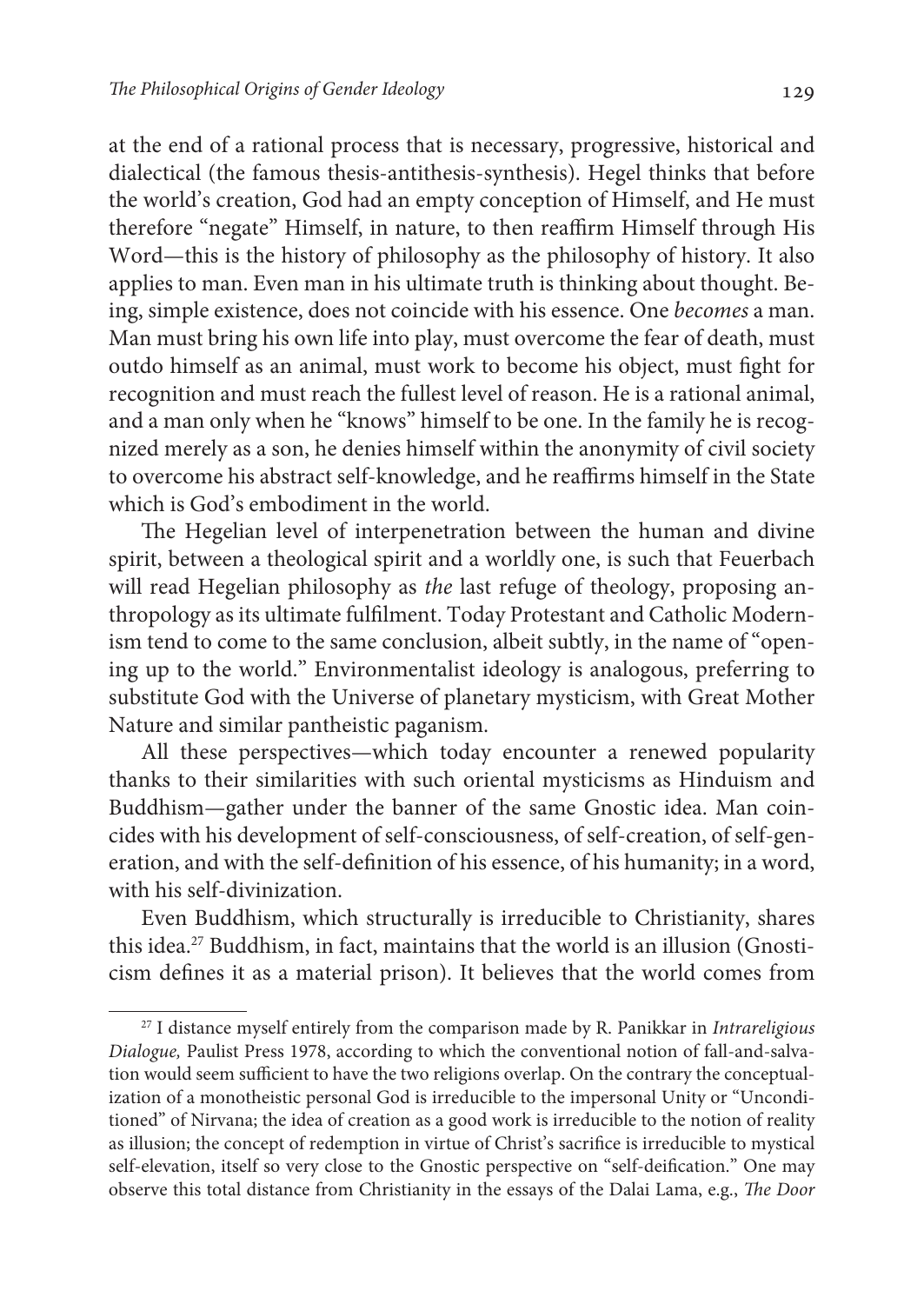at the end of a rational process that is necessary, progressive, historical and dialectical (the famous thesis-antithesis-synthesis). Hegel thinks that before the world's creation, God had an empty conception of Himself, and He must therefore "negate" Himself, in nature, to then reaffirm Himself through His Word—this is the history of philosophy as the philosophy of history. It also applies to man. Even man in his ultimate truth is thinking about thought. Being, simple existence, does not coincide with his essence. One *becomes* a man. Man must bring his own life into play, must overcome the fear of death, must outdo himself as an animal, must work to become his object, must fight for recognition and must reach the fullest level of reason. He is a rational animal, and a man only when he "knows" himself to be one. In the family he is recognized merely as a son, he denies himself within the anonymity of civil society to overcome his abstract self-knowledge, and he reaffirms himself in the State which is God's embodiment in the world.

The Hegelian level of interpenetration between the human and divine spirit, between a theological spirit and a worldly one, is such that Feuerbach will read Hegelian philosophy as *the* last refuge of theology, proposing anthropology as its ultimate fulfilment. Today Protestant and Catholic Modernism tend to come to the same conclusion, albeit subtly, in the name of "opening up to the world." Environmentalist ideology is analogous, preferring to substitute God with the Universe of planetary mysticism, with Great Mother Nature and similar pantheistic paganism.

All these perspectives—which today encounter a renewed popularity thanks to their similarities with such oriental mysticisms as Hinduism and Buddhism—gather under the banner of the same Gnostic idea. Man coincides with his development of self-consciousness, of self-creation, of self-generation, and with the self-definition of his essence, of his humanity; in a word, with his self-divinization.

Even Buddhism, which structurally is irreducible to Christianity, shares this idea.[27] Buddhism, in fact, maintains that the world is an illusion (Gnosticism defines it as a material prison). It believes that the world comes from

[27] I distance myself entirely from the comparison made by R. Panikkar in *Intrareligious Dialogue,* Paulist Press 1978, according to which the conventional notion of fall-and-salvation would seem sufficient to have the two religions overlap. On the contrary the conceptualization of a monotheistic personal God is irreducible to the impersonal Unity or "Unconditioned" of Nirvana; the idea of creation as a good work is irreducible to the notion of reality as illusion; the concept of redemption in virtue of Christ's sacrifice is irreducible to mystical self-elevation, itself so very close to the Gnostic perspective on "self-deification." One may observe this total distance from Christianity in the essays of the Dalai Lama, e.g., *The Door*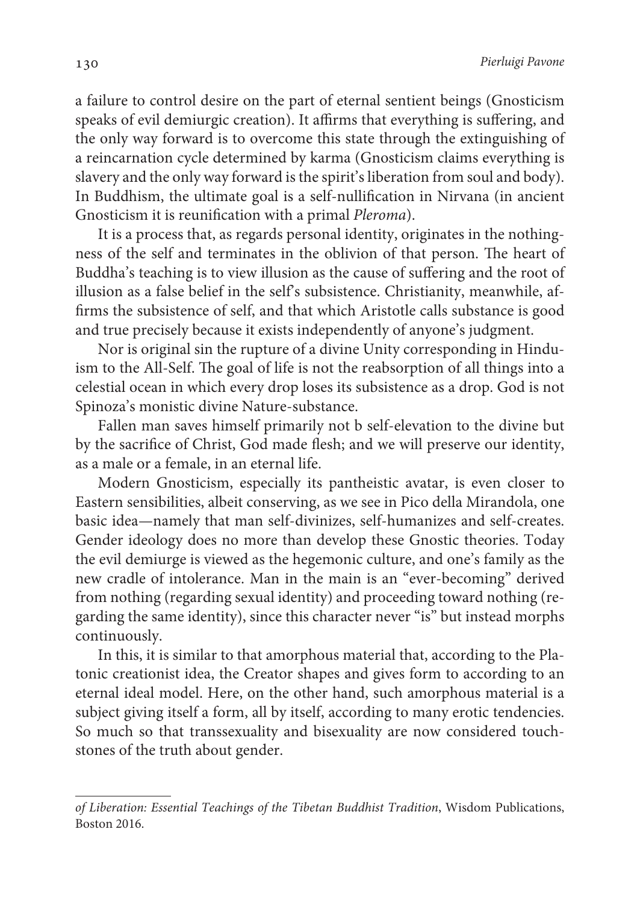a failure to control desire on the part of eternal sentient beings (Gnosticism speaks of evil demiurgic creation). It affirms that everything is suffering, and the only way forward is to overcome this state through the extinguishing of a reincarnation cycle determined by karma (Gnosticism claims everything is slavery and the only way forward is the spirit's liberation from soul and body). In Buddhism, the ultimate goal is a self-nullification in Nirvana (in ancient Gnosticism it is reunification with a primal *Pleroma*).

It is a process that, as regards personal identity, originates in the nothingness of the self and terminates in the oblivion of that person. The heart of Buddha's teaching is to view illusion as the cause of suffering and the root of illusion as a false belief in the self's subsistence. Christianity, meanwhile, affirms the subsistence of self, and that which Aristotle calls substance is good and true precisely because it exists independently of anyone's judgment.

Nor is original sin the rupture of a divine Unity corresponding in Hinduism to the All-Self. The goal of life is not the reabsorption of all things into a celestial ocean in which every drop loses its subsistence as a drop. God is not Spinoza's monistic divine Nature-substance.

Fallen man saves himself primarily not b self-elevation to the divine but by the sacrifice of Christ, God made flesh; and we will preserve our identity, as a male or a female, in an eternal life.

Modern Gnosticism, especially its pantheistic avatar, is even closer to Eastern sensibilities, albeit conserving, as we see in Pico della Mirandola, one basic idea—namely that man self-divinizes, self-humanizes and self-creates. Gender ideology does no more than develop these Gnostic theories. Today the evil demiurge is viewed as the hegemonic culture, and one's family as the new cradle of intolerance. Man in the main is an "ever-becoming" derived from nothing (regarding sexual identity) and proceeding toward nothing (regarding the same identity), since this character never "is" but instead morphs continuously.

In this, it is similar to that amorphous material that, according to the Platonic creationist idea, the Creator shapes and gives form to according to an eternal ideal model. Here, on the other hand, such amorphous material is a subject giving itself a form, all by itself, according to many erotic tendencies. So much so that transsexuality and bisexuality are now considered touchstones of the truth about gender.

---

*of Liberation: Essential Teachings of the Tibetan Buddhist Tradition*, Wisdom Publications, Boston 2016.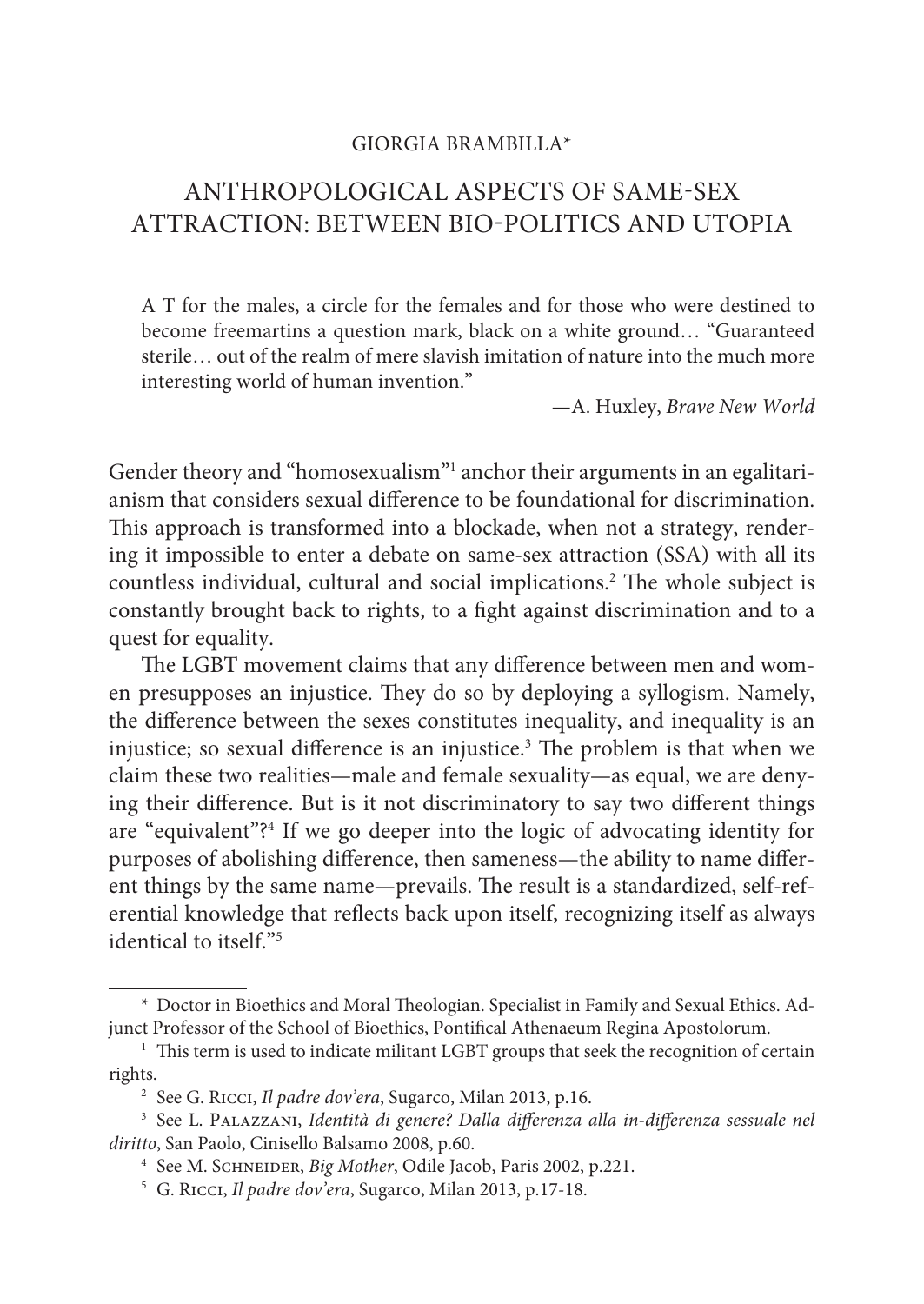GIORGIA BRAMBILLA*

# ANTHROPOLOGICAL ASPECTS OF SAME-SEX ATTRACTION: BETWEEN BIO-POLITICS AND UTOPIA

> A T for the males, a circle for the females and for those who were destined to become freemartins a question mark, black on a white ground… "Guaranteed sterile… out of the realm of mere slavish imitation of nature into the much more interesting world of human invention."
>
> —A. Huxley, *Brave New World*

Gender theory and "homosexualism"[1] anchor their arguments in an egalitarianism that considers sexual difference to be foundational for discrimination. This approach is transformed into a blockade, when not a strategy, rendering it impossible to enter a debate on same-sex attraction (SSA) with all its countless individual, cultural and social implications.[2] The whole subject is constantly brought back to rights, to a fight against discrimination and to a quest for equality.

The LGBT movement claims that any difference between men and women presupposes an injustice. They do so by deploying a syllogism. Namely, the difference between the sexes constitutes inequality, and inequality is an injustice; so sexual difference is an injustice.[3] The problem is that when we claim these two realities—male and female sexuality—as equal, we are denying their difference. But is it not discriminatory to say two different things are "equivalent"?[4] If we go deeper into the logic of advocating identity for purposes of abolishing difference, then sameness—the ability to name different things by the same name—prevails. The result is a standardized, self-referential knowledge that reflects back upon itself, recognizing itself as always identical to itself."[5]

---

\* Doctor in Bioethics and Moral Theologian. Specialist in Family and Sexual Ethics. Adjunct Professor of the School of Bioethics, Pontifical Athenaeum Regina Apostolorum.

[1] This term is used to indicate militant LGBT groups that seek the recognition of certain rights.

[2] See G. Ricci, *Il padre dov'era*, Sugarco, Milan 2013, p.16.

[3] See L. Palazzani, *Identità di genere? Dalla differenza alla in-differenza sessuale nel diritto*, San Paolo, Cinisello Balsamo 2008, p.60.

[4] See M. Schneider, *Big Mother*, Odile Jacob, Paris 2002, p.221.

[5] G. Ricci, *Il padre dov'era*, Sugarco, Milan 2013, p.17-18.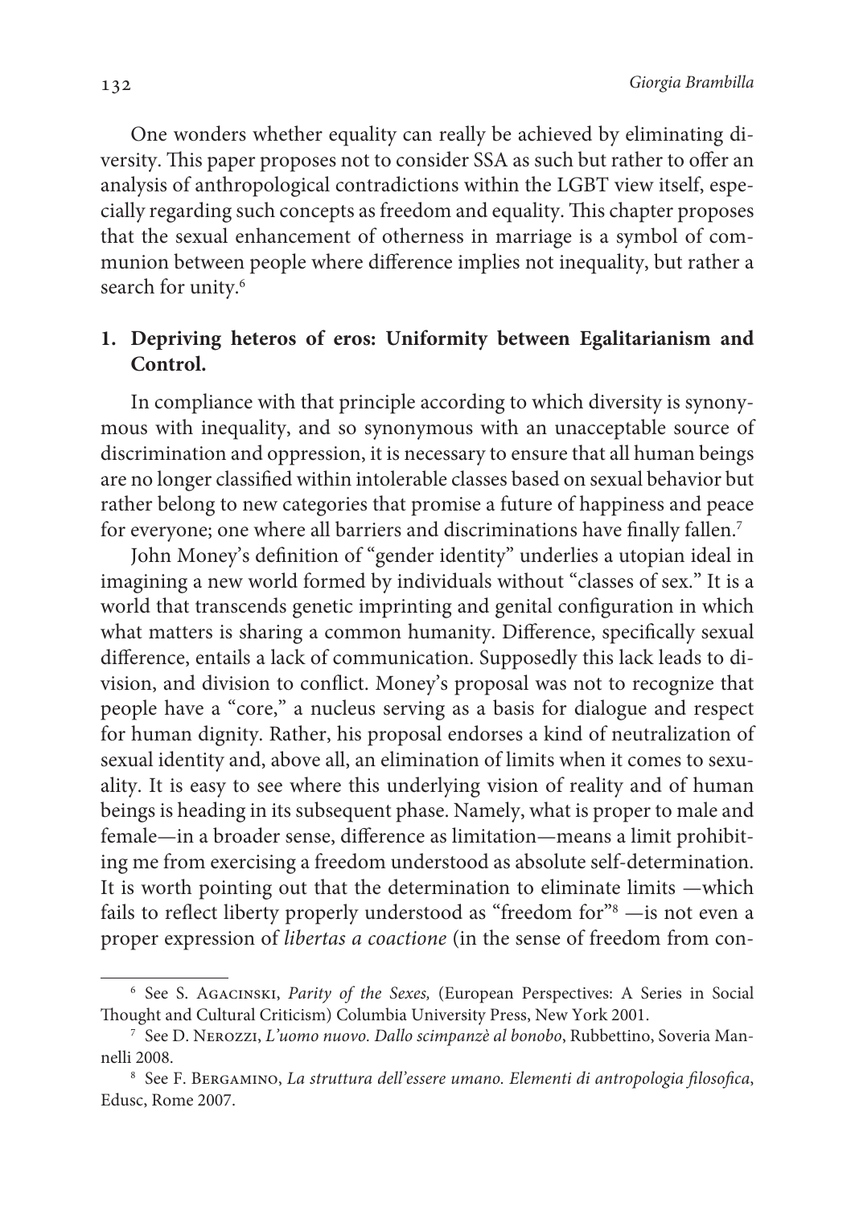One wonders whether equality can really be achieved by eliminating diversity. This paper proposes not to consider SSA as such but rather to offer an analysis of anthropological contradictions within the LGBT view itself, especially regarding such concepts as freedom and equality. This chapter proposes that the sexual enhancement of otherness in marriage is a symbol of communion between people where difference implies not inequality, but rather a search for unity.[6]

## 1. Depriving heteros of eros: Uniformity between Egalitarianism and Control.

In compliance with that principle according to which diversity is synonymous with inequality, and so synonymous with an unacceptable source of discrimination and oppression, it is necessary to ensure that all human beings are no longer classified within intolerable classes based on sexual behavior but rather belong to new categories that promise a future of happiness and peace for everyone; one where all barriers and discriminations have finally fallen.[7]

John Money's definition of "gender identity" underlies a utopian ideal in imagining a new world formed by individuals without "classes of sex." It is a world that transcends genetic imprinting and genital configuration in which what matters is sharing a common humanity. Difference, specifically sexual difference, entails a lack of communication. Supposedly this lack leads to division, and division to conflict. Money's proposal was not to recognize that people have a "core," a nucleus serving as a basis for dialogue and respect for human dignity. Rather, his proposal endorses a kind of neutralization of sexual identity and, above all, an elimination of limits when it comes to sexuality. It is easy to see where this underlying vision of reality and of human beings is heading in its subsequent phase. Namely, what is proper to male and female—in a broader sense, difference as limitation—means a limit prohibiting me from exercising a freedom understood as absolute self-determination. It is worth pointing out that the determination to eliminate limits —which fails to reflect liberty properly understood as "freedom for"[8] —is not even a proper expression of *libertas a coactione* (in the sense of freedom from con-

---

[6] See S. Agacinski, *Parity of the Sexes,* (European Perspectives: A Series in Social Thought and Cultural Criticism) Columbia University Press, New York 2001.

[7] See D. Nerozzi, *L'uomo nuovo. Dallo scimpanzè al bonobo*, Rubbettino, Soveria Mannelli 2008.

[8] See F. Bergamino, *La struttura dell'essere umano. Elementi di antropologia filosofica*, Edusc, Rome 2007.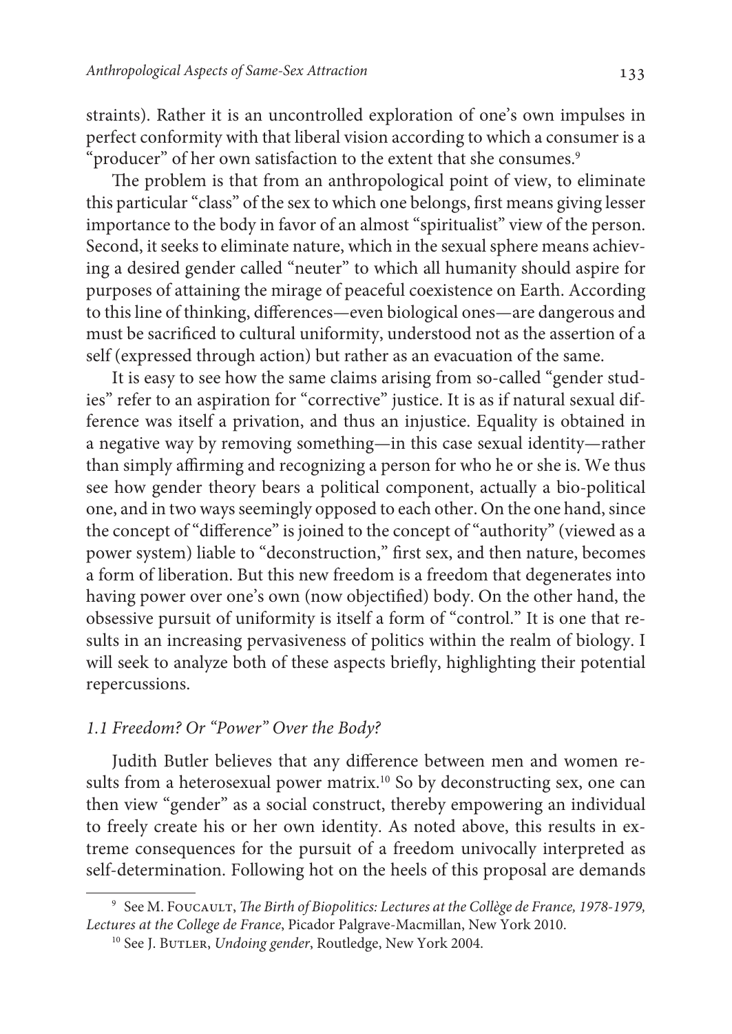straints). Rather it is an uncontrolled exploration of one's own impulses in perfect conformity with that liberal vision according to which a consumer is a "producer" of her own satisfaction to the extent that she consumes.[9]

The problem is that from an anthropological point of view, to eliminate this particular "class" of the sex to which one belongs, first means giving lesser importance to the body in favor of an almost "spiritualist" view of the person. Second, it seeks to eliminate nature, which in the sexual sphere means achieving a desired gender called "neuter" to which all humanity should aspire for purposes of attaining the mirage of peaceful coexistence on Earth. According to this line of thinking, differences—even biological ones—are dangerous and must be sacrificed to cultural uniformity, understood not as the assertion of a self (expressed through action) but rather as an evacuation of the same.

It is easy to see how the same claims arising from so-called "gender studies" refer to an aspiration for "corrective" justice. It is as if natural sexual difference was itself a privation, and thus an injustice. Equality is obtained in a negative way by removing something—in this case sexual identity—rather than simply affirming and recognizing a person for who he or she is. We thus see how gender theory bears a political component, actually a bio-political one, and in two ways seemingly opposed to each other. On the one hand, since the concept of "difference" is joined to the concept of "authority" (viewed as a power system) liable to "deconstruction," first sex, and then nature, becomes a form of liberation. But this new freedom is a freedom that degenerates into having power over one's own (now objectified) body. On the other hand, the obsessive pursuit of uniformity is itself a form of "control." It is one that results in an increasing pervasiveness of politics within the realm of biology. I will seek to analyze both of these aspects briefly, highlighting their potential repercussions.

### *1.1 Freedom? Or "Power" Over the Body?*

Judith Butler believes that any difference between men and women results from a heterosexual power matrix.[10] So by deconstructing sex, one can then view "gender" as a social construct, thereby empowering an individual to freely create his or her own identity. As noted above, this results in extreme consequences for the pursuit of a freedom univocally interpreted as self-determination. Following hot on the heels of this proposal are demands

---

[9] See M. Foucault, *The Birth of Biopolitics: Lectures at the Collège de France, 1978-1979, Lectures at the College de France*, Picador Palgrave-Macmillan, New York 2010.

[10] See J. Butler, *Undoing gender*, Routledge, New York 2004.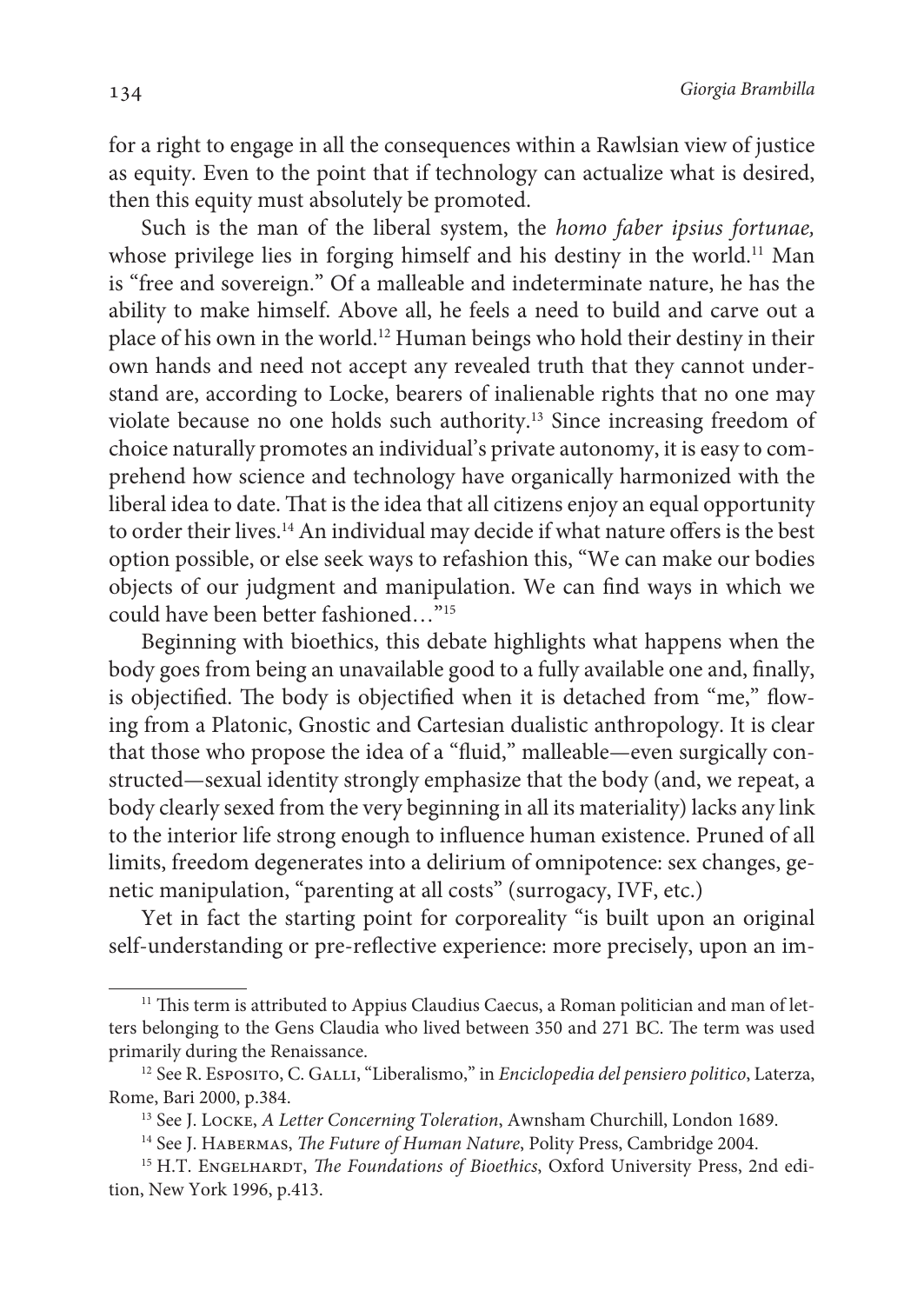for a right to engage in all the consequences within a Rawlsian view of justice as equity. Even to the point that if technology can actualize what is desired, then this equity must absolutely be promoted.

Such is the man of the liberal system, the *homo faber ipsius fortunae,* whose privilege lies in forging himself and his destiny in the world.[11] Man is "free and sovereign." Of a malleable and indeterminate nature, he has the ability to make himself. Above all, he feels a need to build and carve out a place of his own in the world.[12] Human beings who hold their destiny in their own hands and need not accept any revealed truth that they cannot understand are, according to Locke, bearers of inalienable rights that no one may violate because no one holds such authority.[13] Since increasing freedom of choice naturally promotes an individual's private autonomy, it is easy to comprehend how science and technology have organically harmonized with the liberal idea to date. That is the idea that all citizens enjoy an equal opportunity to order their lives.[14] An individual may decide if what nature offers is the best option possible, or else seek ways to refashion this, "We can make our bodies objects of our judgment and manipulation. We can find ways in which we could have been better fashioned…"[15]

Beginning with bioethics, this debate highlights what happens when the body goes from being an unavailable good to a fully available one and, finally, is objectified. The body is objectified when it is detached from "me," flowing from a Platonic, Gnostic and Cartesian dualistic anthropology. It is clear that those who propose the idea of a "fluid," malleable—even surgically constructed—sexual identity strongly emphasize that the body (and, we repeat, a body clearly sexed from the very beginning in all its materiality) lacks any link to the interior life strong enough to influence human existence. Pruned of all limits, freedom degenerates into a delirium of omnipotence: sex changes, genetic manipulation, "parenting at all costs" (surrogacy, IVF, etc.)

Yet in fact the starting point for corporeality "is built upon an original self-understanding or pre-reflective experience: more precisely, upon an im-

---

[11] This term is attributed to Appius Claudius Caecus, a Roman politician and man of letters belonging to the Gens Claudia who lived between 350 and 271 BC. The term was used primarily during the Renaissance.

[12] See R. Esposito, C. Galli, "Liberalismo," in *Enciclopedia del pensiero politico*, Laterza, Rome, Bari 2000, p.384.

[13] See J. Locke, *A Letter Concerning Toleration*, Awnsham Churchill, London 1689.

[14] See J. Habermas, *The Future of Human Nature*, Polity Press, Cambridge 2004.

[15] H.T. Engelhardt, *The Foundations of Bioethics*, Oxford University Press, 2nd edition, New York 1996, p.413.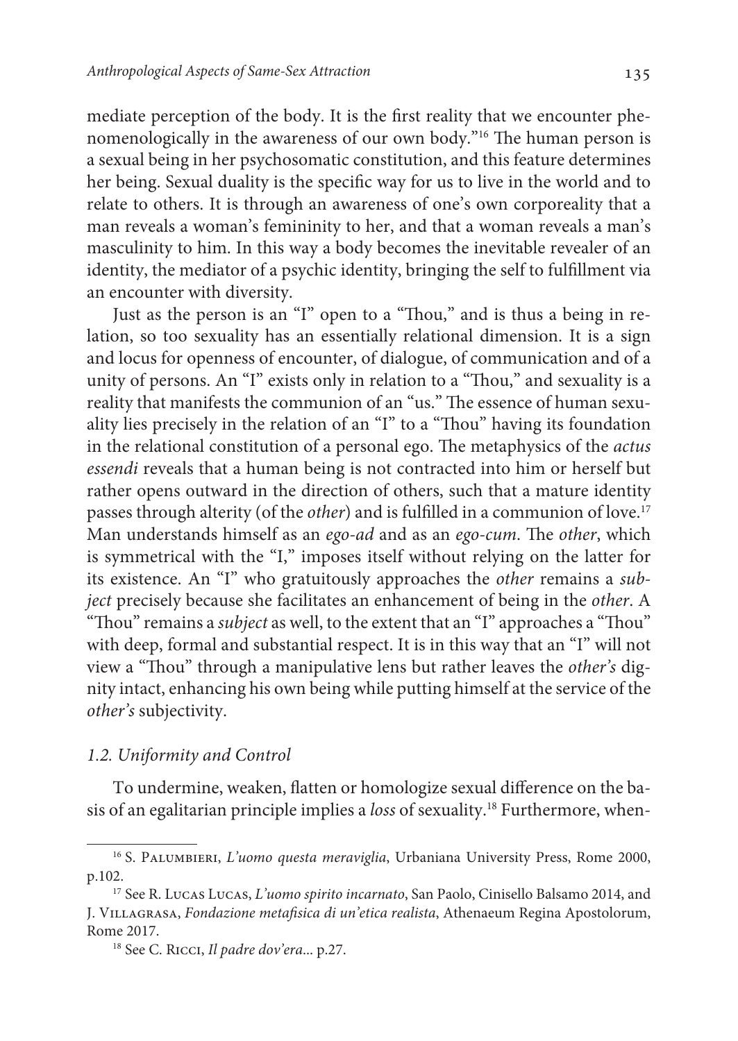mediate perception of the body. It is the first reality that we encounter phenomenologically in the awareness of our own body."[16] The human person is a sexual being in her psychosomatic constitution, and this feature determines her being. Sexual duality is the specific way for us to live in the world and to relate to others. It is through an awareness of one's own corporeality that a man reveals a woman's femininity to her, and that a woman reveals a man's masculinity to him. In this way a body becomes the inevitable revealer of an identity, the mediator of a psychic identity, bringing the self to fulfillment via an encounter with diversity.

Just as the person is an "I" open to a "Thou," and is thus a being in relation, so too sexuality has an essentially relational dimension. It is a sign and locus for openness of encounter, of dialogue, of communication and of a unity of persons. An "I" exists only in relation to a "Thou," and sexuality is a reality that manifests the communion of an "us." The essence of human sexuality lies precisely in the relation of an "I" to a "Thou" having its foundation in the relational constitution of a personal ego. The metaphysics of the *actus essendi* reveals that a human being is not contracted into him or herself but rather opens outward in the direction of others, such that a mature identity passes through alterity (of the *other*) and is fulfilled in a communion of love.[17] Man understands himself as an *ego-ad* and as an *ego-cum*. The *other*, which is symmetrical with the "I," imposes itself without relying on the latter for its existence. An "I" who gratuitously approaches the *other* remains a *subject* precisely because she facilitates an enhancement of being in the *other*. A "Thou" remains a *subject* as well, to the extent that an "I" approaches a "Thou" with deep, formal and substantial respect. It is in this way that an "I" will not view a "Thou" through a manipulative lens but rather leaves the *other's* dignity intact, enhancing his own being while putting himself at the service of the *other's* subjectivity.

### *1.2. Uniformity and Control*

To undermine, weaken, flatten or homologize sexual difference on the basis of an egalitarian principle implies a *loss* of sexuality.[18] Furthermore, when-

---

[16] S. Palumbieri, *L'uomo questa meraviglia*, Urbaniana University Press, Rome 2000, p.102.

[17] See R. Lucas Lucas, *L'uomo spirito incarnato*, San Paolo, Cinisello Balsamo 2014, and J. Villagrasa, *Fondazione metafisica di un'etica realista*, Athenaeum Regina Apostolorum, Rome 2017.

[18] See C. Ricci, *Il padre dov'era*... p.27.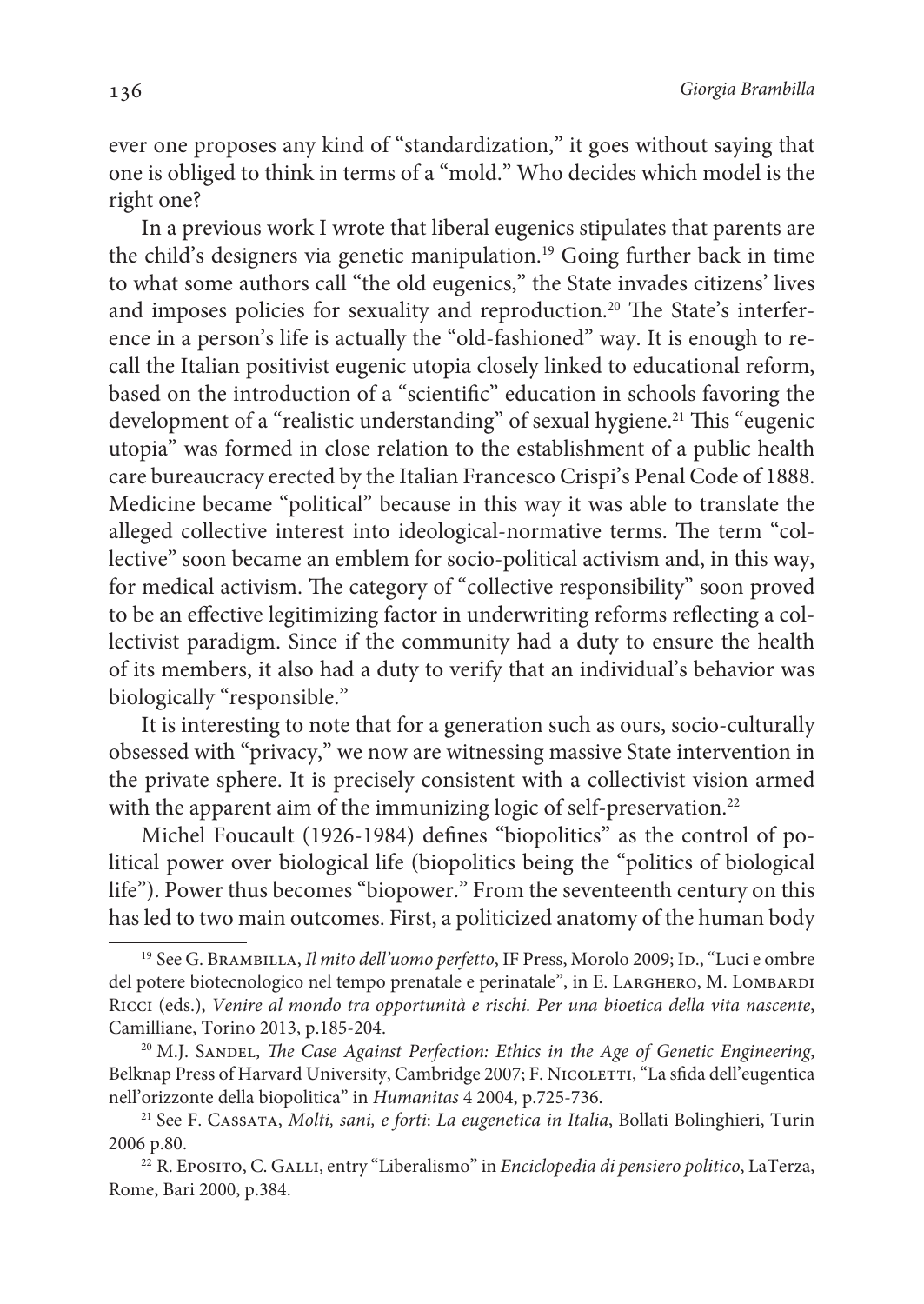ever one proposes any kind of "standardization," it goes without saying that one is obliged to think in terms of a "mold." Who decides which model is the right one?

In a previous work I wrote that liberal eugenics stipulates that parents are the child's designers via genetic manipulation.[19] Going further back in time to what some authors call "the old eugenics," the State invades citizens' lives and imposes policies for sexuality and reproduction.[20] The State's interference in a person's life is actually the "old-fashioned" way. It is enough to recall the Italian positivist eugenic utopia closely linked to educational reform, based on the introduction of a "scientific" education in schools favoring the development of a "realistic understanding" of sexual hygiene.[21] This "eugenic utopia" was formed in close relation to the establishment of a public health care bureaucracy erected by the Italian Francesco Crispi's Penal Code of 1888. Medicine became "political" because in this way it was able to translate the alleged collective interest into ideological-normative terms. The term "collective" soon became an emblem for socio-political activism and, in this way, for medical activism. The category of "collective responsibility" soon proved to be an effective legitimizing factor in underwriting reforms reflecting a collectivist paradigm. Since if the community had a duty to ensure the health of its members, it also had a duty to verify that an individual's behavior was biologically "responsible."

It is interesting to note that for a generation such as ours, socio-culturally obsessed with "privacy," we now are witnessing massive State intervention in the private sphere. It is precisely consistent with a collectivist vision armed with the apparent aim of the immunizing logic of self-preservation.[22]

Michel Foucault (1926-1984) defines "biopolitics" as the control of political power over biological life (biopolitics being the "politics of biological life"). Power thus becomes "biopower." From the seventeenth century on this has led to two main outcomes. First, a politicized anatomy of the human body

---

[19] See G. Brambilla, *Il mito dell'uomo perfetto*, IF Press, Morolo 2009; Id., "Luci e ombre del potere biotecnologico nel tempo prenatale e perinatale", in E. Larghero, M. Lombardi Ricci (eds.), *Venire al mondo tra opportunità e rischi. Per una bioetica della vita nascente*, Camilliane, Torino 2013, p.185-204.

[20] M.J. Sandel, *The Case Against Perfection: Ethics in the Age of Genetic Engineering*, Belknap Press of Harvard University, Cambridge 2007; F. Nicoletti, "La sfida dell'eugentica nell'orizzonte della biopolitica" in *Humanitas* 4 2004, p.725-736.

[21] See F. Cassata, *Molti, sani, e forti*: *La eugenetica in Italia*, Bollati Bolinghieri, Turin 2006 p.80.

[22] R. Eposito, C. Galli, entry "Liberalismo" in *Enciclopedia di pensiero politico*, LaTerza, Rome, Bari 2000, p.384.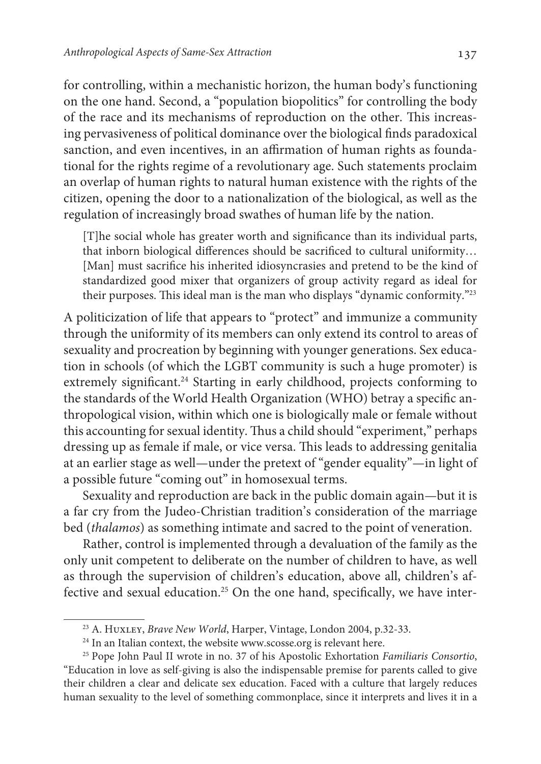for controlling, within a mechanistic horizon, the human body's functioning on the one hand. Second, a "population biopolitics" for controlling the body of the race and its mechanisms of reproduction on the other. This increasing pervasiveness of political dominance over the biological finds paradoxical sanction, and even incentives, in an affirmation of human rights as foundational for the rights regime of a revolutionary age. Such statements proclaim an overlap of human rights to natural human existence with the rights of the citizen, opening the door to a nationalization of the biological, as well as the regulation of increasingly broad swathes of human life by the nation.

> [T]he social whole has greater worth and significance than its individual parts, that inborn biological differences should be sacrificed to cultural uniformity… [Man] must sacrifice his inherited idiosyncrasies and pretend to be the kind of standardized good mixer that organizers of group activity regard as ideal for their purposes. This ideal man is the man who displays "dynamic conformity."[23]

A politicization of life that appears to "protect" and immunize a community through the uniformity of its members can only extend its control to areas of sexuality and procreation by beginning with younger generations. Sex education in schools (of which the LGBT community is such a huge promoter) is extremely significant.[24] Starting in early childhood, projects conforming to the standards of the World Health Organization (WHO) betray a specific anthropological vision, within which one is biologically male or female without this accounting for sexual identity. Thus a child should "experiment," perhaps dressing up as female if male, or vice versa. This leads to addressing genitalia at an earlier stage as well—under the pretext of "gender equality"—in light of a possible future "coming out" in homosexual terms.

Sexuality and reproduction are back in the public domain again—but it is a far cry from the Judeo-Christian tradition's consideration of the marriage bed (*thalamos*) as something intimate and sacred to the point of veneration.

Rather, control is implemented through a devaluation of the family as the only unit competent to deliberate on the number of children to have, as well as through the supervision of children's education, above all, children's affective and sexual education.[25] On the one hand, specifically, we have inter-

---

[23] A. Huxley, *Brave New World*, Harper, Vintage, London 2004, p.32-33.

[24] In an Italian context, the website www.scosse.org is relevant here.

[25] Pope John Paul II wrote in no. 37 of his Apostolic Exhortation *Familiaris Consortio*, "Education in love as self-giving is also the indispensable premise for parents called to give their children a clear and delicate sex education. Faced with a culture that largely reduces human sexuality to the level of something commonplace, since it interprets and lives it in a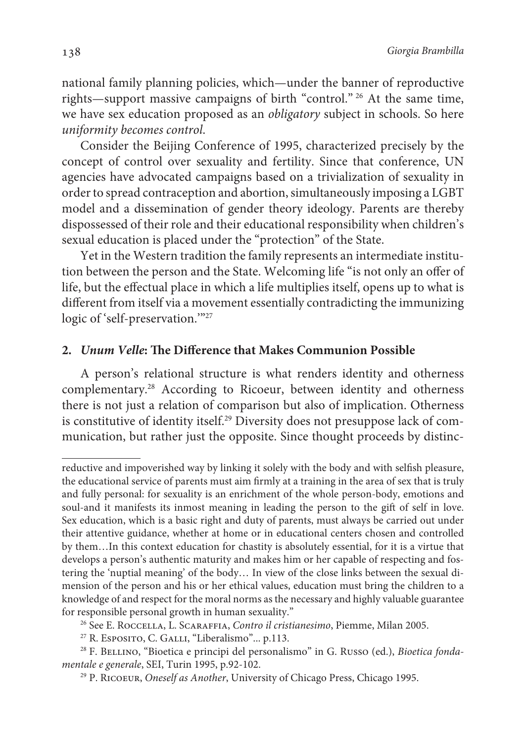national family planning policies, which—under the banner of reproductive rights—support massive campaigns of birth "control." [26] At the same time, we have sex education proposed as an *obligatory* subject in schools. So here *uniformity becomes control*.

Consider the Beijing Conference of 1995, characterized precisely by the concept of control over sexuality and fertility. Since that conference, UN agencies have advocated campaigns based on a trivialization of sexuality in order to spread contraception and abortion, simultaneously imposing a LGBT model and a dissemination of gender theory ideology. Parents are thereby dispossessed of their role and their educational responsibility when children's sexual education is placed under the "protection" of the State.

Yet in the Western tradition the family represents an intermediate institution between the person and the State. Welcoming life "is not only an offer of life, but the effectual place in which a life multiplies itself, opens up to what is different from itself via a movement essentially contradicting the immunizing logic of 'self-preservation.'"[27]

## 2. *Unum Velle*: The Difference that Makes Communion Possible

A person's relational structure is what renders identity and otherness complementary.[28] According to Ricoeur, between identity and otherness there is not just a relation of comparison but also of implication. Otherness is constitutive of identity itself.[29] Diversity does not presuppose lack of communication, but rather just the opposite. Since thought proceeds by distinc-

---

reductive and impoverished way by linking it solely with the body and with selfish pleasure, the educational service of parents must aim firmly at a training in the area of sex that is truly and fully personal: for sexuality is an enrichment of the whole person-body, emotions and soul-and it manifests its inmost meaning in leading the person to the gift of self in love. Sex education, which is a basic right and duty of parents, must always be carried out under their attentive guidance, whether at home or in educational centers chosen and controlled by them…In this context education for chastity is absolutely essential, for it is a virtue that develops a person's authentic maturity and makes him or her capable of respecting and fostering the 'nuptial meaning' of the body… In view of the close links between the sexual dimension of the person and his or her ethical values, education must bring the children to a knowledge of and respect for the moral norms as the necessary and highly valuable guarantee for responsible personal growth in human sexuality."

[26] See E. Roccella, L. Scaraffia, *Contro il cristianesimo*, Piemme, Milan 2005.

[27] R. Esposito, C. Galli, "Liberalismo"... p.113.

[28] F. Bellino, "Bioetica e principi del personalismo" in G. Russo (ed.), *Bioetica fondamentale e generale*, SEI, Turin 1995, p.92-102.

[29] P. Ricoeur, *Oneself as Another*, University of Chicago Press, Chicago 1995.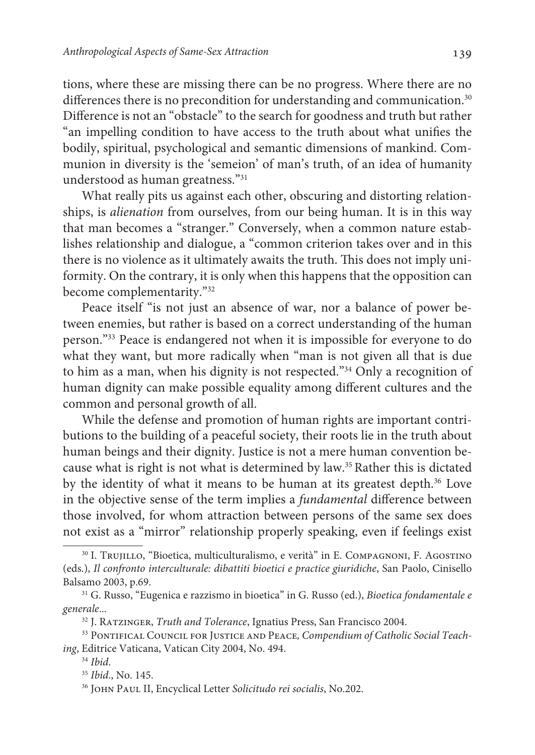tions, where these are missing there can be no progress. Where there are no differences there is no precondition for understanding and communication.[30] Difference is not an "obstacle" to the search for goodness and truth but rather "an impelling condition to have access to the truth about what unifies the bodily, spiritual, psychological and semantic dimensions of mankind. Communion in diversity is the 'semeion' of man's truth, of an idea of humanity understood as human greatness."[31]

What really pits us against each other, obscuring and distorting relationships, is *alienation* from ourselves, from our being human. It is in this way that man becomes a "stranger." Conversely, when a common nature establishes relationship and dialogue, a "common criterion takes over and in this there is no violence as it ultimately awaits the truth. This does not imply uniformity. On the contrary, it is only when this happens that the opposition can become complementarity."[32]

Peace itself "is not just an absence of war, nor a balance of power between enemies, but rather is based on a correct understanding of the human person."[33] Peace is endangered not when it is impossible for everyone to do what they want, but more radically when "man is not given all that is due to him as a man, when his dignity is not respected."[34] Only a recognition of human dignity can make possible equality among different cultures and the common and personal growth of all.

While the defense and promotion of human rights are important contributions to the building of a peaceful society, their roots lie in the truth about human beings and their dignity. Justice is not a mere human convention because what is right is not what is determined by law.[35] Rather this is dictated by the identity of what it means to be human at its greatest depth.[36] Love in the objective sense of the term implies a *fundamental* difference between those involved, for whom attraction between persons of the same sex does not exist as a "mirror" relationship properly speaking, even if feelings exist

---

[30] I. Trujillo, "Bioetica, multiculturalismo, e verità" in E. Compagnoni, F. Agostino (eds.), *Il confronto interculturale: dibattiti bioetici e practice giuridiche*, San Paolo, Cinisello Balsamo 2003, p.69.

[31] G. Russo, "Eugenica e razzismo in bioetica" in G. Russo (ed.), *Bioetica fondamentale e generale*...

[32] J. Ratzinger, *Truth and Tolerance*, Ignatius Press, San Francisco 2004.

[33] Pontifical Council for Justice and Peace, *Compendium of Catholic Social Teaching*, Editrice Vaticana, Vatican City 2004, No. 494.

[34] *Ibid*.

[35] *Ibid*., No. 145.

[36] John Paul II, Encyclical Letter *Solicitudo rei socialis*, No.202.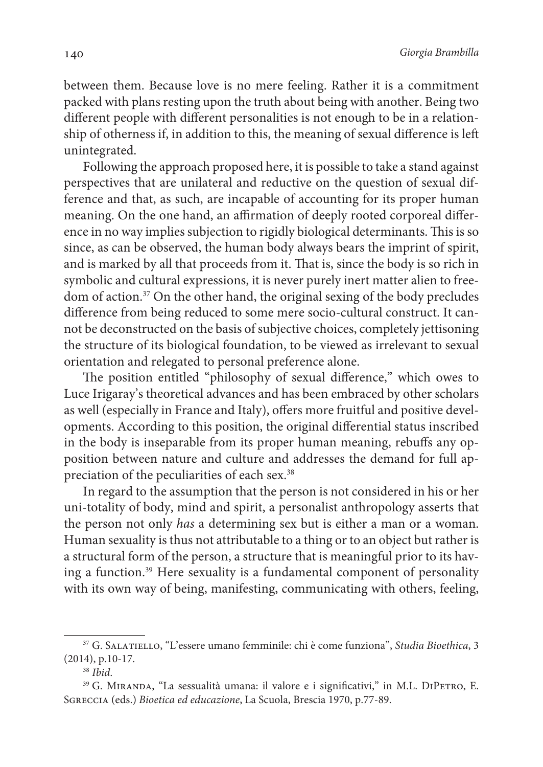between them. Because love is no mere feeling. Rather it is a commitment packed with plans resting upon the truth about being with another. Being two different people with different personalities is not enough to be in a relationship of otherness if, in addition to this, the meaning of sexual difference is left unintegrated.

Following the approach proposed here, it is possible to take a stand against perspectives that are unilateral and reductive on the question of sexual difference and that, as such, are incapable of accounting for its proper human meaning. On the one hand, an affirmation of deeply rooted corporeal difference in no way implies subjection to rigidly biological determinants. This is so since, as can be observed, the human body always bears the imprint of spirit, and is marked by all that proceeds from it. That is, since the body is so rich in symbolic and cultural expressions, it is never purely inert matter alien to freedom of action.[37] On the other hand, the original sexing of the body precludes difference from being reduced to some mere socio-cultural construct. It cannot be deconstructed on the basis of subjective choices, completely jettisoning the structure of its biological foundation, to be viewed as irrelevant to sexual orientation and relegated to personal preference alone.

The position entitled "philosophy of sexual difference," which owes to Luce Irigaray's theoretical advances and has been embraced by other scholars as well (especially in France and Italy), offers more fruitful and positive developments. According to this position, the original differential status inscribed in the body is inseparable from its proper human meaning, rebuffs any opposition between nature and culture and addresses the demand for full appreciation of the peculiarities of each sex.[38]

In regard to the assumption that the person is not considered in his or her uni-totality of body, mind and spirit, a personalist anthropology asserts that the person not only *has* a determining sex but is either a man or a woman. Human sexuality is thus not attributable to a thing or to an object but rather is a structural form of the person, a structure that is meaningful prior to its having a function.[39] Here sexuality is a fundamental component of personality with its own way of being, manifesting, communicating with others, feeling,

---

[37] G. Salatiello, "L'essere umano femminile: chi è come funziona", *Studia Bioethica*, 3 (2014), p.10-17.

[38] *Ibid*.

[39] G. Miranda, "La sessualità umana: il valore e i significativi," in M.L. DiPetro, E. Sgreccia (eds.) *Bioetica ed educazione*, La Scuola, Brescia 1970, p.77-89.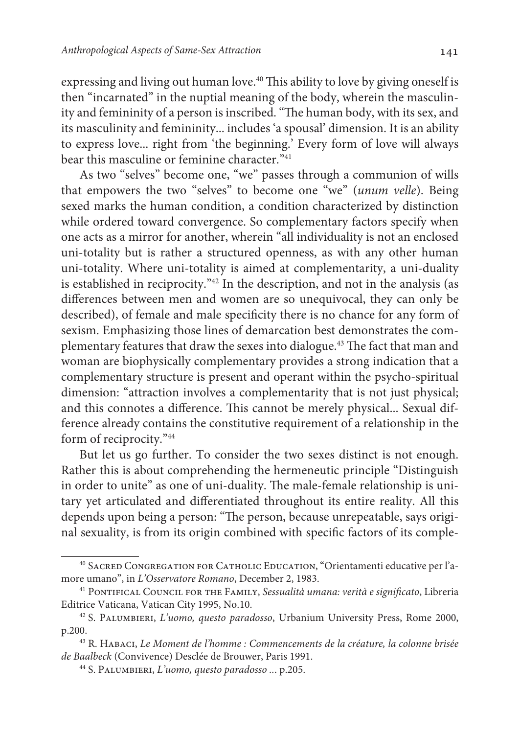expressing and living out human love.[40] This ability to love by giving oneself is then "incarnated" in the nuptial meaning of the body, wherein the masculinity and femininity of a person is inscribed. "The human body, with its sex, and its masculinity and femininity... includes 'a spousal' dimension. It is an ability to express love... right from 'the beginning.' Every form of love will always bear this masculine or feminine character."[41]

As two "selves" become one, "we" passes through a communion of wills that empowers the two "selves" to become one "we" (*unum velle*). Being sexed marks the human condition, a condition characterized by distinction while ordered toward convergence. So complementary factors specify when one acts as a mirror for another, wherein "all individuality is not an enclosed uni-totality but is rather a structured openness, as with any other human uni-totality. Where uni-totality is aimed at complementarity, a uni-duality is established in reciprocity."[42] In the description, and not in the analysis (as differences between men and women are so unequivocal, they can only be described), of female and male specificity there is no chance for any form of sexism. Emphasizing those lines of demarcation best demonstrates the complementary features that draw the sexes into dialogue.[43] The fact that man and woman are biophysically complementary provides a strong indication that a complementary structure is present and operant within the psycho-spiritual dimension: "attraction involves a complementarity that is not just physical; and this connotes a difference. This cannot be merely physical... Sexual difference already contains the constitutive requirement of a relationship in the form of reciprocity."[44]

But let us go further. To consider the two sexes distinct is not enough. Rather this is about comprehending the hermeneutic principle "Distinguish in order to unite" as one of uni-duality. The male-female relationship is unitary yet articulated and differentiated throughout its entire reality. All this depends upon being a person: "The person, because unrepeatable, says original sexuality, is from its origin combined with specific factors of its comple-

---

[40] Sacred Congregation for Catholic Education, "Orientamenti educative per l'amore umano", in *L'Osservatore Romano*, December 2, 1983.

[41] Pontifical Council for the Family, *Sessualità umana: verità e significato*, Libreria Editrice Vaticana, Vatican City 1995, No.10.

[42] S. Palumbieri, *L'uomo, questo paradosso*, Urbanium University Press, Rome 2000, p.200.

[43] R. Habaci, *Le Moment de l'homme : Commencements de la créature, la colonne brisée de Baalbeck* (Convivence) Desclée de Brouwer, Paris 1991.

[44] S. Palumbieri, *L'uomo, questo paradosso* ... p.205.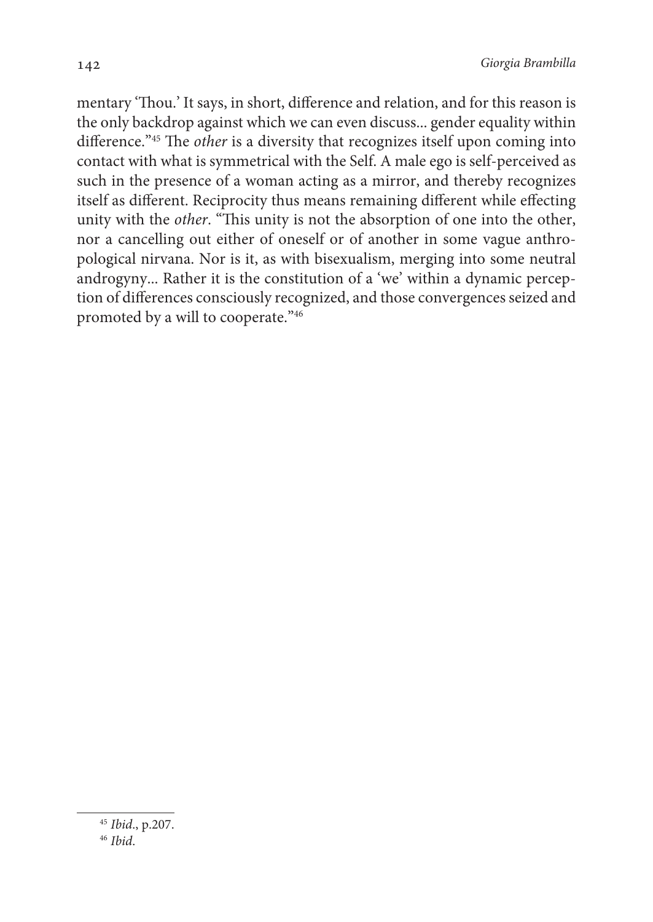mentary 'Thou.' It says, in short, difference and relation, and for this reason is the only backdrop against which we can even discuss... gender equality within difference."[45] The *other* is a diversity that recognizes itself upon coming into contact with what is symmetrical with the Self. A male ego is self-perceived as such in the presence of a woman acting as a mirror, and thereby recognizes itself as different. Reciprocity thus means remaining different while effecting unity with the *other*. "This unity is not the absorption of one into the other, nor a cancelling out either of oneself or of another in some vague anthropological nirvana. Nor is it, as with bisexualism, merging into some neutral androgyny... Rather it is the constitution of a 'we' within a dynamic perception of differences consciously recognized, and those convergences seized and promoted by a will to cooperate."[46]

---

[45] *Ibid*., p.207.

[46] *Ibid*.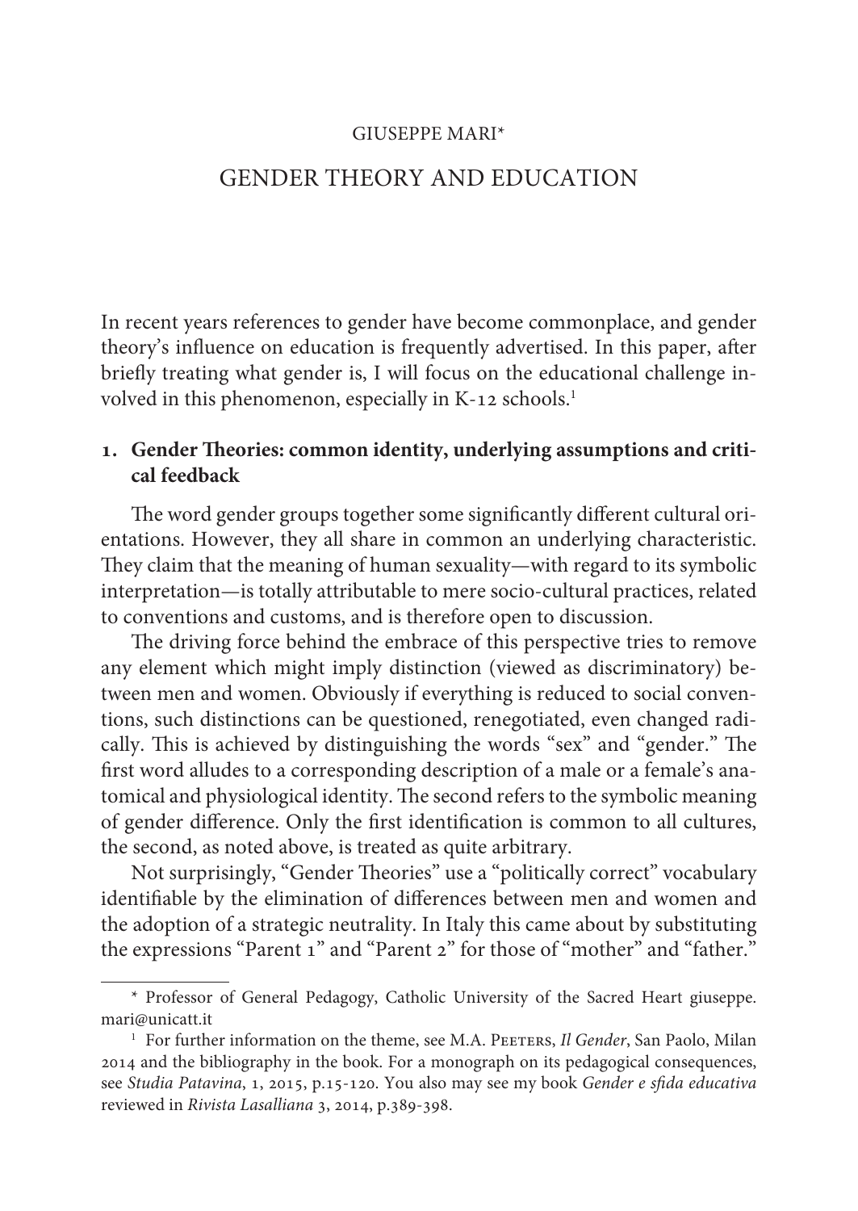GIUSEPPE MARI*

# GENDER THEORY AND EDUCATION

In recent years references to gender have become commonplace, and gender theory's influence on education is frequently advertised. In this paper, after briefly treating what gender is, I will focus on the educational challenge involved in this phenomenon, especially in K-12 schools.[1]

## 1. Gender Theories: common identity, underlying assumptions and critical feedback

The word gender groups together some significantly different cultural orientations. However, they all share in common an underlying characteristic. They claim that the meaning of human sexuality—with regard to its symbolic interpretation—is totally attributable to mere socio-cultural practices, related to conventions and customs, and is therefore open to discussion.

The driving force behind the embrace of this perspective tries to remove any element which might imply distinction (viewed as discriminatory) between men and women. Obviously if everything is reduced to social conventions, such distinctions can be questioned, renegotiated, even changed radically. This is achieved by distinguishing the words "sex" and "gender." The first word alludes to a corresponding description of a male or a female's anatomical and physiological identity. The second refers to the symbolic meaning of gender difference. Only the first identification is common to all cultures, the second, as noted above, is treated as quite arbitrary.

Not surprisingly, "Gender Theories" use a "politically correct" vocabulary identifiable by the elimination of differences between men and women and the adoption of a strategic neutrality. In Italy this came about by substituting the expressions "Parent 1" and "Parent 2" for those of "mother" and "father."

---

* Professor of General Pedagogy, Catholic University of the Sacred Heart giuseppe.mari@unicatt.it

[1] For further information on the theme, see M.A. Peeters, *Il Gender*, San Paolo, Milan 2014 and the bibliography in the book. For a monograph on its pedagogical consequences, see *Studia Patavina*, 1, 2015, p.15-120. You also may see my book *Gender e sfida educativa* reviewed in *Rivista Lasalliana* 3, 2014, p.389-398.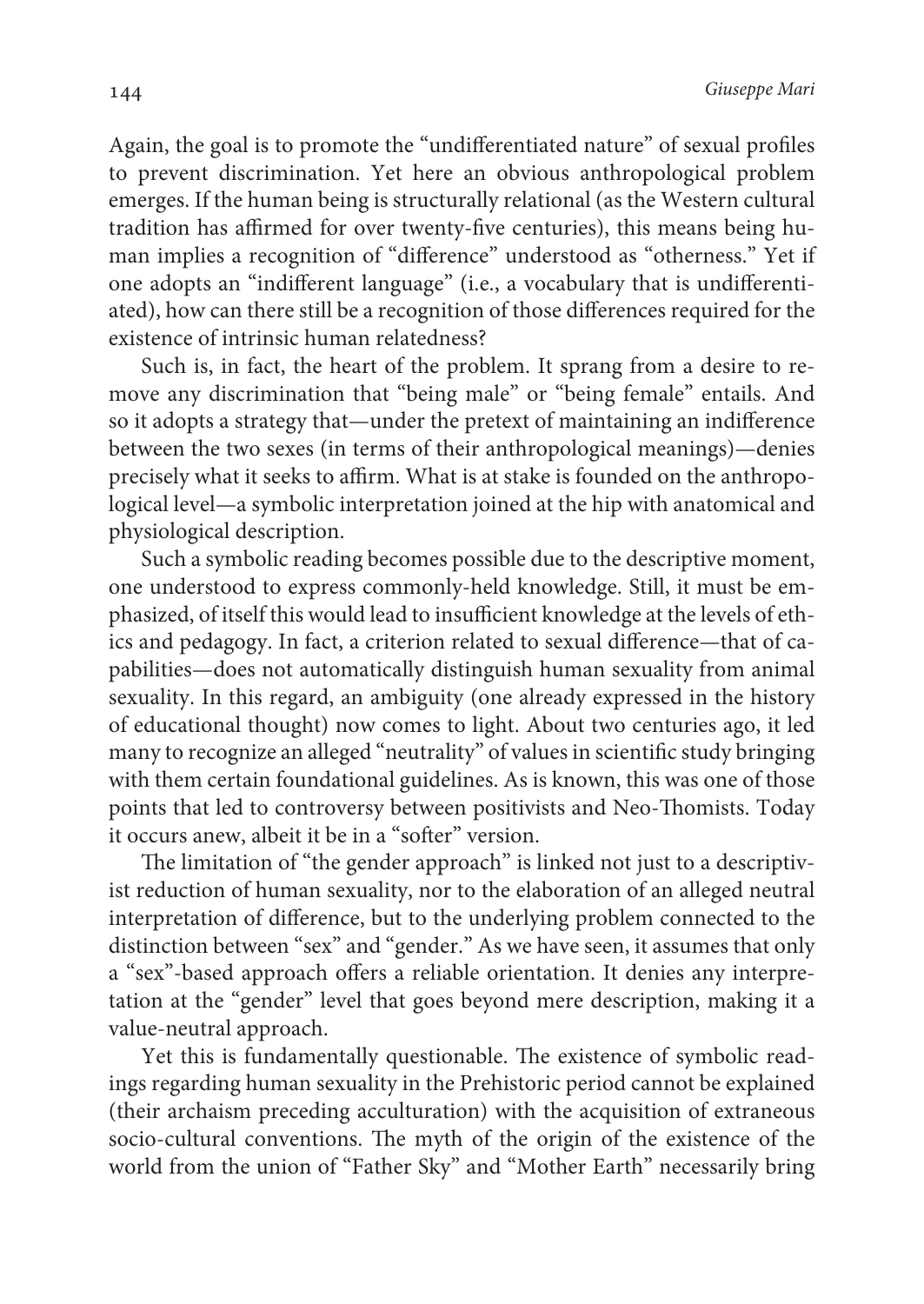Again, the goal is to promote the "undifferentiated nature" of sexual profiles to prevent discrimination. Yet here an obvious anthropological problem emerges. If the human being is structurally relational (as the Western cultural tradition has affirmed for over twenty-five centuries), this means being human implies a recognition of "difference" understood as "otherness." Yet if one adopts an "indifferent language" (i.e., a vocabulary that is undifferentiated), how can there still be a recognition of those differences required for the existence of intrinsic human relatedness?

Such is, in fact, the heart of the problem. It sprang from a desire to remove any discrimination that "being male" or "being female" entails. And so it adopts a strategy that—under the pretext of maintaining an indifference between the two sexes (in terms of their anthropological meanings)—denies precisely what it seeks to affirm. What is at stake is founded on the anthropological level—a symbolic interpretation joined at the hip with anatomical and physiological description.

Such a symbolic reading becomes possible due to the descriptive moment, one understood to express commonly-held knowledge. Still, it must be emphasized, of itself this would lead to insufficient knowledge at the levels of ethics and pedagogy. In fact, a criterion related to sexual difference—that of capabilities—does not automatically distinguish human sexuality from animal sexuality. In this regard, an ambiguity (one already expressed in the history of educational thought) now comes to light. About two centuries ago, it led many to recognize an alleged "neutrality" of values in scientific study bringing with them certain foundational guidelines. As is known, this was one of those points that led to controversy between positivists and Neo-Thomists. Today it occurs anew, albeit it be in a "softer" version.

The limitation of "the gender approach" is linked not just to a descriptivist reduction of human sexuality, nor to the elaboration of an alleged neutral interpretation of difference, but to the underlying problem connected to the distinction between "sex" and "gender." As we have seen, it assumes that only a "sex"-based approach offers a reliable orientation. It denies any interpretation at the "gender" level that goes beyond mere description, making it a value-neutral approach.

Yet this is fundamentally questionable. The existence of symbolic readings regarding human sexuality in the Prehistoric period cannot be explained (their archaism preceding acculturation) with the acquisition of extraneous socio-cultural conventions. The myth of the origin of the existence of the world from the union of "Father Sky" and "Mother Earth" necessarily bring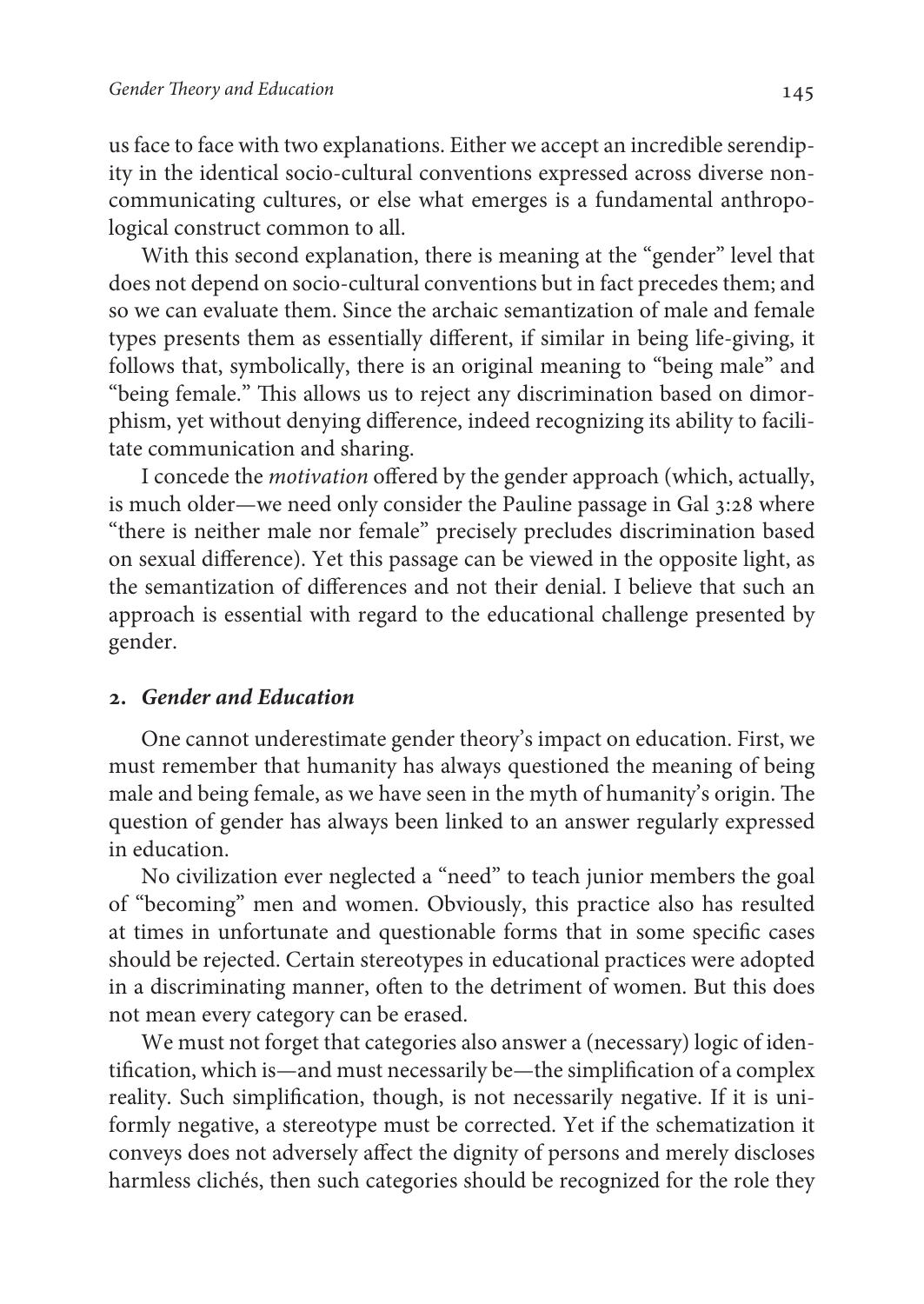us face to face with two explanations. Either we accept an incredible serendipity in the identical socio-cultural conventions expressed across diverse non-communicating cultures, or else what emerges is a fundamental anthropological construct common to all.

With this second explanation, there is meaning at the "gender" level that does not depend on socio-cultural conventions but in fact precedes them; and so we can evaluate them. Since the archaic semantization of male and female types presents them as essentially different, if similar in being life-giving, it follows that, symbolically, there is an original meaning to "being male" and "being female." This allows us to reject any discrimination based on dimorphism, yet without denying difference, indeed recognizing its ability to facilitate communication and sharing.

I concede the *motivation* offered by the gender approach (which, actually, is much older—we need only consider the Pauline passage in Gal 3:28 where "there is neither male nor female" precisely precludes discrimination based on sexual difference). Yet this passage can be viewed in the opposite light, as the semantization of differences and not their denial. I believe that such an approach is essential with regard to the educational challenge presented by gender.

## 2. *Gender and Education*

One cannot underestimate gender theory's impact on education. First, we must remember that humanity has always questioned the meaning of being male and being female, as we have seen in the myth of humanity's origin. The question of gender has always been linked to an answer regularly expressed in education.

No civilization ever neglected a "need" to teach junior members the goal of "becoming" men and women. Obviously, this practice also has resulted at times in unfortunate and questionable forms that in some specific cases should be rejected. Certain stereotypes in educational practices were adopted in a discriminating manner, often to the detriment of women. But this does not mean every category can be erased.

We must not forget that categories also answer a (necessary) logic of identification, which is—and must necessarily be—the simplification of a complex reality. Such simplification, though, is not necessarily negative. If it is uniformly negative, a stereotype must be corrected. Yet if the schematization it conveys does not adversely affect the dignity of persons and merely discloses harmless clichés, then such categories should be recognized for the role they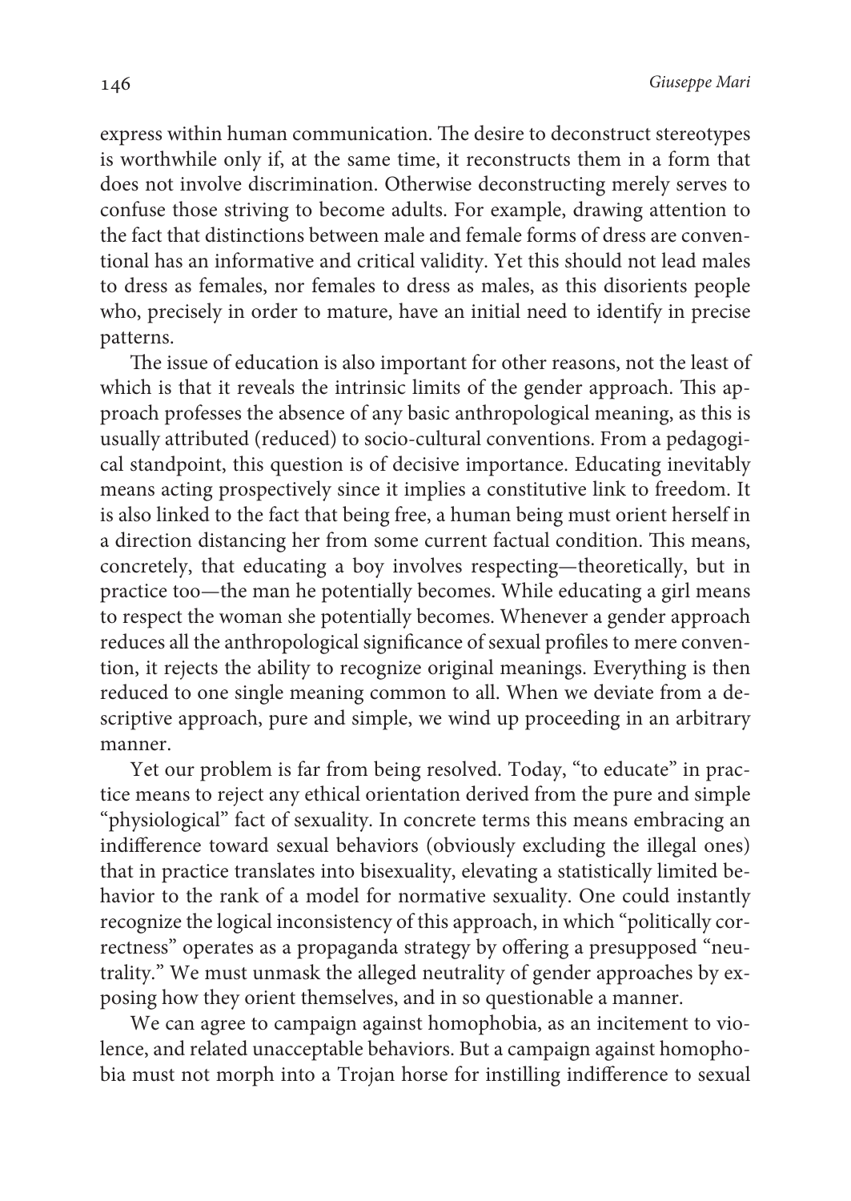express within human communication. The desire to deconstruct stereotypes is worthwhile only if, at the same time, it reconstructs them in a form that does not involve discrimination. Otherwise deconstructing merely serves to confuse those striving to become adults. For example, drawing attention to the fact that distinctions between male and female forms of dress are conventional has an informative and critical validity. Yet this should not lead males to dress as females, nor females to dress as males, as this disorients people who, precisely in order to mature, have an initial need to identify in precise patterns.

The issue of education is also important for other reasons, not the least of which is that it reveals the intrinsic limits of the gender approach. This approach professes the absence of any basic anthropological meaning, as this is usually attributed (reduced) to socio-cultural conventions. From a pedagogical standpoint, this question is of decisive importance. Educating inevitably means acting prospectively since it implies a constitutive link to freedom. It is also linked to the fact that being free, a human being must orient herself in a direction distancing her from some current factual condition. This means, concretely, that educating a boy involves respecting—theoretically, but in practice too—the man he potentially becomes. While educating a girl means to respect the woman she potentially becomes. Whenever a gender approach reduces all the anthropological significance of sexual profiles to mere convention, it rejects the ability to recognize original meanings. Everything is then reduced to one single meaning common to all. When we deviate from a descriptive approach, pure and simple, we wind up proceeding in an arbitrary manner.

Yet our problem is far from being resolved. Today, "to educate" in practice means to reject any ethical orientation derived from the pure and simple "physiological" fact of sexuality. In concrete terms this means embracing an indifference toward sexual behaviors (obviously excluding the illegal ones) that in practice translates into bisexuality, elevating a statistically limited behavior to the rank of a model for normative sexuality. One could instantly recognize the logical inconsistency of this approach, in which "politically correctness" operates as a propaganda strategy by offering a presupposed "neutrality." We must unmask the alleged neutrality of gender approaches by exposing how they orient themselves, and in so questionable a manner.

We can agree to campaign against homophobia, as an incitement to violence, and related unacceptable behaviors. But a campaign against homophobia must not morph into a Trojan horse for instilling indifference to sexual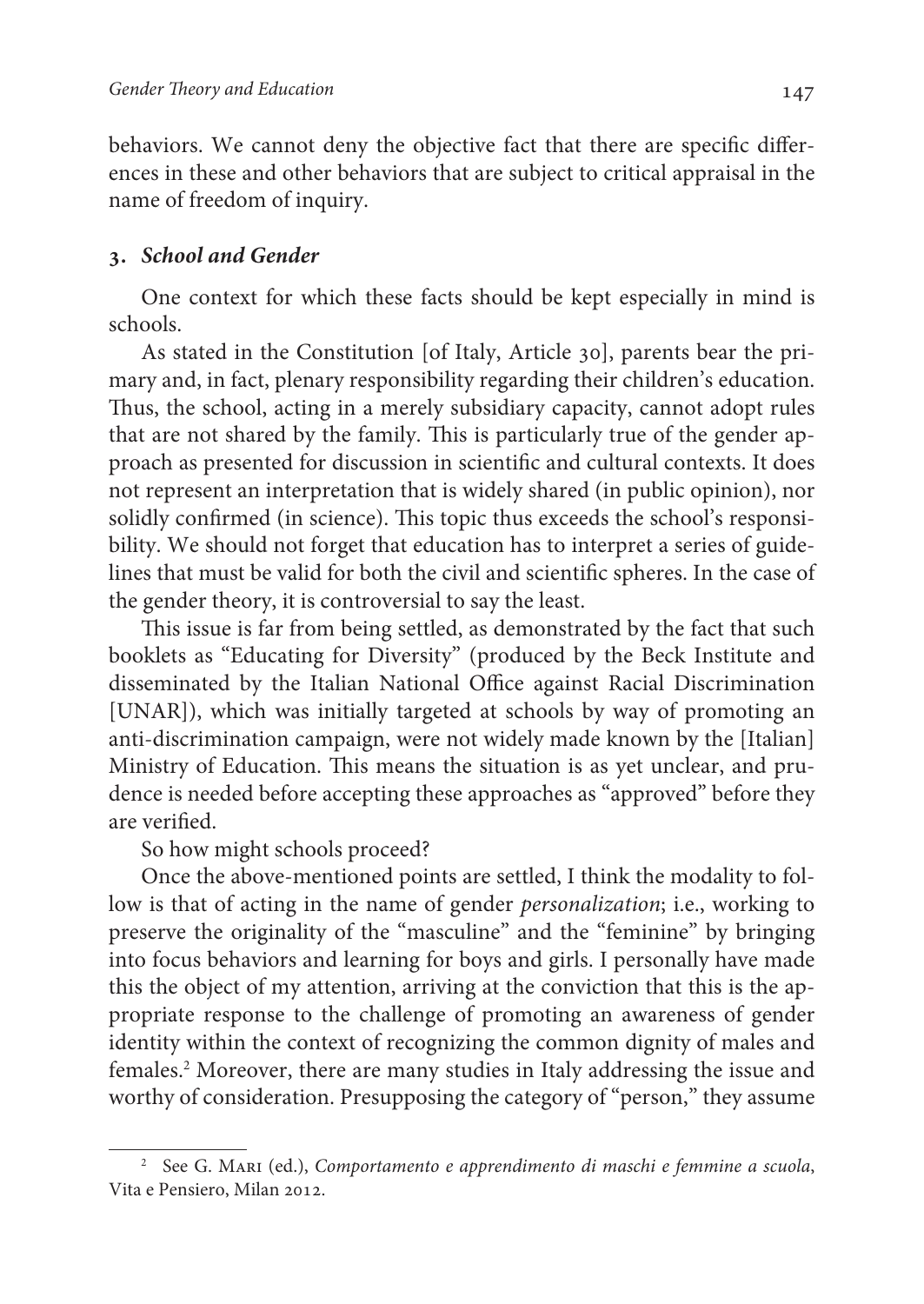behaviors. We cannot deny the objective fact that there are specific differences in these and other behaviors that are subject to critical appraisal in the name of freedom of inquiry.

## 3. *School and Gender*

One context for which these facts should be kept especially in mind is schools.

As stated in the Constitution [of Italy, Article 30], parents bear the primary and, in fact, plenary responsibility regarding their children's education. Thus, the school, acting in a merely subsidiary capacity, cannot adopt rules that are not shared by the family. This is particularly true of the gender approach as presented for discussion in scientific and cultural contexts. It does not represent an interpretation that is widely shared (in public opinion), nor solidly confirmed (in science). This topic thus exceeds the school's responsibility. We should not forget that education has to interpret a series of guidelines that must be valid for both the civil and scientific spheres. In the case of the gender theory, it is controversial to say the least.

This issue is far from being settled, as demonstrated by the fact that such booklets as "Educating for Diversity" (produced by the Beck Institute and disseminated by the Italian National Office against Racial Discrimination [UNAR]), which was initially targeted at schools by way of promoting an anti-discrimination campaign, were not widely made known by the [Italian] Ministry of Education. This means the situation is as yet unclear, and prudence is needed before accepting these approaches as "approved" before they are verified.

So how might schools proceed?

Once the above-mentioned points are settled, I think the modality to follow is that of acting in the name of gender *personalization*; i.e., working to preserve the originality of the "masculine" and the "feminine" by bringing into focus behaviors and learning for boys and girls. I personally have made this the object of my attention, arriving at the conviction that this is the appropriate response to the challenge of promoting an awareness of gender identity within the context of recognizing the common dignity of males and females.[2] Moreover, there are many studies in Italy addressing the issue and worthy of consideration. Presupposing the category of "person," they assume

[2] See G. Mari (ed.), *Comportamento e apprendimento di maschi e femmine a scuola*, Vita e Pensiero, Milan 2012.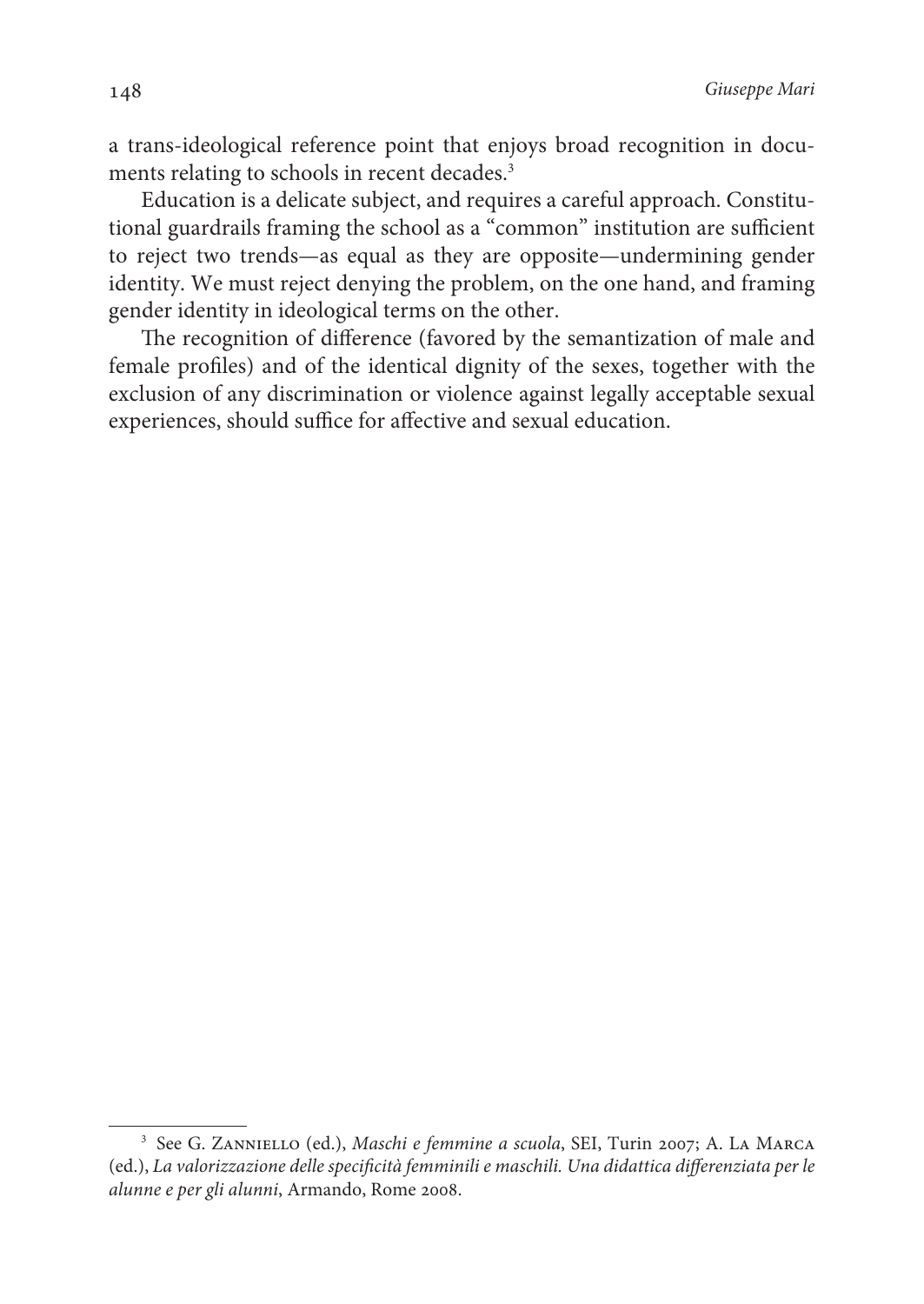a trans-ideological reference point that enjoys broad recognition in documents relating to schools in recent decades.[3]

Education is a delicate subject, and requires a careful approach. Constitutional guardrails framing the school as a "common" institution are sufficient to reject two trends—as equal as they are opposite—undermining gender identity. We must reject denying the problem, on the one hand, and framing gender identity in ideological terms on the other.

The recognition of difference (favored by the semantization of male and female profiles) and of the identical dignity of the sexes, together with the exclusion of any discrimination or violence against legally acceptable sexual experiences, should suffice for affective and sexual education.

---

[3] See G. Zanniello (ed.), *Maschi e femmine a scuola*, SEI, Turin 2007; A. La Marca (ed.), *La valorizzazione delle specificità femminili e maschili. Una didattica differenziata per le alunne e per gli alunni*, Armando, Rome 2008.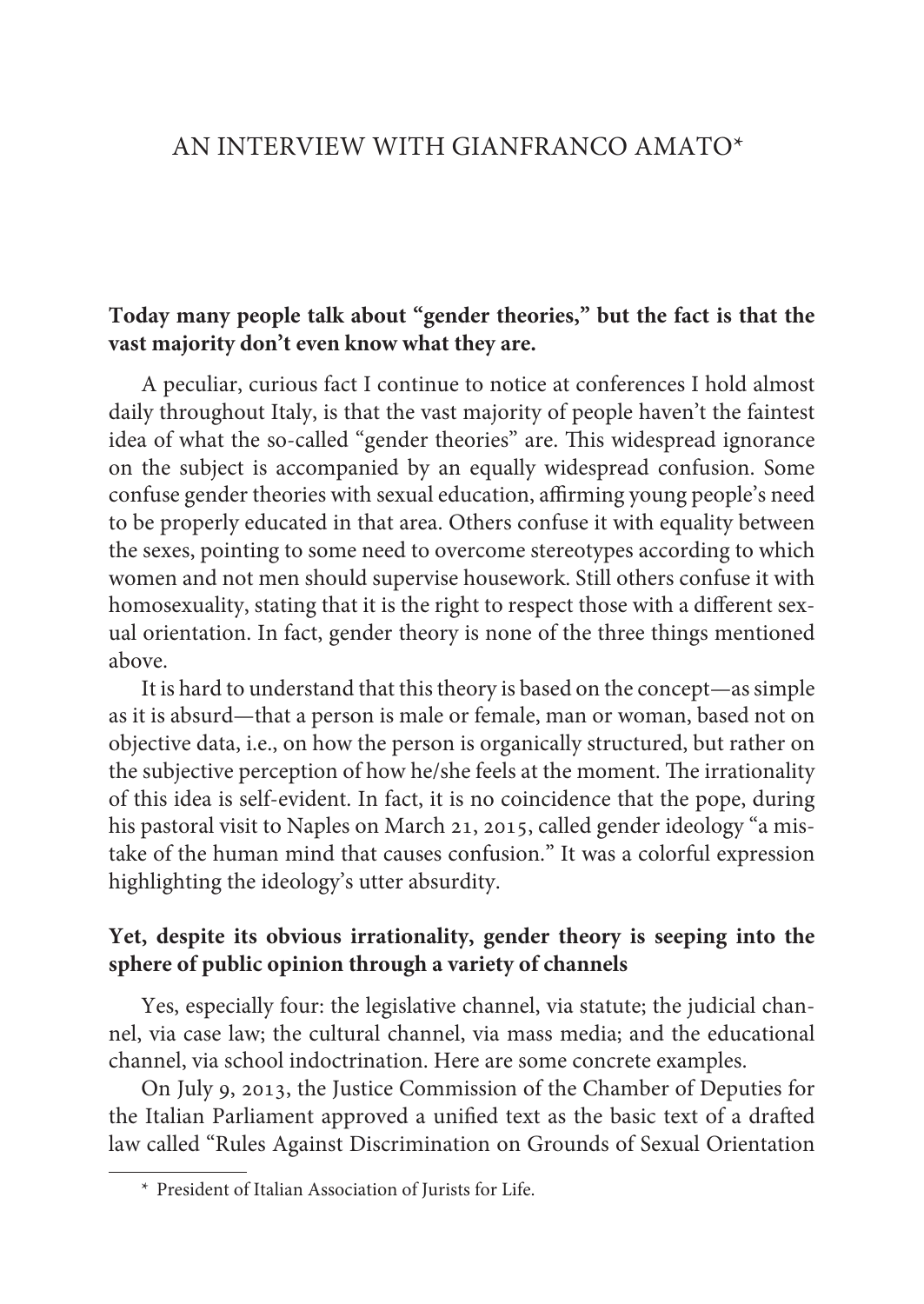# AN INTERVIEW WITH GIANFRANCO AMATO*

**Today many people talk about "gender theories," but the fact is that the vast majority don't even know what they are.**

A peculiar, curious fact I continue to notice at conferences I hold almost daily throughout Italy, is that the vast majority of people haven't the faintest idea of what the so-called "gender theories" are. This widespread ignorance on the subject is accompanied by an equally widespread confusion. Some confuse gender theories with sexual education, affirming young people's need to be properly educated in that area. Others confuse it with equality between the sexes, pointing to some need to overcome stereotypes according to which women and not men should supervise housework. Still others confuse it with homosexuality, stating that it is the right to respect those with a different sexual orientation. In fact, gender theory is none of the three things mentioned above.

It is hard to understand that this theory is based on the concept—as simple as it is absurd—that a person is male or female, man or woman, based not on objective data, i.e., on how the person is organically structured, but rather on the subjective perception of how he/she feels at the moment. The irrationality of this idea is self-evident. In fact, it is no coincidence that the pope, during his pastoral visit to Naples on March 21, 2015, called gender ideology "a mistake of the human mind that causes confusion." It was a colorful expression highlighting the ideology's utter absurdity.

**Yet, despite its obvious irrationality, gender theory is seeping into the sphere of public opinion through a variety of channels**

Yes, especially four: the legislative channel, via statute; the judicial channel, via case law; the cultural channel, via mass media; and the educational channel, via school indoctrination. Here are some concrete examples.

On July 9, 2013, the Justice Commission of the Chamber of Deputies for the Italian Parliament approved a unified text as the basic text of a drafted law called "Rules Against Discrimination on Grounds of Sexual Orientation

---

* President of Italian Association of Jurists for Life.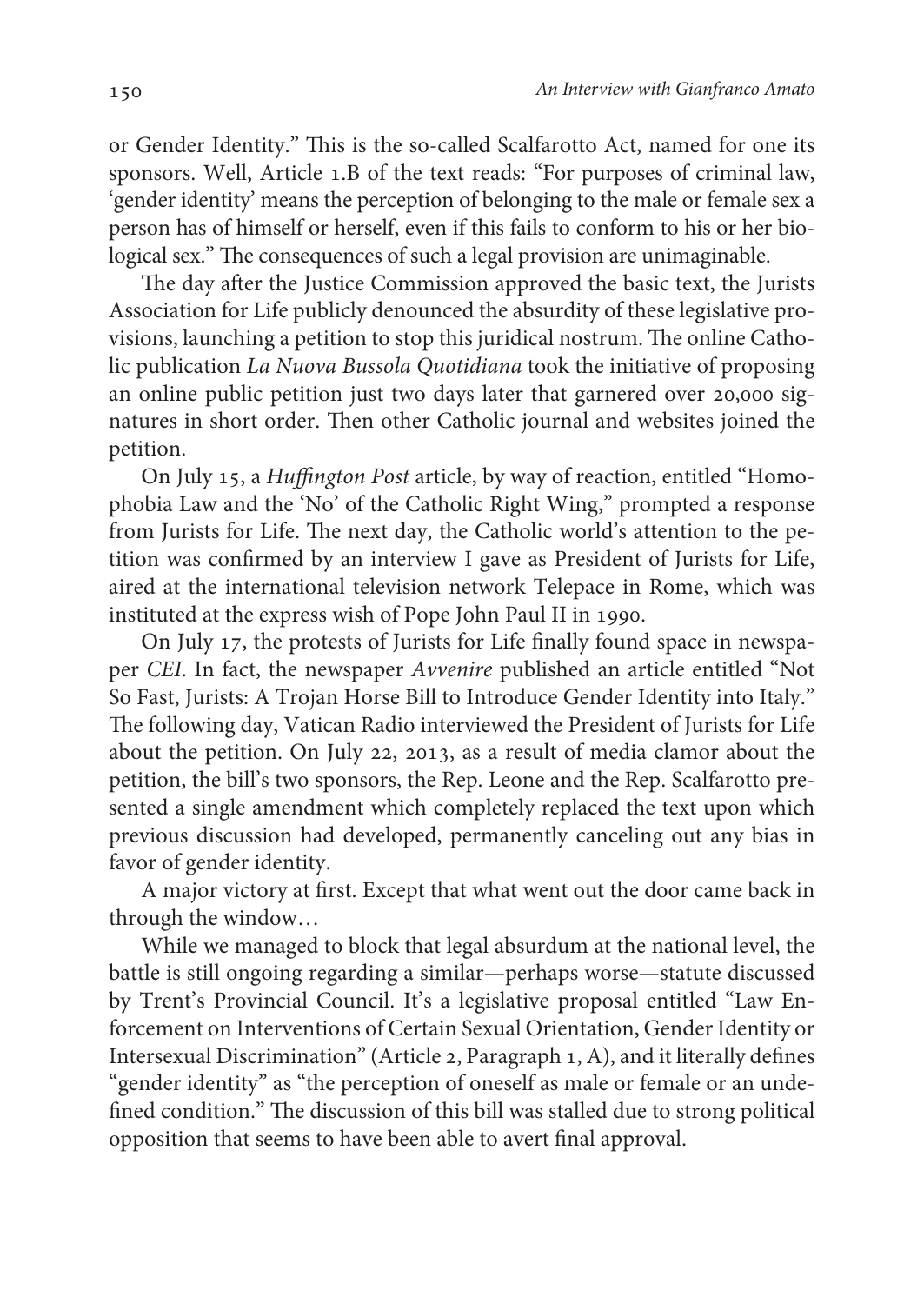or Gender Identity." This is the so-called Scalfarotto Act, named for one its sponsors. Well, Article 1.B of the text reads: "For purposes of criminal law, 'gender identity' means the perception of belonging to the male or female sex a person has of himself or herself, even if this fails to conform to his or her biological sex." The consequences of such a legal provision are unimaginable.

The day after the Justice Commission approved the basic text, the Jurists Association for Life publicly denounced the absurdity of these legislative provisions, launching a petition to stop this juridical nostrum. The online Catholic publication *La Nuova Bussola Quotidiana* took the initiative of proposing an online public petition just two days later that garnered over 20,000 signatures in short order. Then other Catholic journal and websites joined the petition.

On July 15, a *Huffington Post* article, by way of reaction, entitled "Homophobia Law and the 'No' of the Catholic Right Wing," prompted a response from Jurists for Life. The next day, the Catholic world's attention to the petition was confirmed by an interview I gave as President of Jurists for Life, aired at the international television network Telepace in Rome, which was instituted at the express wish of Pope John Paul II in 1990.

On July 17, the protests of Jurists for Life finally found space in newspaper *CEI*. In fact, the newspaper *Avvenire* published an article entitled "Not So Fast, Jurists: A Trojan Horse Bill to Introduce Gender Identity into Italy." The following day, Vatican Radio interviewed the President of Jurists for Life about the petition. On July 22, 2013, as a result of media clamor about the petition, the bill's two sponsors, the Rep. Leone and the Rep. Scalfarotto presented a single amendment which completely replaced the text upon which previous discussion had developed, permanently canceling out any bias in favor of gender identity.

A major victory at first. Except that what went out the door came back in through the window…

While we managed to block that legal absurdum at the national level, the battle is still ongoing regarding a similar—perhaps worse—statute discussed by Trent's Provincial Council. It's a legislative proposal entitled "Law Enforcement on Interventions of Certain Sexual Orientation, Gender Identity or Intersexual Discrimination" (Article 2, Paragraph 1, A), and it literally defines "gender identity" as "the perception of oneself as male or female or an undefined condition." The discussion of this bill was stalled due to strong political opposition that seems to have been able to avert final approval.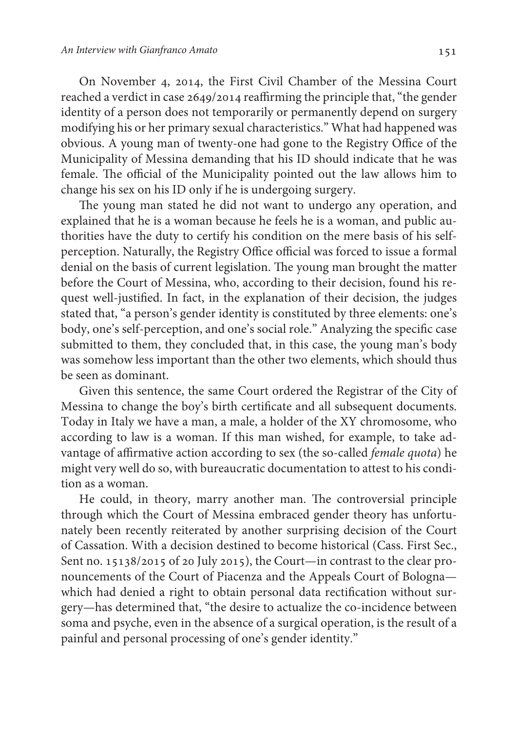On November 4, 2014, the First Civil Chamber of the Messina Court reached a verdict in case 2649/2014 reaffirming the principle that, "the gender identity of a person does not temporarily or permanently depend on surgery modifying his or her primary sexual characteristics." What had happened was obvious. A young man of twenty-one had gone to the Registry Office of the Municipality of Messina demanding that his ID should indicate that he was female. The official of the Municipality pointed out the law allows him to change his sex on his ID only if he is undergoing surgery.

The young man stated he did not want to undergo any operation, and explained that he is a woman because he feels he is a woman, and public authorities have the duty to certify his condition on the mere basis of his self-perception. Naturally, the Registry Office official was forced to issue a formal denial on the basis of current legislation. The young man brought the matter before the Court of Messina, who, according to their decision, found his request well-justified. In fact, in the explanation of their decision, the judges stated that, "a person's gender identity is constituted by three elements: one's body, one's self-perception, and one's social role." Analyzing the specific case submitted to them, they concluded that, in this case, the young man's body was somehow less important than the other two elements, which should thus be seen as dominant.

Given this sentence, the same Court ordered the Registrar of the City of Messina to change the boy's birth certificate and all subsequent documents. Today in Italy we have a man, a male, a holder of the XY chromosome, who according to law is a woman. If this man wished, for example, to take advantage of affirmative action according to sex (the so-called *female quota*) he might very well do so, with bureaucratic documentation to attest to his condition as a woman.

He could, in theory, marry another man. The controversial principle through which the Court of Messina embraced gender theory has unfortunately been recently reiterated by another surprising decision of the Court of Cassation. With a decision destined to become historical (Cass. First Sec., Sent no. 15138/2015 of 20 July 2015), the Court—in contrast to the clear pronouncements of the Court of Piacenza and the Appeals Court of Bologna—which had denied a right to obtain personal data rectification without surgery—has determined that, "the desire to actualize the co-incidence between soma and psyche, even in the absence of a surgical operation, is the result of a painful and personal processing of one's gender identity."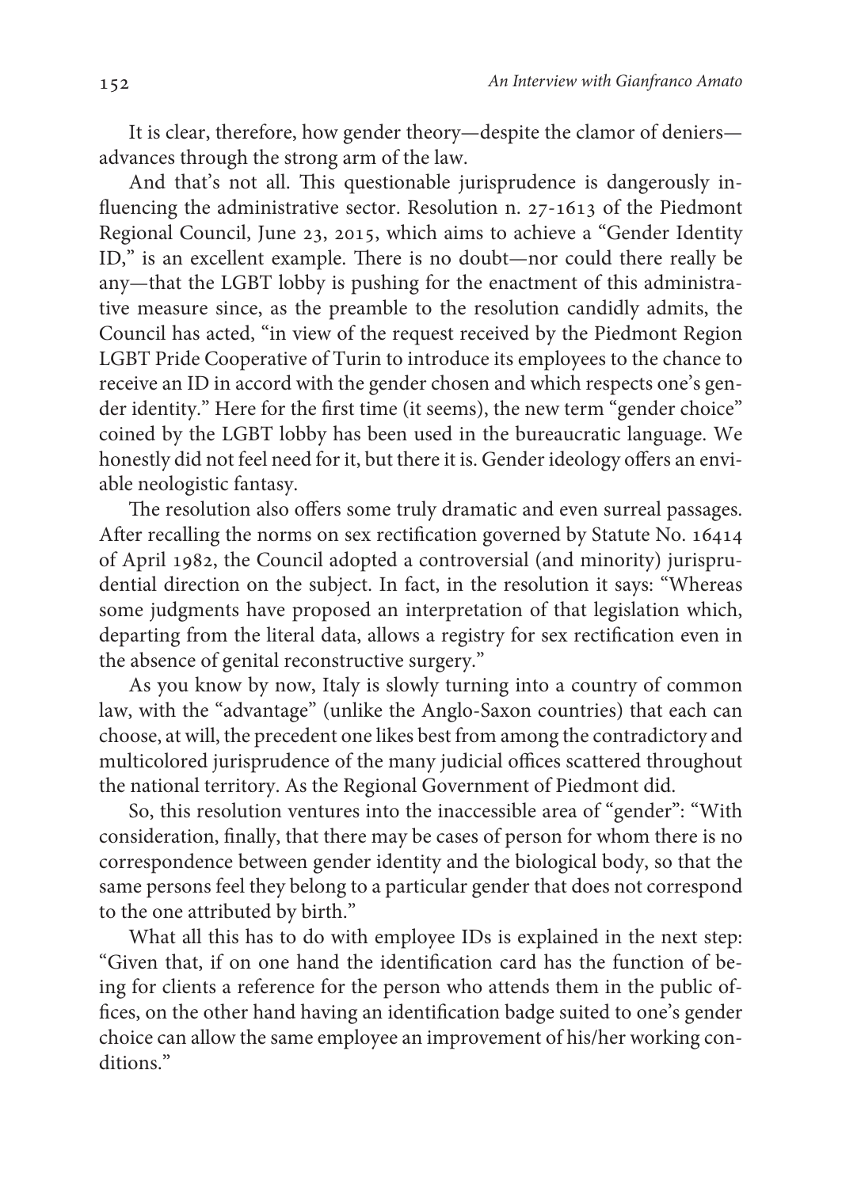It is clear, therefore, how gender theory—despite the clamor of deniers—advances through the strong arm of the law.

And that's not all. This questionable jurisprudence is dangerously influencing the administrative sector. Resolution n. 27-1613 of the Piedmont Regional Council, June 23, 2015, which aims to achieve a "Gender Identity ID," is an excellent example. There is no doubt—nor could there really be any—that the LGBT lobby is pushing for the enactment of this administrative measure since, as the preamble to the resolution candidly admits, the Council has acted, "in view of the request received by the Piedmont Region LGBT Pride Cooperative of Turin to introduce its employees to the chance to receive an ID in accord with the gender chosen and which respects one's gender identity." Here for the first time (it seems), the new term "gender choice" coined by the LGBT lobby has been used in the bureaucratic language. We honestly did not feel need for it, but there it is. Gender ideology offers an enviable neologistic fantasy.

The resolution also offers some truly dramatic and even surreal passages. After recalling the norms on sex rectification governed by Statute No. 16414 of April 1982, the Council adopted a controversial (and minority) jurisprudential direction on the subject. In fact, in the resolution it says: "Whereas some judgments have proposed an interpretation of that legislation which, departing from the literal data, allows a registry for sex rectification even in the absence of genital reconstructive surgery."

As you know by now, Italy is slowly turning into a country of common law, with the "advantage" (unlike the Anglo-Saxon countries) that each can choose, at will, the precedent one likes best from among the contradictory and multicolored jurisprudence of the many judicial offices scattered throughout the national territory. As the Regional Government of Piedmont did.

So, this resolution ventures into the inaccessible area of "gender": "With consideration, finally, that there may be cases of person for whom there is no correspondence between gender identity and the biological body, so that the same persons feel they belong to a particular gender that does not correspond to the one attributed by birth."

What all this has to do with employee IDs is explained in the next step: "Given that, if on one hand the identification card has the function of being for clients a reference for the person who attends them in the public offices, on the other hand having an identification badge suited to one's gender choice can allow the same employee an improvement of his/her working conditions."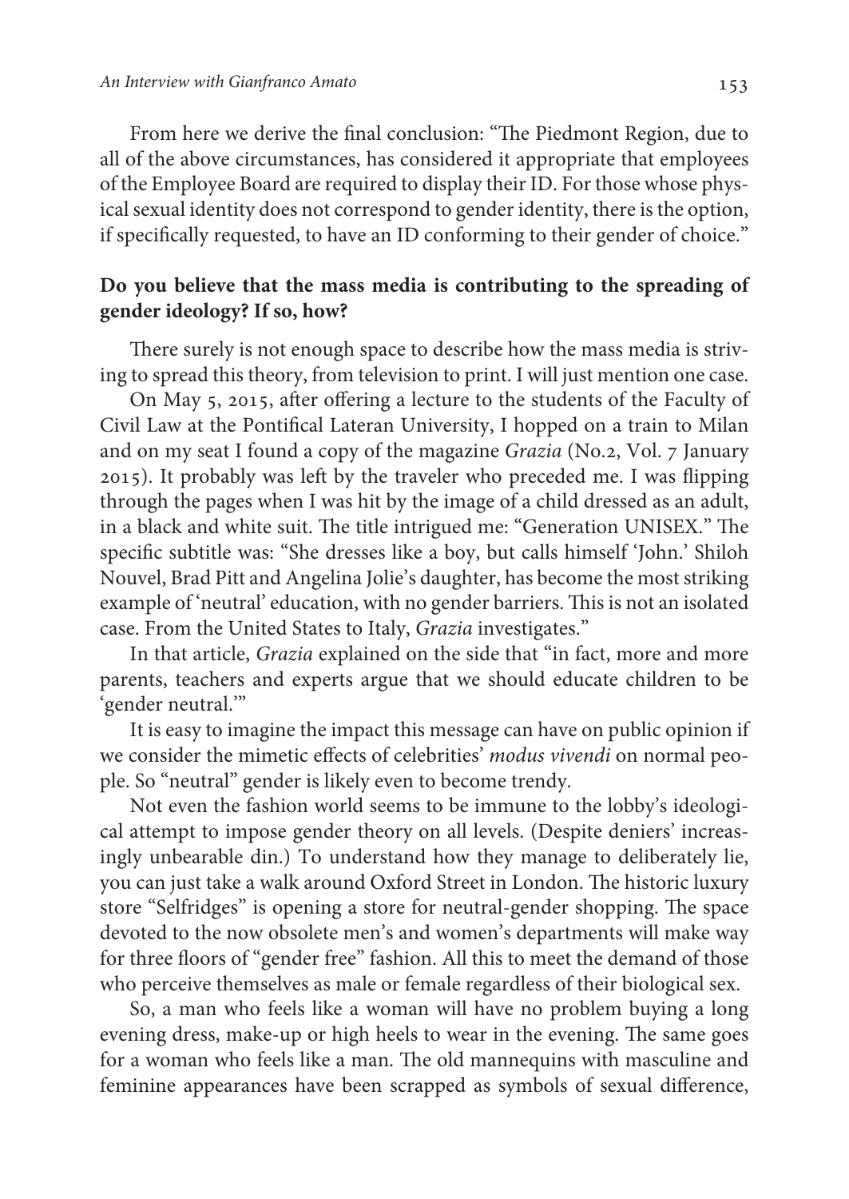From here we derive the final conclusion: "The Piedmont Region, due to all of the above circumstances, has considered it appropriate that employees of the Employee Board are required to display their ID. For those whose physical sexual identity does not correspond to gender identity, there is the option, if specifically requested, to have an ID conforming to their gender of choice."

**Do you believe that the mass media is contributing to the spreading of gender ideology? If so, how?**

There surely is not enough space to describe how the mass media is striving to spread this theory, from television to print. I will just mention one case.

On May 5, 2015, after offering a lecture to the students of the Faculty of Civil Law at the Pontifical Lateran University, I hopped on a train to Milan and on my seat I found a copy of the magazine *Grazia* (No.2, Vol. 7 January 2015). It probably was left by the traveler who preceded me. I was flipping through the pages when I was hit by the image of a child dressed as an adult, in a black and white suit. The title intrigued me: "Generation UNISEX." The specific subtitle was: "She dresses like a boy, but calls himself 'John.' Shiloh Nouvel, Brad Pitt and Angelina Jolie's daughter, has become the most striking example of 'neutral' education, with no gender barriers. This is not an isolated case. From the United States to Italy, *Grazia* investigates."

In that article, *Grazia* explained on the side that "in fact, more and more parents, teachers and experts argue that we should educate children to be 'gender neutral.'"

It is easy to imagine the impact this message can have on public opinion if we consider the mimetic effects of celebrities' *modus vivendi* on normal people. So "neutral" gender is likely even to become trendy.

Not even the fashion world seems to be immune to the lobby's ideological attempt to impose gender theory on all levels. (Despite deniers' increasingly unbearable din.) To understand how they manage to deliberately lie, you can just take a walk around Oxford Street in London. The historic luxury store "Selfridges" is opening a store for neutral-gender shopping. The space devoted to the now obsolete men's and women's departments will make way for three floors of "gender free" fashion. All this to meet the demand of those who perceive themselves as male or female regardless of their biological sex.

So, a man who feels like a woman will have no problem buying a long evening dress, make-up or high heels to wear in the evening. The same goes for a woman who feels like a man. The old mannequins with masculine and feminine appearances have been scrapped as symbols of sexual difference,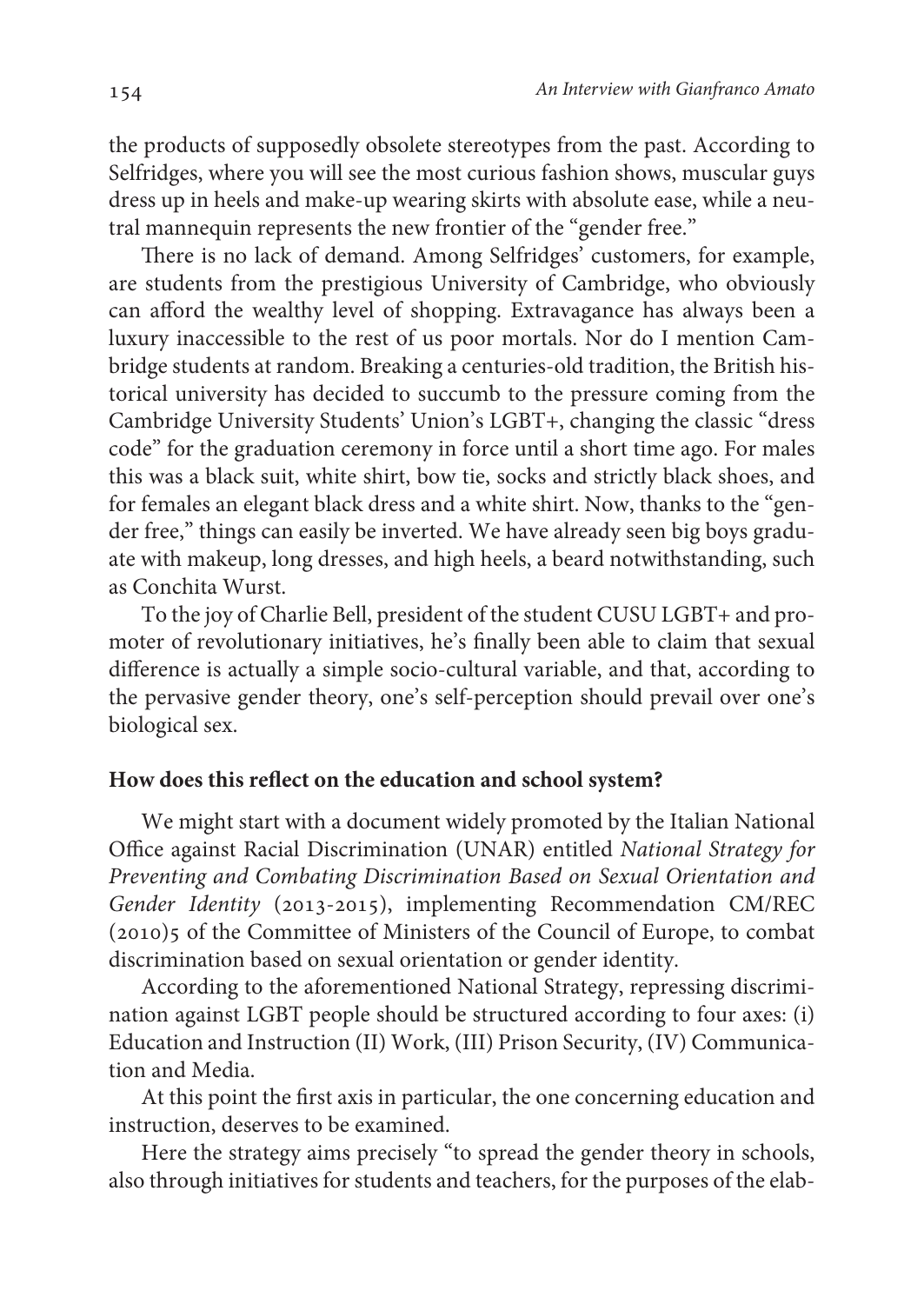the products of supposedly obsolete stereotypes from the past. According to Selfridges, where you will see the most curious fashion shows, muscular guys dress up in heels and make-up wearing skirts with absolute ease, while a neutral mannequin represents the new frontier of the "gender free."

There is no lack of demand. Among Selfridges' customers, for example, are students from the prestigious University of Cambridge, who obviously can afford the wealthy level of shopping. Extravagance has always been a luxury inaccessible to the rest of us poor mortals. Nor do I mention Cambridge students at random. Breaking a centuries-old tradition, the British historical university has decided to succumb to the pressure coming from the Cambridge University Students' Union's LGBT+, changing the classic "dress code" for the graduation ceremony in force until a short time ago. For males this was a black suit, white shirt, bow tie, socks and strictly black shoes, and for females an elegant black dress and a white shirt. Now, thanks to the "gender free," things can easily be inverted. We have already seen big boys graduate with makeup, long dresses, and high heels, a beard notwithstanding, such as Conchita Wurst.

To the joy of Charlie Bell, president of the student CUSU LGBT+ and promoter of revolutionary initiatives, he's finally been able to claim that sexual difference is actually a simple socio-cultural variable, and that, according to the pervasive gender theory, one's self-perception should prevail over one's biological sex.

**How does this reflect on the education and school system?**

We might start with a document widely promoted by the Italian National Office against Racial Discrimination (UNAR) entitled *National Strategy for Preventing and Combating Discrimination Based on Sexual Orientation and Gender Identity* (2013-2015), implementing Recommendation CM/REC (2010)5 of the Committee of Ministers of the Council of Europe, to combat discrimination based on sexual orientation or gender identity.

According to the aforementioned National Strategy, repressing discrimination against LGBT people should be structured according to four axes: (i) Education and Instruction (II) Work, (III) Prison Security, (IV) Communication and Media.

At this point the first axis in particular, the one concerning education and instruction, deserves to be examined.

Here the strategy aims precisely "to spread the gender theory in schools, also through initiatives for students and teachers, for the purposes of the elab-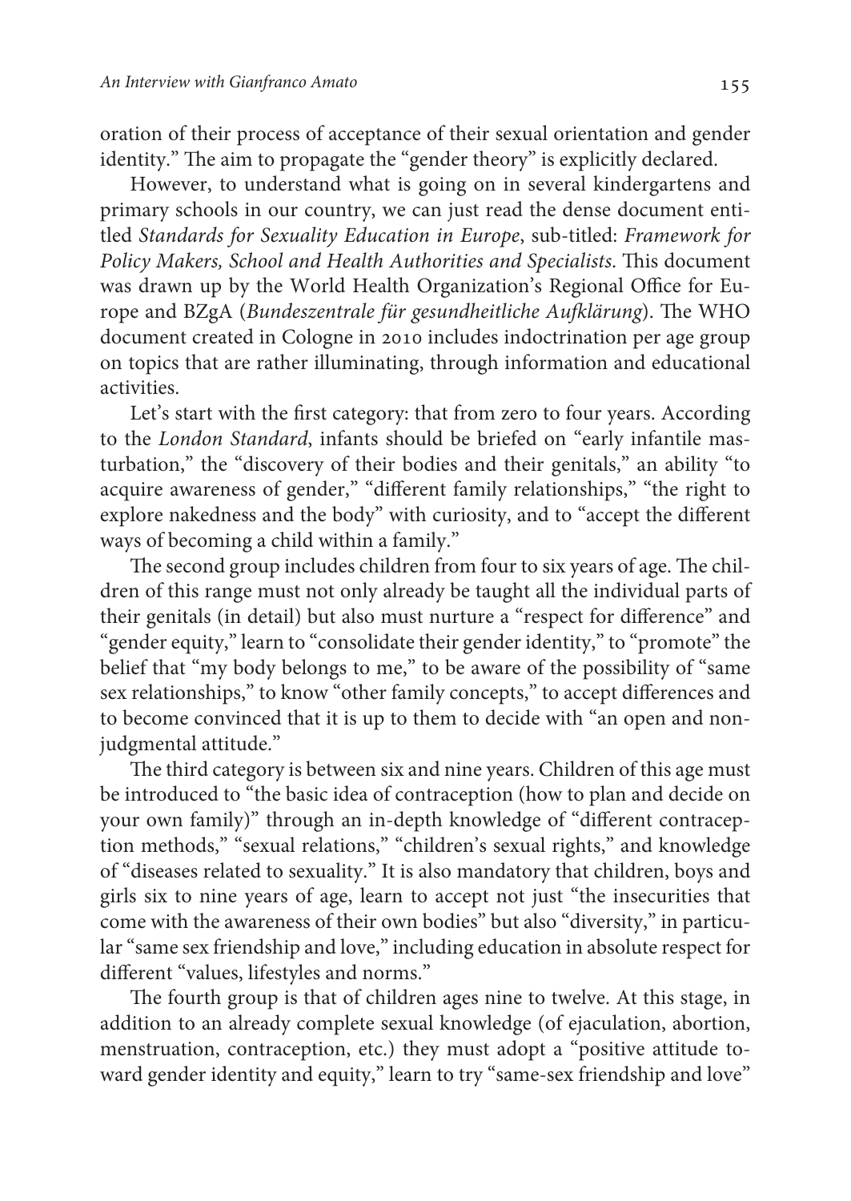oration of their process of acceptance of their sexual orientation and gender identity." The aim to propagate the "gender theory" is explicitly declared.

However, to understand what is going on in several kindergartens and primary schools in our country, we can just read the dense document entitled *Standards for Sexuality Education in Europe*, sub-titled: *Framework for Policy Makers, School and Health Authorities and Specialists*. This document was drawn up by the World Health Organization's Regional Office for Europe and BZgA (*Bundeszentrale für gesundheitliche Aufklärung*). The WHO document created in Cologne in 2010 includes indoctrination per age group on topics that are rather illuminating, through information and educational activities.

Let's start with the first category: that from zero to four years. According to the *London Standard*, infants should be briefed on "early infantile masturbation," the "discovery of their bodies and their genitals," an ability "to acquire awareness of gender," "different family relationships," "the right to explore nakedness and the body" with curiosity, and to "accept the different ways of becoming a child within a family."

The second group includes children from four to six years of age. The children of this range must not only already be taught all the individual parts of their genitals (in detail) but also must nurture a "respect for difference" and "gender equity," learn to "consolidate their gender identity," to "promote" the belief that "my body belongs to me," to be aware of the possibility of "same sex relationships," to know "other family concepts," to accept differences and to become convinced that it is up to them to decide with "an open and non-judgmental attitude."

The third category is between six and nine years. Children of this age must be introduced to "the basic idea of contraception (how to plan and decide on your own family)" through an in-depth knowledge of "different contraception methods," "sexual relations," "children's sexual rights," and knowledge of "diseases related to sexuality." It is also mandatory that children, boys and girls six to nine years of age, learn to accept not just "the insecurities that come with the awareness of their own bodies" but also "diversity," in particular "same sex friendship and love," including education in absolute respect for different "values, lifestyles and norms."

The fourth group is that of children ages nine to twelve. At this stage, in addition to an already complete sexual knowledge (of ejaculation, abortion, menstruation, contraception, etc.) they must adopt a "positive attitude toward gender identity and equity," learn to try "same-sex friendship and love"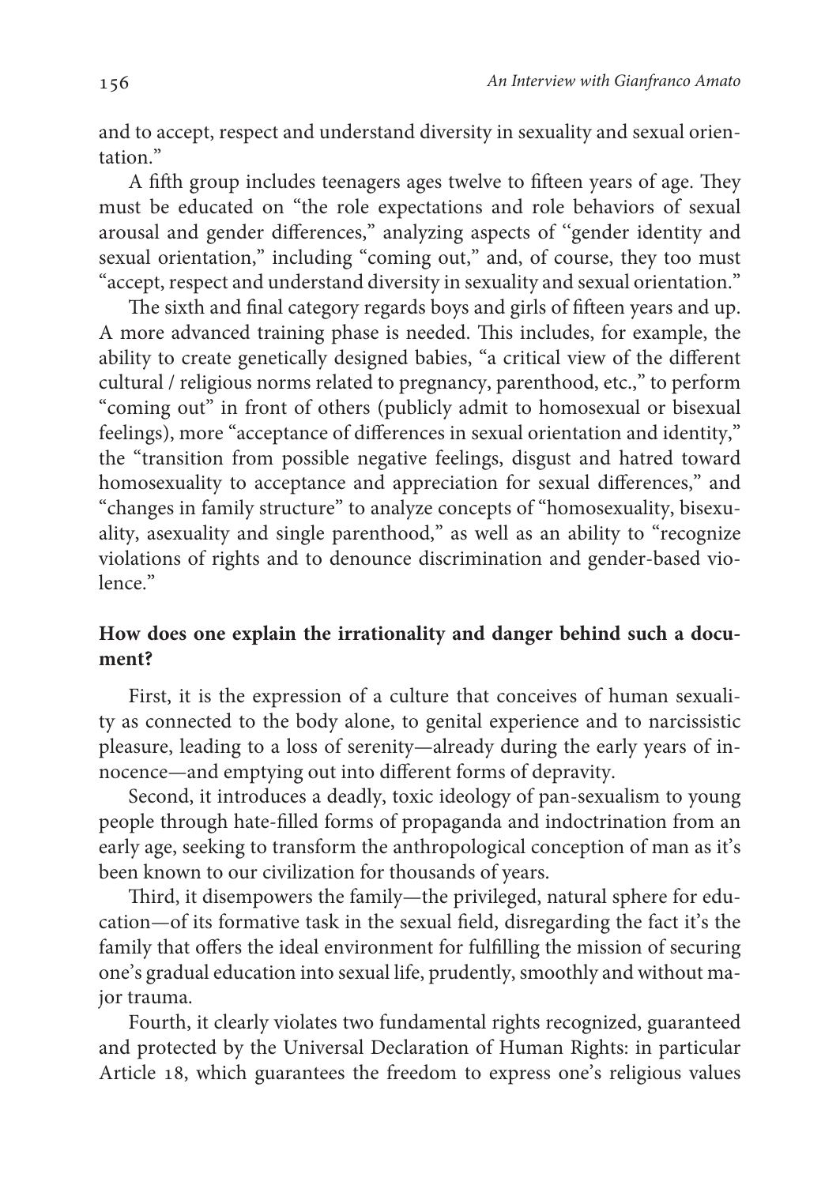and to accept, respect and understand diversity in sexuality and sexual orientation."

A fifth group includes teenagers ages twelve to fifteen years of age. They must be educated on "the role expectations and role behaviors of sexual arousal and gender differences," analyzing aspects of "gender identity and sexual orientation," including "coming out," and, of course, they too must "accept, respect and understand diversity in sexuality and sexual orientation."

The sixth and final category regards boys and girls of fifteen years and up. A more advanced training phase is needed. This includes, for example, the ability to create genetically designed babies, "a critical view of the different cultural / religious norms related to pregnancy, parenthood, etc.," to perform "coming out" in front of others (publicly admit to homosexual or bisexual feelings), more "acceptance of differences in sexual orientation and identity," the "transition from possible negative feelings, disgust and hatred toward homosexuality to acceptance and appreciation for sexual differences," and "changes in family structure" to analyze concepts of "homosexuality, bisexuality, asexuality and single parenthood," as well as an ability to "recognize violations of rights and to denounce discrimination and gender-based violence."

**How does one explain the irrationality and danger behind such a document?**

First, it is the expression of a culture that conceives of human sexuality as connected to the body alone, to genital experience and to narcissistic pleasure, leading to a loss of serenity—already during the early years of innocence—and emptying out into different forms of depravity.

Second, it introduces a deadly, toxic ideology of pan-sexualism to young people through hate-filled forms of propaganda and indoctrination from an early age, seeking to transform the anthropological conception of man as it's been known to our civilization for thousands of years.

Third, it disempowers the family—the privileged, natural sphere for education—of its formative task in the sexual field, disregarding the fact it's the family that offers the ideal environment for fulfilling the mission of securing one's gradual education into sexual life, prudently, smoothly and without major trauma.

Fourth, it clearly violates two fundamental rights recognized, guaranteed and protected by the Universal Declaration of Human Rights: in particular Article 18, which guarantees the freedom to express one's religious values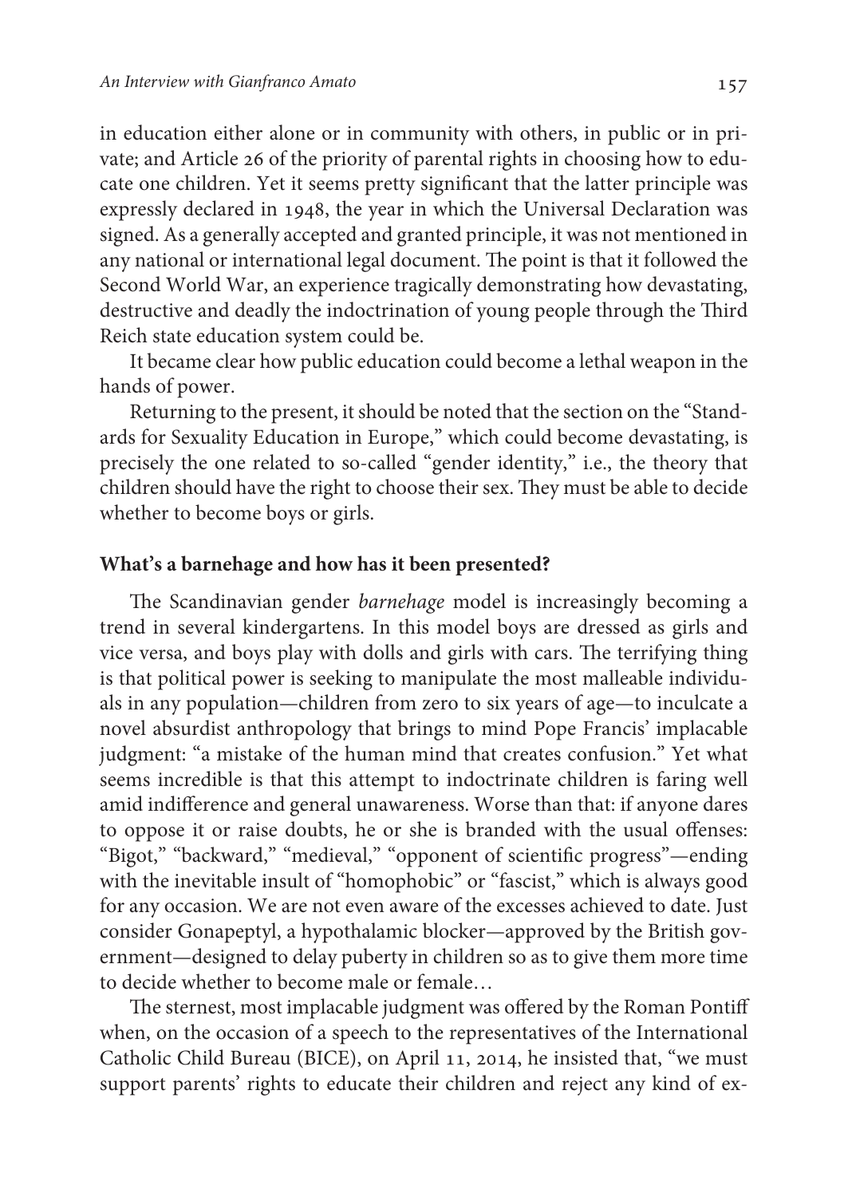in education either alone or in community with others, in public or in private; and Article 26 of the priority of parental rights in choosing how to educate one children. Yet it seems pretty significant that the latter principle was expressly declared in 1948, the year in which the Universal Declaration was signed. As a generally accepted and granted principle, it was not mentioned in any national or international legal document. The point is that it followed the Second World War, an experience tragically demonstrating how devastating, destructive and deadly the indoctrination of young people through the Third Reich state education system could be.

It became clear how public education could become a lethal weapon in the hands of power.

Returning to the present, it should be noted that the section on the "Standards for Sexuality Education in Europe," which could become devastating, is precisely the one related to so-called "gender identity," i.e., the theory that children should have the right to choose their sex. They must be able to decide whether to become boys or girls.

**What's a barnehage and how has it been presented?**

The Scandinavian gender *barnehage* model is increasingly becoming a trend in several kindergartens. In this model boys are dressed as girls and vice versa, and boys play with dolls and girls with cars. The terrifying thing is that political power is seeking to manipulate the most malleable individuals in any population—children from zero to six years of age—to inculcate a novel absurdist anthropology that brings to mind Pope Francis' implacable judgment: "a mistake of the human mind that creates confusion." Yet what seems incredible is that this attempt to indoctrinate children is faring well amid indifference and general unawareness. Worse than that: if anyone dares to oppose it or raise doubts, he or she is branded with the usual offenses: "Bigot," "backward," "medieval," "opponent of scientific progress"—ending with the inevitable insult of "homophobic" or "fascist," which is always good for any occasion. We are not even aware of the excesses achieved to date. Just consider Gonapeptyl, a hypothalamic blocker—approved by the British government—designed to delay puberty in children so as to give them more time to decide whether to become male or female…

The sternest, most implacable judgment was offered by the Roman Pontiff when, on the occasion of a speech to the representatives of the International Catholic Child Bureau (BICE), on April 11, 2014, he insisted that, "we must support parents' rights to educate their children and reject any kind of ex-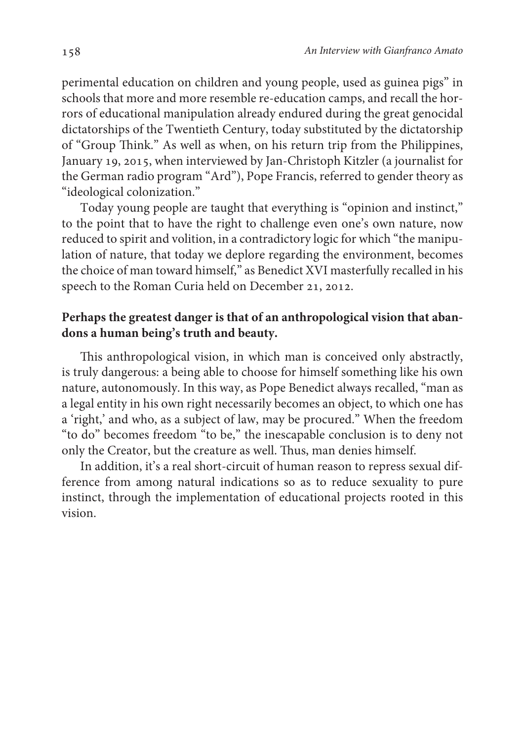perimental education on children and young people, used as guinea pigs" in schools that more and more resemble re-education camps, and recall the horrors of educational manipulation already endured during the great genocidal dictatorships of the Twentieth Century, today substituted by the dictatorship of "Group Think." As well as when, on his return trip from the Philippines, January 19, 2015, when interviewed by Jan-Christoph Kitzler (a journalist for the German radio program "Ard"), Pope Francis, referred to gender theory as "ideological colonization."

Today young people are taught that everything is "opinion and instinct," to the point that to have the right to challenge even one's own nature, now reduced to spirit and volition, in a contradictory logic for which "the manipulation of nature, that today we deplore regarding the environment, becomes the choice of man toward himself," as Benedict XVI masterfully recalled in his speech to the Roman Curia held on December 21, 2012.

**Perhaps the greatest danger is that of an anthropological vision that abandons a human being's truth and beauty.**

This anthropological vision, in which man is conceived only abstractly, is truly dangerous: a being able to choose for himself something like his own nature, autonomously. In this way, as Pope Benedict always recalled, "man as a legal entity in his own right necessarily becomes an object, to which one has a 'right,' and who, as a subject of law, may be procured." When the freedom "to do" becomes freedom "to be," the inescapable conclusion is to deny not only the Creator, but the creature as well. Thus, man denies himself.

In addition, it's a real short-circuit of human reason to repress sexual difference from among natural indications so as to reduce sexuality to pure instinct, through the implementation of educational projects rooted in this vision.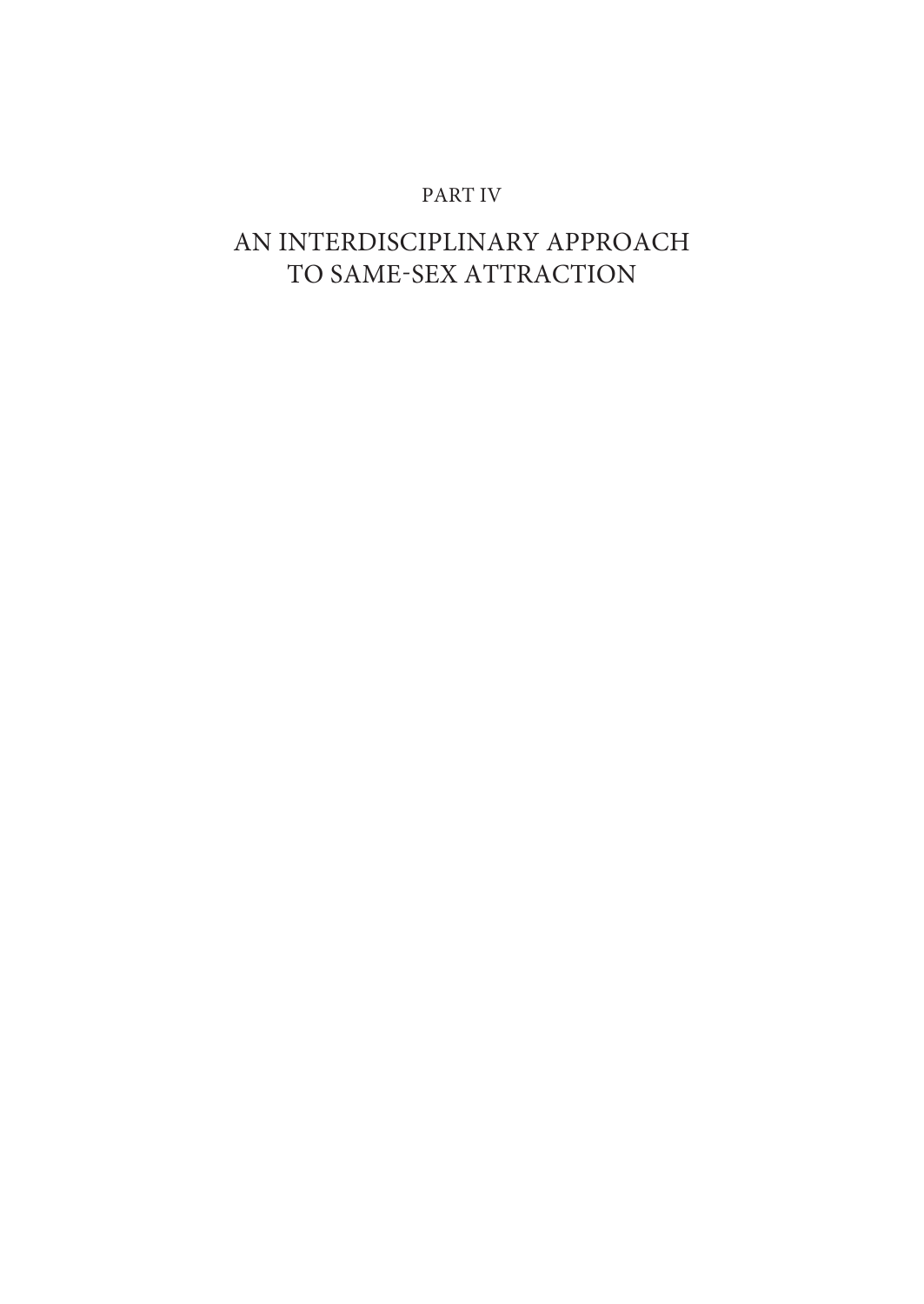# PART IV

# AN INTERDISCIPLINARY APPROACH TO SAME-SEX ATTRACTION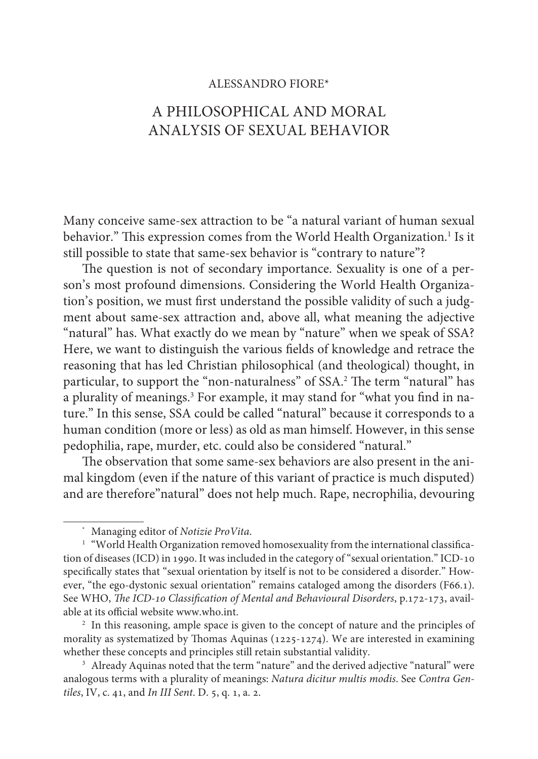ALESSANDRO FIORE*

# A PHILOSOPHICAL AND MORAL ANALYSIS OF SEXUAL BEHAVIOR

Many conceive same-sex attraction to be "a natural variant of human sexual behavior." This expression comes from the World Health Organization.[1] Is it still possible to state that same-sex behavior is "contrary to nature"?

The question is not of secondary importance. Sexuality is one of a person's most profound dimensions. Considering the World Health Organization's position, we must first understand the possible validity of such a judgment about same-sex attraction and, above all, what meaning the adjective "natural" has. What exactly do we mean by "nature" when we speak of SSA? Here, we want to distinguish the various fields of knowledge and retrace the reasoning that has led Christian philosophical (and theological) thought, in particular, to support the "non-naturalness" of SSA.[2] The term "natural" has a plurality of meanings.[3] For example, it may stand for "what you find in nature." In this sense, SSA could be called "natural" because it corresponds to a human condition (more or less) as old as man himself. However, in this sense pedophilia, rape, murder, etc. could also be considered "natural."

The observation that some same-sex behaviors are also present in the animal kingdom (even if the nature of this variant of practice is much disputed) and are therefore"natural" does not help much. Rape, necrophilia, devouring

---

\* Managing editor of *Notizie ProVita*.

[1] "World Health Organization removed homosexuality from the international classification of diseases (ICD) in 1990. It was included in the category of "sexual orientation." ICD-10 specifically states that "sexual orientation by itself is not to be considered a disorder." However, "the ego-dystonic sexual orientation" remains cataloged among the disorders (F66.1). See WHO, *The ICD-10 Classification of Mental and Behavioural Disorders*, p.172-173, available at its official website www.who.int.

[2] In this reasoning, ample space is given to the concept of nature and the principles of morality as systematized by Thomas Aquinas (1225-1274). We are interested in examining whether these concepts and principles still retain substantial validity.

[3] Already Aquinas noted that the term "nature" and the derived adjective "natural" were analogous terms with a plurality of meanings: *Natura dicitur multis modis*. See *Contra Gentiles*, IV, c. 41, and *In III Sent*. D. 5, q. 1, a. 2.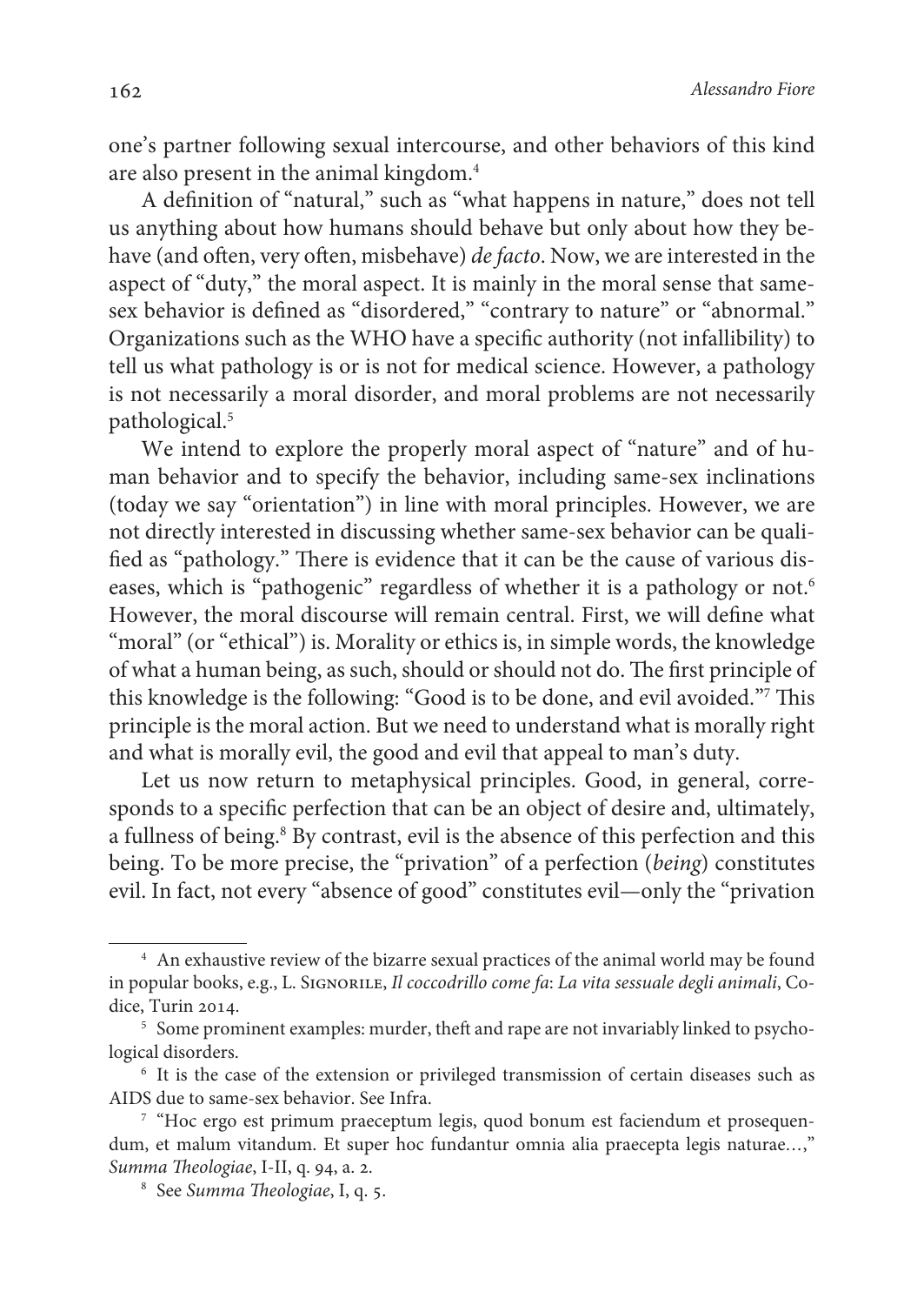one's partner following sexual intercourse, and other behaviors of this kind are also present in the animal kingdom.[4]

A definition of "natural," such as "what happens in nature," does not tell us anything about how humans should behave but only about how they behave (and often, very often, misbehave) *de facto*. Now, we are interested in the aspect of "duty," the moral aspect. It is mainly in the moral sense that same-sex behavior is defined as "disordered," "contrary to nature" or "abnormal." Organizations such as the WHO have a specific authority (not infallibility) to tell us what pathology is or is not for medical science. However, a pathology is not necessarily a moral disorder, and moral problems are not necessarily pathological.[5]

We intend to explore the properly moral aspect of "nature" and of human behavior and to specify the behavior, including same-sex inclinations (today we say "orientation") in line with moral principles. However, we are not directly interested in discussing whether same-sex behavior can be qualified as "pathology." There is evidence that it can be the cause of various diseases, which is "pathogenic" regardless of whether it is a pathology or not.[6] However, the moral discourse will remain central. First, we will define what "moral" (or "ethical") is. Morality or ethics is, in simple words, the knowledge of what a human being, as such, should or should not do. The first principle of this knowledge is the following: "Good is to be done, and evil avoided."[7] This principle is the moral action. But we need to understand what is morally right and what is morally evil, the good and evil that appeal to man's duty.

Let us now return to metaphysical principles. Good, in general, corresponds to a specific perfection that can be an object of desire and, ultimately, a fullness of being.[8] By contrast, evil is the absence of this perfection and this being. To be more precise, the "privation" of a perfection (*being*) constitutes evil. In fact, not every "absence of good" constitutes evil—only the "privation

---

[4] An exhaustive review of the bizarre sexual practices of the animal world may be found in popular books, e.g., L. Signorile, *Il coccodrillo come fa*: *La vita sessuale degli animali*, Codice, Turin 2014.

[5] Some prominent examples: murder, theft and rape are not invariably linked to psychological disorders.

[6] It is the case of the extension or privileged transmission of certain diseases such as AIDS due to same-sex behavior. See Infra.

[7] "Hoc ergo est primum praeceptum legis, quod bonum est faciendum et prosequendum, et malum vitandum. Et super hoc fundantur omnia alia praecepta legis naturae…," *Summa Theologiae*, I-II, q. 94, a. 2.

[8] See *Summa Theologiae*, I, q. 5.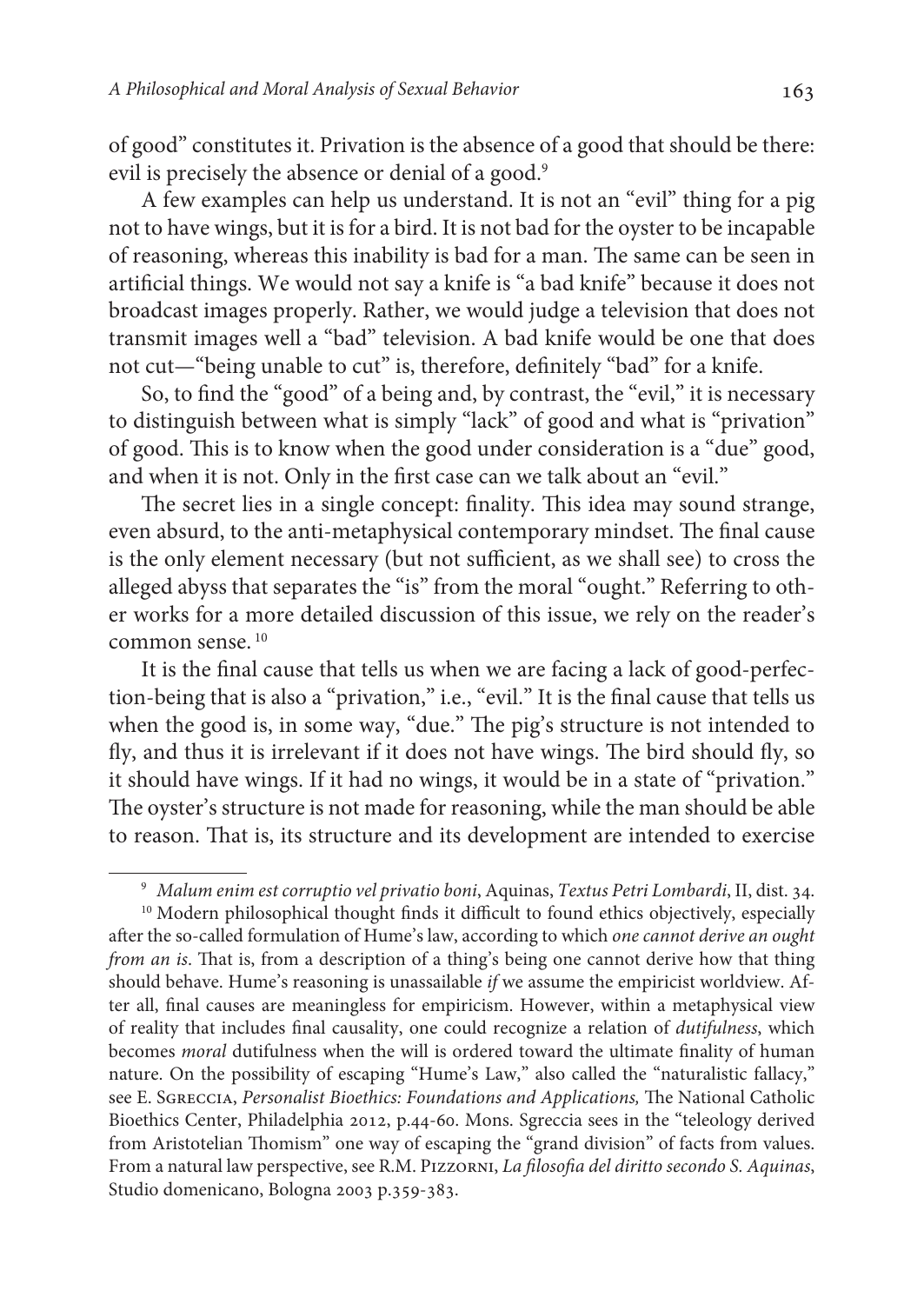of good" constitutes it. Privation is the absence of a good that should be there: evil is precisely the absence or denial of a good.[9]

A few examples can help us understand. It is not an "evil" thing for a pig not to have wings, but it is for a bird. It is not bad for the oyster to be incapable of reasoning, whereas this inability is bad for a man. The same can be seen in artificial things. We would not say a knife is "a bad knife" because it does not broadcast images properly. Rather, we would judge a television that does not transmit images well a "bad" television. A bad knife would be one that does not cut—"being unable to cut" is, therefore, definitely "bad" for a knife.

So, to find the "good" of a being and, by contrast, the "evil," it is necessary to distinguish between what is simply "lack" of good and what is "privation" of good. This is to know when the good under consideration is a "due" good, and when it is not. Only in the first case can we talk about an "evil."

The secret lies in a single concept: finality. This idea may sound strange, even absurd, to the anti-metaphysical contemporary mindset. The final cause is the only element necessary (but not sufficient, as we shall see) to cross the alleged abyss that separates the "is" from the moral "ought." Referring to other works for a more detailed discussion of this issue, we rely on the reader's common sense.[10]

It is the final cause that tells us when we are facing a lack of good-perfection-being that is also a "privation," i.e., "evil." It is the final cause that tells us when the good is, in some way, "due." The pig's structure is not intended to fly, and thus it is irrelevant if it does not have wings. The bird should fly, so it should have wings. If it had no wings, it would be in a state of "privation." The oyster's structure is not made for reasoning, while the man should be able to reason. That is, its structure and its development are intended to exercise

---

[9] *Malum enim est corruptio vel privatio boni*, Aquinas, *Textus Petri Lombardi*, II, dist. 34.

[10] Modern philosophical thought finds it difficult to found ethics objectively, especially after the so-called formulation of Hume's law, according to which *one cannot derive an ought from an is*. That is, from a description of a thing's being one cannot derive how that thing should behave. Hume's reasoning is unassailable *if* we assume the empiricist worldview. After all, final causes are meaningless for empiricism. However, within a metaphysical view of reality that includes final causality, one could recognize a relation of *dutifulness*, which becomes *moral* dutifulness when the will is ordered toward the ultimate finality of human nature. On the possibility of escaping "Hume's Law," also called the "naturalistic fallacy," see E. Sgreccia, *Personalist Bioethics: Foundations and Applications,* The National Catholic Bioethics Center, Philadelphia 2012, p.44-60. Mons. Sgreccia sees in the "teleology derived from Aristotelian Thomism" one way of escaping the "grand division" of facts from values. From a natural law perspective, see R.M. Pizzorni, *La filosofia del diritto secondo S. Aquinas*, Studio domenicano, Bologna 2003 p.359-383.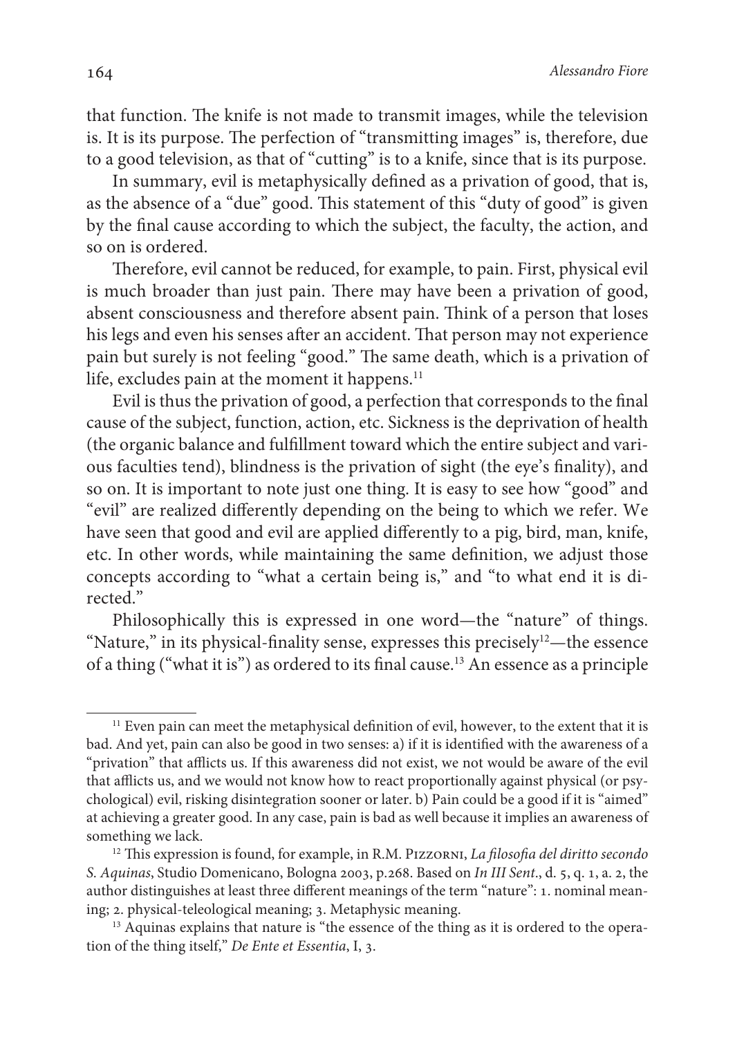that function. The knife is not made to transmit images, while the television is. It is its purpose. The perfection of "transmitting images" is, therefore, due to a good television, as that of "cutting" is to a knife, since that is its purpose.

In summary, evil is metaphysically defined as a privation of good, that is, as the absence of a "due" good. This statement of this "duty of good" is given by the final cause according to which the subject, the faculty, the action, and so on is ordered.

Therefore, evil cannot be reduced, for example, to pain. First, physical evil is much broader than just pain. There may have been a privation of good, absent consciousness and therefore absent pain. Think of a person that loses his legs and even his senses after an accident. That person may not experience pain but surely is not feeling "good." The same death, which is a privation of life, excludes pain at the moment it happens.[11]

Evil is thus the privation of good, a perfection that corresponds to the final cause of the subject, function, action, etc. Sickness is the deprivation of health (the organic balance and fulfillment toward which the entire subject and various faculties tend), blindness is the privation of sight (the eye's finality), and so on. It is important to note just one thing. It is easy to see how "good" and "evil" are realized differently depending on the being to which we refer. We have seen that good and evil are applied differently to a pig, bird, man, knife, etc. In other words, while maintaining the same definition, we adjust those concepts according to "what a certain being is," and "to what end it is directed."

Philosophically this is expressed in one word—the "nature" of things. "Nature," in its physical-finality sense, expresses this precisely[12]—the essence of a thing ("what it is") as ordered to its final cause.[13] An essence as a principle

---

[11] Even pain can meet the metaphysical definition of evil, however, to the extent that it is bad. And yet, pain can also be good in two senses: a) if it is identified with the awareness of a "privation" that afflicts us. If this awareness did not exist, we not would be aware of the evil that afflicts us, and we would not know how to react proportionally against physical (or psychological) evil, risking disintegration sooner or later. b) Pain could be a good if it is "aimed" at achieving a greater good. In any case, pain is bad as well because it implies an awareness of something we lack.

[12] This expression is found, for example, in R.M. Pizzorni, *La filosofia del diritto secondo S. Aquinas*, Studio Domenicano, Bologna 2003, p.268. Based on *In III Sent*., d. 5, q. 1, a. 2, the author distinguishes at least three different meanings of the term "nature": 1. nominal meaning; 2. physical-teleological meaning; 3. Metaphysic meaning.

[13] Aquinas explains that nature is "the essence of the thing as it is ordered to the operation of the thing itself," *De Ente et Essentia*, I, 3.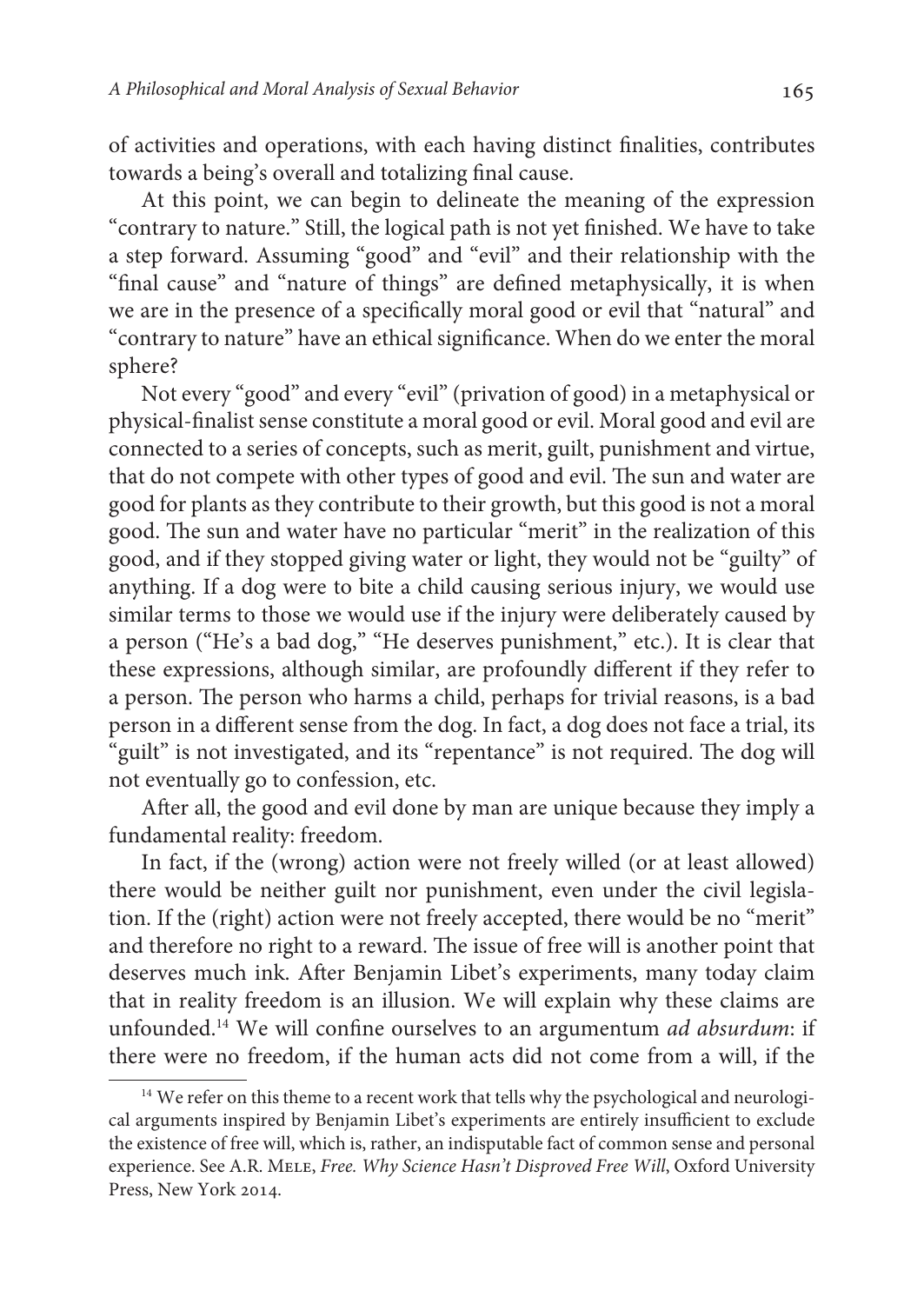of activities and operations, with each having distinct finalities, contributes towards a being's overall and totalizing final cause.

At this point, we can begin to delineate the meaning of the expression "contrary to nature." Still, the logical path is not yet finished. We have to take a step forward. Assuming "good" and "evil" and their relationship with the "final cause" and "nature of things" are defined metaphysically, it is when we are in the presence of a specifically moral good or evil that "natural" and "contrary to nature" have an ethical significance. When do we enter the moral sphere?

Not every "good" and every "evil" (privation of good) in a metaphysical or physical-finalist sense constitute a moral good or evil. Moral good and evil are connected to a series of concepts, such as merit, guilt, punishment and virtue, that do not compete with other types of good and evil. The sun and water are good for plants as they contribute to their growth, but this good is not a moral good. The sun and water have no particular "merit" in the realization of this good, and if they stopped giving water or light, they would not be "guilty" of anything. If a dog were to bite a child causing serious injury, we would use similar terms to those we would use if the injury were deliberately caused by a person ("He's a bad dog," "He deserves punishment," etc.). It is clear that these expressions, although similar, are profoundly different if they refer to a person. The person who harms a child, perhaps for trivial reasons, is a bad person in a different sense from the dog. In fact, a dog does not face a trial, its "guilt" is not investigated, and its "repentance" is not required. The dog will not eventually go to confession, etc.

After all, the good and evil done by man are unique because they imply a fundamental reality: freedom.

In fact, if the (wrong) action were not freely willed (or at least allowed) there would be neither guilt nor punishment, even under the civil legislation. If the (right) action were not freely accepted, there would be no "merit" and therefore no right to a reward. The issue of free will is another point that deserves much ink. After Benjamin Libet's experiments, many today claim that in reality freedom is an illusion. We will explain why these claims are unfounded.[14] We will confine ourselves to an argumentum *ad absurdum*: if there were no freedom, if the human acts did not come from a will, if the

---

[14] We refer on this theme to a recent work that tells why the psychological and neurological arguments inspired by Benjamin Libet's experiments are entirely insufficient to exclude the existence of free will, which is, rather, an indisputable fact of common sense and personal experience. See A.R. Mele, *Free. Why Science Hasn't Disproved Free Will*, Oxford University Press, New York 2014.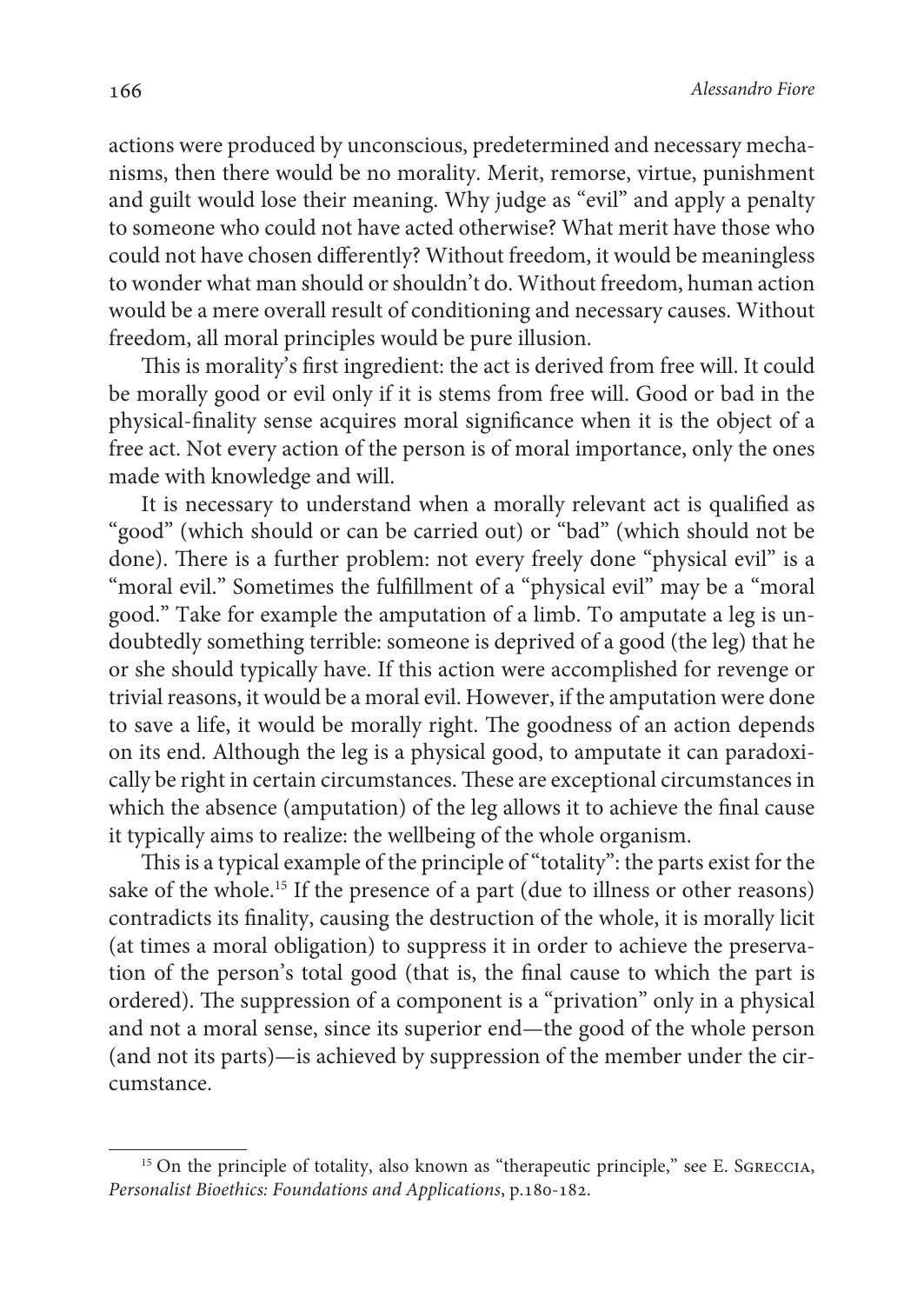actions were produced by unconscious, predetermined and necessary mechanisms, then there would be no morality. Merit, remorse, virtue, punishment and guilt would lose their meaning. Why judge as "evil" and apply a penalty to someone who could not have acted otherwise? What merit have those who could not have chosen differently? Without freedom, it would be meaningless to wonder what man should or shouldn't do. Without freedom, human action would be a mere overall result of conditioning and necessary causes. Without freedom, all moral principles would be pure illusion.

This is morality's first ingredient: the act is derived from free will. It could be morally good or evil only if it is stems from free will. Good or bad in the physical-finality sense acquires moral significance when it is the object of a free act. Not every action of the person is of moral importance, only the ones made with knowledge and will.

It is necessary to understand when a morally relevant act is qualified as "good" (which should or can be carried out) or "bad" (which should not be done). There is a further problem: not every freely done "physical evil" is a "moral evil." Sometimes the fulfillment of a "physical evil" may be a "moral good." Take for example the amputation of a limb. To amputate a leg is undoubtedly something terrible: someone is deprived of a good (the leg) that he or she should typically have. If this action were accomplished for revenge or trivial reasons, it would be a moral evil. However, if the amputation were done to save a life, it would be morally right. The goodness of an action depends on its end. Although the leg is a physical good, to amputate it can paradoxically be right in certain circumstances. These are exceptional circumstances in which the absence (amputation) of the leg allows it to achieve the final cause it typically aims to realize: the wellbeing of the whole organism.

This is a typical example of the principle of "totality": the parts exist for the sake of the whole.[15] If the presence of a part (due to illness or other reasons) contradicts its finality, causing the destruction of the whole, it is morally licit (at times a moral obligation) to suppress it in order to achieve the preservation of the person's total good (that is, the final cause to which the part is ordered). The suppression of a component is a "privation" only in a physical and not a moral sense, since its superior end—the good of the whole person (and not its parts)—is achieved by suppression of the member under the circumstance.

---

[15] On the principle of totality, also known as "therapeutic principle," see E. Sgreccia, *Personalist Bioethics: Foundations and Applications*, p.180-182.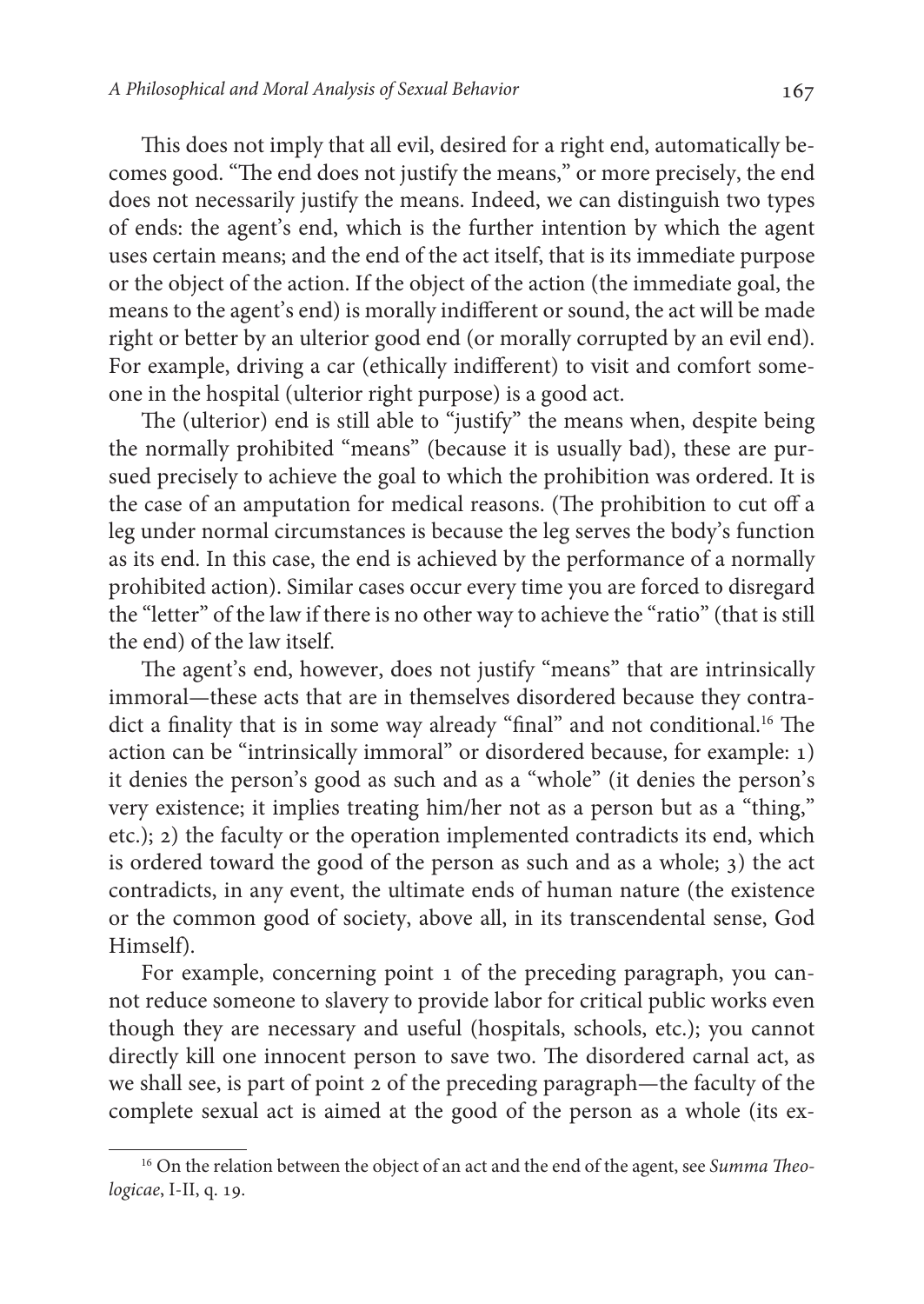This does not imply that all evil, desired for a right end, automatically becomes good. "The end does not justify the means," or more precisely, the end does not necessarily justify the means. Indeed, we can distinguish two types of ends: the agent's end, which is the further intention by which the agent uses certain means; and the end of the act itself, that is its immediate purpose or the object of the action. If the object of the action (the immediate goal, the means to the agent's end) is morally indifferent or sound, the act will be made right or better by an ulterior good end (or morally corrupted by an evil end). For example, driving a car (ethically indifferent) to visit and comfort someone in the hospital (ulterior right purpose) is a good act.

The (ulterior) end is still able to "justify" the means when, despite being the normally prohibited "means" (because it is usually bad), these are pursued precisely to achieve the goal to which the prohibition was ordered. It is the case of an amputation for medical reasons. (The prohibition to cut off a leg under normal circumstances is because the leg serves the body's function as its end. In this case, the end is achieved by the performance of a normally prohibited action). Similar cases occur every time you are forced to disregard the "letter" of the law if there is no other way to achieve the "ratio" (that is still the end) of the law itself.

The agent's end, however, does not justify "means" that are intrinsically immoral—these acts that are in themselves disordered because they contradict a finality that is in some way already "final" and not conditional.[16] The action can be "intrinsically immoral" or disordered because, for example: 1) it denies the person's good as such and as a "whole" (it denies the person's very existence; it implies treating him/her not as a person but as a "thing," etc.); 2) the faculty or the operation implemented contradicts its end, which is ordered toward the good of the person as such and as a whole; 3) the act contradicts, in any event, the ultimate ends of human nature (the existence or the common good of society, above all, in its transcendental sense, God Himself).

For example, concerning point 1 of the preceding paragraph, you cannot reduce someone to slavery to provide labor for critical public works even though they are necessary and useful (hospitals, schools, etc.); you cannot directly kill one innocent person to save two. The disordered carnal act, as we shall see, is part of point 2 of the preceding paragraph—the faculty of the complete sexual act is aimed at the good of the person as a whole (its ex-

---

[16] On the relation between the object of an act and the end of the agent, see *Summa Theologicae*, I-II, q. 19.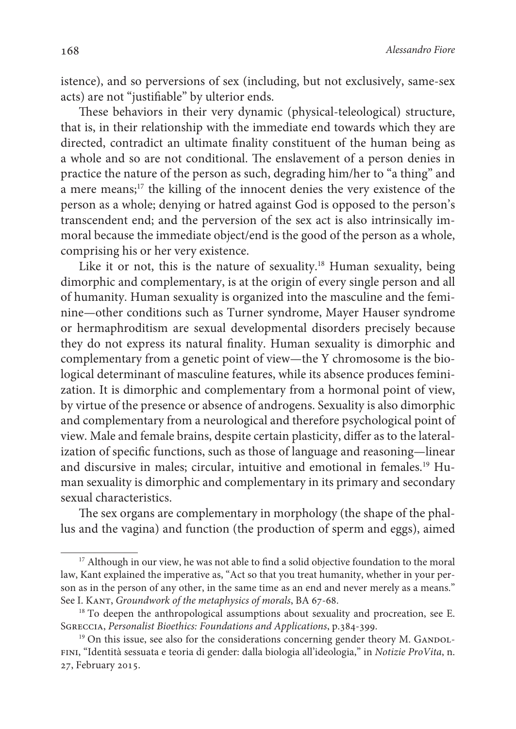istence), and so perversions of sex (including, but not exclusively, same-sex acts) are not "justifiable" by ulterior ends.

These behaviors in their very dynamic (physical-teleological) structure, that is, in their relationship with the immediate end towards which they are directed, contradict an ultimate finality constituent of the human being as a whole and so are not conditional. The enslavement of a person denies in practice the nature of the person as such, degrading him/her to "a thing" and a mere means;[17] the killing of the innocent denies the very existence of the person as a whole; denying or hatred against God is opposed to the person's transcendent end; and the perversion of the sex act is also intrinsically immoral because the immediate object/end is the good of the person as a whole, comprising his or her very existence.

Like it or not, this is the nature of sexuality.[18] Human sexuality, being dimorphic and complementary, is at the origin of every single person and all of humanity. Human sexuality is organized into the masculine and the feminine—other conditions such as Turner syndrome, Mayer Hauser syndrome or hermaphroditism are sexual developmental disorders precisely because they do not express its natural finality. Human sexuality is dimorphic and complementary from a genetic point of view—the Y chromosome is the biological determinant of masculine features, while its absence produces feminization. It is dimorphic and complementary from a hormonal point of view, by virtue of the presence or absence of androgens. Sexuality is also dimorphic and complementary from a neurological and therefore psychological point of view. Male and female brains, despite certain plasticity, differ as to the lateralization of specific functions, such as those of language and reasoning—linear and discursive in males; circular, intuitive and emotional in females.[19] Human sexuality is dimorphic and complementary in its primary and secondary sexual characteristics.

The sex organs are complementary in morphology (the shape of the phallus and the vagina) and function (the production of sperm and eggs), aimed

---

[17] Although in our view, he was not able to find a solid objective foundation to the moral law, Kant explained the imperative as, "Act so that you treat humanity, whether in your person as in the person of any other, in the same time as an end and never merely as a means." See I. Kant, *Groundwork of the metaphysics of morals*, BA 67-68.

[18] To deepen the anthropological assumptions about sexuality and procreation, see E. Sgreccia, *Personalist Bioethics: Foundations and Applications*, p.384-399.

[19] On this issue, see also for the considerations concerning gender theory M. Gandolfini, "Identità sessuata e teoria di gender: dalla biologia all'ideologia," in *Notizie ProVita*, n. 27, February 2015.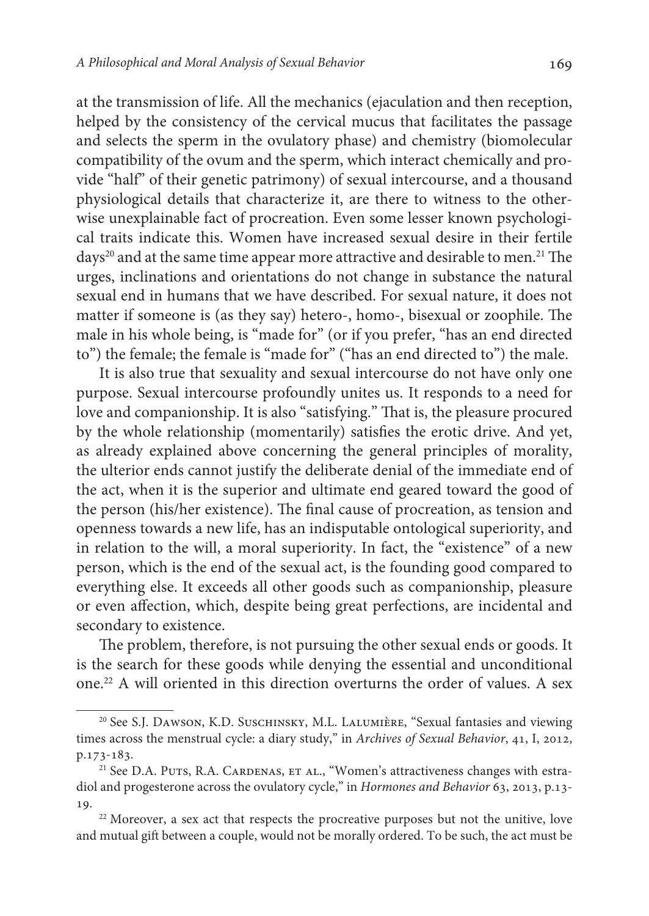at the transmission of life. All the mechanics (ejaculation and then reception, helped by the consistency of the cervical mucus that facilitates the passage and selects the sperm in the ovulatory phase) and chemistry (biomolecular compatibility of the ovum and the sperm, which interact chemically and provide "half" of their genetic patrimony) of sexual intercourse, and a thousand physiological details that characterize it, are there to witness to the otherwise unexplainable fact of procreation. Even some lesser known psychological traits indicate this. Women have increased sexual desire in their fertile days[20] and at the same time appear more attractive and desirable to men.[21] The urges, inclinations and orientations do not change in substance the natural sexual end in humans that we have described. For sexual nature, it does not matter if someone is (as they say) hetero-, homo-, bisexual or zoophile. The male in his whole being, is "made for" (or if you prefer, "has an end directed to") the female; the female is "made for" ("has an end directed to") the male.

It is also true that sexuality and sexual intercourse do not have only one purpose. Sexual intercourse profoundly unites us. It responds to a need for love and companionship. It is also "satisfying." That is, the pleasure procured by the whole relationship (momentarily) satisfies the erotic drive. And yet, as already explained above concerning the general principles of morality, the ulterior ends cannot justify the deliberate denial of the immediate end of the act, when it is the superior and ultimate end geared toward the good of the person (his/her existence). The final cause of procreation, as tension and openness towards a new life, has an indisputable ontological superiority, and in relation to the will, a moral superiority. In fact, the "existence" of a new person, which is the end of the sexual act, is the founding good compared to everything else. It exceeds all other goods such as companionship, pleasure or even affection, which, despite being great perfections, are incidental and secondary to existence.

The problem, therefore, is not pursuing the other sexual ends or goods. It is the search for these goods while denying the essential and unconditional one.[22] A will oriented in this direction overturns the order of values. A sex

---

[20] See S.J. Dawson, K.D. Suschinsky, M.L. Lalumière, "Sexual fantasies and viewing times across the menstrual cycle: a diary study," in *Archives of Sexual Behavior*, 41, I, 2012, p.173-183.

[21] See D.A. Puts, R.A. Cardenas, et al., "Women's attractiveness changes with estradiol and progesterone across the ovulatory cycle," in *Hormones and Behavior* 63, 2013, p.13-19.

[22] Moreover, a sex act that respects the procreative purposes but not the unitive, love and mutual gift between a couple, would not be morally ordered. To be such, the act must be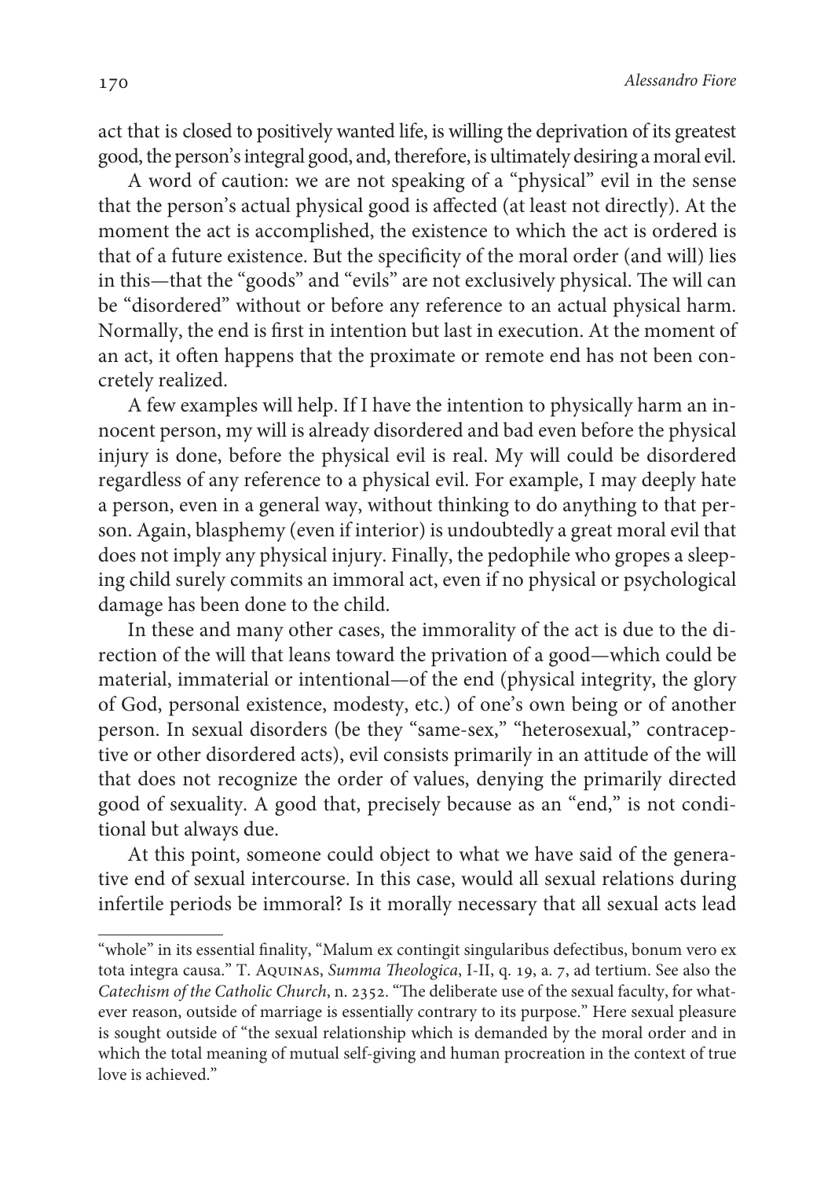act that is closed to positively wanted life, is willing the deprivation of its greatest good, the person's integral good, and, therefore, is ultimately desiring a moral evil.

A word of caution: we are not speaking of a "physical" evil in the sense that the person's actual physical good is affected (at least not directly). At the moment the act is accomplished, the existence to which the act is ordered is that of a future existence. But the specificity of the moral order (and will) lies in this—that the "goods" and "evils" are not exclusively physical. The will can be "disordered" without or before any reference to an actual physical harm. Normally, the end is first in intention but last in execution. At the moment of an act, it often happens that the proximate or remote end has not been concretely realized.

A few examples will help. If I have the intention to physically harm an innocent person, my will is already disordered and bad even before the physical injury is done, before the physical evil is real. My will could be disordered regardless of any reference to a physical evil. For example, I may deeply hate a person, even in a general way, without thinking to do anything to that person. Again, blasphemy (even if interior) is undoubtedly a great moral evil that does not imply any physical injury. Finally, the pedophile who gropes a sleeping child surely commits an immoral act, even if no physical or psychological damage has been done to the child.

In these and many other cases, the immorality of the act is due to the direction of the will that leans toward the privation of a good—which could be material, immaterial or intentional—of the end (physical integrity, the glory of God, personal existence, modesty, etc.) of one's own being or of another person. In sexual disorders (be they "same-sex," "heterosexual," contraceptive or other disordered acts), evil consists primarily in an attitude of the will that does not recognize the order of values, denying the primarily directed good of sexuality. A good that, precisely because as an "end," is not conditional but always due.

At this point, someone could object to what we have said of the generative end of sexual intercourse. In this case, would all sexual relations during infertile periods be immoral? Is it morally necessary that all sexual acts lead

---

"whole" in its essential finality, "Malum ex contingit singularibus defectibus, bonum vero ex tota integra causa." T. Aquinas, *Summa Theologica*, I-II, q. 19, a. 7, ad tertium. See also the *Catechism of the Catholic Church*, n. 2352. "The deliberate use of the sexual faculty, for whatever reason, outside of marriage is essentially contrary to its purpose." Here sexual pleasure is sought outside of "the sexual relationship which is demanded by the moral order and in which the total meaning of mutual self-giving and human procreation in the context of true love is achieved."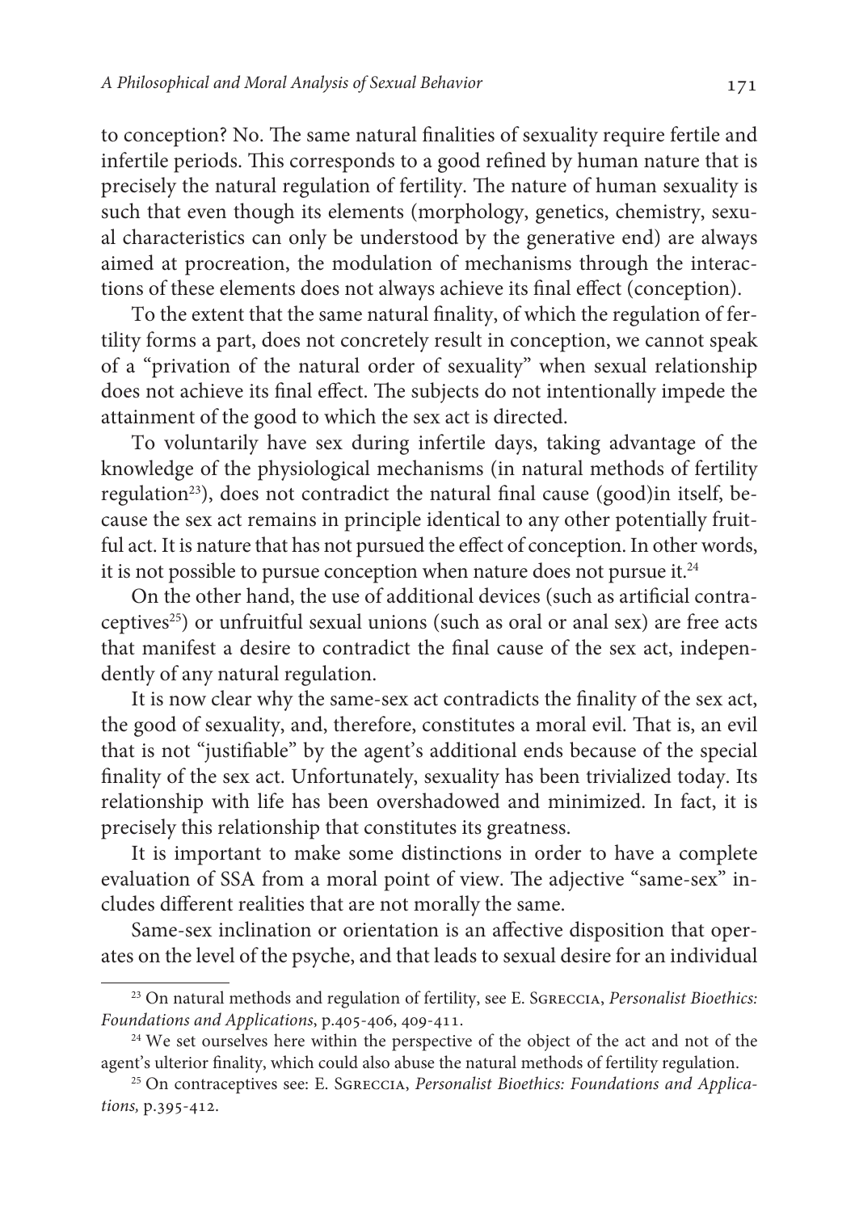to conception? No. The same natural finalities of sexuality require fertile and infertile periods. This corresponds to a good refined by human nature that is precisely the natural regulation of fertility. The nature of human sexuality is such that even though its elements (morphology, genetics, chemistry, sexual characteristics can only be understood by the generative end) are always aimed at procreation, the modulation of mechanisms through the interactions of these elements does not always achieve its final effect (conception).

To the extent that the same natural finality, of which the regulation of fertility forms a part, does not concretely result in conception, we cannot speak of a "privation of the natural order of sexuality" when sexual relationship does not achieve its final effect. The subjects do not intentionally impede the attainment of the good to which the sex act is directed.

To voluntarily have sex during infertile days, taking advantage of the knowledge of the physiological mechanisms (in natural methods of fertility regulation[23]), does not contradict the natural final cause (good)in itself, because the sex act remains in principle identical to any other potentially fruitful act. It is nature that has not pursued the effect of conception. In other words, it is not possible to pursue conception when nature does not pursue it.[24]

On the other hand, the use of additional devices (such as artificial contraceptives[25]) or unfruitful sexual unions (such as oral or anal sex) are free acts that manifest a desire to contradict the final cause of the sex act, independently of any natural regulation.

It is now clear why the same-sex act contradicts the finality of the sex act, the good of sexuality, and, therefore, constitutes a moral evil. That is, an evil that is not "justifiable" by the agent's additional ends because of the special finality of the sex act. Unfortunately, sexuality has been trivialized today. Its relationship with life has been overshadowed and minimized. In fact, it is precisely this relationship that constitutes its greatness.

It is important to make some distinctions in order to have a complete evaluation of SSA from a moral point of view. The adjective "same-sex" includes different realities that are not morally the same.

Same-sex inclination or orientation is an affective disposition that operates on the level of the psyche, and that leads to sexual desire for an individual

---

[23] On natural methods and regulation of fertility, see E. Sgreccia, *Personalist Bioethics: Foundations and Applications*, p.405-406, 409-411.

[24] We set ourselves here within the perspective of the object of the act and not of the agent's ulterior finality, which could also abuse the natural methods of fertility regulation.

[25] On contraceptives see: E. Sgreccia, *Personalist Bioethics: Foundations and Applications,* p.395-412.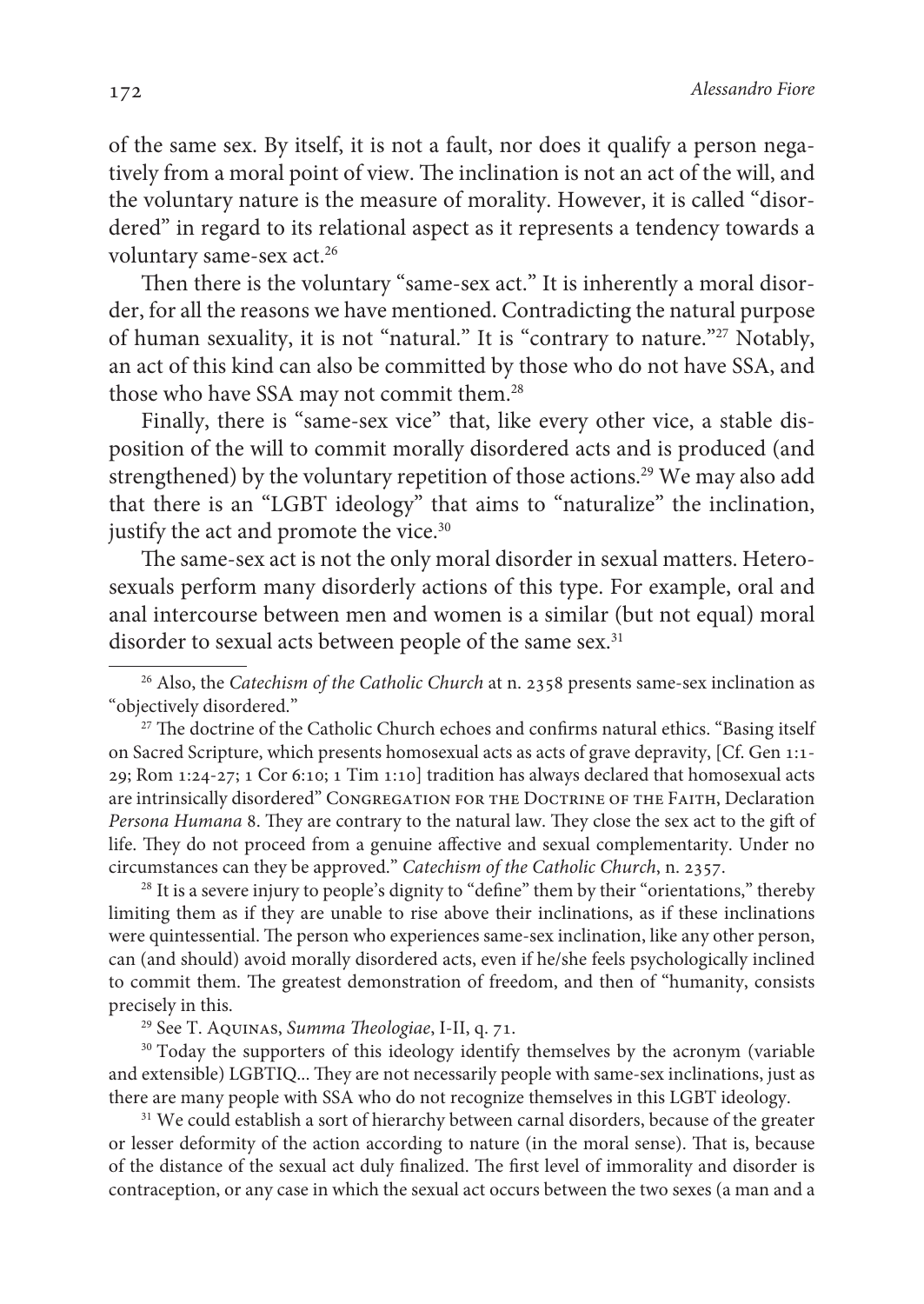of the same sex. By itself, it is not a fault, nor does it qualify a person negatively from a moral point of view. The inclination is not an act of the will, and the voluntary nature is the measure of morality. However, it is called "disordered" in regard to its relational aspect as it represents a tendency towards a voluntary same-sex act.[26]

Then there is the voluntary "same-sex act." It is inherently a moral disorder, for all the reasons we have mentioned. Contradicting the natural purpose of human sexuality, it is not "natural." It is "contrary to nature."[27] Notably, an act of this kind can also be committed by those who do not have SSA, and those who have SSA may not commit them.[28]

Finally, there is "same-sex vice" that, like every other vice, a stable disposition of the will to commit morally disordered acts and is produced (and strengthened) by the voluntary repetition of those actions.[29] We may also add that there is an "LGBT ideology" that aims to "naturalize" the inclination, justify the act and promote the vice.[30]

The same-sex act is not the only moral disorder in sexual matters. Heterosexuals perform many disorderly actions of this type. For example, oral and anal intercourse between men and women is a similar (but not equal) moral disorder to sexual acts between people of the same sex.[31]

---

[26] Also, the *Catechism of the Catholic Church* at n. 2358 presents same-sex inclination as "objectively disordered."

[27] The doctrine of the Catholic Church echoes and confirms natural ethics. "Basing itself on Sacred Scripture, which presents homosexual acts as acts of grave depravity, [Cf. Gen 1:1-29; Rom 1:24-27; 1 Cor 6:10; 1 Tim 1:10] tradition has always declared that homosexual acts are intrinsically disordered" Congregation for the Doctrine of the Faith, Declaration *Persona Humana* 8. They are contrary to the natural law. They close the sex act to the gift of life. They do not proceed from a genuine affective and sexual complementarity. Under no circumstances can they be approved." *Catechism of the Catholic Church*, n. 2357.

[28] It is a severe injury to people's dignity to "define" them by their "orientations," thereby limiting them as if they are unable to rise above their inclinations, as if these inclinations were quintessential. The person who experiences same-sex inclination, like any other person, can (and should) avoid morally disordered acts, even if he/she feels psychologically inclined to commit them. The greatest demonstration of freedom, and then of "humanity, consists precisely in this.

[29] See T. Aquinas, *Summa Theologiae*, I-II, q. 71.

[30] Today the supporters of this ideology identify themselves by the acronym (variable and extensible) LGBTIQ... They are not necessarily people with same-sex inclinations, just as there are many people with SSA who do not recognize themselves in this LGBT ideology.

[31] We could establish a sort of hierarchy between carnal disorders, because of the greater or lesser deformity of the action according to nature (in the moral sense). That is, because of the distance of the sexual act duly finalized. The first level of immorality and disorder is contraception, or any case in which the sexual act occurs between the two sexes (a man and a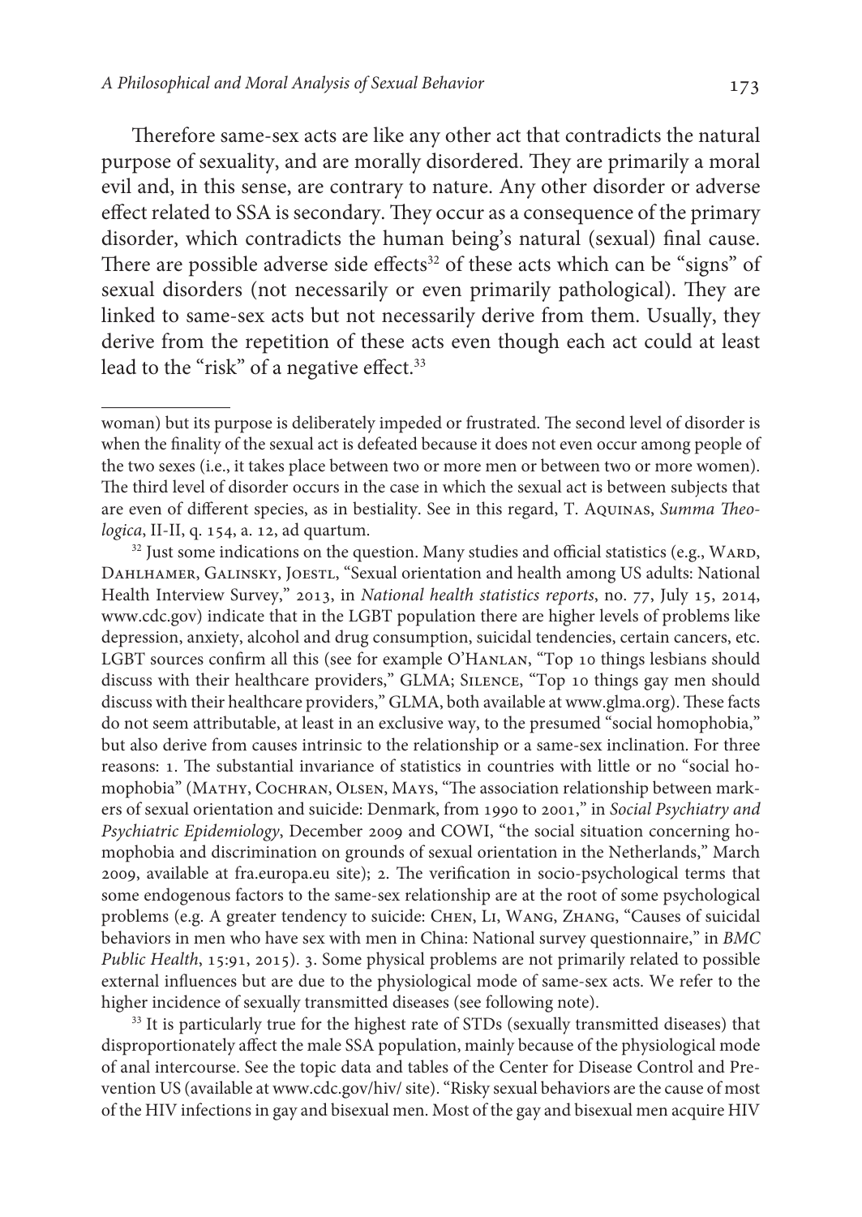Therefore same-sex acts are like any other act that contradicts the natural purpose of sexuality, and are morally disordered. They are primarily a moral evil and, in this sense, are contrary to nature. Any other disorder or adverse effect related to SSA is secondary. They occur as a consequence of the primary disorder, which contradicts the human being's natural (sexual) final cause. There are possible adverse side effects[32] of these acts which can be "signs" of sexual disorders (not necessarily or even primarily pathological). They are linked to same-sex acts but not necessarily derive from them. Usually, they derive from the repetition of these acts even though each act could at least lead to the "risk" of a negative effect.[33]

---

woman) but its purpose is deliberately impeded or frustrated. The second level of disorder is when the finality of the sexual act is defeated because it does not even occur among people of the two sexes (i.e., it takes place between two or more men or between two or more women). The third level of disorder occurs in the case in which the sexual act is between subjects that are even of different species, as in bestiality. See in this regard, T. Aquinas, *Summa Theologica*, II-II, q. 154, a. 12, ad quartum.

[32] Just some indications on the question. Many studies and official statistics (e.g., Ward, Dahlhamer, Galinsky, Joestl, "Sexual orientation and health among US adults: National Health Interview Survey," 2013, in *National health statistics reports*, no. 77, July 15, 2014, www.cdc.gov) indicate that in the LGBT population there are higher levels of problems like depression, anxiety, alcohol and drug consumption, suicidal tendencies, certain cancers, etc. LGBT sources confirm all this (see for example O'Hanlan, "Top 10 things lesbians should discuss with their healthcare providers," GLMA; Silence, "Top 10 things gay men should discuss with their healthcare providers," GLMA, both available at www.glma.org). These facts do not seem attributable, at least in an exclusive way, to the presumed "social homophobia," but also derive from causes intrinsic to the relationship or a same-sex inclination. For three reasons: 1. The substantial invariance of statistics in countries with little or no "social homophobia" (Mathy, Cochran, Olsen, Mays, "The association relationship between markers of sexual orientation and suicide: Denmark, from 1990 to 2001," in *Social Psychiatry and Psychiatric Epidemiology*, December 2009 and COWI, "the social situation concerning homophobia and discrimination on grounds of sexual orientation in the Netherlands," March 2009, available at fra.europa.eu site); 2. The verification in socio-psychological terms that some endogenous factors to the same-sex relationship are at the root of some psychological problems (e.g. A greater tendency to suicide: Chen, Li, Wang, Zhang, "Causes of suicidal behaviors in men who have sex with men in China: National survey questionnaire," in *BMC Public Health*, 15:91, 2015). 3. Some physical problems are not primarily related to possible external influences but are due to the physiological mode of same-sex acts. We refer to the higher incidence of sexually transmitted diseases (see following note).

[33] It is particularly true for the highest rate of STDs (sexually transmitted diseases) that disproportionately affect the male SSA population, mainly because of the physiological mode of anal intercourse. See the topic data and tables of the Center for Disease Control and Prevention US (available at www.cdc.gov/hiv/ site). "Risky sexual behaviors are the cause of most of the HIV infections in gay and bisexual men. Most of the gay and bisexual men acquire HIV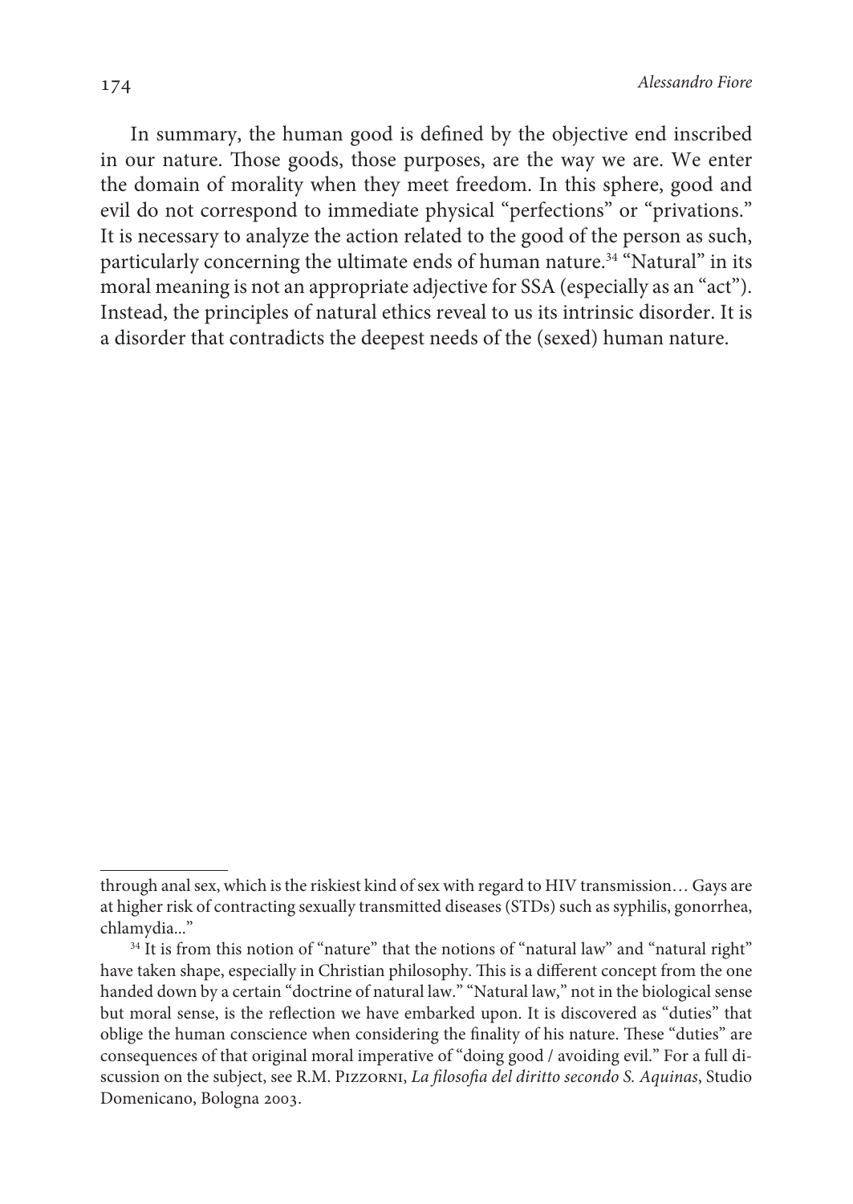In summary, the human good is defined by the objective end inscribed in our nature. Those goods, those purposes, are the way we are. We enter the domain of morality when they meet freedom. In this sphere, good and evil do not correspond to immediate physical "perfections" or "privations." It is necessary to analyze the action related to the good of the person as such, particularly concerning the ultimate ends of human nature.[34] "Natural" in its moral meaning is not an appropriate adjective for SSA (especially as an "act"). Instead, the principles of natural ethics reveal to us its intrinsic disorder. It is a disorder that contradicts the deepest needs of the (sexed) human nature.

---

through anal sex, which is the riskiest kind of sex with regard to HIV transmission… Gays are at higher risk of contracting sexually transmitted diseases (STDs) such as syphilis, gonorrhea, chlamydia..."

[34] It is from this notion of "nature" that the notions of "natural law" and "natural right" have taken shape, especially in Christian philosophy. This is a different concept from the one handed down by a certain "doctrine of natural law." "Natural law," not in the biological sense but moral sense, is the reflection we have embarked upon. It is discovered as "duties" that oblige the human conscience when considering the finality of his nature. These "duties" are consequences of that original moral imperative of "doing good / avoiding evil." For a full discussion on the subject, see R.M. Pizzorni, *La filosofia del diritto secondo S. Aquinas*, Studio Domenicano, Bologna 2003.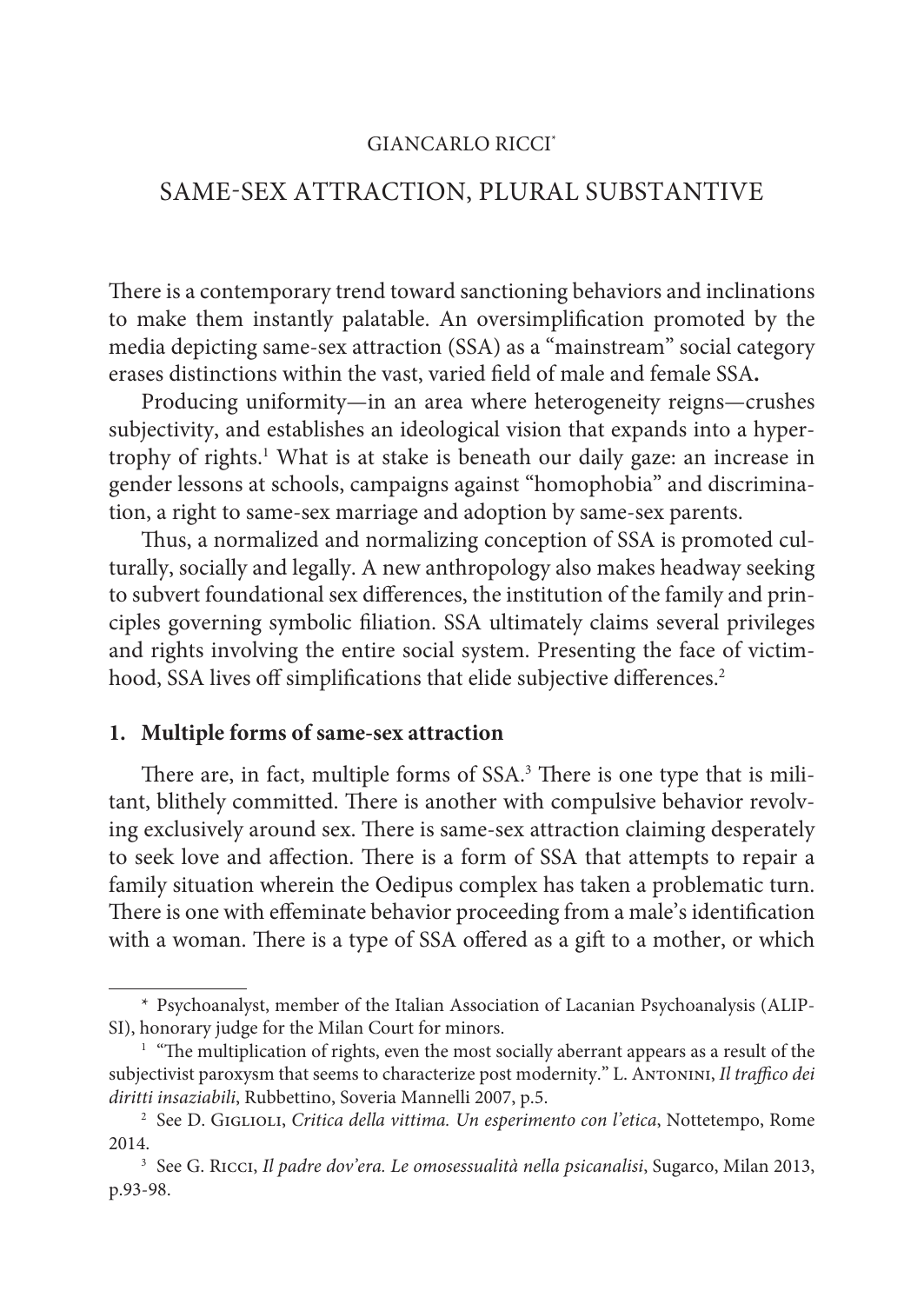GIANCARLO RICCI*

# SAME-SEX ATTRACTION, PLURAL SUBSTANTIVE

There is a contemporary trend toward sanctioning behaviors and inclinations to make them instantly palatable. An oversimplification promoted by the media depicting same-sex attraction (SSA) as a "mainstream" social category erases distinctions within the vast, varied field of male and female SSA**.**

Producing uniformity—in an area where heterogeneity reigns—crushes subjectivity, and establishes an ideological vision that expands into a hypertrophy of rights.[1] What is at stake is beneath our daily gaze: an increase in gender lessons at schools, campaigns against "homophobia" and discrimination, a right to same-sex marriage and adoption by same-sex parents.

Thus, a normalized and normalizing conception of SSA is promoted culturally, socially and legally. A new anthropology also makes headway seeking to subvert foundational sex differences, the institution of the family and principles governing symbolic filiation. SSA ultimately claims several privileges and rights involving the entire social system. Presenting the face of victimhood, SSA lives off simplifications that elide subjective differences.[2]

## 1. Multiple forms of same-sex attraction

There are, in fact, multiple forms of SSA.[3] There is one type that is militant, blithely committed. There is another with compulsive behavior revolving exclusively around sex. There is same-sex attraction claiming desperately to seek love and affection. There is a form of SSA that attempts to repair a family situation wherein the Oedipus complex has taken a problematic turn. There is one with effeminate behavior proceeding from a male's identification with a woman. There is a type of SSA offered as a gift to a mother, or which

---

\* Psychoanalyst, member of the Italian Association of Lacanian Psychoanalysis (ALIPSI), honorary judge for the Milan Court for minors.

[1] "The multiplication of rights, even the most socially aberrant appears as a result of the subjectivist paroxysm that seems to characterize post modernity." L. Antonini, *Il traffico dei diritti insaziabili*, Rubbettino, Soveria Mannelli 2007, p.5.

[2] See D. Giglioli, *Critica della vittima. Un esperimento con l'etica*, Nottetempo, Rome 2014.

[3] See G. Ricci, *Il padre dov'era. Le omosessualità nella psicanalisi*, Sugarco, Milan 2013, p.93-98.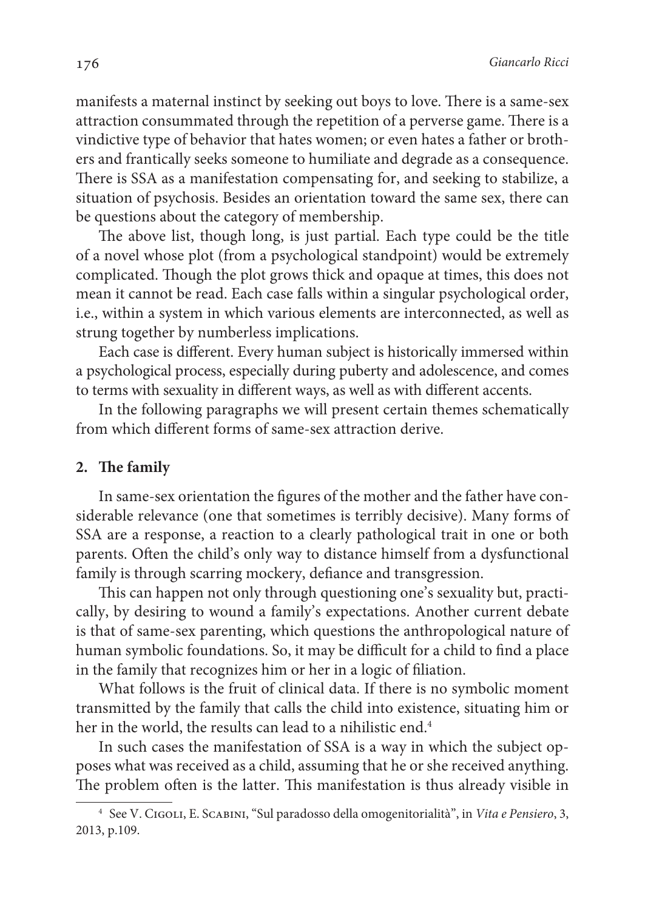manifests a maternal instinct by seeking out boys to love. There is a same-sex attraction consummated through the repetition of a perverse game. There is a vindictive type of behavior that hates women; or even hates a father or brothers and frantically seeks someone to humiliate and degrade as a consequence. There is SSA as a manifestation compensating for, and seeking to stabilize, a situation of psychosis. Besides an orientation toward the same sex, there can be questions about the category of membership.

The above list, though long, is just partial. Each type could be the title of a novel whose plot (from a psychological standpoint) would be extremely complicated. Though the plot grows thick and opaque at times, this does not mean it cannot be read. Each case falls within a singular psychological order, i.e., within a system in which various elements are interconnected, as well as strung together by numberless implications.

Each case is different. Every human subject is historically immersed within a psychological process, especially during puberty and adolescence, and comes to terms with sexuality in different ways, as well as with different accents.

In the following paragraphs we will present certain themes schematically from which different forms of same-sex attraction derive.

## 2. The family

In same-sex orientation the figures of the mother and the father have considerable relevance (one that sometimes is terribly decisive). Many forms of SSA are a response, a reaction to a clearly pathological trait in one or both parents. Often the child's only way to distance himself from a dysfunctional family is through scarring mockery, defiance and transgression.

This can happen not only through questioning one's sexuality but, practically, by desiring to wound a family's expectations. Another current debate is that of same-sex parenting, which questions the anthropological nature of human symbolic foundations. So, it may be difficult for a child to find a place in the family that recognizes him or her in a logic of filiation.

What follows is the fruit of clinical data. If there is no symbolic moment transmitted by the family that calls the child into existence, situating him or her in the world, the results can lead to a nihilistic end.[4]

In such cases the manifestation of SSA is a way in which the subject opposes what was received as a child, assuming that he or she received anything. The problem often is the latter. This manifestation is thus already visible in

---

[4] See V. Cigoli, E. Scabini, "Sul paradosso della omogenitorialità", in *Vita e Pensiero*, 3, 2013, p.109.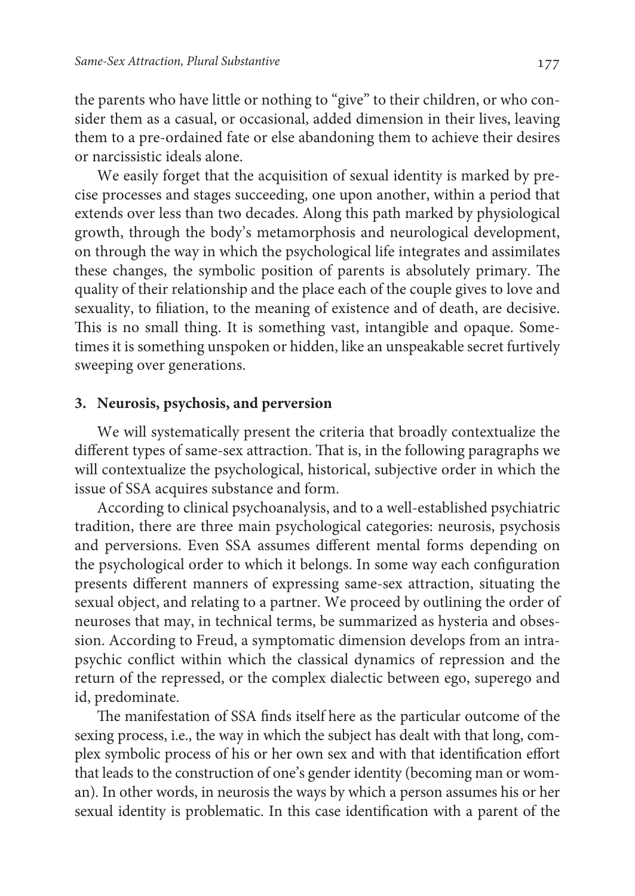the parents who have little or nothing to "give" to their children, or who consider them as a casual, or occasional, added dimension in their lives, leaving them to a pre-ordained fate or else abandoning them to achieve their desires or narcissistic ideals alone.

We easily forget that the acquisition of sexual identity is marked by precise processes and stages succeeding, one upon another, within a period that extends over less than two decades. Along this path marked by physiological growth, through the body's metamorphosis and neurological development, on through the way in which the psychological life integrates and assimilates these changes, the symbolic position of parents is absolutely primary. The quality of their relationship and the place each of the couple gives to love and sexuality, to filiation, to the meaning of existence and of death, are decisive. This is no small thing. It is something vast, intangible and opaque. Sometimes it is something unspoken or hidden, like an unspeakable secret furtively sweeping over generations.

## 3. Neurosis, psychosis, and perversion

We will systematically present the criteria that broadly contextualize the different types of same-sex attraction. That is, in the following paragraphs we will contextualize the psychological, historical, subjective order in which the issue of SSA acquires substance and form.

According to clinical psychoanalysis, and to a well-established psychiatric tradition, there are three main psychological categories: neurosis, psychosis and perversions. Even SSA assumes different mental forms depending on the psychological order to which it belongs. In some way each configuration presents different manners of expressing same-sex attraction, situating the sexual object, and relating to a partner. We proceed by outlining the order of neuroses that may, in technical terms, be summarized as hysteria and obsession. According to Freud, a symptomatic dimension develops from an intrapsychic conflict within which the classical dynamics of repression and the return of the repressed, or the complex dialectic between ego, superego and id, predominate.

The manifestation of SSA finds itself here as the particular outcome of the sexing process, i.e., the way in which the subject has dealt with that long, complex symbolic process of his or her own sex and with that identification effort that leads to the construction of one's gender identity (becoming man or woman). In other words, in neurosis the ways by which a person assumes his or her sexual identity is problematic. In this case identification with a parent of the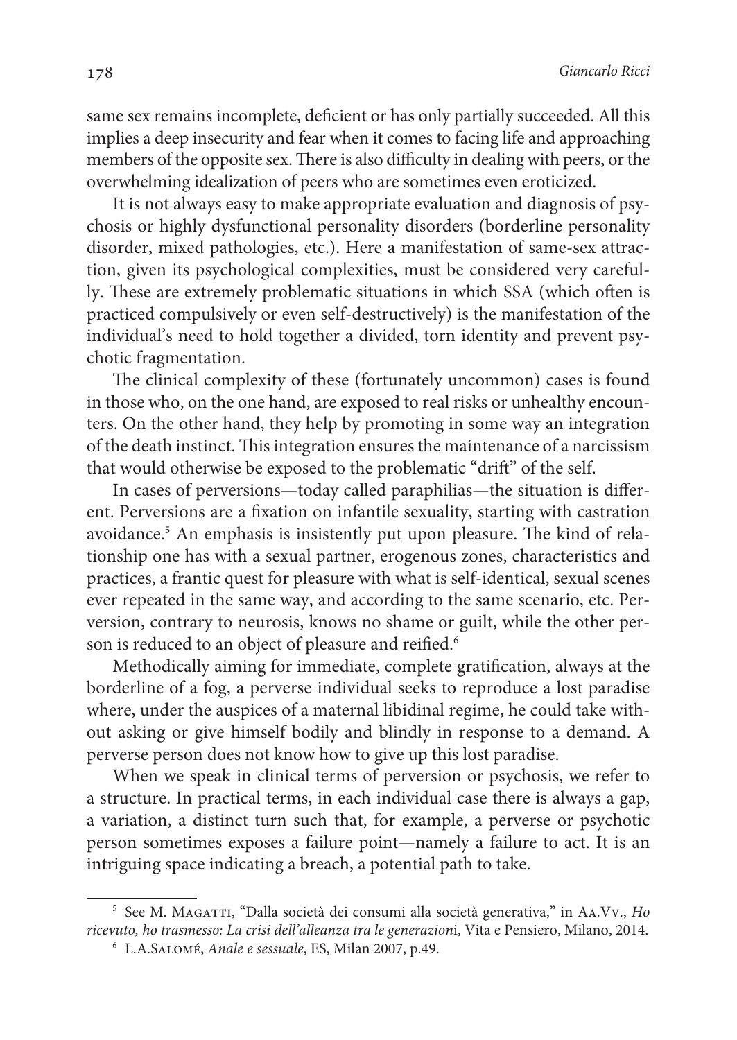same sex remains incomplete, deficient or has only partially succeeded. All this implies a deep insecurity and fear when it comes to facing life and approaching members of the opposite sex. There is also difficulty in dealing with peers, or the overwhelming idealization of peers who are sometimes even eroticized.

It is not always easy to make appropriate evaluation and diagnosis of psychosis or highly dysfunctional personality disorders (borderline personality disorder, mixed pathologies, etc.). Here a manifestation of same-sex attraction, given its psychological complexities, must be considered very carefully. These are extremely problematic situations in which SSA (which often is practiced compulsively or even self-destructively) is the manifestation of the individual's need to hold together a divided, torn identity and prevent psychotic fragmentation.

The clinical complexity of these (fortunately uncommon) cases is found in those who, on the one hand, are exposed to real risks or unhealthy encounters. On the other hand, they help by promoting in some way an integration of the death instinct. This integration ensures the maintenance of a narcissism that would otherwise be exposed to the problematic "drift" of the self.

In cases of perversions—today called paraphilias—the situation is different. Perversions are a fixation on infantile sexuality, starting with castration avoidance.[5] An emphasis is insistently put upon pleasure. The kind of relationship one has with a sexual partner, erogenous zones, characteristics and practices, a frantic quest for pleasure with what is self-identical, sexual scenes ever repeated in the same way, and according to the same scenario, etc. Perversion, contrary to neurosis, knows no shame or guilt, while the other person is reduced to an object of pleasure and reified.[6]

Methodically aiming for immediate, complete gratification, always at the borderline of a fog, a perverse individual seeks to reproduce a lost paradise where, under the auspices of a maternal libidinal regime, he could take without asking or give himself bodily and blindly in response to a demand. A perverse person does not know how to give up this lost paradise.

When we speak in clinical terms of perversion or psychosis, we refer to a structure. In practical terms, in each individual case there is always a gap, a variation, a distinct turn such that, for example, a perverse or psychotic person sometimes exposes a failure point—namely a failure to act. It is an intriguing space indicating a breach, a potential path to take.

---

[5] See M. Magatti, "Dalla società dei consumi alla società generativa," in Aa.Vv., *Ho ricevuto, ho trasmesso: La crisi dell'alleanza tra le generazioni*, Vita e Pensiero, Milano, 2014.

[6] L.A.Salomé, *Anale e sessuale*, ES, Milan 2007, p.49.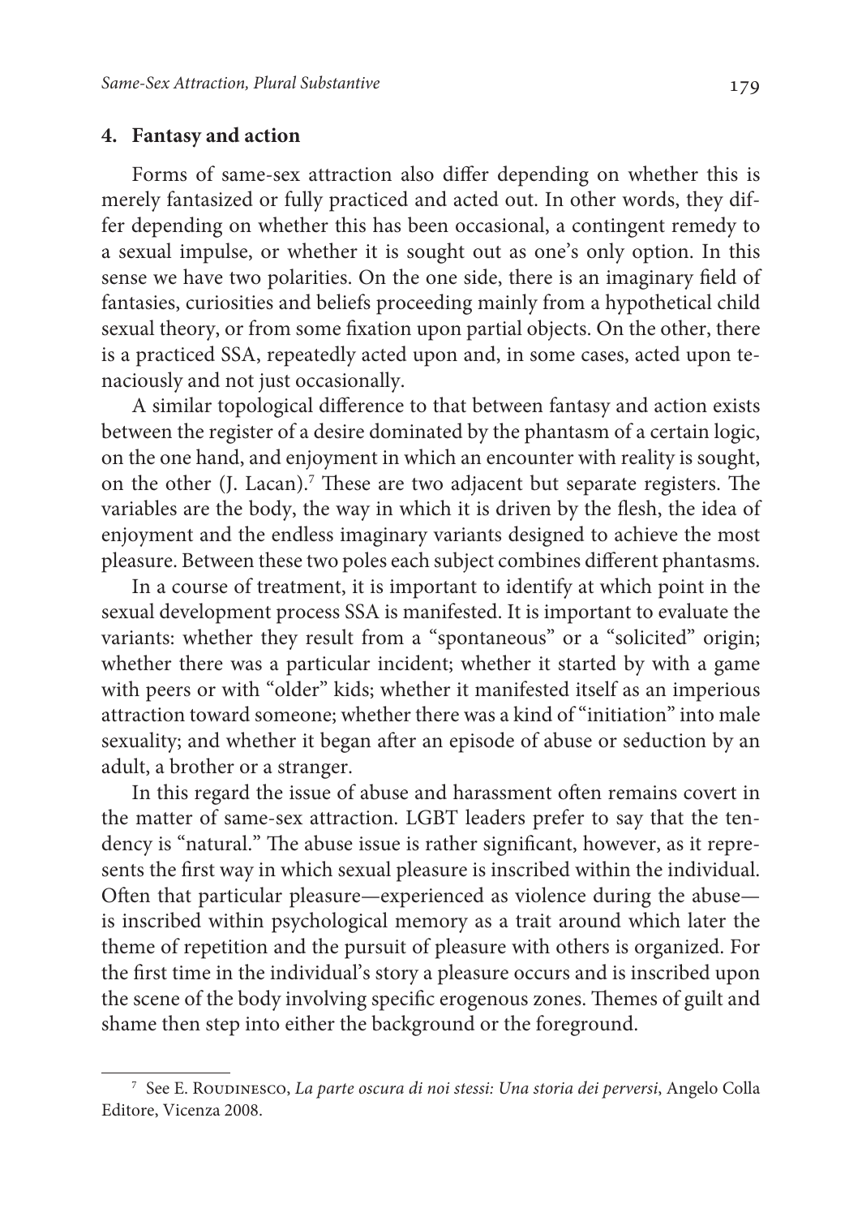## 4. Fantasy and action

Forms of same-sex attraction also differ depending on whether this is merely fantasized or fully practiced and acted out. In other words, they differ depending on whether this has been occasional, a contingent remedy to a sexual impulse, or whether it is sought out as one's only option. In this sense we have two polarities. On the one side, there is an imaginary field of fantasies, curiosities and beliefs proceeding mainly from a hypothetical child sexual theory, or from some fixation upon partial objects. On the other, there is a practiced SSA, repeatedly acted upon and, in some cases, acted upon tenaciously and not just occasionally.

A similar topological difference to that between fantasy and action exists between the register of a desire dominated by the phantasm of a certain logic, on the one hand, and enjoyment in which an encounter with reality is sought, on the other (J. Lacan).[7] These are two adjacent but separate registers. The variables are the body, the way in which it is driven by the flesh, the idea of enjoyment and the endless imaginary variants designed to achieve the most pleasure. Between these two poles each subject combines different phantasms.

In a course of treatment, it is important to identify at which point in the sexual development process SSA is manifested. It is important to evaluate the variants: whether they result from a "spontaneous" or a "solicited" origin; whether there was a particular incident; whether it started by with a game with peers or with "older" kids; whether it manifested itself as an imperious attraction toward someone; whether there was a kind of "initiation" into male sexuality; and whether it began after an episode of abuse or seduction by an adult, a brother or a stranger.

In this regard the issue of abuse and harassment often remains covert in the matter of same-sex attraction. LGBT leaders prefer to say that the tendency is "natural." The abuse issue is rather significant, however, as it represents the first way in which sexual pleasure is inscribed within the individual. Often that particular pleasure—experienced as violence during the abuse—is inscribed within psychological memory as a trait around which later the theme of repetition and the pursuit of pleasure with others is organized. For the first time in the individual's story a pleasure occurs and is inscribed upon the scene of the body involving specific erogenous zones. Themes of guilt and shame then step into either the background or the foreground.

---

[7] See E. Roudinesco, *La parte oscura di noi stessi: Una storia dei perversi*, Angelo Colla Editore, Vicenza 2008.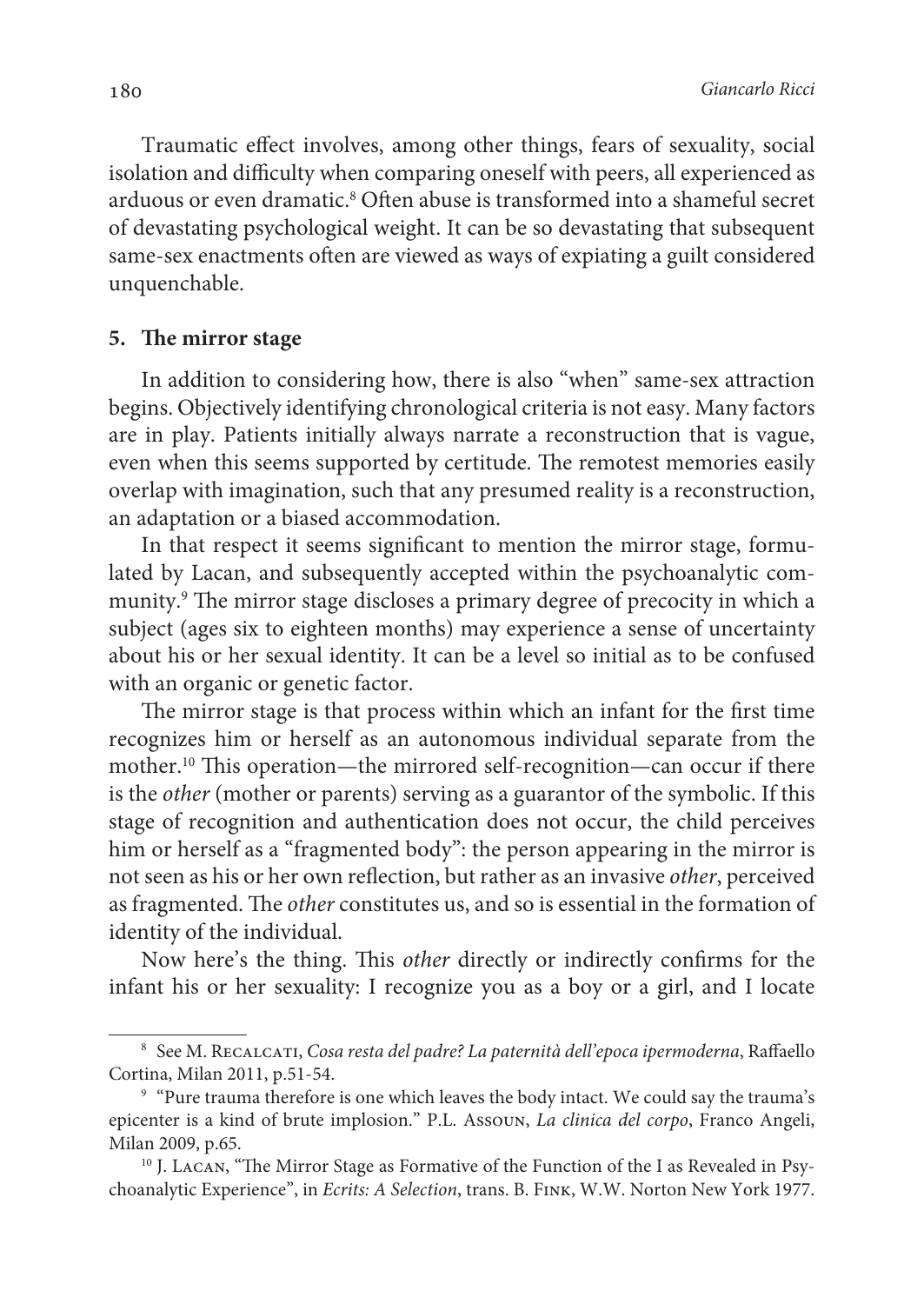Traumatic effect involves, among other things, fears of sexuality, social isolation and difficulty when comparing oneself with peers, all experienced as arduous or even dramatic.[8] Often abuse is transformed into a shameful secret of devastating psychological weight. It can be so devastating that subsequent same-sex enactments often are viewed as ways of expiating a guilt considered unquenchable.

## 5. The mirror stage

In addition to considering how, there is also "when" same-sex attraction begins. Objectively identifying chronological criteria is not easy. Many factors are in play. Patients initially always narrate a reconstruction that is vague, even when this seems supported by certitude. The remotest memories easily overlap with imagination, such that any presumed reality is a reconstruction, an adaptation or a biased accommodation.

In that respect it seems significant to mention the mirror stage, formulated by Lacan, and subsequently accepted within the psychoanalytic community.[9] The mirror stage discloses a primary degree of precocity in which a subject (ages six to eighteen months) may experience a sense of uncertainty about his or her sexual identity. It can be a level so initial as to be confused with an organic or genetic factor.

The mirror stage is that process within which an infant for the first time recognizes him or herself as an autonomous individual separate from the mother.[10] This operation—the mirrored self-recognition—can occur if there is the *other* (mother or parents) serving as a guarantor of the symbolic. If this stage of recognition and authentication does not occur, the child perceives him or herself as a "fragmented body": the person appearing in the mirror is not seen as his or her own reflection, but rather as an invasive *other*, perceived as fragmented. The *other* constitutes us, and so is essential in the formation of identity of the individual.

Now here's the thing. This *other* directly or indirectly confirms for the infant his or her sexuality: I recognize you as a boy or a girl, and I locate

---

[8] See M. Recalcati, *Cosa resta del padre? La paternità dell'epoca ipermoderna*, Raffaello Cortina, Milan 2011, p.51-54.

[9] "Pure trauma therefore is one which leaves the body intact. We could say the trauma's epicenter is a kind of brute implosion." P.L. Assoun, *La clinica del corpo*, Franco Angeli, Milan 2009, p.65.

[10] J. Lacan, "The Mirror Stage as Formative of the Function of the I as Revealed in Psychoanalytic Experience", in *Ecrits: A Selection*, trans. B. Fink, W.W. Norton New York 1977.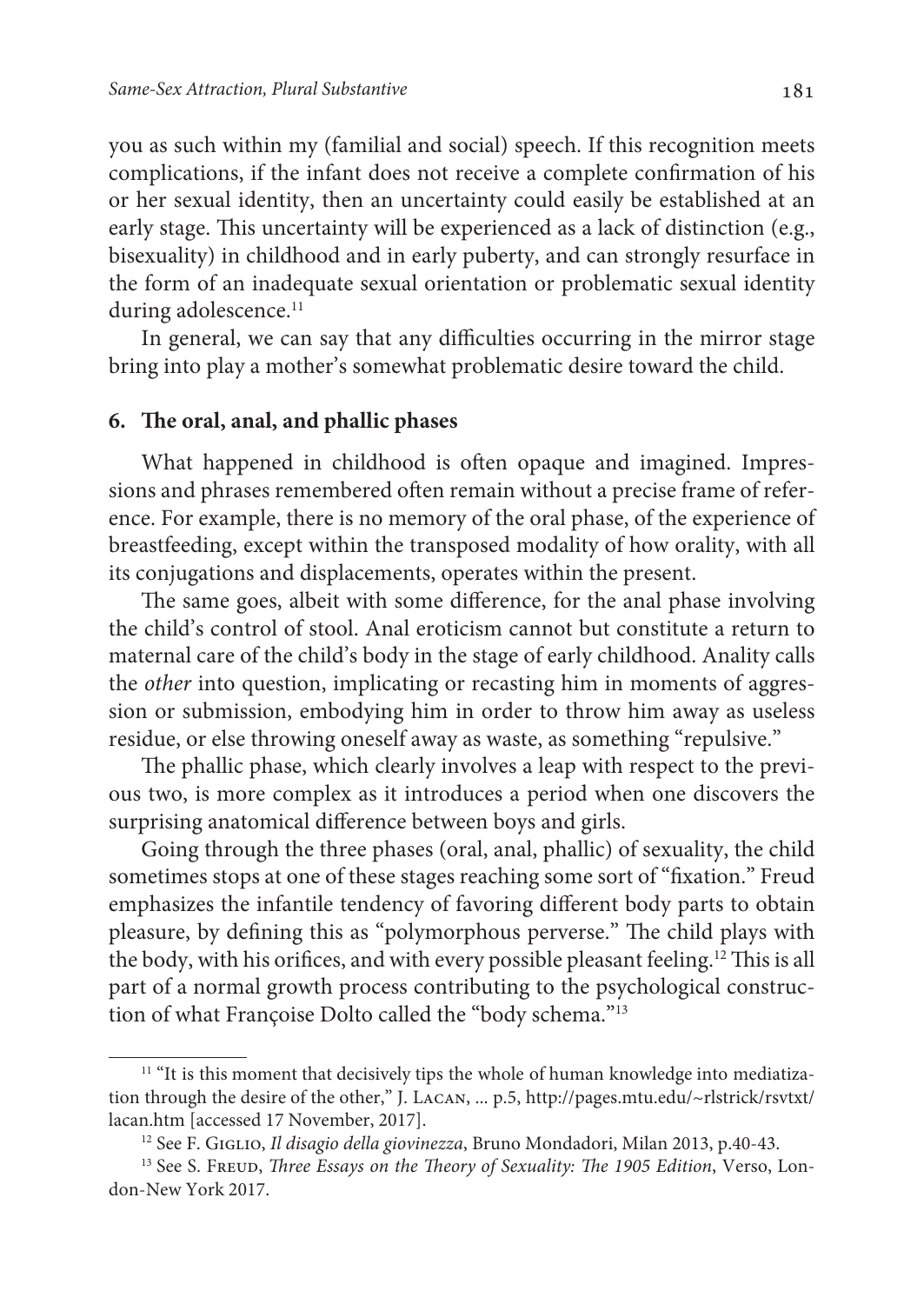you as such within my (familial and social) speech. If this recognition meets complications, if the infant does not receive a complete confirmation of his or her sexual identity, then an uncertainty could easily be established at an early stage. This uncertainty will be experienced as a lack of distinction (e.g., bisexuality) in childhood and in early puberty, and can strongly resurface in the form of an inadequate sexual orientation or problematic sexual identity during adolescence.[11]

In general, we can say that any difficulties occurring in the mirror stage bring into play a mother's somewhat problematic desire toward the child.

## 6. The oral, anal, and phallic phases

What happened in childhood is often opaque and imagined. Impressions and phrases remembered often remain without a precise frame of reference. For example, there is no memory of the oral phase, of the experience of breastfeeding, except within the transposed modality of how orality, with all its conjugations and displacements, operates within the present.

The same goes, albeit with some difference, for the anal phase involving the child's control of stool. Anal eroticism cannot but constitute a return to maternal care of the child's body in the stage of early childhood. Anality calls the *other* into question, implicating or recasting him in moments of aggression or submission, embodying him in order to throw him away as useless residue, or else throwing oneself away as waste, as something "repulsive."

The phallic phase, which clearly involves a leap with respect to the previous two, is more complex as it introduces a period when one discovers the surprising anatomical difference between boys and girls.

Going through the three phases (oral, anal, phallic) of sexuality, the child sometimes stops at one of these stages reaching some sort of "fixation." Freud emphasizes the infantile tendency of favoring different body parts to obtain pleasure, by defining this as "polymorphous perverse." The child plays with the body, with his orifices, and with every possible pleasant feeling.[12] This is all part of a normal growth process contributing to the psychological construction of what Françoise Dolto called the "body schema."[13]

---

[11] "It is this moment that decisively tips the whole of human knowledge into mediatization through the desire of the other," J. Lacan, ... p.5, http://pages.mtu.edu/~rlstrick/rsvtxt/lacan.htm [accessed 17 November, 2017].

[12] See F. Giglio, *Il disagio della giovinezza*, Bruno Mondadori, Milan 2013, p.40-43.

[13] See S. Freud, *Three Essays on the Theory of Sexuality: The 1905 Edition*, Verso, London-New York 2017.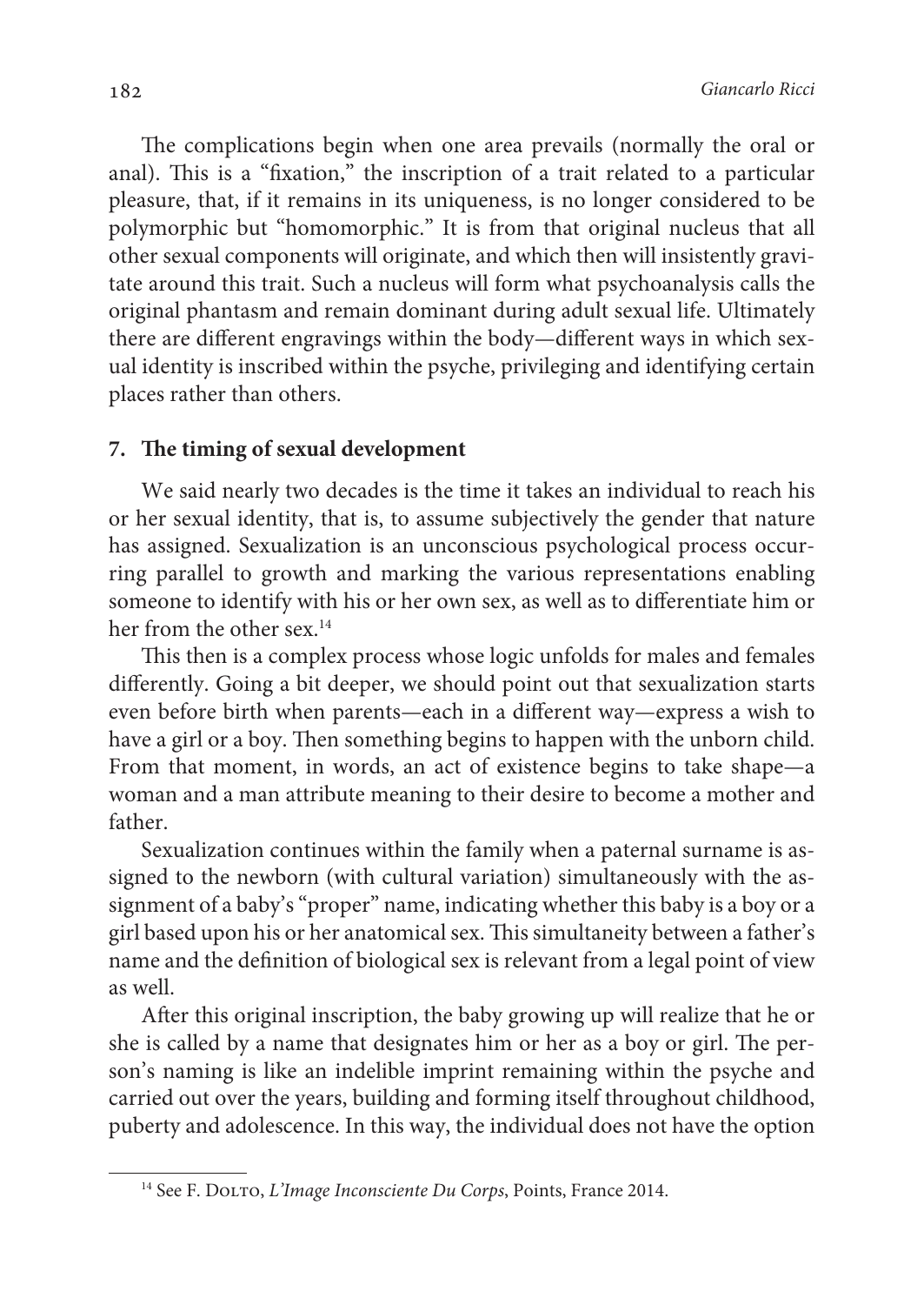The complications begin when one area prevails (normally the oral or anal). This is a "fixation," the inscription of a trait related to a particular pleasure, that, if it remains in its uniqueness, is no longer considered to be polymorphic but "homomorphic." It is from that original nucleus that all other sexual components will originate, and which then will insistently gravitate around this trait. Such a nucleus will form what psychoanalysis calls the original phantasm and remain dominant during adult sexual life. Ultimately there are different engravings within the body—different ways in which sexual identity is inscribed within the psyche, privileging and identifying certain places rather than others.

## 7. The timing of sexual development

We said nearly two decades is the time it takes an individual to reach his or her sexual identity, that is, to assume subjectively the gender that nature has assigned. Sexualization is an unconscious psychological process occurring parallel to growth and marking the various representations enabling someone to identify with his or her own sex, as well as to differentiate him or her from the other sex.[14]

This then is a complex process whose logic unfolds for males and females differently. Going a bit deeper, we should point out that sexualization starts even before birth when parents—each in a different way—express a wish to have a girl or a boy. Then something begins to happen with the unborn child. From that moment, in words, an act of existence begins to take shape—a woman and a man attribute meaning to their desire to become a mother and father.

Sexualization continues within the family when a paternal surname is assigned to the newborn (with cultural variation) simultaneously with the assignment of a baby's "proper" name, indicating whether this baby is a boy or a girl based upon his or her anatomical sex. This simultaneity between a father's name and the definition of biological sex is relevant from a legal point of view as well.

After this original inscription, the baby growing up will realize that he or she is called by a name that designates him or her as a boy or girl. The person's naming is like an indelible imprint remaining within the psyche and carried out over the years, building and forming itself throughout childhood, puberty and adolescence. In this way, the individual does not have the option

[14] See F. Dolto, *L'Image Inconsciente Du Corps*, Points, France 2014.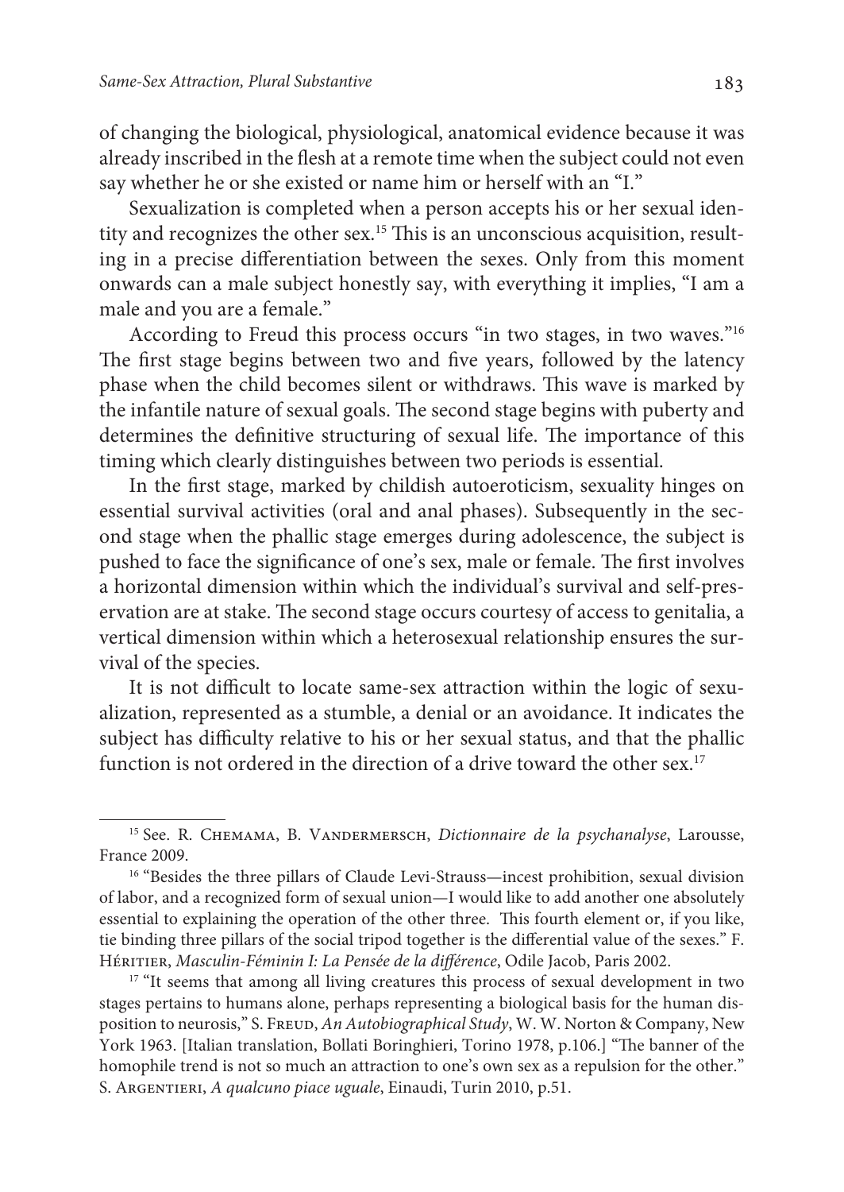of changing the biological, physiological, anatomical evidence because it was already inscribed in the flesh at a remote time when the subject could not even say whether he or she existed or name him or herself with an "I."

Sexualization is completed when a person accepts his or her sexual identity and recognizes the other sex.[15] This is an unconscious acquisition, resulting in a precise differentiation between the sexes. Only from this moment onwards can a male subject honestly say, with everything it implies, "I am a male and you are a female."

According to Freud this process occurs "in two stages, in two waves."[16] The first stage begins between two and five years, followed by the latency phase when the child becomes silent or withdraws. This wave is marked by the infantile nature of sexual goals. The second stage begins with puberty and determines the definitive structuring of sexual life. The importance of this timing which clearly distinguishes between two periods is essential.

In the first stage, marked by childish autoeroticism, sexuality hinges on essential survival activities (oral and anal phases). Subsequently in the second stage when the phallic stage emerges during adolescence, the subject is pushed to face the significance of one's sex, male or female. The first involves a horizontal dimension within which the individual's survival and self-preservation are at stake. The second stage occurs courtesy of access to genitalia, a vertical dimension within which a heterosexual relationship ensures the survival of the species.

It is not difficult to locate same-sex attraction within the logic of sexualization, represented as a stumble, a denial or an avoidance. It indicates the subject has difficulty relative to his or her sexual status, and that the phallic function is not ordered in the direction of a drive toward the other sex.[17]

---

[15] See. R. Chemama, B. Vandermersch, *Dictionnaire de la psychanalyse*, Larousse, France 2009.

[16] "Besides the three pillars of Claude Levi-Strauss—incest prohibition, sexual division of labor, and a recognized form of sexual union—I would like to add another one absolutely essential to explaining the operation of the other three. This fourth element or, if you like, tie binding three pillars of the social tripod together is the differential value of the sexes." F. Héritier, *Masculin-Féminin I: La Pensée de la différence*, Odile Jacob, Paris 2002.

[17] "It seems that among all living creatures this process of sexual development in two stages pertains to humans alone, perhaps representing a biological basis for the human disposition to neurosis," S. Freud, *An Autobiographical Study*, W. W. Norton & Company, New York 1963. [Italian translation, Bollati Boringhieri, Torino 1978, p.106.] "The banner of the homophile trend is not so much an attraction to one's own sex as a repulsion for the other." S. Argentieri, *A qualcuno piace uguale*, Einaudi, Turin 2010, p.51.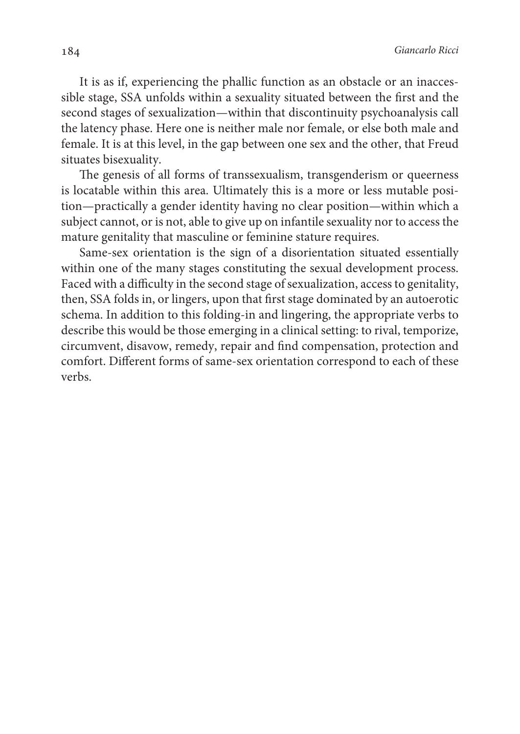It is as if, experiencing the phallic function as an obstacle or an inaccessible stage, SSA unfolds within a sexuality situated between the first and the second stages of sexualization—within that discontinuity psychoanalysis call the latency phase. Here one is neither male nor female, or else both male and female. It is at this level, in the gap between one sex and the other, that Freud situates bisexuality.

The genesis of all forms of transsexualism, transgenderism or queerness is locatable within this area. Ultimately this is a more or less mutable position—practically a gender identity having no clear position—within which a subject cannot, or is not, able to give up on infantile sexuality nor to access the mature genitality that masculine or feminine stature requires.

Same-sex orientation is the sign of a disorientation situated essentially within one of the many stages constituting the sexual development process. Faced with a difficulty in the second stage of sexualization, access to genitality, then, SSA folds in, or lingers, upon that first stage dominated by an autoerotic schema. In addition to this folding-in and lingering, the appropriate verbs to describe this would be those emerging in a clinical setting: to rival, temporize, circumvent, disavow, remedy, repair and find compensation, protection and comfort. Different forms of same-sex orientation correspond to each of these verbs.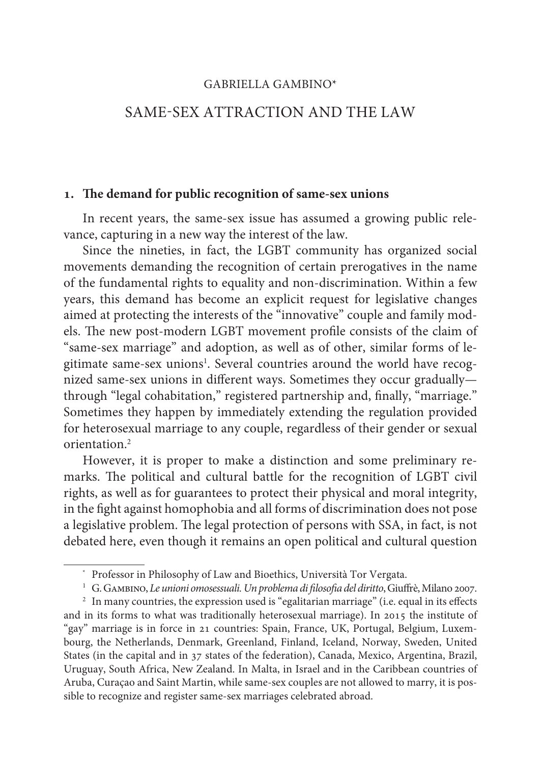GABRIELLA GAMBINO*

# SAME-SEX ATTRACTION AND THE LAW

## 1. The demand for public recognition of same-sex unions

In recent years, the same-sex issue has assumed a growing public relevance, capturing in a new way the interest of the law.

Since the nineties, in fact, the LGBT community has organized social movements demanding the recognition of certain prerogatives in the name of the fundamental rights to equality and non-discrimination. Within a few years, this demand has become an explicit request for legislative changes aimed at protecting the interests of the "innovative" couple and family models. The new post-modern LGBT movement profile consists of the claim of "same-sex marriage" and adoption, as well as of other, similar forms of legitimate same-sex unions[1]. Several countries around the world have recognized same-sex unions in different ways. Sometimes they occur gradually—through "legal cohabitation," registered partnership and, finally, "marriage." Sometimes they happen by immediately extending the regulation provided for heterosexual marriage to any couple, regardless of their gender or sexual orientation.[2]

However, it is proper to make a distinction and some preliminary remarks. The political and cultural battle for the recognition of LGBT civil rights, as well as for guarantees to protect their physical and moral integrity, in the fight against homophobia and all forms of discrimination does not pose a legislative problem. The legal protection of persons with SSA, in fact, is not debated here, even though it remains an open political and cultural question

---

* Professor in Philosophy of Law and Bioethics, Università Tor Vergata.

[1] G. Gambino, *Le unioni omosessuali. Un problema di filosofia del diritto*, Giuffrè, Milano 2007.

[2] In many countries, the expression used is "egalitarian marriage" (i.e. equal in its effects and in its forms to what was traditionally heterosexual marriage). In 2015 the institute of "gay" marriage is in force in 21 countries: Spain, France, UK, Portugal, Belgium, Luxembourg, the Netherlands, Denmark, Greenland, Finland, Iceland, Norway, Sweden, United States (in the capital and in 37 states of the federation), Canada, Mexico, Argentina, Brazil, Uruguay, South Africa, New Zealand. In Malta, in Israel and in the Caribbean countries of Aruba, Curaçao and Saint Martin, while same-sex couples are not allowed to marry, it is possible to recognize and register same-sex marriages celebrated abroad.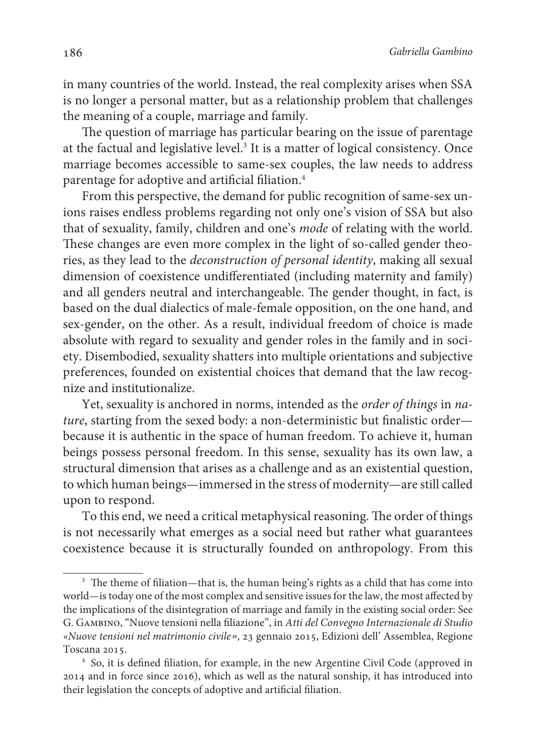in many countries of the world. Instead, the real complexity arises when SSA is no longer a personal matter, but as a relationship problem that challenges the meaning of a couple, marriage and family.

The question of marriage has particular bearing on the issue of parentage at the factual and legislative level.[3] It is a matter of logical consistency. Once marriage becomes accessible to same-sex couples, the law needs to address parentage for adoptive and artificial filiation.[4]

From this perspective, the demand for public recognition of same-sex unions raises endless problems regarding not only one's vision of SSA but also that of sexuality, family, children and one's *mode* of relating with the world. These changes are even more complex in the light of so-called gender theories, as they lead to the *deconstruction of personal identity*, making all sexual dimension of coexistence undifferentiated (including maternity and family) and all genders neutral and interchangeable. The gender thought, in fact, is based on the dual dialectics of male-female opposition, on the one hand, and sex-gender, on the other. As a result, individual freedom of choice is made absolute with regard to sexuality and gender roles in the family and in society. Disembodied, sexuality shatters into multiple orientations and subjective preferences, founded on existential choices that demand that the law recognize and institutionalize.

Yet, sexuality is anchored in norms, intended as the *order of things* in *nature*, starting from the sexed body: a non-deterministic but finalistic order—because it is authentic in the space of human freedom. To achieve it, human beings possess personal freedom. In this sense, sexuality has its own law, a structural dimension that arises as a challenge and as an existential question, to which human beings—immersed in the stress of modernity—are still called upon to respond.

To this end, we need a critical metaphysical reasoning. The order of things is not necessarily what emerges as a social need but rather what guarantees coexistence because it is structurally founded on anthropology. From this

---

[3] The theme of filiation—that is, the human being's rights as a child that has come into world—is today one of the most complex and sensitive issues for the law, the most affected by the implications of the disintegration of marriage and family in the existing social order: See G. Gambino, "Nuove tensioni nella filiazione", in *Atti del Convegno Internazionale di Studio «Nuove tensioni nel matrimonio civile»*, 23 gennaio 2015, Edizioni dell' Assemblea, Regione Toscana 2015.

[4] So, it is defined filiation, for example, in the new Argentine Civil Code (approved in 2014 and in force since 2016), which as well as the natural sonship, it has introduced into their legislation the concepts of adoptive and artificial filiation.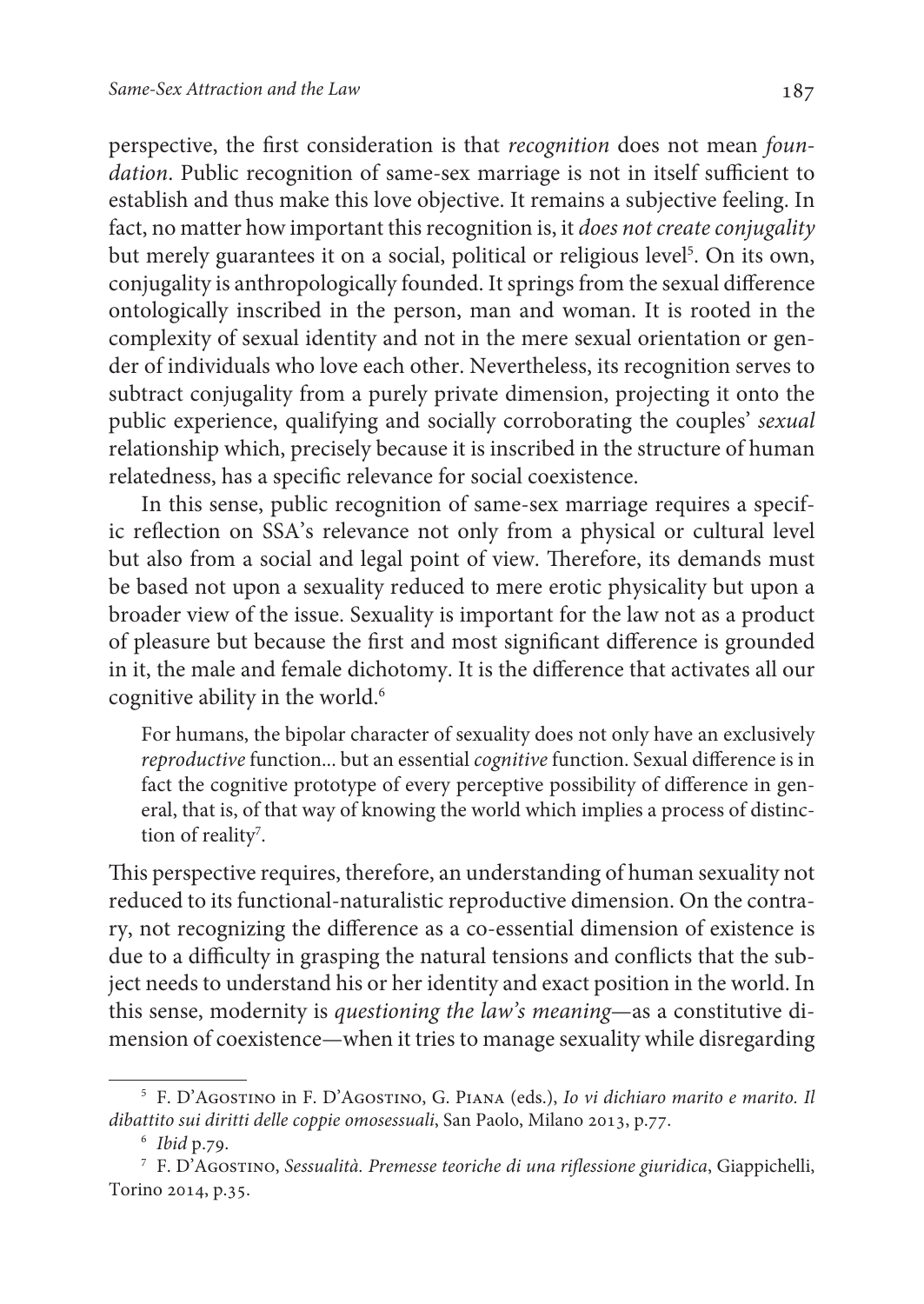perspective, the first consideration is that *recognition* does not mean *foundation*. Public recognition of same-sex marriage is not in itself sufficient to establish and thus make this love objective. It remains a subjective feeling. In fact, no matter how important this recognition is, it *does not create conjugality* but merely guarantees it on a social, political or religious level[5]. On its own, conjugality is anthropologically founded. It springs from the sexual difference ontologically inscribed in the person, man and woman. It is rooted in the complexity of sexual identity and not in the mere sexual orientation or gender of individuals who love each other. Nevertheless, its recognition serves to subtract conjugality from a purely private dimension, projecting it onto the public experience, qualifying and socially corroborating the couples' *sexual* relationship which, precisely because it is inscribed in the structure of human relatedness, has a specific relevance for social coexistence.

In this sense, public recognition of same-sex marriage requires a specific reflection on SSA's relevance not only from a physical or cultural level but also from a social and legal point of view. Therefore, its demands must be based not upon a sexuality reduced to mere erotic physicality but upon a broader view of the issue. Sexuality is important for the law not as a product of pleasure but because the first and most significant difference is grounded in it, the male and female dichotomy. It is the difference that activates all our cognitive ability in the world.[6]

> For humans, the bipolar character of sexuality does not only have an exclusively *reproductive* function... but an essential *cognitive* function. Sexual difference is in fact the cognitive prototype of every perceptive possibility of difference in general, that is, of that way of knowing the world which implies a process of distinction of reality[7].

This perspective requires, therefore, an understanding of human sexuality not reduced to its functional-naturalistic reproductive dimension. On the contrary, not recognizing the difference as a co-essential dimension of existence is due to a difficulty in grasping the natural tensions and conflicts that the subject needs to understand his or her identity and exact position in the world. In this sense, modernity is *questioning the law's meaning*—as a constitutive dimension of coexistence—when it tries to manage sexuality while disregarding

---

[5] F. D'Agostino in F. D'Agostino, G. Piana (eds.), *Io vi dichiaro marito e marito. Il dibattito sui diritti delle coppie omosessuali*, San Paolo, Milano 2013, p.77.

[6] *Ibid* p.79.

[7] F. D'Agostino, *Sessualità. Premesse teoriche di una riflessione giuridica*, Giappichelli, Torino 2014, p.35.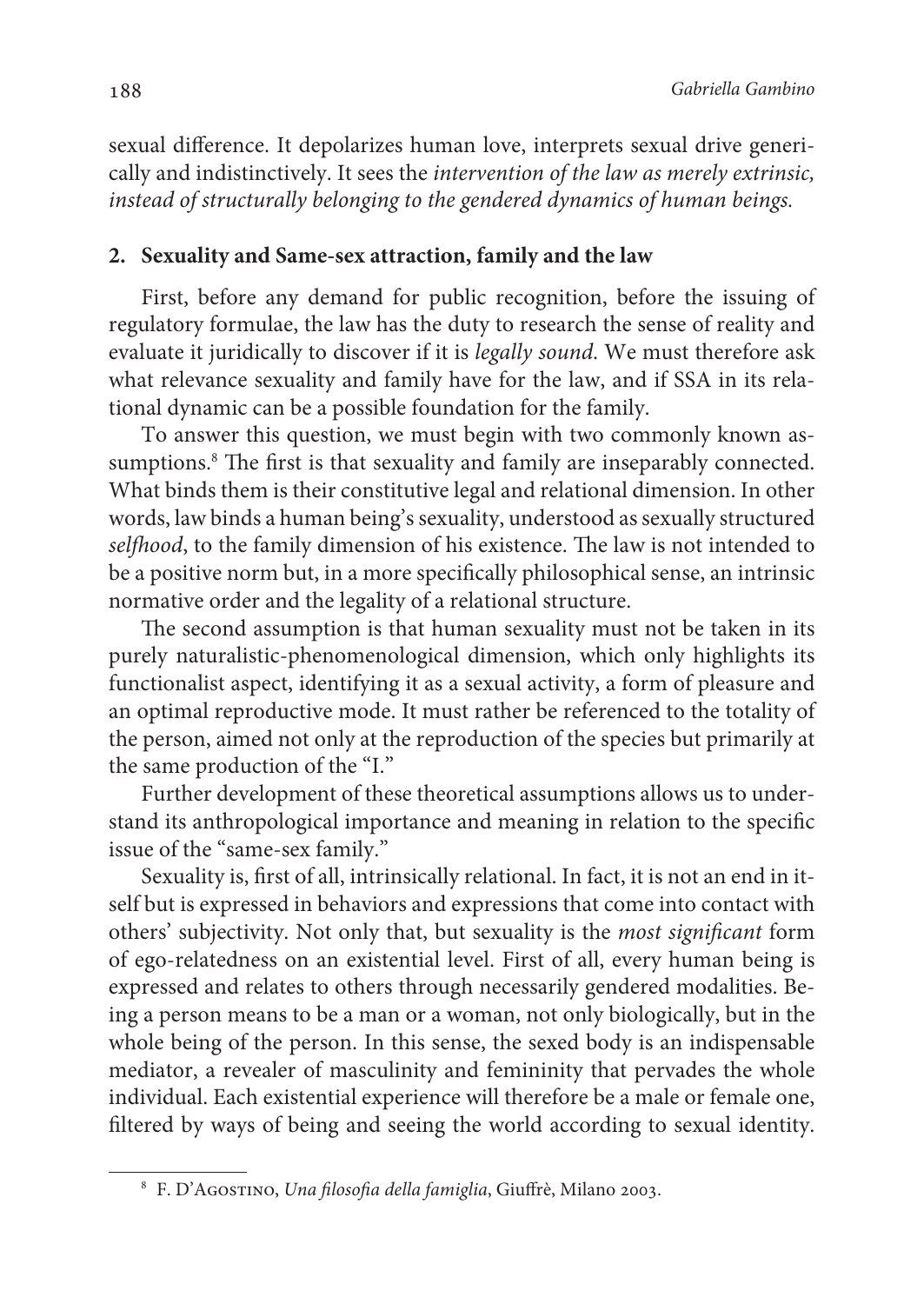sexual difference. It depolarizes human love, interprets sexual drive generically and indistinctively. It sees the *intervention of the law as merely extrinsic, instead of structurally belonging to the gendered dynamics of human beings.*

## 2. Sexuality and Same-sex attraction, family and the law

First, before any demand for public recognition, before the issuing of regulatory formulae, the law has the duty to research the sense of reality and evaluate it juridically to discover if it is *legally sound*. We must therefore ask what relevance sexuality and family have for the law, and if SSA in its relational dynamic can be a possible foundation for the family.

To answer this question, we must begin with two commonly known assumptions.[8] The first is that sexuality and family are inseparably connected. What binds them is their constitutive legal and relational dimension. In other words, law binds a human being's sexuality, understood as sexually structured *selfhood*, to the family dimension of his existence. The law is not intended to be a positive norm but, in a more specifically philosophical sense, an intrinsic normative order and the legality of a relational structure.

The second assumption is that human sexuality must not be taken in its purely naturalistic-phenomenological dimension, which only highlights its functionalist aspect, identifying it as a sexual activity, a form of pleasure and an optimal reproductive mode. It must rather be referenced to the totality of the person, aimed not only at the reproduction of the species but primarily at the same production of the "I."

Further development of these theoretical assumptions allows us to understand its anthropological importance and meaning in relation to the specific issue of the "same-sex family."

Sexuality is, first of all, intrinsically relational. In fact, it is not an end in itself but is expressed in behaviors and expressions that come into contact with others' subjectivity. Not only that, but sexuality is the *most significant* form of ego-relatedness on an existential level. First of all, every human being is expressed and relates to others through necessarily gendered modalities. Being a person means to be a man or a woman, not only biologically, but in the whole being of the person. In this sense, the sexed body is an indispensable mediator, a revealer of masculinity and femininity that pervades the whole individual. Each existential experience will therefore be a male or female one, filtered by ways of being and seeing the world according to sexual identity.

[8] F. D'Agostino, *Una filosofia della famiglia*, Giuffrè, Milano 2003.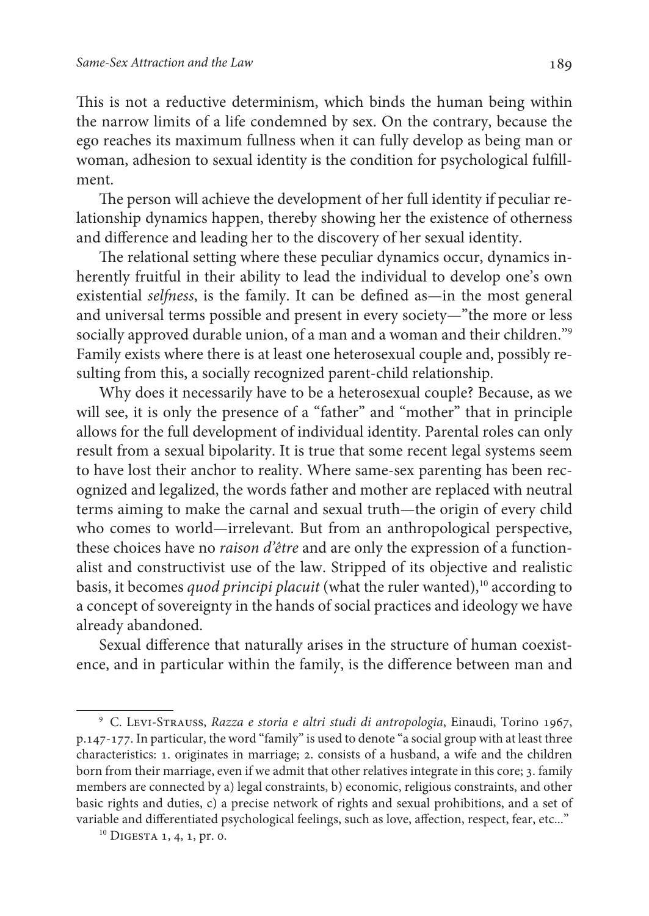This is not a reductive determinism, which binds the human being within the narrow limits of a life condemned by sex. On the contrary, because the ego reaches its maximum fullness when it can fully develop as being man or woman, adhesion to sexual identity is the condition for psychological fulfillment.

The person will achieve the development of her full identity if peculiar relationship dynamics happen, thereby showing her the existence of otherness and difference and leading her to the discovery of her sexual identity.

The relational setting where these peculiar dynamics occur, dynamics inherently fruitful in their ability to lead the individual to develop one's own existential *selfness*, is the family. It can be defined as—in the most general and universal terms possible and present in every society—"the more or less socially approved durable union, of a man and a woman and their children."[9] Family exists where there is at least one heterosexual couple and, possibly resulting from this, a socially recognized parent-child relationship.

Why does it necessarily have to be a heterosexual couple? Because, as we will see, it is only the presence of a "father" and "mother" that in principle allows for the full development of individual identity. Parental roles can only result from a sexual bipolarity. It is true that some recent legal systems seem to have lost their anchor to reality. Where same-sex parenting has been recognized and legalized, the words father and mother are replaced with neutral terms aiming to make the carnal and sexual truth—the origin of every child who comes to world—irrelevant. But from an anthropological perspective, these choices have no *raison d'être* and are only the expression of a functionalist and constructivist use of the law. Stripped of its objective and realistic basis, it becomes *quod principi placuit* (what the ruler wanted),[10] according to a concept of sovereignty in the hands of social practices and ideology we have already abandoned.

Sexual difference that naturally arises in the structure of human coexistence, and in particular within the family, is the difference between man and

---

[9] C. Levi-Strauss, *Razza e storia e altri studi di antropologia*, Einaudi, Torino 1967, p.147-177. In particular, the word "family" is used to denote "a social group with at least three characteristics: 1. originates in marriage; 2. consists of a husband, a wife and the children born from their marriage, even if we admit that other relatives integrate in this core; 3. family members are connected by a) legal constraints, b) economic, religious constraints, and other basic rights and duties, c) a precise network of rights and sexual prohibitions, and a set of variable and differentiated psychological feelings, such as love, affection, respect, fear, etc..."

[10] Digesta 1, 4, 1, pr. 0.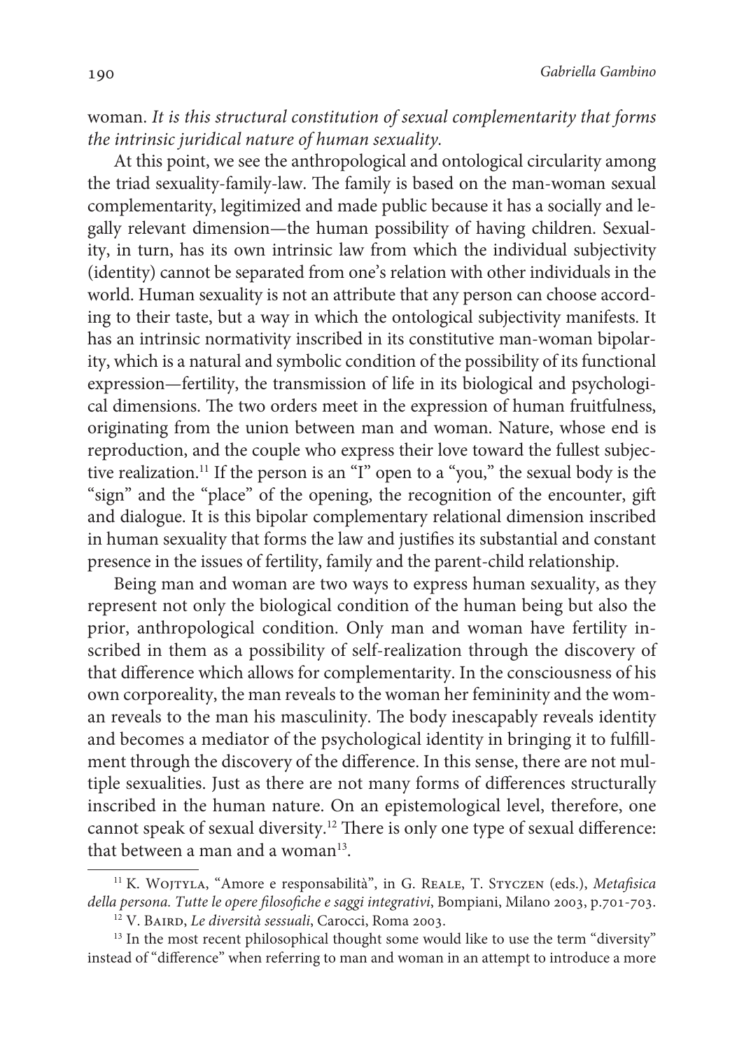woman. *It is this structural constitution of sexual complementarity that forms the intrinsic juridical nature of human sexuality.*

At this point, we see the anthropological and ontological circularity among the triad sexuality-family-law. The family is based on the man-woman sexual complementarity, legitimized and made public because it has a socially and legally relevant dimension—the human possibility of having children. Sexuality, in turn, has its own intrinsic law from which the individual subjectivity (identity) cannot be separated from one's relation with other individuals in the world. Human sexuality is not an attribute that any person can choose according to their taste, but a way in which the ontological subjectivity manifests. It has an intrinsic normativity inscribed in its constitutive man-woman bipolarity, which is a natural and symbolic condition of the possibility of its functional expression—fertility, the transmission of life in its biological and psychological dimensions. The two orders meet in the expression of human fruitfulness, originating from the union between man and woman. Nature, whose end is reproduction, and the couple who express their love toward the fullest subjective realization.[11] If the person is an "I" open to a "you," the sexual body is the "sign" and the "place" of the opening, the recognition of the encounter, gift and dialogue. It is this bipolar complementary relational dimension inscribed in human sexuality that forms the law and justifies its substantial and constant presence in the issues of fertility, family and the parent-child relationship.

Being man and woman are two ways to express human sexuality, as they represent not only the biological condition of the human being but also the prior, anthropological condition. Only man and woman have fertility inscribed in them as a possibility of self-realization through the discovery of that difference which allows for complementarity. In the consciousness of his own corporeality, the man reveals to the woman her femininity and the woman reveals to the man his masculinity. The body inescapably reveals identity and becomes a mediator of the psychological identity in bringing it to fulfillment through the discovery of the difference. In this sense, there are not multiple sexualities. Just as there are not many forms of differences structurally inscribed in the human nature. On an epistemological level, therefore, one cannot speak of sexual diversity.[12] There is only one type of sexual difference: that between a man and a woman[13].

---

[11] K. Wojtyla, "Amore e responsabilità", in G. Reale, T. Styczen (eds.), *Metafisica della persona. Tutte le opere filosofiche e saggi integrativi*, Bompiani, Milano 2003, p.701-703.

[12] V. Baird, *Le diversità sessuali*, Carocci, Roma 2003.

[13] In the most recent philosophical thought some would like to use the term "diversity" instead of "difference" when referring to man and woman in an attempt to introduce a more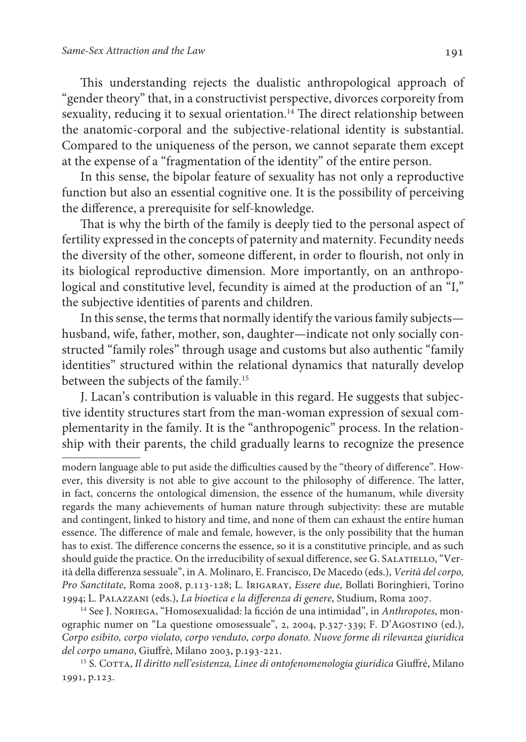This understanding rejects the dualistic anthropological approach of "gender theory" that, in a constructivist perspective, divorces corporeity from sexuality, reducing it to sexual orientation.[14] The direct relationship between the anatomic-corporal and the subjective-relational identity is substantial. Compared to the uniqueness of the person, we cannot separate them except at the expense of a "fragmentation of the identity" of the entire person.

In this sense, the bipolar feature of sexuality has not only a reproductive function but also an essential cognitive one. It is the possibility of perceiving the difference, a prerequisite for self-knowledge.

That is why the birth of the family is deeply tied to the personal aspect of fertility expressed in the concepts of paternity and maternity. Fecundity needs the diversity of the other, someone different, in order to flourish, not only in its biological reproductive dimension. More importantly, on an anthropological and constitutive level, fecundity is aimed at the production of an "I," the subjective identities of parents and children.

In this sense, the terms that normally identify the various family subjects—husband, wife, father, mother, son, daughter—indicate not only socially constructed "family roles" through usage and customs but also authentic "family identities" structured within the relational dynamics that naturally develop between the subjects of the family.[15]

J. Lacan's contribution is valuable in this regard. He suggests that subjective identity structures start from the man-woman expression of sexual complementarity in the family. It is the "anthropogenic" process. In the relationship with their parents, the child gradually learns to recognize the presence

---

modern language able to put aside the difficulties caused by the "theory of difference". However, this diversity is not able to give account to the philosophy of difference. The latter, in fact, concerns the ontological dimension, the essence of the humanum, while diversity regards the many achievements of human nature through subjectivity: these are mutable and contingent, linked to history and time, and none of them can exhaust the entire human essence. The difference of male and female, however, is the only possibility that the human has to exist. The difference concerns the essence, so it is a constitutive principle, and as such should guide the practice. On the irreducibility of sexual difference, see G. Salatiello, "Verità della differenza sessuale", in A. Molinaro, E. Francisco, De Macedo (eds.), *Verità del corpo, Pro Sanctitate*, Roma 2008, p.113-128; L. Irigaray, *Essere due*, Bollati Boringhieri, Torino 1994; L. Palazzani (eds.), *La bioetica e la differenza di genere*, Studium, Roma 2007.

[14] See J. Noriega, "Homosexualidad: la ficción de una intimidad", in *Anthropotes*, monographic numer on "La questione omosessuale", 2, 2004, p.327-339; F. D'Agostino (ed.), *Corpo esibito, corpo violato, corpo venduto, corpo donato. Nuove forme di rilevanza giuridica del corpo umano*, Giuffrè, Milano 2003, p.193-221.

[15] S. Cotta, *Il diritto nell'esistenza, Linee di ontofenomenologia giuridica* Giuffré, Milano 1991, p.123.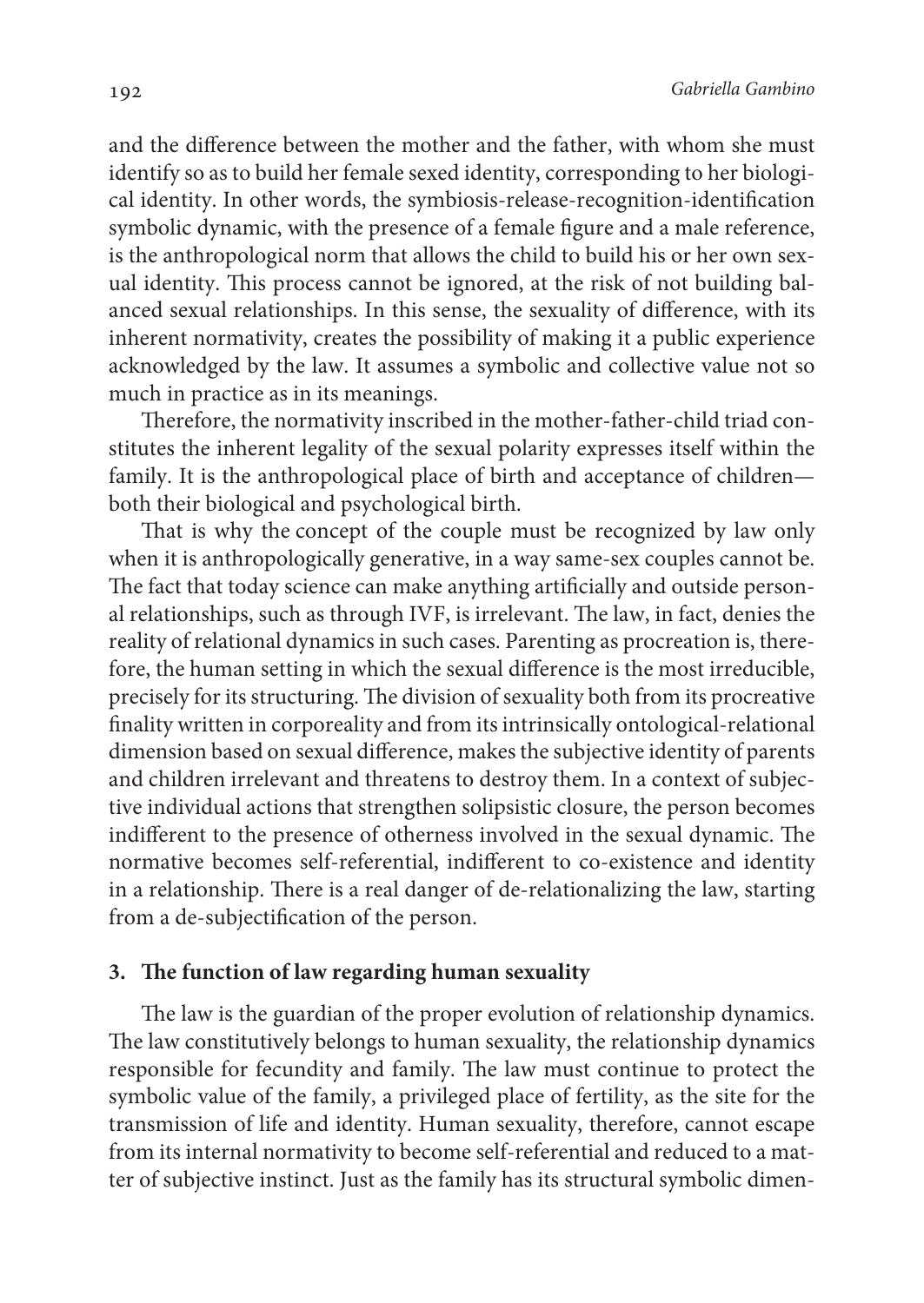and the difference between the mother and the father, with whom she must identify so as to build her female sexed identity, corresponding to her biological identity. In other words, the symbiosis-release-recognition-identification symbolic dynamic, with the presence of a female figure and a male reference, is the anthropological norm that allows the child to build his or her own sexual identity. This process cannot be ignored, at the risk of not building balanced sexual relationships. In this sense, the sexuality of difference, with its inherent normativity, creates the possibility of making it a public experience acknowledged by the law. It assumes a symbolic and collective value not so much in practice as in its meanings.

Therefore, the normativity inscribed in the mother-father-child triad constitutes the inherent legality of the sexual polarity expresses itself within the family. It is the anthropological place of birth and acceptance of children—both their biological and psychological birth.

That is why the concept of the couple must be recognized by law only when it is anthropologically generative, in a way same-sex couples cannot be. The fact that today science can make anything artificially and outside personal relationships, such as through IVF, is irrelevant. The law, in fact, denies the reality of relational dynamics in such cases. Parenting as procreation is, therefore, the human setting in which the sexual difference is the most irreducible, precisely for its structuring. The division of sexuality both from its procreative finality written in corporeality and from its intrinsically ontological-relational dimension based on sexual difference, makes the subjective identity of parents and children irrelevant and threatens to destroy them. In a context of subjective individual actions that strengthen solipsistic closure, the person becomes indifferent to the presence of otherness involved in the sexual dynamic. The normative becomes self-referential, indifferent to co-existence and identity in a relationship. There is a real danger of de-relationalizing the law, starting from a de-subjectification of the person.

## 3. The function of law regarding human sexuality

The law is the guardian of the proper evolution of relationship dynamics. The law constitutively belongs to human sexuality, the relationship dynamics responsible for fecundity and family. The law must continue to protect the symbolic value of the family, a privileged place of fertility, as the site for the transmission of life and identity. Human sexuality, therefore, cannot escape from its internal normativity to become self-referential and reduced to a matter of subjective instinct. Just as the family has its structural symbolic dimen-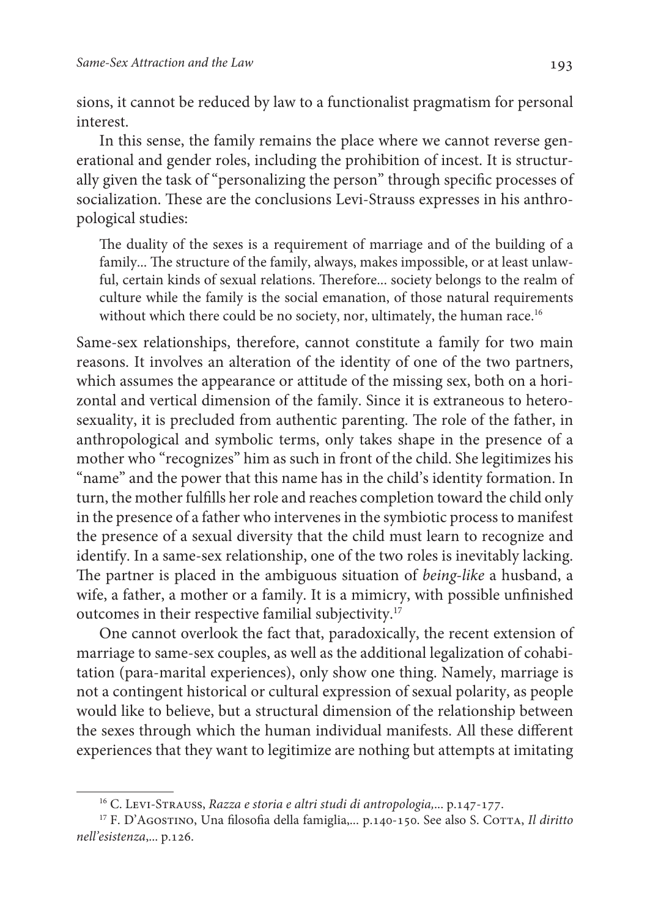sions, it cannot be reduced by law to a functionalist pragmatism for personal interest.

In this sense, the family remains the place where we cannot reverse generational and gender roles, including the prohibition of incest. It is structurally given the task of "personalizing the person" through specific processes of socialization. These are the conclusions Levi-Strauss expresses in his anthropological studies:

> The duality of the sexes is a requirement of marriage and of the building of a family... The structure of the family, always, makes impossible, or at least unlawful, certain kinds of sexual relations. Therefore... society belongs to the realm of culture while the family is the social emanation, of those natural requirements without which there could be no society, nor, ultimately, the human race.[16]

Same-sex relationships, therefore, cannot constitute a family for two main reasons. It involves an alteration of the identity of one of the two partners, which assumes the appearance or attitude of the missing sex, both on a horizontal and vertical dimension of the family. Since it is extraneous to heterosexuality, it is precluded from authentic parenting. The role of the father, in anthropological and symbolic terms, only takes shape in the presence of a mother who "recognizes" him as such in front of the child. She legitimizes his "name" and the power that this name has in the child's identity formation. In turn, the mother fulfills her role and reaches completion toward the child only in the presence of a father who intervenes in the symbiotic process to manifest the presence of a sexual diversity that the child must learn to recognize and identify. In a same-sex relationship, one of the two roles is inevitably lacking. The partner is placed in the ambiguous situation of *being-like* a husband, a wife, a father, a mother or a family. It is a mimicry, with possible unfinished outcomes in their respective familial subjectivity.[17]

One cannot overlook the fact that, paradoxically, the recent extension of marriage to same-sex couples, as well as the additional legalization of cohabitation (para-marital experiences), only show one thing. Namely, marriage is not a contingent historical or cultural expression of sexual polarity, as people would like to believe, but a structural dimension of the relationship between the sexes through which the human individual manifests. All these different experiences that they want to legitimize are nothing but attempts at imitating

---

[16] C. Levi-Strauss, *Razza e storia e altri studi di antropologia*,... p.147-177.

[17] F. D'Agostino, Una filosofia della famiglia,... p.140-150. See also S. Cotta, *Il diritto nell'esistenza*,... p.126.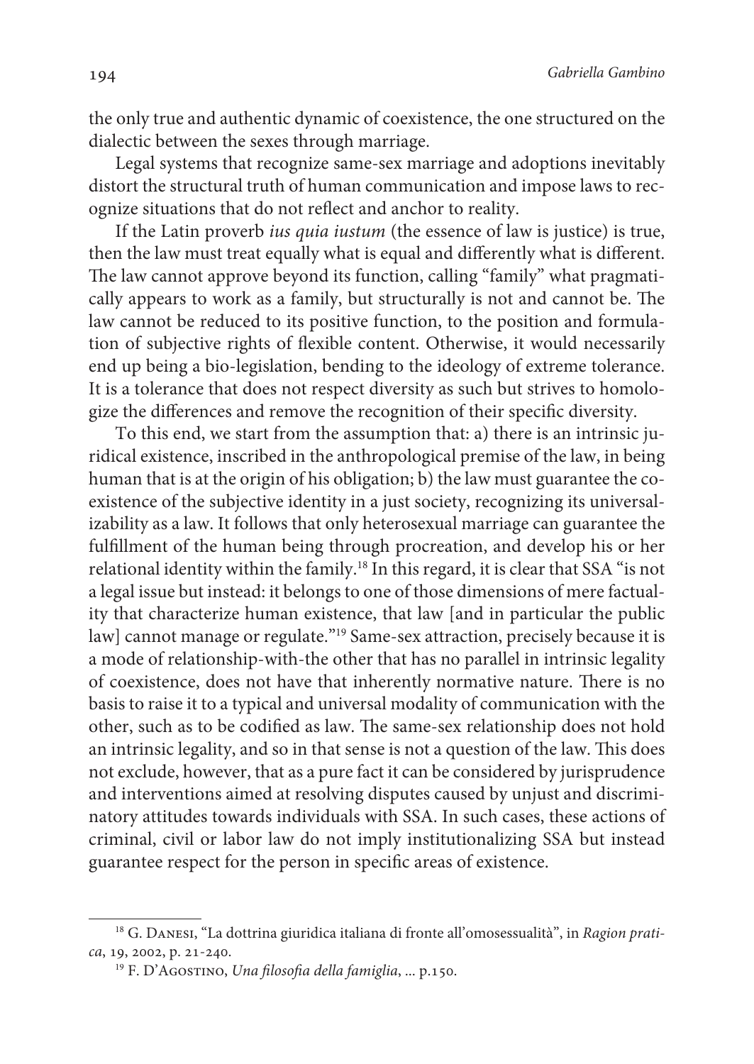the only true and authentic dynamic of coexistence, the one structured on the dialectic between the sexes through marriage.

Legal systems that recognize same-sex marriage and adoptions inevitably distort the structural truth of human communication and impose laws to recognize situations that do not reflect and anchor to reality.

If the Latin proverb *ius quia iustum* (the essence of law is justice) is true, then the law must treat equally what is equal and differently what is different. The law cannot approve beyond its function, calling "family" what pragmatically appears to work as a family, but structurally is not and cannot be. The law cannot be reduced to its positive function, to the position and formulation of subjective rights of flexible content. Otherwise, it would necessarily end up being a bio-legislation, bending to the ideology of extreme tolerance. It is a tolerance that does not respect diversity as such but strives to homologize the differences and remove the recognition of their specific diversity.

To this end, we start from the assumption that: a) there is an intrinsic juridical existence, inscribed in the anthropological premise of the law, in being human that is at the origin of his obligation; b) the law must guarantee the coexistence of the subjective identity in a just society, recognizing its universalizability as a law. It follows that only heterosexual marriage can guarantee the fulfillment of the human being through procreation, and develop his or her relational identity within the family.[18] In this regard, it is clear that SSA "is not a legal issue but instead: it belongs to one of those dimensions of mere factuality that characterize human existence, that law [and in particular the public law] cannot manage or regulate."[19] Same-sex attraction, precisely because it is a mode of relationship-with-the other that has no parallel in intrinsic legality of coexistence, does not have that inherently normative nature. There is no basis to raise it to a typical and universal modality of communication with the other, such as to be codified as law. The same-sex relationship does not hold an intrinsic legality, and so in that sense is not a question of the law. This does not exclude, however, that as a pure fact it can be considered by jurisprudence and interventions aimed at resolving disputes caused by unjust and discriminatory attitudes towards individuals with SSA. In such cases, these actions of criminal, civil or labor law do not imply institutionalizing SSA but instead guarantee respect for the person in specific areas of existence.

---

[18] G. Danesi, "La dottrina giuridica italiana di fronte all'omosessualità", in *Ragion pratica*, 19, 2002, p. 21-240.

[19] F. D'Agostino, *Una filosofia della famiglia*, ... p.150.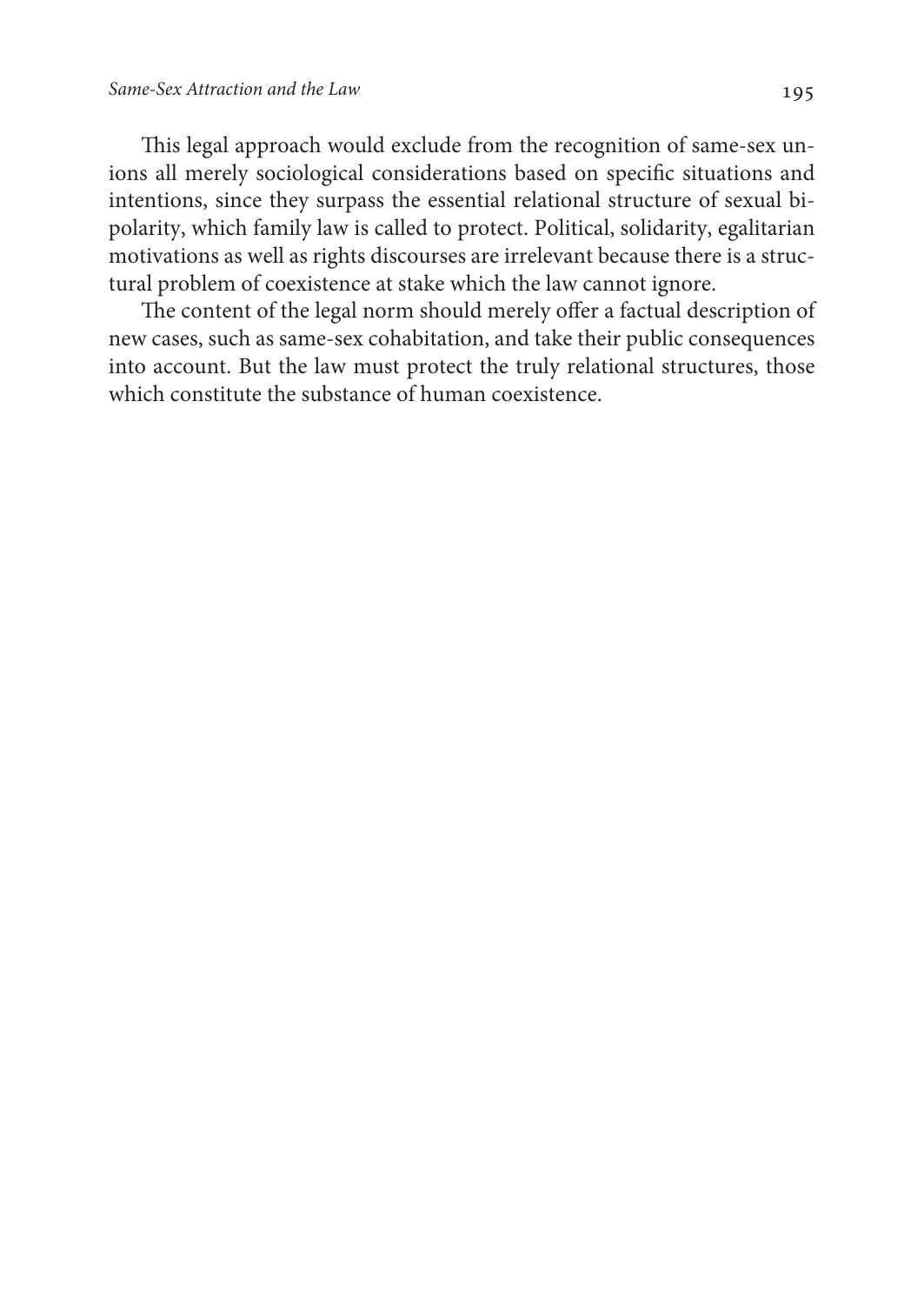This legal approach would exclude from the recognition of same-sex unions all merely sociological considerations based on specific situations and intentions, since they surpass the essential relational structure of sexual bipolarity, which family law is called to protect. Political, solidarity, egalitarian motivations as well as rights discourses are irrelevant because there is a structural problem of coexistence at stake which the law cannot ignore.

The content of the legal norm should merely offer a factual description of new cases, such as same-sex cohabitation, and take their public consequences into account. But the law must protect the truly relational structures, those which constitute the substance of human coexistence.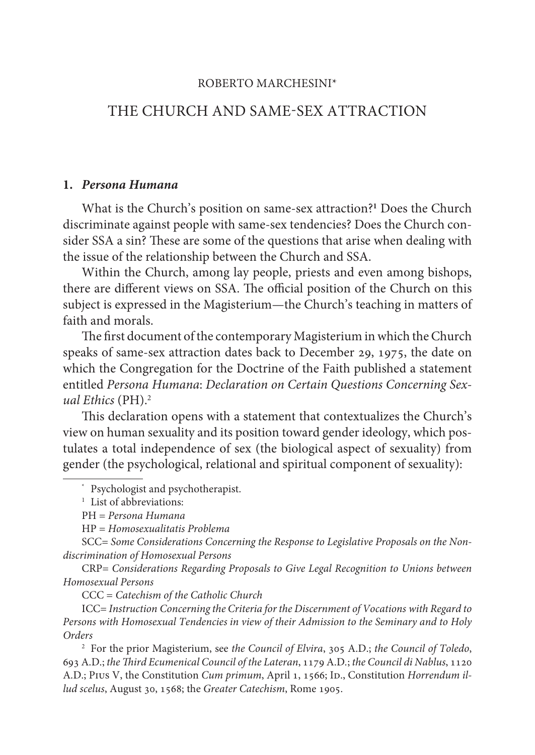ROBERTO MARCHESINI*

# THE CHURCH AND SAME-SEX ATTRACTION

## 1. *Persona Humana*

What is the Church's position on same-sex attraction?[1] Does the Church discriminate against people with same-sex tendencies? Does the Church consider SSA a sin? These are some of the questions that arise when dealing with the issue of the relationship between the Church and SSA.

Within the Church, among lay people, priests and even among bishops, there are different views on SSA. The official position of the Church on this subject is expressed in the Magisterium—the Church's teaching in matters of faith and morals.

The first document of the contemporary Magisterium in which the Church speaks of same-sex attraction dates back to December 29, 1975, the date on which the Congregation for the Doctrine of the Faith published a statement entitled *Persona Humana*: *Declaration on Certain Questions Concerning Sexual Ethics* (PH).[2]

This declaration opens with a statement that contextualizes the Church's view on human sexuality and its position toward gender ideology, which postulates a total independence of sex (the biological aspect of sexuality) from gender (the psychological, relational and spiritual component of sexuality):

---

\* Psychologist and psychotherapist.

[1] List of abbreviations:

PH = *Persona Humana*

HP = *Homosexualitatis Problema*

SCC= *Some Considerations Concerning the Response to Legislative Proposals on the Non-discrimination of Homosexual Persons*

CRP= *Considerations Regarding Proposals to Give Legal Recognition to Unions between Homosexual Persons*

CCC = *Catechism of the Catholic Church*

ICC= *Instruction Concerning the Criteria for the Discernment of Vocations with Regard to Persons with Homosexual Tendencies in view of their Admission to the Seminary and to Holy Orders*

[2] For the prior Magisterium, see *the Council of Elvira*, 305 A.D.; *the Council of Toledo*, 693 A.D.; *the Third Ecumenical Council of the Lateran*, 1179 A.D.; *the Council di Nablus*, 1120 A.D.; Pius V, the Constitution *Cum primum*, April 1, 1566; Id., Constitution *Horrendum illud scelus*, August 30, 1568; the *Greater Catechism*, Rome 1905.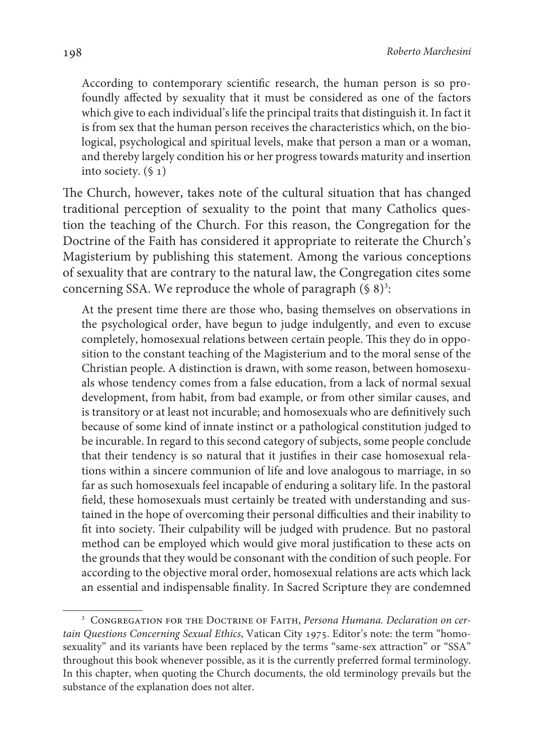> According to contemporary scientific research, the human person is so profoundly affected by sexuality that it must be considered as one of the factors which give to each individual's life the principal traits that distinguish it. In fact it is from sex that the human person receives the characteristics which, on the biological, psychological and spiritual levels, make that person a man or a woman, and thereby largely condition his or her progress towards maturity and insertion into society. (§ 1)

The Church, however, takes note of the cultural situation that has changed traditional perception of sexuality to the point that many Catholics question the teaching of the Church. For this reason, the Congregation for the Doctrine of the Faith has considered it appropriate to reiterate the Church's Magisterium by publishing this statement. Among the various conceptions of sexuality that are contrary to the natural law, the Congregation cites some concerning SSA. We reproduce the whole of paragraph (§ 8)[3]:

> At the present time there are those who, basing themselves on observations in the psychological order, have begun to judge indulgently, and even to excuse completely, homosexual relations between certain people. This they do in opposition to the constant teaching of the Magisterium and to the moral sense of the Christian people. A distinction is drawn, with some reason, between homosexuals whose tendency comes from a false education, from a lack of normal sexual development, from habit, from bad example, or from other similar causes, and is transitory or at least not incurable; and homosexuals who are definitively such because of some kind of innate instinct or a pathological constitution judged to be incurable. In regard to this second category of subjects, some people conclude that their tendency is so natural that it justifies in their case homosexual relations within a sincere communion of life and love analogous to marriage, in so far as such homosexuals feel incapable of enduring a solitary life. In the pastoral field, these homosexuals must certainly be treated with understanding and sustained in the hope of overcoming their personal difficulties and their inability to fit into society. Their culpability will be judged with prudence. But no pastoral method can be employed which would give moral justification to these acts on the grounds that they would be consonant with the condition of such people. For according to the objective moral order, homosexual relations are acts which lack an essential and indispensable finality. In Sacred Scripture they are condemned

---

[3] Congregation for the Doctrine of Faith, *Persona Humana. Declaration on certain Questions Concerning Sexual Ethics*, Vatican City 1975. Editor's note: the term "homosexuality" and its variants have been replaced by the terms "same-sex attraction" or "SSA" throughout this book whenever possible, as it is the currently preferred formal terminology. In this chapter, when quoting the Church documents, the old terminology prevails but the substance of the explanation does not alter.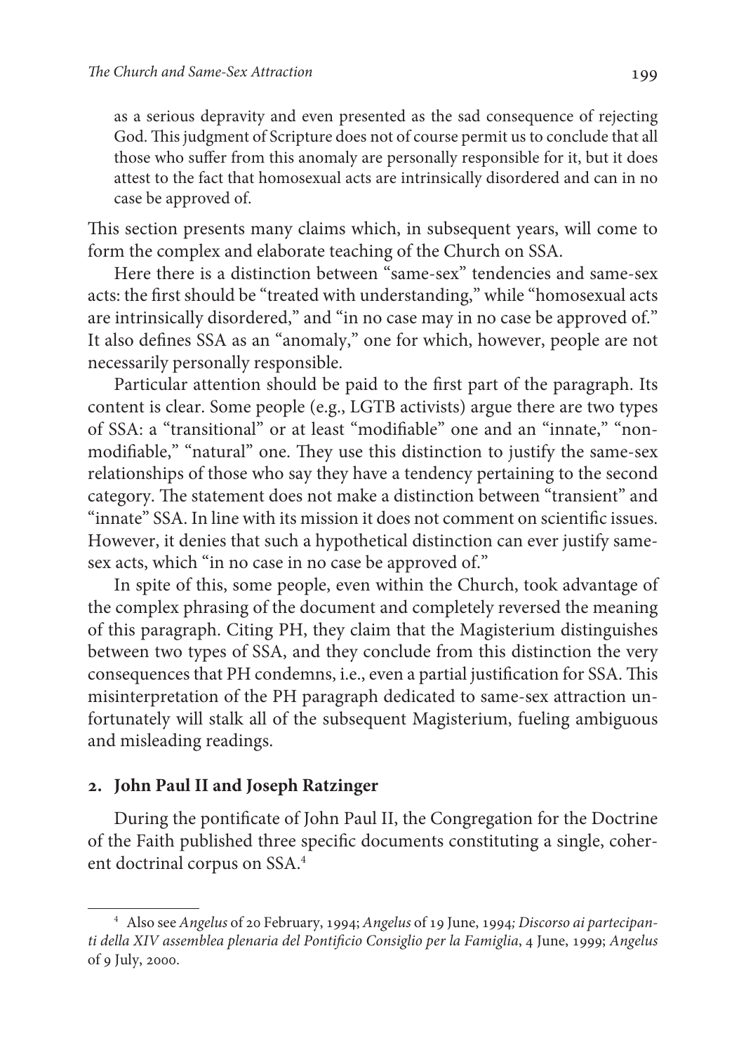as a serious depravity and even presented as the sad consequence of rejecting God. This judgment of Scripture does not of course permit us to conclude that all those who suffer from this anomaly are personally responsible for it, but it does attest to the fact that homosexual acts are intrinsically disordered and can in no case be approved of.

This section presents many claims which, in subsequent years, will come to form the complex and elaborate teaching of the Church on SSA.

Here there is a distinction between "same-sex" tendencies and same-sex acts: the first should be "treated with understanding," while "homosexual acts are intrinsically disordered," and "in no case may in no case be approved of." It also defines SSA as an "anomaly," one for which, however, people are not necessarily personally responsible.

Particular attention should be paid to the first part of the paragraph. Its content is clear. Some people (e.g., LGTB activists) argue there are two types of SSA: a "transitional" or at least "modifiable" one and an "innate," "non-modifiable," "natural" one. They use this distinction to justify the same-sex relationships of those who say they have a tendency pertaining to the second category. The statement does not make a distinction between "transient" and "innate" SSA. In line with its mission it does not comment on scientific issues. However, it denies that such a hypothetical distinction can ever justify same-sex acts, which "in no case in no case be approved of."

In spite of this, some people, even within the Church, took advantage of the complex phrasing of the document and completely reversed the meaning of this paragraph. Citing PH, they claim that the Magisterium distinguishes between two types of SSA, and they conclude from this distinction the very consequences that PH condemns, i.e., even a partial justification for SSA. This misinterpretation of the PH paragraph dedicated to same-sex attraction unfortunately will stalk all of the subsequent Magisterium, fueling ambiguous and misleading readings.

## 2. John Paul II and Joseph Ratzinger

During the pontificate of John Paul II, the Congregation for the Doctrine of the Faith published three specific documents constituting a single, coherent doctrinal corpus on SSA.[4]

---

[4] Also see *Angelus* of 20 February, 1994; *Angelus* of 19 June, 1994; *Discorso ai partecipanti della XIV assemblea plenaria del Pontificio Consiglio per la Famiglia*, 4 June, 1999; *Angelus* of 9 July, 2000.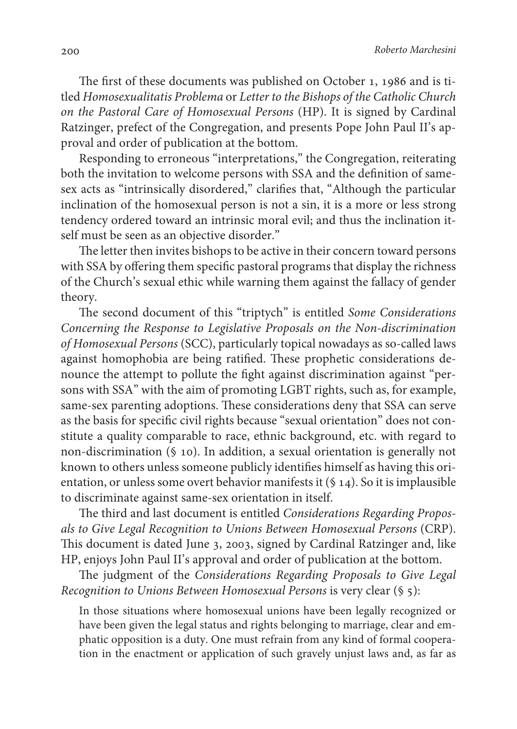The first of these documents was published on October 1, 1986 and is titled *Homosexualitatis Problema* or *Letter to the Bishops of the Catholic Church on the Pastoral Care of Homosexual Persons* (HP). It is signed by Cardinal Ratzinger, prefect of the Congregation, and presents Pope John Paul II's approval and order of publication at the bottom.

Responding to erroneous "interpretations," the Congregation, reiterating both the invitation to welcome persons with SSA and the definition of same-sex acts as "intrinsically disordered," clarifies that, "Although the particular inclination of the homosexual person is not a sin, it is a more or less strong tendency ordered toward an intrinsic moral evil; and thus the inclination itself must be seen as an objective disorder."

The letter then invites bishops to be active in their concern toward persons with SSA by offering them specific pastoral programs that display the richness of the Church's sexual ethic while warning them against the fallacy of gender theory.

The second document of this "triptych" is entitled *Some Considerations Concerning the Response to Legislative Proposals on the Non-discrimination of Homosexual Persons* (SCC), particularly topical nowadays as so-called laws against homophobia are being ratified. These prophetic considerations denounce the attempt to pollute the fight against discrimination against "persons with SSA" with the aim of promoting LGBT rights, such as, for example, same-sex parenting adoptions. These considerations deny that SSA can serve as the basis for specific civil rights because "sexual orientation" does not constitute a quality comparable to race, ethnic background, etc. with regard to non-discrimination (§ 10). In addition, a sexual orientation is generally not known to others unless someone publicly identifies himself as having this orientation, or unless some overt behavior manifests it (§ 14). So it is implausible to discriminate against same-sex orientation in itself.

The third and last document is entitled *Considerations Regarding Proposals to Give Legal Recognition to Unions Between Homosexual Persons* (CRP). This document is dated June 3, 2003, signed by Cardinal Ratzinger and, like HP, enjoys John Paul II's approval and order of publication at the bottom.

The judgment of the *Considerations Regarding Proposals to Give Legal Recognition to Unions Between Homosexual Persons* is very clear (§ 5):

> In those situations where homosexual unions have been legally recognized or have been given the legal status and rights belonging to marriage, clear and emphatic opposition is a duty. One must refrain from any kind of formal cooperation in the enactment or application of such gravely unjust laws and, as far as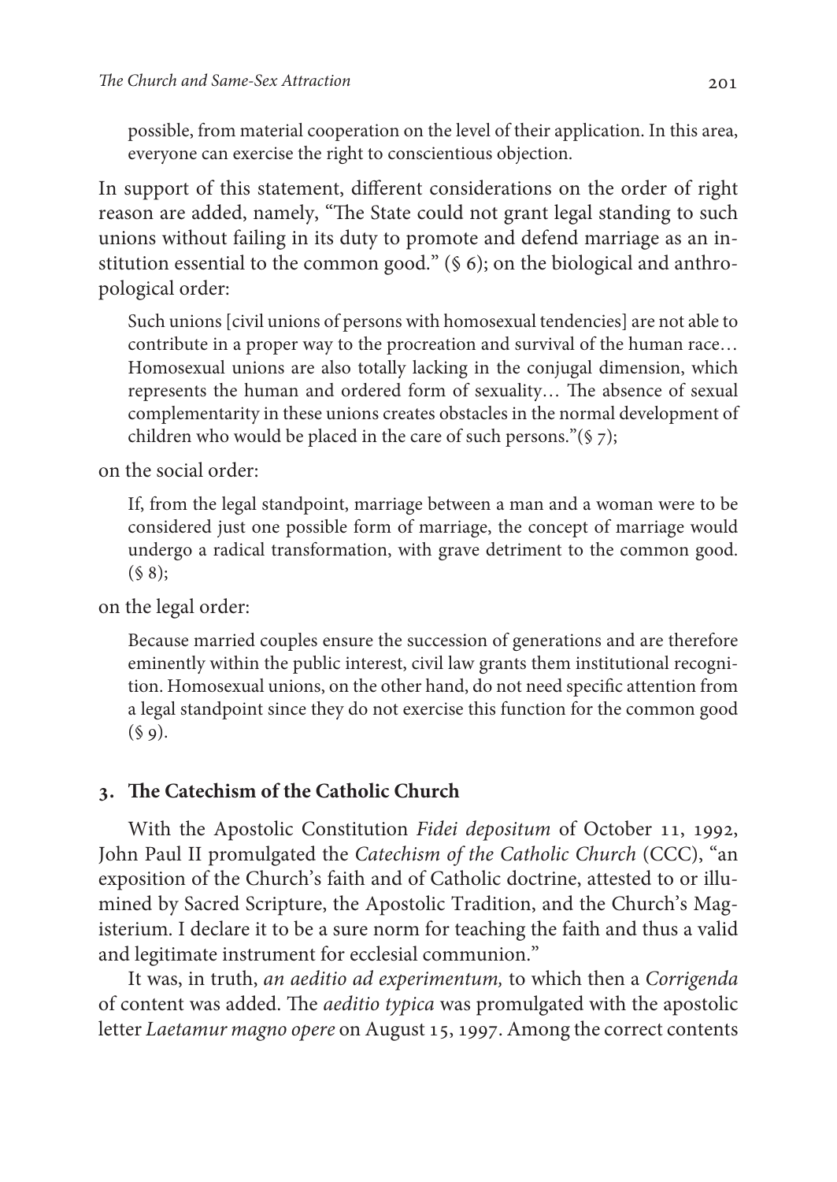possible, from material cooperation on the level of their application. In this area, everyone can exercise the right to conscientious objection.

In support of this statement, different considerations on the order of right reason are added, namely, "The State could not grant legal standing to such unions without failing in its duty to promote and defend marriage as an institution essential to the common good." (§ 6); on the biological and anthropological order:

> Such unions [civil unions of persons with homosexual tendencies] are not able to contribute in a proper way to the procreation and survival of the human race… Homosexual unions are also totally lacking in the conjugal dimension, which represents the human and ordered form of sexuality… The absence of sexual complementarity in these unions creates obstacles in the normal development of children who would be placed in the care of such persons."(§ 7);

on the social order:

> If, from the legal standpoint, marriage between a man and a woman were to be considered just one possible form of marriage, the concept of marriage would undergo a radical transformation, with grave detriment to the common good. (§ 8);

on the legal order:

> Because married couples ensure the succession of generations and are therefore eminently within the public interest, civil law grants them institutional recognition. Homosexual unions, on the other hand, do not need specific attention from a legal standpoint since they do not exercise this function for the common good (§ 9).

## 3. The Catechism of the Catholic Church

With the Apostolic Constitution *Fidei depositum* of October 11, 1992, John Paul II promulgated the *Catechism of the Catholic Church* (CCC), "an exposition of the Church's faith and of Catholic doctrine, attested to or illumined by Sacred Scripture, the Apostolic Tradition, and the Church's Magisterium. I declare it to be a sure norm for teaching the faith and thus a valid and legitimate instrument for ecclesial communion."

It was, in truth, *an aeditio ad experimentum,* to which then a *Corrigenda* of content was added. The *aeditio typica* was promulgated with the apostolic letter *Laetamur magno opere* on August 15, 1997. Among the correct contents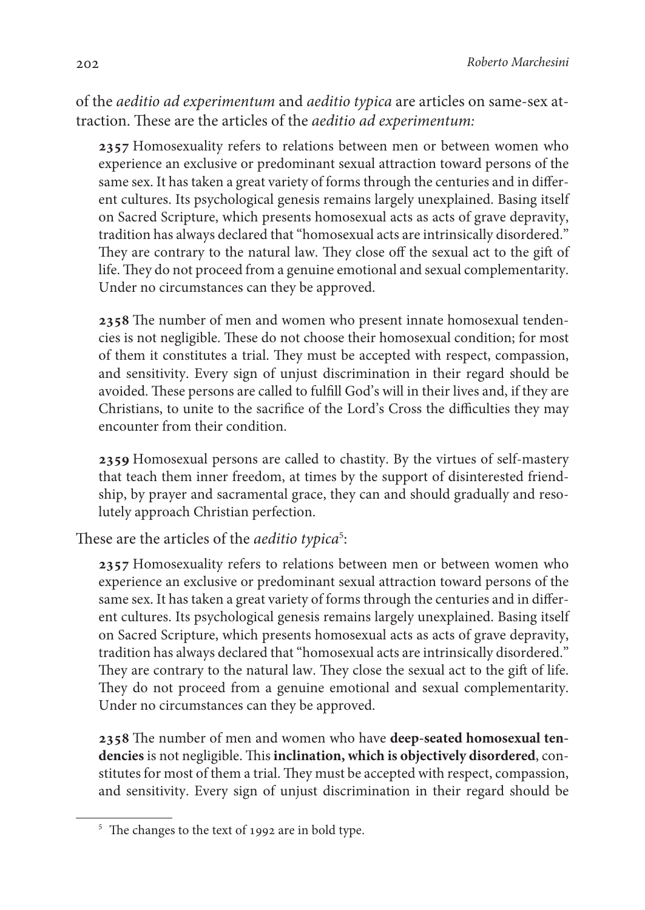of the *aeditio ad experimentum* and *aeditio typica* are articles on same-sex attraction. These are the articles of the *aeditio ad experimentum:*

> **2357** Homosexuality refers to relations between men or between women who experience an exclusive or predominant sexual attraction toward persons of the same sex. It has taken a great variety of forms through the centuries and in different cultures. Its psychological genesis remains largely unexplained. Basing itself on Sacred Scripture, which presents homosexual acts as acts of grave depravity, tradition has always declared that "homosexual acts are intrinsically disordered." They are contrary to the natural law. They close off the sexual act to the gift of life. They do not proceed from a genuine emotional and sexual complementarity. Under no circumstances can they be approved.
>
> **2358** The number of men and women who present innate homosexual tendencies is not negligible. These do not choose their homosexual condition; for most of them it constitutes a trial. They must be accepted with respect, compassion, and sensitivity. Every sign of unjust discrimination in their regard should be avoided. These persons are called to fulfill God's will in their lives and, if they are Christians, to unite to the sacrifice of the Lord's Cross the difficulties they may encounter from their condition.
>
> **2359** Homosexual persons are called to chastity. By the virtues of self-mastery that teach them inner freedom, at times by the support of disinterested friendship, by prayer and sacramental grace, they can and should gradually and resolutely approach Christian perfection.

These are the articles of the *aeditio typica*[5]:

> **2357** Homosexuality refers to relations between men or between women who experience an exclusive or predominant sexual attraction toward persons of the same sex. It has taken a great variety of forms through the centuries and in different cultures. Its psychological genesis remains largely unexplained. Basing itself on Sacred Scripture, which presents homosexual acts as acts of grave depravity, tradition has always declared that "homosexual acts are intrinsically disordered." They are contrary to the natural law. They close the sexual act to the gift of life. They do not proceed from a genuine emotional and sexual complementarity. Under no circumstances can they be approved.
>
> **2358** The number of men and women who have **deep-seated homosexual tendencies** is not negligible. This **inclination, which is objectively disordered**, constitutes for most of them a trial. They must be accepted with respect, compassion, and sensitivity. Every sign of unjust discrimination in their regard should be

[5] The changes to the text of 1992 are in bold type.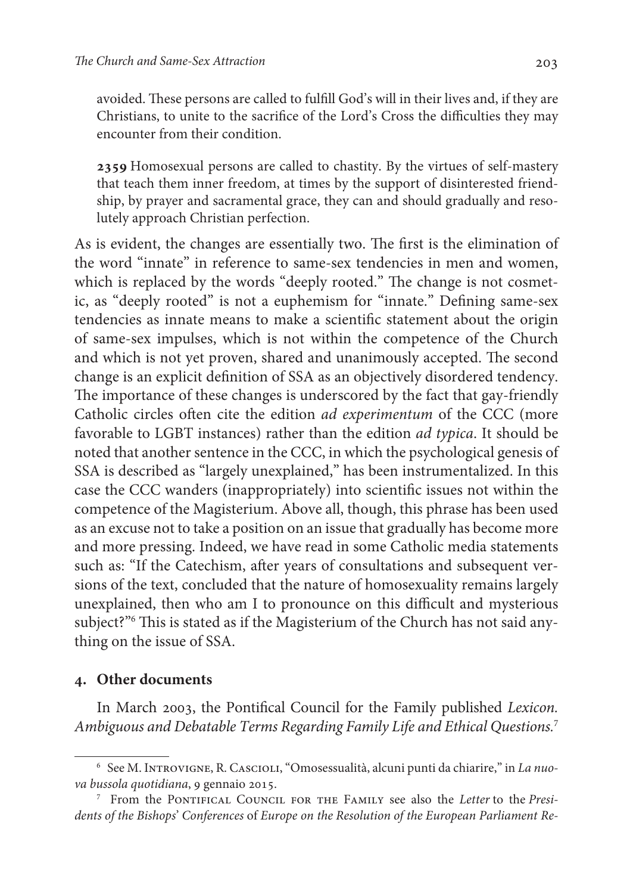avoided. These persons are called to fulfill God's will in their lives and, if they are Christians, to unite to the sacrifice of the Lord's Cross the difficulties they may encounter from their condition.

> **2359** Homosexual persons are called to chastity. By the virtues of self-mastery that teach them inner freedom, at times by the support of disinterested friendship, by prayer and sacramental grace, they can and should gradually and resolutely approach Christian perfection.

As is evident, the changes are essentially two. The first is the elimination of the word "innate" in reference to same-sex tendencies in men and women, which is replaced by the words "deeply rooted." The change is not cosmetic, as "deeply rooted" is not a euphemism for "innate." Defining same-sex tendencies as innate means to make a scientific statement about the origin of same-sex impulses, which is not within the competence of the Church and which is not yet proven, shared and unanimously accepted. The second change is an explicit definition of SSA as an objectively disordered tendency. The importance of these changes is underscored by the fact that gay-friendly Catholic circles often cite the edition *ad experimentum* of the CCC (more favorable to LGBT instances) rather than the edition *ad typica*. It should be noted that another sentence in the CCC, in which the psychological genesis of SSA is described as "largely unexplained," has been instrumentalized. In this case the CCC wanders (inappropriately) into scientific issues not within the competence of the Magisterium. Above all, though, this phrase has been used as an excuse not to take a position on an issue that gradually has become more and more pressing. Indeed, we have read in some Catholic media statements such as: "If the Catechism, after years of consultations and subsequent versions of the text, concluded that the nature of homosexuality remains largely unexplained, then who am I to pronounce on this difficult and mysterious subject?"[6] This is stated as if the Magisterium of the Church has not said anything on the issue of SSA.

## 4. Other documents

In March 2003, the Pontifical Council for the Family published *Lexicon. Ambiguous and Debatable Terms Regarding Family Life and Ethical Questions.*[7]

---

[6] See M. Introvigne, R. Cascioli, "Omosessualità, alcuni punti da chiarire," in *La nuova bussola quotidiana*, 9 gennaio 2015.

[7] From the Pontifical Council for the Family see also the *Letter* to the *Presidents of the Bishops' Conferences* of *Europe on the Resolution of the European Parliament Re-*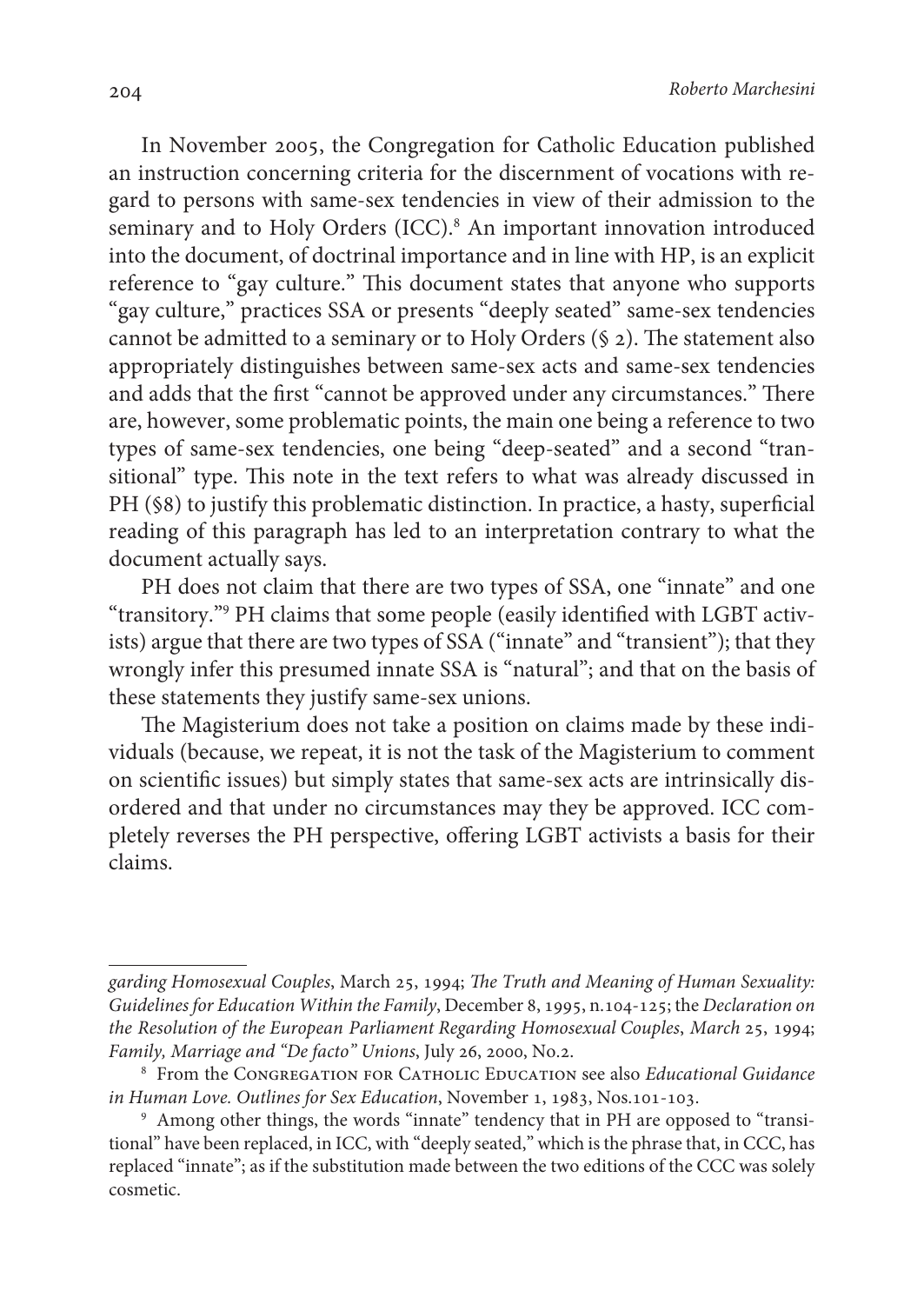In November 2005, the Congregation for Catholic Education published an instruction concerning criteria for the discernment of vocations with regard to persons with same-sex tendencies in view of their admission to the seminary and to Holy Orders (ICC).[8] An important innovation introduced into the document, of doctrinal importance and in line with HP, is an explicit reference to "gay culture." This document states that anyone who supports "gay culture," practices SSA or presents "deeply seated" same-sex tendencies cannot be admitted to a seminary or to Holy Orders (§ 2). The statement also appropriately distinguishes between same-sex acts and same-sex tendencies and adds that the first "cannot be approved under any circumstances." There are, however, some problematic points, the main one being a reference to two types of same-sex tendencies, one being "deep-seated" and a second "transitional" type. This note in the text refers to what was already discussed in PH (§8) to justify this problematic distinction. In practice, a hasty, superficial reading of this paragraph has led to an interpretation contrary to what the document actually says.

PH does not claim that there are two types of SSA, one "innate" and one "transitory."[9] PH claims that some people (easily identified with LGBT activists) argue that there are two types of SSA ("innate" and "transient"); that they wrongly infer this presumed innate SSA is "natural"; and that on the basis of these statements they justify same-sex unions.

The Magisterium does not take a position on claims made by these individuals (because, we repeat, it is not the task of the Magisterium to comment on scientific issues) but simply states that same-sex acts are intrinsically disordered and that under no circumstances may they be approved. ICC completely reverses the PH perspective, offering LGBT activists a basis for their claims.

---

*garding Homosexual Couples*, March 25, 1994; *The Truth and Meaning of Human Sexuality: Guidelines for Education Within the Family*, December 8, 1995, n.104-125; the *Declaration on the Resolution of the European Parliament Regarding Homosexual Couples*, *March* 25, 1994; *Family, Marriage and "De facto" Unions*, July 26, 2000, No.2.

[8] From the Congregation for Catholic Education see also *Educational Guidance in Human Love. Outlines for Sex Education*, November 1, 1983, Nos.101-103.

[9] Among other things, the words "innate" tendency that in PH are opposed to "transitional" have been replaced, in ICC, with "deeply seated," which is the phrase that, in CCC, has replaced "innate"; as if the substitution made between the two editions of the CCC was solely cosmetic.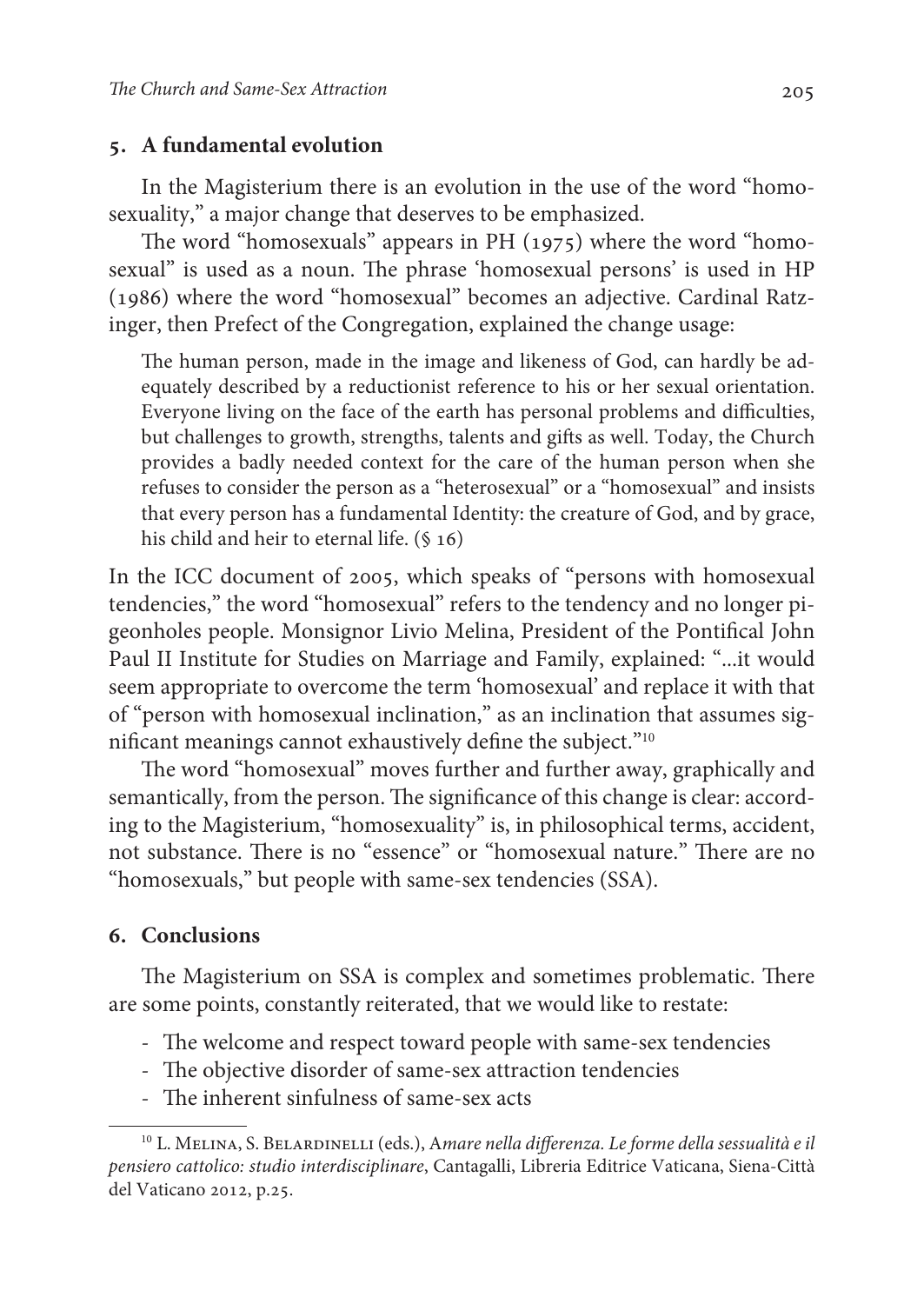## 5. A fundamental evolution

In the Magisterium there is an evolution in the use of the word "homosexuality," a major change that deserves to be emphasized.

The word "homosexuals" appears in PH (1975) where the word "homosexual" is used as a noun. The phrase 'homosexual persons' is used in HP (1986) where the word "homosexual" becomes an adjective. Cardinal Ratzinger, then Prefect of the Congregation, explained the change usage:

> The human person, made in the image and likeness of God, can hardly be adequately described by a reductionist reference to his or her sexual orientation. Everyone living on the face of the earth has personal problems and difficulties, but challenges to growth, strengths, talents and gifts as well. Today, the Church provides a badly needed context for the care of the human person when she refuses to consider the person as a "heterosexual" or a "homosexual" and insists that every person has a fundamental Identity: the creature of God, and by grace, his child and heir to eternal life. (§ 16)

In the ICC document of 2005, which speaks of "persons with homosexual tendencies," the word "homosexual" refers to the tendency and no longer pigeonholes people. Monsignor Livio Melina, President of the Pontifical John Paul II Institute for Studies on Marriage and Family, explained: "...it would seem appropriate to overcome the term 'homosexual' and replace it with that of "person with homosexual inclination," as an inclination that assumes significant meanings cannot exhaustively define the subject."[10]

The word "homosexual" moves further and further away, graphically and semantically, from the person. The significance of this change is clear: according to the Magisterium, "homosexuality" is, in philosophical terms, accident, not substance. There is no "essence" or "homosexual nature." There are no "homosexuals," but people with same-sex tendencies (SSA).

## 6. Conclusions

The Magisterium on SSA is complex and sometimes problematic. There are some points, constantly reiterated, that we would like to restate:

- The welcome and respect toward people with same-sex tendencies
- The objective disorder of same-sex attraction tendencies
- The inherent sinfulness of same-sex acts

---

[10] L. Melina, S. Belardinelli (eds.), *Amare nella differenza. Le forme della sessualità e il pensiero cattolico: studio interdisciplinare*, Cantagalli, Libreria Editrice Vaticana, Siena-Città del Vaticano 2012, p.25.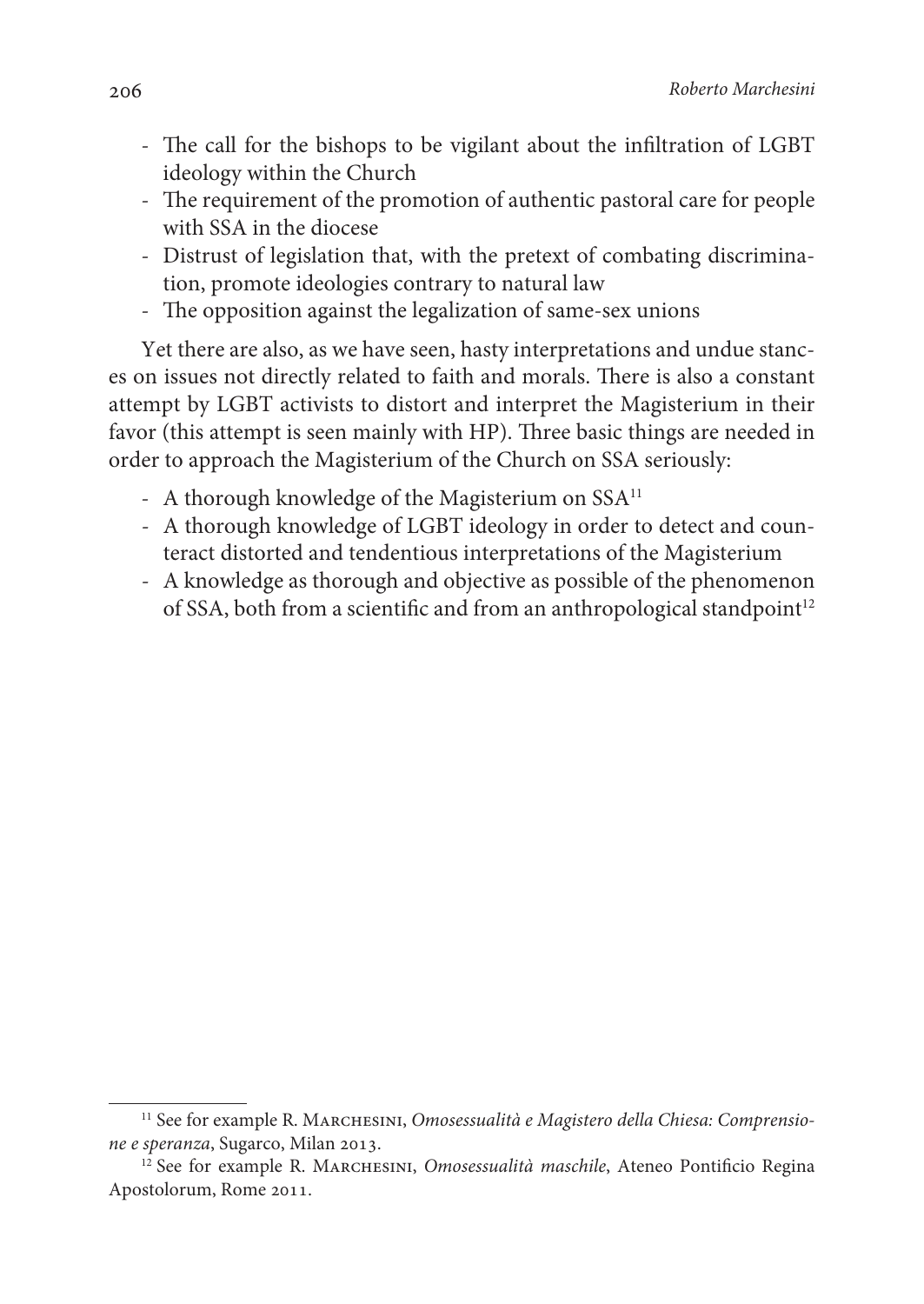- The call for the bishops to be vigilant about the infiltration of LGBT ideology within the Church
- The requirement of the promotion of authentic pastoral care for people with SSA in the diocese
- Distrust of legislation that, with the pretext of combating discrimination, promote ideologies contrary to natural law
- The opposition against the legalization of same-sex unions

Yet there are also, as we have seen, hasty interpretations and undue stances on issues not directly related to faith and morals. There is also a constant attempt by LGBT activists to distort and interpret the Magisterium in their favor (this attempt is seen mainly with HP). Three basic things are needed in order to approach the Magisterium of the Church on SSA seriously:

- A thorough knowledge of the Magisterium on SSA[11]
- A thorough knowledge of LGBT ideology in order to detect and counteract distorted and tendentious interpretations of the Magisterium
- A knowledge as thorough and objective as possible of the phenomenon of SSA, both from a scientific and from an anthropological standpoint[12]

---

[11] See for example R. Marchesini, *Omosessualità e Magistero della Chiesa: Comprensione e speranza*, Sugarco, Milan 2013.

[12] See for example R. Marchesini, *Omosessualità maschile*, Ateneo Pontificio Regina Apostolorum, Rome 2011.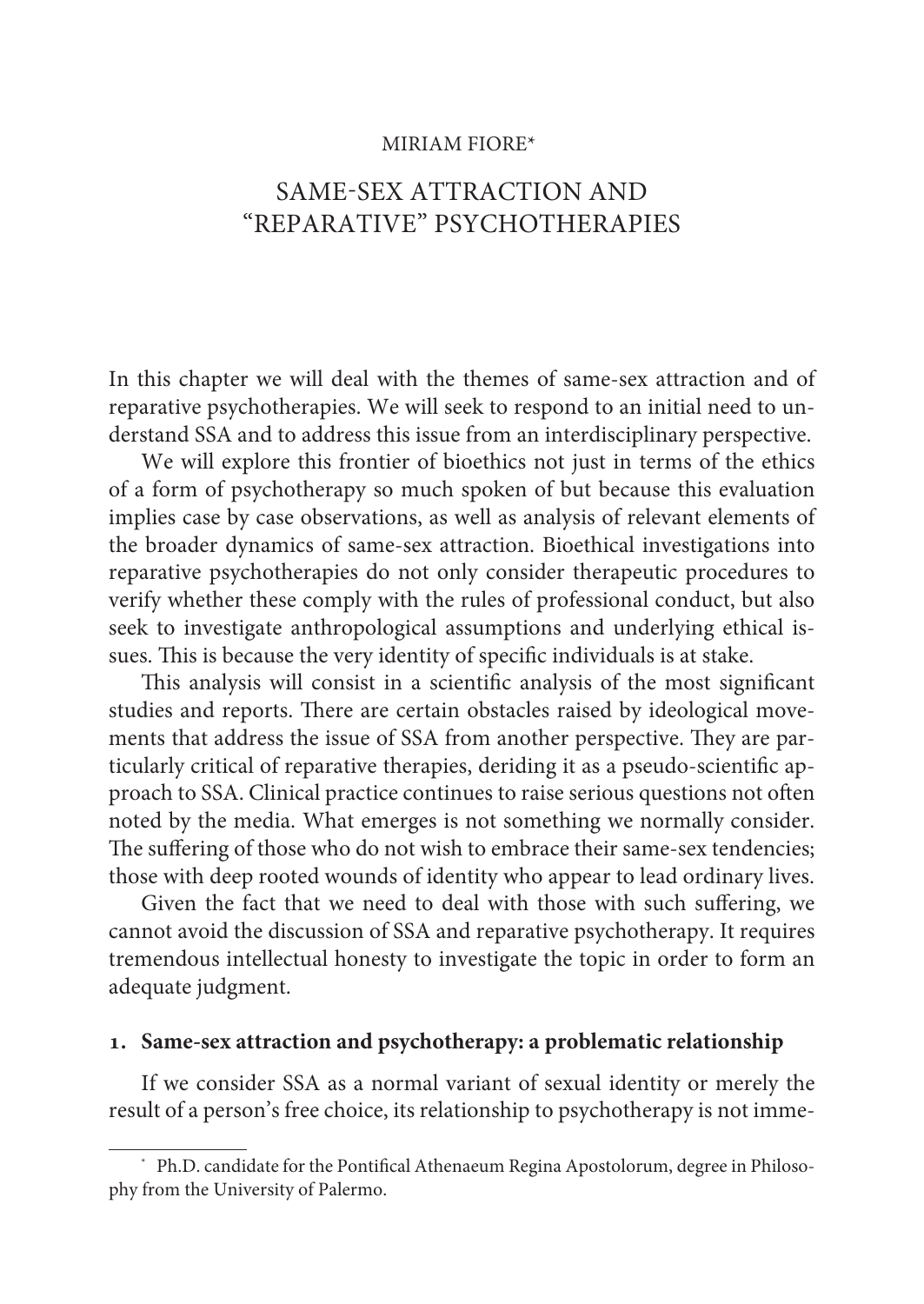MIRIAM FIORE[*]

# SAME-SEX ATTRACTION AND "REPARATIVE" PSYCHOTHERAPIES

In this chapter we will deal with the themes of same-sex attraction and of reparative psychotherapies. We will seek to respond to an initial need to understand SSA and to address this issue from an interdisciplinary perspective.

We will explore this frontier of bioethics not just in terms of the ethics of a form of psychotherapy so much spoken of but because this evaluation implies case by case observations, as well as analysis of relevant elements of the broader dynamics of same-sex attraction. Bioethical investigations into reparative psychotherapies do not only consider therapeutic procedures to verify whether these comply with the rules of professional conduct, but also seek to investigate anthropological assumptions and underlying ethical issues. This is because the very identity of specific individuals is at stake.

This analysis will consist in a scientific analysis of the most significant studies and reports. There are certain obstacles raised by ideological movements that address the issue of SSA from another perspective. They are particularly critical of reparative therapies, deriding it as a pseudo-scientific approach to SSA. Clinical practice continues to raise serious questions not often noted by the media. What emerges is not something we normally consider. The suffering of those who do not wish to embrace their same-sex tendencies; those with deep rooted wounds of identity who appear to lead ordinary lives.

Given the fact that we need to deal with those with such suffering, we cannot avoid the discussion of SSA and reparative psychotherapy. It requires tremendous intellectual honesty to investigate the topic in order to form an adequate judgment.

## 1. Same-sex attraction and psychotherapy: a problematic relationship

If we consider SSA as a normal variant of sexual identity or merely the result of a person's free choice, its relationship to psychotherapy is not imme-

---

[*] Ph.D. candidate for the Pontifical Athenaeum Regina Apostolorum, degree in Philosophy from the University of Palermo.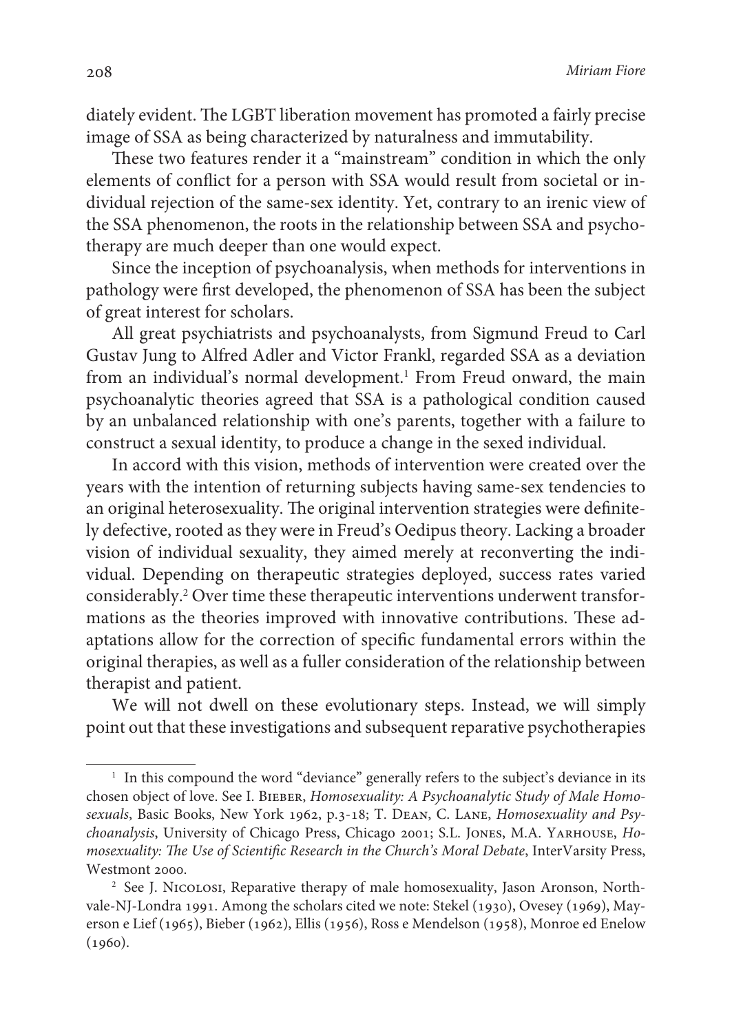diately evident. The LGBT liberation movement has promoted a fairly precise image of SSA as being characterized by naturalness and immutability.

These two features render it a "mainstream" condition in which the only elements of conflict for a person with SSA would result from societal or individual rejection of the same-sex identity. Yet, contrary to an irenic view of the SSA phenomenon, the roots in the relationship between SSA and psychotherapy are much deeper than one would expect.

Since the inception of psychoanalysis, when methods for interventions in pathology were first developed, the phenomenon of SSA has been the subject of great interest for scholars.

All great psychiatrists and psychoanalysts, from Sigmund Freud to Carl Gustav Jung to Alfred Adler and Victor Frankl, regarded SSA as a deviation from an individual's normal development.[1] From Freud onward, the main psychoanalytic theories agreed that SSA is a pathological condition caused by an unbalanced relationship with one's parents, together with a failure to construct a sexual identity, to produce a change in the sexed individual.

In accord with this vision, methods of intervention were created over the years with the intention of returning subjects having same-sex tendencies to an original heterosexuality. The original intervention strategies were definitely defective, rooted as they were in Freud's Oedipus theory. Lacking a broader vision of individual sexuality, they aimed merely at reconverting the individual. Depending on therapeutic strategies deployed, success rates varied considerably.[2] Over time these therapeutic interventions underwent transformations as the theories improved with innovative contributions. These adaptations allow for the correction of specific fundamental errors within the original therapies, as well as a fuller consideration of the relationship between therapist and patient.

We will not dwell on these evolutionary steps. Instead, we will simply point out that these investigations and subsequent reparative psychotherapies

---

[1] In this compound the word "deviance" generally refers to the subject's deviance in its chosen object of love. See I. Bieber, *Homosexuality: A Psychoanalytic Study of Male Homosexuals*, Basic Books, New York 1962, p.3-18; T. Dean, C. Lane, *Homosexuality and Psychoanalysis*, University of Chicago Press, Chicago 2001; S.L. Jones, M.A. Yarhouse, *Homosexuality: The Use of Scientific Research in the Church's Moral Debate*, InterVarsity Press, Westmont 2000.

[2] See J. Nicolosi, Reparative therapy of male homosexuality, Jason Aronson, Northvale-NJ-Londra 1991. Among the scholars cited we note: Stekel (1930), Ovesey (1969), Mayerson e Lief (1965), Bieber (1962), Ellis (1956), Ross e Mendelson (1958), Monroe ed Enelow (1960).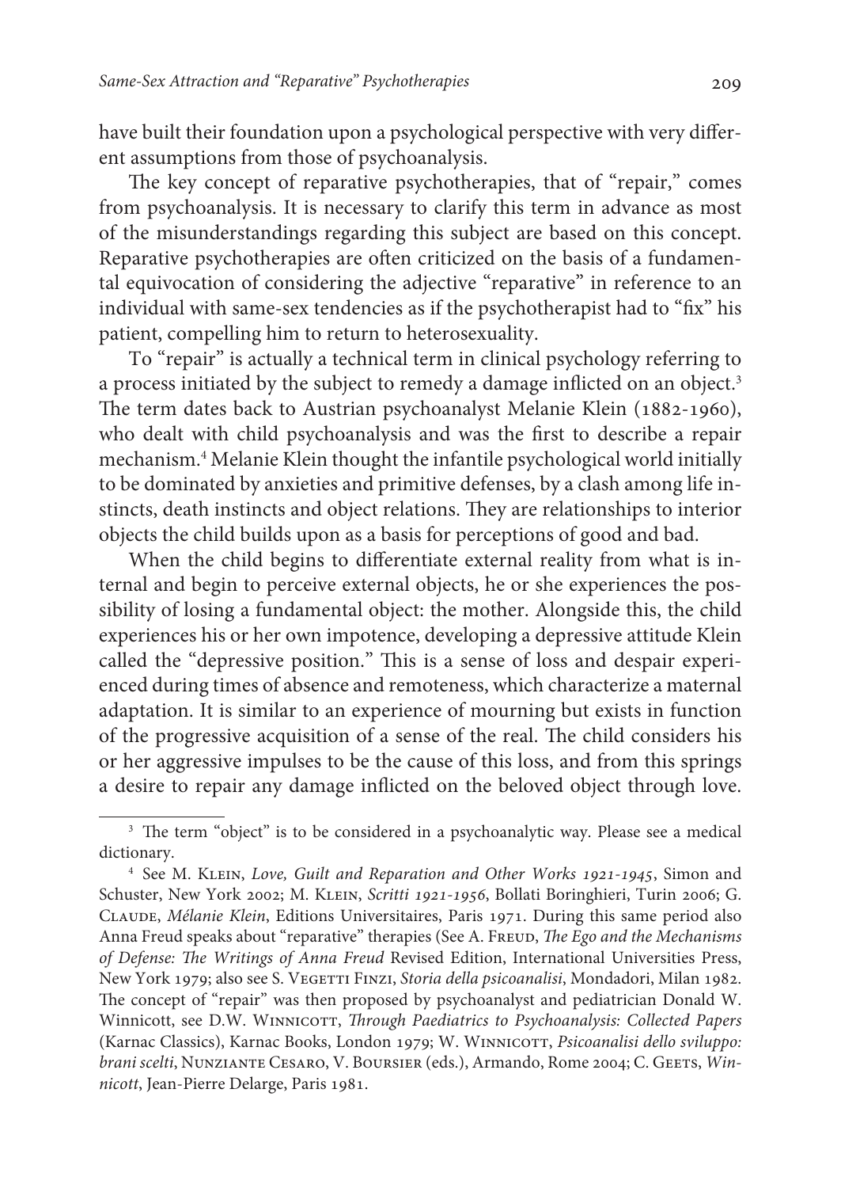have built their foundation upon a psychological perspective with very different assumptions from those of psychoanalysis.

The key concept of reparative psychotherapies, that of "repair," comes from psychoanalysis. It is necessary to clarify this term in advance as most of the misunderstandings regarding this subject are based on this concept. Reparative psychotherapies are often criticized on the basis of a fundamental equivocation of considering the adjective "reparative" in reference to an individual with same-sex tendencies as if the psychotherapist had to "fix" his patient, compelling him to return to heterosexuality.

To "repair" is actually a technical term in clinical psychology referring to a process initiated by the subject to remedy a damage inflicted on an object.[3] The term dates back to Austrian psychoanalyst Melanie Klein (1882-1960), who dealt with child psychoanalysis and was the first to describe a repair mechanism.[4] Melanie Klein thought the infantile psychological world initially to be dominated by anxieties and primitive defenses, by a clash among life instincts, death instincts and object relations. They are relationships to interior objects the child builds upon as a basis for perceptions of good and bad.

When the child begins to differentiate external reality from what is internal and begin to perceive external objects, he or she experiences the possibility of losing a fundamental object: the mother. Alongside this, the child experiences his or her own impotence, developing a depressive attitude Klein called the "depressive position." This is a sense of loss and despair experienced during times of absence and remoteness, which characterize a maternal adaptation. It is similar to an experience of mourning but exists in function of the progressive acquisition of a sense of the real. The child considers his or her aggressive impulses to be the cause of this loss, and from this springs a desire to repair any damage inflicted on the beloved object through love.

---

[3] The term "object" is to be considered in a psychoanalytic way. Please see a medical dictionary.

[4] See M. Klein, *Love, Guilt and Reparation and Other Works 1921-1945*, Simon and Schuster, New York 2002; M. Klein, *Scritti 1921-1956*, Bollati Boringhieri, Turin 2006; G. Claude, *Mélanie Klein*, Editions Universitaires, Paris 1971. During this same period also Anna Freud speaks about "reparative" therapies (See A. Freud, *The Ego and the Mechanisms of Defense: The Writings of Anna Freud* Revised Edition, International Universities Press, New York 1979; also see S. Vegetti Finzi, *Storia della psicoanalisi*, Mondadori, Milan 1982. The concept of "repair" was then proposed by psychoanalyst and pediatrician Donald W. Winnicott, see D.W. Winnicott, *Through Paediatrics to Psychoanalysis: Collected Papers* (Karnac Classics), Karnac Books, London 1979; W. Winnicott, *Psicoanalisi dello sviluppo: brani scelti*, Nunziante Cesaro, V. Boursier (eds.), Armando, Rome 2004; C. Geets, *Winnicott*, Jean-Pierre Delarge, Paris 1981.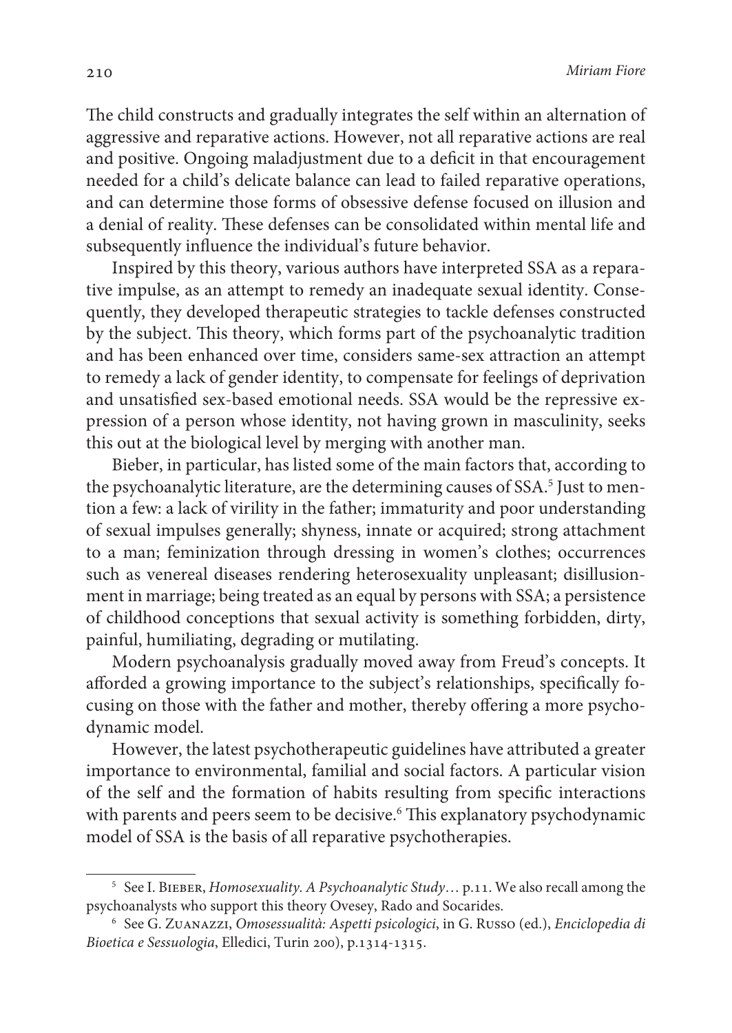The child constructs and gradually integrates the self within an alternation of aggressive and reparative actions. However, not all reparative actions are real and positive. Ongoing maladjustment due to a deficit in that encouragement needed for a child's delicate balance can lead to failed reparative operations, and can determine those forms of obsessive defense focused on illusion and a denial of reality. These defenses can be consolidated within mental life and subsequently influence the individual's future behavior.

Inspired by this theory, various authors have interpreted SSA as a reparative impulse, as an attempt to remedy an inadequate sexual identity. Consequently, they developed therapeutic strategies to tackle defenses constructed by the subject. This theory, which forms part of the psychoanalytic tradition and has been enhanced over time, considers same-sex attraction an attempt to remedy a lack of gender identity, to compensate for feelings of deprivation and unsatisfied sex-based emotional needs. SSA would be the repressive expression of a person whose identity, not having grown in masculinity, seeks this out at the biological level by merging with another man.

Bieber, in particular, has listed some of the main factors that, according to the psychoanalytic literature, are the determining causes of SSA.[5] Just to mention a few: a lack of virility in the father; immaturity and poor understanding of sexual impulses generally; shyness, innate or acquired; strong attachment to a man; feminization through dressing in women's clothes; occurrences such as venereal diseases rendering heterosexuality unpleasant; disillusionment in marriage; being treated as an equal by persons with SSA; a persistence of childhood conceptions that sexual activity is something forbidden, dirty, painful, humiliating, degrading or mutilating.

Modern psychoanalysis gradually moved away from Freud's concepts. It afforded a growing importance to the subject's relationships, specifically focusing on those with the father and mother, thereby offering a more psychodynamic model.

However, the latest psychotherapeutic guidelines have attributed a greater importance to environmental, familial and social factors. A particular vision of the self and the formation of habits resulting from specific interactions with parents and peers seem to be decisive.[6] This explanatory psychodynamic model of SSA is the basis of all reparative psychotherapies.

---

[5] See I. Bieber, *Homosexuality. A Psychoanalytic Study*… p.11. We also recall among the psychoanalysts who support this theory Ovesey, Rado and Socarides.

[6] See G. Zuanazzi, *Omosessualità: Aspetti psicologici*, in G. Russo (ed.), *Enciclopedia di Bioetica e Sessuologia*, Elledici, Turin 200), p.1314-1315.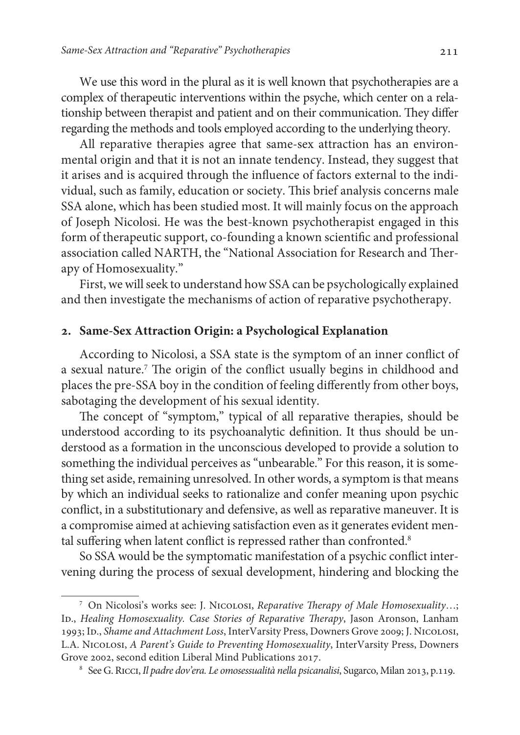We use this word in the plural as it is well known that psychotherapies are a complex of therapeutic interventions within the psyche, which center on a relationship between therapist and patient and on their communication. They differ regarding the methods and tools employed according to the underlying theory.

All reparative therapies agree that same-sex attraction has an environmental origin and that it is not an innate tendency. Instead, they suggest that it arises and is acquired through the influence of factors external to the individual, such as family, education or society. This brief analysis concerns male SSA alone, which has been studied most. It will mainly focus on the approach of Joseph Nicolosi. He was the best-known psychotherapist engaged in this form of therapeutic support, co-founding a known scientific and professional association called NARTH, the "National Association for Research and Therapy of Homosexuality."

First, we will seek to understand how SSA can be psychologically explained and then investigate the mechanisms of action of reparative psychotherapy.

## 2. Same-Sex Attraction Origin: a Psychological Explanation

According to Nicolosi, a SSA state is the symptom of an inner conflict of a sexual nature.[7] The origin of the conflict usually begins in childhood and places the pre-SSA boy in the condition of feeling differently from other boys, sabotaging the development of his sexual identity.

The concept of "symptom," typical of all reparative therapies, should be understood according to its psychoanalytic definition. It thus should be understood as a formation in the unconscious developed to provide a solution to something the individual perceives as "unbearable." For this reason, it is something set aside, remaining unresolved. In other words, a symptom is that means by which an individual seeks to rationalize and confer meaning upon psychic conflict, in a substitutionary and defensive, as well as reparative maneuver. It is a compromise aimed at achieving satisfaction even as it generates evident mental suffering when latent conflict is repressed rather than confronted.[8]

So SSA would be the symptomatic manifestation of a psychic conflict intervening during the process of sexual development, hindering and blocking the

---

[7] On Nicolosi's works see: J. Nicolosi, *Reparative Therapy of Male Homosexuality*…; Id., *Healing Homosexuality. Case Stories of Reparative Therapy*, Jason Aronson, Lanham 1993; Id., *Shame and Attachment Loss*, InterVarsity Press, Downers Grove 2009; J. Nicolosi, L.A. Nicolosi, *A Parent's Guide to Preventing Homosexuality*, InterVarsity Press, Downers Grove 2002, second edition Liberal Mind Publications 2017.

[8] See G. Ricci, *Il padre dov'era. Le omosessualità nella psicanalisi*, Sugarco, Milan 2013, p.119.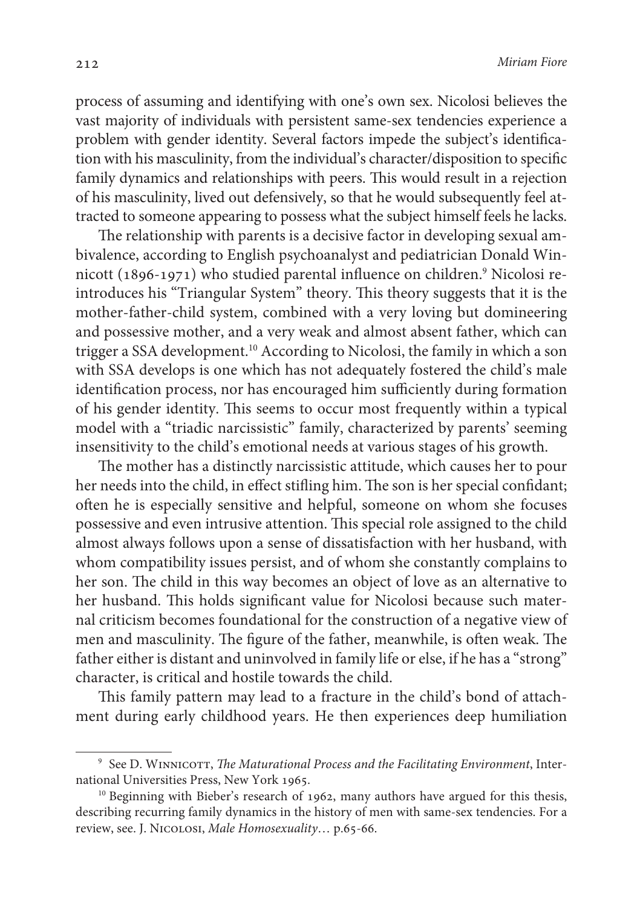process of assuming and identifying with one's own sex. Nicolosi believes the vast majority of individuals with persistent same-sex tendencies experience a problem with gender identity. Several factors impede the subject's identification with his masculinity, from the individual's character/disposition to specific family dynamics and relationships with peers. This would result in a rejection of his masculinity, lived out defensively, so that he would subsequently feel attracted to someone appearing to possess what the subject himself feels he lacks.

The relationship with parents is a decisive factor in developing sexual ambivalence, according to English psychoanalyst and pediatrician Donald Winnicott (1896-1971) who studied parental influence on children.[9] Nicolosi reintroduces his "Triangular System" theory. This theory suggests that it is the mother-father-child system, combined with a very loving but domineering and possessive mother, and a very weak and almost absent father, which can trigger a SSA development.[10] According to Nicolosi, the family in which a son with SSA develops is one which has not adequately fostered the child's male identification process, nor has encouraged him sufficiently during formation of his gender identity. This seems to occur most frequently within a typical model with a "triadic narcissistic" family, characterized by parents' seeming insensitivity to the child's emotional needs at various stages of his growth.

The mother has a distinctly narcissistic attitude, which causes her to pour her needs into the child, in effect stifling him. The son is her special confidant; often he is especially sensitive and helpful, someone on whom she focuses possessive and even intrusive attention. This special role assigned to the child almost always follows upon a sense of dissatisfaction with her husband, with whom compatibility issues persist, and of whom she constantly complains to her son. The child in this way becomes an object of love as an alternative to her husband. This holds significant value for Nicolosi because such maternal criticism becomes foundational for the construction of a negative view of men and masculinity. The figure of the father, meanwhile, is often weak. The father either is distant and uninvolved in family life or else, if he has a "strong" character, is critical and hostile towards the child.

This family pattern may lead to a fracture in the child's bond of attachment during early childhood years. He then experiences deep humiliation

---

[9] See D. Winnicott, *The Maturational Process and the Facilitating Environment*, International Universities Press, New York 1965.

[10] Beginning with Bieber's research of 1962, many authors have argued for this thesis, describing recurring family dynamics in the history of men with same-sex tendencies. For a review, see. J. Nicolosi, *Male Homosexuality*… p.65-66.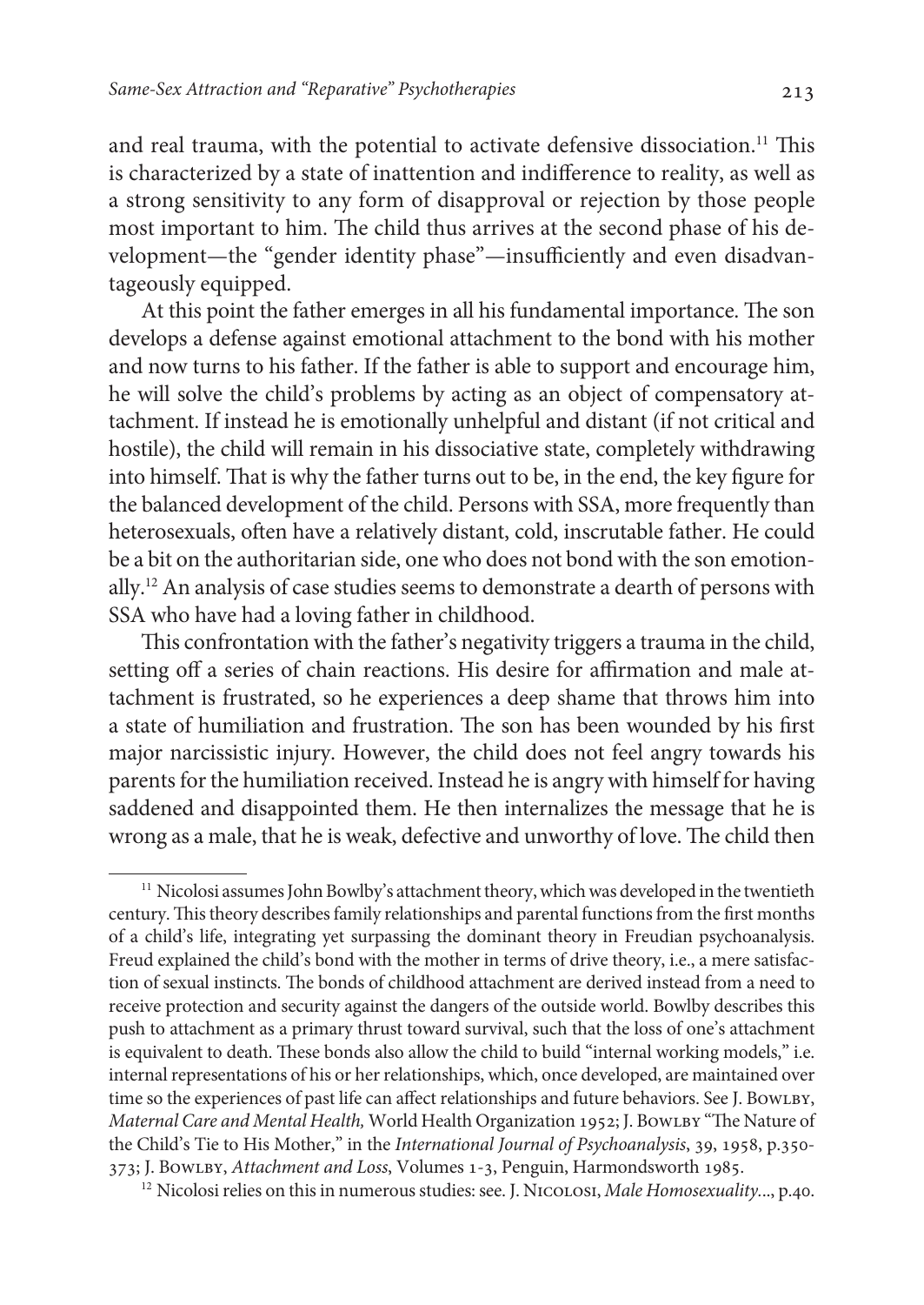and real trauma, with the potential to activate defensive dissociation.[11] This is characterized by a state of inattention and indifference to reality, as well as a strong sensitivity to any form of disapproval or rejection by those people most important to him. The child thus arrives at the second phase of his development—the "gender identity phase"—insufficiently and even disadvantageously equipped.

At this point the father emerges in all his fundamental importance. The son develops a defense against emotional attachment to the bond with his mother and now turns to his father. If the father is able to support and encourage him, he will solve the child's problems by acting as an object of compensatory attachment. If instead he is emotionally unhelpful and distant (if not critical and hostile), the child will remain in his dissociative state, completely withdrawing into himself. That is why the father turns out to be, in the end, the key figure for the balanced development of the child. Persons with SSA, more frequently than heterosexuals, often have a relatively distant, cold, inscrutable father. He could be a bit on the authoritarian side, one who does not bond with the son emotionally.[12] An analysis of case studies seems to demonstrate a dearth of persons with SSA who have had a loving father in childhood.

This confrontation with the father's negativity triggers a trauma in the child, setting off a series of chain reactions. His desire for affirmation and male attachment is frustrated, so he experiences a deep shame that throws him into a state of humiliation and frustration. The son has been wounded by his first major narcissistic injury. However, the child does not feel angry towards his parents for the humiliation received. Instead he is angry with himself for having saddened and disappointed them. He then internalizes the message that he is wrong as a male, that he is weak, defective and unworthy of love. The child then

---

[11] Nicolosi assumes John Bowlby's attachment theory, which was developed in the twentieth century. This theory describes family relationships and parental functions from the first months of a child's life, integrating yet surpassing the dominant theory in Freudian psychoanalysis. Freud explained the child's bond with the mother in terms of drive theory, i.e., a mere satisfaction of sexual instincts. The bonds of childhood attachment are derived instead from a need to receive protection and security against the dangers of the outside world. Bowlby describes this push to attachment as a primary thrust toward survival, such that the loss of one's attachment is equivalent to death. These bonds also allow the child to build "internal working models," i.e. internal representations of his or her relationships, which, once developed, are maintained over time so the experiences of past life can affect relationships and future behaviors. See J. Bowlby, *Maternal Care and Mental Health,* World Health Organization 1952; J. Bowlby "The Nature of the Child's Tie to His Mother," in the *International Journal of Psychoanalysis*, 39, 1958, p.350-373; J. Bowlby, *Attachment and Loss*, Volumes 1-3, Penguin, Harmondsworth 1985.

[12] Nicolosi relies on this in numerous studies: see. J. Nicolosi, *Male Homosexuality*..., p.40.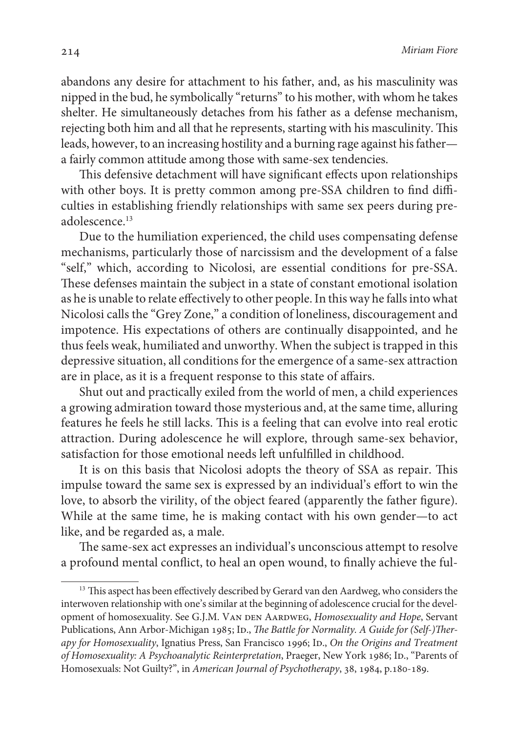abandons any desire for attachment to his father, and, as his masculinity was nipped in the bud, he symbolically "returns" to his mother, with whom he takes shelter. He simultaneously detaches from his father as a defense mechanism, rejecting both him and all that he represents, starting with his masculinity. This leads, however, to an increasing hostility and a burning rage against his father—a fairly common attitude among those with same-sex tendencies.

This defensive detachment will have significant effects upon relationships with other boys. It is pretty common among pre-SSA children to find difficulties in establishing friendly relationships with same sex peers during pre-adolescence.[13]

Due to the humiliation experienced, the child uses compensating defense mechanisms, particularly those of narcissism and the development of a false "self," which, according to Nicolosi, are essential conditions for pre-SSA. These defenses maintain the subject in a state of constant emotional isolation as he is unable to relate effectively to other people. In this way he falls into what Nicolosi calls the "Grey Zone," a condition of loneliness, discouragement and impotence. His expectations of others are continually disappointed, and he thus feels weak, humiliated and unworthy. When the subject is trapped in this depressive situation, all conditions for the emergence of a same-sex attraction are in place, as it is a frequent response to this state of affairs.

Shut out and practically exiled from the world of men, a child experiences a growing admiration toward those mysterious and, at the same time, alluring features he feels he still lacks. This is a feeling that can evolve into real erotic attraction. During adolescence he will explore, through same-sex behavior, satisfaction for those emotional needs left unfulfilled in childhood.

It is on this basis that Nicolosi adopts the theory of SSA as repair. This impulse toward the same sex is expressed by an individual's effort to win the love, to absorb the virility, of the object feared (apparently the father figure). While at the same time, he is making contact with his own gender—to act like, and be regarded as, a male.

The same-sex act expresses an individual's unconscious attempt to resolve a profound mental conflict, to heal an open wound, to finally achieve the ful-

---

[13] This aspect has been effectively described by Gerard van den Aardweg, who considers the interwoven relationship with one's similar at the beginning of adolescence crucial for the development of homosexuality. See G.J.M. Van den Aardweg, *Homosexuality and Hope*, Servant Publications, Ann Arbor-Michigan 1985; Id., *The Battle for Normality. A Guide for (Self-)Therapy for Homosexuality*, Ignatius Press, San Francisco 1996; Id., *On the Origins and Treatment of Homosexuality: A Psychoanalytic Reinterpretation*, Praeger, New York 1986; Id., "Parents of Homosexuals: Not Guilty?", in *American Journal of Psychotherapy*, 38, 1984, p.180-189.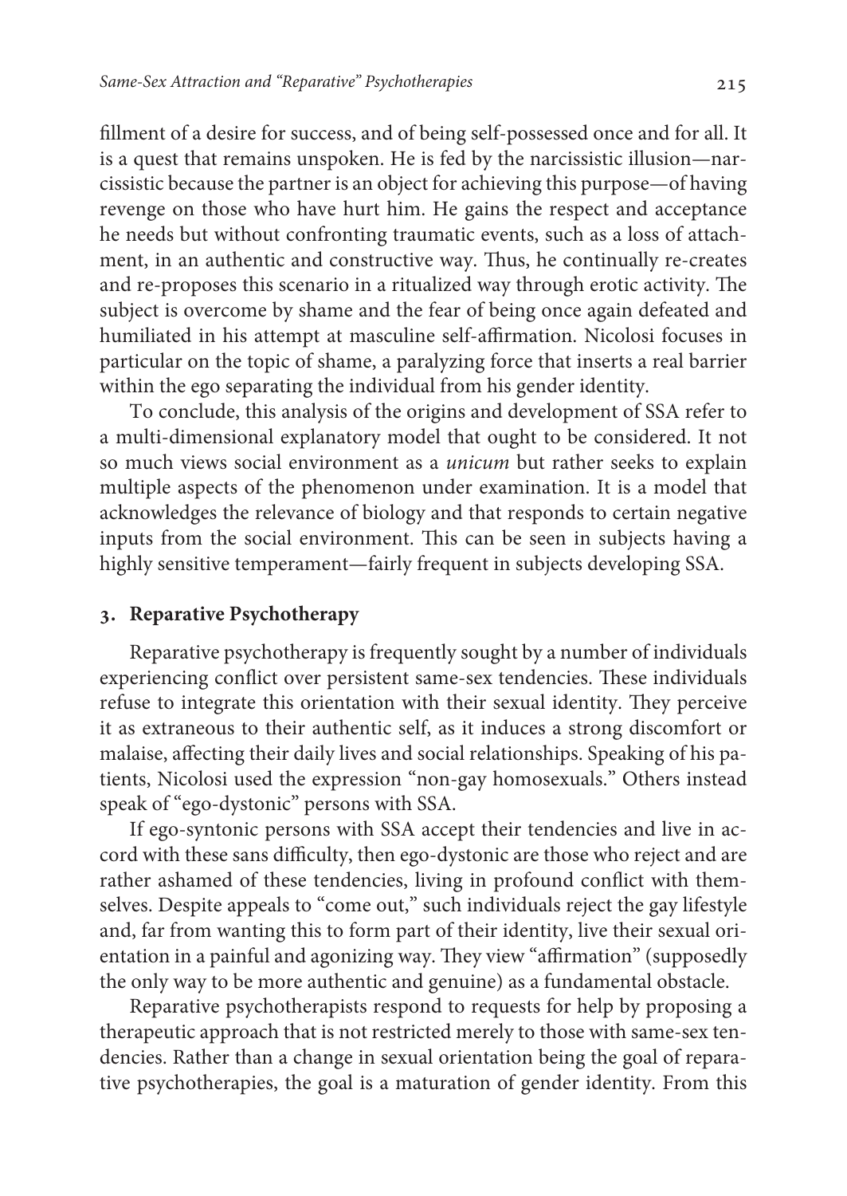fillment of a desire for success, and of being self-possessed once and for all. It is a quest that remains unspoken. He is fed by the narcissistic illusion—narcissistic because the partner is an object for achieving this purpose—of having revenge on those who have hurt him. He gains the respect and acceptance he needs but without confronting traumatic events, such as a loss of attachment, in an authentic and constructive way. Thus, he continually re-creates and re-proposes this scenario in a ritualized way through erotic activity. The subject is overcome by shame and the fear of being once again defeated and humiliated in his attempt at masculine self-affirmation. Nicolosi focuses in particular on the topic of shame, a paralyzing force that inserts a real barrier within the ego separating the individual from his gender identity.

To conclude, this analysis of the origins and development of SSA refer to a multi-dimensional explanatory model that ought to be considered. It not so much views social environment as a *unicum* but rather seeks to explain multiple aspects of the phenomenon under examination. It is a model that acknowledges the relevance of biology and that responds to certain negative inputs from the social environment. This can be seen in subjects having a highly sensitive temperament—fairly frequent in subjects developing SSA.

## 3. Reparative Psychotherapy

Reparative psychotherapy is frequently sought by a number of individuals experiencing conflict over persistent same-sex tendencies. These individuals refuse to integrate this orientation with their sexual identity. They perceive it as extraneous to their authentic self, as it induces a strong discomfort or malaise, affecting their daily lives and social relationships. Speaking of his patients, Nicolosi used the expression "non-gay homosexuals." Others instead speak of "ego-dystonic" persons with SSA.

If ego-syntonic persons with SSA accept their tendencies and live in accord with these sans difficulty, then ego-dystonic are those who reject and are rather ashamed of these tendencies, living in profound conflict with themselves. Despite appeals to "come out," such individuals reject the gay lifestyle and, far from wanting this to form part of their identity, live their sexual orientation in a painful and agonizing way. They view "affirmation" (supposedly the only way to be more authentic and genuine) as a fundamental obstacle.

Reparative psychotherapists respond to requests for help by proposing a therapeutic approach that is not restricted merely to those with same-sex tendencies. Rather than a change in sexual orientation being the goal of reparative psychotherapies, the goal is a maturation of gender identity. From this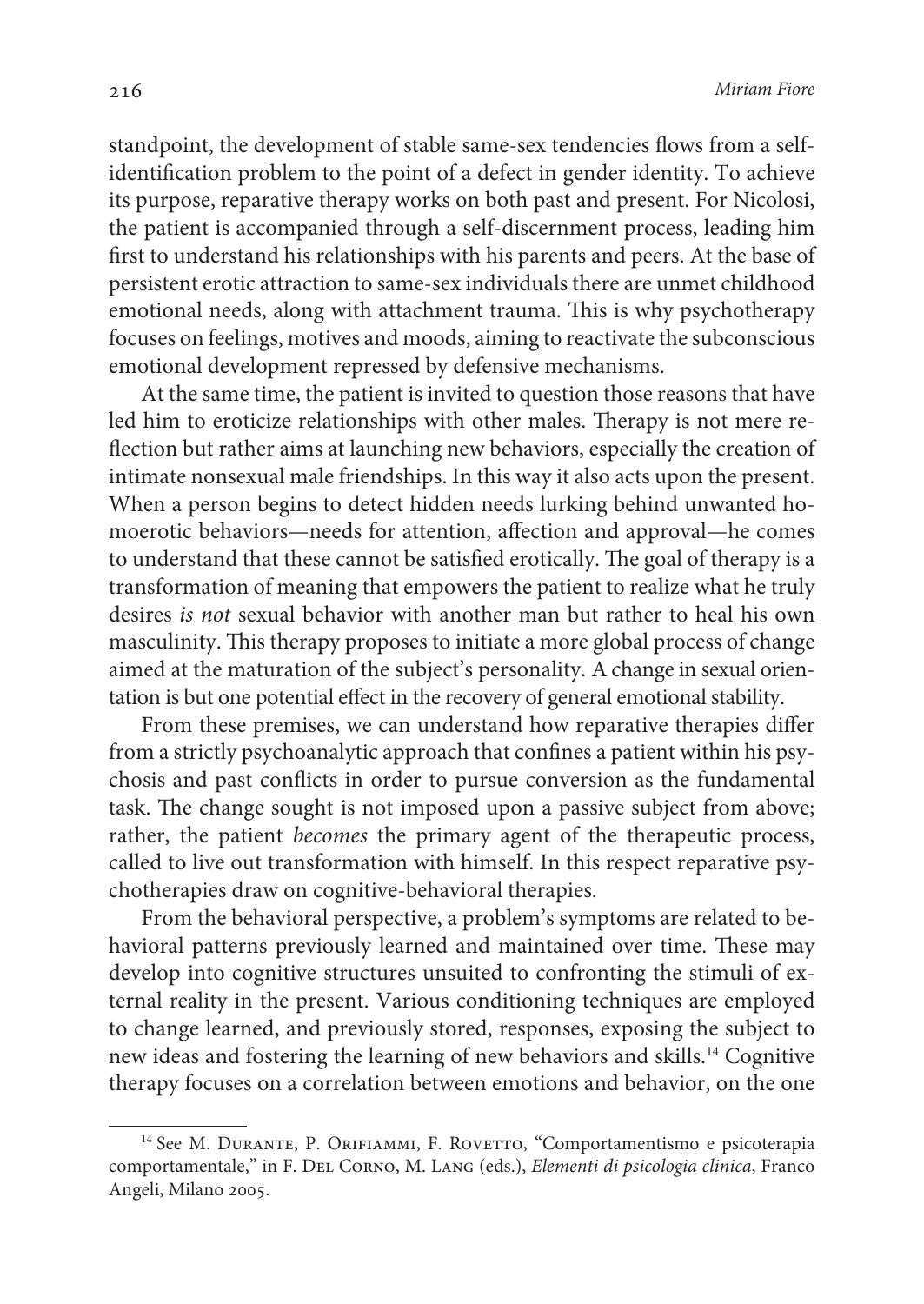standpoint, the development of stable same-sex tendencies flows from a self-identification problem to the point of a defect in gender identity. To achieve its purpose, reparative therapy works on both past and present. For Nicolosi, the patient is accompanied through a self-discernment process, leading him first to understand his relationships with his parents and peers. At the base of persistent erotic attraction to same-sex individuals there are unmet childhood emotional needs, along with attachment trauma. This is why psychotherapy focuses on feelings, motives and moods, aiming to reactivate the subconscious emotional development repressed by defensive mechanisms.

At the same time, the patient is invited to question those reasons that have led him to eroticize relationships with other males. Therapy is not mere reflection but rather aims at launching new behaviors, especially the creation of intimate nonsexual male friendships. In this way it also acts upon the present. When a person begins to detect hidden needs lurking behind unwanted homoerotic behaviors—needs for attention, affection and approval—he comes to understand that these cannot be satisfied erotically. The goal of therapy is a transformation of meaning that empowers the patient to realize what he truly desires *is not* sexual behavior with another man but rather to heal his own masculinity. This therapy proposes to initiate a more global process of change aimed at the maturation of the subject's personality. A change in sexual orientation is but one potential effect in the recovery of general emotional stability.

From these premises, we can understand how reparative therapies differ from a strictly psychoanalytic approach that confines a patient within his psychosis and past conflicts in order to pursue conversion as the fundamental task. The change sought is not imposed upon a passive subject from above; rather, the patient *becomes* the primary agent of the therapeutic process, called to live out transformation with himself. In this respect reparative psychotherapies draw on cognitive-behavioral therapies.

From the behavioral perspective, a problem's symptoms are related to behavioral patterns previously learned and maintained over time. These may develop into cognitive structures unsuited to confronting the stimuli of external reality in the present. Various conditioning techniques are employed to change learned, and previously stored, responses, exposing the subject to new ideas and fostering the learning of new behaviors and skills.[14] Cognitive therapy focuses on a correlation between emotions and behavior, on the one

---

[14] See M. Durante, P. Orifiammi, F. Rovetto, "Comportamentismo e psicoterapia comportamentale," in F. Del Corno, M. Lang (eds.), *Elementi di psicologia clinica*, Franco Angeli, Milano 2005.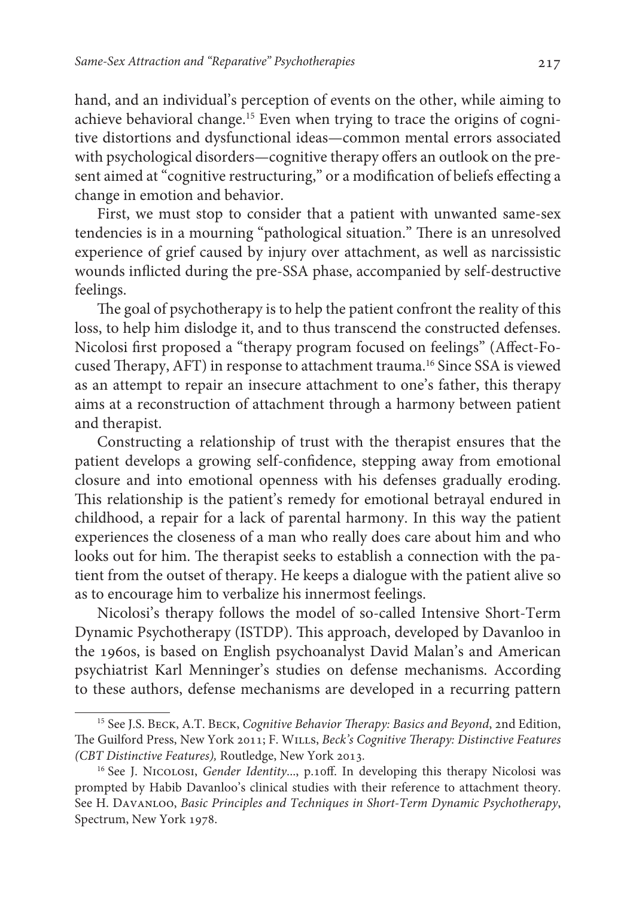hand, and an individual's perception of events on the other, while aiming to achieve behavioral change.[15] Even when trying to trace the origins of cognitive distortions and dysfunctional ideas—common mental errors associated with psychological disorders—cognitive therapy offers an outlook on the present aimed at "cognitive restructuring," or a modification of beliefs effecting a change in emotion and behavior.

First, we must stop to consider that a patient with unwanted same-sex tendencies is in a mourning "pathological situation." There is an unresolved experience of grief caused by injury over attachment, as well as narcissistic wounds inflicted during the pre-SSA phase, accompanied by self-destructive feelings.

The goal of psychotherapy is to help the patient confront the reality of this loss, to help him dislodge it, and to thus transcend the constructed defenses. Nicolosi first proposed a "therapy program focused on feelings" (Affect-Focused Therapy, AFT) in response to attachment trauma.[16] Since SSA is viewed as an attempt to repair an insecure attachment to one's father, this therapy aims at a reconstruction of attachment through a harmony between patient and therapist.

Constructing a relationship of trust with the therapist ensures that the patient develops a growing self-confidence, stepping away from emotional closure and into emotional openness with his defenses gradually eroding. This relationship is the patient's remedy for emotional betrayal endured in childhood, a repair for a lack of parental harmony. In this way the patient experiences the closeness of a man who really does care about him and who looks out for him. The therapist seeks to establish a connection with the patient from the outset of therapy. He keeps a dialogue with the patient alive so as to encourage him to verbalize his innermost feelings.

Nicolosi's therapy follows the model of so-called Intensive Short-Term Dynamic Psychotherapy (ISTDP). This approach, developed by Davanloo in the 1960s, is based on English psychoanalyst David Malan's and American psychiatrist Karl Menninger's studies on defense mechanisms. According to these authors, defense mechanisms are developed in a recurring pattern

---

[15] See J.S. Beck, A.T. Beck, *Cognitive Behavior Therapy: Basics and Beyond*, 2nd Edition, The Guilford Press, New York 2011; F. Wills, *Beck's Cognitive Therapy: Distinctive Features (CBT Distinctive Features),* Routledge, New York 2013.

[16] See J. Nicolosi, *Gender Identity*..., p.10ff. In developing this therapy Nicolosi was prompted by Habib Davanloo's clinical studies with their reference to attachment theory. See H. Davanloo, *Basic Principles and Techniques in Short-Term Dynamic Psychotherapy*, Spectrum, New York 1978.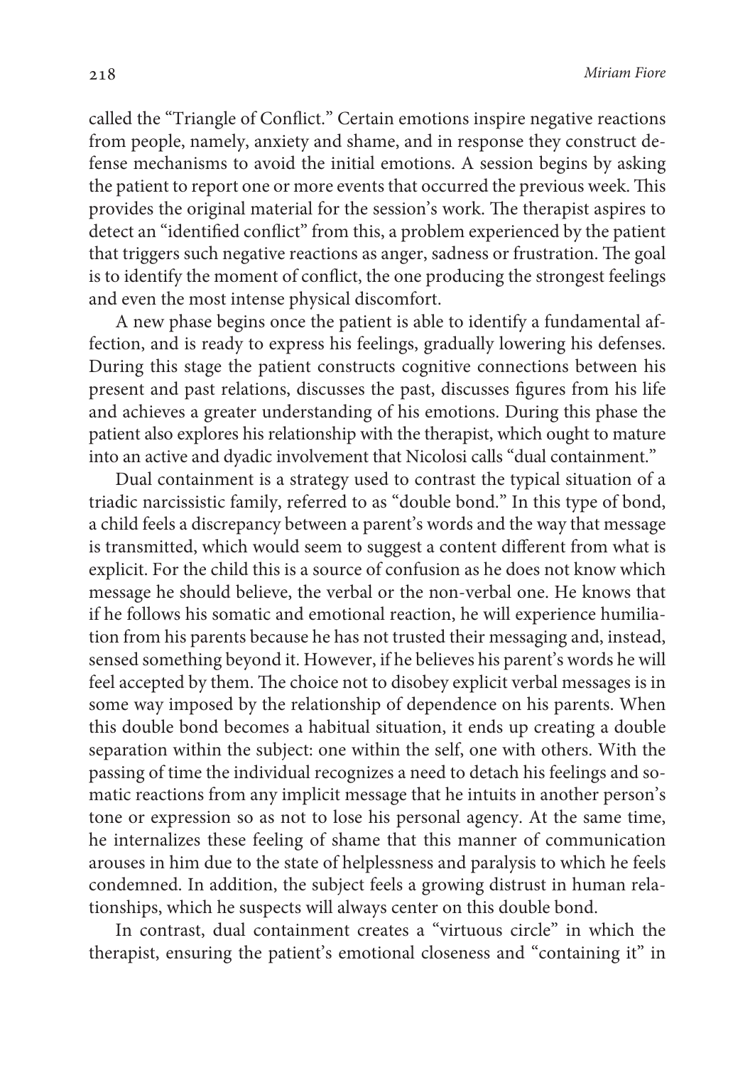called the "Triangle of Conflict." Certain emotions inspire negative reactions from people, namely, anxiety and shame, and in response they construct defense mechanisms to avoid the initial emotions. A session begins by asking the patient to report one or more events that occurred the previous week. This provides the original material for the session's work. The therapist aspires to detect an "identified conflict" from this, a problem experienced by the patient that triggers such negative reactions as anger, sadness or frustration. The goal is to identify the moment of conflict, the one producing the strongest feelings and even the most intense physical discomfort.

A new phase begins once the patient is able to identify a fundamental affection, and is ready to express his feelings, gradually lowering his defenses. During this stage the patient constructs cognitive connections between his present and past relations, discusses the past, discusses figures from his life and achieves a greater understanding of his emotions. During this phase the patient also explores his relationship with the therapist, which ought to mature into an active and dyadic involvement that Nicolosi calls "dual containment."

Dual containment is a strategy used to contrast the typical situation of a triadic narcissistic family, referred to as "double bond." In this type of bond, a child feels a discrepancy between a parent's words and the way that message is transmitted, which would seem to suggest a content different from what is explicit. For the child this is a source of confusion as he does not know which message he should believe, the verbal or the non-verbal one. He knows that if he follows his somatic and emotional reaction, he will experience humiliation from his parents because he has not trusted their messaging and, instead, sensed something beyond it. However, if he believes his parent's words he will feel accepted by them. The choice not to disobey explicit verbal messages is in some way imposed by the relationship of dependence on his parents. When this double bond becomes a habitual situation, it ends up creating a double separation within the subject: one within the self, one with others. With the passing of time the individual recognizes a need to detach his feelings and somatic reactions from any implicit message that he intuits in another person's tone or expression so as not to lose his personal agency. At the same time, he internalizes these feeling of shame that this manner of communication arouses in him due to the state of helplessness and paralysis to which he feels condemned. In addition, the subject feels a growing distrust in human relationships, which he suspects will always center on this double bond.

In contrast, dual containment creates a "virtuous circle" in which the therapist, ensuring the patient's emotional closeness and "containing it" in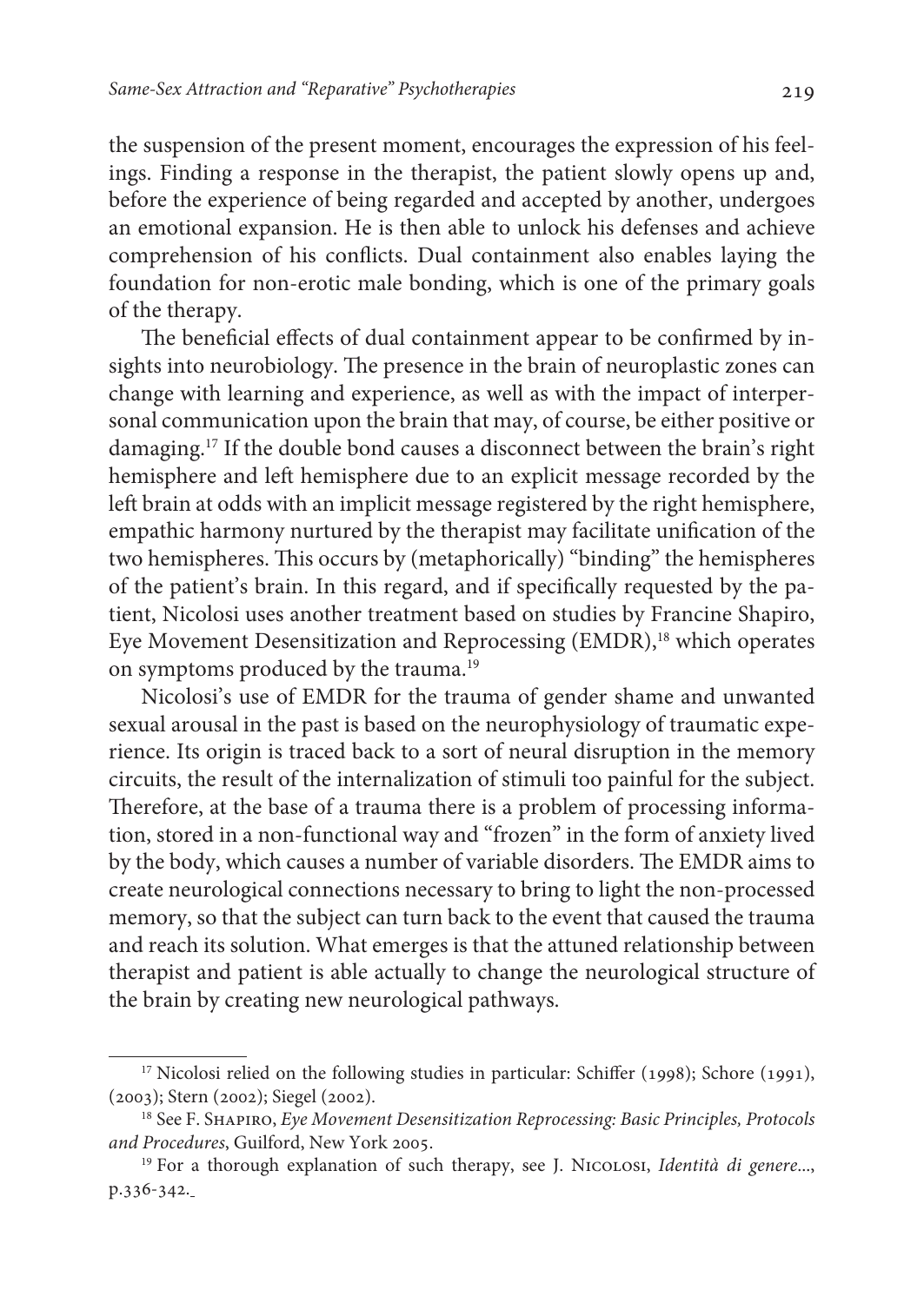the suspension of the present moment, encourages the expression of his feelings. Finding a response in the therapist, the patient slowly opens up and, before the experience of being regarded and accepted by another, undergoes an emotional expansion. He is then able to unlock his defenses and achieve comprehension of his conflicts. Dual containment also enables laying the foundation for non-erotic male bonding, which is one of the primary goals of the therapy.

The beneficial effects of dual containment appear to be confirmed by insights into neurobiology. The presence in the brain of neuroplastic zones can change with learning and experience, as well as with the impact of interpersonal communication upon the brain that may, of course, be either positive or damaging.[17] If the double bond causes a disconnect between the brain's right hemisphere and left hemisphere due to an explicit message recorded by the left brain at odds with an implicit message registered by the right hemisphere, empathic harmony nurtured by the therapist may facilitate unification of the two hemispheres. This occurs by (metaphorically) "binding" the hemispheres of the patient's brain. In this regard, and if specifically requested by the patient, Nicolosi uses another treatment based on studies by Francine Shapiro, Eye Movement Desensitization and Reprocessing (EMDR),[18] which operates on symptoms produced by the trauma.[19]

Nicolosi's use of EMDR for the trauma of gender shame and unwanted sexual arousal in the past is based on the neurophysiology of traumatic experience. Its origin is traced back to a sort of neural disruption in the memory circuits, the result of the internalization of stimuli too painful for the subject. Therefore, at the base of a trauma there is a problem of processing information, stored in a non-functional way and "frozen" in the form of anxiety lived by the body, which causes a number of variable disorders. The EMDR aims to create neurological connections necessary to bring to light the non-processed memory, so that the subject can turn back to the event that caused the trauma and reach its solution. What emerges is that the attuned relationship between therapist and patient is able actually to change the neurological structure of the brain by creating new neurological pathways.

---

[17] Nicolosi relied on the following studies in particular: Schiffer (1998); Schore (1991), (2003); Stern (2002); Siegel (2002).

[18] See F. Shapiro, *Eye Movement Desensitization Reprocessing: Basic Principles, Protocols and Procedures*, Guilford, New York 2005.

[19] For a thorough explanation of such therapy, see J. Nicolosi, *Identità di genere...*, p.336-342.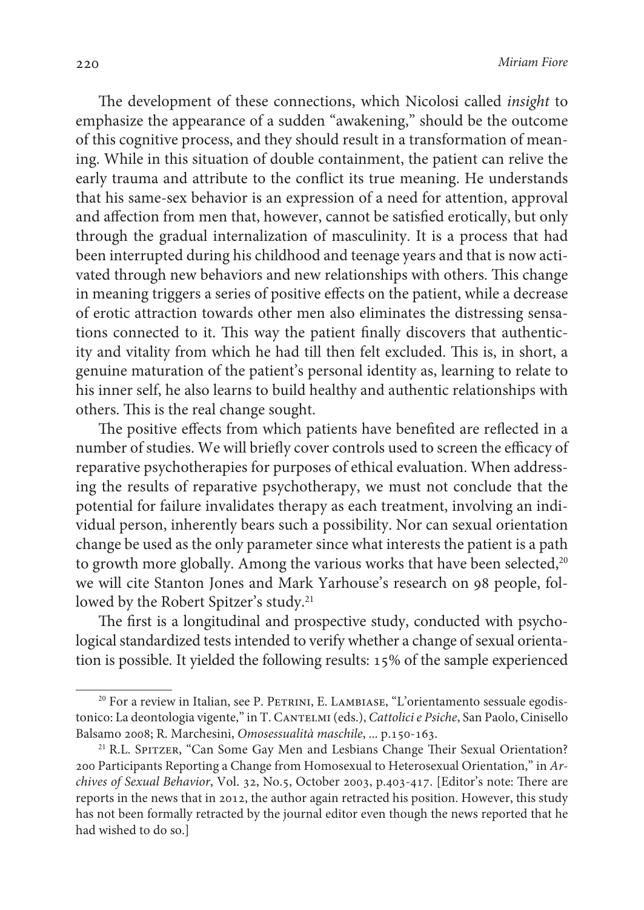The development of these connections, which Nicolosi called *insight* to emphasize the appearance of a sudden "awakening," should be the outcome of this cognitive process, and they should result in a transformation of meaning. While in this situation of double containment, the patient can relive the early trauma and attribute to the conflict its true meaning. He understands that his same-sex behavior is an expression of a need for attention, approval and affection from men that, however, cannot be satisfied erotically, but only through the gradual internalization of masculinity. It is a process that had been interrupted during his childhood and teenage years and that is now activated through new behaviors and new relationships with others. This change in meaning triggers a series of positive effects on the patient, while a decrease of erotic attraction towards other men also eliminates the distressing sensations connected to it. This way the patient finally discovers that authenticity and vitality from which he had till then felt excluded. This is, in short, a genuine maturation of the patient's personal identity as, learning to relate to his inner self, he also learns to build healthy and authentic relationships with others. This is the real change sought.

The positive effects from which patients have benefited are reflected in a number of studies. We will briefly cover controls used to screen the efficacy of reparative psychotherapies for purposes of ethical evaluation. When addressing the results of reparative psychotherapy, we must not conclude that the potential for failure invalidates therapy as each treatment, involving an individual person, inherently bears such a possibility. Nor can sexual orientation change be used as the only parameter since what interests the patient is a path to growth more globally. Among the various works that have been selected,[20] we will cite Stanton Jones and Mark Yarhouse's research on 98 people, followed by the Robert Spitzer's study.[21]

The first is a longitudinal and prospective study, conducted with psychological standardized tests intended to verify whether a change of sexual orientation is possible. It yielded the following results: 15% of the sample experienced

---

[20] For a review in Italian, see P. Petrini, E. Lambiase, "L'orientamento sessuale egodistonico: La deontologia vigente," in T. Cantelmi (eds.), *Cattolici e Psiche*, San Paolo, Cinisello Balsamo 2008; R. Marchesini, *Omosessualità maschile*, ... p.150-163.

[21] R.L. Spitzer, "Can Some Gay Men and Lesbians Change Their Sexual Orientation? 200 Participants Reporting a Change from Homosexual to Heterosexual Orientation," in *Archives of Sexual Behavior*, Vol. 32, No.5, October 2003, p.403-417. [Editor's note: There are reports in the news that in 2012, the author again retracted his position. However, this study has not been formally retracted by the journal editor even though the news reported that he had wished to do so.]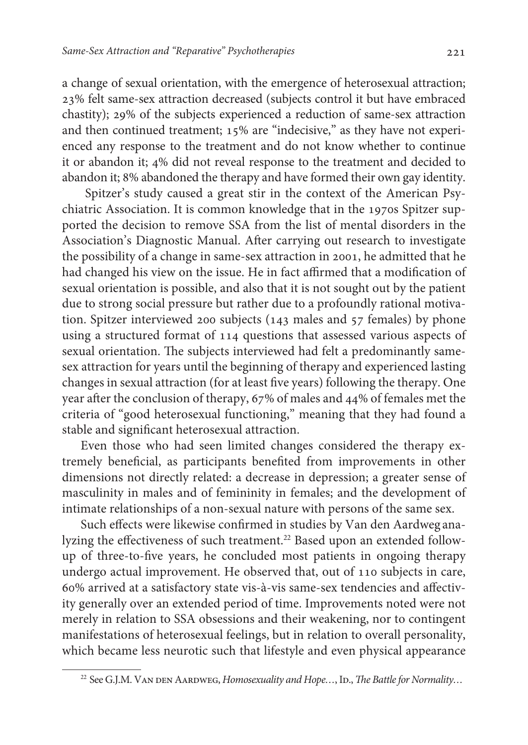a change of sexual orientation, with the emergence of heterosexual attraction; 23% felt same-sex attraction decreased (subjects control it but have embraced chastity); 29% of the subjects experienced a reduction of same-sex attraction and then continued treatment; 15% are "indecisive," as they have not experienced any response to the treatment and do not know whether to continue it or abandon it; 4% did not reveal response to the treatment and decided to abandon it; 8% abandoned the therapy and have formed their own gay identity.

Spitzer's study caused a great stir in the context of the American Psychiatric Association. It is common knowledge that in the 1970s Spitzer supported the decision to remove SSA from the list of mental disorders in the Association's Diagnostic Manual. After carrying out research to investigate the possibility of a change in same-sex attraction in 2001, he admitted that he had changed his view on the issue. He in fact affirmed that a modification of sexual orientation is possible, and also that it is not sought out by the patient due to strong social pressure but rather due to a profoundly rational motivation. Spitzer interviewed 200 subjects (143 males and 57 females) by phone using a structured format of 114 questions that assessed various aspects of sexual orientation. The subjects interviewed had felt a predominantly same-sex attraction for years until the beginning of therapy and experienced lasting changes in sexual attraction (for at least five years) following the therapy. One year after the conclusion of therapy, 67% of males and 44% of females met the criteria of "good heterosexual functioning," meaning that they had found a stable and significant heterosexual attraction.

Even those who had seen limited changes considered the therapy extremely beneficial, as participants benefited from improvements in other dimensions not directly related: a decrease in depression; a greater sense of masculinity in males and of femininity in females; and the development of intimate relationships of a non-sexual nature with persons of the same sex.

Such effects were likewise confirmed in studies by Van den Aardweg analyzing the effectiveness of such treatment.[22] Based upon an extended follow-up of three-to-five years, he concluded most patients in ongoing therapy undergo actual improvement. He observed that, out of 110 subjects in care, 60% arrived at a satisfactory state vis-à-vis same-sex tendencies and affectivity generally over an extended period of time. Improvements noted were not merely in relation to SSA obsessions and their weakening, nor to contingent manifestations of heterosexual feelings, but in relation to overall personality, which became less neurotic such that lifestyle and even physical appearance

---

[22] See G.J.M. Van den Aardweg, *Homosexuality and Hope…*, Id., *The Battle for Normality…*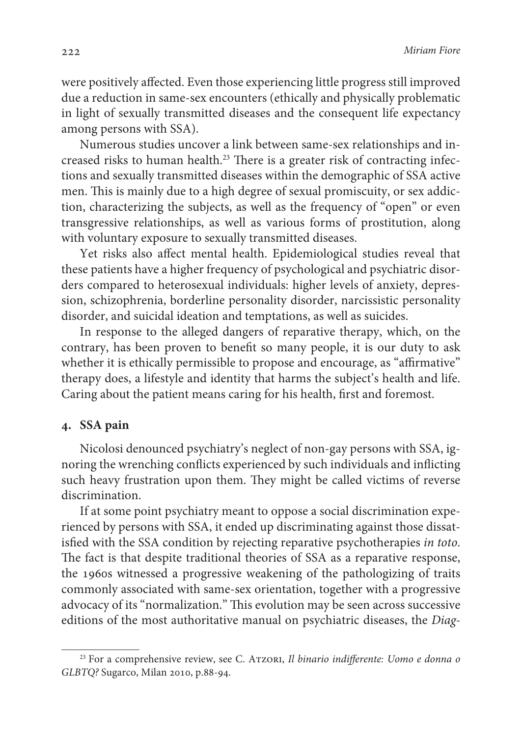were positively affected. Even those experiencing little progress still improved due a reduction in same-sex encounters (ethically and physically problematic in light of sexually transmitted diseases and the consequent life expectancy among persons with SSA).

Numerous studies uncover a link between same-sex relationships and increased risks to human health.[23] There is a greater risk of contracting infections and sexually transmitted diseases within the demographic of SSA active men. This is mainly due to a high degree of sexual promiscuity, or sex addiction, characterizing the subjects, as well as the frequency of "open" or even transgressive relationships, as well as various forms of prostitution, along with voluntary exposure to sexually transmitted diseases.

Yet risks also affect mental health. Epidemiological studies reveal that these patients have a higher frequency of psychological and psychiatric disorders compared to heterosexual individuals: higher levels of anxiety, depression, schizophrenia, borderline personality disorder, narcissistic personality disorder, and suicidal ideation and temptations, as well as suicides.

In response to the alleged dangers of reparative therapy, which, on the contrary, has been proven to benefit so many people, it is our duty to ask whether it is ethically permissible to propose and encourage, as "affirmative" therapy does, a lifestyle and identity that harms the subject's health and life. Caring about the patient means caring for his health, first and foremost.

## 4. SSA pain

Nicolosi denounced psychiatry's neglect of non-gay persons with SSA, ignoring the wrenching conflicts experienced by such individuals and inflicting such heavy frustration upon them. They might be called victims of reverse discrimination.

If at some point psychiatry meant to oppose a social discrimination experienced by persons with SSA, it ended up discriminating against those dissatisfied with the SSA condition by rejecting reparative psychotherapies *in toto*. The fact is that despite traditional theories of SSA as a reparative response, the 1960s witnessed a progressive weakening of the pathologizing of traits commonly associated with same-sex orientation, together with a progressive advocacy of its "normalization." This evolution may be seen across successive editions of the most authoritative manual on psychiatric diseases, the *Diag-*

---

[23] For a comprehensive review, see C. Atzori, *Il binario indifferente: Uomo e donna o GLBTQ?* Sugarco, Milan 2010, p.88-94.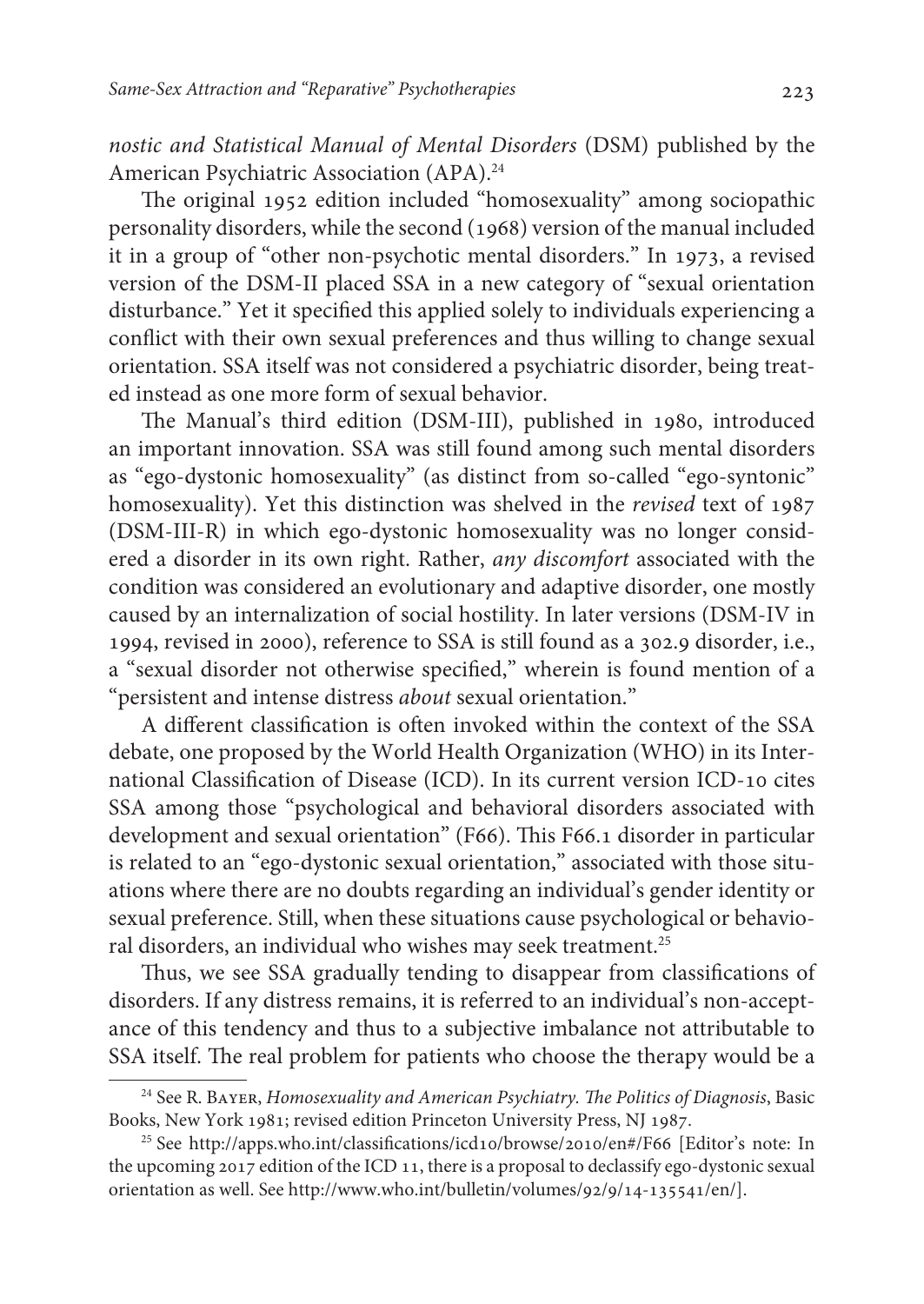*nostic and Statistical Manual of Mental Disorders* (DSM) published by the American Psychiatric Association (APA).[24]

The original 1952 edition included "homosexuality" among sociopathic personality disorders, while the second (1968) version of the manual included it in a group of "other non-psychotic mental disorders." In 1973, a revised version of the DSM-II placed SSA in a new category of "sexual orientation disturbance." Yet it specified this applied solely to individuals experiencing a conflict with their own sexual preferences and thus willing to change sexual orientation. SSA itself was not considered a psychiatric disorder, being treated instead as one more form of sexual behavior.

The Manual's third edition (DSM-III), published in 1980, introduced an important innovation. SSA was still found among such mental disorders as "ego-dystonic homosexuality" (as distinct from so-called "ego-syntonic" homosexuality). Yet this distinction was shelved in the *revised* text of 1987 (DSM-III-R) in which ego-dystonic homosexuality was no longer considered a disorder in its own right. Rather, *any discomfort* associated with the condition was considered an evolutionary and adaptive disorder, one mostly caused by an internalization of social hostility. In later versions (DSM-IV in 1994, revised in 2000), reference to SSA is still found as a 302.9 disorder, i.e., a "sexual disorder not otherwise specified," wherein is found mention of a "persistent and intense distress *about* sexual orientation."

A different classification is often invoked within the context of the SSA debate, one proposed by the World Health Organization (WHO) in its International Classification of Disease (ICD). In its current version ICD-10 cites SSA among those "psychological and behavioral disorders associated with development and sexual orientation" (F66). This F66.1 disorder in particular is related to an "ego-dystonic sexual orientation," associated with those situations where there are no doubts regarding an individual's gender identity or sexual preference. Still, when these situations cause psychological or behavioral disorders, an individual who wishes may seek treatment.[25]

Thus, we see SSA gradually tending to disappear from classifications of disorders. If any distress remains, it is referred to an individual's non-acceptance of this tendency and thus to a subjective imbalance not attributable to SSA itself. The real problem for patients who choose the therapy would be a

---

[24] See R. Bayer, *Homosexuality and American Psychiatry. The Politics of Diagnosis*, Basic Books, New York 1981; revised edition Princeton University Press, NJ 1987.

[25] See http://apps.who.int/classifications/icd10/browse/2010/en#/F66 [Editor's note: In the upcoming 2017 edition of the ICD 11, there is a proposal to declassify ego-dystonic sexual orientation as well. See http://www.who.int/bulletin/volumes/92/9/14-135541/en/].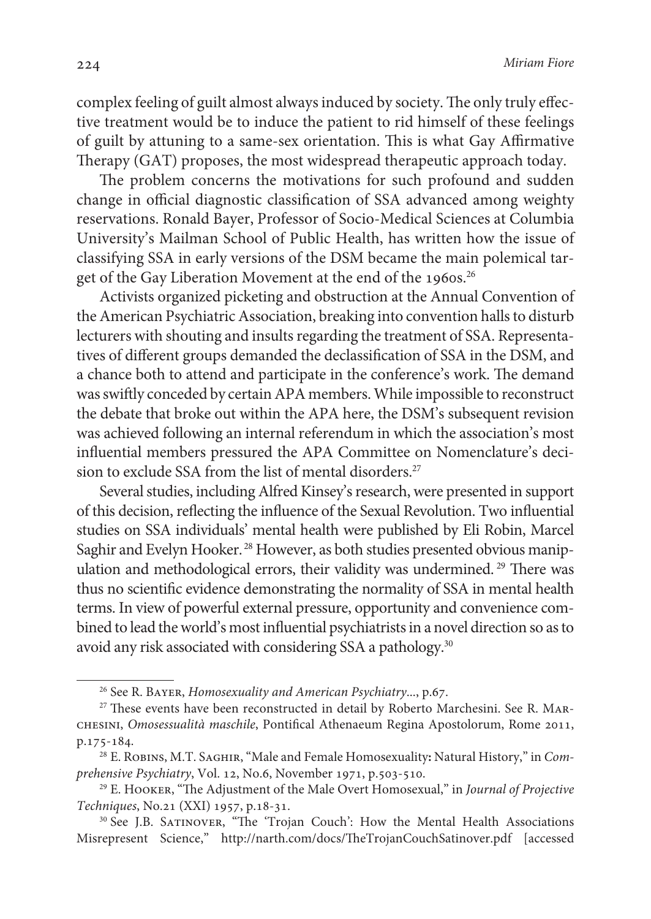complex feeling of guilt almost always induced by society. The only truly effective treatment would be to induce the patient to rid himself of these feelings of guilt by attuning to a same-sex orientation. This is what Gay Affirmative Therapy (GAT) proposes, the most widespread therapeutic approach today.

The problem concerns the motivations for such profound and sudden change in official diagnostic classification of SSA advanced among weighty reservations. Ronald Bayer, Professor of Socio-Medical Sciences at Columbia University's Mailman School of Public Health, has written how the issue of classifying SSA in early versions of the DSM became the main polemical target of the Gay Liberation Movement at the end of the 1960s.[26]

Activists organized picketing and obstruction at the Annual Convention of the American Psychiatric Association, breaking into convention halls to disturb lecturers with shouting and insults regarding the treatment of SSA. Representatives of different groups demanded the declassification of SSA in the DSM, and a chance both to attend and participate in the conference's work. The demand was swiftly conceded by certain APA members. While impossible to reconstruct the debate that broke out within the APA here, the DSM's subsequent revision was achieved following an internal referendum in which the association's most influential members pressured the APA Committee on Nomenclature's decision to exclude SSA from the list of mental disorders.[27]

Several studies, including Alfred Kinsey's research, were presented in support of this decision, reflecting the influence of the Sexual Revolution. Two influential studies on SSA individuals' mental health were published by Eli Robin, Marcel Saghir and Evelyn Hooker.[28] However, as both studies presented obvious manipulation and methodological errors, their validity was undermined.[29] There was thus no scientific evidence demonstrating the normality of SSA in mental health terms. In view of powerful external pressure, opportunity and convenience combined to lead the world's most influential psychiatrists in a novel direction so as to avoid any risk associated with considering SSA a pathology.[30]

---

[26] See R. Bayer, *Homosexuality and American Psychiatry*..., p.67.

[27] These events have been reconstructed in detail by Roberto Marchesini. See R. Marchesini, *Omosessualità maschile*, Pontifical Athenaeum Regina Apostolorum, Rome 2011, p.175-184.

[28] E. Robins, M.T. Saghir, "Male and Female Homosexuality: Natural History," in *Comprehensive Psychiatry*, Vol. 12, No.6, November 1971, p.503-510.

[29] E. Hooker, "The Adjustment of the Male Overt Homosexual," in *Journal of Projective Techniques*, No.21 (XXI) 1957, p.18-31.

[30] See J.B. Satinover, "The 'Trojan Couch': How the Mental Health Associations Misrepresent Science," http://narth.com/docs/TheTrojanCouchSatinover.pdf [accessed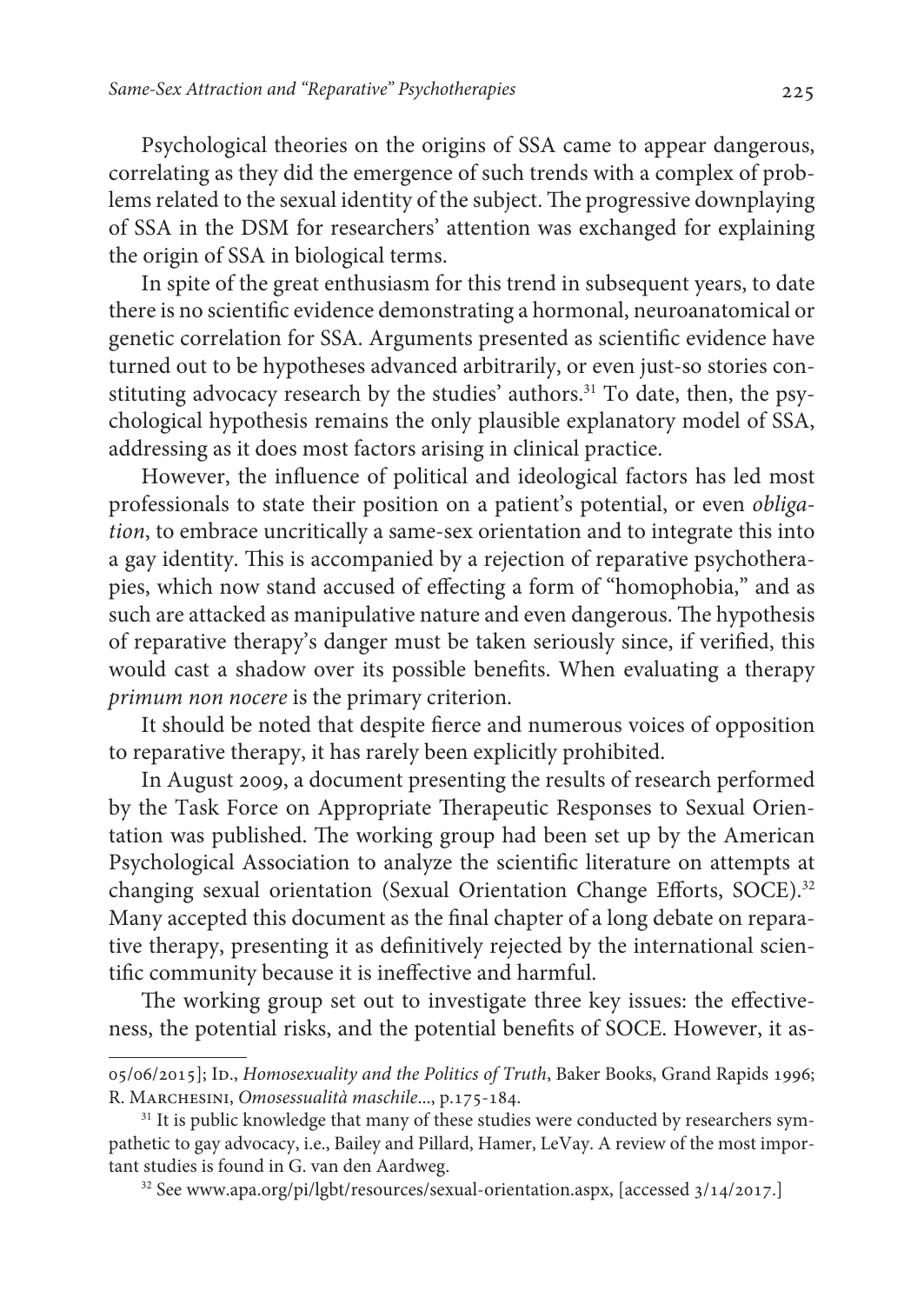Psychological theories on the origins of SSA came to appear dangerous, correlating as they did the emergence of such trends with a complex of problems related to the sexual identity of the subject. The progressive downplaying of SSA in the DSM for researchers' attention was exchanged for explaining the origin of SSA in biological terms.

In spite of the great enthusiasm for this trend in subsequent years, to date there is no scientific evidence demonstrating a hormonal, neuroanatomical or genetic correlation for SSA. Arguments presented as scientific evidence have turned out to be hypotheses advanced arbitrarily, or even just-so stories constituting advocacy research by the studies' authors.[31] To date, then, the psychological hypothesis remains the only plausible explanatory model of SSA, addressing as it does most factors arising in clinical practice.

However, the influence of political and ideological factors has led most professionals to state their position on a patient's potential, or even *obligation*, to embrace uncritically a same-sex orientation and to integrate this into a gay identity. This is accompanied by a rejection of reparative psychotherapies, which now stand accused of effecting a form of "homophobia," and as such are attacked as manipulative nature and even dangerous. The hypothesis of reparative therapy's danger must be taken seriously since, if verified, this would cast a shadow over its possible benefits. When evaluating a therapy *primum non nocere* is the primary criterion.

It should be noted that despite fierce and numerous voices of opposition to reparative therapy, it has rarely been explicitly prohibited.

In August 2009, a document presenting the results of research performed by the Task Force on Appropriate Therapeutic Responses to Sexual Orientation was published. The working group had been set up by the American Psychological Association to analyze the scientific literature on attempts at changing sexual orientation (Sexual Orientation Change Efforts, SOCE).[32] Many accepted this document as the final chapter of a long debate on reparative therapy, presenting it as definitively rejected by the international scientific community because it is ineffective and harmful.

The working group set out to investigate three key issues: the effectiveness, the potential risks, and the potential benefits of SOCE. However, it as-

---

05/06/2015]; Id., *Homosexuality and the Politics of Truth*, Baker Books, Grand Rapids 1996; R. Marchesini, *Omosessualità maschile*..., p.175-184.

[31] It is public knowledge that many of these studies were conducted by researchers sympathetic to gay advocacy, i.e., Bailey and Pillard, Hamer, LeVay. A review of the most important studies is found in G. van den Aardweg.

[32] See www.apa.org/pi/lgbt/resources/sexual-orientation.aspx, [accessed 3/14/2017.]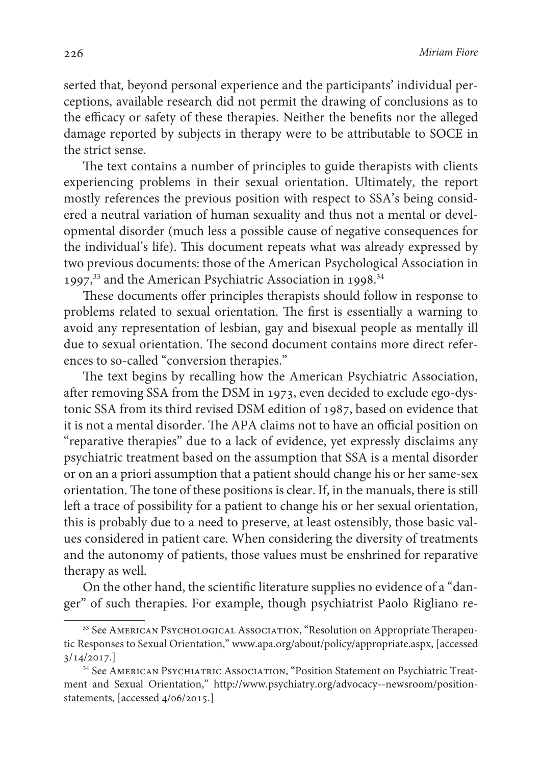serted that, beyond personal experience and the participants' individual perceptions, available research did not permit the drawing of conclusions as to the efficacy or safety of these therapies. Neither the benefits nor the alleged damage reported by subjects in therapy were to be attributable to SOCE in the strict sense.

The text contains a number of principles to guide therapists with clients experiencing problems in their sexual orientation. Ultimately, the report mostly references the previous position with respect to SSA's being considered a neutral variation of human sexuality and thus not a mental or developmental disorder (much less a possible cause of negative consequences for the individual's life). This document repeats what was already expressed by two previous documents: those of the American Psychological Association in 1997,[33] and the American Psychiatric Association in 1998.[34]

These documents offer principles therapists should follow in response to problems related to sexual orientation. The first is essentially a warning to avoid any representation of lesbian, gay and bisexual people as mentally ill due to sexual orientation. The second document contains more direct references to so-called "conversion therapies."

The text begins by recalling how the American Psychiatric Association, after removing SSA from the DSM in 1973, even decided to exclude ego-dystonic SSA from its third revised DSM edition of 1987, based on evidence that it is not a mental disorder. The APA claims not to have an official position on "reparative therapies" due to a lack of evidence, yet expressly disclaims any psychiatric treatment based on the assumption that SSA is a mental disorder or on an a priori assumption that a patient should change his or her same-sex orientation. The tone of these positions is clear. If, in the manuals, there is still left a trace of possibility for a patient to change his or her sexual orientation, this is probably due to a need to preserve, at least ostensibly, those basic values considered in patient care. When considering the diversity of treatments and the autonomy of patients, those values must be enshrined for reparative therapy as well.

On the other hand, the scientific literature supplies no evidence of a "danger" of such therapies. For example, though psychiatrist Paolo Rigliano re-

[33] See American Psychological Association, "Resolution on Appropriate Therapeutic Responses to Sexual Orientation," www.apa.org/about/policy/appropriate.aspx, [accessed 3/14/2017.]

[34] See American Psychiatric Association, "Position Statement on Psychiatric Treatment and Sexual Orientation," http://www.psychiatry.org/advocacy--newsroom/position-statements, [accessed 4/06/2015.]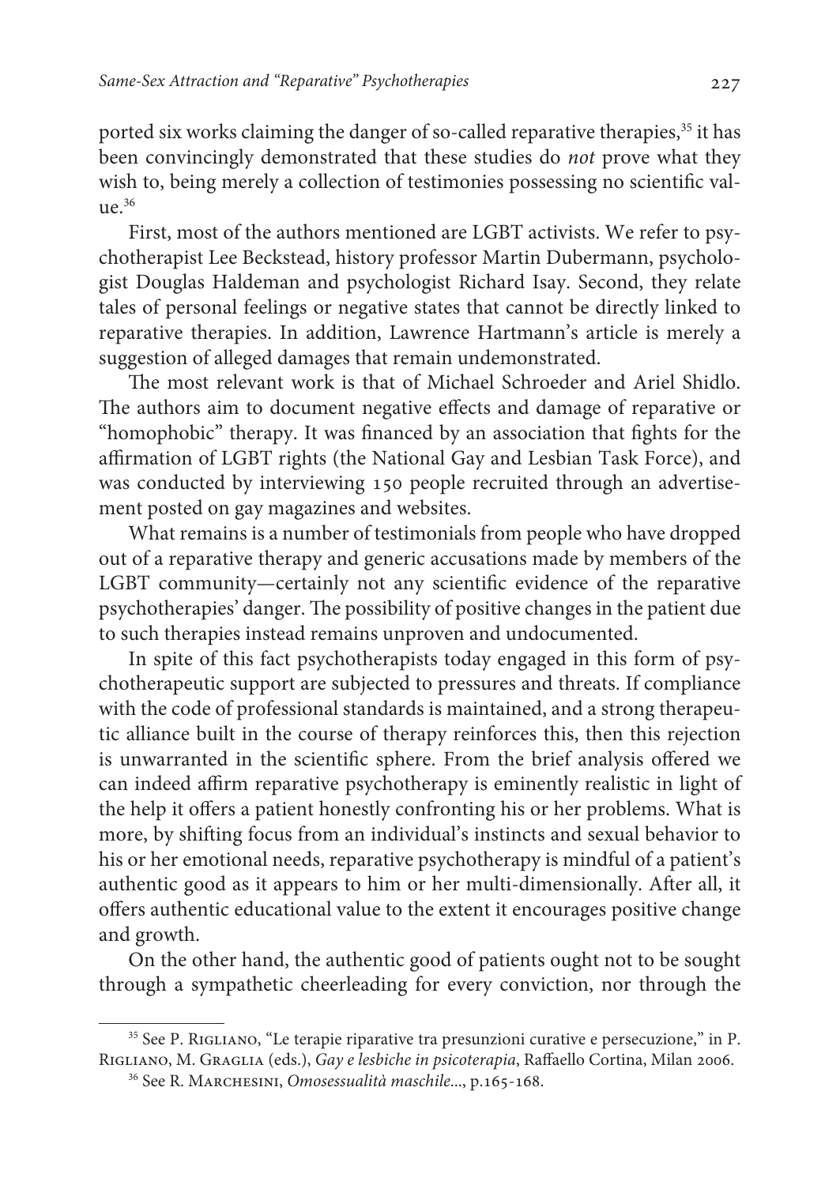ported six works claiming the danger of so-called reparative therapies,[35] it has been convincingly demonstrated that these studies do *not* prove what they wish to, being merely a collection of testimonies possessing no scientific value.[36]

First, most of the authors mentioned are LGBT activists. We refer to psychotherapist Lee Beckstead, history professor Martin Dubermann, psychologist Douglas Haldeman and psychologist Richard Isay. Second, they relate tales of personal feelings or negative states that cannot be directly linked to reparative therapies. In addition, Lawrence Hartmann's article is merely a suggestion of alleged damages that remain undemonstrated.

The most relevant work is that of Michael Schroeder and Ariel Shidlo. The authors aim to document negative effects and damage of reparative or "homophobic" therapy. It was financed by an association that fights for the affirmation of LGBT rights (the National Gay and Lesbian Task Force), and was conducted by interviewing 150 people recruited through an advertisement posted on gay magazines and websites.

What remains is a number of testimonials from people who have dropped out of a reparative therapy and generic accusations made by members of the LGBT community—certainly not any scientific evidence of the reparative psychotherapies' danger. The possibility of positive changes in the patient due to such therapies instead remains unproven and undocumented.

In spite of this fact psychotherapists today engaged in this form of psychotherapeutic support are subjected to pressures and threats. If compliance with the code of professional standards is maintained, and a strong therapeutic alliance built in the course of therapy reinforces this, then this rejection is unwarranted in the scientific sphere. From the brief analysis offered we can indeed affirm reparative psychotherapy is eminently realistic in light of the help it offers a patient honestly confronting his or her problems. What is more, by shifting focus from an individual's instincts and sexual behavior to his or her emotional needs, reparative psychotherapy is mindful of a patient's authentic good as it appears to him or her multi-dimensionally. After all, it offers authentic educational value to the extent it encourages positive change and growth.

On the other hand, the authentic good of patients ought not to be sought through a sympathetic cheerleading for every conviction, nor through the

---

[35] See P. Rigliano, "Le terapie riparative tra presunzioni curative e persecuzione," in P. Rigliano, M. Graglia (eds.), *Gay e lesbiche in psicoterapia*, Raffaello Cortina, Milan 2006.

[36] See R. Marchesini, *Omosessualità maschile*..., p.165-168.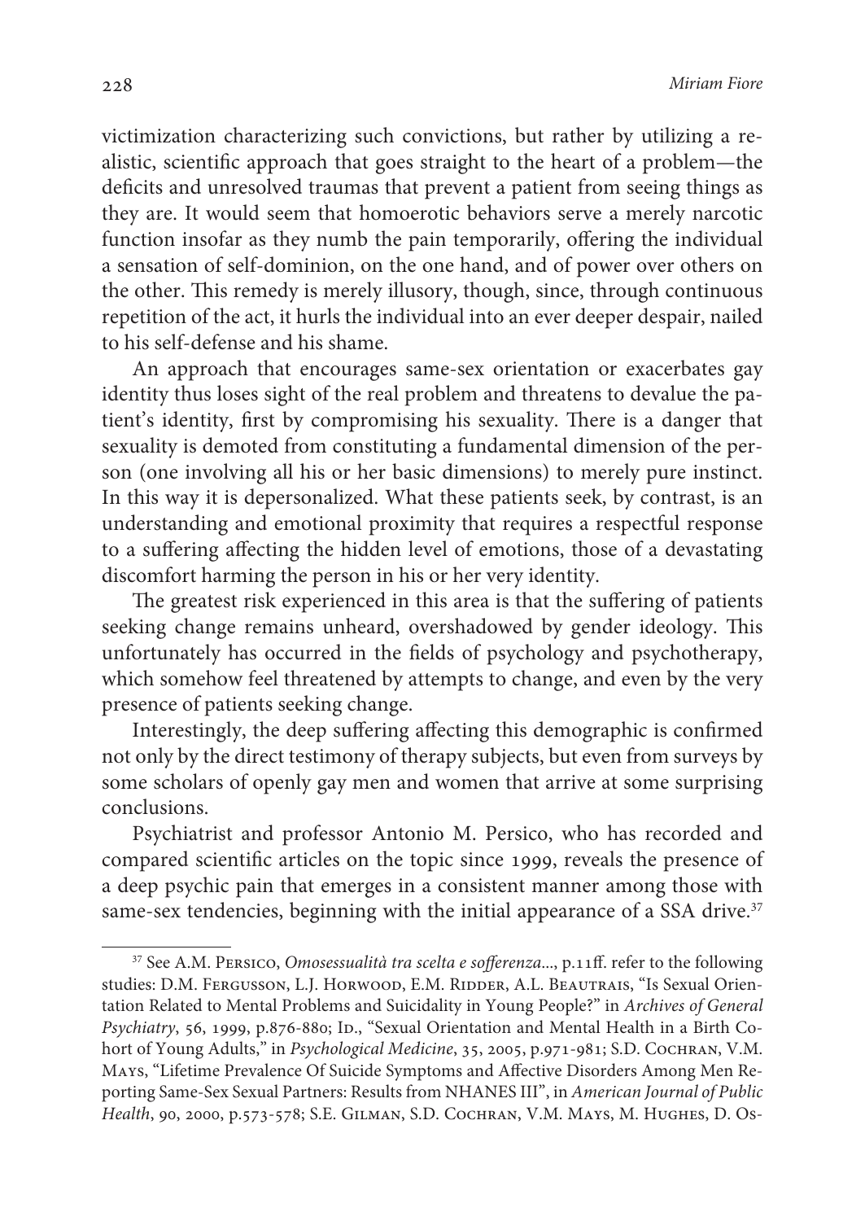victimization characterizing such convictions, but rather by utilizing a realistic, scientific approach that goes straight to the heart of a problem—the deficits and unresolved traumas that prevent a patient from seeing things as they are. It would seem that homoerotic behaviors serve a merely narcotic function insofar as they numb the pain temporarily, offering the individual a sensation of self-dominion, on the one hand, and of power over others on the other. This remedy is merely illusory, though, since, through continuous repetition of the act, it hurls the individual into an ever deeper despair, nailed to his self-defense and his shame.

An approach that encourages same-sex orientation or exacerbates gay identity thus loses sight of the real problem and threatens to devalue the patient's identity, first by compromising his sexuality. There is a danger that sexuality is demoted from constituting a fundamental dimension of the person (one involving all his or her basic dimensions) to merely pure instinct. In this way it is depersonalized. What these patients seek, by contrast, is an understanding and emotional proximity that requires a respectful response to a suffering affecting the hidden level of emotions, those of a devastating discomfort harming the person in his or her very identity.

The greatest risk experienced in this area is that the suffering of patients seeking change remains unheard, overshadowed by gender ideology. This unfortunately has occurred in the fields of psychology and psychotherapy, which somehow feel threatened by attempts to change, and even by the very presence of patients seeking change.

Interestingly, the deep suffering affecting this demographic is confirmed not only by the direct testimony of therapy subjects, but even from surveys by some scholars of openly gay men and women that arrive at some surprising conclusions.

Psychiatrist and professor Antonio M. Persico, who has recorded and compared scientific articles on the topic since 1999, reveals the presence of a deep psychic pain that emerges in a consistent manner among those with same-sex tendencies, beginning with the initial appearance of a SSA drive.[37]

---

[37] See A.M. Persico, *Omosessualità tra scelta e sofferenza*..., p.11ff. refer to the following studies: D.M. Fergusson, L.J. Horwood, E.M. Ridder, A.L. Beautrais, "Is Sexual Orientation Related to Mental Problems and Suicidality in Young People?" in *Archives of General Psychiatry*, 56, 1999, p.876-880; Id., "Sexual Orientation and Mental Health in a Birth Cohort of Young Adults," in *Psychological Medicine*, 35, 2005, p.971-981; S.D. Cochran, V.M. Mays, "Lifetime Prevalence Of Suicide Symptoms and Affective Disorders Among Men Reporting Same-Sex Sexual Partners: Results from NHANES III", in *American Journal of Public Health*, 90, 2000, p.573-578; S.E. Gilman, S.D. Cochran, V.M. Mays, M. Hughes, D. Os-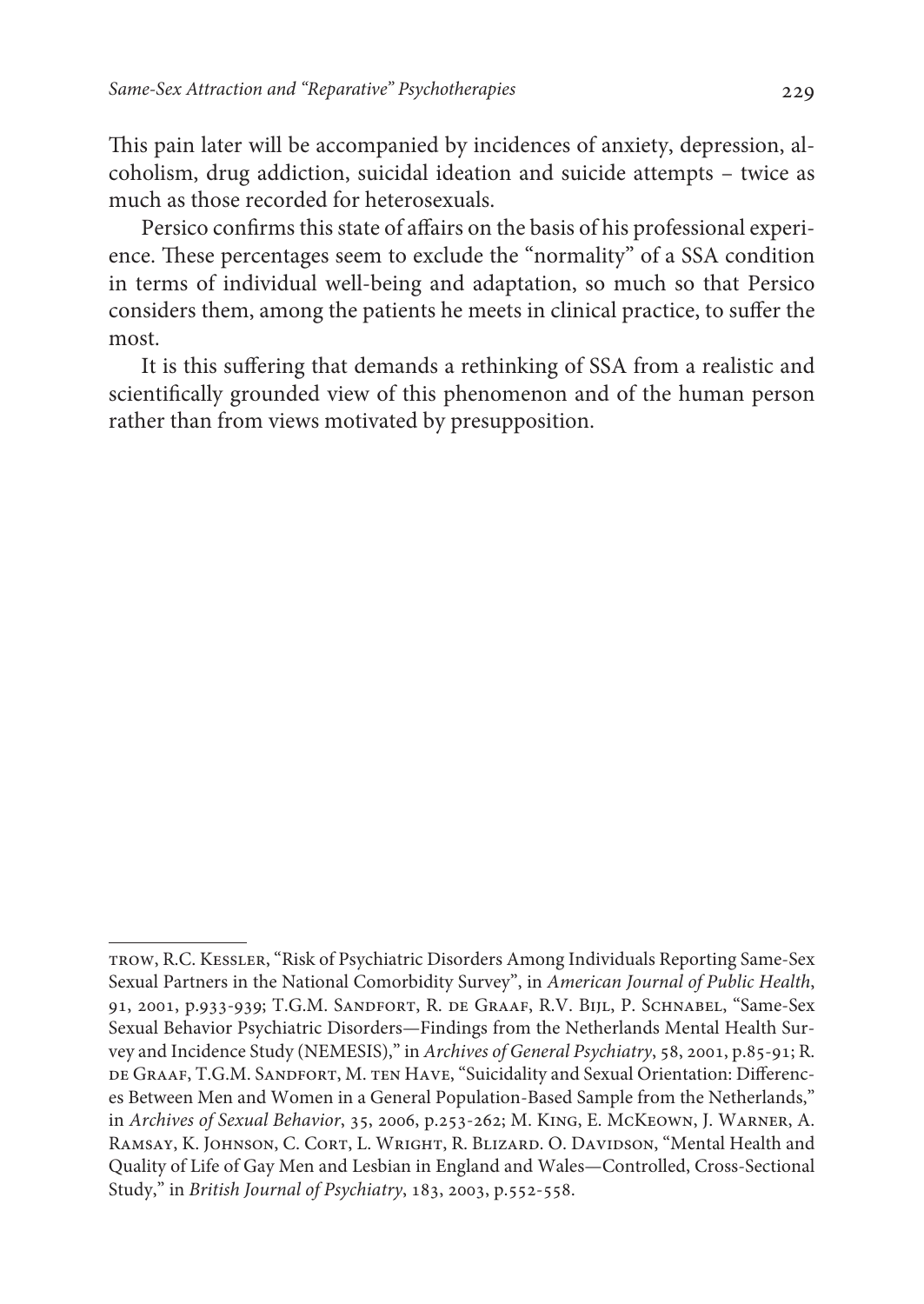This pain later will be accompanied by incidences of anxiety, depression, alcoholism, drug addiction, suicidal ideation and suicide attempts – twice as much as those recorded for heterosexuals.

Persico confirms this state of affairs on the basis of his professional experience. These percentages seem to exclude the "normality" of a SSA condition in terms of individual well-being and adaptation, so much so that Persico considers them, among the patients he meets in clinical practice, to suffer the most.

It is this suffering that demands a rethinking of SSA from a realistic and scientifically grounded view of this phenomenon and of the human person rather than from views motivated by presupposition.

---

trow, R.C. Kessler, "Risk of Psychiatric Disorders Among Individuals Reporting Same-Sex Sexual Partners in the National Comorbidity Survey", in *American Journal of Public Health*, 91, 2001, p.933-939; T.G.M. Sandfort, R. de Graaf, R.V. Bijl, P. Schnabel, "Same-Sex Sexual Behavior Psychiatric Disorders—Findings from the Netherlands Mental Health Survey and Incidence Study (NEMESIS)," in *Archives of General Psychiatry*, 58, 2001, p.85-91; R. de Graaf, T.G.M. Sandfort, M. ten Have, "Suicidality and Sexual Orientation: Differences Between Men and Women in a General Population-Based Sample from the Netherlands," in *Archives of Sexual Behavior*, 35, 2006, p.253-262; M. King, E. McKeown, J. Warner, A. Ramsay, K. Johnson, C. Cort, L. Wright, R. Blizard. O. Davidson, "Mental Health and Quality of Life of Gay Men and Lesbian in England and Wales—Controlled, Cross-Sectional Study," in *British Journal of Psychiatry*, 183, 2003, p.552-558.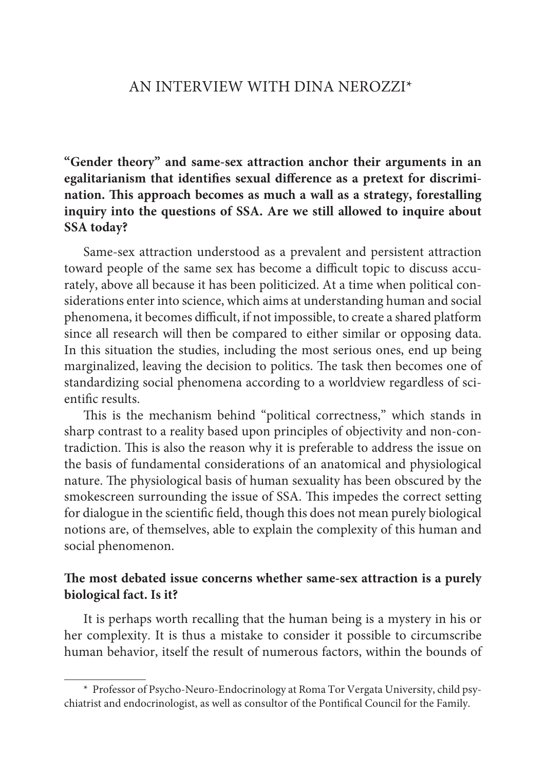# AN INTERVIEW WITH DINA NEROZZI*

**"Gender theory" and same-sex attraction anchor their arguments in an egalitarianism that identifies sexual difference as a pretext for discrimination. This approach becomes as much a wall as a strategy, forestalling inquiry into the questions of SSA. Are we still allowed to inquire about SSA today?**

Same-sex attraction understood as a prevalent and persistent attraction toward people of the same sex has become a difficult topic to discuss accurately, above all because it has been politicized. At a time when political considerations enter into science, which aims at understanding human and social phenomena, it becomes difficult, if not impossible, to create a shared platform since all research will then be compared to either similar or opposing data. In this situation the studies, including the most serious ones, end up being marginalized, leaving the decision to politics. The task then becomes one of standardizing social phenomena according to a worldview regardless of scientific results.

This is the mechanism behind "political correctness," which stands in sharp contrast to a reality based upon principles of objectivity and non-contradiction. This is also the reason why it is preferable to address the issue on the basis of fundamental considerations of an anatomical and physiological nature. The physiological basis of human sexuality has been obscured by the smokescreen surrounding the issue of SSA. This impedes the correct setting for dialogue in the scientific field, though this does not mean purely biological notions are, of themselves, able to explain the complexity of this human and social phenomenon.

**The most debated issue concerns whether same-sex attraction is a purely biological fact. Is it?**

It is perhaps worth recalling that the human being is a mystery in his or her complexity. It is thus a mistake to consider it possible to circumscribe human behavior, itself the result of numerous factors, within the bounds of

---

* Professor of Psycho-Neuro-Endocrinology at Roma Tor Vergata University, child psychiatrist and endocrinologist, as well as consultor of the Pontifical Council for the Family.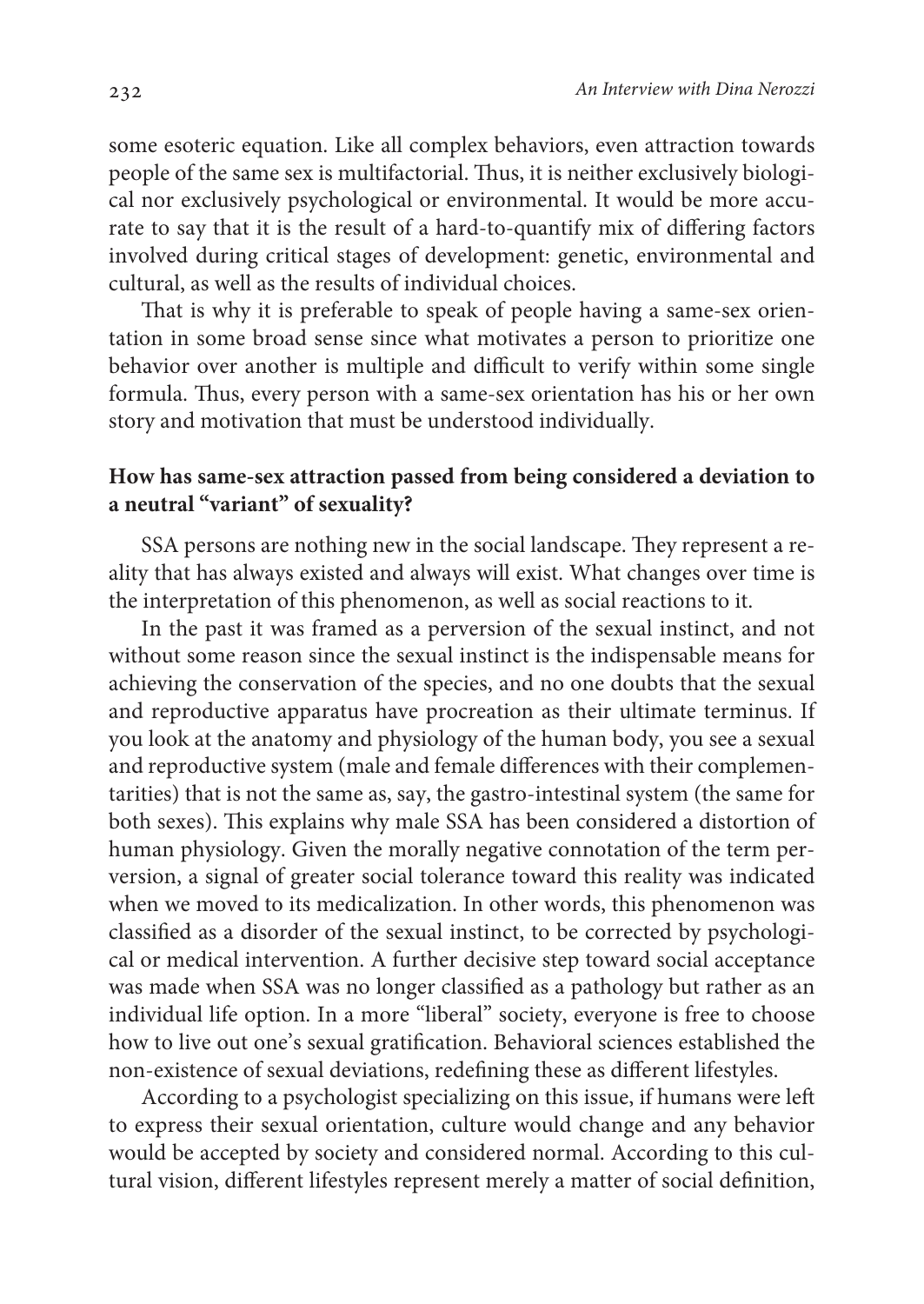some esoteric equation. Like all complex behaviors, even attraction towards people of the same sex is multifactorial. Thus, it is neither exclusively biological nor exclusively psychological or environmental. It would be more accurate to say that it is the result of a hard-to-quantify mix of differing factors involved during critical stages of development: genetic, environmental and cultural, as well as the results of individual choices.

That is why it is preferable to speak of people having a same-sex orientation in some broad sense since what motivates a person to prioritize one behavior over another is multiple and difficult to verify within some single formula. Thus, every person with a same-sex orientation has his or her own story and motivation that must be understood individually.

**How has same-sex attraction passed from being considered a deviation to a neutral "variant" of sexuality?**

SSA persons are nothing new in the social landscape. They represent a reality that has always existed and always will exist. What changes over time is the interpretation of this phenomenon, as well as social reactions to it.

In the past it was framed as a perversion of the sexual instinct, and not without some reason since the sexual instinct is the indispensable means for achieving the conservation of the species, and no one doubts that the sexual and reproductive apparatus have procreation as their ultimate terminus. If you look at the anatomy and physiology of the human body, you see a sexual and reproductive system (male and female differences with their complementarities) that is not the same as, say, the gastro-intestinal system (the same for both sexes). This explains why male SSA has been considered a distortion of human physiology. Given the morally negative connotation of the term perversion, a signal of greater social tolerance toward this reality was indicated when we moved to its medicalization. In other words, this phenomenon was classified as a disorder of the sexual instinct, to be corrected by psychological or medical intervention. A further decisive step toward social acceptance was made when SSA was no longer classified as a pathology but rather as an individual life option. In a more "liberal" society, everyone is free to choose how to live out one's sexual gratification. Behavioral sciences established the non-existence of sexual deviations, redefining these as different lifestyles.

According to a psychologist specializing on this issue, if humans were left to express their sexual orientation, culture would change and any behavior would be accepted by society and considered normal. According to this cultural vision, different lifestyles represent merely a matter of social definition,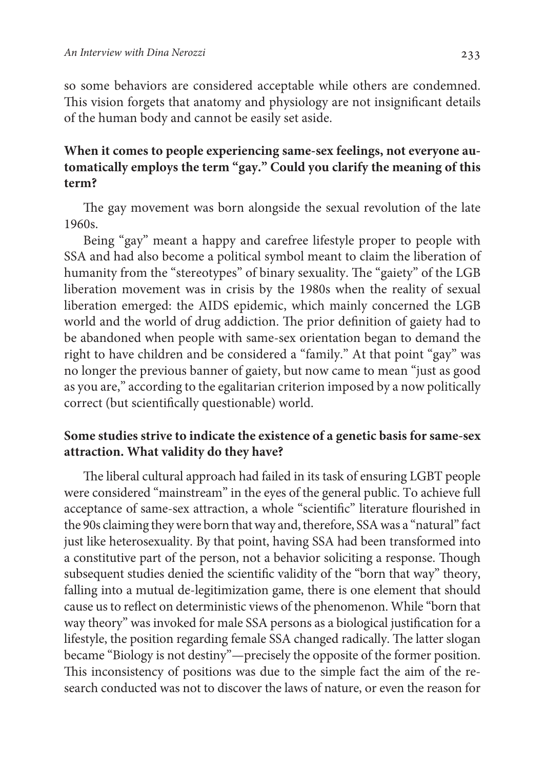so some behaviors are considered acceptable while others are condemned. This vision forgets that anatomy and physiology are not insignificant details of the human body and cannot be easily set aside.

**When it comes to people experiencing same-sex feelings, not everyone automatically employs the term "gay." Could you clarify the meaning of this term?**

The gay movement was born alongside the sexual revolution of the late 1960s.

Being "gay" meant a happy and carefree lifestyle proper to people with SSA and had also become a political symbol meant to claim the liberation of humanity from the "stereotypes" of binary sexuality. The "gaiety" of the LGB liberation movement was in crisis by the 1980s when the reality of sexual liberation emerged: the AIDS epidemic, which mainly concerned the LGB world and the world of drug addiction. The prior definition of gaiety had to be abandoned when people with same-sex orientation began to demand the right to have children and be considered a "family." At that point "gay" was no longer the previous banner of gaiety, but now came to mean "just as good as you are," according to the egalitarian criterion imposed by a now politically correct (but scientifically questionable) world.

**Some studies strive to indicate the existence of a genetic basis for same-sex attraction. What validity do they have?**

The liberal cultural approach had failed in its task of ensuring LGBT people were considered "mainstream" in the eyes of the general public. To achieve full acceptance of same-sex attraction, a whole "scientific" literature flourished in the 90s claiming they were born that way and, therefore, SSA was a "natural" fact just like heterosexuality. By that point, having SSA had been transformed into a constitutive part of the person, not a behavior soliciting a response. Though subsequent studies denied the scientific validity of the "born that way" theory, falling into a mutual de-legitimization game, there is one element that should cause us to reflect on deterministic views of the phenomenon. While "born that way theory" was invoked for male SSA persons as a biological justification for a lifestyle, the position regarding female SSA changed radically. The latter slogan became "Biology is not destiny"—precisely the opposite of the former position. This inconsistency of positions was due to the simple fact the aim of the research conducted was not to discover the laws of nature, or even the reason for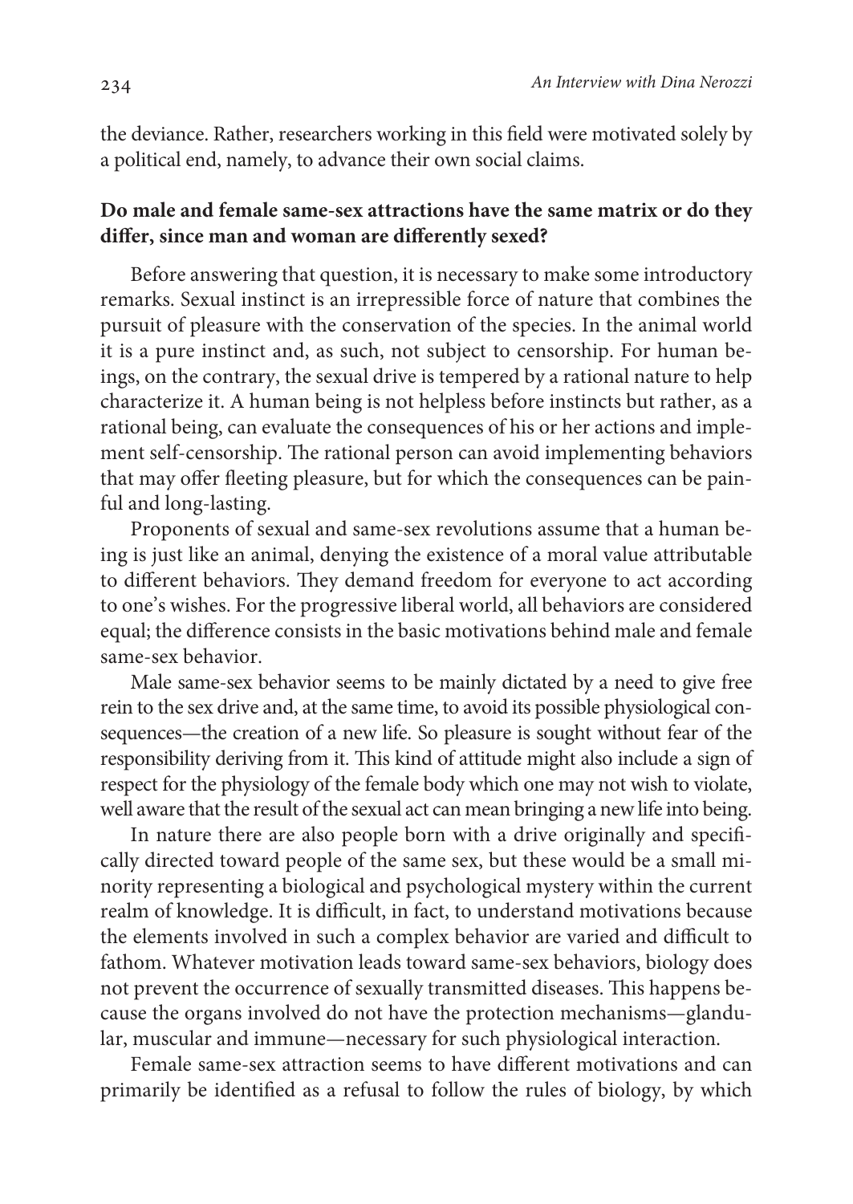the deviance. Rather, researchers working in this field were motivated solely by a political end, namely, to advance their own social claims.

**Do male and female same-sex attractions have the same matrix or do they differ, since man and woman are differently sexed?**

Before answering that question, it is necessary to make some introductory remarks. Sexual instinct is an irrepressible force of nature that combines the pursuit of pleasure with the conservation of the species. In the animal world it is a pure instinct and, as such, not subject to censorship. For human beings, on the contrary, the sexual drive is tempered by a rational nature to help characterize it. A human being is not helpless before instincts but rather, as a rational being, can evaluate the consequences of his or her actions and implement self-censorship. The rational person can avoid implementing behaviors that may offer fleeting pleasure, but for which the consequences can be painful and long-lasting.

Proponents of sexual and same-sex revolutions assume that a human being is just like an animal, denying the existence of a moral value attributable to different behaviors. They demand freedom for everyone to act according to one's wishes. For the progressive liberal world, all behaviors are considered equal; the difference consists in the basic motivations behind male and female same-sex behavior.

Male same-sex behavior seems to be mainly dictated by a need to give free rein to the sex drive and, at the same time, to avoid its possible physiological consequences—the creation of a new life. So pleasure is sought without fear of the responsibility deriving from it. This kind of attitude might also include a sign of respect for the physiology of the female body which one may not wish to violate, well aware that the result of the sexual act can mean bringing a new life into being.

In nature there are also people born with a drive originally and specifically directed toward people of the same sex, but these would be a small minority representing a biological and psychological mystery within the current realm of knowledge. It is difficult, in fact, to understand motivations because the elements involved in such a complex behavior are varied and difficult to fathom. Whatever motivation leads toward same-sex behaviors, biology does not prevent the occurrence of sexually transmitted diseases. This happens because the organs involved do not have the protection mechanisms—glandular, muscular and immune—necessary for such physiological interaction.

Female same-sex attraction seems to have different motivations and can primarily be identified as a refusal to follow the rules of biology, by which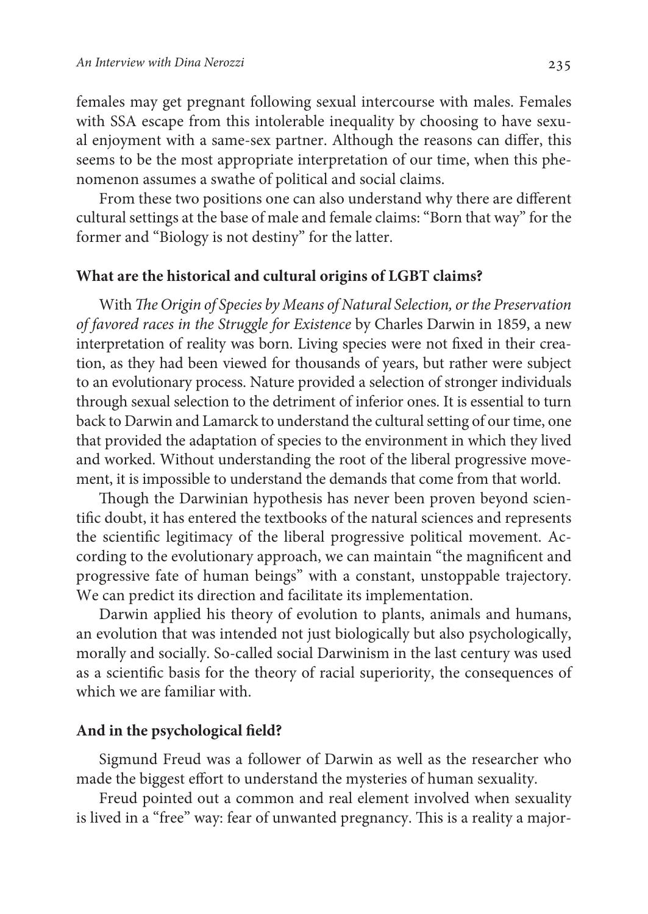females may get pregnant following sexual intercourse with males. Females with SSA escape from this intolerable inequality by choosing to have sexual enjoyment with a same-sex partner. Although the reasons can differ, this seems to be the most appropriate interpretation of our time, when this phenomenon assumes a swathe of political and social claims.

From these two positions one can also understand why there are different cultural settings at the base of male and female claims: "Born that way" for the former and "Biology is not destiny" for the latter.

**What are the historical and cultural origins of LGBT claims?**

With *The Origin of Species by Means of Natural Selection, or the Preservation of favored races in the Struggle for Existence* by Charles Darwin in 1859, a new interpretation of reality was born. Living species were not fixed in their creation, as they had been viewed for thousands of years, but rather were subject to an evolutionary process. Nature provided a selection of stronger individuals through sexual selection to the detriment of inferior ones. It is essential to turn back to Darwin and Lamarck to understand the cultural setting of our time, one that provided the adaptation of species to the environment in which they lived and worked. Without understanding the root of the liberal progressive movement, it is impossible to understand the demands that come from that world.

Though the Darwinian hypothesis has never been proven beyond scientific doubt, it has entered the textbooks of the natural sciences and represents the scientific legitimacy of the liberal progressive political movement. According to the evolutionary approach, we can maintain "the magnificent and progressive fate of human beings" with a constant, unstoppable trajectory. We can predict its direction and facilitate its implementation.

Darwin applied his theory of evolution to plants, animals and humans, an evolution that was intended not just biologically but also psychologically, morally and socially. So-called social Darwinism in the last century was used as a scientific basis for the theory of racial superiority, the consequences of which we are familiar with.

**And in the psychological field?**

Sigmund Freud was a follower of Darwin as well as the researcher who made the biggest effort to understand the mysteries of human sexuality.

Freud pointed out a common and real element involved when sexuality is lived in a "free" way: fear of unwanted pregnancy. This is a reality a major-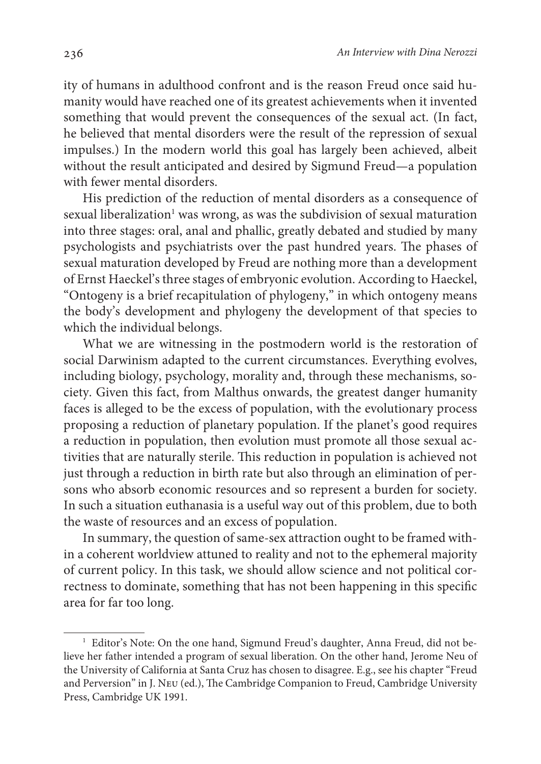ity of humans in adulthood confront and is the reason Freud once said humanity would have reached one of its greatest achievements when it invented something that would prevent the consequences of the sexual act. (In fact, he believed that mental disorders were the result of the repression of sexual impulses.) In the modern world this goal has largely been achieved, albeit without the result anticipated and desired by Sigmund Freud—a population with fewer mental disorders.

His prediction of the reduction of mental disorders as a consequence of sexual liberalization[1] was wrong, as was the subdivision of sexual maturation into three stages: oral, anal and phallic, greatly debated and studied by many psychologists and psychiatrists over the past hundred years. The phases of sexual maturation developed by Freud are nothing more than a development of Ernst Haeckel's three stages of embryonic evolution. According to Haeckel, "Ontogeny is a brief recapitulation of phylogeny," in which ontogeny means the body's development and phylogeny the development of that species to which the individual belongs.

What we are witnessing in the postmodern world is the restoration of social Darwinism adapted to the current circumstances. Everything evolves, including biology, psychology, morality and, through these mechanisms, society. Given this fact, from Malthus onwards, the greatest danger humanity faces is alleged to be the excess of population, with the evolutionary process proposing a reduction of planetary population. If the planet's good requires a reduction in population, then evolution must promote all those sexual activities that are naturally sterile. This reduction in population is achieved not just through a reduction in birth rate but also through an elimination of persons who absorb economic resources and so represent a burden for society. In such a situation euthanasia is a useful way out of this problem, due to both the waste of resources and an excess of population.

In summary, the question of same-sex attraction ought to be framed within a coherent worldview attuned to reality and not to the ephemeral majority of current policy. In this task, we should allow science and not political correctness to dominate, something that has not been happening in this specific area for far too long.

---

[1] Editor's Note: On the one hand, Sigmund Freud's daughter, Anna Freud, did not believe her father intended a program of sexual liberation. On the other hand, Jerome Neu of the University of California at Santa Cruz has chosen to disagree. E.g., see his chapter "Freud and Perversion" in J. Neu (ed.), The Cambridge Companion to Freud, Cambridge University Press, Cambridge UK 1991.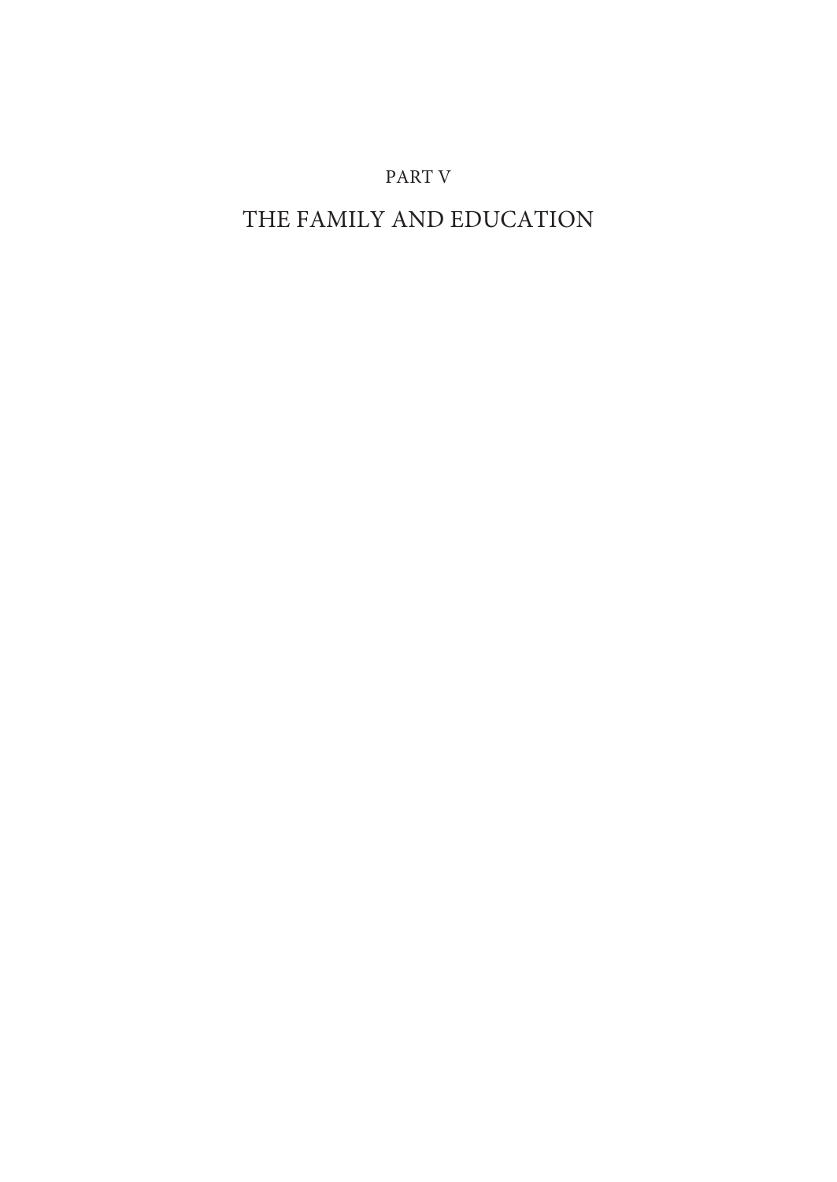# PART V

# THE FAMILY AND EDUCATION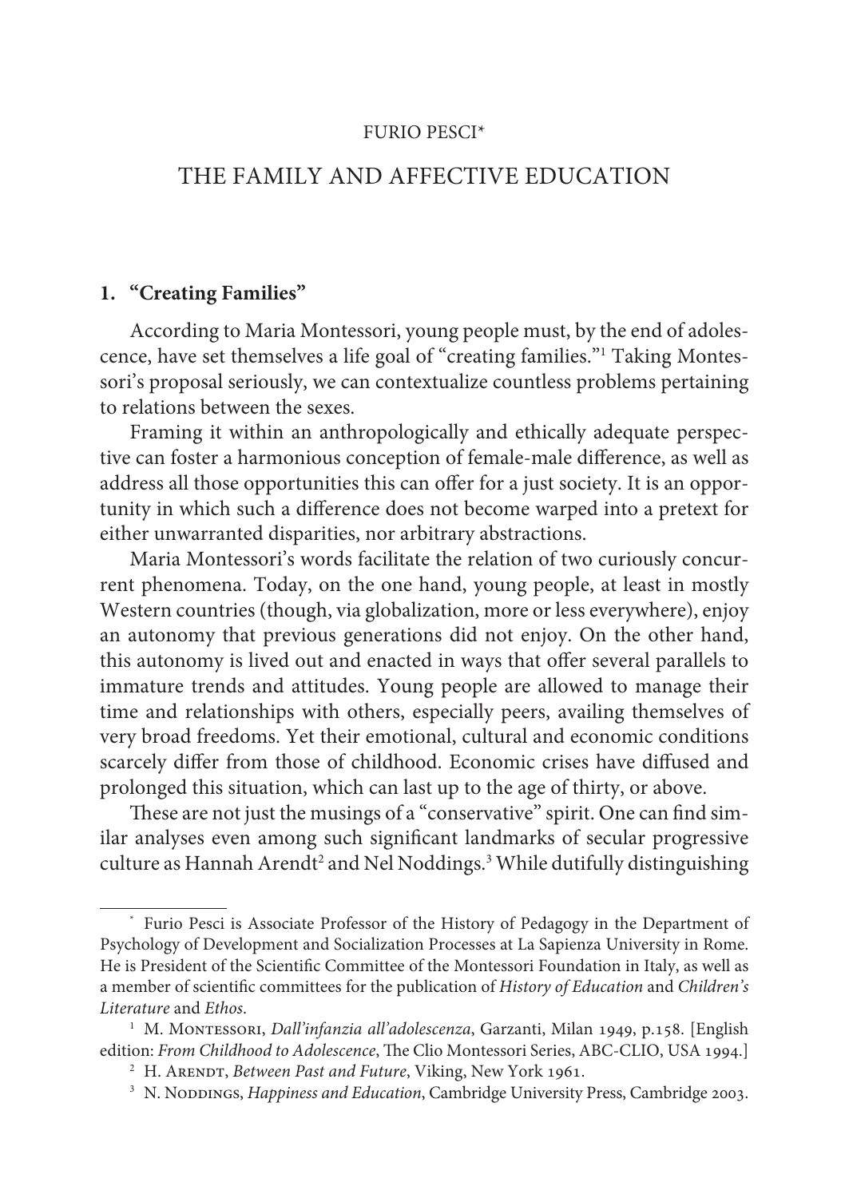FURIO PESCI*

# THE FAMILY AND AFFECTIVE EDUCATION

## 1. "Creating Families"

According to Maria Montessori, young people must, by the end of adolescence, have set themselves a life goal of "creating families."[1] Taking Montessori's proposal seriously, we can contextualize countless problems pertaining to relations between the sexes.

Framing it within an anthropologically and ethically adequate perspective can foster a harmonious conception of female-male difference, as well as address all those opportunities this can offer for a just society. It is an opportunity in which such a difference does not become warped into a pretext for either unwarranted disparities, nor arbitrary abstractions.

Maria Montessori's words facilitate the relation of two curiously concurrent phenomena. Today, on the one hand, young people, at least in mostly Western countries (though, via globalization, more or less everywhere), enjoy an autonomy that previous generations did not enjoy. On the other hand, this autonomy is lived out and enacted in ways that offer several parallels to immature trends and attitudes. Young people are allowed to manage their time and relationships with others, especially peers, availing themselves of very broad freedoms. Yet their emotional, cultural and economic conditions scarcely differ from those of childhood. Economic crises have diffused and prolonged this situation, which can last up to the age of thirty, or above.

These are not just the musings of a "conservative" spirit. One can find similar analyses even among such significant landmarks of secular progressive culture as Hannah Arendt[2] and Nel Noddings.[3] While dutifully distinguishing

---

\* Furio Pesci is Associate Professor of the History of Pedagogy in the Department of Psychology of Development and Socialization Processes at La Sapienza University in Rome. He is President of the Scientific Committee of the Montessori Foundation in Italy, as well as a member of scientific committees for the publication of *History of Education* and *Children's Literature* and *Ethos*.

[1] M. Montessori, *Dall'infanzia all'adolescenza*, Garzanti, Milan 1949, p.158. [English edition: *From Childhood to Adolescence*, The Clio Montessori Series, ABC-CLIO, USA 1994.]

[2] H. Arendt, *Between Past and Future*, Viking, New York 1961.

[3] N. Noddings, *Happiness and Education*, Cambridge University Press, Cambridge 2003.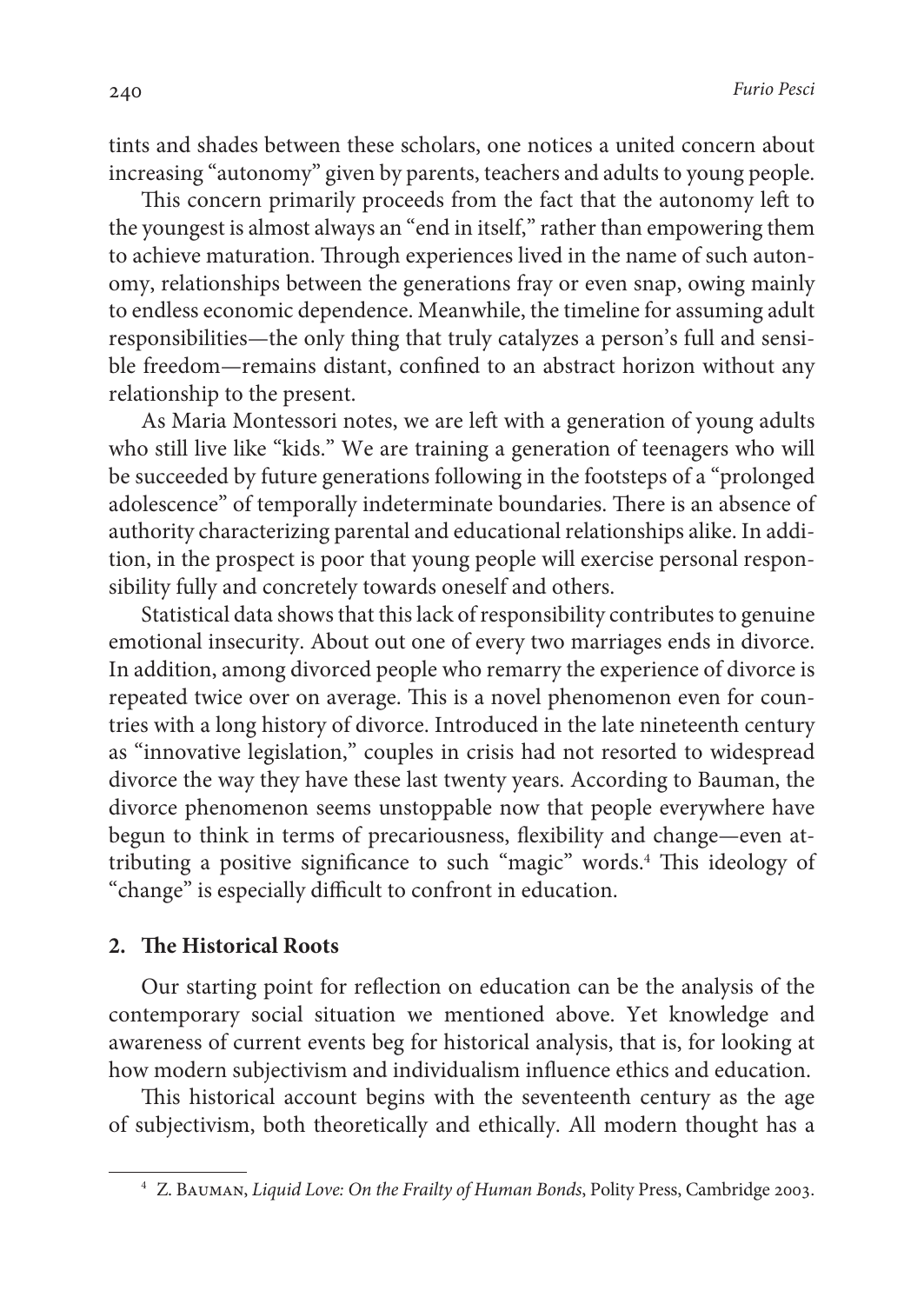tints and shades between these scholars, one notices a united concern about increasing "autonomy" given by parents, teachers and adults to young people.

This concern primarily proceeds from the fact that the autonomy left to the youngest is almost always an "end in itself," rather than empowering them to achieve maturation. Through experiences lived in the name of such autonomy, relationships between the generations fray or even snap, owing mainly to endless economic dependence. Meanwhile, the timeline for assuming adult responsibilities—the only thing that truly catalyzes a person's full and sensible freedom—remains distant, confined to an abstract horizon without any relationship to the present.

As Maria Montessori notes, we are left with a generation of young adults who still live like "kids." We are training a generation of teenagers who will be succeeded by future generations following in the footsteps of a "prolonged adolescence" of temporally indeterminate boundaries. There is an absence of authority characterizing parental and educational relationships alike. In addition, in the prospect is poor that young people will exercise personal responsibility fully and concretely towards oneself and others.

Statistical data shows that this lack of responsibility contributes to genuine emotional insecurity. About out one of every two marriages ends in divorce. In addition, among divorced people who remarry the experience of divorce is repeated twice over on average. This is a novel phenomenon even for countries with a long history of divorce. Introduced in the late nineteenth century as "innovative legislation," couples in crisis had not resorted to widespread divorce the way they have these last twenty years. According to Bauman, the divorce phenomenon seems unstoppable now that people everywhere have begun to think in terms of precariousness, flexibility and change—even attributing a positive significance to such "magic" words.[4] This ideology of "change" is especially difficult to confront in education.

## 2. The Historical Roots

Our starting point for reflection on education can be the analysis of the contemporary social situation we mentioned above. Yet knowledge and awareness of current events beg for historical analysis, that is, for looking at how modern subjectivism and individualism influence ethics and education.

This historical account begins with the seventeenth century as the age of subjectivism, both theoretically and ethically. All modern thought has a

---

[4] Z. Bauman, *Liquid Love: On the Frailty of Human Bonds*, Polity Press, Cambridge 2003.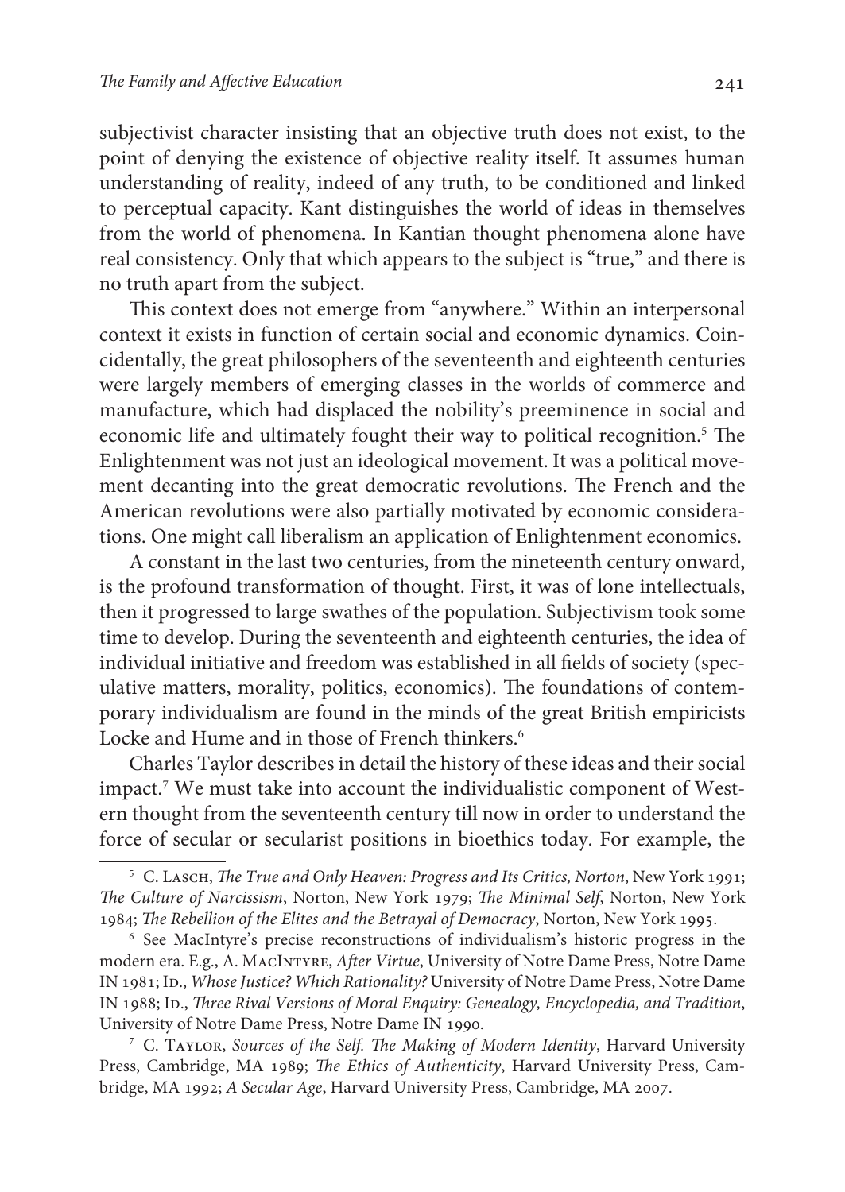subjectivist character insisting that an objective truth does not exist, to the point of denying the existence of objective reality itself. It assumes human understanding of reality, indeed of any truth, to be conditioned and linked to perceptual capacity. Kant distinguishes the world of ideas in themselves from the world of phenomena. In Kantian thought phenomena alone have real consistency. Only that which appears to the subject is "true," and there is no truth apart from the subject.

This context does not emerge from "anywhere." Within an interpersonal context it exists in function of certain social and economic dynamics. Coincidentally, the great philosophers of the seventeenth and eighteenth centuries were largely members of emerging classes in the worlds of commerce and manufacture, which had displaced the nobility's preeminence in social and economic life and ultimately fought their way to political recognition.[5] The Enlightenment was not just an ideological movement. It was a political movement decanting into the great democratic revolutions. The French and the American revolutions were also partially motivated by economic considerations. One might call liberalism an application of Enlightenment economics.

A constant in the last two centuries, from the nineteenth century onward, is the profound transformation of thought. First, it was of lone intellectuals, then it progressed to large swathes of the population. Subjectivism took some time to develop. During the seventeenth and eighteenth centuries, the idea of individual initiative and freedom was established in all fields of society (speculative matters, morality, politics, economics). The foundations of contemporary individualism are found in the minds of the great British empiricists Locke and Hume and in those of French thinkers.[6]

Charles Taylor describes in detail the history of these ideas and their social impact.[7] We must take into account the individualistic component of Western thought from the seventeenth century till now in order to understand the force of secular or secularist positions in bioethics today. For example, the

---

[5] C. Lasch, *The True and Only Heaven: Progress and Its Critics, Norton*, New York 1991; *The Culture of Narcissism*, Norton, New York 1979; *The Minimal Self*, Norton, New York 1984; *The Rebellion of the Elites and the Betrayal of Democracy*, Norton, New York 1995.

[6] See MacIntyre's precise reconstructions of individualism's historic progress in the modern era. E.g., A. MacIntyre, *After Virtue*, University of Notre Dame Press, Notre Dame IN 1981; Id., *Whose Justice? Which Rationality?* University of Notre Dame Press, Notre Dame IN 1988; Id., *Three Rival Versions of Moral Enquiry: Genealogy, Encyclopedia, and Tradition*, University of Notre Dame Press, Notre Dame IN 1990.

[7] C. Taylor, *Sources of the Self. The Making of Modern Identity*, Harvard University Press, Cambridge, MA 1989; *The Ethics of Authenticity*, Harvard University Press, Cambridge, MA 1992; *A Secular Age*, Harvard University Press, Cambridge, MA 2007.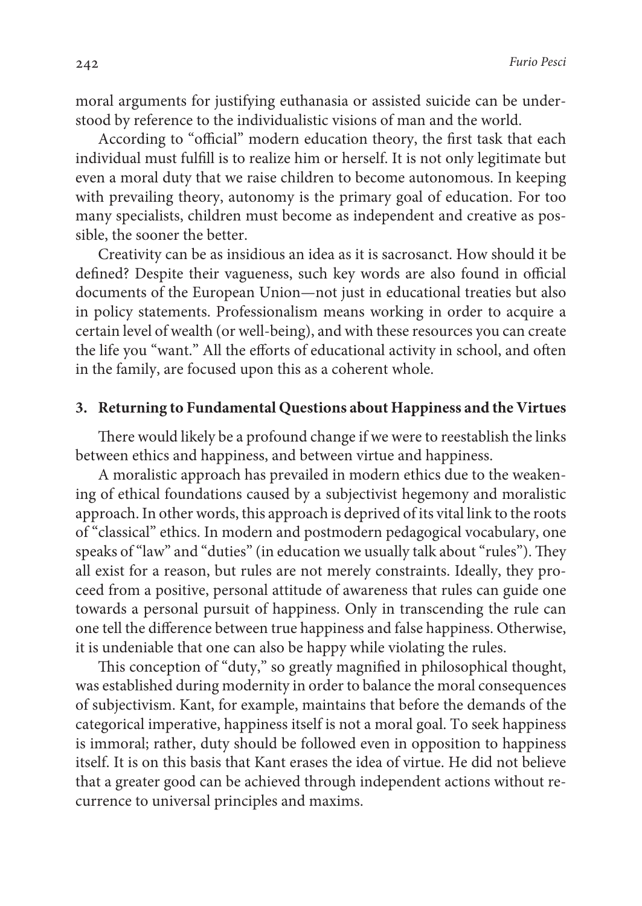moral arguments for justifying euthanasia or assisted suicide can be understood by reference to the individualistic visions of man and the world.

According to "official" modern education theory, the first task that each individual must fulfill is to realize him or herself. It is not only legitimate but even a moral duty that we raise children to become autonomous. In keeping with prevailing theory, autonomy is the primary goal of education. For too many specialists, children must become as independent and creative as possible, the sooner the better.

Creativity can be as insidious an idea as it is sacrosanct. How should it be defined? Despite their vagueness, such key words are also found in official documents of the European Union—not just in educational treaties but also in policy statements. Professionalism means working in order to acquire a certain level of wealth (or well-being), and with these resources you can create the life you "want." All the efforts of educational activity in school, and often in the family, are focused upon this as a coherent whole.

## 3. Returning to Fundamental Questions about Happiness and the Virtues

There would likely be a profound change if we were to reestablish the links between ethics and happiness, and between virtue and happiness.

A moralistic approach has prevailed in modern ethics due to the weakening of ethical foundations caused by a subjectivist hegemony and moralistic approach. In other words, this approach is deprived of its vital link to the roots of "classical" ethics. In modern and postmodern pedagogical vocabulary, one speaks of "law" and "duties" (in education we usually talk about "rules"). They all exist for a reason, but rules are not merely constraints. Ideally, they proceed from a positive, personal attitude of awareness that rules can guide one towards a personal pursuit of happiness. Only in transcending the rule can one tell the difference between true happiness and false happiness. Otherwise, it is undeniable that one can also be happy while violating the rules.

This conception of "duty," so greatly magnified in philosophical thought, was established during modernity in order to balance the moral consequences of subjectivism. Kant, for example, maintains that before the demands of the categorical imperative, happiness itself is not a moral goal. To seek happiness is immoral; rather, duty should be followed even in opposition to happiness itself. It is on this basis that Kant erases the idea of virtue. He did not believe that a greater good can be achieved through independent actions without recurrence to universal principles and maxims.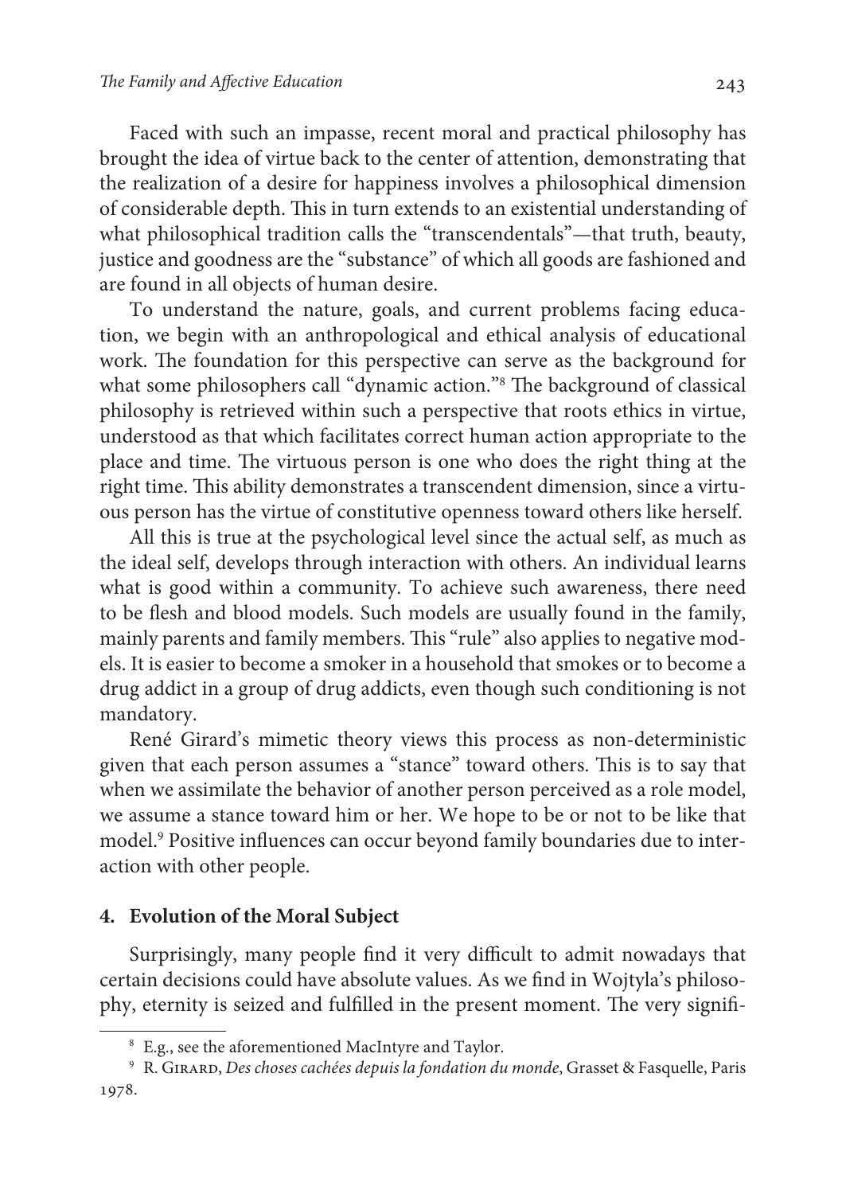Faced with such an impasse, recent moral and practical philosophy has brought the idea of virtue back to the center of attention, demonstrating that the realization of a desire for happiness involves a philosophical dimension of considerable depth. This in turn extends to an existential understanding of what philosophical tradition calls the "transcendentals"—that truth, beauty, justice and goodness are the "substance" of which all goods are fashioned and are found in all objects of human desire.

To understand the nature, goals, and current problems facing education, we begin with an anthropological and ethical analysis of educational work. The foundation for this perspective can serve as the background for what some philosophers call "dynamic action."[8] The background of classical philosophy is retrieved within such a perspective that roots ethics in virtue, understood as that which facilitates correct human action appropriate to the place and time. The virtuous person is one who does the right thing at the right time. This ability demonstrates a transcendent dimension, since a virtuous person has the virtue of constitutive openness toward others like herself.

All this is true at the psychological level since the actual self, as much as the ideal self, develops through interaction with others. An individual learns what is good within a community. To achieve such awareness, there need to be flesh and blood models. Such models are usually found in the family, mainly parents and family members. This "rule" also applies to negative models. It is easier to become a smoker in a household that smokes or to become a drug addict in a group of drug addicts, even though such conditioning is not mandatory.

René Girard's mimetic theory views this process as non-deterministic given that each person assumes a "stance" toward others. This is to say that when we assimilate the behavior of another person perceived as a role model, we assume a stance toward him or her. We hope to be or not to be like that model.[9] Positive influences can occur beyond family boundaries due to interaction with other people.

## 4. Evolution of the Moral Subject

Surprisingly, many people find it very difficult to admit nowadays that certain decisions could have absolute values. As we find in Wojtyla's philosophy, eternity is seized and fulfilled in the present moment. The very signifi-

---

[8] E.g., see the aforementioned MacIntyre and Taylor.

[9] R. Girard, *Des choses cachées depuis la fondation du monde*, Grasset & Fasquelle, Paris 1978.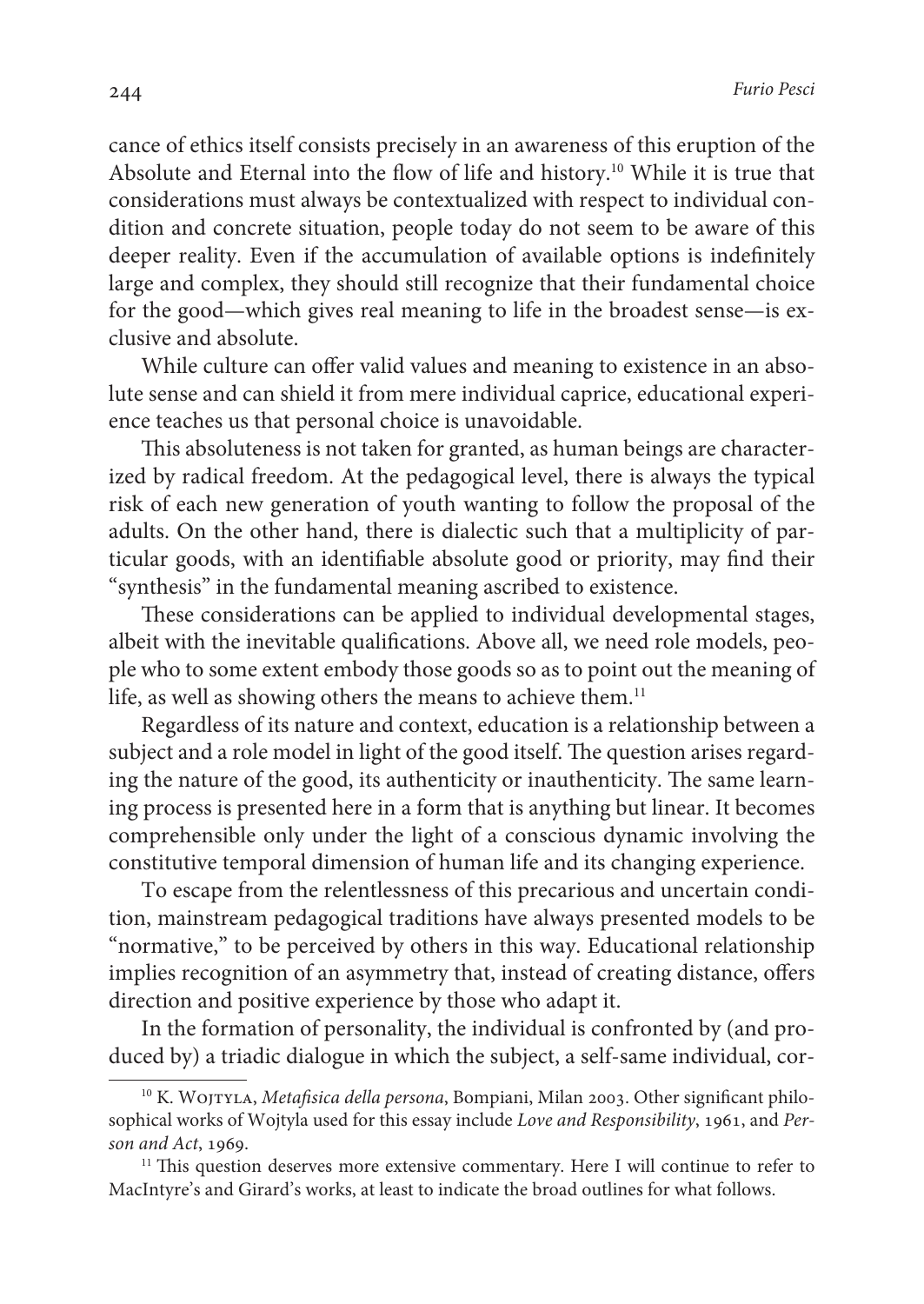cance of ethics itself consists precisely in an awareness of this eruption of the Absolute and Eternal into the flow of life and history.[10] While it is true that considerations must always be contextualized with respect to individual condition and concrete situation, people today do not seem to be aware of this deeper reality. Even if the accumulation of available options is indefinitely large and complex, they should still recognize that their fundamental choice for the good—which gives real meaning to life in the broadest sense—is exclusive and absolute.

While culture can offer valid values and meaning to existence in an absolute sense and can shield it from mere individual caprice, educational experience teaches us that personal choice is unavoidable.

This absoluteness is not taken for granted, as human beings are characterized by radical freedom. At the pedagogical level, there is always the typical risk of each new generation of youth wanting to follow the proposal of the adults. On the other hand, there is dialectic such that a multiplicity of particular goods, with an identifiable absolute good or priority, may find their "synthesis" in the fundamental meaning ascribed to existence.

These considerations can be applied to individual developmental stages, albeit with the inevitable qualifications. Above all, we need role models, people who to some extent embody those goods so as to point out the meaning of life, as well as showing others the means to achieve them.[11]

Regardless of its nature and context, education is a relationship between a subject and a role model in light of the good itself. The question arises regarding the nature of the good, its authenticity or inauthenticity. The same learning process is presented here in a form that is anything but linear. It becomes comprehensible only under the light of a conscious dynamic involving the constitutive temporal dimension of human life and its changing experience.

To escape from the relentlessness of this precarious and uncertain condition, mainstream pedagogical traditions have always presented models to be "normative," to be perceived by others in this way. Educational relationship implies recognition of an asymmetry that, instead of creating distance, offers direction and positive experience by those who adapt it.

In the formation of personality, the individual is confronted by (and produced by) a triadic dialogue in which the subject, a self-same individual, cor-

---

[10] K. Wojtyla, *Metafisica della persona*, Bompiani, Milan 2003. Other significant philosophical works of Wojtyla used for this essay include *Love and Responsibility*, 1961, and *Person and Act*, 1969.

[11] This question deserves more extensive commentary. Here I will continue to refer to MacIntyre's and Girard's works, at least to indicate the broad outlines for what follows.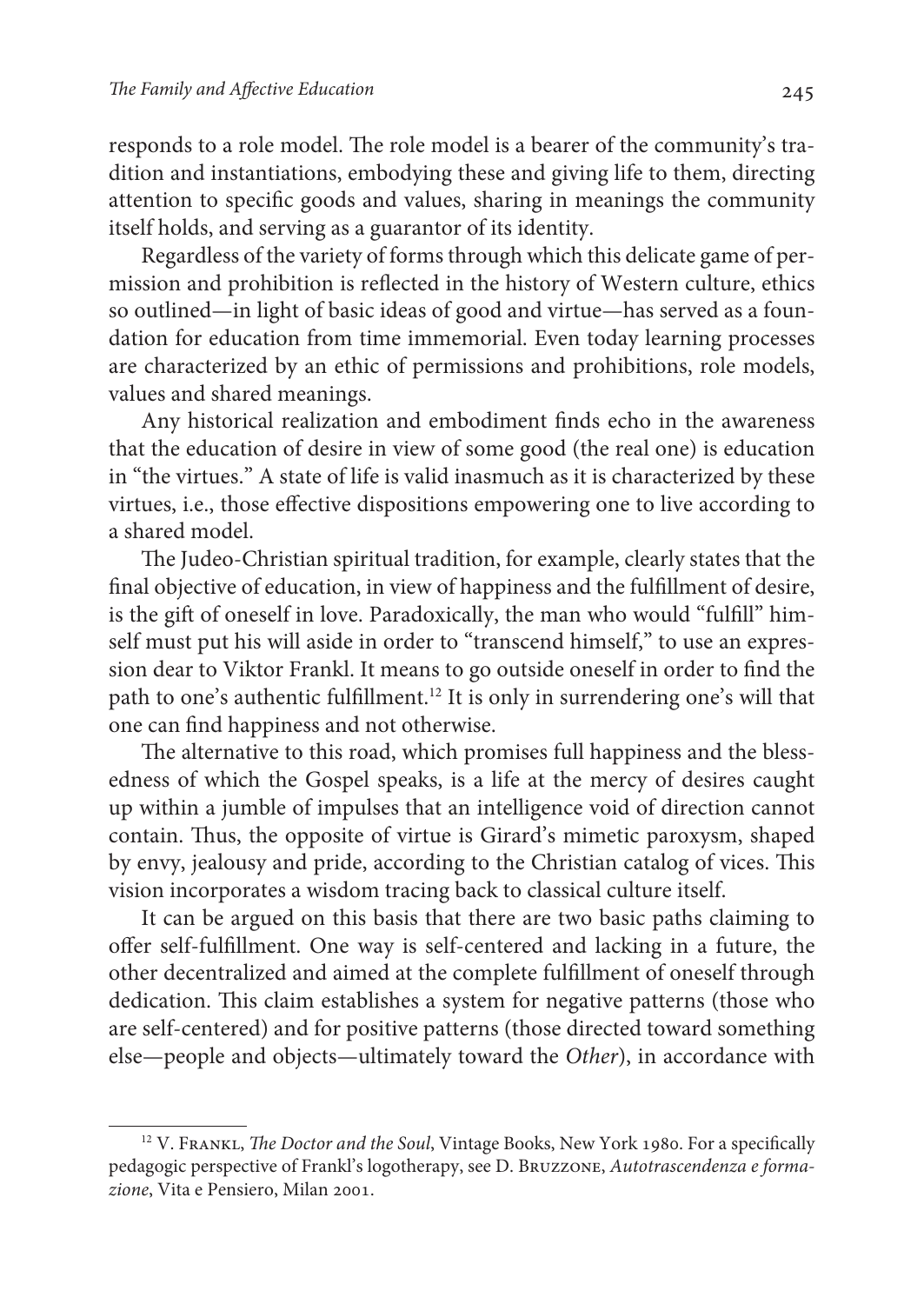responds to a role model. The role model is a bearer of the community's tradition and instantiations, embodying these and giving life to them, directing attention to specific goods and values, sharing in meanings the community itself holds, and serving as a guarantor of its identity.

Regardless of the variety of forms through which this delicate game of permission and prohibition is reflected in the history of Western culture, ethics so outlined—in light of basic ideas of good and virtue—has served as a foundation for education from time immemorial. Even today learning processes are characterized by an ethic of permissions and prohibitions, role models, values and shared meanings.

Any historical realization and embodiment finds echo in the awareness that the education of desire in view of some good (the real one) is education in "the virtues." A state of life is valid inasmuch as it is characterized by these virtues, i.e., those effective dispositions empowering one to live according to a shared model.

The Judeo-Christian spiritual tradition, for example, clearly states that the final objective of education, in view of happiness and the fulfillment of desire, is the gift of oneself in love. Paradoxically, the man who would "fulfill" himself must put his will aside in order to "transcend himself," to use an expression dear to Viktor Frankl. It means to go outside oneself in order to find the path to one's authentic fulfillment.[12] It is only in surrendering one's will that one can find happiness and not otherwise.

The alternative to this road, which promises full happiness and the blessedness of which the Gospel speaks, is a life at the mercy of desires caught up within a jumble of impulses that an intelligence void of direction cannot contain. Thus, the opposite of virtue is Girard's mimetic paroxysm, shaped by envy, jealousy and pride, according to the Christian catalog of vices. This vision incorporates a wisdom tracing back to classical culture itself.

It can be argued on this basis that there are two basic paths claiming to offer self-fulfillment. One way is self-centered and lacking in a future, the other decentralized and aimed at the complete fulfillment of oneself through dedication. This claim establishes a system for negative patterns (those who are self-centered) and for positive patterns (those directed toward something else—people and objects—ultimately toward the *Other*), in accordance with

---

[12] V. Frankl, *The Doctor and the Soul*, Vintage Books, New York 1980. For a specifically pedagogic perspective of Frankl's logotherapy, see D. Bruzzone, *Autotrascendenza e formazione*, Vita e Pensiero, Milan 2001.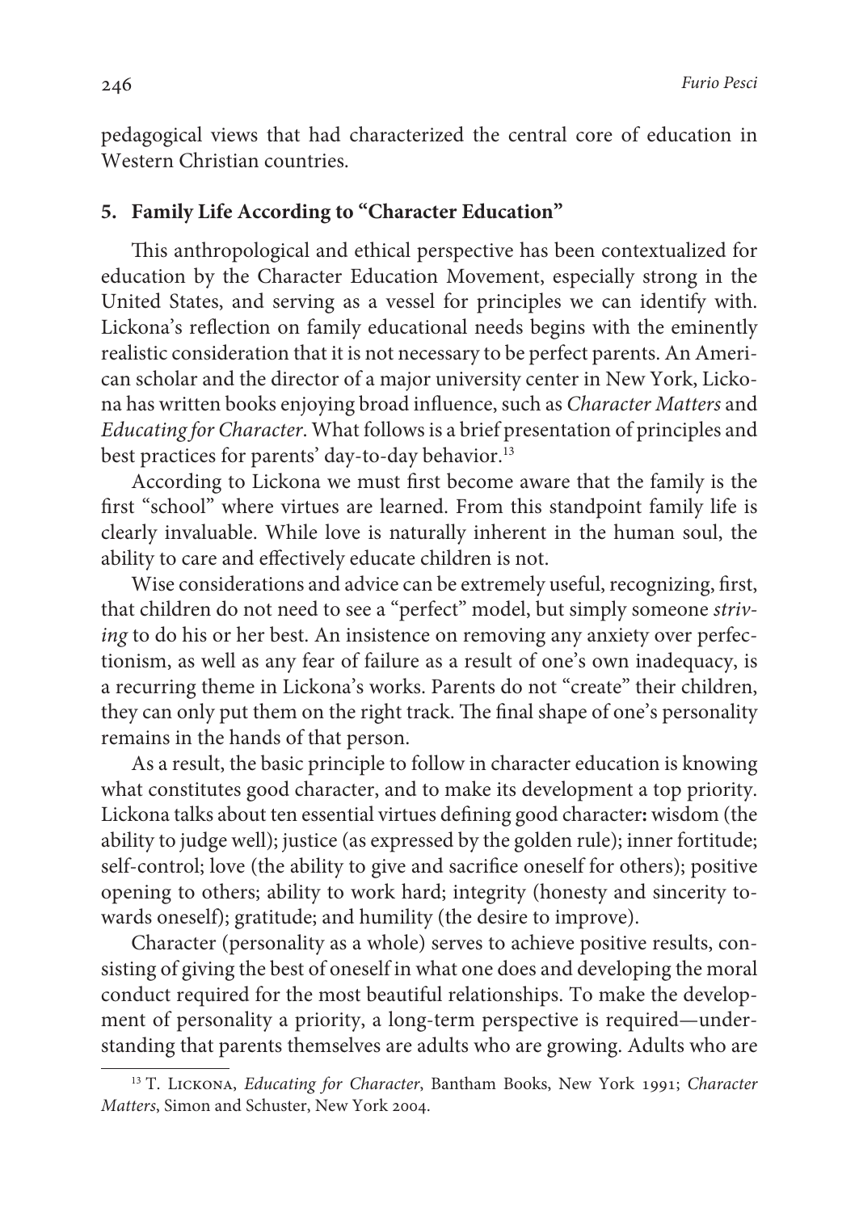pedagogical views that had characterized the central core of education in Western Christian countries.

## 5. Family Life According to "Character Education"

This anthropological and ethical perspective has been contextualized for education by the Character Education Movement, especially strong in the United States, and serving as a vessel for principles we can identify with. Lickona's reflection on family educational needs begins with the eminently realistic consideration that it is not necessary to be perfect parents. An American scholar and the director of a major university center in New York, Lickona has written books enjoying broad influence, such as *Character Matters* and *Educating for Character*. What follows is a brief presentation of principles and best practices for parents' day-to-day behavior.[13]

According to Lickona we must first become aware that the family is the first "school" where virtues are learned. From this standpoint family life is clearly invaluable. While love is naturally inherent in the human soul, the ability to care and effectively educate children is not.

Wise considerations and advice can be extremely useful, recognizing, first, that children do not need to see a "perfect" model, but simply someone *striving* to do his or her best. An insistence on removing any anxiety over perfectionism, as well as any fear of failure as a result of one's own inadequacy, is a recurring theme in Lickona's works. Parents do not "create" their children, they can only put them on the right track. The final shape of one's personality remains in the hands of that person.

As a result, the basic principle to follow in character education is knowing what constitutes good character, and to make its development a top priority. Lickona talks about ten essential virtues defining good character**:** wisdom (the ability to judge well); justice (as expressed by the golden rule); inner fortitude; self-control; love (the ability to give and sacrifice oneself for others); positive opening to others; ability to work hard; integrity (honesty and sincerity towards oneself); gratitude; and humility (the desire to improve).

Character (personality as a whole) serves to achieve positive results, consisting of giving the best of oneself in what one does and developing the moral conduct required for the most beautiful relationships. To make the development of personality a priority, a long-term perspective is required—understanding that parents themselves are adults who are growing. Adults who are

[13] T. Lickona, *Educating for Character*, Bantham Books, New York 1991; *Character Matters*, Simon and Schuster, New York 2004.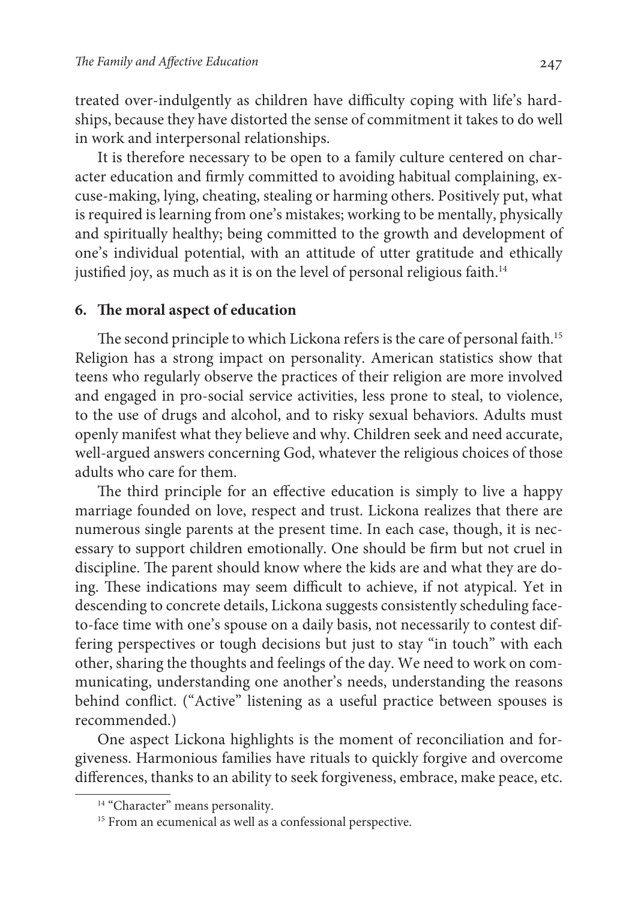treated over-indulgently as children have difficulty coping with life's hardships, because they have distorted the sense of commitment it takes to do well in work and interpersonal relationships.

It is therefore necessary to be open to a family culture centered on character education and firmly committed to avoiding habitual complaining, excuse-making, lying, cheating, stealing or harming others. Positively put, what is required is learning from one's mistakes; working to be mentally, physically and spiritually healthy; being committed to the growth and development of one's individual potential, with an attitude of utter gratitude and ethically justified joy, as much as it is on the level of personal religious faith.[14]

## 6. The moral aspect of education

The second principle to which Lickona refers is the care of personal faith.[15] Religion has a strong impact on personality. American statistics show that teens who regularly observe the practices of their religion are more involved and engaged in pro-social service activities, less prone to steal, to violence, to the use of drugs and alcohol, and to risky sexual behaviors. Adults must openly manifest what they believe and why. Children seek and need accurate, well-argued answers concerning God, whatever the religious choices of those adults who care for them.

The third principle for an effective education is simply to live a happy marriage founded on love, respect and trust. Lickona realizes that there are numerous single parents at the present time. In each case, though, it is necessary to support children emotionally. One should be firm but not cruel in discipline. The parent should know where the kids are and what they are doing. These indications may seem difficult to achieve, if not atypical. Yet in descending to concrete details, Lickona suggests consistently scheduling face-to-face time with one's spouse on a daily basis, not necessarily to contest differing perspectives or tough decisions but just to stay "in touch" with each other, sharing the thoughts and feelings of the day. We need to work on communicating, understanding one another's needs, understanding the reasons behind conflict. ("Active" listening as a useful practice between spouses is recommended.)

One aspect Lickona highlights is the moment of reconciliation and forgiveness. Harmonious families have rituals to quickly forgive and overcome differences, thanks to an ability to seek forgiveness, embrace, make peace, etc.

---

[14] "Character" means personality.

[15] From an ecumenical as well as a confessional perspective.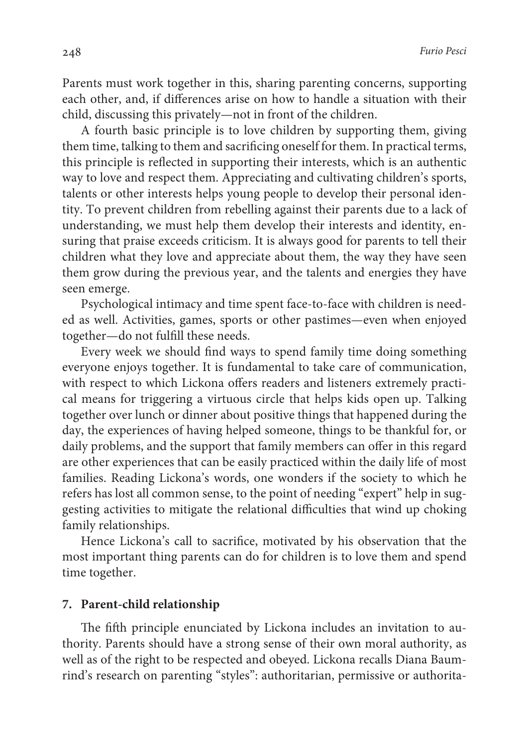Parents must work together in this, sharing parenting concerns, supporting each other, and, if differences arise on how to handle a situation with their child, discussing this privately—not in front of the children.

A fourth basic principle is to love children by supporting them, giving them time, talking to them and sacrificing oneself for them. In practical terms, this principle is reflected in supporting their interests, which is an authentic way to love and respect them. Appreciating and cultivating children's sports, talents or other interests helps young people to develop their personal identity. To prevent children from rebelling against their parents due to a lack of understanding, we must help them develop their interests and identity, ensuring that praise exceeds criticism. It is always good for parents to tell their children what they love and appreciate about them, the way they have seen them grow during the previous year, and the talents and energies they have seen emerge.

Psychological intimacy and time spent face-to-face with children is needed as well. Activities, games, sports or other pastimes—even when enjoyed together—do not fulfill these needs.

Every week we should find ways to spend family time doing something everyone enjoys together. It is fundamental to take care of communication, with respect to which Lickona offers readers and listeners extremely practical means for triggering a virtuous circle that helps kids open up. Talking together over lunch or dinner about positive things that happened during the day, the experiences of having helped someone, things to be thankful for, or daily problems, and the support that family members can offer in this regard are other experiences that can be easily practiced within the daily life of most families. Reading Lickona's words, one wonders if the society to which he refers has lost all common sense, to the point of needing "expert" help in suggesting activities to mitigate the relational difficulties that wind up choking family relationships.

Hence Lickona's call to sacrifice, motivated by his observation that the most important thing parents can do for children is to love them and spend time together.

## 7. Parent-child relationship

The fifth principle enunciated by Lickona includes an invitation to authority. Parents should have a strong sense of their own moral authority, as well as of the right to be respected and obeyed. Lickona recalls Diana Baumrind's research on parenting "styles": authoritarian, permissive or authorita-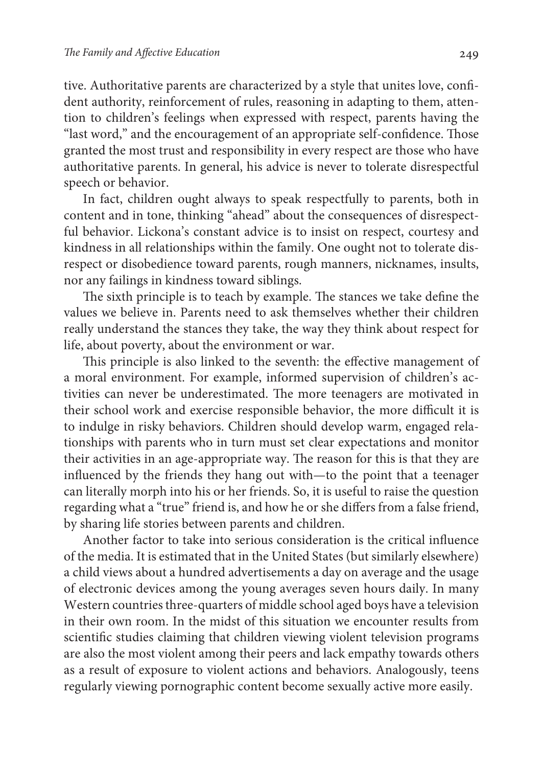tive. Authoritative parents are characterized by a style that unites love, confident authority, reinforcement of rules, reasoning in adapting to them, attention to children's feelings when expressed with respect, parents having the "last word," and the encouragement of an appropriate self-confidence. Those granted the most trust and responsibility in every respect are those who have authoritative parents. In general, his advice is never to tolerate disrespectful speech or behavior.

In fact, children ought always to speak respectfully to parents, both in content and in tone, thinking "ahead" about the consequences of disrespectful behavior. Lickona's constant advice is to insist on respect, courtesy and kindness in all relationships within the family. One ought not to tolerate disrespect or disobedience toward parents, rough manners, nicknames, insults, nor any failings in kindness toward siblings.

The sixth principle is to teach by example. The stances we take define the values we believe in. Parents need to ask themselves whether their children really understand the stances they take, the way they think about respect for life, about poverty, about the environment or war.

This principle is also linked to the seventh: the effective management of a moral environment. For example, informed supervision of children's activities can never be underestimated. The more teenagers are motivated in their school work and exercise responsible behavior, the more difficult it is to indulge in risky behaviors. Children should develop warm, engaged relationships with parents who in turn must set clear expectations and monitor their activities in an age-appropriate way. The reason for this is that they are influenced by the friends they hang out with—to the point that a teenager can literally morph into his or her friends. So, it is useful to raise the question regarding what a "true" friend is, and how he or she differs from a false friend, by sharing life stories between parents and children.

Another factor to take into serious consideration is the critical influence of the media. It is estimated that in the United States (but similarly elsewhere) a child views about a hundred advertisements a day on average and the usage of electronic devices among the young averages seven hours daily. In many Western countries three-quarters of middle school aged boys have a television in their own room. In the midst of this situation we encounter results from scientific studies claiming that children viewing violent television programs are also the most violent among their peers and lack empathy towards others as a result of exposure to violent actions and behaviors. Analogously, teens regularly viewing pornographic content become sexually active more easily.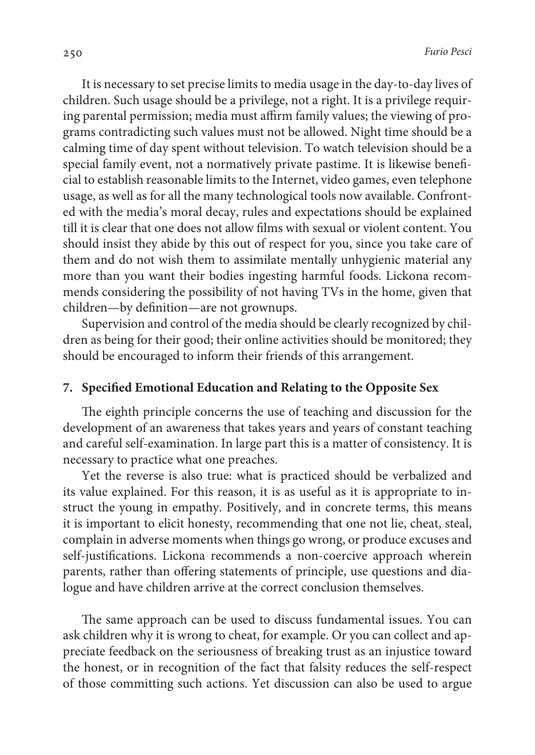It is necessary to set precise limits to media usage in the day-to-day lives of children. Such usage should be a privilege, not a right. It is a privilege requiring parental permission; media must affirm family values; the viewing of programs contradicting such values must not be allowed. Night time should be a calming time of day spent without television. To watch television should be a special family event, not a normatively private pastime. It is likewise beneficial to establish reasonable limits to the Internet, video games, even telephone usage, as well as for all the many technological tools now available. Confronted with the media's moral decay, rules and expectations should be explained till it is clear that one does not allow films with sexual or violent content. You should insist they abide by this out of respect for you, since you take care of them and do not wish them to assimilate mentally unhygienic material any more than you want their bodies ingesting harmful foods. Lickona recommends considering the possibility of not having TVs in the home, given that children—by definition—are not grownups.

Supervision and control of the media should be clearly recognized by children as being for their good; their online activities should be monitored; they should be encouraged to inform their friends of this arrangement.

## 7. Specified Emotional Education and Relating to the Opposite Sex

The eighth principle concerns the use of teaching and discussion for the development of an awareness that takes years and years of constant teaching and careful self-examination. In large part this is a matter of consistency. It is necessary to practice what one preaches.

Yet the reverse is also true: what is practiced should be verbalized and its value explained. For this reason, it is as useful as it is appropriate to instruct the young in empathy. Positively, and in concrete terms, this means it is important to elicit honesty, recommending that one not lie, cheat, steal, complain in adverse moments when things go wrong, or produce excuses and self-justifications. Lickona recommends a non-coercive approach wherein parents, rather than offering statements of principle, use questions and dialogue and have children arrive at the correct conclusion themselves.

The same approach can be used to discuss fundamental issues. You can ask children why it is wrong to cheat, for example. Or you can collect and appreciate feedback on the seriousness of breaking trust as an injustice toward the honest, or in recognition of the fact that falsity reduces the self-respect of those committing such actions. Yet discussion can also be used to argue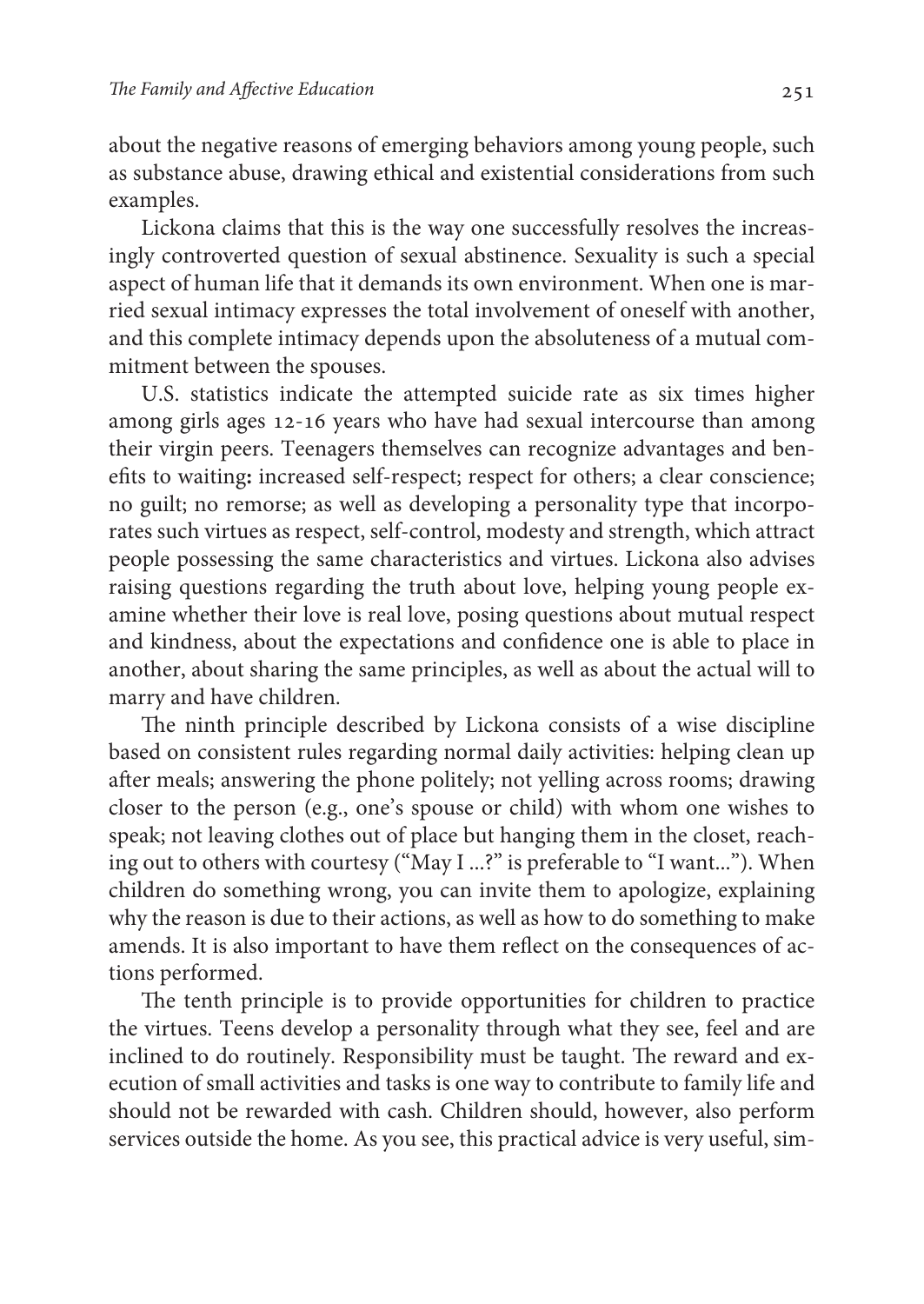about the negative reasons of emerging behaviors among young people, such as substance abuse, drawing ethical and existential considerations from such examples.

Lickona claims that this is the way one successfully resolves the increasingly controverted question of sexual abstinence. Sexuality is such a special aspect of human life that it demands its own environment. When one is married sexual intimacy expresses the total involvement of oneself with another, and this complete intimacy depends upon the absoluteness of a mutual commitment between the spouses.

U.S. statistics indicate the attempted suicide rate as six times higher among girls ages 12-16 years who have had sexual intercourse than among their virgin peers. Teenagers themselves can recognize advantages and benefits to waiting**:** increased self-respect; respect for others; a clear conscience; no guilt; no remorse; as well as developing a personality type that incorporates such virtues as respect, self-control, modesty and strength, which attract people possessing the same characteristics and virtues. Lickona also advises raising questions regarding the truth about love, helping young people examine whether their love is real love, posing questions about mutual respect and kindness, about the expectations and confidence one is able to place in another, about sharing the same principles, as well as about the actual will to marry and have children.

The ninth principle described by Lickona consists of a wise discipline based on consistent rules regarding normal daily activities: helping clean up after meals; answering the phone politely; not yelling across rooms; drawing closer to the person (e.g., one's spouse or child) with whom one wishes to speak; not leaving clothes out of place but hanging them in the closet, reaching out to others with courtesy ("May I ...?" is preferable to "I want..."). When children do something wrong, you can invite them to apologize, explaining why the reason is due to their actions, as well as how to do something to make amends. It is also important to have them reflect on the consequences of actions performed.

The tenth principle is to provide opportunities for children to practice the virtues. Teens develop a personality through what they see, feel and are inclined to do routinely. Responsibility must be taught. The reward and execution of small activities and tasks is one way to contribute to family life and should not be rewarded with cash. Children should, however, also perform services outside the home. As you see, this practical advice is very useful, sim-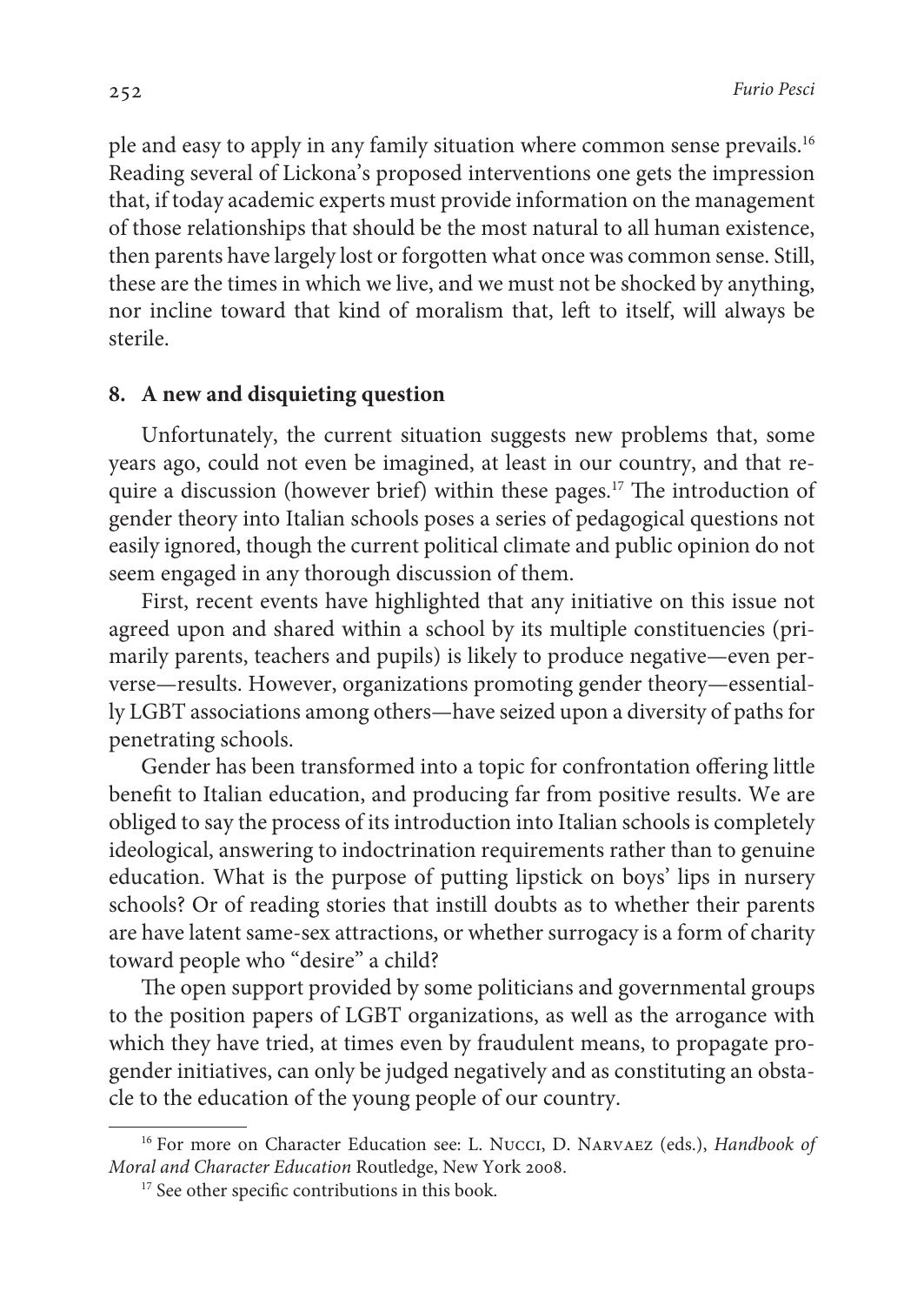ple and easy to apply in any family situation where common sense prevails.[16] Reading several of Lickona's proposed interventions one gets the impression that, if today academic experts must provide information on the management of those relationships that should be the most natural to all human existence, then parents have largely lost or forgotten what once was common sense. Still, these are the times in which we live, and we must not be shocked by anything, nor incline toward that kind of moralism that, left to itself, will always be sterile.

## 8. A new and disquieting question

Unfortunately, the current situation suggests new problems that, some years ago, could not even be imagined, at least in our country, and that require a discussion (however brief) within these pages.[17] The introduction of gender theory into Italian schools poses a series of pedagogical questions not easily ignored, though the current political climate and public opinion do not seem engaged in any thorough discussion of them.

First, recent events have highlighted that any initiative on this issue not agreed upon and shared within a school by its multiple constituencies (primarily parents, teachers and pupils) is likely to produce negative—even perverse—results. However, organizations promoting gender theory—essentially LGBT associations among others—have seized upon a diversity of paths for penetrating schools.

Gender has been transformed into a topic for confrontation offering little benefit to Italian education, and producing far from positive results. We are obliged to say the process of its introduction into Italian schools is completely ideological, answering to indoctrination requirements rather than to genuine education. What is the purpose of putting lipstick on boys' lips in nursery schools? Or of reading stories that instill doubts as to whether their parents are have latent same-sex attractions, or whether surrogacy is a form of charity toward people who "desire" a child?

The open support provided by some politicians and governmental groups to the position papers of LGBT organizations, as well as the arrogance with which they have tried, at times even by fraudulent means, to propagate pro-gender initiatives, can only be judged negatively and as constituting an obstacle to the education of the young people of our country.

---

[16] For more on Character Education see: L. Nucci, D. Narvaez (eds.), *Handbook of Moral and Character Education* Routledge, New York 2008.

[17] See other specific contributions in this book.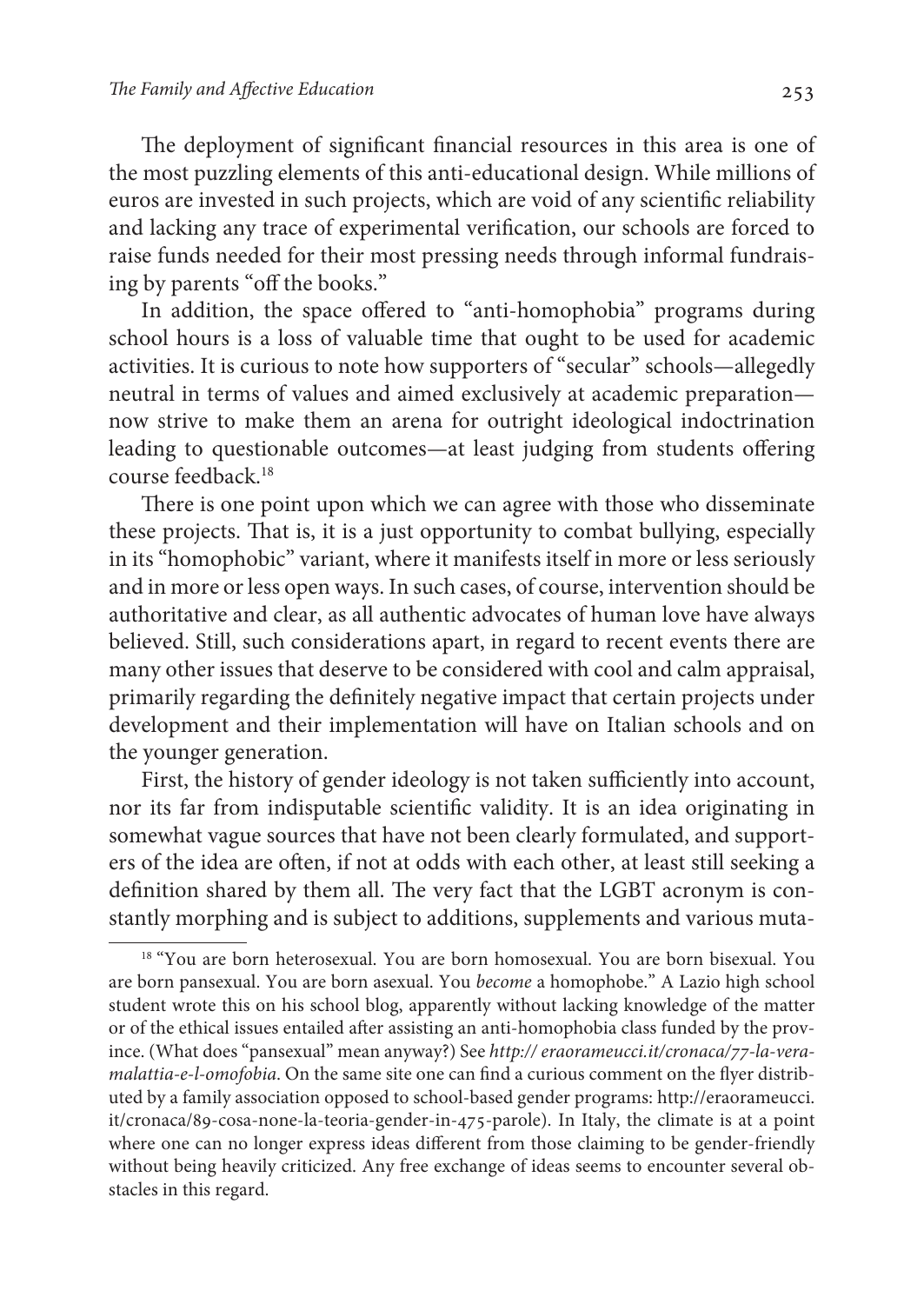The deployment of significant financial resources in this area is one of the most puzzling elements of this anti-educational design. While millions of euros are invested in such projects, which are void of any scientific reliability and lacking any trace of experimental verification, our schools are forced to raise funds needed for their most pressing needs through informal fundraising by parents "off the books."

In addition, the space offered to "anti-homophobia" programs during school hours is a loss of valuable time that ought to be used for academic activities. It is curious to note how supporters of "secular" schools—allegedly neutral in terms of values and aimed exclusively at academic preparation—now strive to make them an arena for outright ideological indoctrination leading to questionable outcomes—at least judging from students offering course feedback.[18]

There is one point upon which we can agree with those who disseminate these projects. That is, it is a just opportunity to combat bullying, especially in its "homophobic" variant, where it manifests itself in more or less seriously and in more or less open ways. In such cases, of course, intervention should be authoritative and clear, as all authentic advocates of human love have always believed. Still, such considerations apart, in regard to recent events there are many other issues that deserve to be considered with cool and calm appraisal, primarily regarding the definitely negative impact that certain projects under development and their implementation will have on Italian schools and on the younger generation.

First, the history of gender ideology is not taken sufficiently into account, nor its far from indisputable scientific validity. It is an idea originating in somewhat vague sources that have not been clearly formulated, and supporters of the idea are often, if not at odds with each other, at least still seeking a definition shared by them all. The very fact that the LGBT acronym is constantly morphing and is subject to additions, supplements and various muta-

---

[18] "You are born heterosexual. You are born homosexual. You are born bisexual. You are born pansexual. You are born asexual. You *become* a homophobe." A Lazio high school student wrote this on his school blog, apparently without lacking knowledge of the matter or of the ethical issues entailed after assisting an anti-homophobia class funded by the province. (What does "pansexual" mean anyway?) See *http:// eraorameucci.it/cronaca/77-la-vera-malattia-e-l-omofobia*. On the same site one can find a curious comment on the flyer distributed by a family association opposed to school-based gender programs: http://eraorameucci.it/cronaca/89-cosa-none-la-teoria-gender-in-475-parole). In Italy, the climate is at a point where one can no longer express ideas different from those claiming to be gender-friendly without being heavily criticized. Any free exchange of ideas seems to encounter several obstacles in this regard.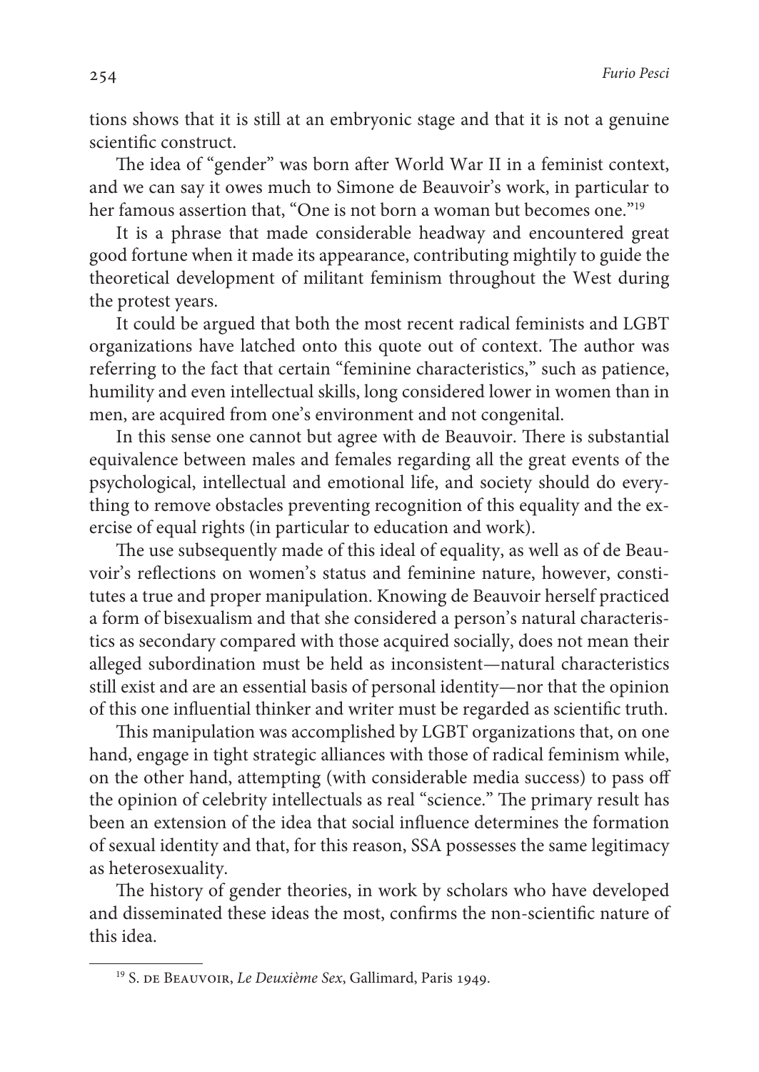tions shows that it is still at an embryonic stage and that it is not a genuine scientific construct.

The idea of "gender" was born after World War II in a feminist context, and we can say it owes much to Simone de Beauvoir's work, in particular to her famous assertion that, "One is not born a woman but becomes one."[19]

It is a phrase that made considerable headway and encountered great good fortune when it made its appearance, contributing mightily to guide the theoretical development of militant feminism throughout the West during the protest years.

It could be argued that both the most recent radical feminists and LGBT organizations have latched onto this quote out of context. The author was referring to the fact that certain "feminine characteristics," such as patience, humility and even intellectual skills, long considered lower in women than in men, are acquired from one's environment and not congenital.

In this sense one cannot but agree with de Beauvoir. There is substantial equivalence between males and females regarding all the great events of the psychological, intellectual and emotional life, and society should do everything to remove obstacles preventing recognition of this equality and the exercise of equal rights (in particular to education and work).

The use subsequently made of this ideal of equality, as well as of de Beauvoir's reflections on women's status and feminine nature, however, constitutes a true and proper manipulation. Knowing de Beauvoir herself practiced a form of bisexualism and that she considered a person's natural characteristics as secondary compared with those acquired socially, does not mean their alleged subordination must be held as inconsistent—natural characteristics still exist and are an essential basis of personal identity—nor that the opinion of this one influential thinker and writer must be regarded as scientific truth.

This manipulation was accomplished by LGBT organizations that, on one hand, engage in tight strategic alliances with those of radical feminism while, on the other hand, attempting (with considerable media success) to pass off the opinion of celebrity intellectuals as real "science." The primary result has been an extension of the idea that social influence determines the formation of sexual identity and that, for this reason, SSA possesses the same legitimacy as heterosexuality.

The history of gender theories, in work by scholars who have developed and disseminated these ideas the most, confirms the non-scientific nature of this idea.

---

[19] S. de Beauvoir, *Le Deuxième Sex*, Gallimard, Paris 1949.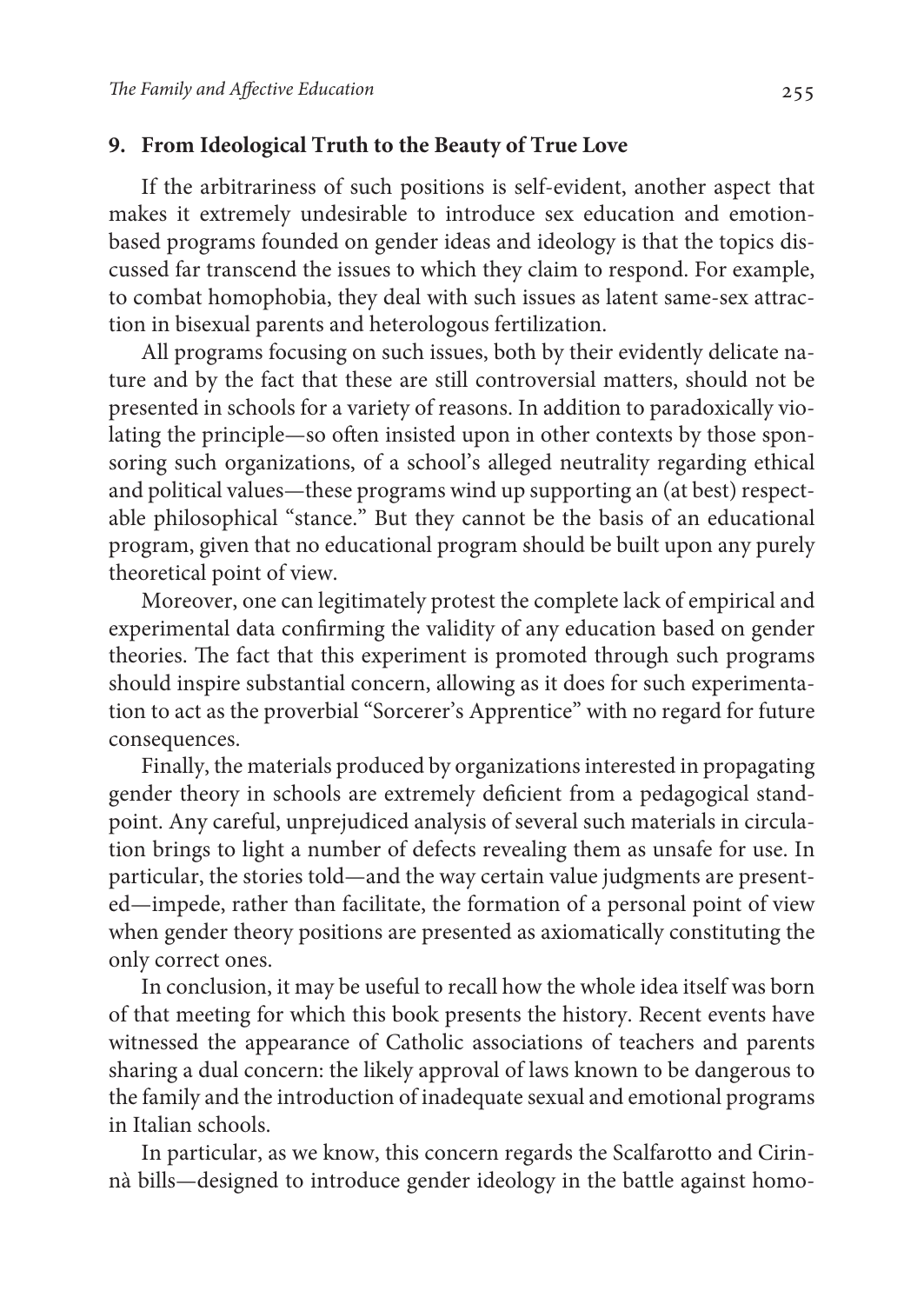## 9. From Ideological Truth to the Beauty of True Love

If the arbitrariness of such positions is self-evident, another aspect that makes it extremely undesirable to introduce sex education and emotion-based programs founded on gender ideas and ideology is that the topics discussed far transcend the issues to which they claim to respond. For example, to combat homophobia, they deal with such issues as latent same-sex attraction in bisexual parents and heterologous fertilization.

All programs focusing on such issues, both by their evidently delicate nature and by the fact that these are still controversial matters, should not be presented in schools for a variety of reasons. In addition to paradoxically violating the principle—so often insisted upon in other contexts by those sponsoring such organizations, of a school's alleged neutrality regarding ethical and political values—these programs wind up supporting an (at best) respectable philosophical "stance." But they cannot be the basis of an educational program, given that no educational program should be built upon any purely theoretical point of view.

Moreover, one can legitimately protest the complete lack of empirical and experimental data confirming the validity of any education based on gender theories. The fact that this experiment is promoted through such programs should inspire substantial concern, allowing as it does for such experimentation to act as the proverbial "Sorcerer's Apprentice" with no regard for future consequences.

Finally, the materials produced by organizations interested in propagating gender theory in schools are extremely deficient from a pedagogical standpoint. Any careful, unprejudiced analysis of several such materials in circulation brings to light a number of defects revealing them as unsafe for use. In particular, the stories told—and the way certain value judgments are presented—impede, rather than facilitate, the formation of a personal point of view when gender theory positions are presented as axiomatically constituting the only correct ones.

In conclusion, it may be useful to recall how the whole idea itself was born of that meeting for which this book presents the history. Recent events have witnessed the appearance of Catholic associations of teachers and parents sharing a dual concern: the likely approval of laws known to be dangerous to the family and the introduction of inadequate sexual and emotional programs in Italian schools.

In particular, as we know, this concern regards the Scalfarotto and Cirinnà bills—designed to introduce gender ideology in the battle against homo-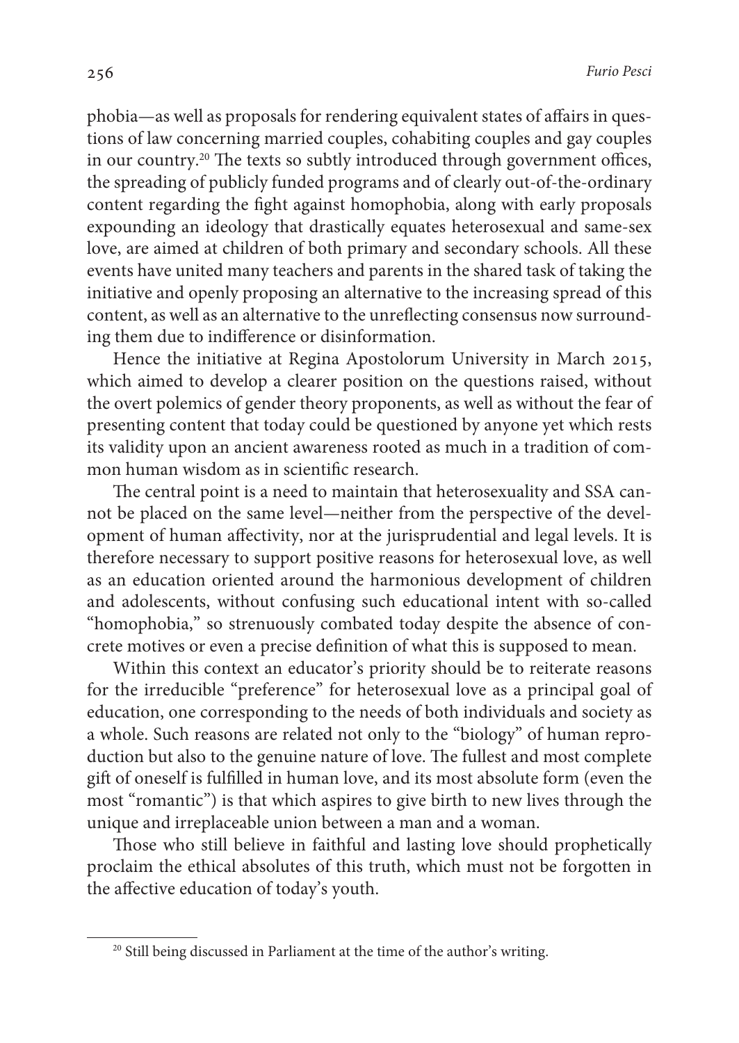phobia—as well as proposals for rendering equivalent states of affairs in questions of law concerning married couples, cohabiting couples and gay couples in our country.[20] The texts so subtly introduced through government offices, the spreading of publicly funded programs and of clearly out-of-the-ordinary content regarding the fight against homophobia, along with early proposals expounding an ideology that drastically equates heterosexual and same-sex love, are aimed at children of both primary and secondary schools. All these events have united many teachers and parents in the shared task of taking the initiative and openly proposing an alternative to the increasing spread of this content, as well as an alternative to the unreflecting consensus now surrounding them due to indifference or disinformation.

Hence the initiative at Regina Apostolorum University in March 2015, which aimed to develop a clearer position on the questions raised, without the overt polemics of gender theory proponents, as well as without the fear of presenting content that today could be questioned by anyone yet which rests its validity upon an ancient awareness rooted as much in a tradition of common human wisdom as in scientific research.

The central point is a need to maintain that heterosexuality and SSA cannot be placed on the same level—neither from the perspective of the development of human affectivity, nor at the jurisprudential and legal levels. It is therefore necessary to support positive reasons for heterosexual love, as well as an education oriented around the harmonious development of children and adolescents, without confusing such educational intent with so-called "homophobia," so strenuously combated today despite the absence of concrete motives or even a precise definition of what this is supposed to mean.

Within this context an educator's priority should be to reiterate reasons for the irreducible "preference" for heterosexual love as a principal goal of education, one corresponding to the needs of both individuals and society as a whole. Such reasons are related not only to the "biology" of human reproduction but also to the genuine nature of love. The fullest and most complete gift of oneself is fulfilled in human love, and its most absolute form (even the most "romantic") is that which aspires to give birth to new lives through the unique and irreplaceable union between a man and a woman.

Those who still believe in faithful and lasting love should prophetically proclaim the ethical absolutes of this truth, which must not be forgotten in the affective education of today's youth.

---

[20] Still being discussed in Parliament at the time of the author's writing.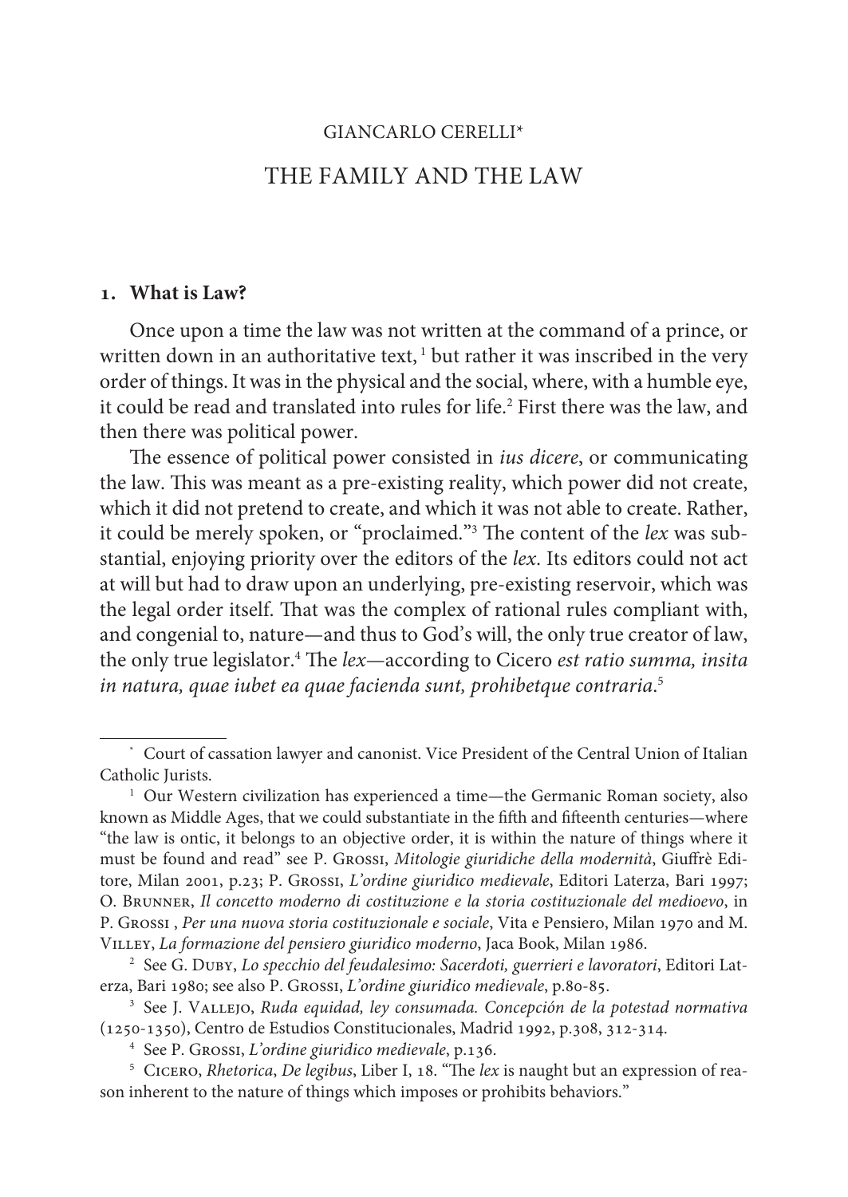GIANCARLO CERELLI*

# THE FAMILY AND THE LAW

## 1. What is Law?

Once upon a time the law was not written at the command of a prince, or written down in an authoritative text, [1] but rather it was inscribed in the very order of things. It was in the physical and the social, where, with a humble eye, it could be read and translated into rules for life.[2] First there was the law, and then there was political power.

The essence of political power consisted in *ius dicere*, or communicating the law. This was meant as a pre-existing reality, which power did not create, which it did not pretend to create, and which it was not able to create. Rather, it could be merely spoken, or "proclaimed."[3] The content of the *lex* was substantial, enjoying priority over the editors of the *lex*. Its editors could not act at will but had to draw upon an underlying, pre-existing reservoir, which was the legal order itself. That was the complex of rational rules compliant with, and congenial to, nature—and thus to God's will, the only true creator of law, the only true legislator.[4] The *lex*—according to Cicero *est ratio summa, insita in natura, quae iubet ea quae facienda sunt, prohibetque contraria*.[5]

---

\* Court of cassation lawyer and canonist. Vice President of the Central Union of Italian Catholic Jurists.

[1] Our Western civilization has experienced a time—the Germanic Roman society, also known as Middle Ages, that we could substantiate in the fifth and fifteenth centuries—where "the law is ontic, it belongs to an objective order, it is within the nature of things where it must be found and read" see P. Grossi, *Mitologie giuridiche della modernità*, Giuffrè Editore, Milan 2001, p.23; P. Grossi, *L'ordine giuridico medievale*, Editori Laterza, Bari 1997; O. Brunner, *Il concetto moderno di costituzione e la storia costituzionale del medioevo*, in P. Grossi , *Per una nuova storia costituzionale e sociale*, Vita e Pensiero, Milan 1970 and M. Villey, *La formazione del pensiero giuridico moderno*, Jaca Book, Milan 1986.

[2] See G. Duby, *Lo specchio del feudalesimo: Sacerdoti, guerrieri e lavoratori*, Editori Laterza, Bari 1980; see also P. Grossi, *L'ordine giuridico medievale*, p.80-85.

[3] See J. Vallejo, *Ruda equidad, ley consumada. Concepción de la potestad normativa (1250-1350)*, Centro de Estudios Constitucionales, Madrid 1992, p.308, 312-314.

[4] See P. Grossi, *L'ordine giuridico medievale*, p.136.

[5] Cicero, *Rhetorica*, *De legibus*, Liber I, 18. "The *lex* is naught but an expression of reason inherent to the nature of things which imposes or prohibits behaviors."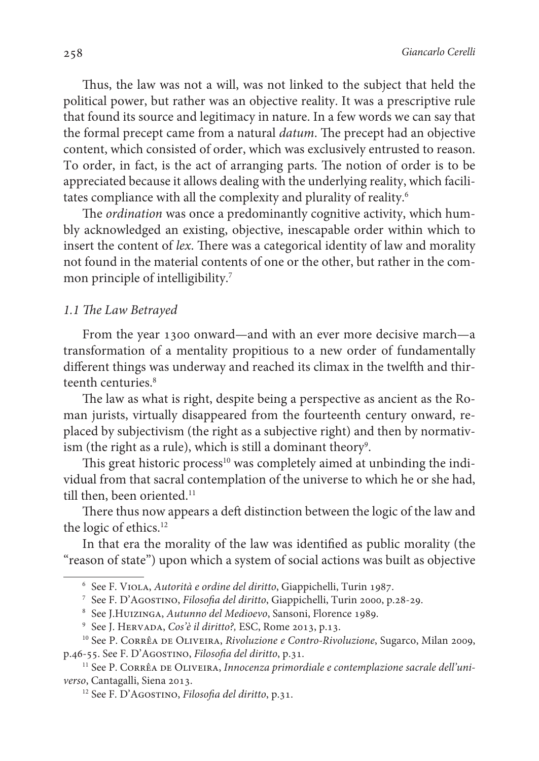Thus, the law was not a will, was not linked to the subject that held the political power, but rather was an objective reality. It was a prescriptive rule that found its source and legitimacy in nature. In a few words we can say that the formal precept came from a natural *datum*. The precept had an objective content, which consisted of order, which was exclusively entrusted to reason. To order, in fact, is the act of arranging parts. The notion of order is to be appreciated because it allows dealing with the underlying reality, which facilitates compliance with all the complexity and plurality of reality.[6]

The *ordination* was once a predominantly cognitive activity, which humbly acknowledged an existing, objective, inescapable order within which to insert the content of *lex*. There was a categorical identity of law and morality not found in the material contents of one or the other, but rather in the common principle of intelligibility.[7]

### *1.1 The Law Betrayed*

From the year 1300 onward—and with an ever more decisive march—a transformation of a mentality propitious to a new order of fundamentally different things was underway and reached its climax in the twelfth and thirteenth centuries.[8]

The law as what is right, despite being a perspective as ancient as the Roman jurists, virtually disappeared from the fourteenth century onward, replaced by subjectivism (the right as a subjective right) and then by normativism (the right as a rule), which is still a dominant theory[9].

This great historic process[10] was completely aimed at unbinding the individual from that sacral contemplation of the universe to which he or she had, till then, been oriented.[11]

There thus now appears a deft distinction between the logic of the law and the logic of ethics.[12]

In that era the morality of the law was identified as public morality (the "reason of state") upon which a system of social actions was built as objective

---

[6] See F. Viola, *Autorità e ordine del diritto*, Giappichelli, Turin 1987.

[7] See F. D'Agostino, *Filosofia del diritto*, Giappichelli, Turin 2000, p.28-29.

[8] See J.Huizinga, *Autunno del Medioevo*, Sansoni, Florence 1989.

[9] See J. Hervada, *Cos'è il diritto?,* ESC, Rome 2013, p.13.

[10] See P. Corrêa de Oliveira, *Rivoluzione e Contro-Rivoluzione*, Sugarco, Milan 2009, p.46-55. See F. D'Agostino, *Filosofia del diritto*, p.31.

[11] See P. Corrêa de Oliveira, *Innocenza primordiale e contemplazione sacrale dell'universo*, Cantagalli, Siena 2013.

[12] See F. D'Agostino, *Filosofia del diritto*, p.31.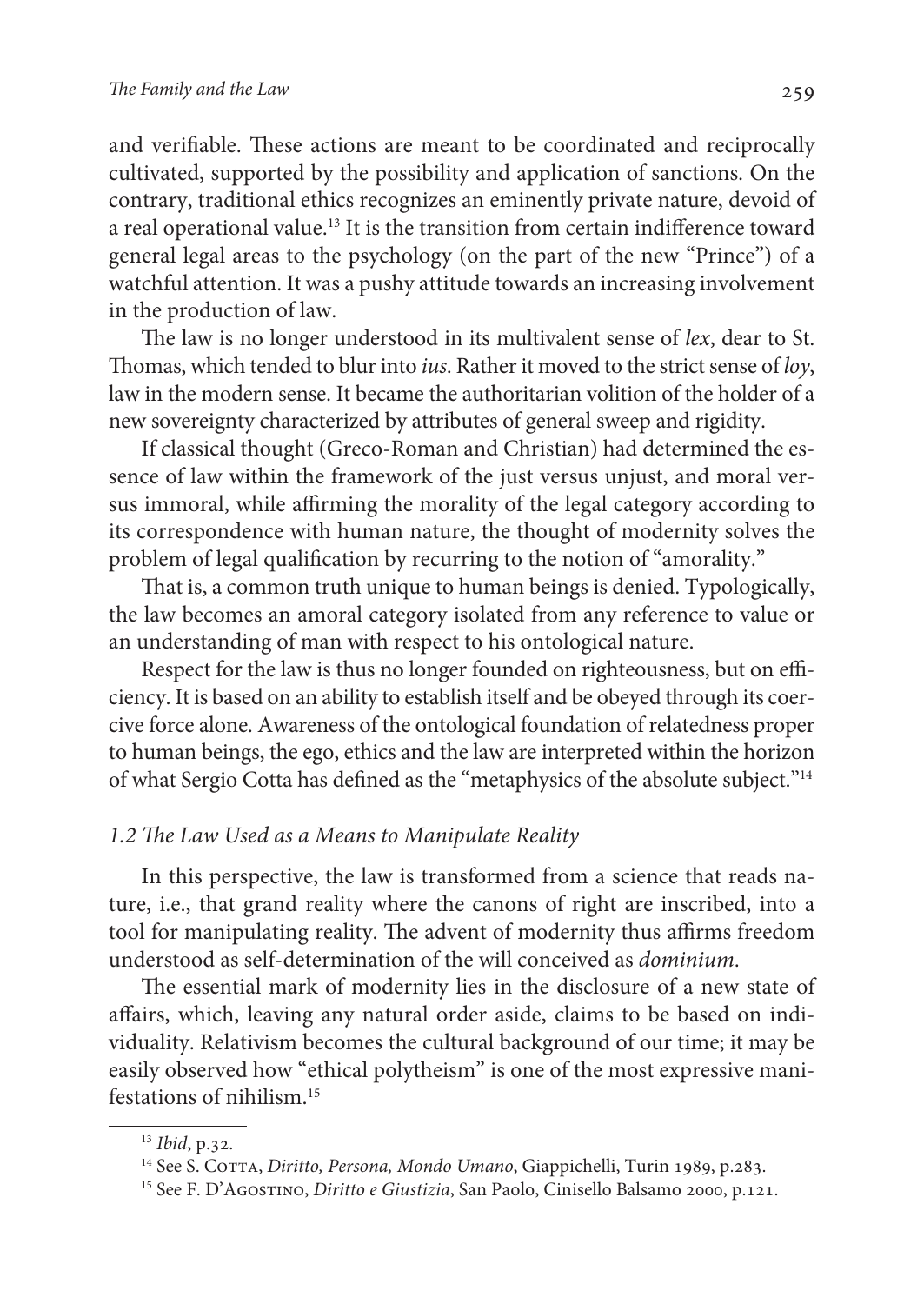and verifiable. These actions are meant to be coordinated and reciprocally cultivated, supported by the possibility and application of sanctions. On the contrary, traditional ethics recognizes an eminently private nature, devoid of a real operational value.[13] It is the transition from certain indifference toward general legal areas to the psychology (on the part of the new "Prince") of a watchful attention. It was a pushy attitude towards an increasing involvement in the production of law.

The law is no longer understood in its multivalent sense of *lex*, dear to St. Thomas, which tended to blur into *ius*. Rather it moved to the strict sense of *loy*, law in the modern sense. It became the authoritarian volition of the holder of a new sovereignty characterized by attributes of general sweep and rigidity.

If classical thought (Greco-Roman and Christian) had determined the essence of law within the framework of the just versus unjust, and moral versus immoral, while affirming the morality of the legal category according to its correspondence with human nature, the thought of modernity solves the problem of legal qualification by recurring to the notion of "amorality."

That is, a common truth unique to human beings is denied. Typologically, the law becomes an amoral category isolated from any reference to value or an understanding of man with respect to his ontological nature.

Respect for the law is thus no longer founded on righteousness, but on efficiency. It is based on an ability to establish itself and be obeyed through its coercive force alone. Awareness of the ontological foundation of relatedness proper to human beings, the ego, ethics and the law are interpreted within the horizon of what Sergio Cotta has defined as the "metaphysics of the absolute subject."[14]

### *1.2 The Law Used as a Means to Manipulate Reality*

In this perspective, the law is transformed from a science that reads nature, i.e., that grand reality where the canons of right are inscribed, into a tool for manipulating reality. The advent of modernity thus affirms freedom understood as self-determination of the will conceived as *dominium*.

The essential mark of modernity lies in the disclosure of a new state of affairs, which, leaving any natural order aside, claims to be based on individuality. Relativism becomes the cultural background of our time; it may be easily observed how "ethical polytheism" is one of the most expressive manifestations of nihilism.[15]

---

[13] *Ibid*, p.32.

[14] See S. Cotta, *Diritto, Persona, Mondo Umano*, Giappichelli, Turin 1989, p.283.

[15] See F. D'Agostino, *Diritto e Giustizia*, San Paolo, Cinisello Balsamo 2000, p.121.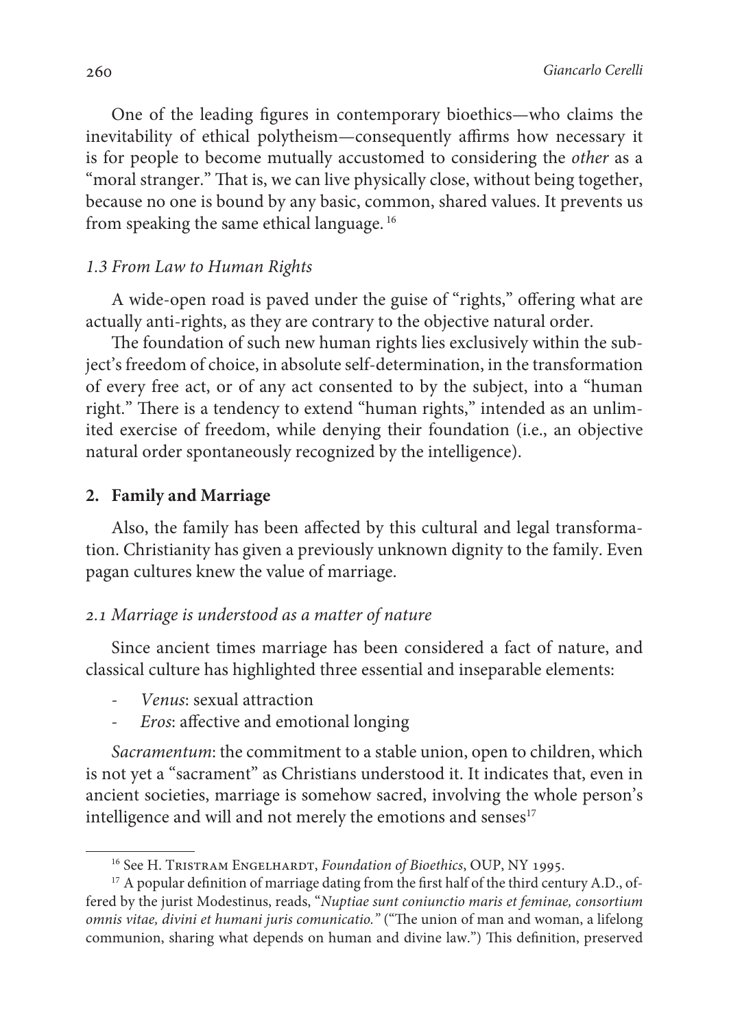One of the leading figures in contemporary bioethics—who claims the inevitability of ethical polytheism—consequently affirms how necessary it is for people to become mutually accustomed to considering the *other* as a "moral stranger." That is, we can live physically close, without being together, because no one is bound by any basic, common, shared values. It prevents us from speaking the same ethical language. [16]

### *1.3 From Law to Human Rights*

A wide-open road is paved under the guise of "rights," offering what are actually anti-rights, as they are contrary to the objective natural order.

The foundation of such new human rights lies exclusively within the subject's freedom of choice, in absolute self-determination, in the transformation of every free act, or of any act consented to by the subject, into a "human right." There is a tendency to extend "human rights," intended as an unlimited exercise of freedom, while denying their foundation (i.e., an objective natural order spontaneously recognized by the intelligence).

## **2. Family and Marriage**

Also, the family has been affected by this cultural and legal transformation. Christianity has given a previously unknown dignity to the family. Even pagan cultures knew the value of marriage.

### *2.1 Marriage is understood as a matter of nature*

Since ancient times marriage has been considered a fact of nature, and classical culture has highlighted three essential and inseparable elements:

- *Venus*: sexual attraction
- *Eros*: affective and emotional longing

*Sacramentum*: the commitment to a stable union, open to children, which is not yet a "sacrament" as Christians understood it. It indicates that, even in ancient societies, marriage is somehow sacred, involving the whole person's intelligence and will and not merely the emotions and senses[17]

---

[16] See H. Tristram Engelhardt, *Foundation of Bioethics*, OUP, NY 1995.

[17] A popular definition of marriage dating from the first half of the third century A.D., offered by the jurist Modestinus, reads, "*Nuptiae sunt coniunctio maris et feminae, consortium omnis vitae, divini et humani juris comunicatio.*" ("The union of man and woman, a lifelong communion, sharing what depends on human and divine law.") This definition, preserved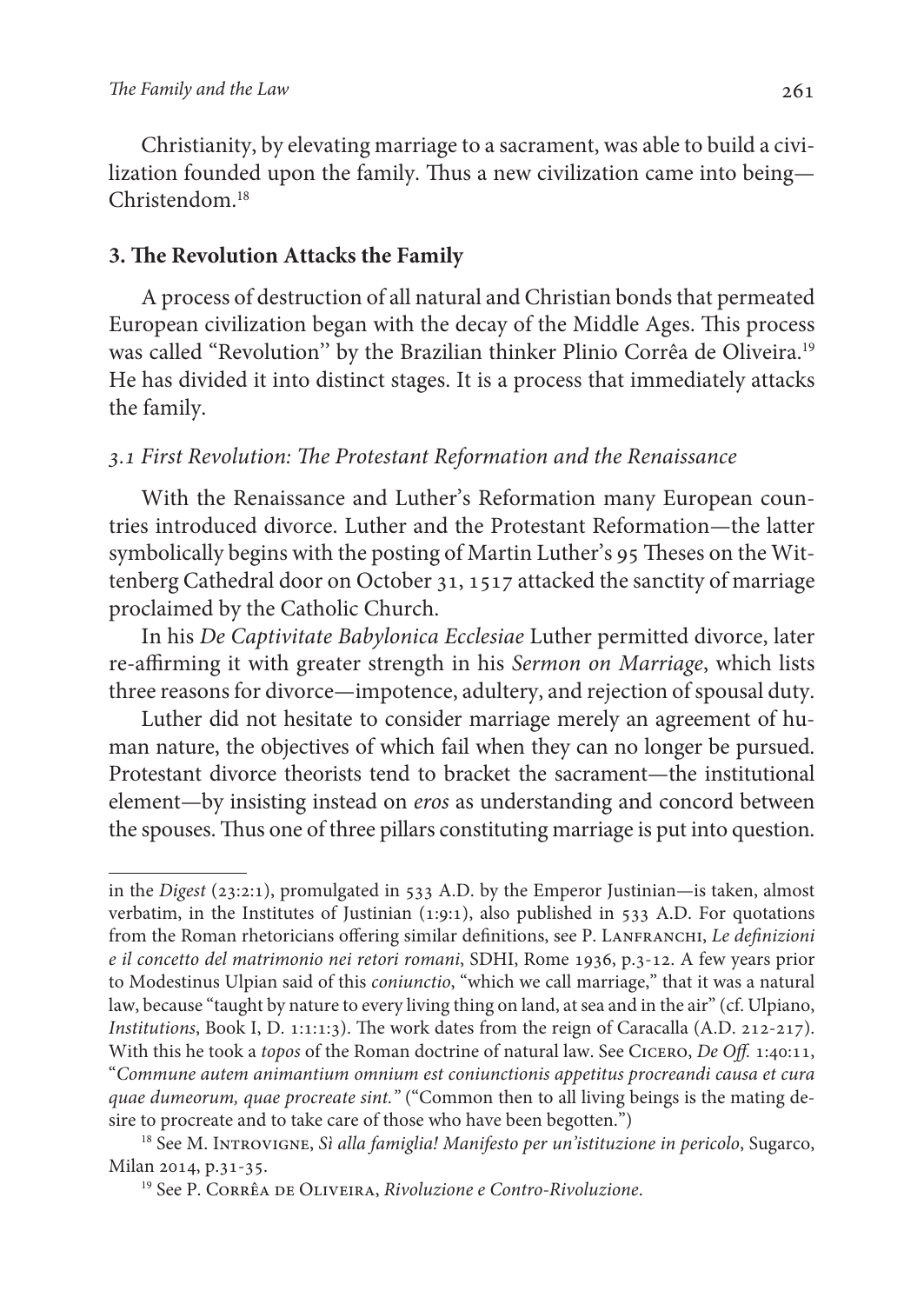Christianity, by elevating marriage to a sacrament, was able to build a civilization founded upon the family. Thus a new civilization came into being—Christendom.[18]

### 3. The Revolution Attacks the Family

A process of destruction of all natural and Christian bonds that permeated European civilization began with the decay of the Middle Ages. This process was called "Revolution" by the Brazilian thinker Plinio Corrêa de Oliveira.[19] He has divided it into distinct stages. It is a process that immediately attacks the family.

#### *3.1 First Revolution: The Protestant Reformation and the Renaissance*

With the Renaissance and Luther's Reformation many European countries introduced divorce. Luther and the Protestant Reformation—the latter symbolically begins with the posting of Martin Luther's 95 Theses on the Wittenberg Cathedral door on October 31, 1517 attacked the sanctity of marriage proclaimed by the Catholic Church.

In his *De Captivitate Babylonica Ecclesiae* Luther permitted divorce, later re-affirming it with greater strength in his *Sermon on Marriage*, which lists three reasons for divorce—impotence, adultery, and rejection of spousal duty.

Luther did not hesitate to consider marriage merely an agreement of human nature, the objectives of which fail when they can no longer be pursued. Protestant divorce theorists tend to bracket the sacrament—the institutional element—by insisting instead on *eros* as understanding and concord between the spouses. Thus one of three pillars constituting marriage is put into question.

---

in the *Digest* (23:2:1), promulgated in 533 A.D. by the Emperor Justinian—is taken, almost verbatim, in the Institutes of Justinian (1:9:1), also published in 533 A.D. For quotations from the Roman rhetoricians offering similar definitions, see P. Lanfranchi, *Le definizioni e il concetto del matrimonio nei retori romani*, SDHI, Rome 1936, p.3-12. A few years prior to Modestinus Ulpian said of this *coniunctio*, "which we call marriage," that it was a natural law, because "taught by nature to every living thing on land, at sea and in the air" (cf. Ulpiano, *Institutions*, Book I, D. 1:1:1:3). The work dates from the reign of Caracalla (A.D. 212-217). With this he took a *topos* of the Roman doctrine of natural law. See Cicero, *De Off.* 1:40:11, "*Commune autem animantium omnium est coniunctionis appetitus procreandi causa et cura quae dumeorum, quae procreate sint.*" ("Common then to all living beings is the mating desire to procreate and to take care of those who have been begotten.")

[18] See M. Introvigne, *Sì alla famiglia! Manifesto per un'istituzione in pericolo*, Sugarco, Milan 2014, p.31-35.

[19] See P. Corrêa de Oliveira, *Rivoluzione e Contro-Rivoluzione*.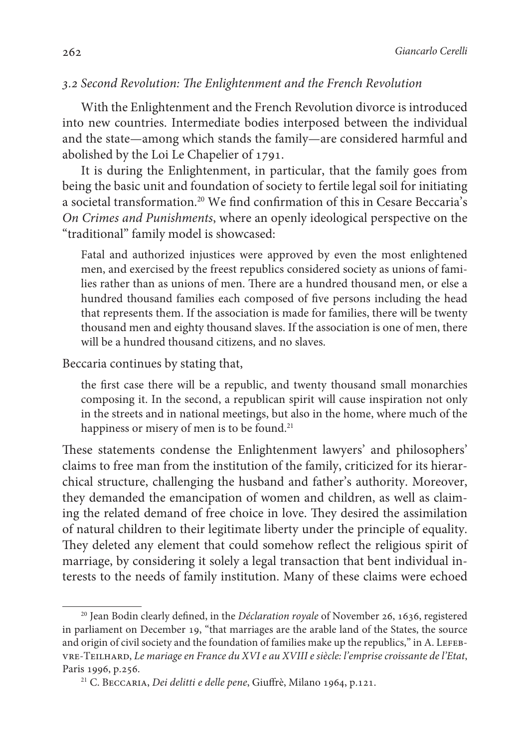### *3.2 Second Revolution: The Enlightenment and the French Revolution*

With the Enlightenment and the French Revolution divorce is introduced into new countries. Intermediate bodies interposed between the individual and the state—among which stands the family—are considered harmful and abolished by the Loi Le Chapelier of 1791.

It is during the Enlightenment, in particular, that the family goes from being the basic unit and foundation of society to fertile legal soil for initiating a societal transformation.[20] We find confirmation of this in Cesare Beccaria's *On Crimes and Punishments*, where an openly ideological perspective on the "traditional" family model is showcased:

> Fatal and authorized injustices were approved by even the most enlightened men, and exercised by the freest republics considered society as unions of families rather than as unions of men. There are a hundred thousand men, or else a hundred thousand families each composed of five persons including the head that represents them. If the association is made for families, there will be twenty thousand men and eighty thousand slaves. If the association is one of men, there will be a hundred thousand citizens, and no slaves.

Beccaria continues by stating that,

> the first case there will be a republic, and twenty thousand small monarchies composing it. In the second, a republican spirit will cause inspiration not only in the streets and in national meetings, but also in the home, where much of the happiness or misery of men is to be found.[21]

These statements condense the Enlightenment lawyers' and philosophers' claims to free man from the institution of the family, criticized for its hierarchical structure, challenging the husband and father's authority. Moreover, they demanded the emancipation of women and children, as well as claiming the related demand of free choice in love. They desired the assimilation of natural children to their legitimate liberty under the principle of equality. They deleted any element that could somehow reflect the religious spirit of marriage, by considering it solely a legal transaction that bent individual interests to the needs of family institution. Many of these claims were echoed

---

[20] Jean Bodin clearly defined, in the *Déclaration royale* of November 26, 1636, registered in parliament on December 19, "that marriages are the arable land of the States, the source and origin of civil society and the foundation of families make up the republics," in A. Lefebvre-Teilhard, *Le mariage en France du XVI e au XVIII e siècle: l'emprise croissante de l'Etat*, Paris 1996, p.256.

[21] C. Beccaria, *Dei delitti e delle pene*, Giuffrè, Milano 1964, p.121.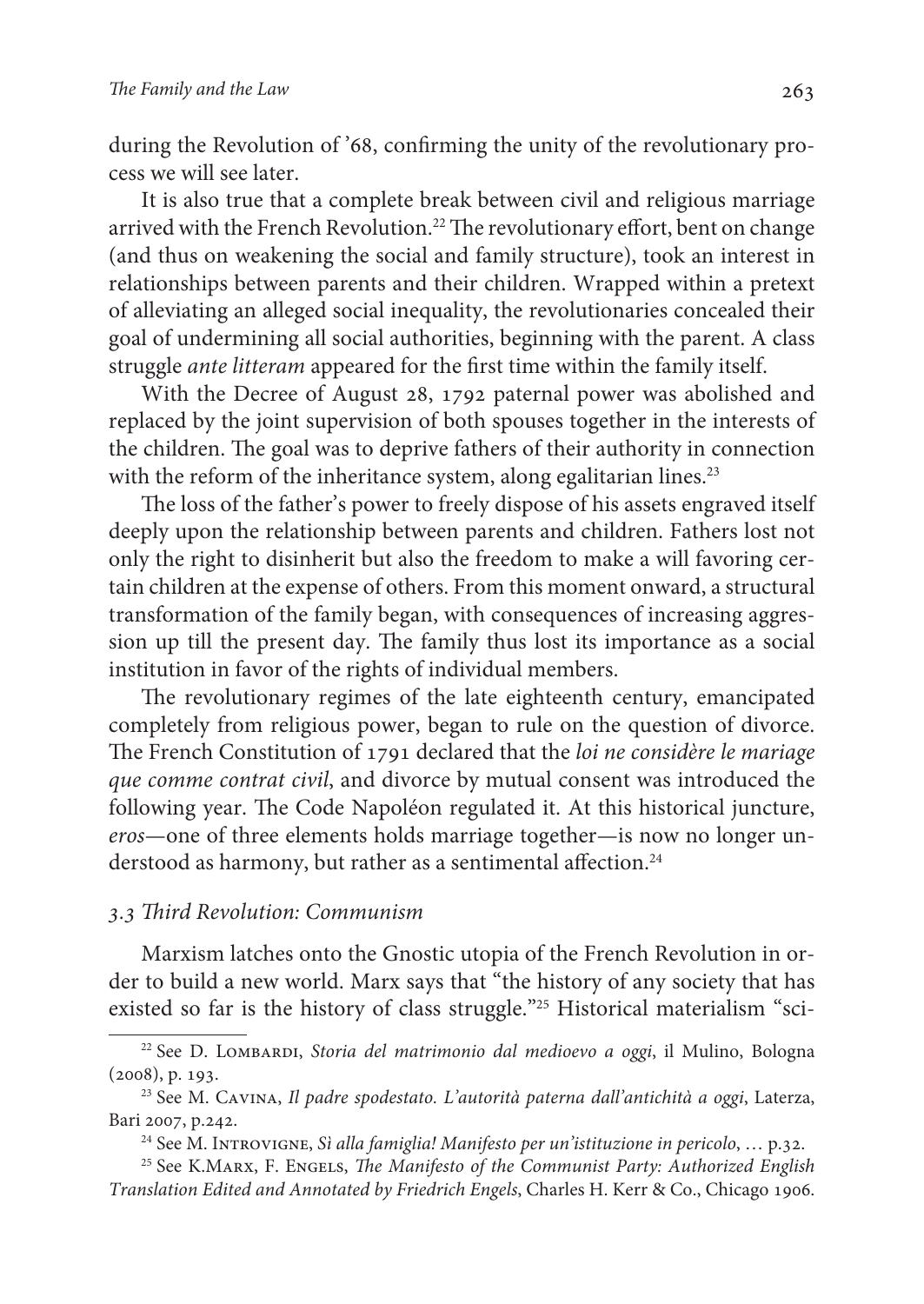during the Revolution of '68, confirming the unity of the revolutionary process we will see later.

It is also true that a complete break between civil and religious marriage arrived with the French Revolution.[22] The revolutionary effort, bent on change (and thus on weakening the social and family structure), took an interest in relationships between parents and their children. Wrapped within a pretext of alleviating an alleged social inequality, the revolutionaries concealed their goal of undermining all social authorities, beginning with the parent. A class struggle *ante litteram* appeared for the first time within the family itself.

With the Decree of August 28, 1792 paternal power was abolished and replaced by the joint supervision of both spouses together in the interests of the children. The goal was to deprive fathers of their authority in connection with the reform of the inheritance system, along egalitarian lines.[23]

The loss of the father's power to freely dispose of his assets engraved itself deeply upon the relationship between parents and children. Fathers lost not only the right to disinherit but also the freedom to make a will favoring certain children at the expense of others. From this moment onward, a structural transformation of the family began, with consequences of increasing aggression up till the present day. The family thus lost its importance as a social institution in favor of the rights of individual members.

The revolutionary regimes of the late eighteenth century, emancipated completely from religious power, began to rule on the question of divorce. The French Constitution of 1791 declared that the *loi ne considère le mariage que comme contrat civil*, and divorce by mutual consent was introduced the following year. The Code Napoléon regulated it. At this historical juncture, *eros*—one of three elements holds marriage together—is now no longer understood as harmony, but rather as a sentimental affection.[24]

### *3.3 Third Revolution: Communism*

Marxism latches onto the Gnostic utopia of the French Revolution in order to build a new world. Marx says that "the history of any society that has existed so far is the history of class struggle."[25] Historical materialism "sci-

---

[22] See D. Lombardi, *Storia del matrimonio dal medioevo a oggi*, il Mulino, Bologna (2008), p. 193.

[23] See M. Cavina, *Il padre spodestato. L'autorità paterna dall'antichità a oggi*, Laterza, Bari 2007, p.242.

[24] See M. Introvigne, *Sì alla famiglia! Manifesto per un'istituzione in pericolo*, … p.32.

[25] See K.Marx, F. Engels, *The Manifesto of the Communist Party: Authorized English Translation Edited and Annotated by Friedrich Engels*, Charles H. Kerr & Co., Chicago 1906.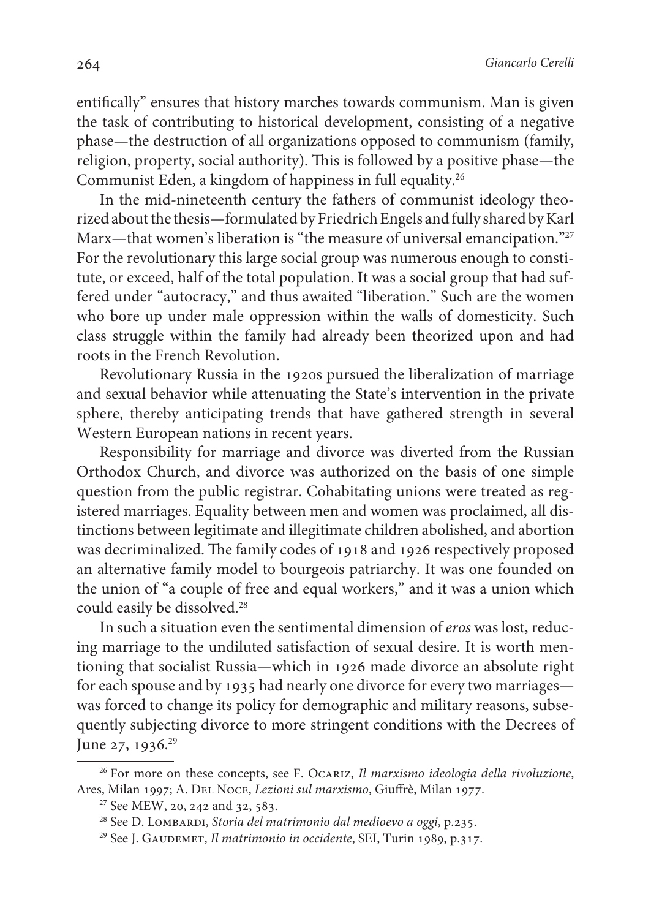entifically" ensures that history marches towards communism. Man is given the task of contributing to historical development, consisting of a negative phase—the destruction of all organizations opposed to communism (family, religion, property, social authority). This is followed by a positive phase—the Communist Eden, a kingdom of happiness in full equality.[26]

In the mid-nineteenth century the fathers of communist ideology theorized about the thesis—formulated by Friedrich Engels and fully shared by Karl Marx—that women's liberation is "the measure of universal emancipation."[27] For the revolutionary this large social group was numerous enough to constitute, or exceed, half of the total population. It was a social group that had suffered under "autocracy," and thus awaited "liberation." Such are the women who bore up under male oppression within the walls of domesticity. Such class struggle within the family had already been theorized upon and had roots in the French Revolution.

Revolutionary Russia in the 1920s pursued the liberalization of marriage and sexual behavior while attenuating the State's intervention in the private sphere, thereby anticipating trends that have gathered strength in several Western European nations in recent years.

Responsibility for marriage and divorce was diverted from the Russian Orthodox Church, and divorce was authorized on the basis of one simple question from the public registrar. Cohabitating unions were treated as registered marriages. Equality between men and women was proclaimed, all distinctions between legitimate and illegitimate children abolished, and abortion was decriminalized. The family codes of 1918 and 1926 respectively proposed an alternative family model to bourgeois patriarchy. It was one founded on the union of "a couple of free and equal workers," and it was a union which could easily be dissolved.[28]

In such a situation even the sentimental dimension of *eros* was lost, reducing marriage to the undiluted satisfaction of sexual desire. It is worth mentioning that socialist Russia—which in 1926 made divorce an absolute right for each spouse and by 1935 had nearly one divorce for every two marriages—was forced to change its policy for demographic and military reasons, subsequently subjecting divorce to more stringent conditions with the Decrees of June 27, 1936.[29]

---

[26] For more on these concepts, see F. Ocariz, *Il marxismo ideologia della rivoluzione*, Ares, Milan 1997; A. Del Noce, *Lezioni sul marxismo*, Giuffrè, Milan 1977.

[27] See MEW, 20, 242 and 32, 583.

[28] See D. Lombardi, *Storia del matrimonio dal medioevo a oggi*, p.235.

[29] See J. Gaudemet, *Il matrimonio in occidente*, SEI, Turin 1989, p.317.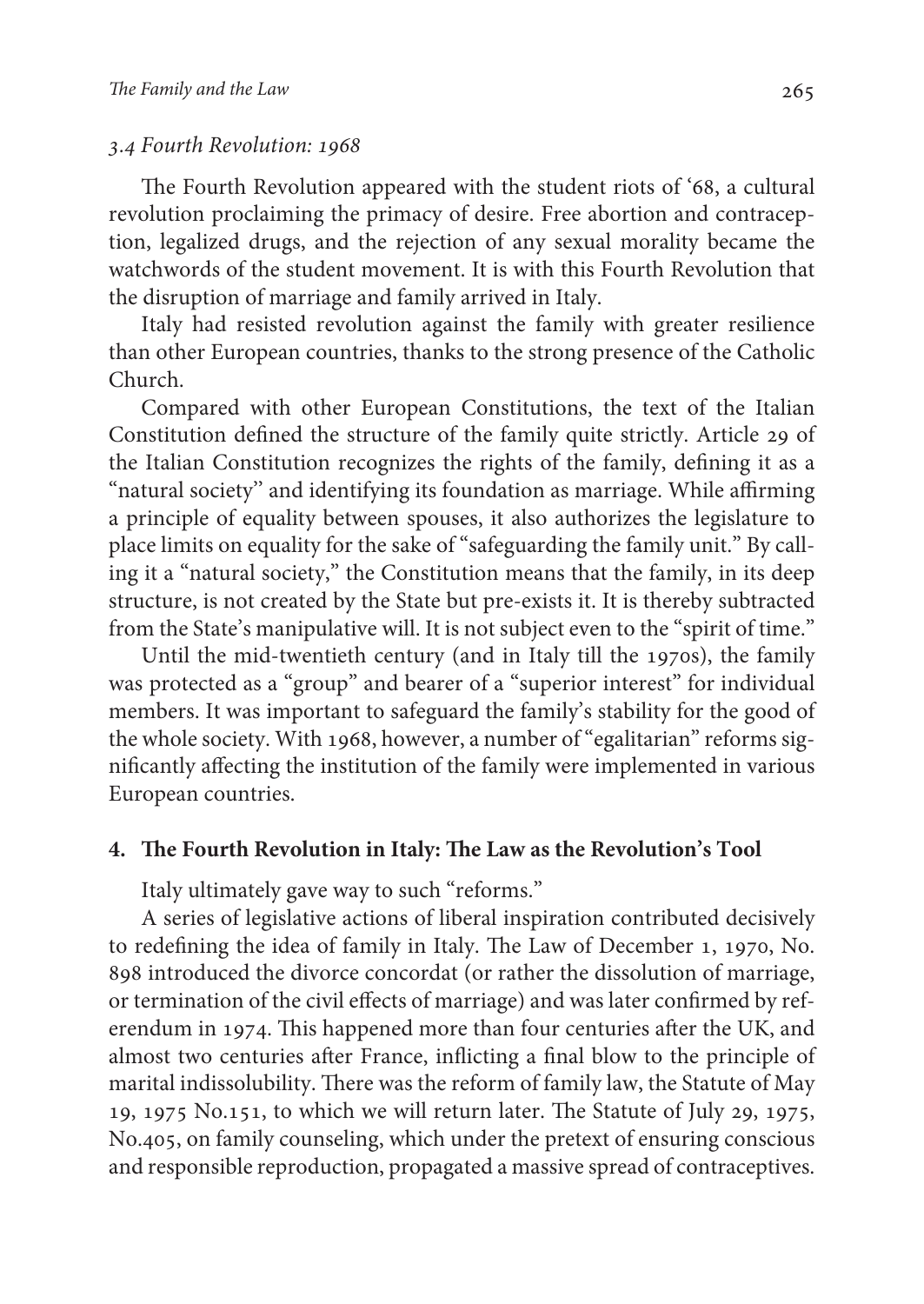*3.4 Fourth Revolution: 1968*

The Fourth Revolution appeared with the student riots of '68, a cultural revolution proclaiming the primacy of desire. Free abortion and contraception, legalized drugs, and the rejection of any sexual morality became the watchwords of the student movement. It is with this Fourth Revolution that the disruption of marriage and family arrived in Italy.

Italy had resisted revolution against the family with greater resilience than other European countries, thanks to the strong presence of the Catholic Church.

Compared with other European Constitutions, the text of the Italian Constitution defined the structure of the family quite strictly. Article 29 of the Italian Constitution recognizes the rights of the family, defining it as a "natural society" and identifying its foundation as marriage. While affirming a principle of equality between spouses, it also authorizes the legislature to place limits on equality for the sake of "safeguarding the family unit." By calling it a "natural society," the Constitution means that the family, in its deep structure, is not created by the State but pre-exists it. It is thereby subtracted from the State's manipulative will. It is not subject even to the "spirit of time."

Until the mid-twentieth century (and in Italy till the 1970s), the family was protected as a "group" and bearer of a "superior interest" for individual members. It was important to safeguard the family's stability for the good of the whole society. With 1968, however, a number of "egalitarian" reforms significantly affecting the institution of the family were implemented in various European countries.

## 4. The Fourth Revolution in Italy: The Law as the Revolution's Tool

Italy ultimately gave way to such "reforms."

A series of legislative actions of liberal inspiration contributed decisively to redefining the idea of family in Italy. The Law of December 1, 1970, No. 898 introduced the divorce concordat (or rather the dissolution of marriage, or termination of the civil effects of marriage) and was later confirmed by referendum in 1974. This happened more than four centuries after the UK, and almost two centuries after France, inflicting a final blow to the principle of marital indissolubility. There was the reform of family law, the Statute of May 19, 1975 No.151, to which we will return later. The Statute of July 29, 1975, No.405, on family counseling, which under the pretext of ensuring conscious and responsible reproduction, propagated a massive spread of contraceptives.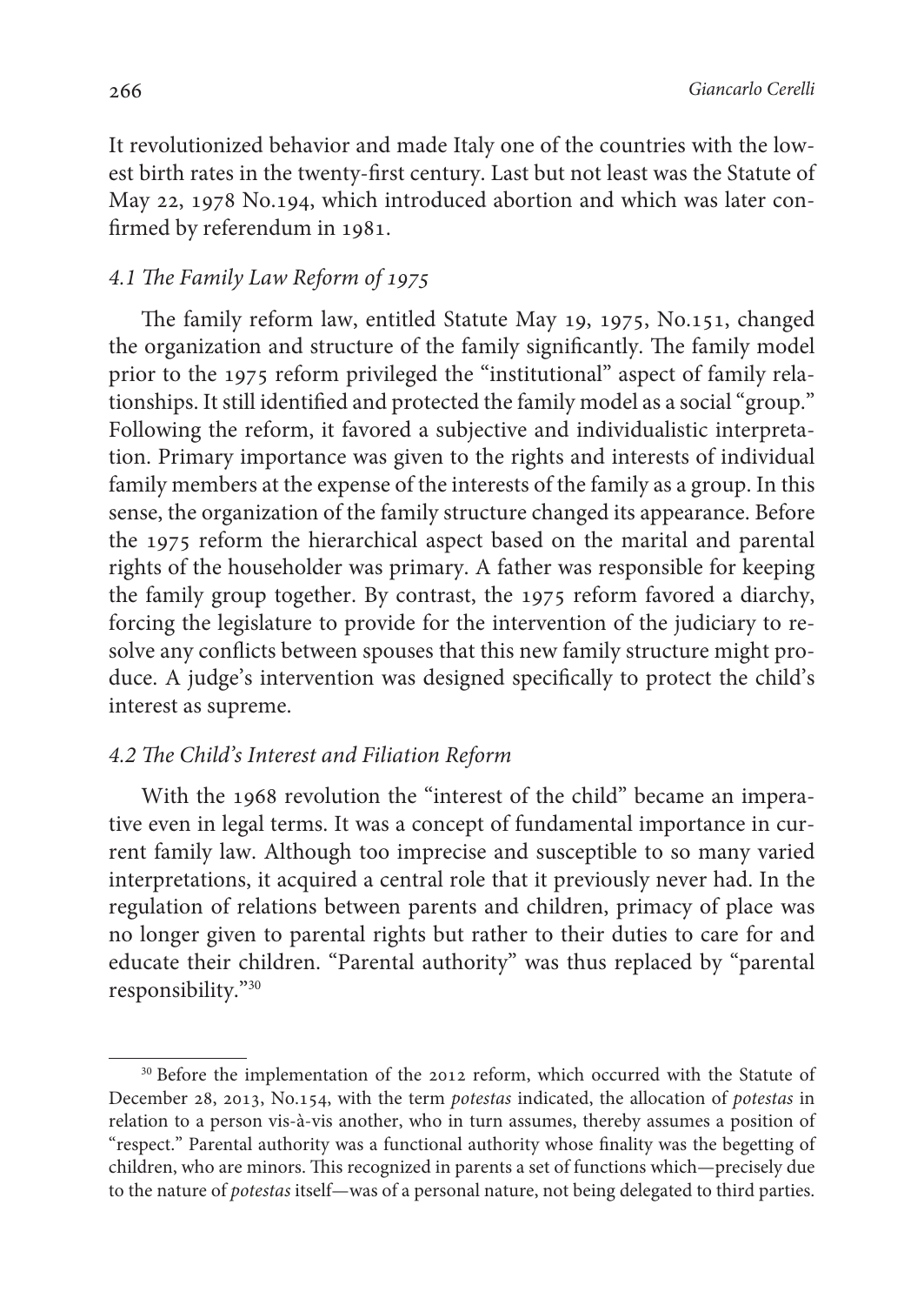It revolutionized behavior and made Italy one of the countries with the lowest birth rates in the twenty-first century. Last but not least was the Statute of May 22, 1978 No.194, which introduced abortion and which was later confirmed by referendum in 1981.

### *4.1 The Family Law Reform of 1975*

The family reform law, entitled Statute May 19, 1975, No.151, changed the organization and structure of the family significantly. The family model prior to the 1975 reform privileged the "institutional" aspect of family relationships. It still identified and protected the family model as a social "group." Following the reform, it favored a subjective and individualistic interpretation. Primary importance was given to the rights and interests of individual family members at the expense of the interests of the family as a group. In this sense, the organization of the family structure changed its appearance. Before the 1975 reform the hierarchical aspect based on the marital and parental rights of the householder was primary. A father was responsible for keeping the family group together. By contrast, the 1975 reform favored a diarchy, forcing the legislature to provide for the intervention of the judiciary to resolve any conflicts between spouses that this new family structure might produce. A judge's intervention was designed specifically to protect the child's interest as supreme.

### *4.2 The Child's Interest and Filiation Reform*

With the 1968 revolution the "interest of the child" became an imperative even in legal terms. It was a concept of fundamental importance in current family law. Although too imprecise and susceptible to so many varied interpretations, it acquired a central role that it previously never had. In the regulation of relations between parents and children, primacy of place was no longer given to parental rights but rather to their duties to care for and educate their children. "Parental authority" was thus replaced by "parental responsibility."[30]

---

[30] Before the implementation of the 2012 reform, which occurred with the Statute of December 28, 2013, No.154, with the term *potestas* indicated, the allocation of *potestas* in relation to a person vis-à-vis another, who in turn assumes, thereby assumes a position of "respect." Parental authority was a functional authority whose finality was the begetting of children, who are minors. This recognized in parents a set of functions which—precisely due to the nature of *potestas* itself—was of a personal nature, not being delegated to third parties.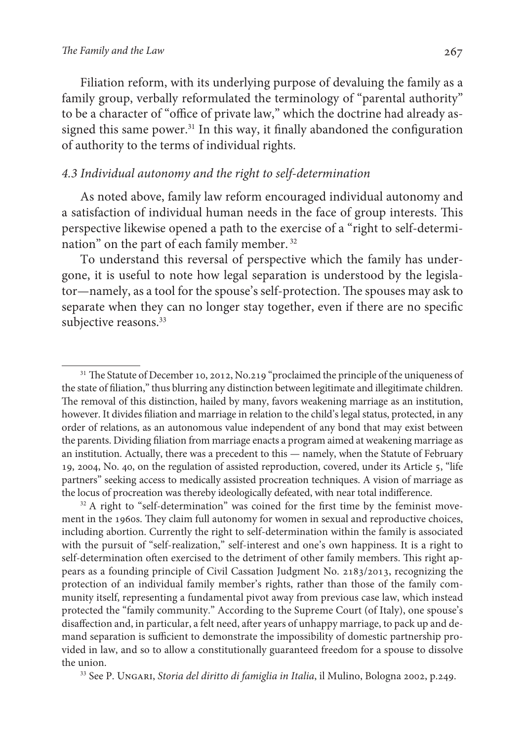Filiation reform, with its underlying purpose of devaluing the family as a family group, verbally reformulated the terminology of "parental authority" to be a character of "office of private law," which the doctrine had already assigned this same power.[31] In this way, it finally abandoned the configuration of authority to the terms of individual rights.

### *4.3 Individual autonomy and the right to self-determination*

As noted above, family law reform encouraged individual autonomy and a satisfaction of individual human needs in the face of group interests. This perspective likewise opened a path to the exercise of a "right to self-determination" on the part of each family member. [32]

To understand this reversal of perspective which the family has undergone, it is useful to note how legal separation is understood by the legislator—namely, as a tool for the spouse's self-protection. The spouses may ask to separate when they can no longer stay together, even if there are no specific subjective reasons.[33]

---

[31] The Statute of December 10, 2012, No.219 "proclaimed the principle of the uniqueness of the state of filiation," thus blurring any distinction between legitimate and illegitimate children. The removal of this distinction, hailed by many, favors weakening marriage as an institution, however. It divides filiation and marriage in relation to the child's legal status, protected, in any order of relations, as an autonomous value independent of any bond that may exist between the parents. Dividing filiation from marriage enacts a program aimed at weakening marriage as an institution. Actually, there was a precedent to this — namely, when the Statute of February 19, 2004, No. 40, on the regulation of assisted reproduction, covered, under its Article 5, "life partners" seeking access to medically assisted procreation techniques. A vision of marriage as the locus of procreation was thereby ideologically defeated, with near total indifference.

[32] A right to "self-determination" was coined for the first time by the feminist movement in the 1960s. They claim full autonomy for women in sexual and reproductive choices, including abortion. Currently the right to self-determination within the family is associated with the pursuit of "self-realization," self-interest and one's own happiness. It is a right to self-determination often exercised to the detriment of other family members. This right appears as a founding principle of Civil Cassation Judgment No. 2183/2013, recognizing the protection of an individual family member's rights, rather than those of the family community itself, representing a fundamental pivot away from previous case law, which instead protected the "family community." According to the Supreme Court (of Italy), one spouse's disaffection and, in particular, a felt need, after years of unhappy marriage, to pack up and demand separation is sufficient to demonstrate the impossibility of domestic partnership provided in law, and so to allow a constitutionally guaranteed freedom for a spouse to dissolve the union.

[33] See P. Ungari, *Storia del diritto di famiglia in Italia*, il Mulino, Bologna 2002, p.249.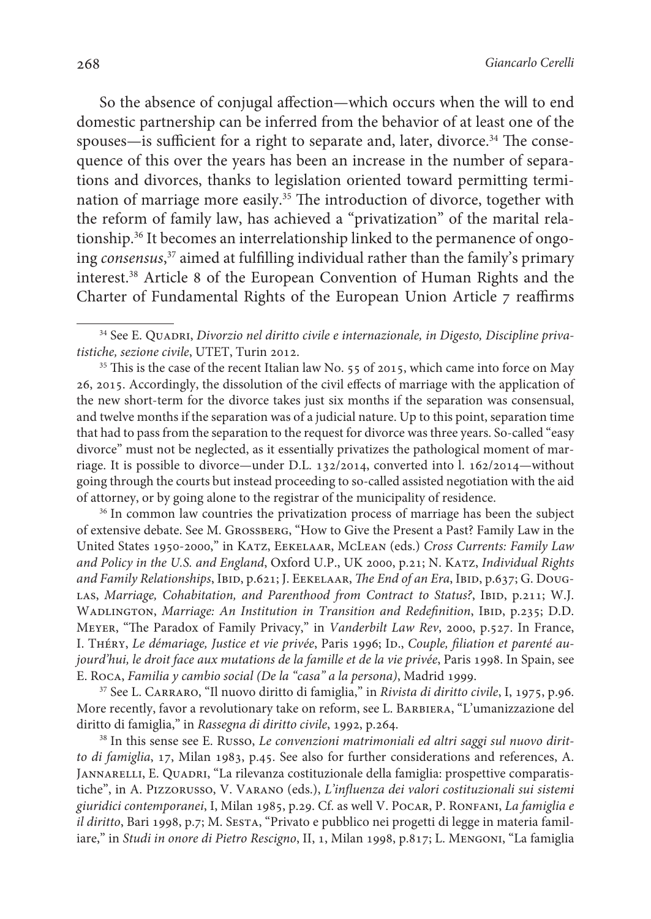So the absence of conjugal affection—which occurs when the will to end domestic partnership can be inferred from the behavior of at least one of the spouses—is sufficient for a right to separate and, later, divorce.[34] The consequence of this over the years has been an increase in the number of separations and divorces, thanks to legislation oriented toward permitting termination of marriage more easily.[35] The introduction of divorce, together with the reform of family law, has achieved a "privatization" of the marital relationship.[36] It becomes an interrelationship linked to the permanence of ongoing *consensus*,[37] aimed at fulfilling individual rather than the family's primary interest.[38] Article 8 of the European Convention of Human Rights and the Charter of Fundamental Rights of the European Union Article 7 reaffirms

---

[34] See E. Quadri, *Divorzio nel diritto civile e internazionale, in Digesto, Discipline privatistiche, sezione civile*, UTET, Turin 2012.

[35] This is the case of the recent Italian law No. 55 of 2015, which came into force on May 26, 2015. Accordingly, the dissolution of the civil effects of marriage with the application of the new short-term for the divorce takes just six months if the separation was consensual, and twelve months if the separation was of a judicial nature. Up to this point, separation time that had to pass from the separation to the request for divorce was three years. So-called "easy divorce" must not be neglected, as it essentially privatizes the pathological moment of marriage. It is possible to divorce—under D.L. 132/2014, converted into l. 162/2014—without going through the courts but instead proceeding to so-called assisted negotiation with the aid of attorney, or by going alone to the registrar of the municipality of residence.

[36] In common law countries the privatization process of marriage has been the subject of extensive debate. See M. Grossberg, "How to Give the Present a Past? Family Law in the United States 1950-2000," in Katz, Eekelaar, McLean (eds.) *Cross Currents: Family Law and Policy in the U.S. and England*, Oxford U.P., UK 2000, p.21; N. Katz, *Individual Rights and Family Relationships*, Ibid, p.621; J. Eekelaar, *The End of an Era*, Ibid, p.637; G. Douglas, *Marriage, Cohabitation, and Parenthood from Contract to Status?*, Ibid, p.211; W.J. Wadlington, *Marriage: An Institution in Transition and Redefinition*, Ibid, p.235; D.D. Meyer, "The Paradox of Family Privacy," in *Vanderbilt Law Rev*, 2000, p.527. In France, I. Théry, *Le démariage, Justice et vie privée*, Paris 1996; Id., *Couple, filiation et parenté aujourd'hui, le droit face aux mutations de la famille et de la vie privée*, Paris 1998. In Spain, see E. Roca, *Familia y cambio social (De la "casa" a la persona)*, Madrid 1999.

[37] See L. Carraro, "Il nuovo diritto di famiglia," in *Rivista di diritto civile*, I, 1975, p.96. More recently, favor a revolutionary take on reform, see L. Barbiera, "L'umanizzazione del diritto di famiglia," in *Rassegna di diritto civile*, 1992, p.264.

[38] In this sense see E. Russo, *Le convenzioni matrimoniali ed altri saggi sul nuovo diritto di famiglia*, 17, Milan 1983, p.45. See also for further considerations and references, A. Jannarelli, E. Quadri, "La rilevanza costituzionale della famiglia: prospettive comparatistiche", in A. Pizzorusso, V. Varano (eds.), *L'influenza dei valori costituzionali sui sistemi giuridici contemporanei*, I, Milan 1985, p.29. Cf. as well V. Pocar, P. Ronfani, *La famiglia e il diritto*, Bari 1998, p.7; M. Sesta, "Privato e pubblico nei progetti di legge in materia familiare," in *Studi in onore di Pietro Rescigno*, II, 1, Milan 1998, p.817; L. Mengoni, "La famiglia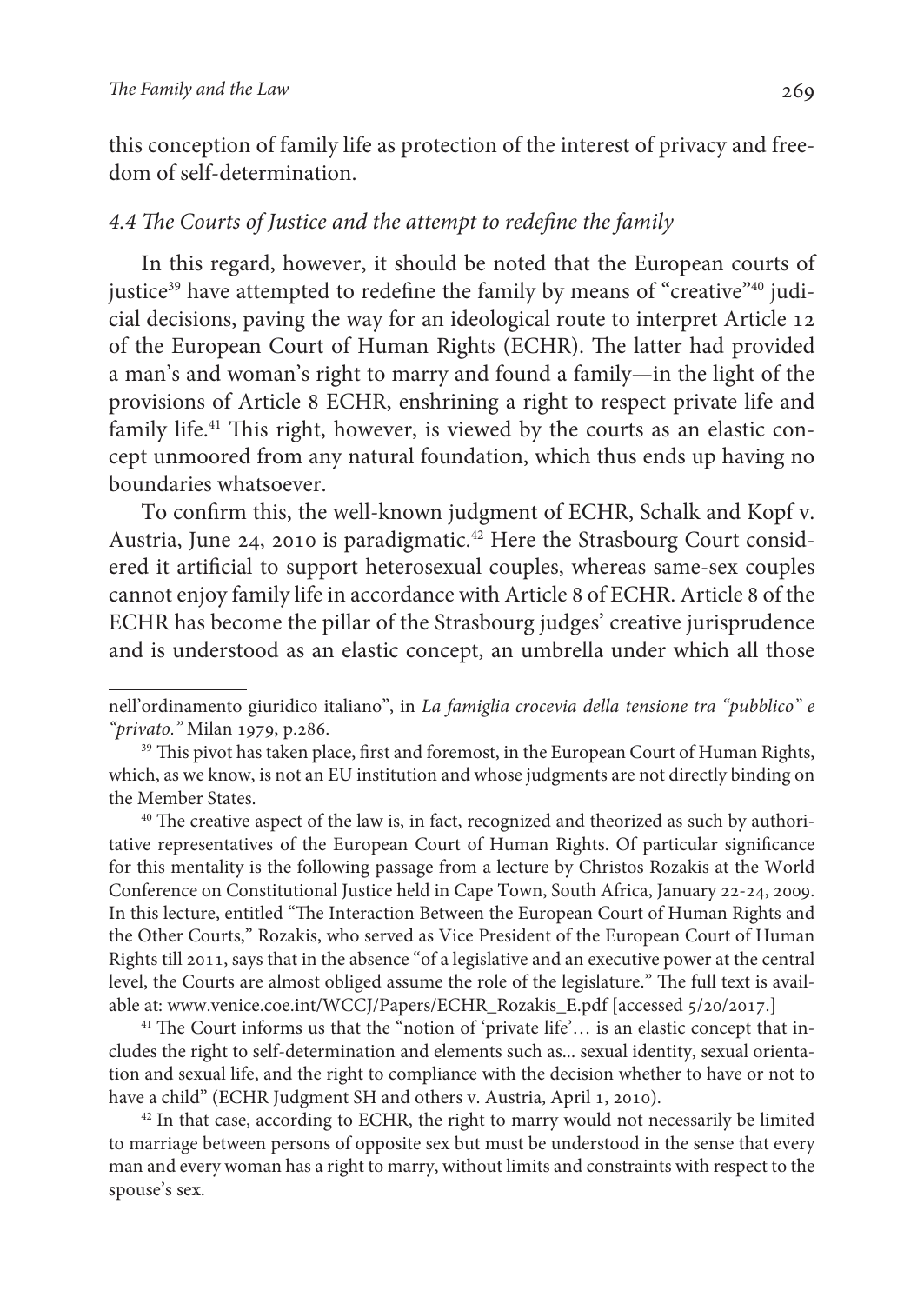this conception of family life as protection of the interest of privacy and freedom of self-determination.

### *4.4 The Courts of Justice and the attempt to redefine the family*

In this regard, however, it should be noted that the European courts of justice[39] have attempted to redefine the family by means of "creative"[40] judicial decisions, paving the way for an ideological route to interpret Article 12 of the European Court of Human Rights (ECHR). The latter had provided a man's and woman's right to marry and found a family—in the light of the provisions of Article 8 ECHR, enshrining a right to respect private life and family life.[41] This right, however, is viewed by the courts as an elastic concept unmoored from any natural foundation, which thus ends up having no boundaries whatsoever.

To confirm this, the well-known judgment of ECHR, Schalk and Kopf v. Austria, June 24, 2010 is paradigmatic.[42] Here the Strasbourg Court considered it artificial to support heterosexual couples, whereas same-sex couples cannot enjoy family life in accordance with Article 8 of ECHR. Article 8 of the ECHR has become the pillar of the Strasbourg judges' creative jurisprudence and is understood as an elastic concept, an umbrella under which all those

---

nell'ordinamento giuridico italiano", in *La famiglia crocevia della tensione tra "pubblico" e "privato."* Milan 1979, p.286.

[39] This pivot has taken place, first and foremost, in the European Court of Human Rights, which, as we know, is not an EU institution and whose judgments are not directly binding on the Member States.

[40] The creative aspect of the law is, in fact, recognized and theorized as such by authoritative representatives of the European Court of Human Rights. Of particular significance for this mentality is the following passage from a lecture by Christos Rozakis at the World Conference on Constitutional Justice held in Cape Town, South Africa, January 22-24, 2009. In this lecture, entitled "The Interaction Between the European Court of Human Rights and the Other Courts," Rozakis, who served as Vice President of the European Court of Human Rights till 2011, says that in the absence "of a legislative and an executive power at the central level, the Courts are almost obliged assume the role of the legislature." The full text is available at: www.venice.coe.int/WCCJ/Papers/ECHR_Rozakis_E.pdf [accessed 5/20/2017.]

[41] The Court informs us that the "notion of 'private life'… is an elastic concept that includes the right to self-determination and elements such as... sexual identity, sexual orientation and sexual life, and the right to compliance with the decision whether to have or not to have a child" (ECHR Judgment SH and others v. Austria, April 1, 2010).

[42] In that case, according to ECHR, the right to marry would not necessarily be limited to marriage between persons of opposite sex but must be understood in the sense that every man and every woman has a right to marry, without limits and constraints with respect to the spouse's sex.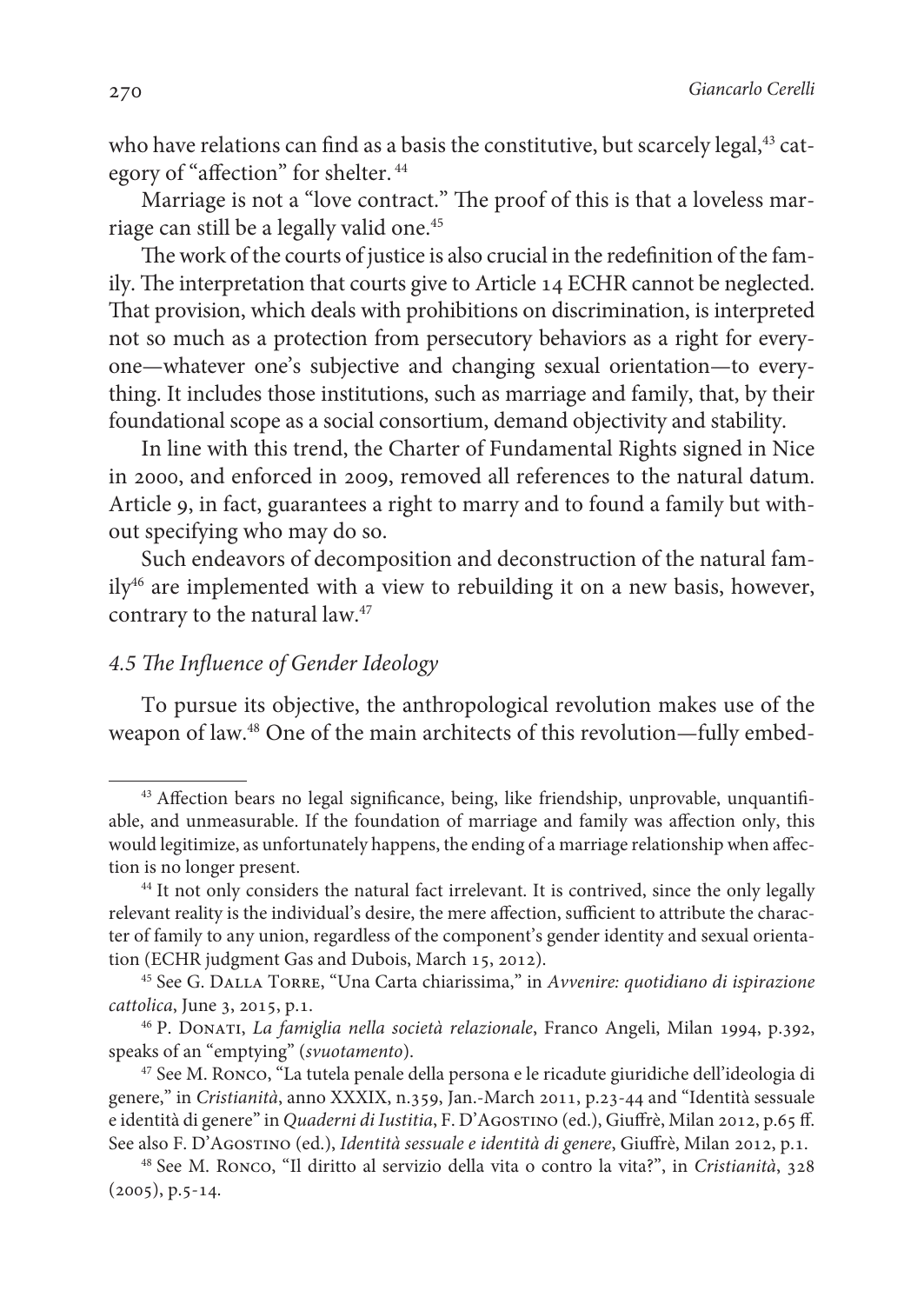who have relations can find as a basis the constitutive, but scarcely legal,[43] category of "affection" for shelter.[44]

Marriage is not a "love contract." The proof of this is that a loveless marriage can still be a legally valid one.[45]

The work of the courts of justice is also crucial in the redefinition of the family. The interpretation that courts give to Article 14 ECHR cannot be neglected. That provision, which deals with prohibitions on discrimination, is interpreted not so much as a protection from persecutory behaviors as a right for everyone—whatever one's subjective and changing sexual orientation—to everything. It includes those institutions, such as marriage and family, that, by their foundational scope as a social consortium, demand objectivity and stability.

In line with this trend, the Charter of Fundamental Rights signed in Nice in 2000, and enforced in 2009, removed all references to the natural datum. Article 9, in fact, guarantees a right to marry and to found a family but without specifying who may do so.

Such endeavors of decomposition and deconstruction of the natural family[46] are implemented with a view to rebuilding it on a new basis, however, contrary to the natural law.[47]

### *4.5 The Influence of Gender Ideology*

To pursue its objective, the anthropological revolution makes use of the weapon of law.[48] One of the main architects of this revolution—fully embed-

---

[43] Affection bears no legal significance, being, like friendship, unprovable, unquantifiable, and unmeasurable. If the foundation of marriage and family was affection only, this would legitimize, as unfortunately happens, the ending of a marriage relationship when affection is no longer present.

[44] It not only considers the natural fact irrelevant. It is contrived, since the only legally relevant reality is the individual's desire, the mere affection, sufficient to attribute the character of family to any union, regardless of the component's gender identity and sexual orientation (ECHR judgment Gas and Dubois, March 15, 2012).

[45] See G. Dalla Torre, "Una Carta chiarissima," in *Avvenire: quotidiano di ispirazione cattolica*, June 3, 2015, p.1.

[46] P. Donati, *La famiglia nella società relazionale*, Franco Angeli, Milan 1994, p.392, speaks of an "emptying" (*svuotamento*).

[47] See M. Ronco, "La tutela penale della persona e le ricadute giuridiche dell'ideologia di genere," in *Cristianità*, anno XXXIX, n.359, Jan.-March 2011, p.23-44 and "Identità sessuale e identità di genere" in *Quaderni di Iustitia*, F. D'Agostino (ed.), Giuffrè, Milan 2012, p.65 ff. See also F. D'Agostino (ed.), *Identità sessuale e identità di genere*, Giuffrè, Milan 2012, p.1.

[48] See M. Ronco, "Il diritto al servizio della vita o contro la vita?", in *Cristianità*, 328 (2005), p.5-14.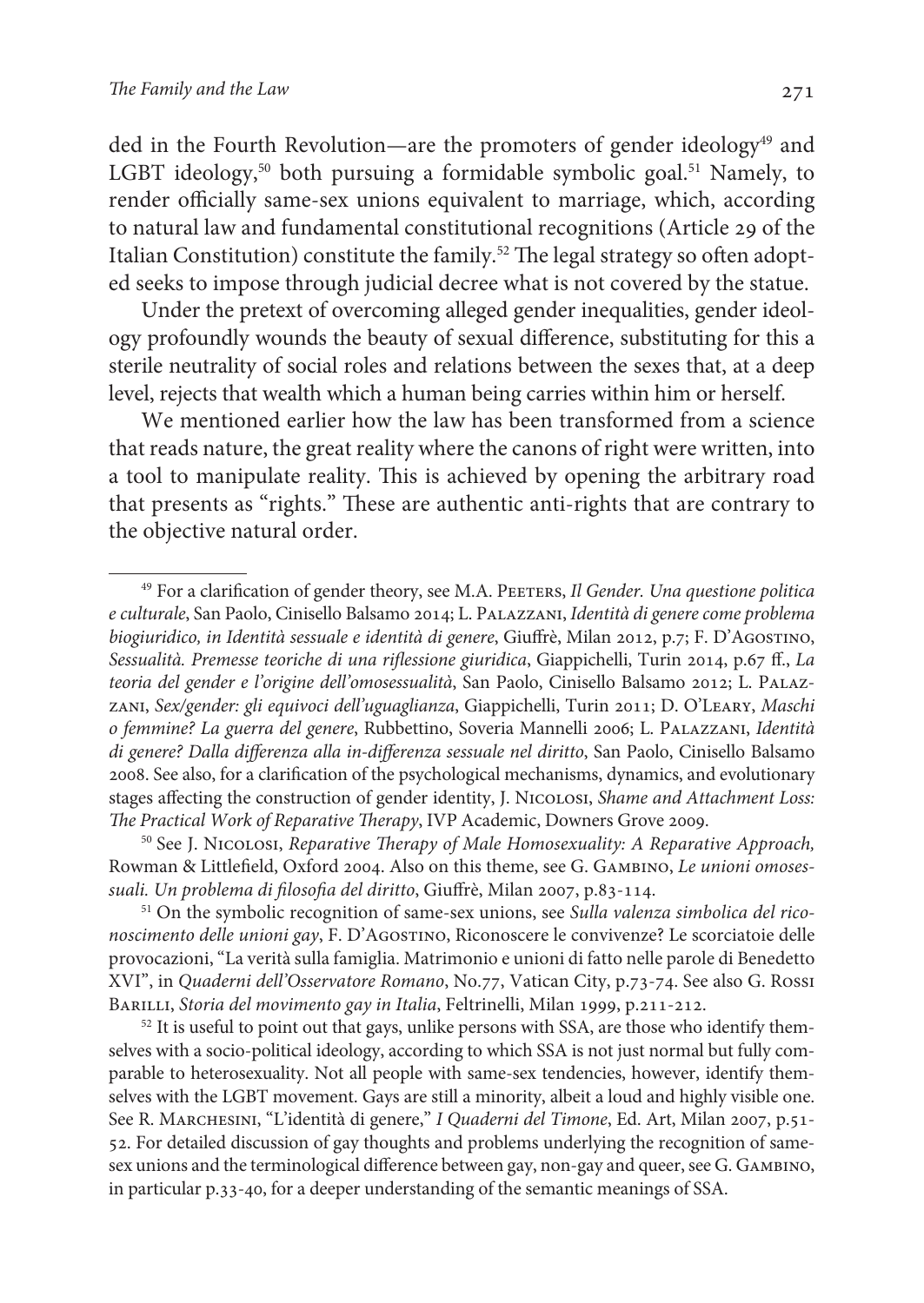ded in the Fourth Revolution—are the promoters of gender ideology[49] and LGBT ideology,[50] both pursuing a formidable symbolic goal.[51] Namely, to render officially same-sex unions equivalent to marriage, which, according to natural law and fundamental constitutional recognitions (Article 29 of the Italian Constitution) constitute the family.[52] The legal strategy so often adopted seeks to impose through judicial decree what is not covered by the statue.

Under the pretext of overcoming alleged gender inequalities, gender ideology profoundly wounds the beauty of sexual difference, substituting for this a sterile neutrality of social roles and relations between the sexes that, at a deep level, rejects that wealth which a human being carries within him or herself.

We mentioned earlier how the law has been transformed from a science that reads nature, the great reality where the canons of right were written, into a tool to manipulate reality. This is achieved by opening the arbitrary road that presents as "rights." These are authentic anti-rights that are contrary to the objective natural order.

---

[49] For a clarification of gender theory, see M.A. Peeters, *Il Gender. Una questione politica e culturale*, San Paolo, Cinisello Balsamo 2014; L. Palazzani, *Identità di genere come problema biogiuridico, in Identità sessuale e identità di genere*, Giuffrè, Milan 2012, p.7; F. D'Agostino, *Sessualità. Premesse teoriche di una riflessione giuridica*, Giappichelli, Turin 2014, p.67 ff., *La teoria del gender e l'origine dell'omosessualità*, San Paolo, Cinisello Balsamo 2012; L. Palazzani, *Sex/gender: gli equivoci dell'uguaglianza*, Giappichelli, Turin 2011; D. O'Leary, *Maschi o femmine? La guerra del genere*, Rubbettino, Soveria Mannelli 2006; L. Palazzani, *Identità di genere? Dalla differenza alla in-differenza sessuale nel diritto*, San Paolo, Cinisello Balsamo 2008. See also, for a clarification of the psychological mechanisms, dynamics, and evolutionary stages affecting the construction of gender identity, J. Nicolosi, *Shame and Attachment Loss: The Practical Work of Reparative Therapy*, IVP Academic, Downers Grove 2009.

[50] See J. Nicolosi, *Reparative Therapy of Male Homosexuality: A Reparative Approach,* Rowman & Littlefield, Oxford 2004. Also on this theme, see G. Gambino, *Le unioni omosessuali. Un problema di filosofia del diritto*, Giuffrè, Milan 2007, p.83-114.

[51] On the symbolic recognition of same-sex unions, see *Sulla valenza simbolica del riconoscimento delle unioni gay*, F. D'Agostino, Riconoscere le convivenze? Le scorciatoie delle provocazioni, "La verità sulla famiglia. Matrimonio e unioni di fatto nelle parole di Benedetto XVI", in *Quaderni dell'Osservatore Romano*, No.77, Vatican City, p.73-74. See also G. Rossi Barilli, *Storia del movimento gay in Italia*, Feltrinelli, Milan 1999, p.211-212.

[52] It is useful to point out that gays, unlike persons with SSA, are those who identify themselves with a socio-political ideology, according to which SSA is not just normal but fully comparable to heterosexuality. Not all people with same-sex tendencies, however, identify themselves with the LGBT movement. Gays are still a minority, albeit a loud and highly visible one. See R. Marchesini, "L'identità di genere," *I Quaderni del Timone*, Ed. Art, Milan 2007, p.51-52. For detailed discussion of gay thoughts and problems underlying the recognition of same-sex unions and the terminological difference between gay, non-gay and queer, see G. Gambino, in particular p.33-40, for a deeper understanding of the semantic meanings of SSA.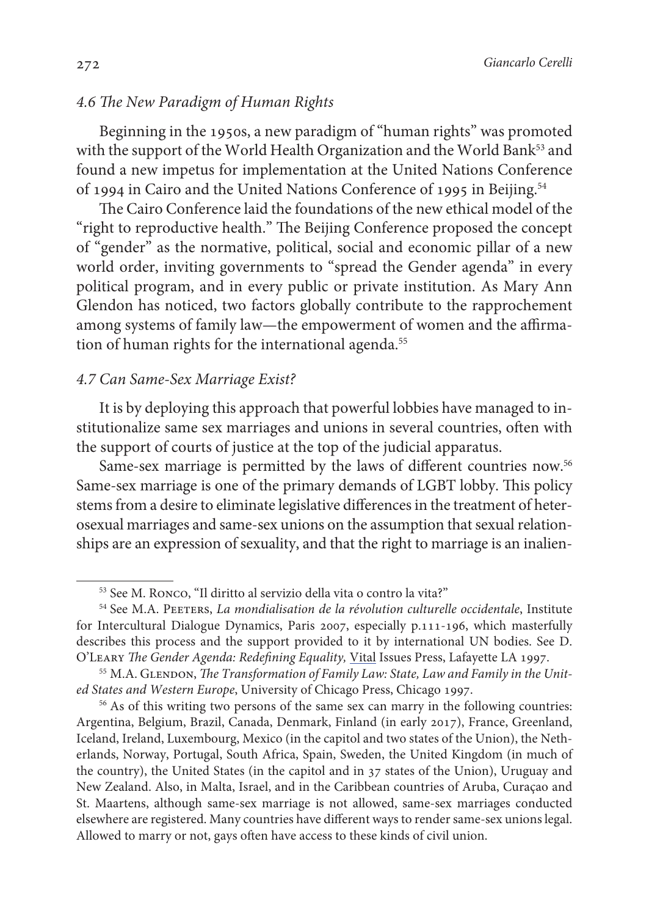### *4.6 The New Paradigm of Human Rights*

Beginning in the 1950s, a new paradigm of "human rights" was promoted with the support of the World Health Organization and the World Bank[53] and found a new impetus for implementation at the United Nations Conference of 1994 in Cairo and the United Nations Conference of 1995 in Beijing.[54]

The Cairo Conference laid the foundations of the new ethical model of the "right to reproductive health." The Beijing Conference proposed the concept of "gender" as the normative, political, social and economic pillar of a new world order, inviting governments to "spread the Gender agenda" in every political program, and in every public or private institution. As Mary Ann Glendon has noticed, two factors globally contribute to the rapprochement among systems of family law—the empowerment of women and the affirmation of human rights for the international agenda.[55]

### *4.7 Can Same-Sex Marriage Exist?*

It is by deploying this approach that powerful lobbies have managed to institutionalize same sex marriages and unions in several countries, often with the support of courts of justice at the top of the judicial apparatus.

Same-sex marriage is permitted by the laws of different countries now.[56] Same-sex marriage is one of the primary demands of LGBT lobby. This policy stems from a desire to eliminate legislative differences in the treatment of heterosexual marriages and same-sex unions on the assumption that sexual relationships are an expression of sexuality, and that the right to marriage is an inalien-

---

[53] See M. Ronco, "Il diritto al servizio della vita o contro la vita?"

[54] See M.A. Peeters, *La mondialisation de la révolution culturelle occidentale*, Institute for Intercultural Dialogue Dynamics, Paris 2007, especially p.111-196, which masterfully describes this process and the support provided to it by international UN bodies. See D. O'Leary *The Gender Agenda: Redefining Equality,* Vital Issues Press, Lafayette LA 1997.

[55] M.A. Glendon, *The Transformation of Family Law: State, Law and Family in the United States and Western Europe*, University of Chicago Press, Chicago 1997.

[56] As of this writing two persons of the same sex can marry in the following countries: Argentina, Belgium, Brazil, Canada, Denmark, Finland (in early 2017), France, Greenland, Iceland, Ireland, Luxembourg, Mexico (in the capitol and two states of the Union), the Netherlands, Norway, Portugal, South Africa, Spain, Sweden, the United Kingdom (in much of the country), the United States (in the capitol and in 37 states of the Union), Uruguay and New Zealand. Also, in Malta, Israel, and in the Caribbean countries of Aruba, Curaçao and St. Maartens, although same-sex marriage is not allowed, same-sex marriages conducted elsewhere are registered. Many countries have different ways to render same-sex unions legal. Allowed to marry or not, gays often have access to these kinds of civil union.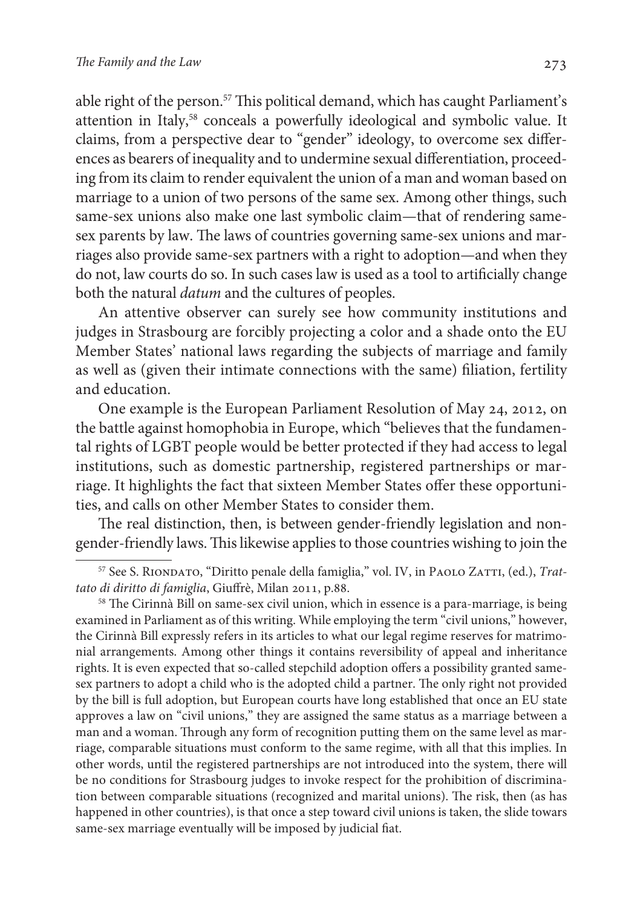able right of the person.[57] This political demand, which has caught Parliament's attention in Italy,[58] conceals a powerfully ideological and symbolic value. It claims, from a perspective dear to "gender" ideology, to overcome sex differences as bearers of inequality and to undermine sexual differentiation, proceeding from its claim to render equivalent the union of a man and woman based on marriage to a union of two persons of the same sex. Among other things, such same-sex unions also make one last symbolic claim—that of rendering same-sex parents by law. The laws of countries governing same-sex unions and marriages also provide same-sex partners with a right to adoption—and when they do not, law courts do so. In such cases law is used as a tool to artificially change both the natural *datum* and the cultures of peoples.

An attentive observer can surely see how community institutions and judges in Strasbourg are forcibly projecting a color and a shade onto the EU Member States' national laws regarding the subjects of marriage and family as well as (given their intimate connections with the same) filiation, fertility and education.

One example is the European Parliament Resolution of May 24, 2012, on the battle against homophobia in Europe, which "believes that the fundamental rights of LGBT people would be better protected if they had access to legal institutions, such as domestic partnership, registered partnerships or marriage. It highlights the fact that sixteen Member States offer these opportunities, and calls on other Member States to consider them.

The real distinction, then, is between gender-friendly legislation and non-gender-friendly laws. This likewise applies to those countries wishing to join the

---

[57] See S. Riondato, "Diritto penale della famiglia," vol. IV, in Paolo Zatti, (ed.), *Trattato di diritto di famiglia*, Giuffrè, Milan 2011, p.88.

[58] The Cirinnà Bill on same-sex civil union, which in essence is a para-marriage, is being examined in Parliament as of this writing. While employing the term "civil unions," however, the Cirinnà Bill expressly refers in its articles to what our legal regime reserves for matrimonial arrangements. Among other things it contains reversibility of appeal and inheritance rights. It is even expected that so-called stepchild adoption offers a possibility granted same-sex partners to adopt a child who is the adopted child a partner. The only right not provided by the bill is full adoption, but European courts have long established that once an EU state approves a law on "civil unions," they are assigned the same status as a marriage between a man and a woman. Through any form of recognition putting them on the same level as marriage, comparable situations must conform to the same regime, with all that this implies. In other words, until the registered partnerships are not introduced into the system, there will be no conditions for Strasbourg judges to invoke respect for the prohibition of discrimination between comparable situations (recognized and marital unions). The risk, then (as has happened in other countries), is that once a step toward civil unions is taken, the slide towars same-sex marriage eventually will be imposed by judicial fiat.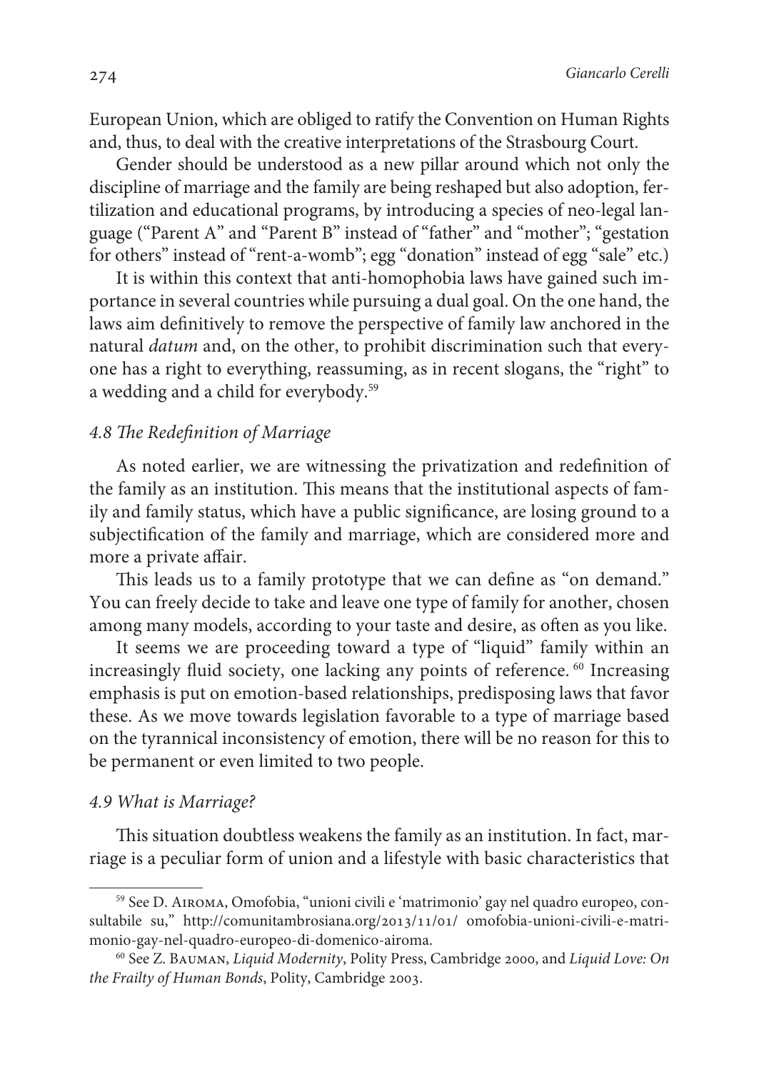European Union, which are obliged to ratify the Convention on Human Rights and, thus, to deal with the creative interpretations of the Strasbourg Court.

Gender should be understood as a new pillar around which not only the discipline of marriage and the family are being reshaped but also adoption, fertilization and educational programs, by introducing a species of neo-legal language ("Parent A" and "Parent B" instead of "father" and "mother"; "gestation for others" instead of "rent-a-womb"; egg "donation" instead of egg "sale" etc.)

It is within this context that anti-homophobia laws have gained such importance in several countries while pursuing a dual goal. On the one hand, the laws aim definitively to remove the perspective of family law anchored in the natural *datum* and, on the other, to prohibit discrimination such that everyone has a right to everything, reassuming, as in recent slogans, the "right" to a wedding and a child for everybody.[59]

### *4.8 The Redefinition of Marriage*

As noted earlier, we are witnessing the privatization and redefinition of the family as an institution. This means that the institutional aspects of family and family status, which have a public significance, are losing ground to a subjectification of the family and marriage, which are considered more and more a private affair.

This leads us to a family prototype that we can define as "on demand." You can freely decide to take and leave one type of family for another, chosen among many models, according to your taste and desire, as often as you like.

It seems we are proceeding toward a type of "liquid" family within an increasingly fluid society, one lacking any points of reference. [60] Increasing emphasis is put on emotion-based relationships, predisposing laws that favor these. As we move towards legislation favorable to a type of marriage based on the tyrannical inconsistency of emotion, there will be no reason for this to be permanent or even limited to two people.

### *4.9 What is Marriage?*

This situation doubtless weakens the family as an institution. In fact, marriage is a peculiar form of union and a lifestyle with basic characteristics that

---

[59] See D. Airoma, Omofobia, "unioni civili e 'matrimonio' gay nel quadro europeo, consultabile su," http://comunitambrosiana.org/2013/11/01/ omofobia-unioni-civili-e-matrimonio-gay-nel-quadro-europeo-di-domenico-airoma.

[60] See Z. Bauman, *Liquid Modernity*, Polity Press, Cambridge 2000, and *Liquid Love: On the Frailty of Human Bonds*, Polity, Cambridge 2003.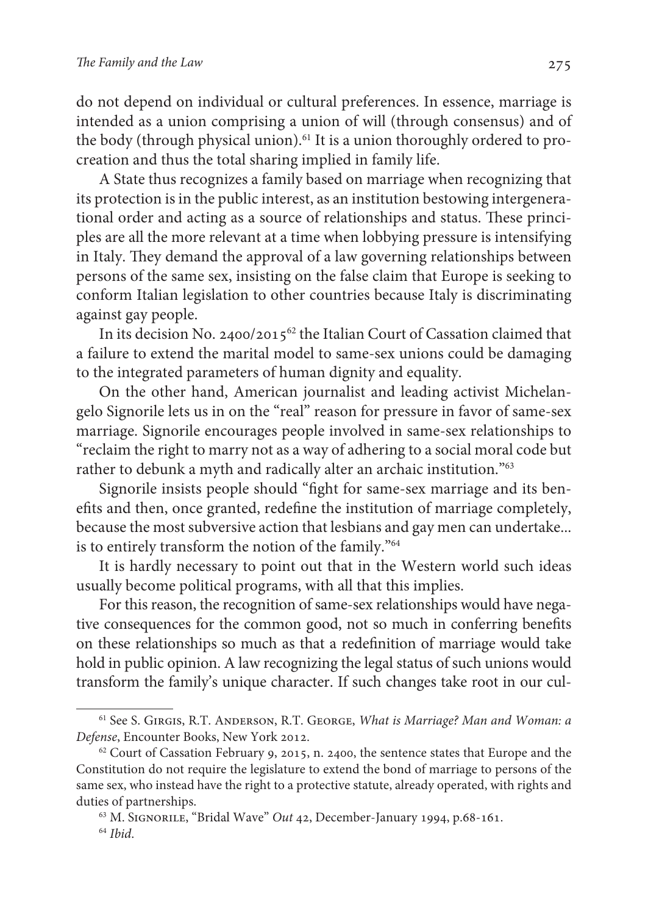do not depend on individual or cultural preferences. In essence, marriage is intended as a union comprising a union of will (through consensus) and of the body (through physical union).[61] It is a union thoroughly ordered to procreation and thus the total sharing implied in family life.

A State thus recognizes a family based on marriage when recognizing that its protection is in the public interest, as an institution bestowing intergenerational order and acting as a source of relationships and status. These principles are all the more relevant at a time when lobbying pressure is intensifying in Italy. They demand the approval of a law governing relationships between persons of the same sex, insisting on the false claim that Europe is seeking to conform Italian legislation to other countries because Italy is discriminating against gay people.

In its decision No. 2400/2015[62] the Italian Court of Cassation claimed that a failure to extend the marital model to same-sex unions could be damaging to the integrated parameters of human dignity and equality.

On the other hand, American journalist and leading activist Michelangelo Signorile lets us in on the "real" reason for pressure in favor of same-sex marriage. Signorile encourages people involved in same-sex relationships to "reclaim the right to marry not as a way of adhering to a social moral code but rather to debunk a myth and radically alter an archaic institution."[63]

Signorile insists people should "fight for same-sex marriage and its benefits and then, once granted, redefine the institution of marriage completely, because the most subversive action that lesbians and gay men can undertake... is to entirely transform the notion of the family."[64]

It is hardly necessary to point out that in the Western world such ideas usually become political programs, with all that this implies.

For this reason, the recognition of same-sex relationships would have negative consequences for the common good, not so much in conferring benefits on these relationships so much as that a redefinition of marriage would take hold in public opinion. A law recognizing the legal status of such unions would transform the family's unique character. If such changes take root in our cul-

---

[61] See S. Girgis, R.T. Anderson, R.T. George, *What is Marriage? Man and Woman: a Defense*, Encounter Books, New York 2012.

[62] Court of Cassation February 9, 2015, n. 2400, the sentence states that Europe and the Constitution do not require the legislature to extend the bond of marriage to persons of the same sex, who instead have the right to a protective statute, already operated, with rights and duties of partnerships.

[63] M. Signorile, "Bridal Wave" *Out* 42, December-January 1994, p.68-161.

[64] *Ibid*.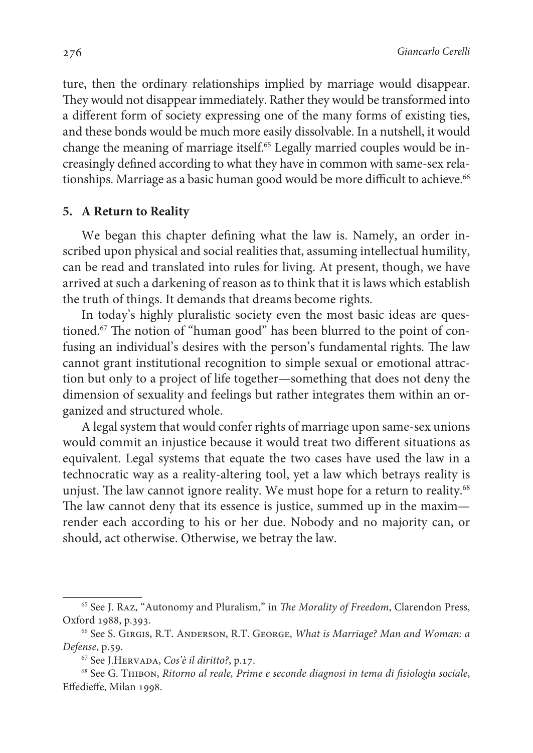ture, then the ordinary relationships implied by marriage would disappear. They would not disappear immediately. Rather they would be transformed into a different form of society expressing one of the many forms of existing ties, and these bonds would be much more easily dissolvable. In a nutshell, it would change the meaning of marriage itself.[65] Legally married couples would be increasingly defined according to what they have in common with same-sex relationships. Marriage as a basic human good would be more difficult to achieve.[66]

## 5. A Return to Reality

We began this chapter defining what the law is. Namely, an order inscribed upon physical and social realities that, assuming intellectual humility, can be read and translated into rules for living. At present, though, we have arrived at such a darkening of reason as to think that it is laws which establish the truth of things. It demands that dreams become rights.

In today's highly pluralistic society even the most basic ideas are questioned.[67] The notion of "human good" has been blurred to the point of confusing an individual's desires with the person's fundamental rights. The law cannot grant institutional recognition to simple sexual or emotional attraction but only to a project of life together—something that does not deny the dimension of sexuality and feelings but rather integrates them within an organized and structured whole.

A legal system that would confer rights of marriage upon same-sex unions would commit an injustice because it would treat two different situations as equivalent. Legal systems that equate the two cases have used the law in a technocratic way as a reality-altering tool, yet a law which betrays reality is unjust. The law cannot ignore reality. We must hope for a return to reality.[68] The law cannot deny that its essence is justice, summed up in the maxim—render each according to his or her due. Nobody and no majority can, or should, act otherwise. Otherwise, we betray the law.

---

[65] See J. Raz, "Autonomy and Pluralism," in *The Morality of Freedom*, Clarendon Press, Oxford 1988, p.393.

[66] See S. Girgis, R.T. Anderson, R.T. George, *What is Marriage? Man and Woman: a Defense*, p.59.

[67] See J.Hervada, *Cos'è il diritto?*, p.17.

[68] See G. Thibon, *Ritorno al reale, Prime e seconde diagnosi in tema di fisiologia sociale*, Effedieffe, Milan 1998.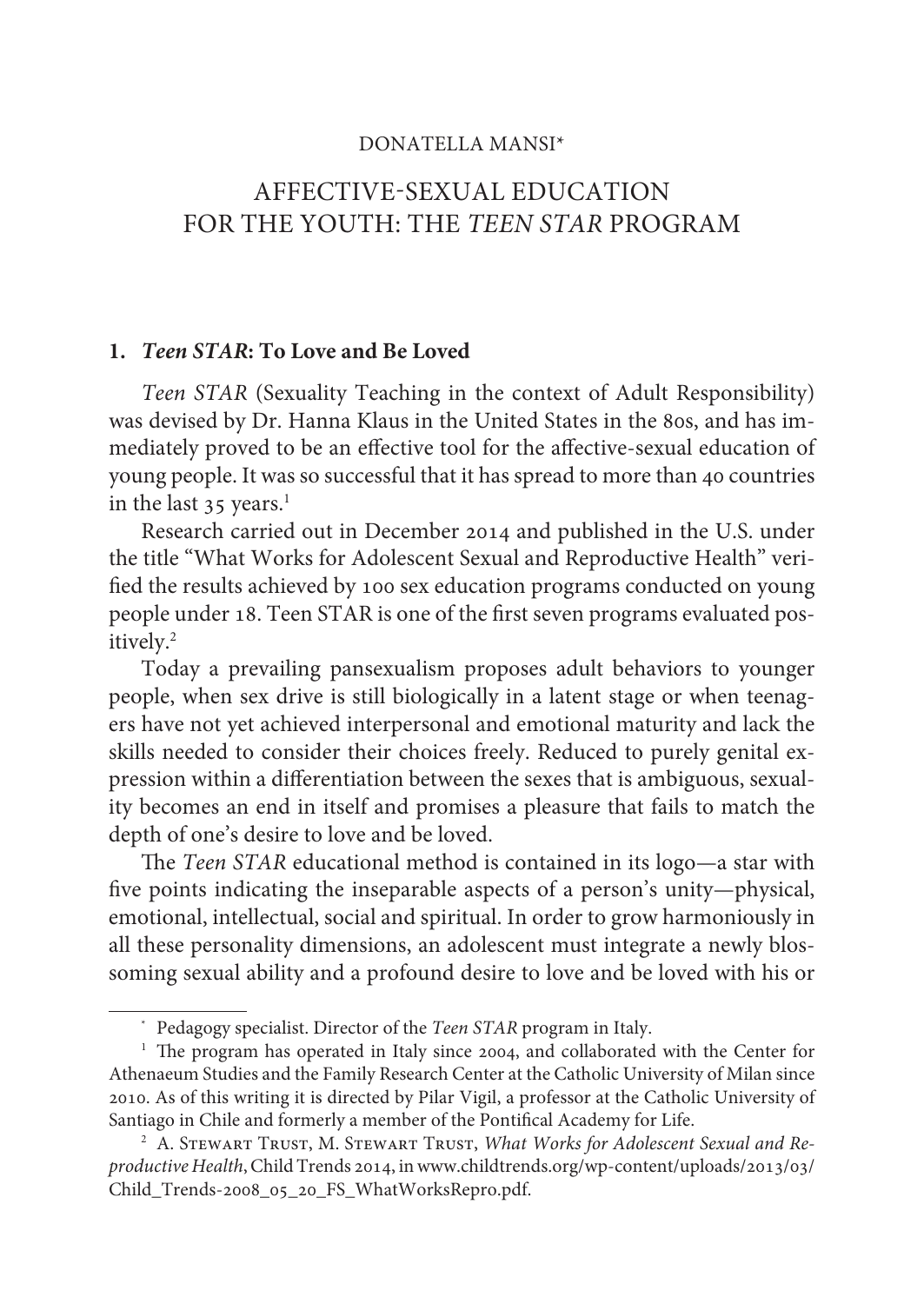DONATELLA MANSI*

# AFFECTIVE-SEXUAL EDUCATION FOR THE YOUTH: THE *TEEN STAR* PROGRAM

## 1. *Teen STAR*: To Love and Be Loved

*Teen STAR* (Sexuality Teaching in the context of Adult Responsibility) was devised by Dr. Hanna Klaus in the United States in the 80s, and has immediately proved to be an effective tool for the affective-sexual education of young people. It was so successful that it has spread to more than 40 countries in the last 35 years.[1]

Research carried out in December 2014 and published in the U.S. under the title "What Works for Adolescent Sexual and Reproductive Health" verified the results achieved by 100 sex education programs conducted on young people under 18. Teen STAR is one of the first seven programs evaluated positively.[2]

Today a prevailing pansexualism proposes adult behaviors to younger people, when sex drive is still biologically in a latent stage or when teenagers have not yet achieved interpersonal and emotional maturity and lack the skills needed to consider their choices freely. Reduced to purely genital expression within a differentiation between the sexes that is ambiguous, sexuality becomes an end in itself and promises a pleasure that fails to match the depth of one's desire to love and be loved.

The *Teen STAR* educational method is contained in its logo—a star with five points indicating the inseparable aspects of a person's unity—physical, emotional, intellectual, social and spiritual. In order to grow harmoniously in all these personality dimensions, an adolescent must integrate a newly blossoming sexual ability and a profound desire to love and be loved with his or

---

\* Pedagogy specialist. Director of the *Teen STAR* program in Italy.

[1] The program has operated in Italy since 2004, and collaborated with the Center for Athenaeum Studies and the Family Research Center at the Catholic University of Milan since 2010. As of this writing it is directed by Pilar Vigil, a professor at the Catholic University of Santiago in Chile and formerly a member of the Pontifical Academy for Life.

[2] A. Stewart Trust, M. Stewart Trust, *What Works for Adolescent Sexual and Reproductive Health*, Child Trends 2014, in www.childtrends.org/wp-content/uploads/2013/03/Child_Trends-2008_05_20_FS_WhatWorksRepro.pdf.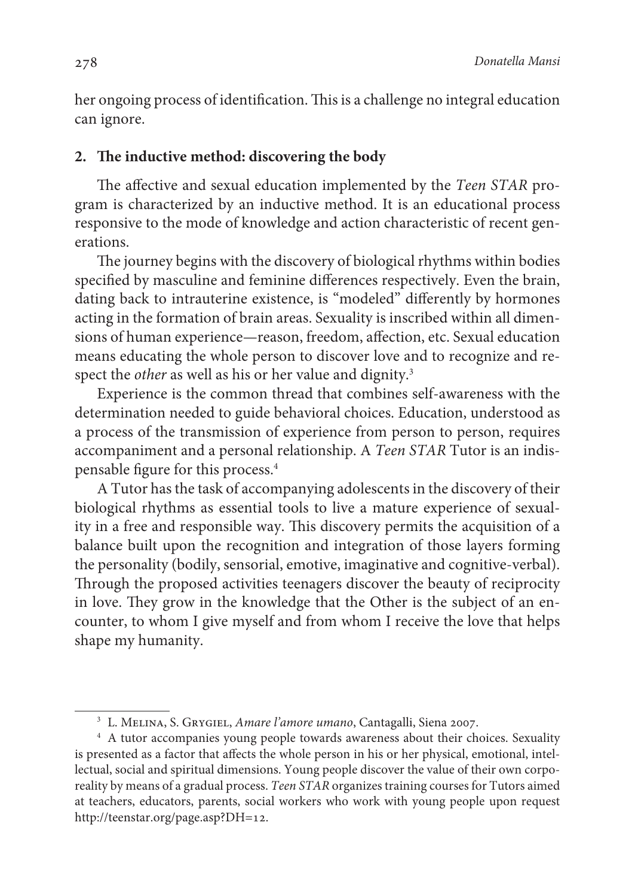her ongoing process of identification. This is a challenge no integral education can ignore.

## 2. The inductive method: discovering the body

The affective and sexual education implemented by the *Teen STAR* program is characterized by an inductive method. It is an educational process responsive to the mode of knowledge and action characteristic of recent generations.

The journey begins with the discovery of biological rhythms within bodies specified by masculine and feminine differences respectively. Even the brain, dating back to intrauterine existence, is "modeled" differently by hormones acting in the formation of brain areas. Sexuality is inscribed within all dimensions of human experience—reason, freedom, affection, etc. Sexual education means educating the whole person to discover love and to recognize and respect the *other* as well as his or her value and dignity.[3]

Experience is the common thread that combines self-awareness with the determination needed to guide behavioral choices. Education, understood as a process of the transmission of experience from person to person, requires accompaniment and a personal relationship. A *Teen STAR* Tutor is an indispensable figure for this process.[4]

A Tutor has the task of accompanying adolescents in the discovery of their biological rhythms as essential tools to live a mature experience of sexuality in a free and responsible way. This discovery permits the acquisition of a balance built upon the recognition and integration of those layers forming the personality (bodily, sensorial, emotive, imaginative and cognitive-verbal). Through the proposed activities teenagers discover the beauty of reciprocity in love. They grow in the knowledge that the Other is the subject of an encounter, to whom I give myself and from whom I receive the love that helps shape my humanity.

---

[3] L. Melina, S. Grygiel, *Amare l'amore umano*, Cantagalli, Siena 2007.

[4] A tutor accompanies young people towards awareness about their choices. Sexuality is presented as a factor that affects the whole person in his or her physical, emotional, intellectual, social and spiritual dimensions. Young people discover the value of their own corporeality by means of a gradual process. *Teen STAR* organizes training courses for Tutors aimed at teachers, educators, parents, social workers who work with young people upon request http://teenstar.org/page.asp?DH=12.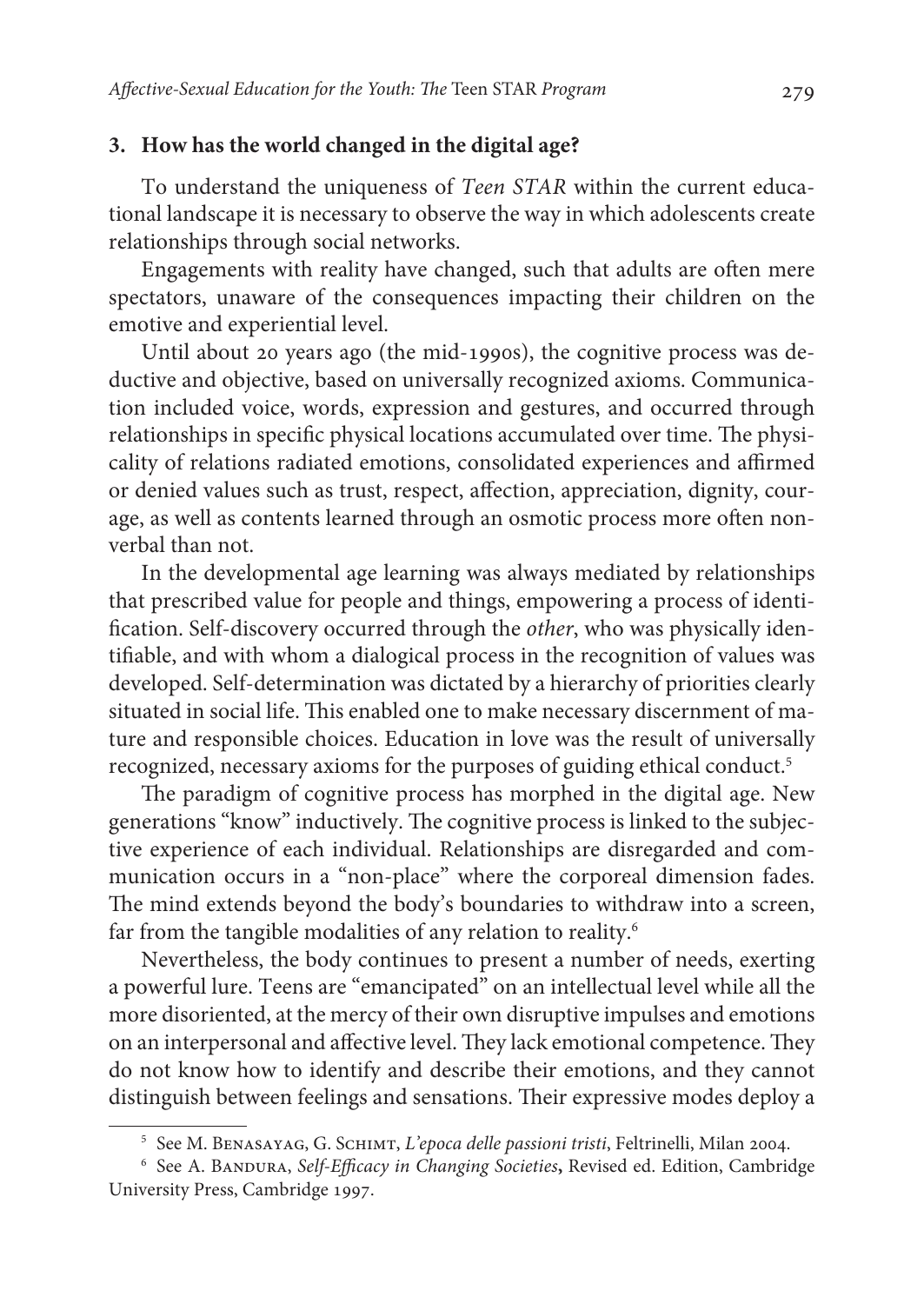## 3. How has the world changed in the digital age?

To understand the uniqueness of *Teen STAR* within the current educational landscape it is necessary to observe the way in which adolescents create relationships through social networks.

Engagements with reality have changed, such that adults are often mere spectators, unaware of the consequences impacting their children on the emotive and experiential level.

Until about 20 years ago (the mid-1990s), the cognitive process was deductive and objective, based on universally recognized axioms. Communication included voice, words, expression and gestures, and occurred through relationships in specific physical locations accumulated over time. The physicality of relations radiated emotions, consolidated experiences and affirmed or denied values such as trust, respect, affection, appreciation, dignity, courage, as well as contents learned through an osmotic process more often nonverbal than not.

In the developmental age learning was always mediated by relationships that prescribed value for people and things, empowering a process of identification. Self-discovery occurred through the *other*, who was physically identifiable, and with whom a dialogical process in the recognition of values was developed. Self-determination was dictated by a hierarchy of priorities clearly situated in social life. This enabled one to make necessary discernment of mature and responsible choices. Education in love was the result of universally recognized, necessary axioms for the purposes of guiding ethical conduct.[5]

The paradigm of cognitive process has morphed in the digital age. New generations "know" inductively. The cognitive process is linked to the subjective experience of each individual. Relationships are disregarded and communication occurs in a "non-place" where the corporeal dimension fades. The mind extends beyond the body's boundaries to withdraw into a screen, far from the tangible modalities of any relation to reality.[6]

Nevertheless, the body continues to present a number of needs, exerting a powerful lure. Teens are "emancipated" on an intellectual level while all the more disoriented, at the mercy of their own disruptive impulses and emotions on an interpersonal and affective level. They lack emotional competence. They do not know how to identify and describe their emotions, and they cannot distinguish between feelings and sensations. Their expressive modes deploy a

---

[5] See M. Benasayag, G. Schimt, *L'epoca delle passioni tristi*, Feltrinelli, Milan 2004.

[6] See A. Bandura, *Self-Efficacy in Changing Societies*, Revised ed. Edition, Cambridge University Press, Cambridge 1997.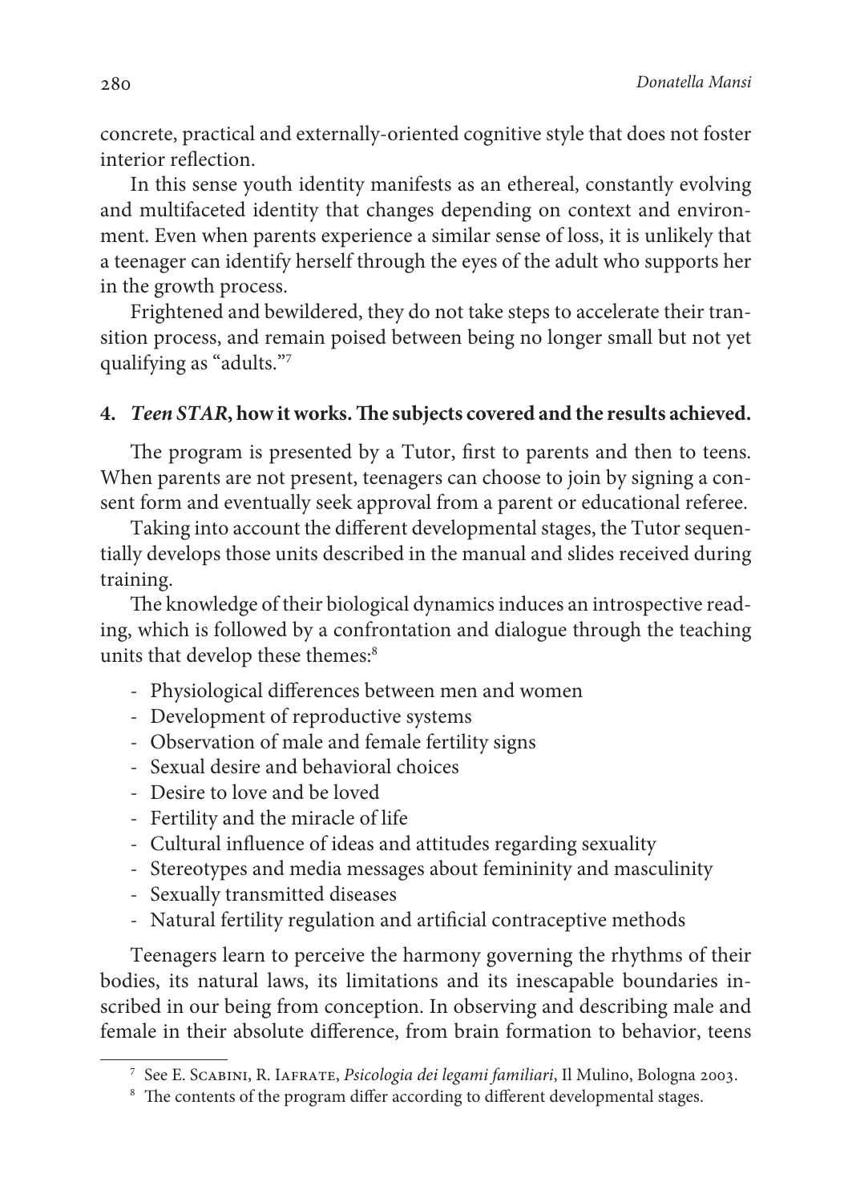concrete, practical and externally-oriented cognitive style that does not foster interior reflection.

In this sense youth identity manifests as an ethereal, constantly evolving and multifaceted identity that changes depending on context and environment. Even when parents experience a similar sense of loss, it is unlikely that a teenager can identify herself through the eyes of the adult who supports her in the growth process.

Frightened and bewildered, they do not take steps to accelerate their transition process, and remain poised between being no longer small but not yet qualifying as "adults."[7]

## 4. *Teen STAR*, how it works. The subjects covered and the results achieved.

The program is presented by a Tutor, first to parents and then to teens. When parents are not present, teenagers can choose to join by signing a consent form and eventually seek approval from a parent or educational referee.

Taking into account the different developmental stages, the Tutor sequentially develops those units described in the manual and slides received during training.

The knowledge of their biological dynamics induces an introspective reading, which is followed by a confrontation and dialogue through the teaching units that develop these themes:[8]

- Physiological differences between men and women
- Development of reproductive systems
- Observation of male and female fertility signs
- Sexual desire and behavioral choices
- Desire to love and be loved
- Fertility and the miracle of life
- Cultural influence of ideas and attitudes regarding sexuality
- Stereotypes and media messages about femininity and masculinity
- Sexually transmitted diseases
- Natural fertility regulation and artificial contraceptive methods

Teenagers learn to perceive the harmony governing the rhythms of their bodies, its natural laws, its limitations and its inescapable boundaries inscribed in our being from conception. In observing and describing male and female in their absolute difference, from brain formation to behavior, teens

---

[7] See E. Scabini, R. Iafrate, *Psicologia dei legami familiari*, Il Mulino, Bologna 2003.

[8] The contents of the program differ according to different developmental stages.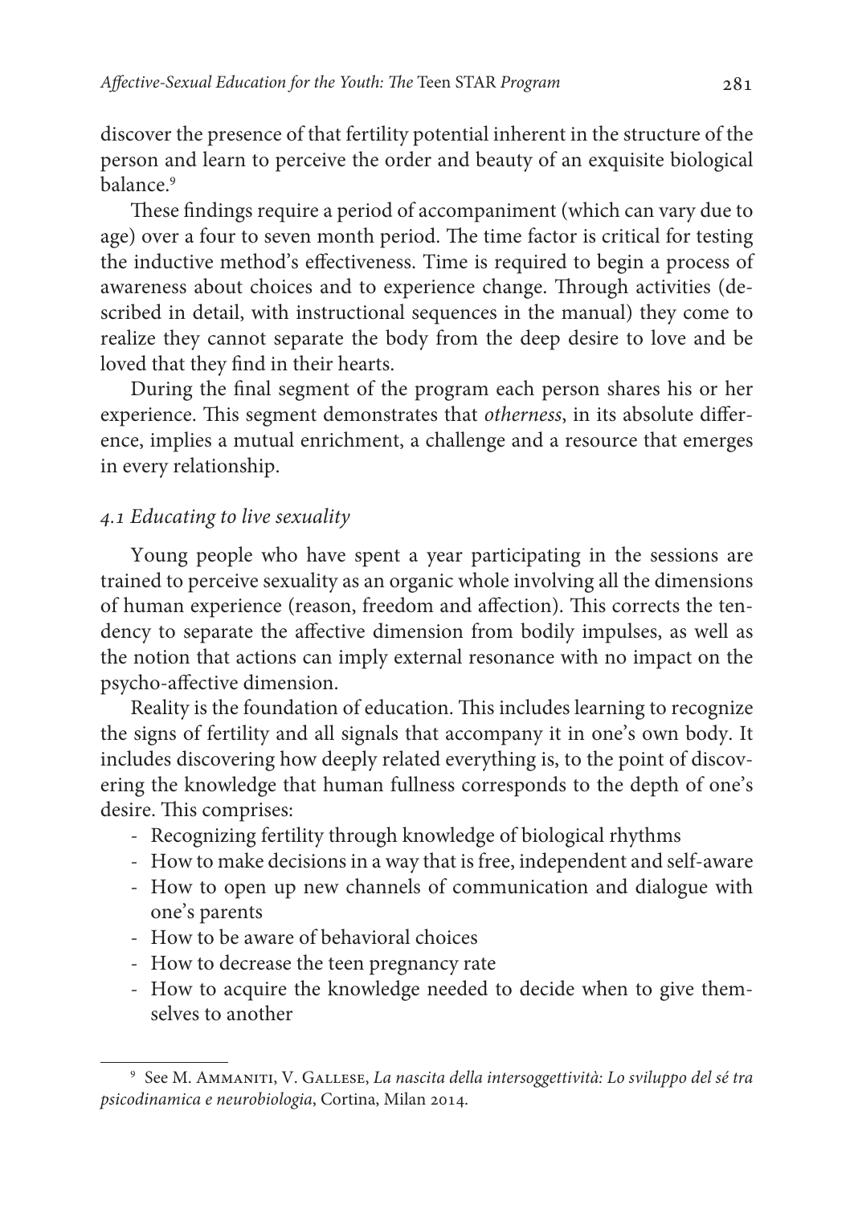discover the presence of that fertility potential inherent in the structure of the person and learn to perceive the order and beauty of an exquisite biological balance.[9]

These findings require a period of accompaniment (which can vary due to age) over a four to seven month period. The time factor is critical for testing the inductive method's effectiveness. Time is required to begin a process of awareness about choices and to experience change. Through activities (described in detail, with instructional sequences in the manual) they come to realize they cannot separate the body from the deep desire to love and be loved that they find in their hearts.

During the final segment of the program each person shares his or her experience. This segment demonstrates that *otherness*, in its absolute difference, implies a mutual enrichment, a challenge and a resource that emerges in every relationship.

### *4.1 Educating to live sexuality*

Young people who have spent a year participating in the sessions are trained to perceive sexuality as an organic whole involving all the dimensions of human experience (reason, freedom and affection). This corrects the tendency to separate the affective dimension from bodily impulses, as well as the notion that actions can imply external resonance with no impact on the psycho-affective dimension.

Reality is the foundation of education. This includes learning to recognize the signs of fertility and all signals that accompany it in one's own body. It includes discovering how deeply related everything is, to the point of discovering the knowledge that human fullness corresponds to the depth of one's desire. This comprises:

- Recognizing fertility through knowledge of biological rhythms
- How to make decisions in a way that is free, independent and self-aware
- How to open up new channels of communication and dialogue with one's parents
- How to be aware of behavioral choices
- How to decrease the teen pregnancy rate
- How to acquire the knowledge needed to decide when to give themselves to another

---

[9] See M. Ammaniti, V. Gallese, *La nascita della intersoggettività: Lo sviluppo del sé tra psicodinamica e neurobiologia*, Cortina, Milan 2014.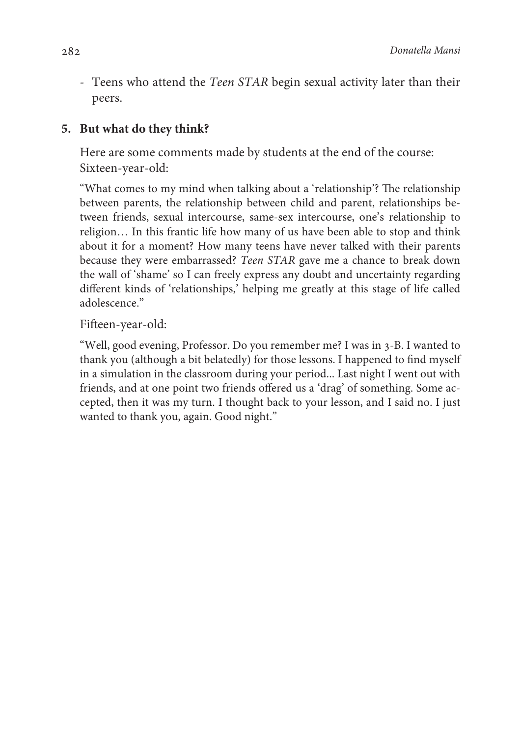- Teens who attend the *Teen STAR* begin sexual activity later than their peers.

## 5. But what do they think?

Here are some comments made by students at the end of the course:
Sixteen-year-old:

"What comes to my mind when talking about a 'relationship'? The relationship between parents, the relationship between child and parent, relationships between friends, sexual intercourse, same-sex intercourse, one's relationship to religion… In this frantic life how many of us have been able to stop and think about it for a moment? How many teens have never talked with their parents because they were embarrassed? *Teen STAR* gave me a chance to break down the wall of 'shame' so I can freely express any doubt and uncertainty regarding different kinds of 'relationships,' helping me greatly at this stage of life called adolescence."

Fifteen-year-old:

"Well, good evening, Professor. Do you remember me? I was in 3-B. I wanted to thank you (although a bit belatedly) for those lessons. I happened to find myself in a simulation in the classroom during your period... Last night I went out with friends, and at one point two friends offered us a 'drag' of something. Some accepted, then it was my turn. I thought back to your lesson, and I said no. I just wanted to thank you, again. Good night."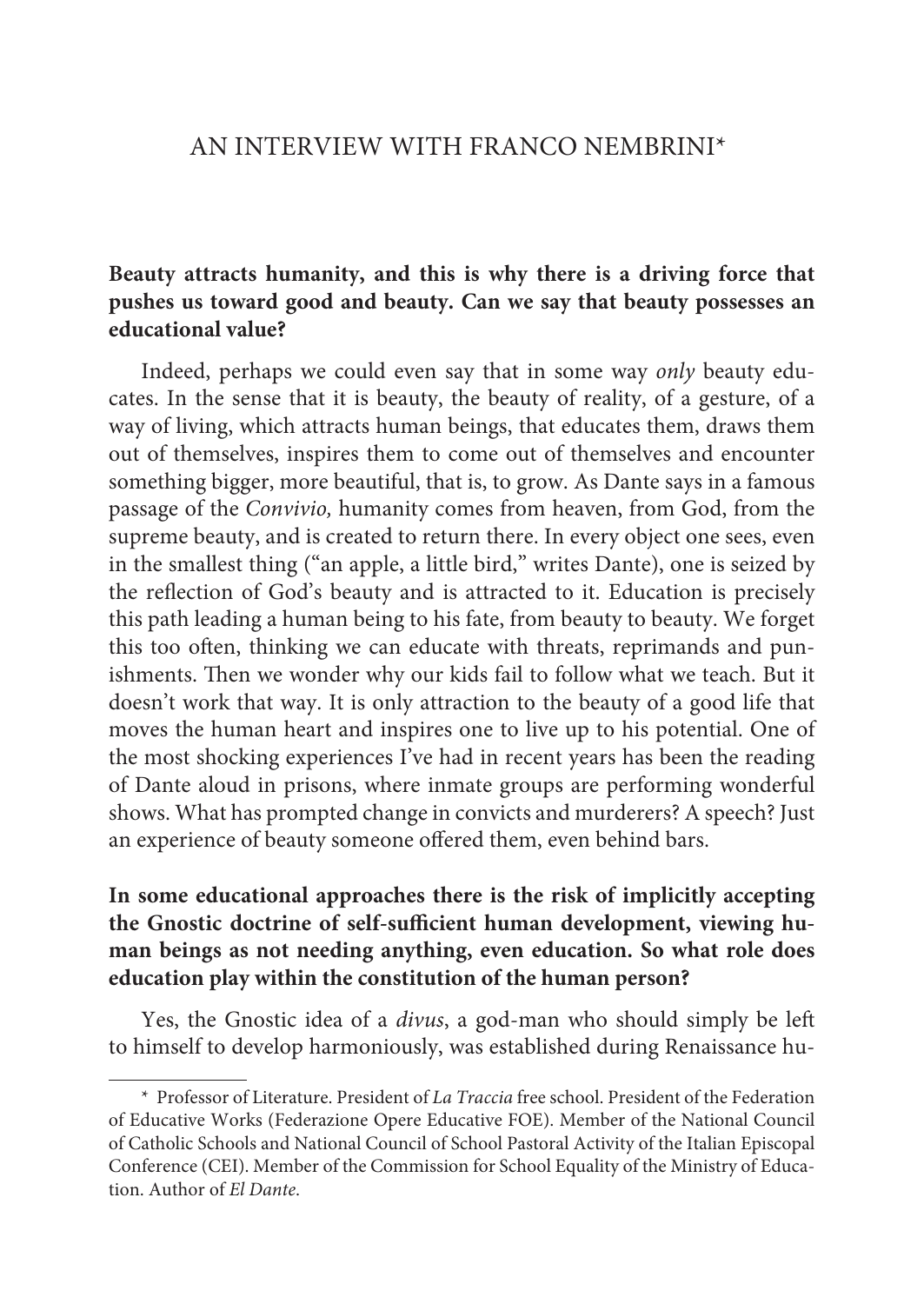# AN INTERVIEW WITH FRANCO NEMBRINI*

**Beauty attracts humanity, and this is why there is a driving force that pushes us toward good and beauty. Can we say that beauty possesses an educational value?**

Indeed, perhaps we could even say that in some way *only* beauty educates. In the sense that it is beauty, the beauty of reality, of a gesture, of a way of living, which attracts human beings, that educates them, draws them out of themselves, inspires them to come out of themselves and encounter something bigger, more beautiful, that is, to grow. As Dante says in a famous passage of the *Convivio,* humanity comes from heaven, from God, from the supreme beauty, and is created to return there. In every object one sees, even in the smallest thing ("an apple, a little bird," writes Dante), one is seized by the reflection of God's beauty and is attracted to it. Education is precisely this path leading a human being to his fate, from beauty to beauty. We forget this too often, thinking we can educate with threats, reprimands and punishments. Then we wonder why our kids fail to follow what we teach. But it doesn't work that way. It is only attraction to the beauty of a good life that moves the human heart and inspires one to live up to his potential. One of the most shocking experiences I've had in recent years has been the reading of Dante aloud in prisons, where inmate groups are performing wonderful shows. What has prompted change in convicts and murderers? A speech? Just an experience of beauty someone offered them, even behind bars.

**In some educational approaches there is the risk of implicitly accepting the Gnostic doctrine of self-sufficient human development, viewing human beings as not needing anything, even education. So what role does education play within the constitution of the human person?**

Yes, the Gnostic idea of a *divus*, a god-man who should simply be left to himself to develop harmoniously, was established during Renaissance hu-

---

* Professor of Literature. President of *La Traccia* free school. President of the Federation of Educative Works (Federazione Opere Educative FOE). Member of the National Council of Catholic Schools and National Council of School Pastoral Activity of the Italian Episcopal Conference (CEI). Member of the Commission for School Equality of the Ministry of Education. Author of *El Dante*.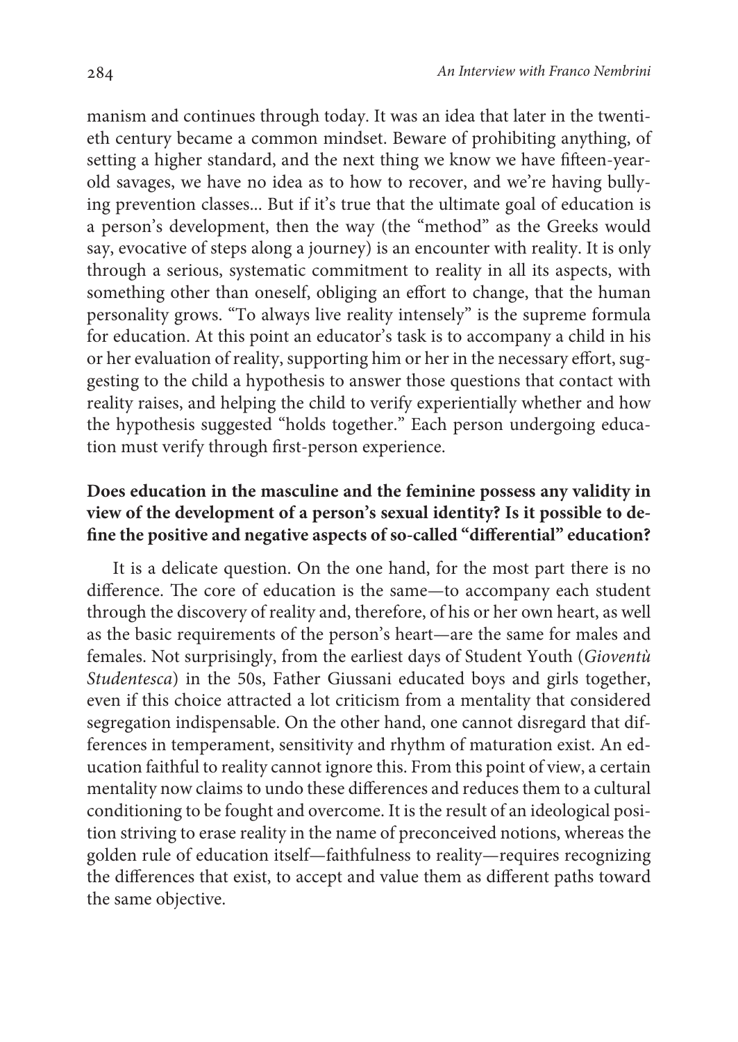manism and continues through today. It was an idea that later in the twentieth century became a common mindset. Beware of prohibiting anything, of setting a higher standard, and the next thing we know we have fifteen-year-old savages, we have no idea as to how to recover, and we're having bullying prevention classes... But if it's true that the ultimate goal of education is a person's development, then the way (the "method" as the Greeks would say, evocative of steps along a journey) is an encounter with reality. It is only through a serious, systematic commitment to reality in all its aspects, with something other than oneself, obliging an effort to change, that the human personality grows. "To always live reality intensely" is the supreme formula for education. At this point an educator's task is to accompany a child in his or her evaluation of reality, supporting him or her in the necessary effort, suggesting to the child a hypothesis to answer those questions that contact with reality raises, and helping the child to verify experientially whether and how the hypothesis suggested "holds together." Each person undergoing education must verify through first-person experience.

**Does education in the masculine and the feminine possess any validity in view of the development of a person's sexual identity? Is it possible to define the positive and negative aspects of so-called "differential" education?**

It is a delicate question. On the one hand, for the most part there is no difference. The core of education is the same—to accompany each student through the discovery of reality and, therefore, of his or her own heart, as well as the basic requirements of the person's heart—are the same for males and females. Not surprisingly, from the earliest days of Student Youth (*Gioventù Studentesca*) in the 50s, Father Giussani educated boys and girls together, even if this choice attracted a lot criticism from a mentality that considered segregation indispensable. On the other hand, one cannot disregard that differences in temperament, sensitivity and rhythm of maturation exist. An education faithful to reality cannot ignore this. From this point of view, a certain mentality now claims to undo these differences and reduces them to a cultural conditioning to be fought and overcome. It is the result of an ideological position striving to erase reality in the name of preconceived notions, whereas the golden rule of education itself—faithfulness to reality—requires recognizing the differences that exist, to accept and value them as different paths toward the same objective.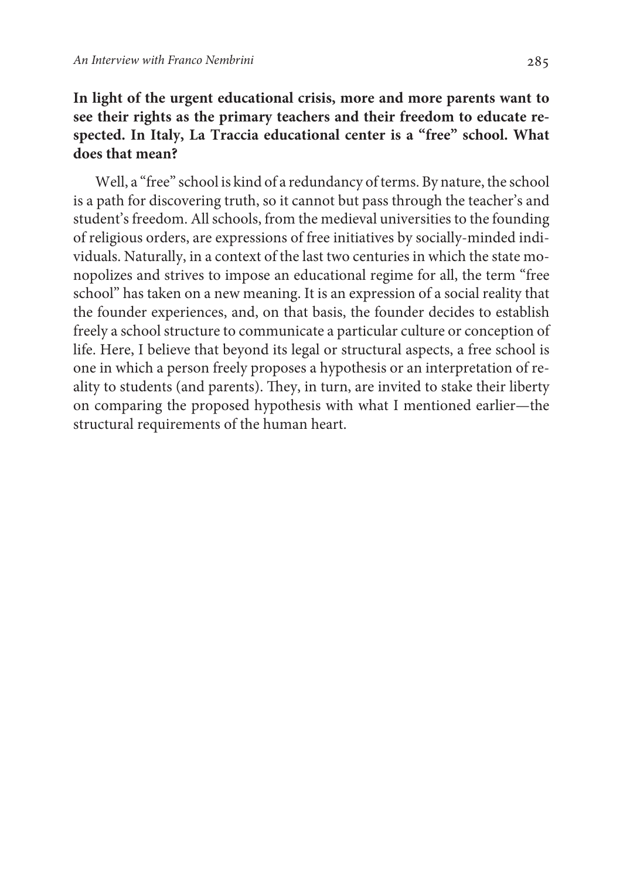**In light of the urgent educational crisis, more and more parents want to see their rights as the primary teachers and their freedom to educate respected. In Italy, La Traccia educational center is a "free" school. What does that mean?**

Well, a "free" school is kind of a redundancy of terms. By nature, the school is a path for discovering truth, so it cannot but pass through the teacher's and student's freedom. All schools, from the medieval universities to the founding of religious orders, are expressions of free initiatives by socially-minded individuals. Naturally, in a context of the last two centuries in which the state monopolizes and strives to impose an educational regime for all, the term "free school" has taken on a new meaning. It is an expression of a social reality that the founder experiences, and, on that basis, the founder decides to establish freely a school structure to communicate a particular culture or conception of life. Here, I believe that beyond its legal or structural aspects, a free school is one in which a person freely proposes a hypothesis or an interpretation of reality to students (and parents). They, in turn, are invited to stake their liberty on comparing the proposed hypothesis with what I mentioned earlier—the structural requirements of the human heart.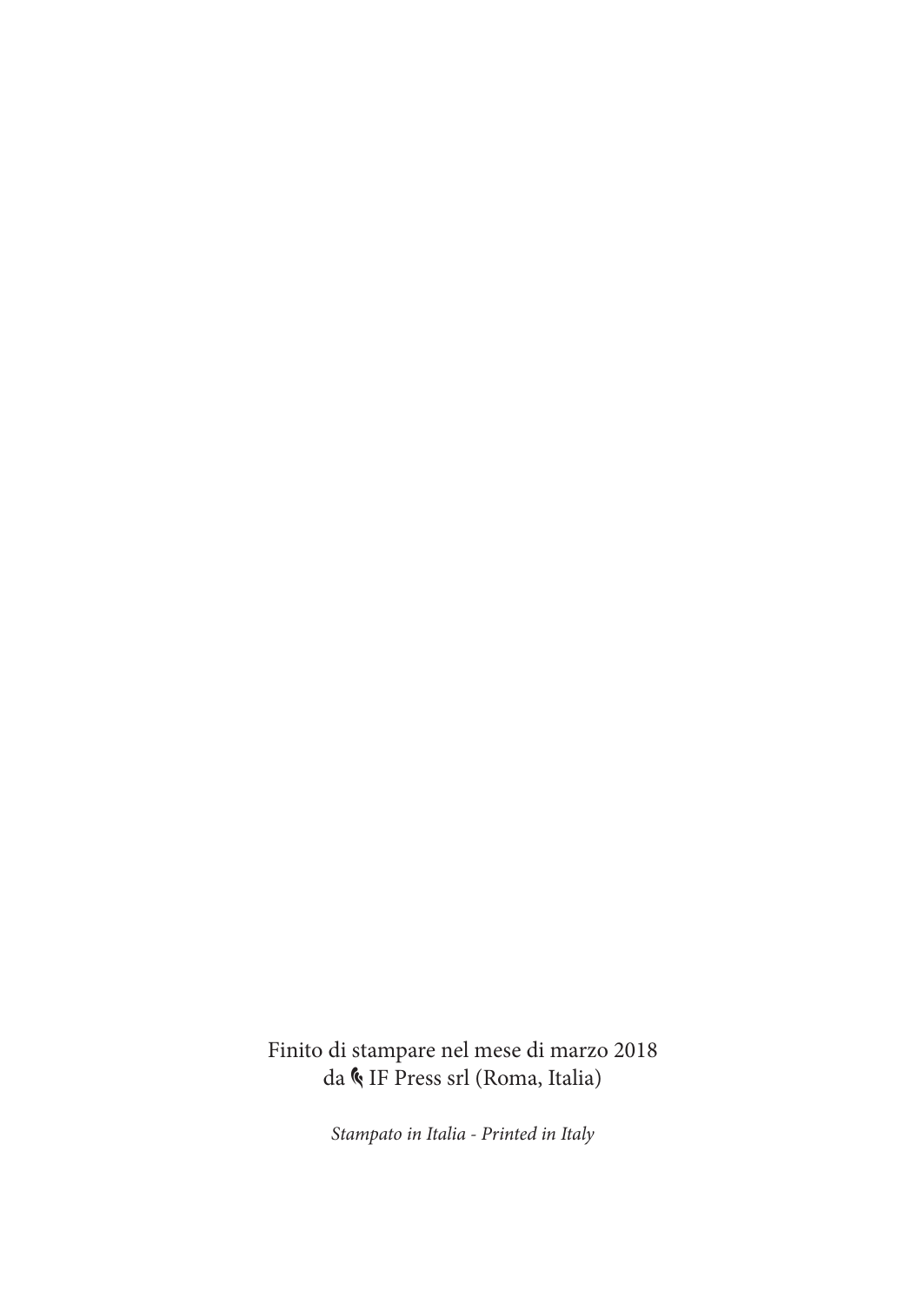Finito di stampare nel mese di marzo 2018
da IF Press srl (Roma, Italia)

*Stampato in Italia - Printed in Italy*